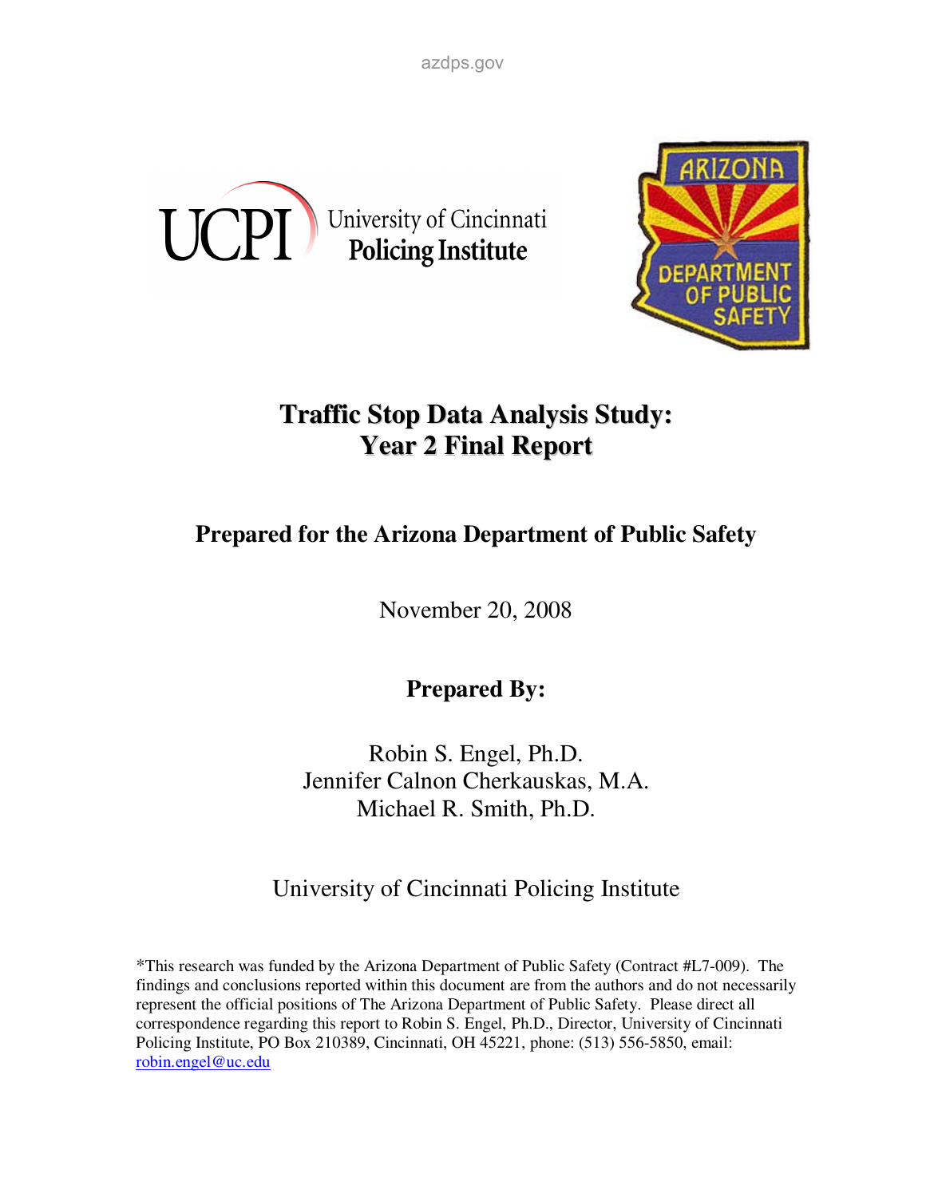# Traffic Stop Data Analysis Study: Year 2 Final Report

## Prepared for the Arizona Department of Public Safety

November 20, 2008

## Prepared By:

Robin S. Engel, Ph.D.
Jennifer Calnon Cherkauskas, M.A.
Michael R. Smith, Ph.D.

University of Cincinnati Policing Institute

*This research was funded by the Arizona Department of Public Safety (Contract #L7-009). The findings and conclusions reported within this document are from the authors and do not necessarily represent the official positions of The Arizona Department of Public Safety. Please direct all correspondence regarding this report to Robin S. Engel, Ph.D., Director, University of Cincinnati Policing Institute, PO Box 210389, Cincinnati, OH 45221, phone: (513) 556-5850, email: robin.engel@uc.edu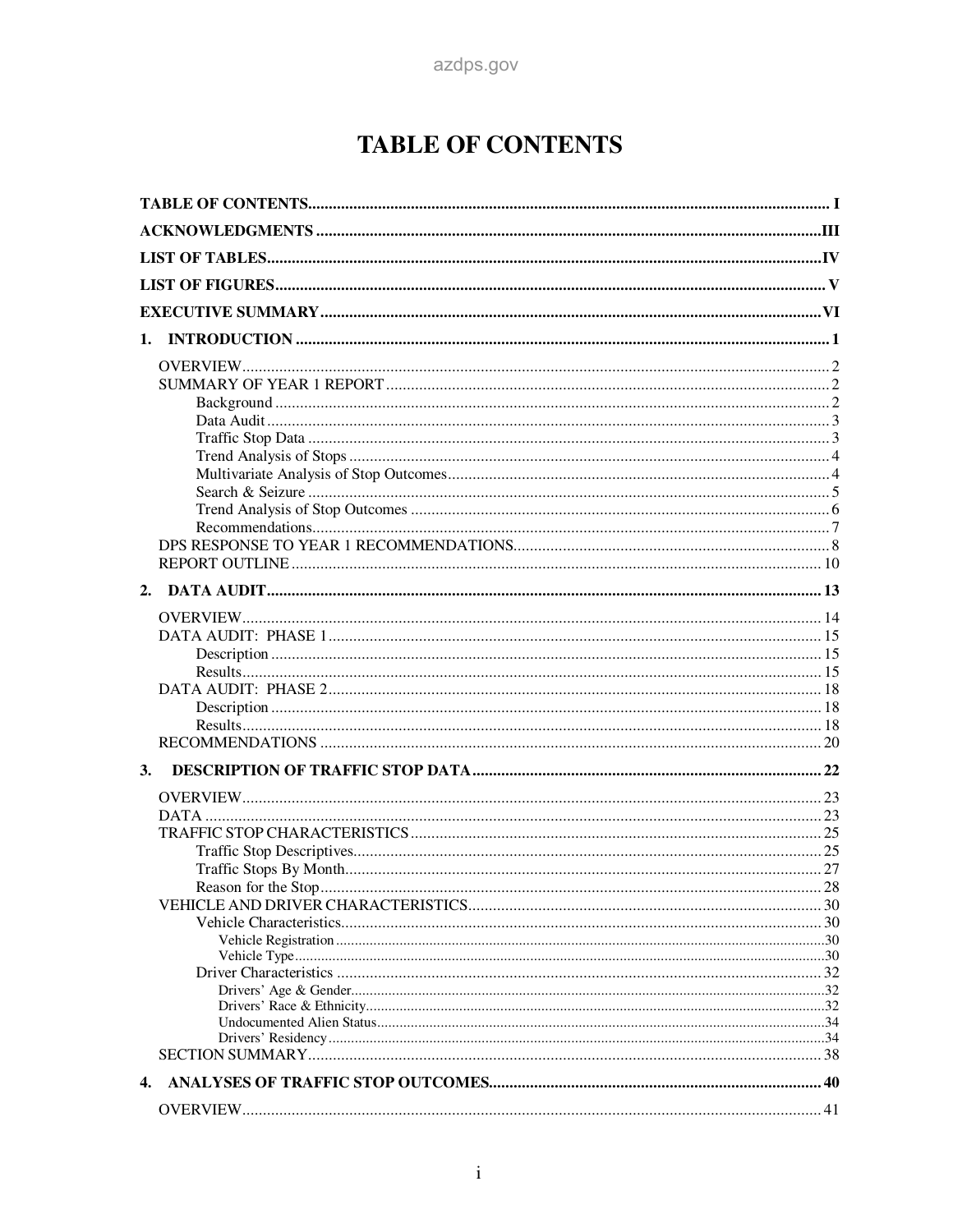# TABLE OF CONTENTS

TABLE OF CONTENTS ..... I

ACKNOWLEDGMENTS ..... III

LIST OF TABLES ..... IV

LIST OF FIGURES ..... V

EXECUTIVE SUMMARY ..... VI

1. INTRODUCTION ..... 1
   - OVERVIEW ..... 2
   - SUMMARY OF YEAR 1 REPORT ..... 2
     - Background ..... 2
     - Data Audit ..... 3
     - Traffic Stop Data ..... 3
     - Trend Analysis of Stops ..... 4
     - Multivariate Analysis of Stop Outcomes ..... 4
     - Search & Seizure ..... 5
     - Trend Analysis of Stop Outcomes ..... 6
     - Recommendations ..... 7
   - DPS RESPONSE TO YEAR 1 RECOMMENDATIONS ..... 8
   - REPORT OUTLINE ..... 10

2. DATA AUDIT ..... 13
   - OVERVIEW ..... 14
   - DATA AUDIT: PHASE 1 ..... 15
     - Description ..... 15
     - Results ..... 15
   - DATA AUDIT: PHASE 2 ..... 18
     - Description ..... 18
     - Results ..... 18
   - RECOMMENDATIONS ..... 20

3. DESCRIPTION OF TRAFFIC STOP DATA ..... 22
   - OVERVIEW ..... 23
   - DATA ..... 23
   - TRAFFIC STOP CHARACTERISTICS ..... 25
     - Traffic Stop Descriptives ..... 25
     - Traffic Stops By Month ..... 27
     - Reason for the Stop ..... 28
   - VEHICLE AND DRIVER CHARACTERISTICS ..... 30
     - Vehicle Characteristics ..... 30
       - Vehicle Registration ..... 30
       - Vehicle Type ..... 30
     - Driver Characteristics ..... 32
       - Drivers' Age & Gender ..... 32
       - Drivers' Race & Ethnicity ..... 32
       - Undocumented Alien Status ..... 34
       - Drivers' Residency ..... 34
   - SECTION SUMMARY ..... 38

4. ANALYSES OF TRAFFIC STOP OUTCOMES ..... 40
   - OVERVIEW ..... 41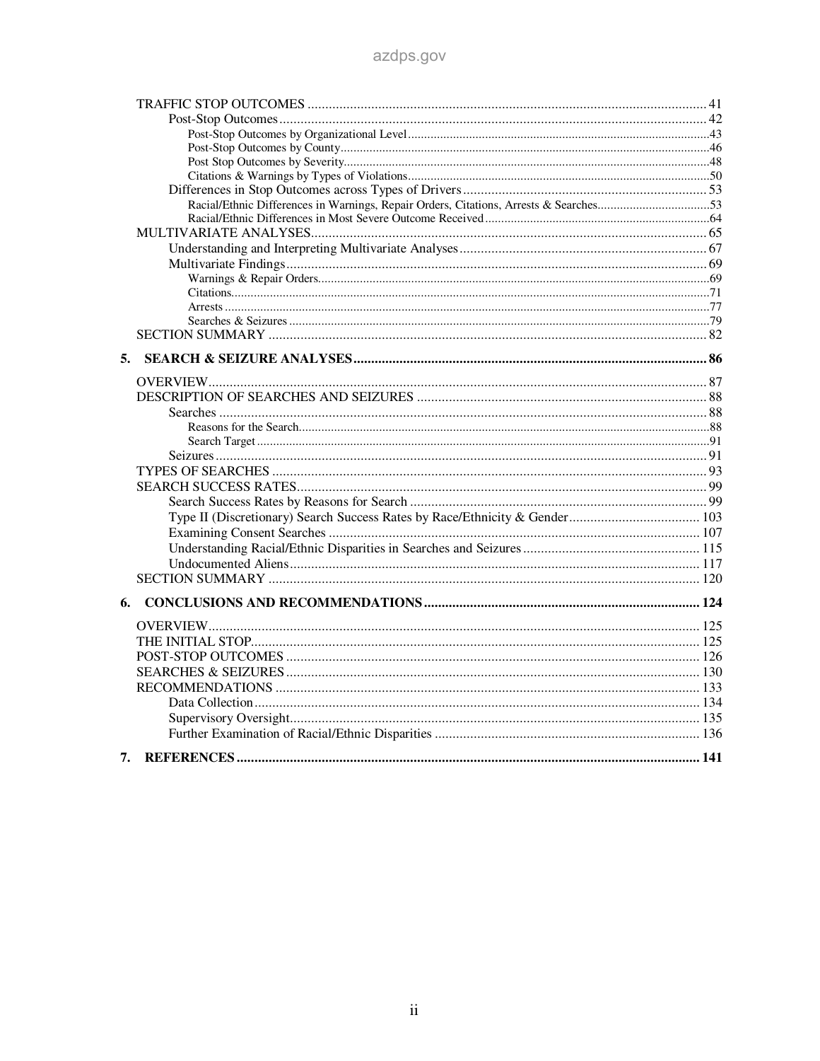- TRAFFIC STOP OUTCOMES ........ 41
  - Post-Stop Outcomes ........ 42
    - Post-Stop Outcomes by Organizational Level ........ 43
    - Post-Stop Outcomes by County ........ 46
    - Post Stop Outcomes by Severity ........ 48
    - Citations & Warnings by Types of Violations ........ 50
  - Differences in Stop Outcomes across Types of Drivers ........ 53
    - Racial/Ethnic Differences in Warnings, Repair Orders, Citations, Arrests & Searches ........ 53
    - Racial/Ethnic Differences in Most Severe Outcome Received ........ 64
- MULTIVARIATE ANALYSES ........ 65
  - Understanding and Interpreting Multivariate Analyses ........ 67
  - Multivariate Findings ........ 69
    - Warnings & Repair Orders ........ 69
    - Citations ........ 71
    - Arrests ........ 77
    - Searches & Seizures ........ 79
- SECTION SUMMARY ........ 82

**5. SEARCH & SEIZURE ANALYSES ........ 86**

- OVERVIEW ........ 87
- DESCRIPTION OF SEARCHES AND SEIZURES ........ 88
  - Searches ........ 88
    - Reasons for the Search ........ 88
    - Search Target ........ 91
  - Seizures ........ 91
- TYPES OF SEARCHES ........ 93
- SEARCH SUCCESS RATES ........ 99
  - Search Success Rates by Reasons for Search ........ 99
  - Type II (Discretionary) Search Success Rates by Race/Ethnicity & Gender ........ 103
  - Examining Consent Searches ........ 107
  - Understanding Racial/Ethnic Disparities in Searches and Seizures ........ 115
  - Undocumented Aliens ........ 117
- SECTION SUMMARY ........ 120

**6. CONCLUSIONS AND RECOMMENDATIONS ........ 124**

- OVERVIEW ........ 125
- THE INITIAL STOP ........ 125
- POST-STOP OUTCOMES ........ 126
- SEARCHES & SEIZURES ........ 130
- RECOMMENDATIONS ........ 133
  - Data Collection ........ 134
  - Supervisory Oversight ........ 135
  - Further Examination of Racial/Ethnic Disparities ........ 136

**7. REFERENCES ........ 141**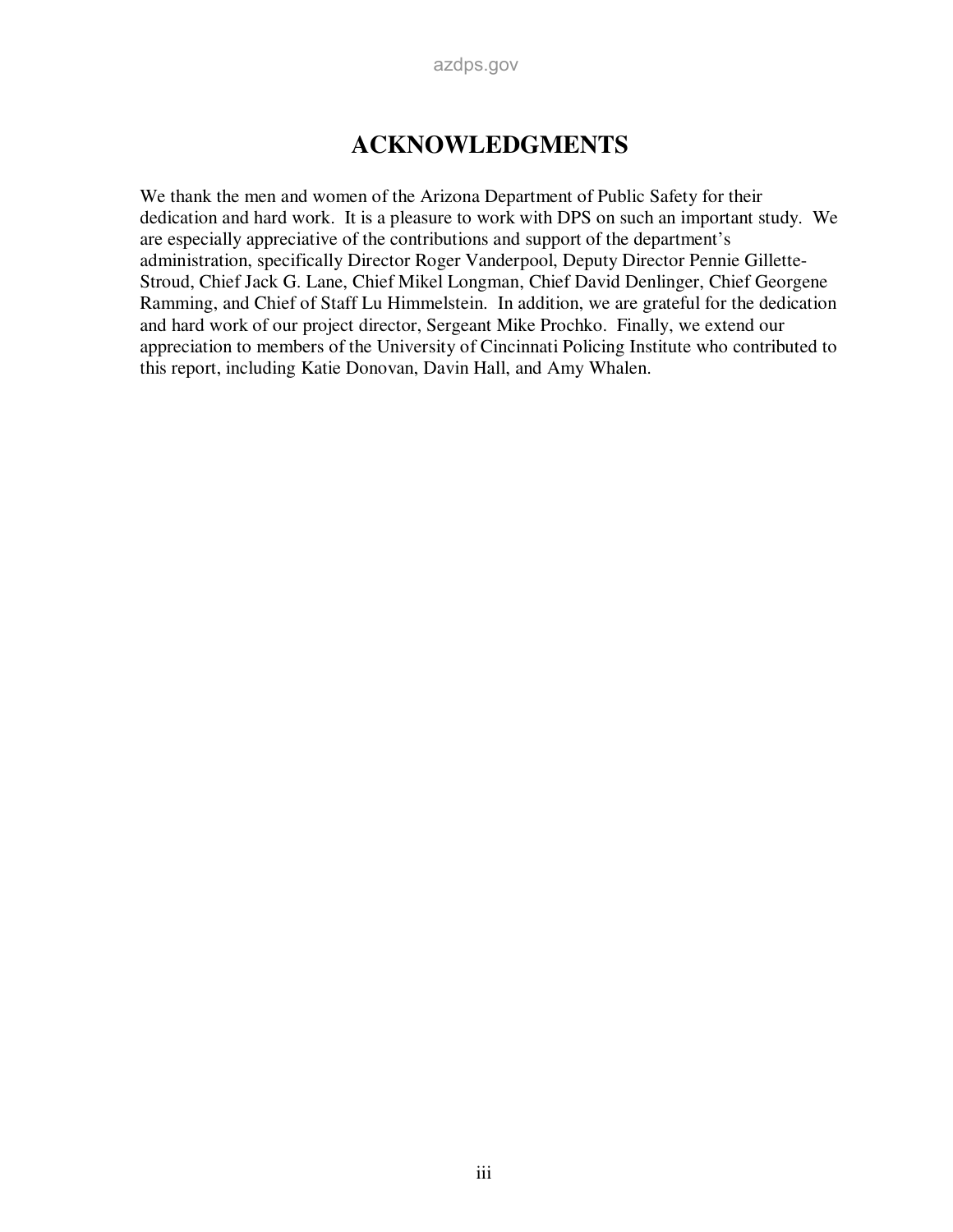# ACKNOWLEDGMENTS

We thank the men and women of the Arizona Department of Public Safety for their dedication and hard work. It is a pleasure to work with DPS on such an important study. We are especially appreciative of the contributions and support of the department's administration, specifically Director Roger Vanderpool, Deputy Director Pennie Gillette-Stroud, Chief Jack G. Lane, Chief Mikel Longman, Chief David Denlinger, Chief Georgene Ramming, and Chief of Staff Lu Himmelstein. In addition, we are grateful for the dedication and hard work of our project director, Sergeant Mike Prochko. Finally, we extend our appreciation to members of the University of Cincinnati Policing Institute who contributed to this report, including Katie Donovan, Davin Hall, and Amy Whalen.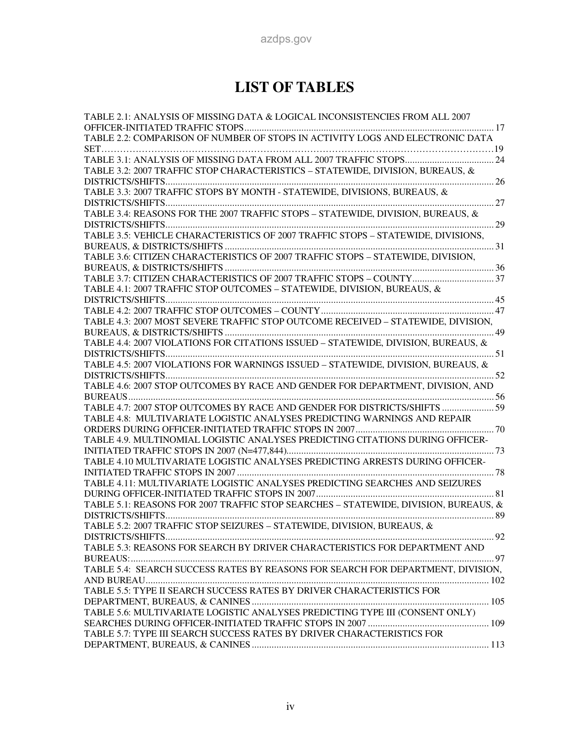# LIST OF TABLES

TABLE 2.1: ANALYSIS OF MISSING DATA & LOGICAL INCONSISTENCIES FROM ALL 2007 OFFICER-INITIATED TRAFFIC STOPS ... 17
TABLE 2.2: COMPARISON OF NUMBER OF STOPS IN ACTIVITY LOGS AND ELECTRONIC DATA SET ... 19
TABLE 3.1: ANALYSIS OF MISSING DATA FROM ALL 2007 TRAFFIC STOPS ... 24
TABLE 3.2: 2007 TRAFFIC STOP CHARACTERISTICS – STATEWIDE, DIVISION, BUREAUS, & DISTRICTS/SHIFTS ... 26
TABLE 3.3: 2007 TRAFFIC STOPS BY MONTH - STATEWIDE, DIVISIONS, BUREAUS, & DISTRICTS/SHIFTS ... 27
TABLE 3.4: REASONS FOR THE 2007 TRAFFIC STOPS – STATEWIDE, DIVISION, BUREAUS, & DISTRICTS/SHIFTS ... 29
TABLE 3.5: VEHICLE CHARACTERISTICS OF 2007 TRAFFIC STOPS – STATEWIDE, DIVISIONS, BUREAUS, & DISTRICTS/SHIFTS ... 31
TABLE 3.6: CITIZEN CHARACTERISTICS OF 2007 TRAFFIC STOPS – STATEWIDE, DIVISION, BUREAUS, & DISTRICTS/SHIFTS ... 36
TABLE 3.7: CITIZEN CHARACTERISTICS OF 2007 TRAFFIC STOPS – COUNTY ... 37
TABLE 4.1: 2007 TRAFFIC STOP OUTCOMES – STATEWIDE, DIVISION, BUREAUS, & DISTRICTS/SHIFTS ... 45
TABLE 4.2: 2007 TRAFFIC STOP OUTCOMES – COUNTY ... 47
TABLE 4.3: 2007 MOST SEVERE TRAFFIC STOP OUTCOME RECEIVED – STATEWIDE, DIVISION, BUREAUS, & DISTRICTS/SHIFTS ... 49
TABLE 4.4: 2007 VIOLATIONS FOR CITATIONS ISSUED – STATEWIDE, DIVISION, BUREAUS, & DISTRICTS/SHIFTS ... 51
TABLE 4.5: 2007 VIOLATIONS FOR WARNINGS ISSUED – STATEWIDE, DIVISION, BUREAUS, & DISTRICTS/SHIFTS ... 52
TABLE 4.6: 2007 STOP OUTCOMES BY RACE AND GENDER FOR DEPARTMENT, DIVISION, AND BUREAUS ... 56
TABLE 4.7: 2007 STOP OUTCOMES BY RACE AND GENDER FOR DISTRICTS/SHIFTS ... 59
TABLE 4.8: MULTIVARIATE LOGISTIC ANALYSES PREDICTING WARNINGS AND REPAIR ORDERS DURING OFFICER-INITIATED TRAFFIC STOPS IN 2007 ... 70
TABLE 4.9. MULTINOMIAL LOGISTIC ANALYSES PREDICTING CITATIONS DURING OFFICER-INITIATED TRAFFIC STOPS IN 2007 (N=477,844) ... 73
TABLE 4.10 MULTIVARIATE LOGISTIC ANALYSES PREDICTING ARRESTS DURING OFFICER-INITIATED TRAFFIC STOPS IN 2007 ... 78
TABLE 4.11: MULTIVARIATE LOGISTIC ANALYSES PREDICTING SEARCHES AND SEIZURES DURING OFFICER-INITIATED TRAFFIC STOPS IN 2007 ... 81
TABLE 5.1: REASONS FOR 2007 TRAFFIC STOP SEARCHES – STATEWIDE, DIVISION, BUREAUS, & DISTRICTS/SHIFTS ... 89
TABLE 5.2: 2007 TRAFFIC STOP SEIZURES – STATEWIDE, DIVISION, BUREAUS, & DISTRICTS/SHIFTS ... 92
TABLE 5.3: REASONS FOR SEARCH BY DRIVER CHARACTERISTICS FOR DEPARTMENT AND BUREAUS: ... 97
TABLE 5.4: SEARCH SUCCESS RATES BY REASONS FOR SEARCH FOR DEPARTMENT, DIVISION, AND BUREAU ... 102
TABLE 5.5: TYPE II SEARCH SUCCESS RATES BY DRIVER CHARACTERISTICS FOR DEPARTMENT, BUREAUS, & CANINES ... 105
TABLE 5.6: MULTIVARIATE LOGISTIC ANALYSES PREDICTING TYPE III (CONSENT ONLY) SEARCHES DURING OFFICER-INITIATED TRAFFIC STOPS IN 2007 ... 109
TABLE 5.7: TYPE III SEARCH SUCCESS RATES BY DRIVER CHARACTERISTICS FOR DEPARTMENT, BUREAUS, & CANINES ... 113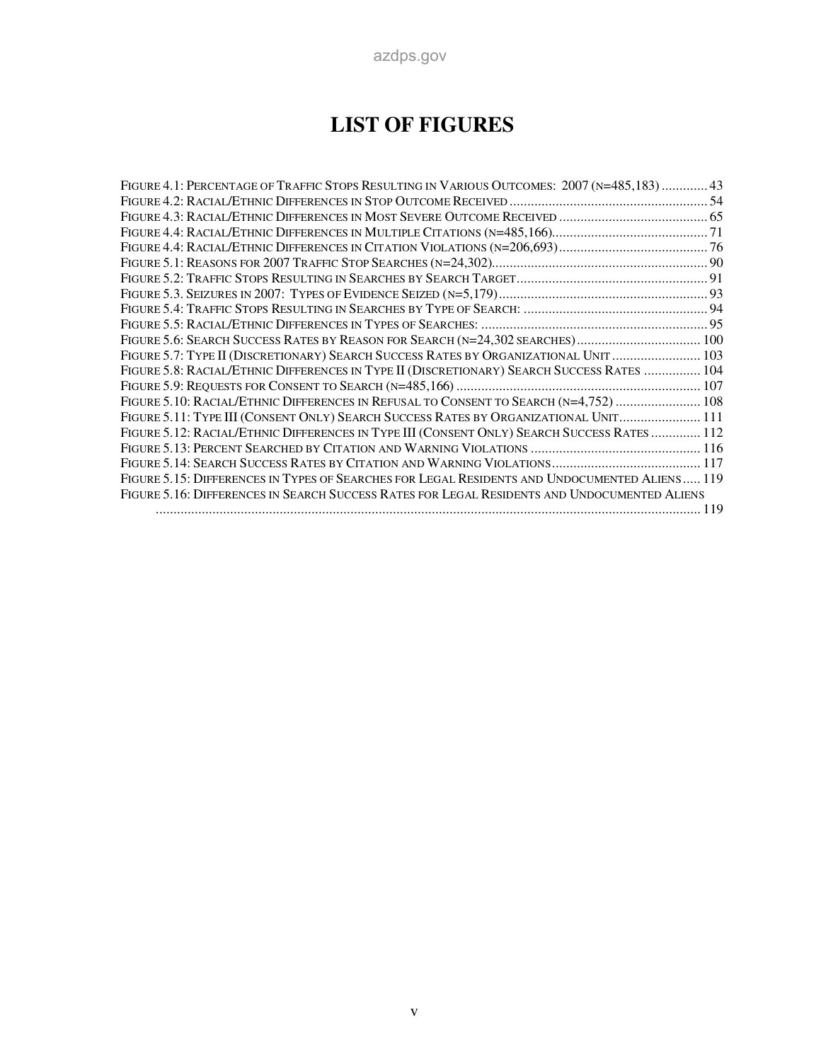# LIST OF FIGURES

FIGURE 4.1: PERCENTAGE OF TRAFFIC STOPS RESULTING IN VARIOUS OUTCOMES: 2007 (N=485,183) ............. 43
FIGURE 4.2: RACIAL/ETHNIC DIFFERENCES IN STOP OUTCOME RECEIVED ........................................................ 54
FIGURE 4.3: RACIAL/ETHNIC DIFFERENCES IN MOST SEVERE OUTCOME RECEIVED .......................................... 65
FIGURE 4.4: RACIAL/ETHNIC DIFFERENCES IN MULTIPLE CITATIONS (N=485,166)............................................ 71
FIGURE 4.4: RACIAL/ETHNIC DIFFERENCES IN CITATION VIOLATIONS (N=206,693).......................................... 76
FIGURE 5.1: REASONS FOR 2007 TRAFFIC STOP SEARCHES (N=24,302)............................................................ 90
FIGURE 5.2: TRAFFIC STOPS RESULTING IN SEARCHES BY SEARCH TARGET..................................................... 91
FIGURE 5.3. SEIZURES IN 2007: TYPES OF EVIDENCE SEIZED (N=5,179)........................................................... 93
FIGURE 5.4: TRAFFIC STOPS RESULTING IN SEARCHES BY TYPE OF SEARCH: .................................................... 94
FIGURE 5.5: RACIAL/ETHNIC DIFFERENCES IN TYPES OF SEARCHES: ................................................................ 95
FIGURE 5.6: SEARCH SUCCESS RATES BY REASON FOR SEARCH (N=24,302 SEARCHES)................................... 100
FIGURE 5.7: TYPE II (DISCRETIONARY) SEARCH SUCCESS RATES BY ORGANIZATIONAL UNIT ......................... 103
FIGURE 5.8: RACIAL/ETHNIC DIFFERENCES IN TYPE II (DISCRETIONARY) SEARCH SUCCESS RATES ................ 104
FIGURE 5.9: REQUESTS FOR CONSENT TO SEARCH (N=485,166) ..................................................................... 107
FIGURE 5.10: RACIAL/ETHNIC DIFFERENCES IN REFUSAL TO CONSENT TO SEARCH (N=4,752) ........................ 108
FIGURE 5.11: TYPE III (CONSENT ONLY) SEARCH SUCCESS RATES BY ORGANIZATIONAL UNIT....................... 111
FIGURE 5.12: RACIAL/ETHNIC DIFFERENCES IN TYPE III (CONSENT ONLY) SEARCH SUCCESS RATES .............. 112
FIGURE 5.13: PERCENT SEARCHED BY CITATION AND WARNING VIOLATIONS ................................................ 116
FIGURE 5.14: SEARCH SUCCESS RATES BY CITATION AND WARNING VIOLATIONS.......................................... 117
FIGURE 5.15: DIFFERENCES IN TYPES OF SEARCHES FOR LEGAL RESIDENTS AND UNDOCUMENTED ALIENS..... 119
FIGURE 5.16: DIFFERENCES IN SEARCH SUCCESS RATES FOR LEGAL RESIDENTS AND UNDOCUMENTED ALIENS ........................................................................................................................................... 119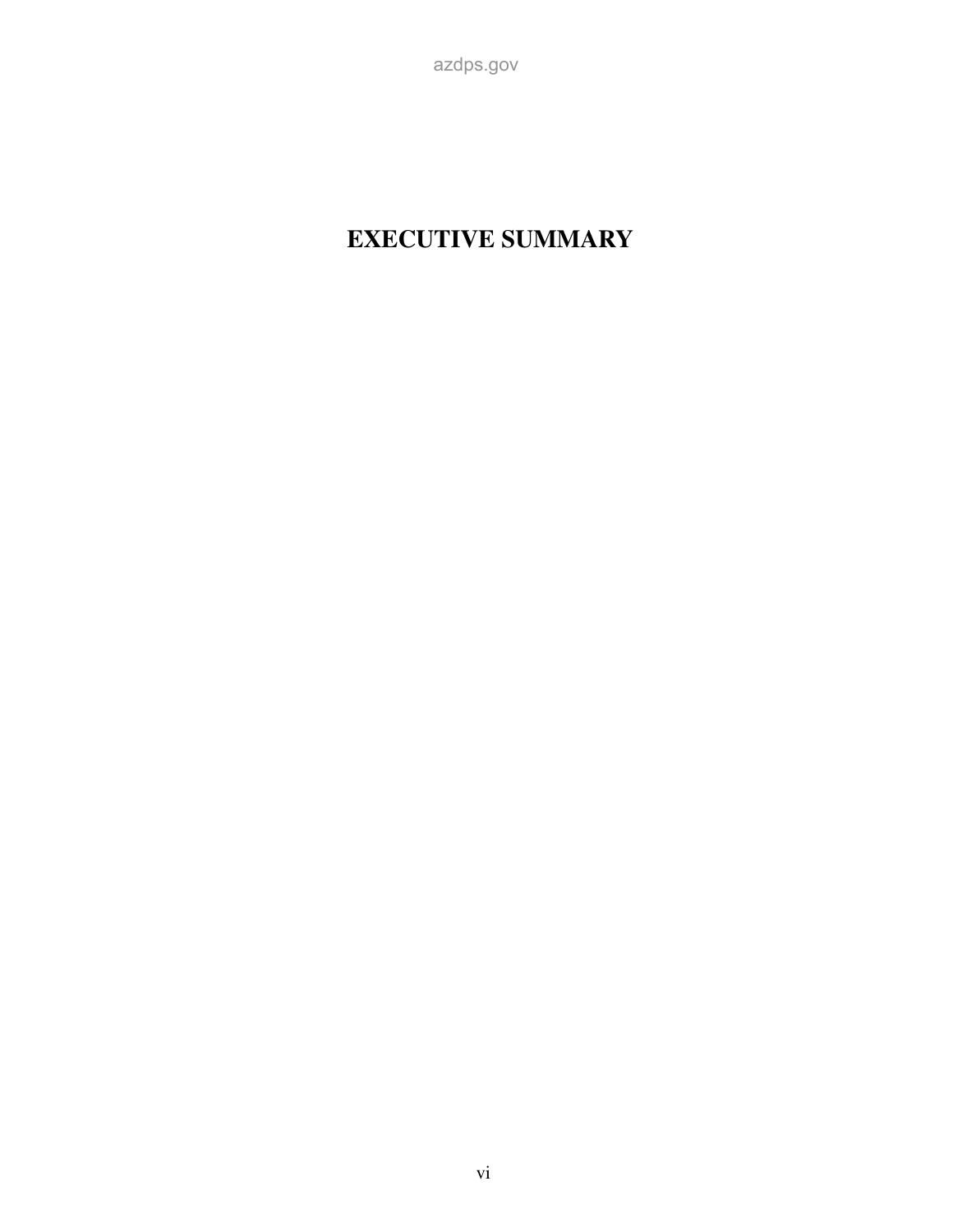# EXECUTIVE SUMMARY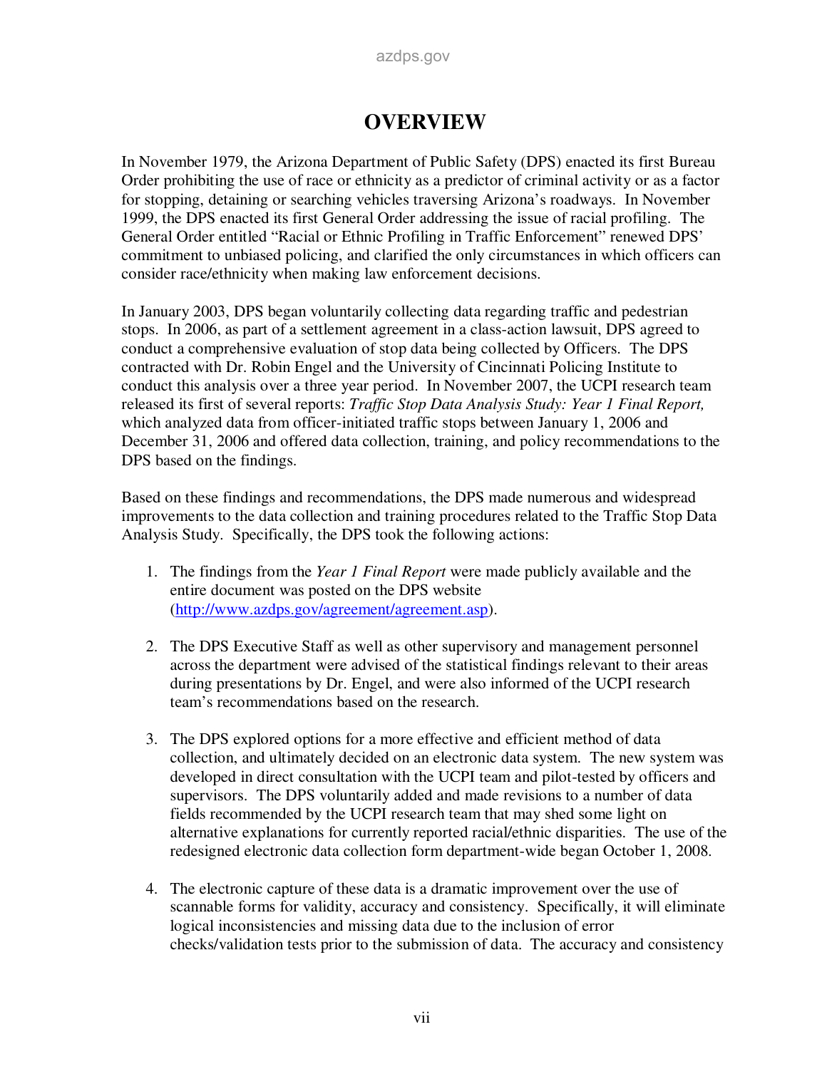# OVERVIEW

In November 1979, the Arizona Department of Public Safety (DPS) enacted its first Bureau Order prohibiting the use of race or ethnicity as a predictor of criminal activity or as a factor for stopping, detaining or searching vehicles traversing Arizona's roadways. In November 1999, the DPS enacted its first General Order addressing the issue of racial profiling. The General Order entitled "Racial or Ethnic Profiling in Traffic Enforcement" renewed DPS' commitment to unbiased policing, and clarified the only circumstances in which officers can consider race/ethnicity when making law enforcement decisions.

In January 2003, DPS began voluntarily collecting data regarding traffic and pedestrian stops. In 2006, as part of a settlement agreement in a class-action lawsuit, DPS agreed to conduct a comprehensive evaluation of stop data being collected by Officers. The DPS contracted with Dr. Robin Engel and the University of Cincinnati Policing Institute to conduct this analysis over a three year period. In November 2007, the UCPI research team released its first of several reports: *Traffic Stop Data Analysis Study: Year 1 Final Report,* which analyzed data from officer-initiated traffic stops between January 1, 2006 and December 31, 2006 and offered data collection, training, and policy recommendations to the DPS based on the findings.

Based on these findings and recommendations, the DPS made numerous and widespread improvements to the data collection and training procedures related to the Traffic Stop Data Analysis Study. Specifically, the DPS took the following actions:

1. The findings from the *Year 1 Final Report* were made publicly available and the entire document was posted on the DPS website (http://www.azdps.gov/agreement/agreement.asp).

2. The DPS Executive Staff as well as other supervisory and management personnel across the department were advised of the statistical findings relevant to their areas during presentations by Dr. Engel, and were also informed of the UCPI research team's recommendations based on the research.

3. The DPS explored options for a more effective and efficient method of data collection, and ultimately decided on an electronic data system. The new system was developed in direct consultation with the UCPI team and pilot-tested by officers and supervisors. The DPS voluntarily added and made revisions to a number of data fields recommended by the UCPI research team that may shed some light on alternative explanations for currently reported racial/ethnic disparities. The use of the redesigned electronic data collection form department-wide began October 1, 2008.

4. The electronic capture of these data is a dramatic improvement over the use of scannable forms for validity, accuracy and consistency. Specifically, it will eliminate logical inconsistencies and missing data due to the inclusion of error checks/validation tests prior to the submission of data. The accuracy and consistency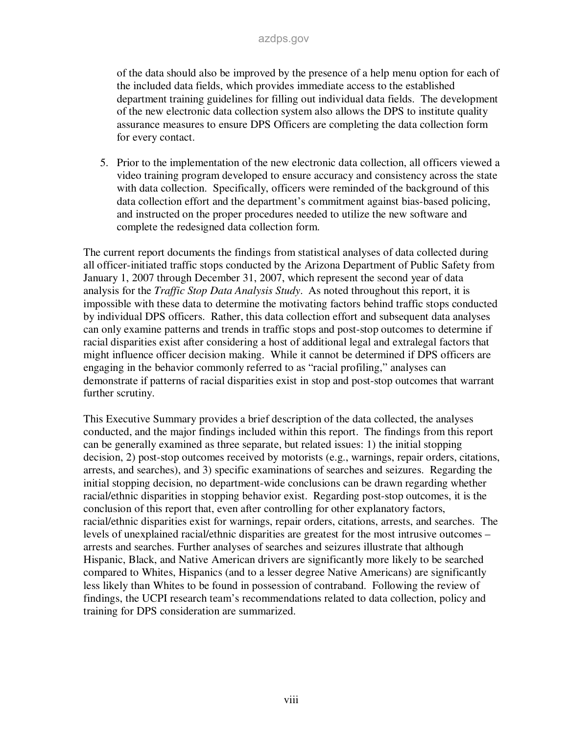of the data should also be improved by the presence of a help menu option for each of the included data fields, which provides immediate access to the established department training guidelines for filling out individual data fields. The development of the new electronic data collection system also allows the DPS to institute quality assurance measures to ensure DPS Officers are completing the data collection form for every contact.

5. Prior to the implementation of the new electronic data collection, all officers viewed a video training program developed to ensure accuracy and consistency across the state with data collection. Specifically, officers were reminded of the background of this data collection effort and the department's commitment against bias-based policing, and instructed on the proper procedures needed to utilize the new software and complete the redesigned data collection form.

The current report documents the findings from statistical analyses of data collected during all officer-initiated traffic stops conducted by the Arizona Department of Public Safety from January 1, 2007 through December 31, 2007, which represent the second year of data analysis for the *Traffic Stop Data Analysis Study*. As noted throughout this report, it is impossible with these data to determine the motivating factors behind traffic stops conducted by individual DPS officers. Rather, this data collection effort and subsequent data analyses can only examine patterns and trends in traffic stops and post-stop outcomes to determine if racial disparities exist after considering a host of additional legal and extralegal factors that might influence officer decision making. While it cannot be determined if DPS officers are engaging in the behavior commonly referred to as "racial profiling," analyses can demonstrate if patterns of racial disparities exist in stop and post-stop outcomes that warrant further scrutiny.

This Executive Summary provides a brief description of the data collected, the analyses conducted, and the major findings included within this report. The findings from this report can be generally examined as three separate, but related issues: 1) the initial stopping decision, 2) post-stop outcomes received by motorists (e.g., warnings, repair orders, citations, arrests, and searches), and 3) specific examinations of searches and seizures. Regarding the initial stopping decision, no department-wide conclusions can be drawn regarding whether racial/ethnic disparities in stopping behavior exist. Regarding post-stop outcomes, it is the conclusion of this report that, even after controlling for other explanatory factors, racial/ethnic disparities exist for warnings, repair orders, citations, arrests, and searches. The levels of unexplained racial/ethnic disparities are greatest for the most intrusive outcomes – arrests and searches. Further analyses of searches and seizures illustrate that although Hispanic, Black, and Native American drivers are significantly more likely to be searched compared to Whites, Hispanics (and to a lesser degree Native Americans) are significantly less likely than Whites to be found in possession of contraband. Following the review of findings, the UCPI research team's recommendations related to data collection, policy and training for DPS consideration are summarized.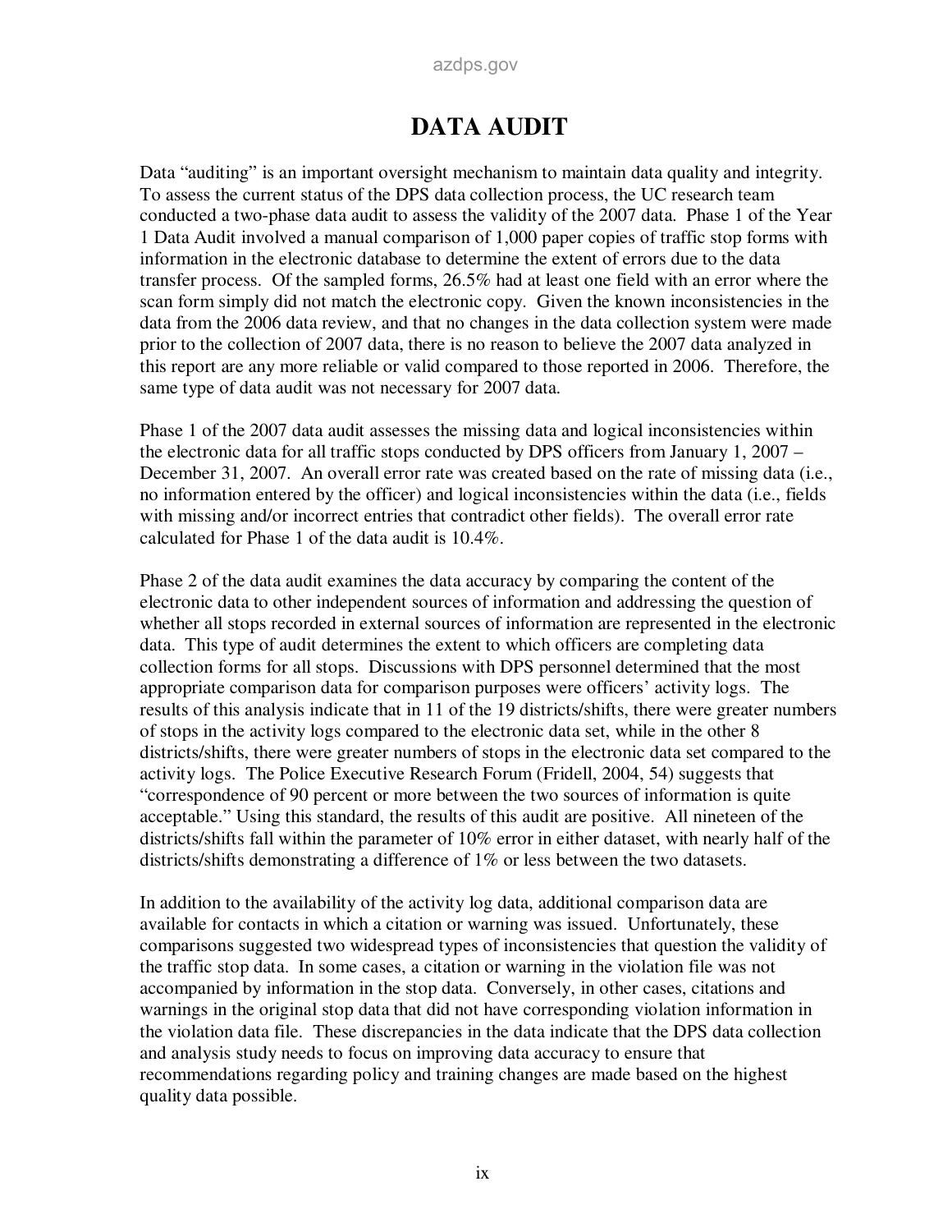# DATA AUDIT

Data "auditing" is an important oversight mechanism to maintain data quality and integrity. To assess the current status of the DPS data collection process, the UC research team conducted a two-phase data audit to assess the validity of the 2007 data. Phase 1 of the Year 1 Data Audit involved a manual comparison of 1,000 paper copies of traffic stop forms with information in the electronic database to determine the extent of errors due to the data transfer process. Of the sampled forms, 26.5% had at least one field with an error where the scan form simply did not match the electronic copy. Given the known inconsistencies in the data from the 2006 data review, and that no changes in the data collection system were made prior to the collection of 2007 data, there is no reason to believe the 2007 data analyzed in this report are any more reliable or valid compared to those reported in 2006. Therefore, the same type of data audit was not necessary for 2007 data.

Phase 1 of the 2007 data audit assesses the missing data and logical inconsistencies within the electronic data for all traffic stops conducted by DPS officers from January 1, 2007 – December 31, 2007. An overall error rate was created based on the rate of missing data (i.e., no information entered by the officer) and logical inconsistencies within the data (i.e., fields with missing and/or incorrect entries that contradict other fields). The overall error rate calculated for Phase 1 of the data audit is 10.4%.

Phase 2 of the data audit examines the data accuracy by comparing the content of the electronic data to other independent sources of information and addressing the question of whether all stops recorded in external sources of information are represented in the electronic data. This type of audit determines the extent to which officers are completing data collection forms for all stops. Discussions with DPS personnel determined that the most appropriate comparison data for comparison purposes were officers' activity logs. The results of this analysis indicate that in 11 of the 19 districts/shifts, there were greater numbers of stops in the activity logs compared to the electronic data set, while in the other 8 districts/shifts, there were greater numbers of stops in the electronic data set compared to the activity logs. The Police Executive Research Forum (Fridell, 2004, 54) suggests that "correspondence of 90 percent or more between the two sources of information is quite acceptable." Using this standard, the results of this audit are positive. All nineteen of the districts/shifts fall within the parameter of 10% error in either dataset, with nearly half of the districts/shifts demonstrating a difference of 1% or less between the two datasets.

In addition to the availability of the activity log data, additional comparison data are available for contacts in which a citation or warning was issued. Unfortunately, these comparisons suggested two widespread types of inconsistencies that question the validity of the traffic stop data. In some cases, a citation or warning in the violation file was not accompanied by information in the stop data. Conversely, in other cases, citations and warnings in the original stop data that did not have corresponding violation information in the violation data file. These discrepancies in the data indicate that the DPS data collection and analysis study needs to focus on improving data accuracy to ensure that recommendations regarding policy and training changes are made based on the highest quality data possible.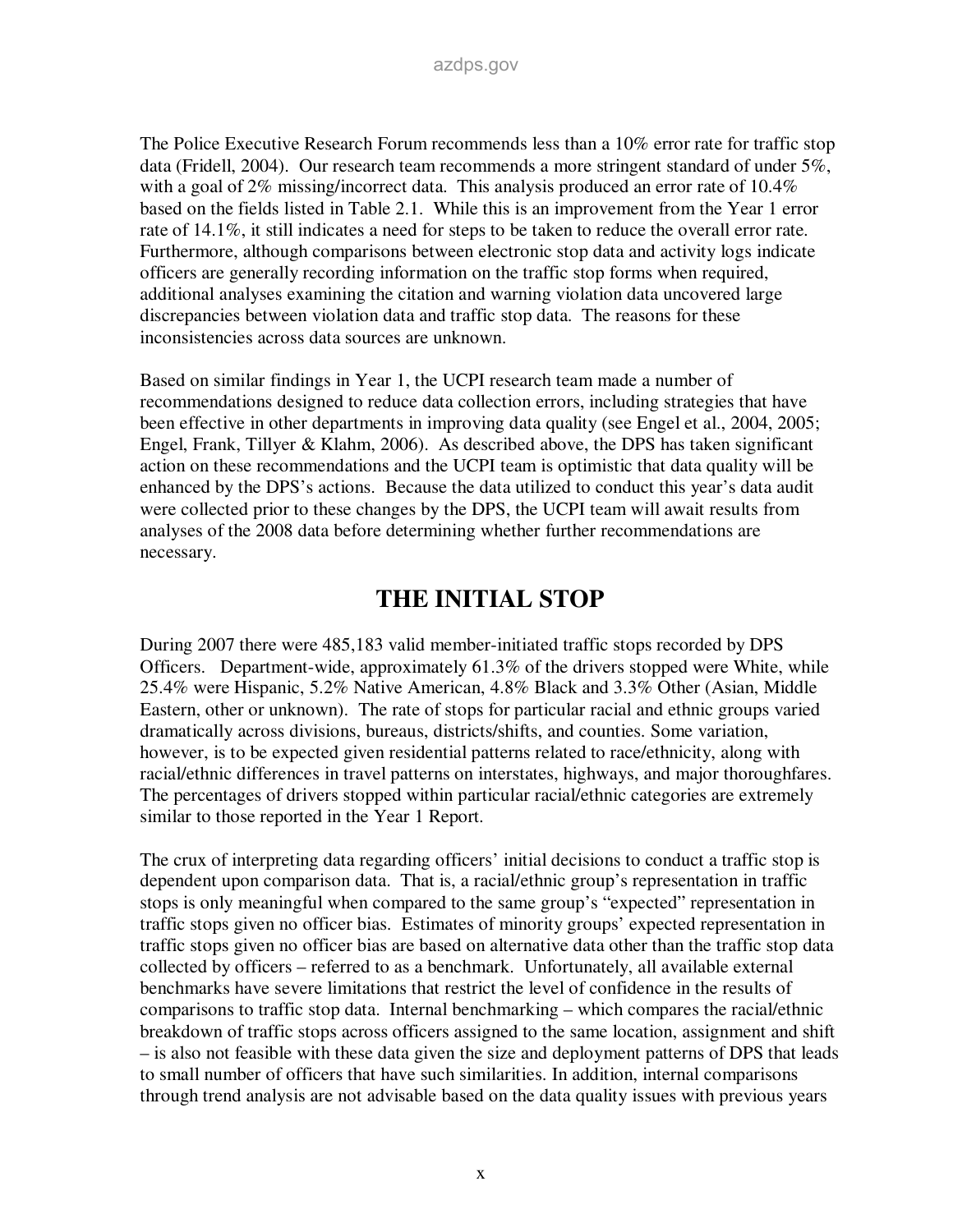The Police Executive Research Forum recommends less than a 10% error rate for traffic stop data (Fridell, 2004). Our research team recommends a more stringent standard of under 5%, with a goal of 2% missing/incorrect data. This analysis produced an error rate of 10.4% based on the fields listed in Table 2.1. While this is an improvement from the Year 1 error rate of 14.1%, it still indicates a need for steps to be taken to reduce the overall error rate. Furthermore, although comparisons between electronic stop data and activity logs indicate officers are generally recording information on the traffic stop forms when required, additional analyses examining the citation and warning violation data uncovered large discrepancies between violation data and traffic stop data. The reasons for these inconsistencies across data sources are unknown.

Based on similar findings in Year 1, the UCPI research team made a number of recommendations designed to reduce data collection errors, including strategies that have been effective in other departments in improving data quality (see Engel et al., 2004, 2005; Engel, Frank, Tillyer & Klahm, 2006). As described above, the DPS has taken significant action on these recommendations and the UCPI team is optimistic that data quality will be enhanced by the DPS's actions. Because the data utilized to conduct this year's data audit were collected prior to these changes by the DPS, the UCPI team will await results from analyses of the 2008 data before determining whether further recommendations are necessary.

## THE INITIAL STOP

During 2007 there were 485,183 valid member-initiated traffic stops recorded by DPS Officers. Department-wide, approximately 61.3% of the drivers stopped were White, while 25.4% were Hispanic, 5.2% Native American, 4.8% Black and 3.3% Other (Asian, Middle Eastern, other or unknown). The rate of stops for particular racial and ethnic groups varied dramatically across divisions, bureaus, districts/shifts, and counties. Some variation, however, is to be expected given residential patterns related to race/ethnicity, along with racial/ethnic differences in travel patterns on interstates, highways, and major thoroughfares. The percentages of drivers stopped within particular racial/ethnic categories are extremely similar to those reported in the Year 1 Report.

The crux of interpreting data regarding officers' initial decisions to conduct a traffic stop is dependent upon comparison data. That is, a racial/ethnic group's representation in traffic stops is only meaningful when compared to the same group's "expected" representation in traffic stops given no officer bias. Estimates of minority groups' expected representation in traffic stops given no officer bias are based on alternative data other than the traffic stop data collected by officers – referred to as a benchmark. Unfortunately, all available external benchmarks have severe limitations that restrict the level of confidence in the results of comparisons to traffic stop data. Internal benchmarking – which compares the racial/ethnic breakdown of traffic stops across officers assigned to the same location, assignment and shift – is also not feasible with these data given the size and deployment patterns of DPS that leads to small number of officers that have such similarities. In addition, internal comparisons through trend analysis are not advisable based on the data quality issues with previous years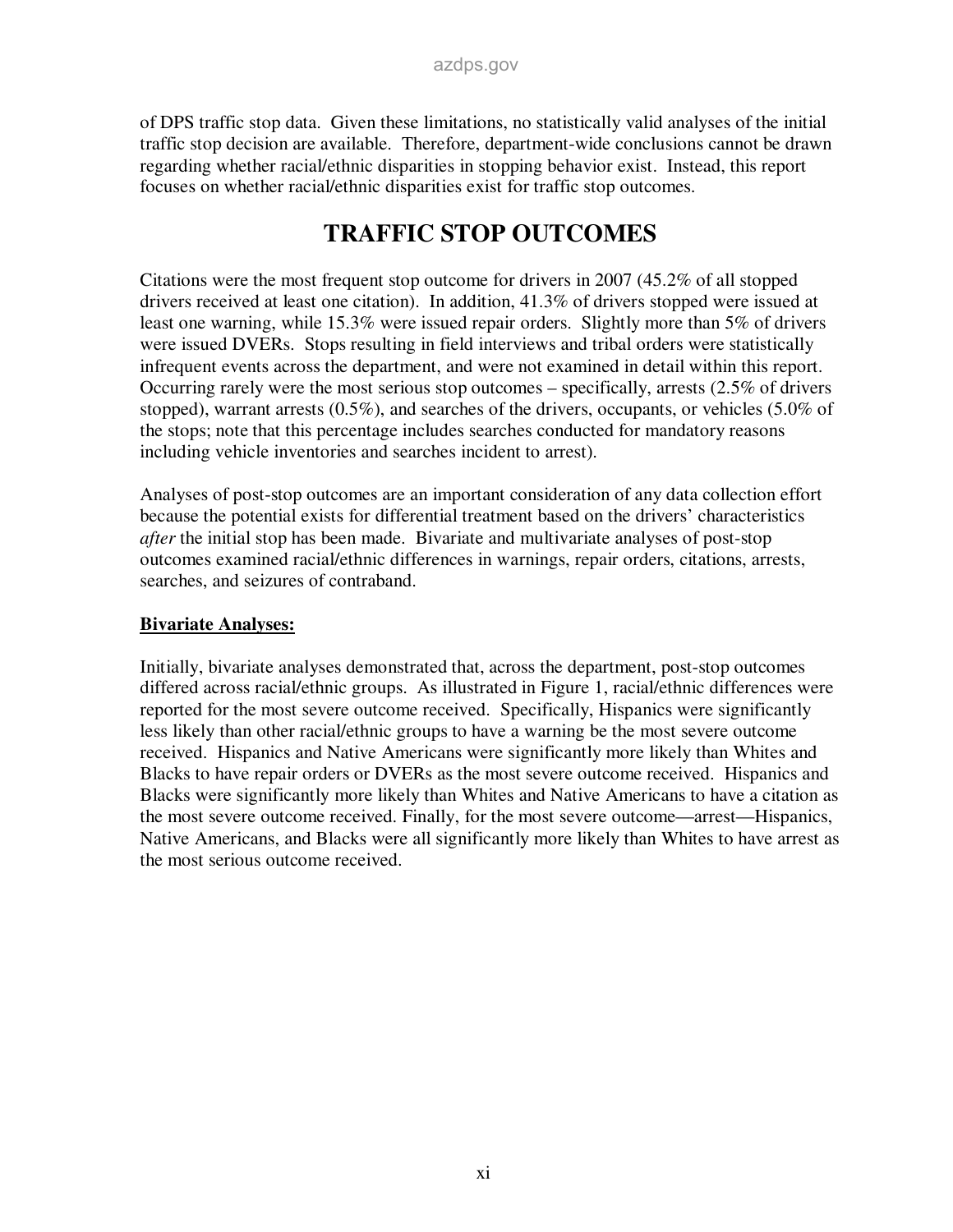of DPS traffic stop data. Given these limitations, no statistically valid analyses of the initial traffic stop decision are available. Therefore, department-wide conclusions cannot be drawn regarding whether racial/ethnic disparities in stopping behavior exist. Instead, this report focuses on whether racial/ethnic disparities exist for traffic stop outcomes.

# TRAFFIC STOP OUTCOMES

Citations were the most frequent stop outcome for drivers in 2007 (45.2% of all stopped drivers received at least one citation). In addition, 41.3% of drivers stopped were issued at least one warning, while 15.3% were issued repair orders. Slightly more than 5% of drivers were issued DVERs. Stops resulting in field interviews and tribal orders were statistically infrequent events across the department, and were not examined in detail within this report. Occurring rarely were the most serious stop outcomes – specifically, arrests (2.5% of drivers stopped), warrant arrests (0.5%), and searches of the drivers, occupants, or vehicles (5.0% of the stops; note that this percentage includes searches conducted for mandatory reasons including vehicle inventories and searches incident to arrest).

Analyses of post-stop outcomes are an important consideration of any data collection effort because the potential exists for differential treatment based on the drivers' characteristics *after* the initial stop has been made. Bivariate and multivariate analyses of post-stop outcomes examined racial/ethnic differences in warnings, repair orders, citations, arrests, searches, and seizures of contraband.

**Bivariate Analyses:**

Initially, bivariate analyses demonstrated that, across the department, post-stop outcomes differed across racial/ethnic groups. As illustrated in Figure 1, racial/ethnic differences were reported for the most severe outcome received. Specifically, Hispanics were significantly less likely than other racial/ethnic groups to have a warning be the most severe outcome received. Hispanics and Native Americans were significantly more likely than Whites and Blacks to have repair orders or DVERs as the most severe outcome received. Hispanics and Blacks were significantly more likely than Whites and Native Americans to have a citation as the most severe outcome received. Finally, for the most severe outcome—arrest—Hispanics, Native Americans, and Blacks were all significantly more likely than Whites to have arrest as the most serious outcome received.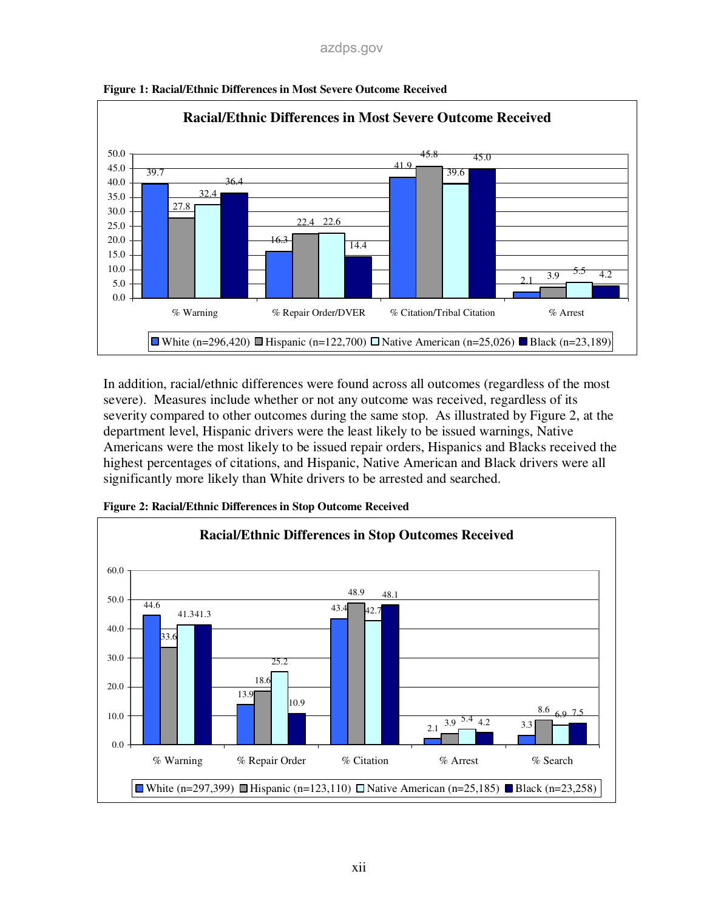**Figure 1: Racial/Ethnic Differences in Most Severe Outcome Received**

**Racial/Ethnic Differences in Most Severe Outcome Received**

| | White (n=296,420) | Hispanic (n=122,700) | Native American (n=25,026) | Black (n=23,189) |
|---|---|---|---|---|
| % Warning | 39.7 | 27.8 | 32.4 | 36.4 |
| % Repair Order/DVER | 16.3 | 22.4 | 22.6 | 14.4 |
| % Citation/Tribal Citation | 41.9 | 45.8 | 39.6 | 45.0 |
| % Arrest | 2.1 | 3.9 | 5.5 | 4.2 |

In addition, racial/ethnic differences were found across all outcomes (regardless of the most severe). Measures include whether or not any outcome was received, regardless of its severity compared to other outcomes during the same stop. As illustrated by Figure 2, at the department level, Hispanic drivers were the least likely to be issued warnings, Native Americans were the most likely to be issued repair orders, Hispanics and Blacks received the highest percentages of citations, and Hispanic, Native American and Black drivers were all significantly more likely than White drivers to be arrested and searched.

**Figure 2: Racial/Ethnic Differences in Stop Outcome Received**

**Racial/Ethnic Differences in Stop Outcomes Received**

| | White (n=297,399) | Hispanic (n=123,110) | Native American (n=25,185) | Black (n=23,258) |
|---|---|---|---|---|
| % Warning | 44.6 | 33.6 | 41.3 | 41.3 |
| % Repair Order | 13.9 | 18.6 | 25.2 | 10.9 |
| % Citation | 43.4 | 48.9 | 42.7 | 48.1 |
| % Arrest | 2.1 | 3.9 | 5.4 | 4.2 |
| % Search | 3.3 | 8.6 | 6.9 | 7.5 |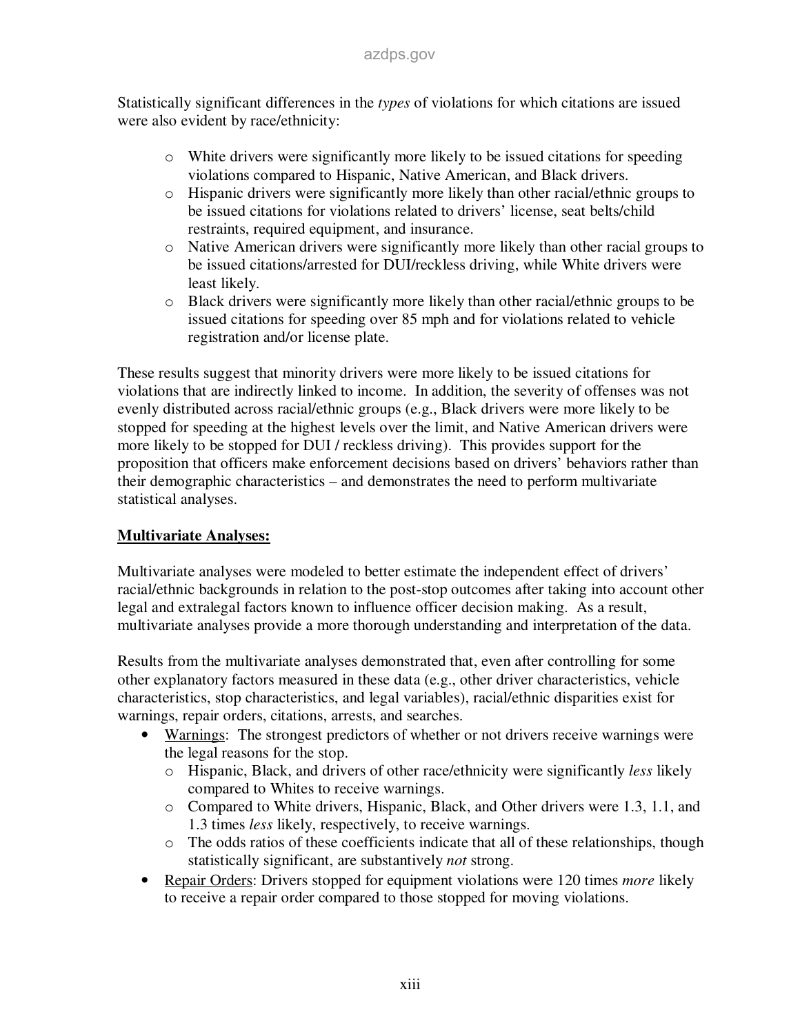Statistically significant differences in the *types* of violations for which citations are issued were also evident by race/ethnicity:

- White drivers were significantly more likely to be issued citations for speeding violations compared to Hispanic, Native American, and Black drivers.
- Hispanic drivers were significantly more likely than other racial/ethnic groups to be issued citations for violations related to drivers' license, seat belts/child restraints, required equipment, and insurance.
- Native American drivers were significantly more likely than other racial groups to be issued citations/arrested for DUI/reckless driving, while White drivers were least likely.
- Black drivers were significantly more likely than other racial/ethnic groups to be issued citations for speeding over 85 mph and for violations related to vehicle registration and/or license plate.

These results suggest that minority drivers were more likely to be issued citations for violations that are indirectly linked to income. In addition, the severity of offenses was not evenly distributed across racial/ethnic groups (e.g., Black drivers were more likely to be stopped for speeding at the highest levels over the limit, and Native American drivers were more likely to be stopped for DUI / reckless driving). This provides support for the proposition that officers make enforcement decisions based on drivers' behaviors rather than their demographic characteristics – and demonstrates the need to perform multivariate statistical analyses.

**Multivariate Analyses:**

Multivariate analyses were modeled to better estimate the independent effect of drivers' racial/ethnic backgrounds in relation to the post-stop outcomes after taking into account other legal and extralegal factors known to influence officer decision making. As a result, multivariate analyses provide a more thorough understanding and interpretation of the data.

Results from the multivariate analyses demonstrated that, even after controlling for some other explanatory factors measured in these data (e.g., other driver characteristics, vehicle characteristics, stop characteristics, and legal variables), racial/ethnic disparities exist for warnings, repair orders, citations, arrests, and searches.

- Warnings: The strongest predictors of whether or not drivers receive warnings were the legal reasons for the stop.
  - Hispanic, Black, and drivers of other race/ethnicity were significantly *less* likely compared to Whites to receive warnings.
  - Compared to White drivers, Hispanic, Black, and Other drivers were 1.3, 1.1, and 1.3 times *less* likely, respectively, to receive warnings.
  - The odds ratios of these coefficients indicate that all of these relationships, though statistically significant, are substantively *not* strong.
- Repair Orders: Drivers stopped for equipment violations were 120 times *more* likely to receive a repair order compared to those stopped for moving violations.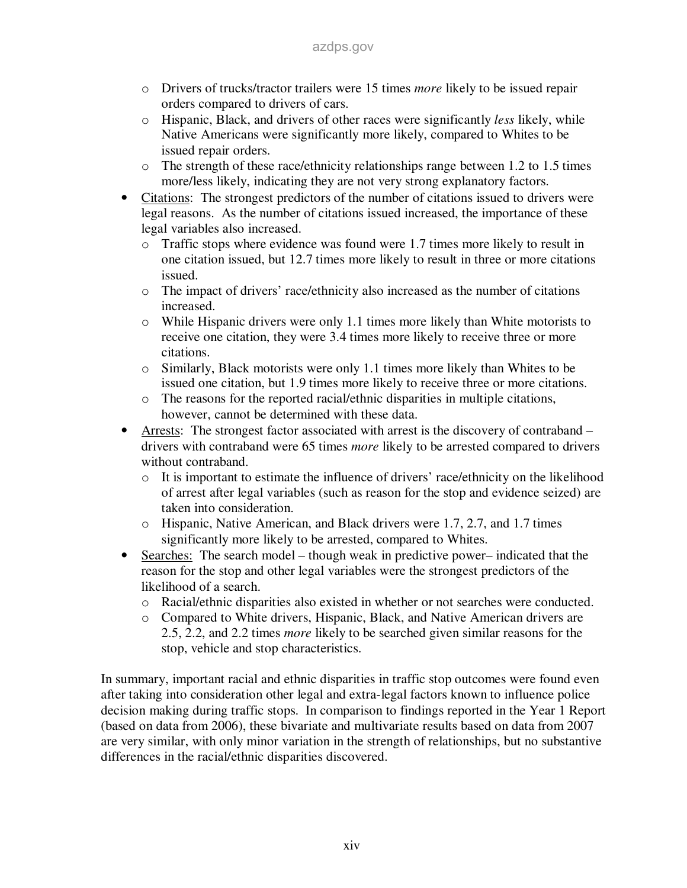- Drivers of trucks/tractor trailers were 15 times *more* likely to be issued repair orders compared to drivers of cars.
  - Hispanic, Black, and drivers of other races were significantly *less* likely, while Native Americans were significantly more likely, compared to Whites to be issued repair orders.
  - The strength of these race/ethnicity relationships range between 1.2 to 1.5 times more/less likely, indicating they are not very strong explanatory factors.
- Citations: The strongest predictors of the number of citations issued to drivers were legal reasons. As the number of citations issued increased, the importance of these legal variables also increased.
  - Traffic stops where evidence was found were 1.7 times more likely to result in one citation issued, but 12.7 times more likely to result in three or more citations issued.
  - The impact of drivers' race/ethnicity also increased as the number of citations increased.
  - While Hispanic drivers were only 1.1 times more likely than White motorists to receive one citation, they were 3.4 times more likely to receive three or more citations.
  - Similarly, Black motorists were only 1.1 times more likely than Whites to be issued one citation, but 1.9 times more likely to receive three or more citations.
  - The reasons for the reported racial/ethnic disparities in multiple citations, however, cannot be determined with these data.
- Arrests: The strongest factor associated with arrest is the discovery of contraband – drivers with contraband were 65 times *more* likely to be arrested compared to drivers without contraband.
  - It is important to estimate the influence of drivers' race/ethnicity on the likelihood of arrest after legal variables (such as reason for the stop and evidence seized) are taken into consideration.
  - Hispanic, Native American, and Black drivers were 1.7, 2.7, and 1.7 times significantly more likely to be arrested, compared to Whites.
- Searches: The search model – though weak in predictive power– indicated that the reason for the stop and other legal variables were the strongest predictors of the likelihood of a search.
  - Racial/ethnic disparities also existed in whether or not searches were conducted.
  - Compared to White drivers, Hispanic, Black, and Native American drivers are 2.5, 2.2, and 2.2 times *more* likely to be searched given similar reasons for the stop, vehicle and stop characteristics.

In summary, important racial and ethnic disparities in traffic stop outcomes were found even after taking into consideration other legal and extra-legal factors known to influence police decision making during traffic stops. In comparison to findings reported in the Year 1 Report (based on data from 2006), these bivariate and multivariate results based on data from 2007 are very similar, with only minor variation in the strength of relationships, but no substantive differences in the racial/ethnic disparities discovered.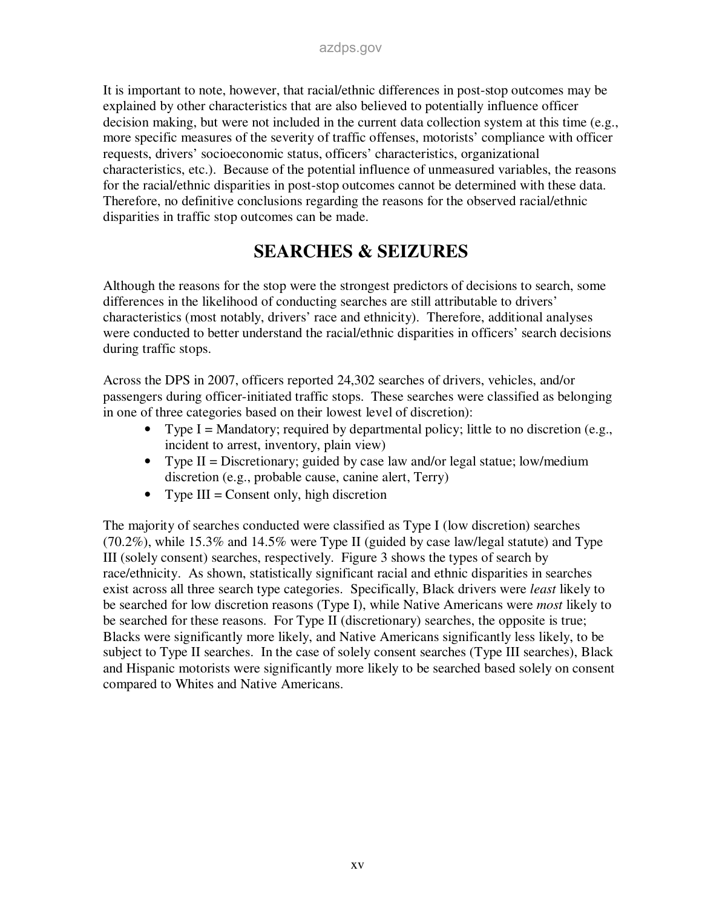It is important to note, however, that racial/ethnic differences in post-stop outcomes may be explained by other characteristics that are also believed to potentially influence officer decision making, but were not included in the current data collection system at this time (e.g., more specific measures of the severity of traffic offenses, motorists' compliance with officer requests, drivers' socioeconomic status, officers' characteristics, organizational characteristics, etc.). Because of the potential influence of unmeasured variables, the reasons for the racial/ethnic disparities in post-stop outcomes cannot be determined with these data. Therefore, no definitive conclusions regarding the reasons for the observed racial/ethnic disparities in traffic stop outcomes can be made.

## SEARCHES & SEIZURES

Although the reasons for the stop were the strongest predictors of decisions to search, some differences in the likelihood of conducting searches are still attributable to drivers' characteristics (most notably, drivers' race and ethnicity). Therefore, additional analyses were conducted to better understand the racial/ethnic disparities in officers' search decisions during traffic stops.

Across the DPS in 2007, officers reported 24,302 searches of drivers, vehicles, and/or passengers during officer-initiated traffic stops. These searches were classified as belonging in one of three categories based on their lowest level of discretion):

- Type I = Mandatory; required by departmental policy; little to no discretion (e.g., incident to arrest, inventory, plain view)
- Type II = Discretionary; guided by case law and/or legal statue; low/medium discretion (e.g., probable cause, canine alert, Terry)
- Type III = Consent only, high discretion

The majority of searches conducted were classified as Type I (low discretion) searches (70.2%), while 15.3% and 14.5% were Type II (guided by case law/legal statute) and Type III (solely consent) searches, respectively. Figure 3 shows the types of search by race/ethnicity. As shown, statistically significant racial and ethnic disparities in searches exist across all three search type categories. Specifically, Black drivers were *least* likely to be searched for low discretion reasons (Type I), while Native Americans were *most* likely to be searched for these reasons. For Type II (discretionary) searches, the opposite is true; Blacks were significantly more likely, and Native Americans significantly less likely, to be subject to Type II searches. In the case of solely consent searches (Type III searches), Black and Hispanic motorists were significantly more likely to be searched based solely on consent compared to Whites and Native Americans.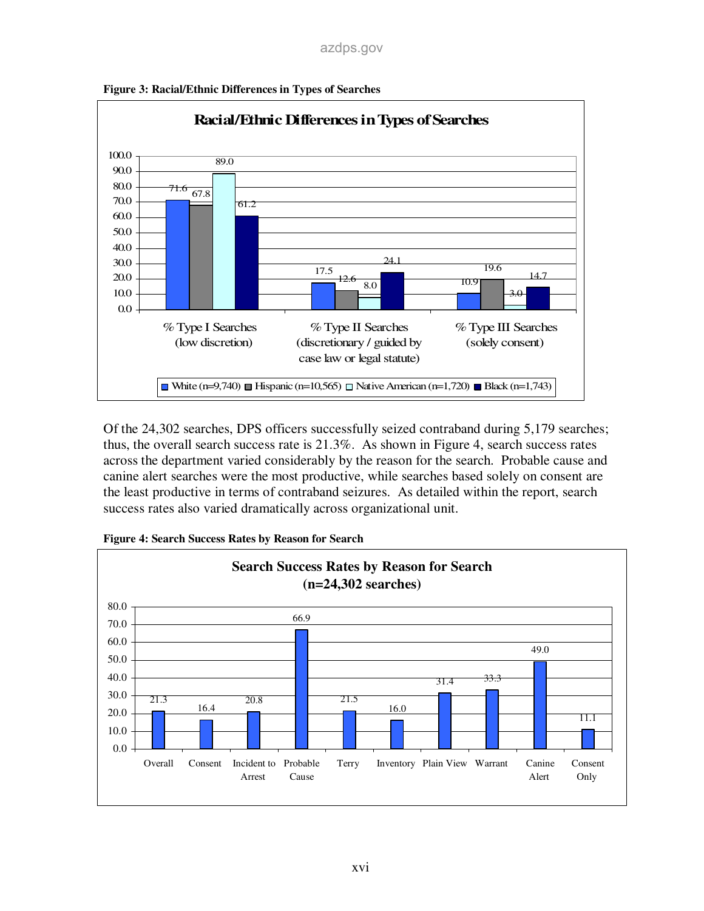**Figure 3: Racial/Ethnic Differences in Types of Searches**

| Racial/Ethnic Differences in Types of Searches | White (n=9,740) | Hispanic (n=10,565) | Native American (n=1,720) | Black (n=1,743) |
|---|---|---|---|---|
| % Type I Searches (low discretion) | 71.6 | 67.8 | 89.0 | 61.2 |
| % Type II Searches (discretionary / guided by case law or legal statute) | 17.5 | 12.6 | 8.0 | 24.1 |
| % Type III Searches (solely consent) | 10.9 | 19.6 | 3.0 | 14.7 |

Of the 24,302 searches, DPS officers successfully seized contraband during 5,179 searches; thus, the overall search success rate is 21.3%. As shown in Figure 4, search success rates across the department varied considerably by the reason for the search. Probable cause and canine alert searches were the most productive, while searches based solely on consent are the least productive in terms of contraband seizures. As detailed within the report, search success rates also varied dramatically across organizational unit.

**Figure 4: Search Success Rates by Reason for Search**

| Search Success Rates by Reason for Search (n=24,302 searches) | Success Rate |
|---|---|
| Overall | 21.3 |
| Consent | 16.4 |
| Incident to Arrest | 20.8 |
| Probable Cause | 66.9 |
| Terry | 21.5 |
| Inventory | 16.0 |
| Plain View | 31.4 |
| Warrant | 33.3 |
| Canine Alert | 49.0 |
| Consent Only | 11.1 |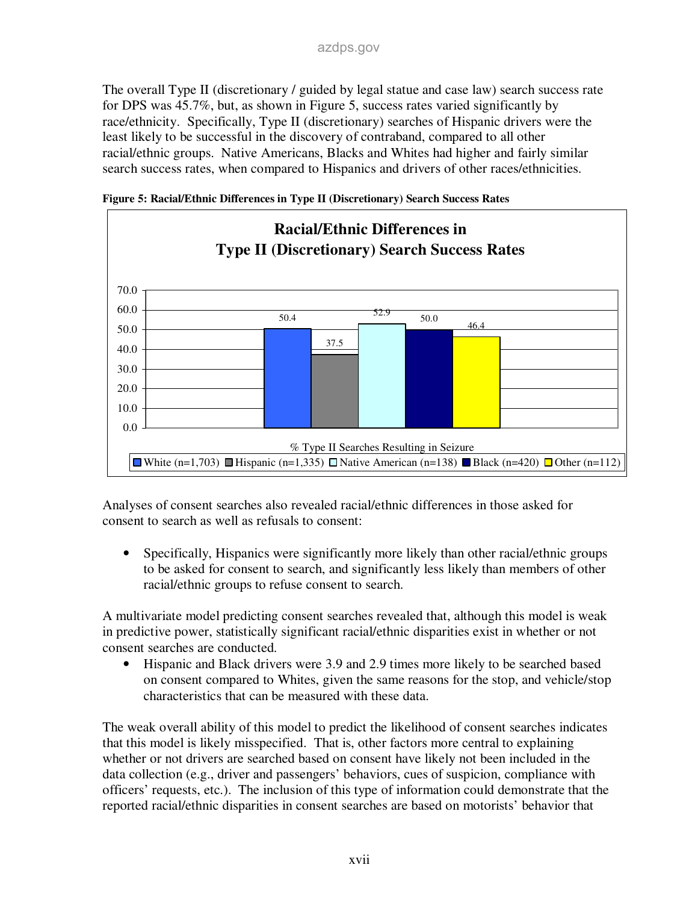The overall Type II (discretionary / guided by legal statue and case law) search success rate for DPS was 45.7%, but, as shown in Figure 5, success rates varied significantly by race/ethnicity. Specifically, Type II (discretionary) searches of Hispanic drivers were the least likely to be successful in the discovery of contraband, compared to all other racial/ethnic groups. Native Americans, Blacks and Whites had higher and fairly similar search success rates, when compared to Hispanics and drivers of other races/ethnicities.

**Figure 5: Racial/Ethnic Differences in Type II (Discretionary) Search Success Rates**

| % Type II Searches Resulting in Seizure | |
|---|---|
| White (n=1,703) | 50.4 |
| Hispanic (n=1,335) | 37.5 |
| Native American (n=138) | 52.9 |
| Black (n=420) | 50.0 |
| Other (n=112) | 46.4 |

Analyses of consent searches also revealed racial/ethnic differences in those asked for consent to search as well as refusals to consent:

- Specifically, Hispanics were significantly more likely than other racial/ethnic groups to be asked for consent to search, and significantly less likely than members of other racial/ethnic groups to refuse consent to search.

A multivariate model predicting consent searches revealed that, although this model is weak in predictive power, statistically significant racial/ethnic disparities exist in whether or not consent searches are conducted.

- Hispanic and Black drivers were 3.9 and 2.9 times more likely to be searched based on consent compared to Whites, given the same reasons for the stop, and vehicle/stop characteristics that can be measured with these data.

The weak overall ability of this model to predict the likelihood of consent searches indicates that this model is likely misspecified. That is, other factors more central to explaining whether or not drivers are searched based on consent have likely not been included in the data collection (e.g., driver and passengers' behaviors, cues of suspicion, compliance with officers' requests, etc.). The inclusion of this type of information could demonstrate that the reported racial/ethnic disparities in consent searches are based on motorists' behavior that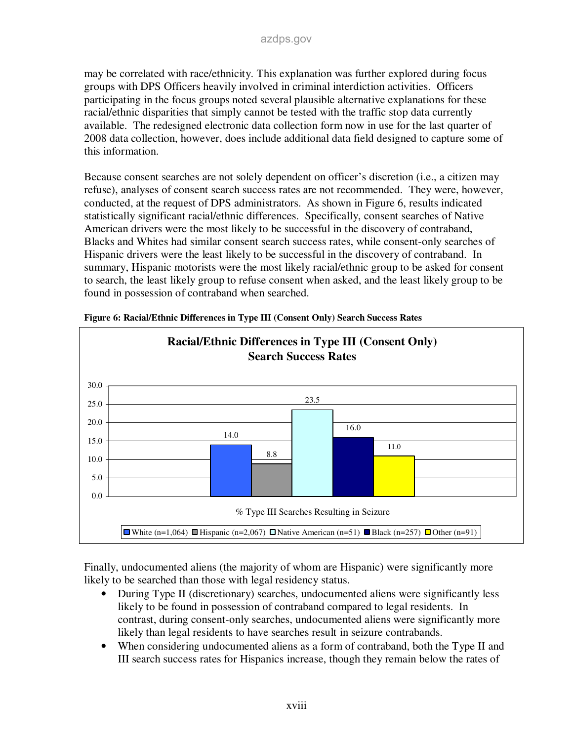may be correlated with race/ethnicity. This explanation was further explored during focus groups with DPS Officers heavily involved in criminal interdiction activities. Officers participating in the focus groups noted several plausible alternative explanations for these racial/ethnic disparities that simply cannot be tested with the traffic stop data currently available. The redesigned electronic data collection form now in use for the last quarter of 2008 data collection, however, does include additional data field designed to capture some of this information.

Because consent searches are not solely dependent on officer's discretion (i.e., a citizen may refuse), analyses of consent search success rates are not recommended. They were, however, conducted, at the request of DPS administrators. As shown in Figure 6, results indicated statistically significant racial/ethnic differences. Specifically, consent searches of Native American drivers were the most likely to be successful in the discovery of contraband, Blacks and Whites had similar consent search success rates, while consent-only searches of Hispanic drivers were the least likely to be successful in the discovery of contraband. In summary, Hispanic motorists were the most likely racial/ethnic group to be asked for consent to search, the least likely group to refuse consent when asked, and the least likely group to be found in possession of contraband when searched.

**Figure 6: Racial/Ethnic Differences in Type III (Consent Only) Search Success Rates**

**Racial/Ethnic Differences in Type III (Consent Only) Search Success Rates**

% Type III Searches Resulting in Seizure

| Group | % |
|---|---|
| White (n=1,064) | 14.0 |
| Hispanic (n=2,067) | 8.8 |
| Native American (n=51) | 23.5 |
| Black (n=257) | 16.0 |
| Other (n=91) | 11.0 |

Finally, undocumented aliens (the majority of whom are Hispanic) were significantly more likely to be searched than those with legal residency status.

- During Type II (discretionary) searches, undocumented aliens were significantly less likely to be found in possession of contraband compared to legal residents. In contrast, during consent-only searches, undocumented aliens were significantly more likely than legal residents to have searches result in seizure contrabands.
- When considering undocumented aliens as a form of contraband, both the Type II and III search success rates for Hispanics increase, though they remain below the rates of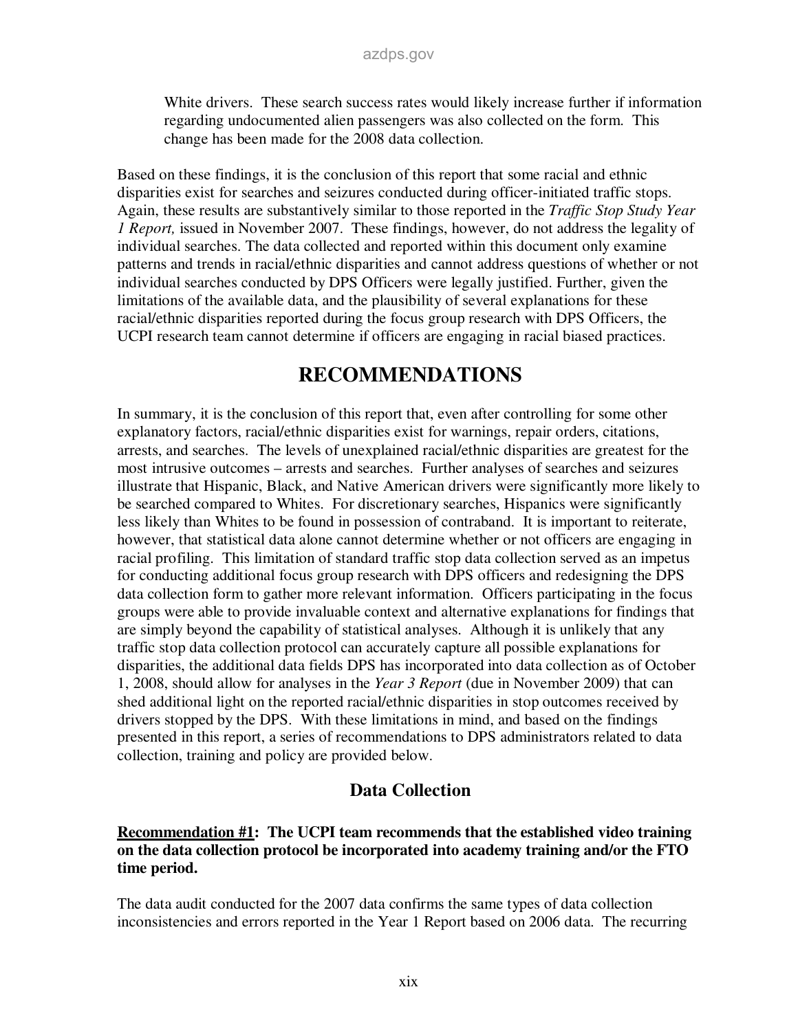White drivers. These search success rates would likely increase further if information regarding undocumented alien passengers was also collected on the form. This change has been made for the 2008 data collection.

Based on these findings, it is the conclusion of this report that some racial and ethnic disparities exist for searches and seizures conducted during officer-initiated traffic stops. Again, these results are substantively similar to those reported in the *Traffic Stop Study Year 1 Report,* issued in November 2007. These findings, however, do not address the legality of individual searches. The data collected and reported within this document only examine patterns and trends in racial/ethnic disparities and cannot address questions of whether or not individual searches conducted by DPS Officers were legally justified. Further, given the limitations of the available data, and the plausibility of several explanations for these racial/ethnic disparities reported during the focus group research with DPS Officers, the UCPI research team cannot determine if officers are engaging in racial biased practices.

# RECOMMENDATIONS

In summary, it is the conclusion of this report that, even after controlling for some other explanatory factors, racial/ethnic disparities exist for warnings, repair orders, citations, arrests, and searches. The levels of unexplained racial/ethnic disparities are greatest for the most intrusive outcomes – arrests and searches. Further analyses of searches and seizures illustrate that Hispanic, Black, and Native American drivers were significantly more likely to be searched compared to Whites. For discretionary searches, Hispanics were significantly less likely than Whites to be found in possession of contraband. It is important to reiterate, however, that statistical data alone cannot determine whether or not officers are engaging in racial profiling. This limitation of standard traffic stop data collection served as an impetus for conducting additional focus group research with DPS officers and redesigning the DPS data collection form to gather more relevant information. Officers participating in the focus groups were able to provide invaluable context and alternative explanations for findings that are simply beyond the capability of statistical analyses. Although it is unlikely that any traffic stop data collection protocol can accurately capture all possible explanations for disparities, the additional data fields DPS has incorporated into data collection as of October 1, 2008, should allow for analyses in the *Year 3 Report* (due in November 2009) that can shed additional light on the reported racial/ethnic disparities in stop outcomes received by drivers stopped by the DPS. With these limitations in mind, and based on the findings presented in this report, a series of recommendations to DPS administrators related to data collection, training and policy are provided below.

## Data Collection

**<u>Recommendation #1</u>: The UCPI team recommends that the established video training on the data collection protocol be incorporated into academy training and/or the FTO time period.**

The data audit conducted for the 2007 data confirms the same types of data collection inconsistencies and errors reported in the Year 1 Report based on 2006 data. The recurring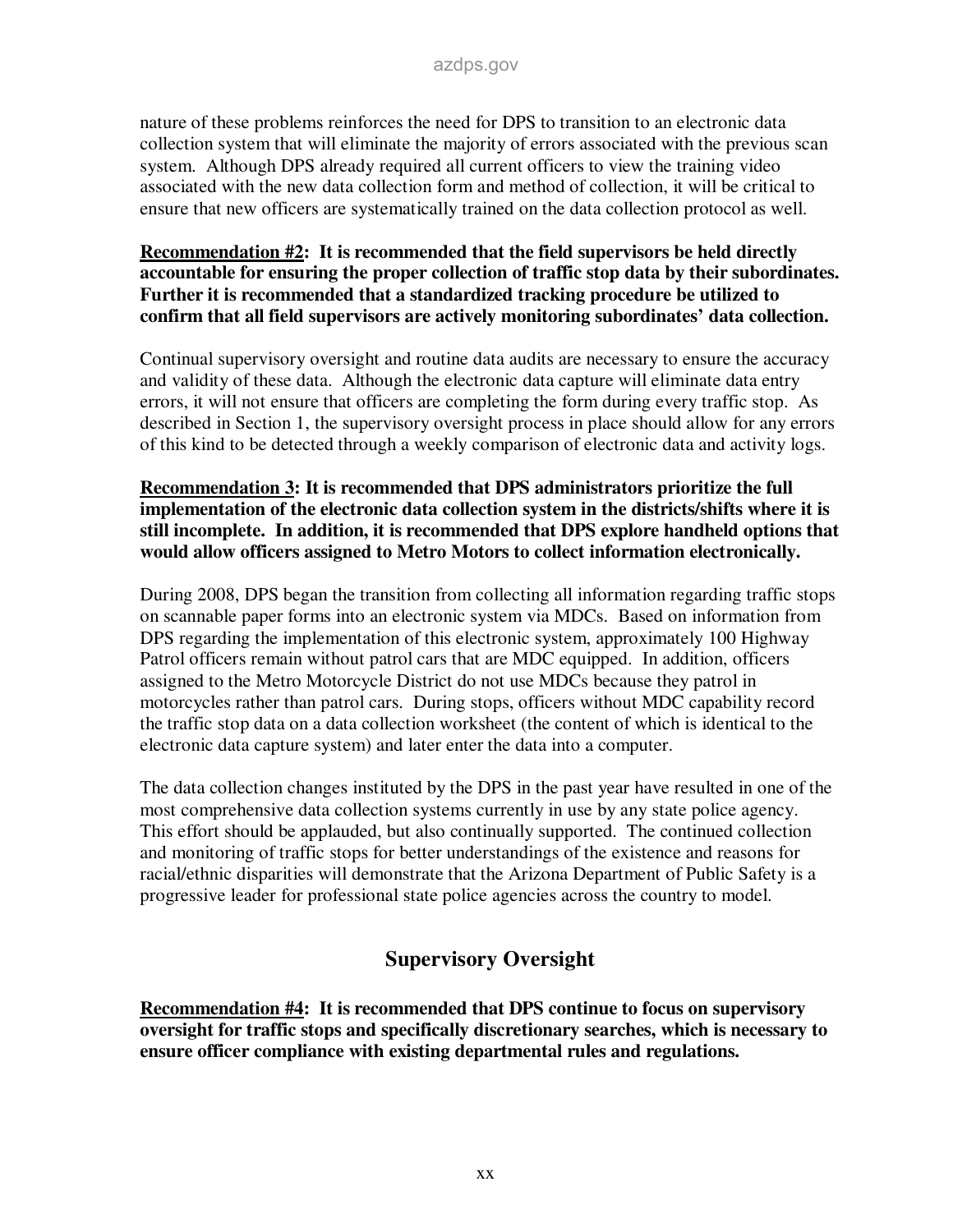nature of these problems reinforces the need for DPS to transition to an electronic data collection system that will eliminate the majority of errors associated with the previous scan system. Although DPS already required all current officers to view the training video associated with the new data collection form and method of collection, it will be critical to ensure that new officers are systematically trained on the data collection protocol as well.

**Recommendation #2: It is recommended that the field supervisors be held directly accountable for ensuring the proper collection of traffic stop data by their subordinates. Further it is recommended that a standardized tracking procedure be utilized to confirm that all field supervisors are actively monitoring subordinates' data collection.**

Continual supervisory oversight and routine data audits are necessary to ensure the accuracy and validity of these data. Although the electronic data capture will eliminate data entry errors, it will not ensure that officers are completing the form during every traffic stop. As described in Section 1, the supervisory oversight process in place should allow for any errors of this kind to be detected through a weekly comparison of electronic data and activity logs.

**Recommendation 3: It is recommended that DPS administrators prioritize the full implementation of the electronic data collection system in the districts/shifts where it is still incomplete. In addition, it is recommended that DPS explore handheld options that would allow officers assigned to Metro Motors to collect information electronically.**

During 2008, DPS began the transition from collecting all information regarding traffic stops on scannable paper forms into an electronic system via MDCs. Based on information from DPS regarding the implementation of this electronic system, approximately 100 Highway Patrol officers remain without patrol cars that are MDC equipped. In addition, officers assigned to the Metro Motorcycle District do not use MDCs because they patrol in motorcycles rather than patrol cars. During stops, officers without MDC capability record the traffic stop data on a data collection worksheet (the content of which is identical to the electronic data capture system) and later enter the data into a computer.

The data collection changes instituted by the DPS in the past year have resulted in one of the most comprehensive data collection systems currently in use by any state police agency. This effort should be applauded, but also continually supported. The continued collection and monitoring of traffic stops for better understandings of the existence and reasons for racial/ethnic disparities will demonstrate that the Arizona Department of Public Safety is a progressive leader for professional state police agencies across the country to model.

## Supervisory Oversight

**Recommendation #4: It is recommended that DPS continue to focus on supervisory oversight for traffic stops and specifically discretionary searches, which is necessary to ensure officer compliance with existing departmental rules and regulations.**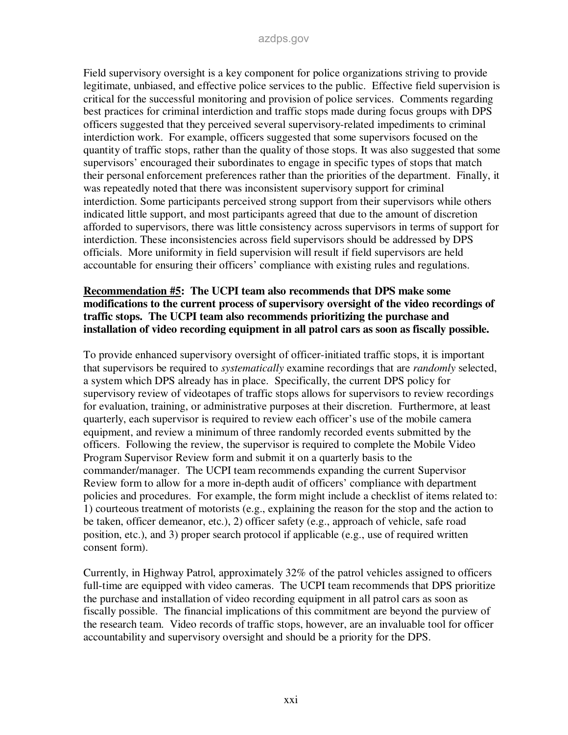Field supervisory oversight is a key component for police organizations striving to provide legitimate, unbiased, and effective police services to the public. Effective field supervision is critical for the successful monitoring and provision of police services. Comments regarding best practices for criminal interdiction and traffic stops made during focus groups with DPS officers suggested that they perceived several supervisory-related impediments to criminal interdiction work. For example, officers suggested that some supervisors focused on the quantity of traffic stops, rather than the quality of those stops. It was also suggested that some supervisors' encouraged their subordinates to engage in specific types of stops that match their personal enforcement preferences rather than the priorities of the department. Finally, it was repeatedly noted that there was inconsistent supervisory support for criminal interdiction. Some participants perceived strong support from their supervisors while others indicated little support, and most participants agreed that due to the amount of discretion afforded to supervisors, there was little consistency across supervisors in terms of support for interdiction. These inconsistencies across field supervisors should be addressed by DPS officials. More uniformity in field supervision will result if field supervisors are held accountable for ensuring their officers' compliance with existing rules and regulations.

**<u>Recommendation #5</u>: The UCPI team also recommends that DPS make some modifications to the current process of supervisory oversight of the video recordings of traffic stops. The UCPI team also recommends prioritizing the purchase and installation of video recording equipment in all patrol cars as soon as fiscally possible.**

To provide enhanced supervisory oversight of officer-initiated traffic stops, it is important that supervisors be required to *systematically* examine recordings that are *randomly* selected, a system which DPS already has in place. Specifically, the current DPS policy for supervisory review of videotapes of traffic stops allows for supervisors to review recordings for evaluation, training, or administrative purposes at their discretion. Furthermore, at least quarterly, each supervisor is required to review each officer's use of the mobile camera equipment, and review a minimum of three randomly recorded events submitted by the officers. Following the review, the supervisor is required to complete the Mobile Video Program Supervisor Review form and submit it on a quarterly basis to the commander/manager. The UCPI recommends expanding the current Supervisor Review form to allow for a more in-depth audit of officers' compliance with department policies and procedures. For example, the form might include a checklist of items related to: 1) courteous treatment of motorists (e.g., explaining the reason for the stop and the action to be taken, officer demeanor, etc.), 2) officer safety (e.g., approach of vehicle, safe road position, etc.), and 3) proper search protocol if applicable (e.g., use of required written consent form).

Currently, in Highway Patrol, approximately 32% of the patrol vehicles assigned to officers full-time are equipped with video cameras. The UCPI team recommends that DPS prioritize the purchase and installation of video recording equipment in all patrol cars as soon as fiscally possible. The financial implications of this commitment are beyond the purview of the research team. Video records of traffic stops, however, are an invaluable tool for officer accountability and supervisory oversight and should be a priority for the DPS.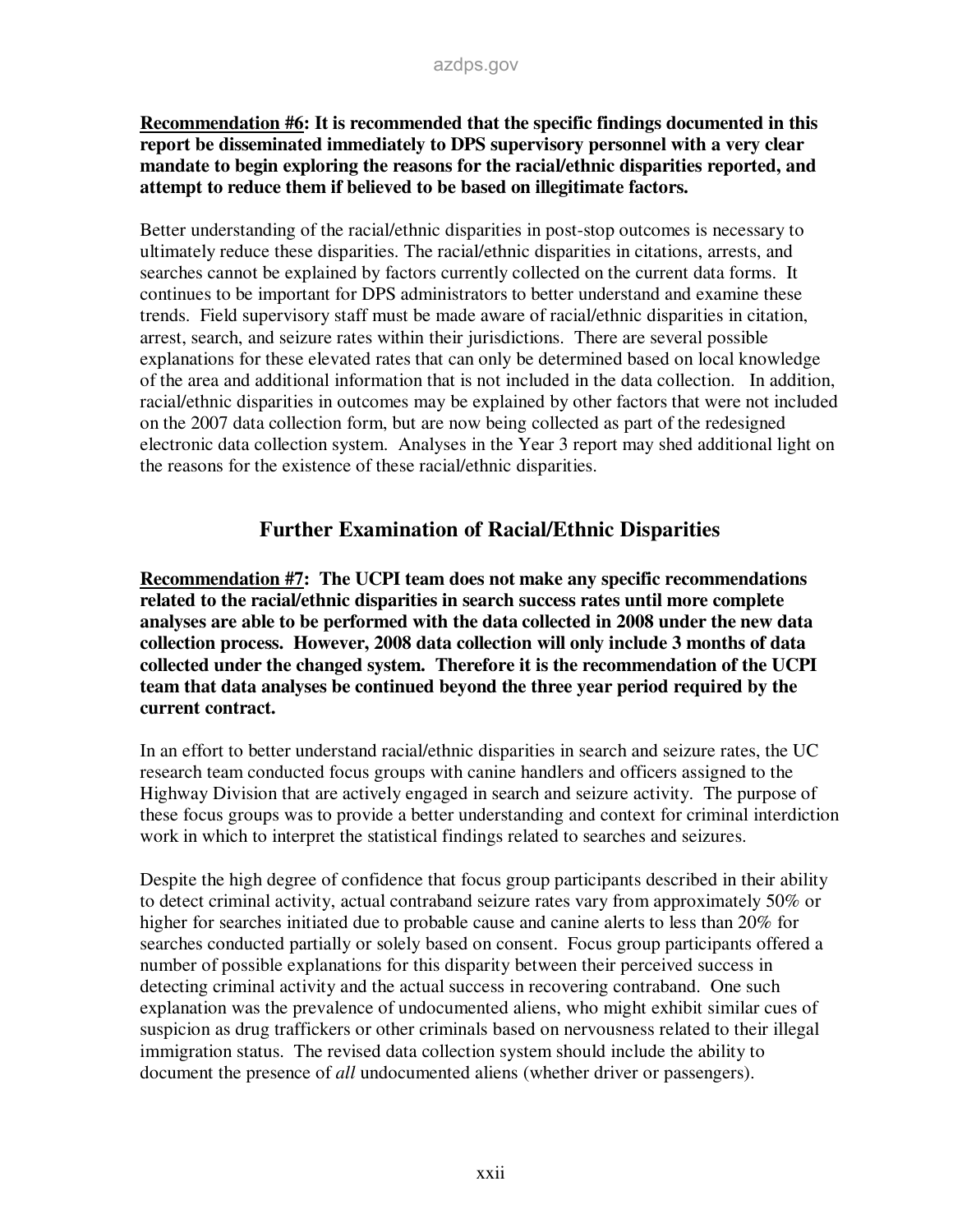**<u>Recommendation #6</u>: It is recommended that the specific findings documented in this report be disseminated immediately to DPS supervisory personnel with a very clear mandate to begin exploring the reasons for the racial/ethnic disparities reported, and attempt to reduce them if believed to be based on illegitimate factors.**

Better understanding of the racial/ethnic disparities in post-stop outcomes is necessary to ultimately reduce these disparities. The racial/ethnic disparities in citations, arrests, and searches cannot be explained by factors currently collected on the current data forms. It continues to be important for DPS administrators to better understand and examine these trends. Field supervisory staff must be made aware of racial/ethnic disparities in citation, arrest, search, and seizure rates within their jurisdictions. There are several possible explanations for these elevated rates that can only be determined based on local knowledge of the area and additional information that is not included in the data collection. In addition, racial/ethnic disparities in outcomes may be explained by other factors that were not included on the 2007 data collection form, but are now being collected as part of the redesigned electronic data collection system. Analyses in the Year 3 report may shed additional light on the reasons for the existence of these racial/ethnic disparities.

## Further Examination of Racial/Ethnic Disparities

**<u>Recommendation #7</u>: The UCPI team does not make any specific recommendations related to the racial/ethnic disparities in search success rates until more complete analyses are able to be performed with the data collected in 2008 under the new data collection process. However, 2008 data collection will only include 3 months of data collected under the changed system. Therefore it is the recommendation of the UCPI team that data analyses be continued beyond the three year period required by the current contract.**

In an effort to better understand racial/ethnic disparities in search and seizure rates, the UC research team conducted focus groups with canine handlers and officers assigned to the Highway Division that are actively engaged in search and seizure activity. The purpose of these focus groups was to provide a better understanding and context for criminal interdiction work in which to interpret the statistical findings related to searches and seizures.

Despite the high degree of confidence that focus group participants described in their ability to detect criminal activity, actual contraband seizure rates vary from approximately 50% or higher for searches initiated due to probable cause and canine alerts to less than 20% for searches conducted partially or solely based on consent. Focus group participants offered a number of possible explanations for this disparity between their perceived success in detecting criminal activity and the actual success in recovering contraband. One such explanation was the prevalence of undocumented aliens, who might exhibit similar cues of suspicion as drug traffickers or other criminals based on nervousness related to their illegal immigration status. The revised data collection system should include the ability to document the presence of *all* undocumented aliens (whether driver or passengers).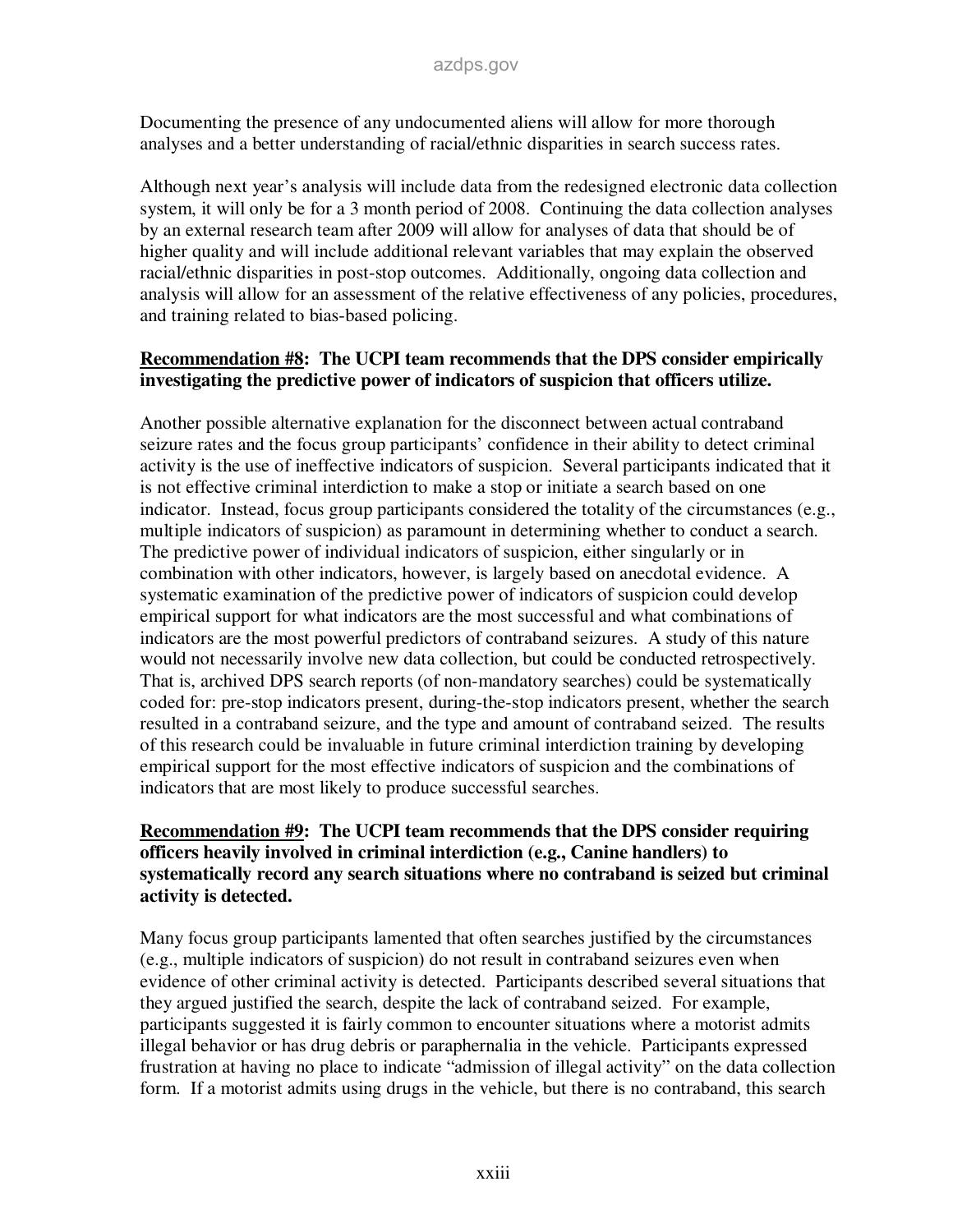Documenting the presence of any undocumented aliens will allow for more thorough analyses and a better understanding of racial/ethnic disparities in search success rates.

Although next year's analysis will include data from the redesigned electronic data collection system, it will only be for a 3 month period of 2008. Continuing the data collection analyses by an external research team after 2009 will allow for analyses of data that should be of higher quality and will include additional relevant variables that may explain the observed racial/ethnic disparities in post-stop outcomes. Additionally, ongoing data collection and analysis will allow for an assessment of the relative effectiveness of any policies, procedures, and training related to bias-based policing.

**Recommendation #8: The UCPI team recommends that the DPS consider empirically investigating the predictive power of indicators of suspicion that officers utilize.**

Another possible alternative explanation for the disconnect between actual contraband seizure rates and the focus group participants' confidence in their ability to detect criminal activity is the use of ineffective indicators of suspicion. Several participants indicated that it is not effective criminal interdiction to make a stop or initiate a search based on one indicator. Instead, focus group participants considered the totality of the circumstances (e.g., multiple indicators of suspicion) as paramount in determining whether to conduct a search. The predictive power of individual indicators of suspicion, either singularly or in combination with other indicators, however, is largely based on anecdotal evidence. A systematic examination of the predictive power of indicators of suspicion could develop empirical support for what indicators are the most successful and what combinations of indicators are the most powerful predictors of contraband seizures. A study of this nature would not necessarily involve new data collection, but could be conducted retrospectively. That is, archived DPS search reports (of non-mandatory searches) could be systematically coded for: pre-stop indicators present, during-the-stop indicators present, whether the search resulted in a contraband seizure, and the type and amount of contraband seized. The results of this research could be invaluable in future criminal interdiction training by developing empirical support for the most effective indicators of suspicion and the combinations of indicators that are most likely to produce successful searches.

**Recommendation #9: The UCPI team recommends that the DPS consider requiring officers heavily involved in criminal interdiction (e.g., Canine handlers) to systematically record any search situations where no contraband is seized but criminal activity is detected.**

Many focus group participants lamented that often searches justified by the circumstances (e.g., multiple indicators of suspicion) do not result in contraband seizures even when evidence of other criminal activity is detected. Participants described several situations that they argued justified the search, despite the lack of contraband seized. For example, participants suggested it is fairly common to encounter situations where a motorist admits illegal behavior or has drug debris or paraphernalia in the vehicle. Participants expressed frustration at having no place to indicate "admission of illegal activity" on the data collection form. If a motorist admits using drugs in the vehicle, but there is no contraband, this search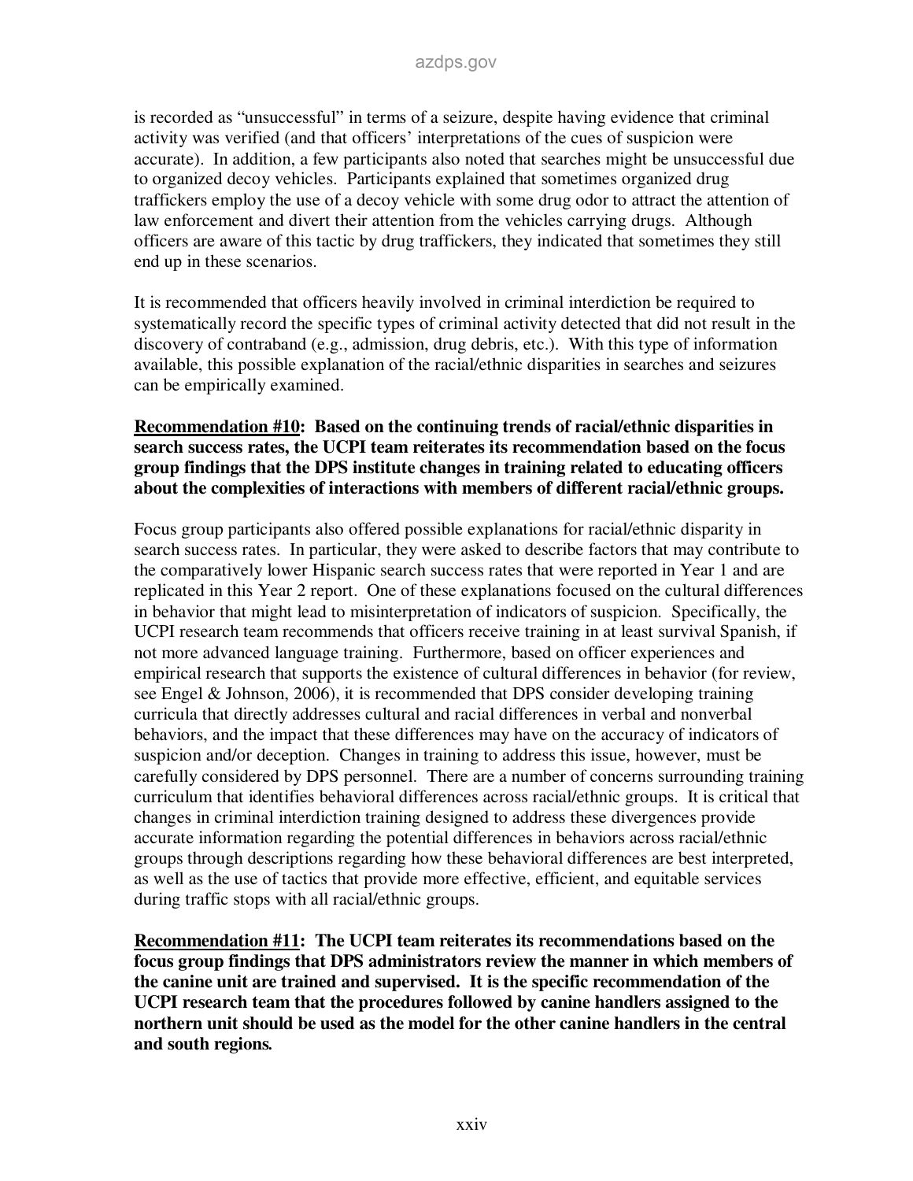is recorded as "unsuccessful" in terms of a seizure, despite having evidence that criminal activity was verified (and that officers' interpretations of the cues of suspicion were accurate). In addition, a few participants also noted that searches might be unsuccessful due to organized decoy vehicles. Participants explained that sometimes organized drug traffickers employ the use of a decoy vehicle with some drug odor to attract the attention of law enforcement and divert their attention from the vehicles carrying drugs. Although officers are aware of this tactic by drug traffickers, they indicated that sometimes they still end up in these scenarios.

It is recommended that officers heavily involved in criminal interdiction be required to systematically record the specific types of criminal activity detected that did not result in the discovery of contraband (e.g., admission, drug debris, etc.). With this type of information available, this possible explanation of the racial/ethnic disparities in searches and seizures can be empirically examined.

**Recommendation #10: Based on the continuing trends of racial/ethnic disparities in search success rates, the UCPI team reiterates its recommendation based on the focus group findings that the DPS institute changes in training related to educating officers about the complexities of interactions with members of different racial/ethnic groups.**

Focus group participants also offered possible explanations for racial/ethnic disparity in search success rates. In particular, they were asked to describe factors that may contribute to the comparatively lower Hispanic search success rates that were reported in Year 1 and are replicated in this Year 2 report. One of these explanations focused on the cultural differences in behavior that might lead to misinterpretation of indicators of suspicion. Specifically, the UCPI research team recommends that officers receive training in at least survival Spanish, if not more advanced language training. Furthermore, based on officer experiences and empirical research that supports the existence of cultural differences in behavior (for review, see Engel & Johnson, 2006), it is recommended that DPS consider developing training curricula that directly addresses cultural and racial differences in verbal and nonverbal behaviors, and the impact that these differences may have on the accuracy of indicators of suspicion and/or deception. Changes in training to address this issue, however, must be carefully considered by DPS personnel. There are a number of concerns surrounding training curriculum that identifies behavioral differences across racial/ethnic groups. It is critical that changes in criminal interdiction training designed to address these divergences provide accurate information regarding the potential differences in behaviors across racial/ethnic groups through descriptions regarding how these behavioral differences are best interpreted, as well as the use of tactics that provide more effective, efficient, and equitable services during traffic stops with all racial/ethnic groups.

**Recommendation #11: The UCPI team reiterates its recommendations based on the focus group findings that DPS administrators review the manner in which members of the canine unit are trained and supervised. It is the specific recommendation of the UCPI research team that the procedures followed by canine handlers assigned to the northern unit should be used as the model for the other canine handlers in the central and south regions.**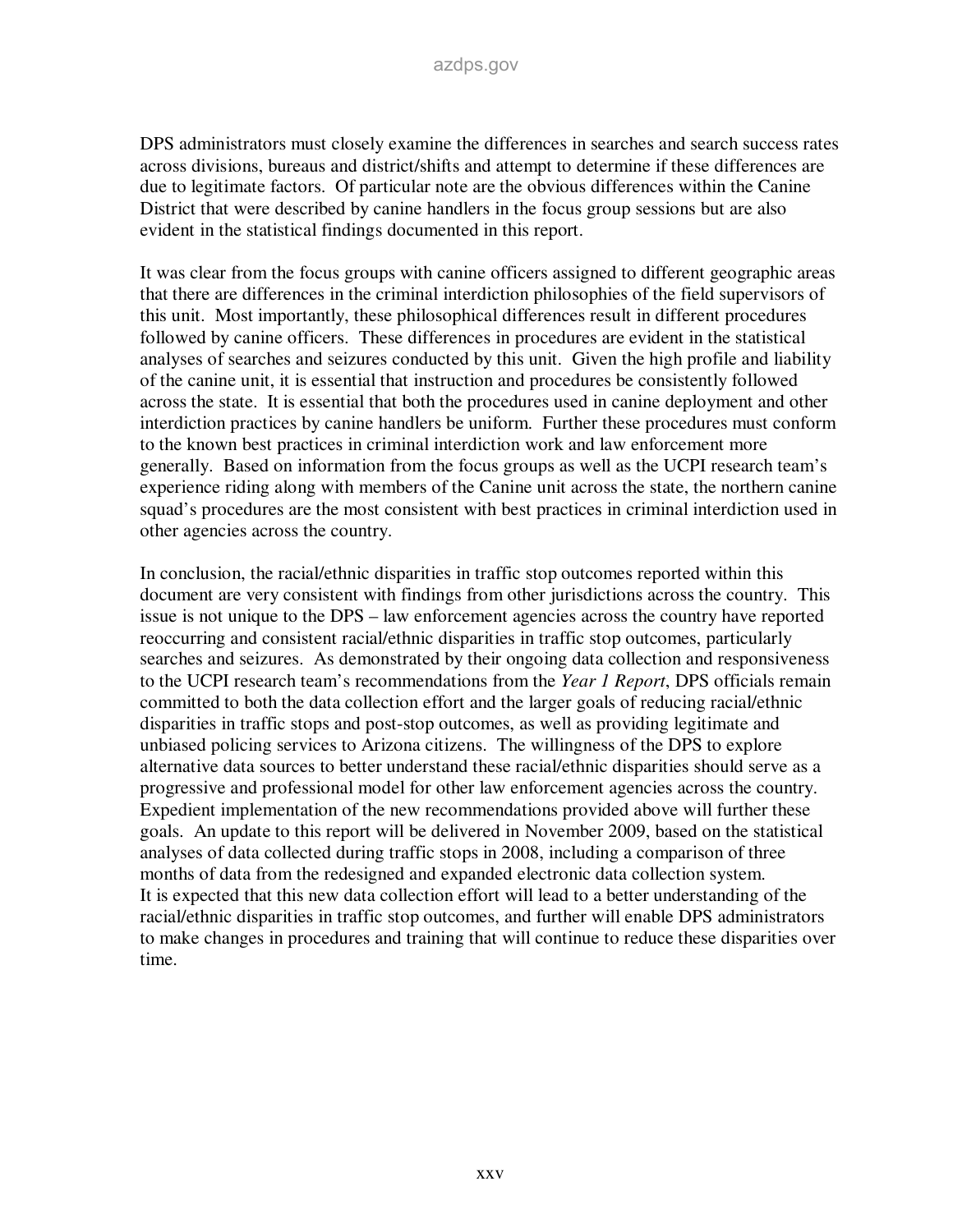DPS administrators must closely examine the differences in searches and search success rates across divisions, bureaus and district/shifts and attempt to determine if these differences are due to legitimate factors. Of particular note are the obvious differences within the Canine District that were described by canine handlers in the focus group sessions but are also evident in the statistical findings documented in this report.

It was clear from the focus groups with canine officers assigned to different geographic areas that there are differences in the criminal interdiction philosophies of the field supervisors of this unit. Most importantly, these philosophical differences result in different procedures followed by canine officers. These differences in procedures are evident in the statistical analyses of searches and seizures conducted by this unit. Given the high profile and liability of the canine unit, it is essential that instruction and procedures be consistently followed across the state. It is essential that both the procedures used in canine deployment and other interdiction practices by canine handlers be uniform. Further these procedures must conform to the known best practices in criminal interdiction work and law enforcement more generally. Based on information from the focus groups as well as the UCPI research team's experience riding along with members of the Canine unit across the state, the northern canine squad's procedures are the most consistent with best practices in criminal interdiction used in other agencies across the country.

In conclusion, the racial/ethnic disparities in traffic stop outcomes reported within this document are very consistent with findings from other jurisdictions across the country. This issue is not unique to the DPS – law enforcement agencies across the country have reported reoccurring and consistent racial/ethnic disparities in traffic stop outcomes, particularly searches and seizures. As demonstrated by their ongoing data collection and responsiveness to the UCPI research team's recommendations from the *Year 1 Report*, DPS officials remain committed to both the data collection effort and the larger goals of reducing racial/ethnic disparities in traffic stops and post-stop outcomes, as well as providing legitimate and unbiased policing services to Arizona citizens. The willingness of the DPS to explore alternative data sources to better understand these racial/ethnic disparities should serve as a progressive and professional model for other law enforcement agencies across the country. Expedient implementation of the new recommendations provided above will further these goals. An update to this report will be delivered in November 2009, based on the statistical analyses of data collected during traffic stops in 2008, including a comparison of three months of data from the redesigned and expanded electronic data collection system. It is expected that this new data collection effort will lead to a better understanding of the racial/ethnic disparities in traffic stop outcomes, and further will enable DPS administrators to make changes in procedures and training that will continue to reduce these disparities over time.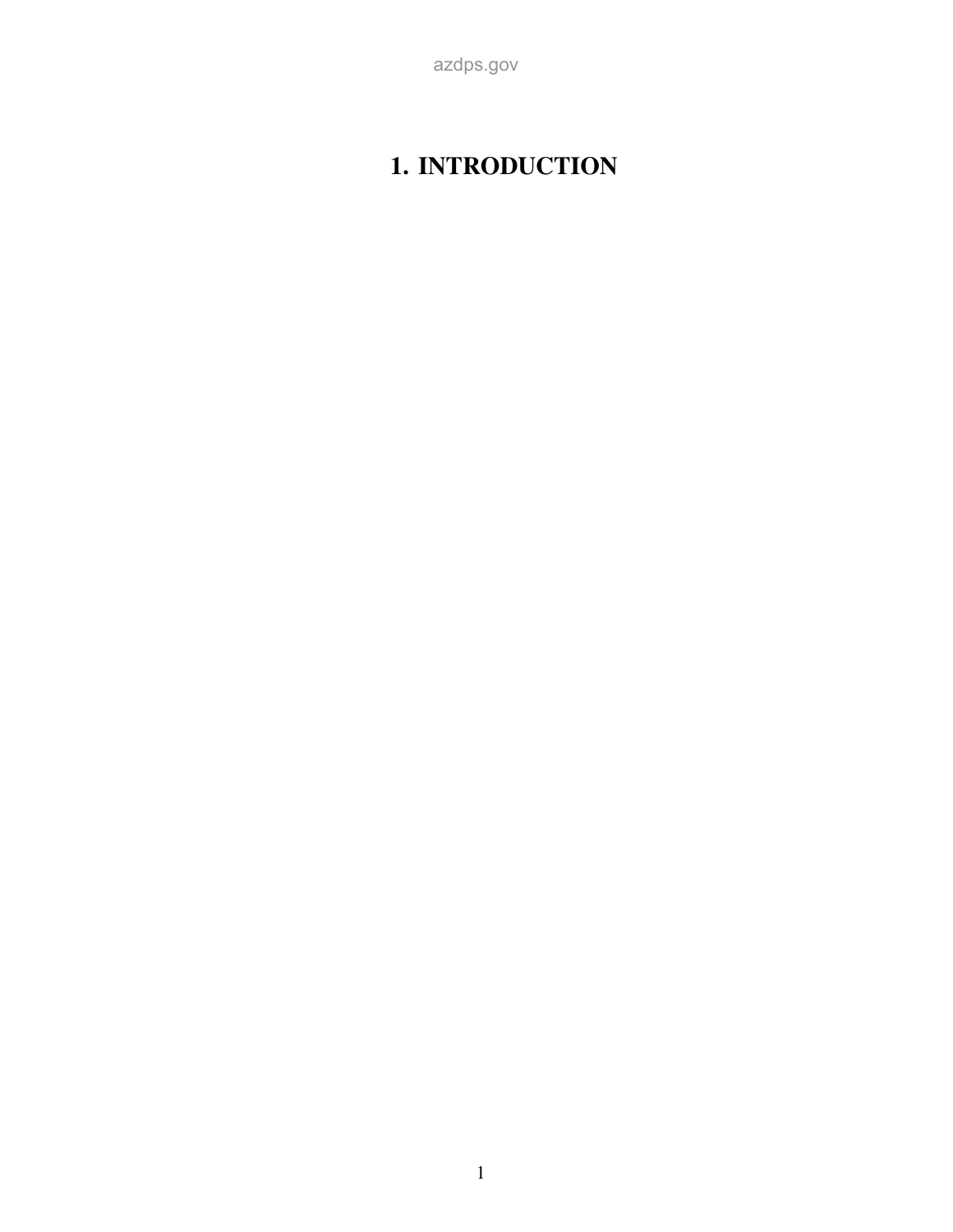# 1. INTRODUCTION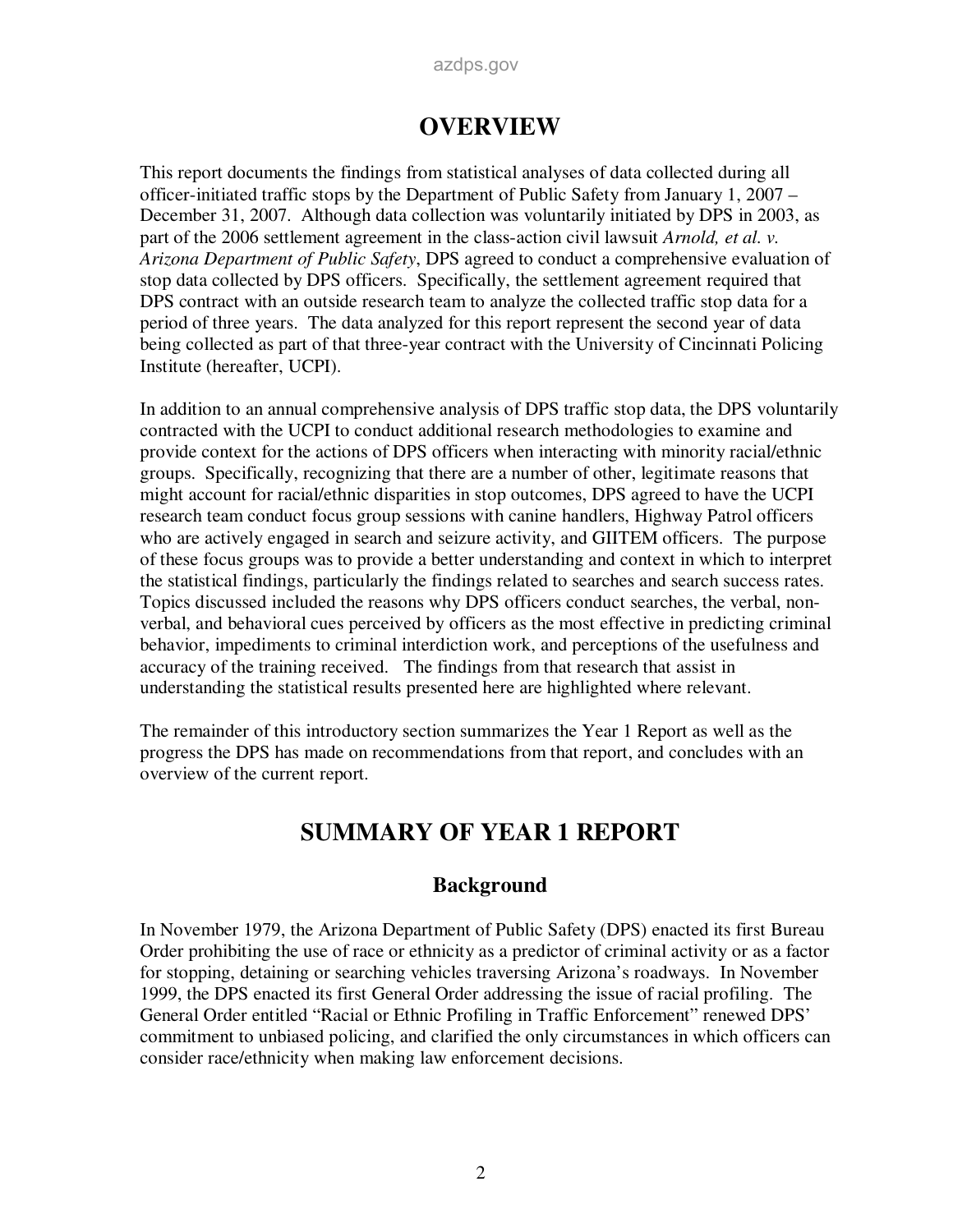# OVERVIEW

This report documents the findings from statistical analyses of data collected during all officer-initiated traffic stops by the Department of Public Safety from January 1, 2007 – December 31, 2007. Although data collection was voluntarily initiated by DPS in 2003, as part of the 2006 settlement agreement in the class-action civil lawsuit *Arnold, et al. v. Arizona Department of Public Safety*, DPS agreed to conduct a comprehensive evaluation of stop data collected by DPS officers. Specifically, the settlement agreement required that DPS contract with an outside research team to analyze the collected traffic stop data for a period of three years. The data analyzed for this report represent the second year of data being collected as part of that three-year contract with the University of Cincinnati Policing Institute (hereafter, UCPI).

In addition to an annual comprehensive analysis of DPS traffic stop data, the DPS voluntarily contracted with the UCPI to conduct additional research methodologies to examine and provide context for the actions of DPS officers when interacting with minority racial/ethnic groups. Specifically, recognizing that there are a number of other, legitimate reasons that might account for racial/ethnic disparities in stop outcomes, DPS agreed to have the UCPI research team conduct focus group sessions with canine handlers, Highway Patrol officers who are actively engaged in search and seizure activity, and GIITEM officers. The purpose of these focus groups was to provide a better understanding and context in which to interpret the statistical findings, particularly the findings related to searches and search success rates. Topics discussed included the reasons why DPS officers conduct searches, the verbal, non-verbal, and behavioral cues perceived by officers as the most effective in predicting criminal behavior, impediments to criminal interdiction work, and perceptions of the usefulness and accuracy of the training received. The findings from that research that assist in understanding the statistical results presented here are highlighted where relevant.

The remainder of this introductory section summarizes the Year 1 Report as well as the progress the DPS has made on recommendations from that report, and concludes with an overview of the current report.

# SUMMARY OF YEAR 1 REPORT

## Background

In November 1979, the Arizona Department of Public Safety (DPS) enacted its first Bureau Order prohibiting the use of race or ethnicity as a predictor of criminal activity or as a factor for stopping, detaining or searching vehicles traversing Arizona's roadways. In November 1999, the DPS enacted its first General Order addressing the issue of racial profiling. The General Order entitled "Racial or Ethnic Profiling in Traffic Enforcement" renewed DPS' commitment to unbiased policing, and clarified the only circumstances in which officers can consider race/ethnicity when making law enforcement decisions.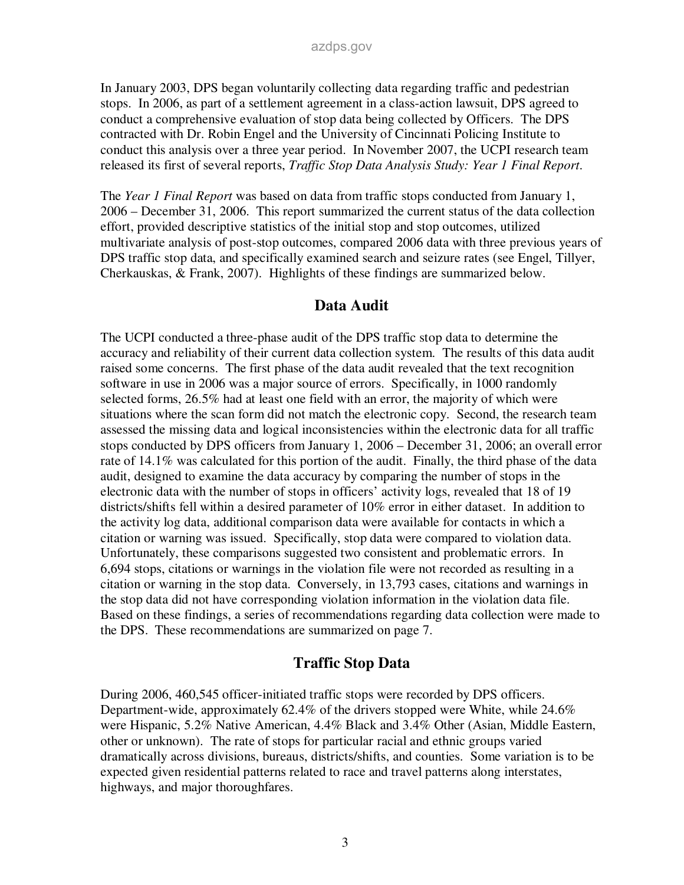In January 2003, DPS began voluntarily collecting data regarding traffic and pedestrian stops. In 2006, as part of a settlement agreement in a class-action lawsuit, DPS agreed to conduct a comprehensive evaluation of stop data being collected by Officers. The DPS contracted with Dr. Robin Engel and the University of Cincinnati Policing Institute to conduct this analysis over a three year period. In November 2007, the UCPI research team released its first of several reports, *Traffic Stop Data Analysis Study: Year 1 Final Report*.

The *Year 1 Final Report* was based on data from traffic stops conducted from January 1, 2006 – December 31, 2006. This report summarized the current status of the data collection effort, provided descriptive statistics of the initial stop and stop outcomes, utilized multivariate analysis of post-stop outcomes, compared 2006 data with three previous years of DPS traffic stop data, and specifically examined search and seizure rates (see Engel, Tillyer, Cherkauskas, & Frank, 2007). Highlights of these findings are summarized below.

## Data Audit

The UCPI conducted a three-phase audit of the DPS traffic stop data to determine the accuracy and reliability of their current data collection system. The results of this data audit raised some concerns. The first phase of the data audit revealed that the text recognition software in use in 2006 was a major source of errors. Specifically, in 1000 randomly selected forms, 26.5% had at least one field with an error, the majority of which were situations where the scan form did not match the electronic copy. Second, the research team assessed the missing data and logical inconsistencies within the electronic data for all traffic stops conducted by DPS officers from January 1, 2006 – December 31, 2006; an overall error rate of 14.1% was calculated for this portion of the audit. Finally, the third phase of the data audit, designed to examine the data accuracy by comparing the number of stops in the electronic data with the number of stops in officers' activity logs, revealed that 18 of 19 districts/shifts fell within a desired parameter of 10% error in either dataset. In addition to the activity log data, additional comparison data were available for contacts in which a citation or warning was issued. Specifically, stop data were compared to violation data. Unfortunately, these comparisons suggested two consistent and problematic errors. In 6,694 stops, citations or warnings in the violation file were not recorded as resulting in a citation or warning in the stop data. Conversely, in 13,793 cases, citations and warnings in the stop data did not have corresponding violation information in the violation data file. Based on these findings, a series of recommendations regarding data collection were made to the DPS. These recommendations are summarized on page 7.

## Traffic Stop Data

During 2006, 460,545 officer-initiated traffic stops were recorded by DPS officers. Department-wide, approximately 62.4% of the drivers stopped were White, while 24.6% were Hispanic, 5.2% Native American, 4.4% Black and 3.4% Other (Asian, Middle Eastern, other or unknown). The rate of stops for particular racial and ethnic groups varied dramatically across divisions, bureaus, districts/shifts, and counties. Some variation is to be expected given residential patterns related to race and travel patterns along interstates, highways, and major thoroughfares.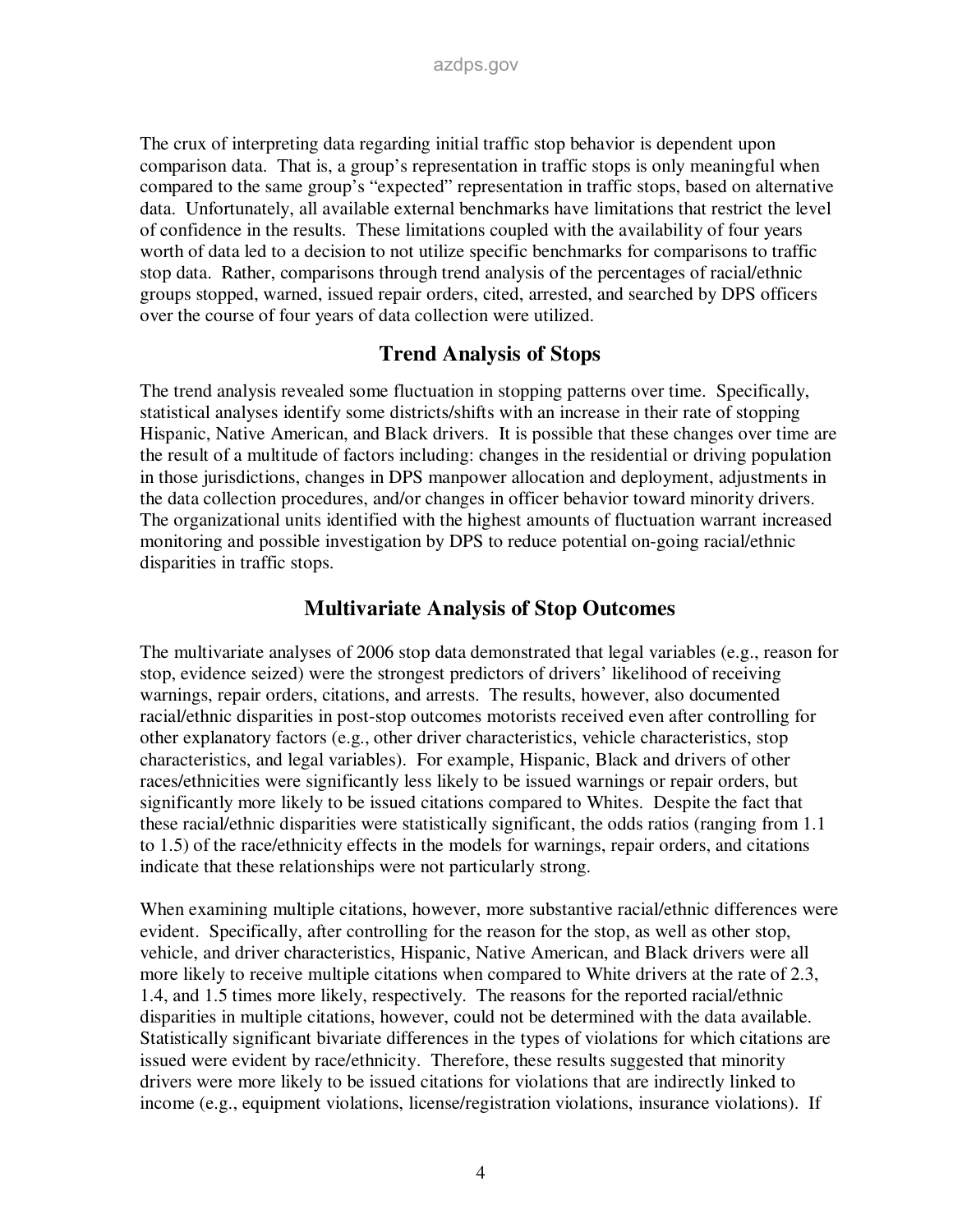The crux of interpreting data regarding initial traffic stop behavior is dependent upon comparison data. That is, a group's representation in traffic stops is only meaningful when compared to the same group's "expected" representation in traffic stops, based on alternative data. Unfortunately, all available external benchmarks have limitations that restrict the level of confidence in the results. These limitations coupled with the availability of four years worth of data led to a decision to not utilize specific benchmarks for comparisons to traffic stop data. Rather, comparisons through trend analysis of the percentages of racial/ethnic groups stopped, warned, issued repair orders, cited, arrested, and searched by DPS officers over the course of four years of data collection were utilized.

## Trend Analysis of Stops

The trend analysis revealed some fluctuation in stopping patterns over time. Specifically, statistical analyses identify some districts/shifts with an increase in their rate of stopping Hispanic, Native American, and Black drivers. It is possible that these changes over time are the result of a multitude of factors including: changes in the residential or driving population in those jurisdictions, changes in DPS manpower allocation and deployment, adjustments in the data collection procedures, and/or changes in officer behavior toward minority drivers. The organizational units identified with the highest amounts of fluctuation warrant increased monitoring and possible investigation by DPS to reduce potential on-going racial/ethnic disparities in traffic stops.

## Multivariate Analysis of Stop Outcomes

The multivariate analyses of 2006 stop data demonstrated that legal variables (e.g., reason for stop, evidence seized) were the strongest predictors of drivers' likelihood of receiving warnings, repair orders, citations, and arrests. The results, however, also documented racial/ethnic disparities in post-stop outcomes motorists received even after controlling for other explanatory factors (e.g., other driver characteristics, vehicle characteristics, stop characteristics, and legal variables). For example, Hispanic, Black and drivers of other races/ethnicities were significantly less likely to be issued warnings or repair orders, but significantly more likely to be issued citations compared to Whites. Despite the fact that these racial/ethnic disparities were statistically significant, the odds ratios (ranging from 1.1 to 1.5) of the race/ethnicity effects in the models for warnings, repair orders, and citations indicate that these relationships were not particularly strong.

When examining multiple citations, however, more substantive racial/ethnic differences were evident. Specifically, after controlling for the reason for the stop, as well as other stop, vehicle, and driver characteristics, Hispanic, Native American, and Black drivers were all more likely to receive multiple citations when compared to White drivers at the rate of 2.3, 1.4, and 1.5 times more likely, respectively. The reasons for the reported racial/ethnic disparities in multiple citations, however, could not be determined with the data available. Statistically significant bivariate differences in the types of violations for which citations are issued were evident by race/ethnicity. Therefore, these results suggested that minority drivers were more likely to be issued citations for violations that are indirectly linked to income (e.g., equipment violations, license/registration violations, insurance violations). If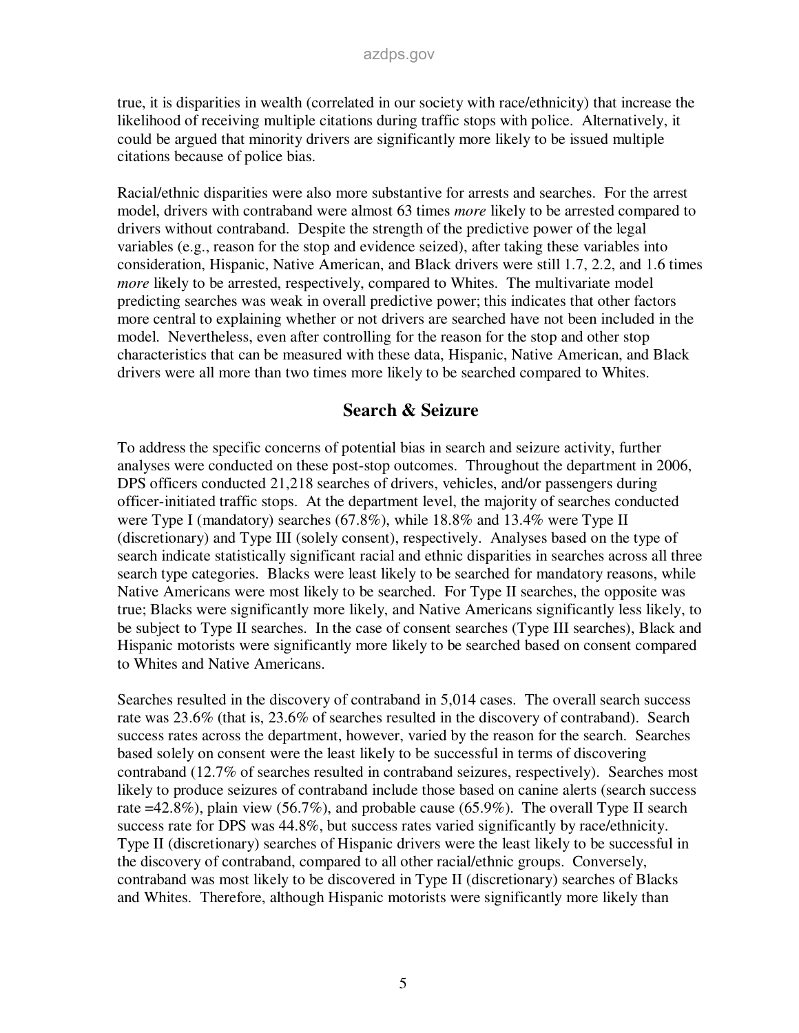true, it is disparities in wealth (correlated in our society with race/ethnicity) that increase the likelihood of receiving multiple citations during traffic stops with police. Alternatively, it could be argued that minority drivers are significantly more likely to be issued multiple citations because of police bias.

Racial/ethnic disparities were also more substantive for arrests and searches. For the arrest model, drivers with contraband were almost 63 times *more* likely to be arrested compared to drivers without contraband. Despite the strength of the predictive power of the legal variables (e.g., reason for the stop and evidence seized), after taking these variables into consideration, Hispanic, Native American, and Black drivers were still 1.7, 2.2, and 1.6 times *more* likely to be arrested, respectively, compared to Whites. The multivariate model predicting searches was weak in overall predictive power; this indicates that other factors more central to explaining whether or not drivers are searched have not been included in the model. Nevertheless, even after controlling for the reason for the stop and other stop characteristics that can be measured with these data, Hispanic, Native American, and Black drivers were all more than two times more likely to be searched compared to Whites.

## Search & Seizure

To address the specific concerns of potential bias in search and seizure activity, further analyses were conducted on these post-stop outcomes. Throughout the department in 2006, DPS officers conducted 21,218 searches of drivers, vehicles, and/or passengers during officer-initiated traffic stops. At the department level, the majority of searches conducted were Type I (mandatory) searches (67.8%), while 18.8% and 13.4% were Type II (discretionary) and Type III (solely consent), respectively. Analyses based on the type of search indicate statistically significant racial and ethnic disparities in searches across all three search type categories. Blacks were least likely to be searched for mandatory reasons, while Native Americans were most likely to be searched. For Type II searches, the opposite was true; Blacks were significantly more likely, and Native Americans significantly less likely, to be subject to Type II searches. In the case of consent searches (Type III searches), Black and Hispanic motorists were significantly more likely to be searched based on consent compared to Whites and Native Americans.

Searches resulted in the discovery of contraband in 5,014 cases. The overall search success rate was 23.6% (that is, 23.6% of searches resulted in the discovery of contraband). Search success rates across the department, however, varied by the reason for the search. Searches based solely on consent were the least likely to be successful in terms of discovering contraband (12.7% of searches resulted in contraband seizures, respectively). Searches most likely to produce seizures of contraband include those based on canine alerts (search success rate =42.8%), plain view (56.7%), and probable cause (65.9%). The overall Type II search success rate for DPS was 44.8%, but success rates varied significantly by race/ethnicity. Type II (discretionary) searches of Hispanic drivers were the least likely to be successful in the discovery of contraband, compared to all other racial/ethnic groups. Conversely, contraband was most likely to be discovered in Type II (discretionary) searches of Blacks and Whites. Therefore, although Hispanic motorists were significantly more likely than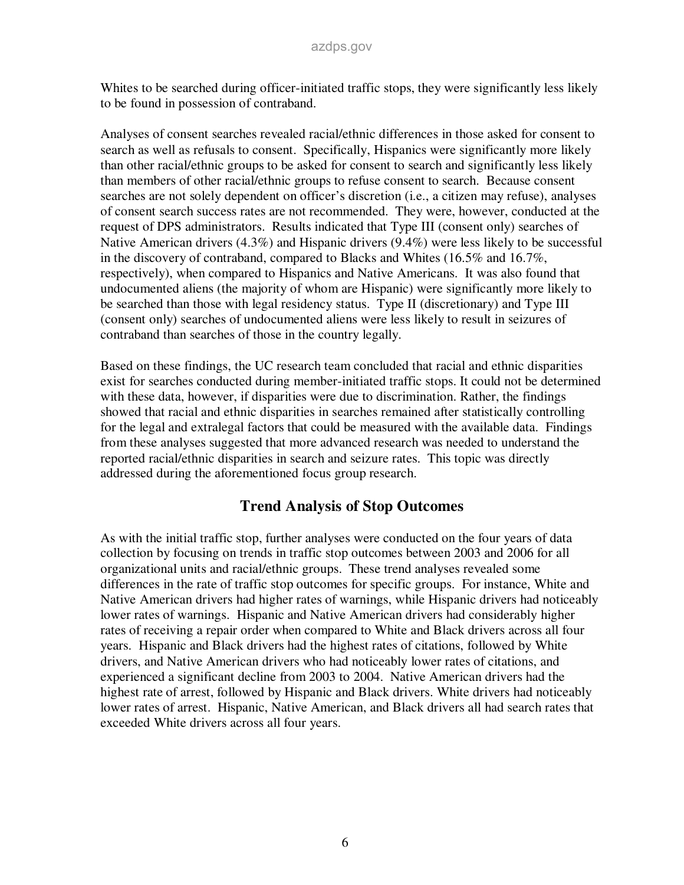Whites to be searched during officer-initiated traffic stops, they were significantly less likely to be found in possession of contraband.

Analyses of consent searches revealed racial/ethnic differences in those asked for consent to search as well as refusals to consent. Specifically, Hispanics were significantly more likely than other racial/ethnic groups to be asked for consent to search and significantly less likely than members of other racial/ethnic groups to refuse consent to search. Because consent searches are not solely dependent on officer's discretion (i.e., a citizen may refuse), analyses of consent search success rates are not recommended. They were, however, conducted at the request of DPS administrators. Results indicated that Type III (consent only) searches of Native American drivers (4.3%) and Hispanic drivers (9.4%) were less likely to be successful in the discovery of contraband, compared to Blacks and Whites (16.5% and 16.7%, respectively), when compared to Hispanics and Native Americans. It was also found that undocumented aliens (the majority of whom are Hispanic) were significantly more likely to be searched than those with legal residency status. Type II (discretionary) and Type III (consent only) searches of undocumented aliens were less likely to result in seizures of contraband than searches of those in the country legally.

Based on these findings, the UC research team concluded that racial and ethnic disparities exist for searches conducted during member-initiated traffic stops. It could not be determined with these data, however, if disparities were due to discrimination. Rather, the findings showed that racial and ethnic disparities in searches remained after statistically controlling for the legal and extralegal factors that could be measured with the available data. Findings from these analyses suggested that more advanced research was needed to understand the reported racial/ethnic disparities in search and seizure rates. This topic was directly addressed during the aforementioned focus group research.

## Trend Analysis of Stop Outcomes

As with the initial traffic stop, further analyses were conducted on the four years of data collection by focusing on trends in traffic stop outcomes between 2003 and 2006 for all organizational units and racial/ethnic groups. These trend analyses revealed some differences in the rate of traffic stop outcomes for specific groups. For instance, White and Native American drivers had higher rates of warnings, while Hispanic drivers had noticeably lower rates of warnings. Hispanic and Native American drivers had considerably higher rates of receiving a repair order when compared to White and Black drivers across all four years. Hispanic and Black drivers had the highest rates of citations, followed by White drivers, and Native American drivers who had noticeably lower rates of citations, and experienced a significant decline from 2003 to 2004. Native American drivers had the highest rate of arrest, followed by Hispanic and Black drivers. White drivers had noticeably lower rates of arrest. Hispanic, Native American, and Black drivers all had search rates that exceeded White drivers across all four years.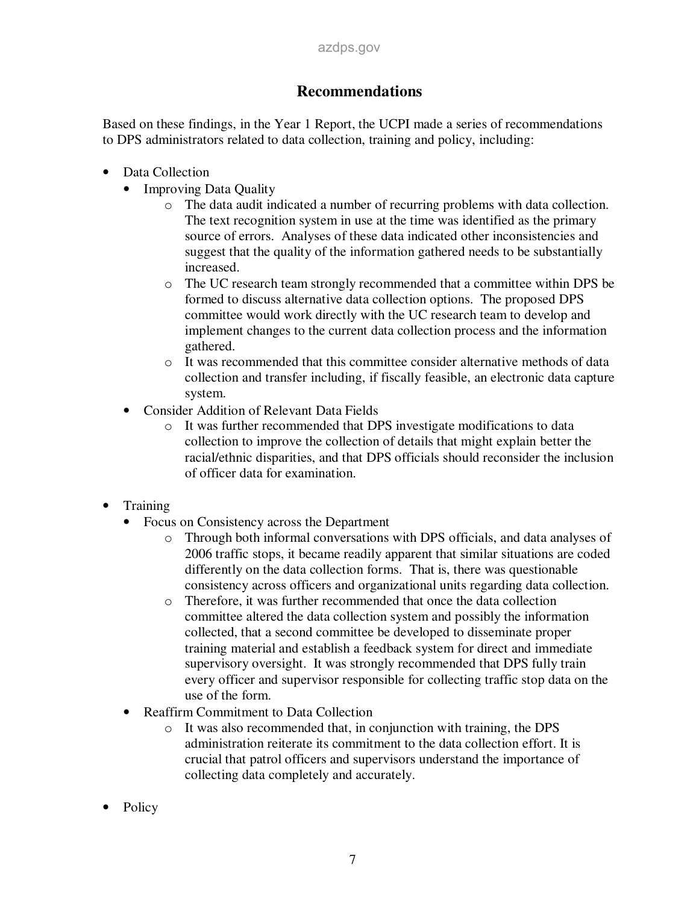## Recommendations

Based on these findings, in the Year 1 Report, the UCPI made a series of recommendations to DPS administrators related to data collection, training and policy, including:

- Data Collection
  - Improving Data Quality
    - The data audit indicated a number of recurring problems with data collection. The text recognition system in use at the time was identified as the primary source of errors. Analyses of these data indicated other inconsistencies and suggest that the quality of the information gathered needs to be substantially increased.
    - The UC research team strongly recommended that a committee within DPS be formed to discuss alternative data collection options. The proposed DPS committee would work directly with the UC research team to develop and implement changes to the current data collection process and the information gathered.
    - It was recommended that this committee consider alternative methods of data collection and transfer including, if fiscally feasible, an electronic data capture system.
  - Consider Addition of Relevant Data Fields
    - It was further recommended that DPS investigate modifications to data collection to improve the collection of details that might explain better the racial/ethnic disparities, and that DPS officials should reconsider the inclusion of officer data for examination.

- Training
  - Focus on Consistency across the Department
    - Through both informal conversations with DPS officials, and data analyses of 2006 traffic stops, it became readily apparent that similar situations are coded differently on the data collection forms. That is, there was questionable consistency across officers and organizational units regarding data collection.
    - Therefore, it was further recommended that once the data collection committee altered the data collection system and possibly the information collected, that a second committee be developed to disseminate proper training material and establish a feedback system for direct and immediate supervisory oversight. It was strongly recommended that DPS fully train every officer and supervisor responsible for collecting traffic stop data on the use of the form.
  - Reaffirm Commitment to Data Collection
    - It was also recommended that, in conjunction with training, the DPS administration reiterate its commitment to the data collection effort. It is crucial that patrol officers and supervisors understand the importance of collecting data completely and accurately.

- Policy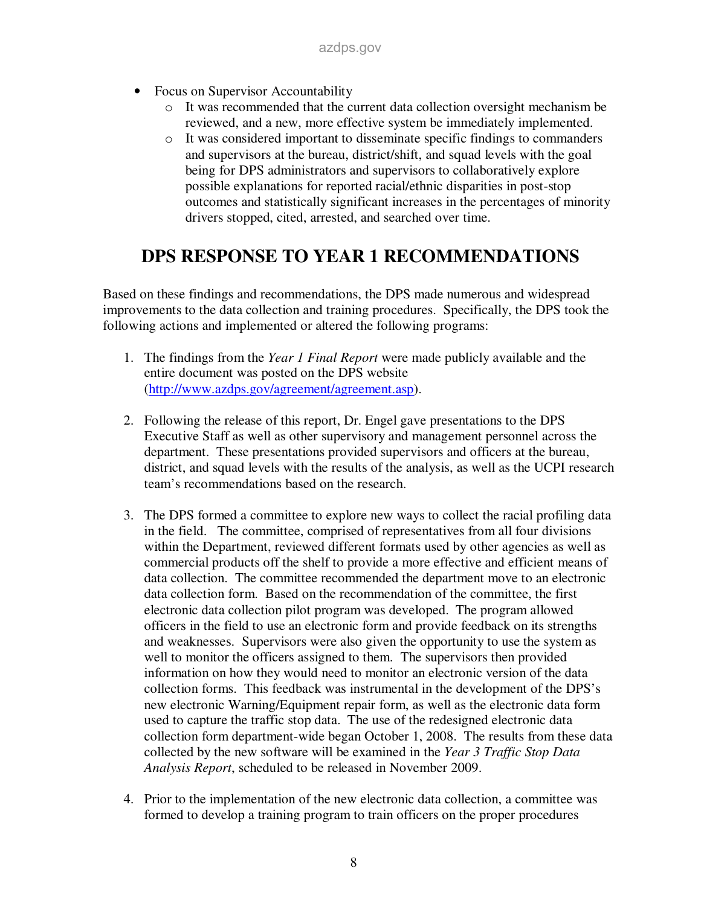- Focus on Supervisor Accountability
  - It was recommended that the current data collection oversight mechanism be reviewed, and a new, more effective system be immediately implemented.
  - It was considered important to disseminate specific findings to commanders and supervisors at the bureau, district/shift, and squad levels with the goal being for DPS administrators and supervisors to collaboratively explore possible explanations for reported racial/ethnic disparities in post-stop outcomes and statistically significant increases in the percentages of minority drivers stopped, cited, arrested, and searched over time.

## DPS RESPONSE TO YEAR 1 RECOMMENDATIONS

Based on these findings and recommendations, the DPS made numerous and widespread improvements to the data collection and training procedures. Specifically, the DPS took the following actions and implemented or altered the following programs:

1. The findings from the *Year 1 Final Report* were made publicly available and the entire document was posted on the DPS website (http://www.azdps.gov/agreement/agreement.asp).

2. Following the release of this report, Dr. Engel gave presentations to the DPS Executive Staff as well as other supervisory and management personnel across the department. These presentations provided supervisors and officers at the bureau, district, and squad levels with the results of the analysis, as well as the UCPI research team's recommendations based on the research.

3. The DPS formed a committee to explore new ways to collect the racial profiling data in the field. The committee, comprised of representatives from all four divisions within the Department, reviewed different formats used by other agencies as well as commercial products off the shelf to provide a more effective and efficient means of data collection. The committee recommended the department move to an electronic data collection form. Based on the recommendation of the committee, the first electronic data collection pilot program was developed. The program allowed officers in the field to use an electronic form and provide feedback on its strengths and weaknesses. Supervisors were also given the opportunity to use the system as well to monitor the officers assigned to them. The supervisors then provided information on how they would need to monitor an electronic version of the data collection forms. This feedback was instrumental in the development of the DPS's new electronic Warning/Equipment repair form, as well as the electronic data form used to capture the traffic stop data. The use of the redesigned electronic data collection form department-wide began October 1, 2008. The results from these data collected by the new software will be examined in the *Year 3 Traffic Stop Data Analysis Report*, scheduled to be released in November 2009.

4. Prior to the implementation of the new electronic data collection, a committee was formed to develop a training program to train officers on the proper procedures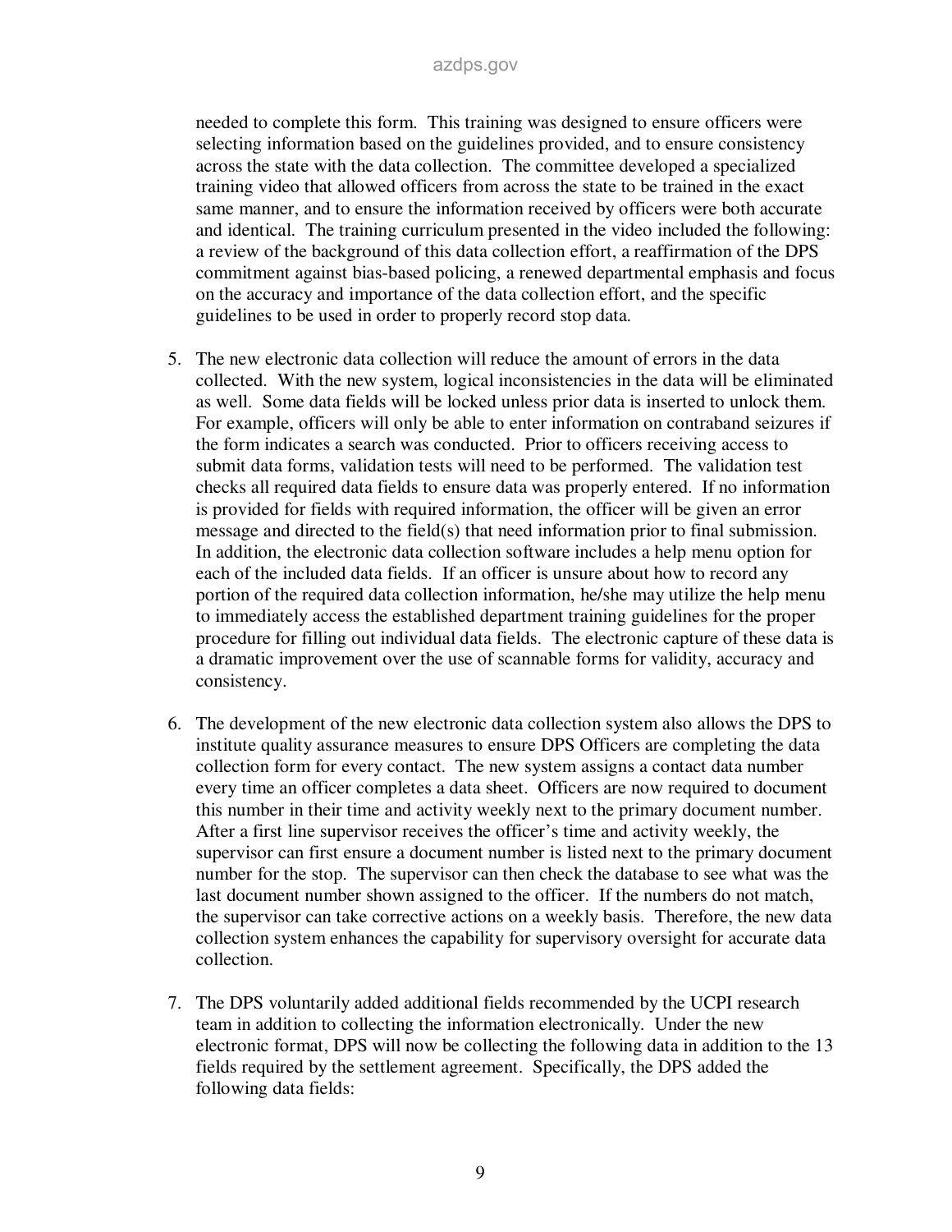needed to complete this form. This training was designed to ensure officers were selecting information based on the guidelines provided, and to ensure consistency across the state with the data collection. The committee developed a specialized training video that allowed officers from across the state to be trained in the exact same manner, and to ensure the information received by officers were both accurate and identical. The training curriculum presented in the video included the following: a review of the background of this data collection effort, a reaffirmation of the DPS commitment against bias-based policing, a renewed departmental emphasis and focus on the accuracy and importance of the data collection effort, and the specific guidelines to be used in order to properly record stop data.

5. The new electronic data collection will reduce the amount of errors in the data collected. With the new system, logical inconsistencies in the data will be eliminated as well. Some data fields will be locked unless prior data is inserted to unlock them. For example, officers will only be able to enter information on contraband seizures if the form indicates a search was conducted. Prior to officers receiving access to submit data forms, validation tests will need to be performed. The validation test checks all required data fields to ensure data was properly entered. If no information is provided for fields with required information, the officer will be given an error message and directed to the field(s) that need information prior to final submission. In addition, the electronic data collection software includes a help menu option for each of the included data fields. If an officer is unsure about how to record any portion of the required data collection information, he/she may utilize the help menu to immediately access the established department training guidelines for the proper procedure for filling out individual data fields. The electronic capture of these data is a dramatic improvement over the use of scannable forms for validity, accuracy and consistency.

6. The development of the new electronic data collection system also allows the DPS to institute quality assurance measures to ensure DPS Officers are completing the data collection form for every contact. The new system assigns a contact data number every time an officer completes a data sheet. Officers are now required to document this number in their time and activity weekly next to the primary document number. After a first line supervisor receives the officer's time and activity weekly, the supervisor can first ensure a document number is listed next to the primary document number for the stop. The supervisor can then check the database to see what was the last document number shown assigned to the officer. If the numbers do not match, the supervisor can take corrective actions on a weekly basis. Therefore, the new data collection system enhances the capability for supervisory oversight for accurate data collection.

7. The DPS voluntarily added additional fields recommended by the UCPI research team in addition to collecting the information electronically. Under the new electronic format, DPS will now be collecting the following data in addition to the 13 fields required by the settlement agreement. Specifically, the DPS added the following data fields: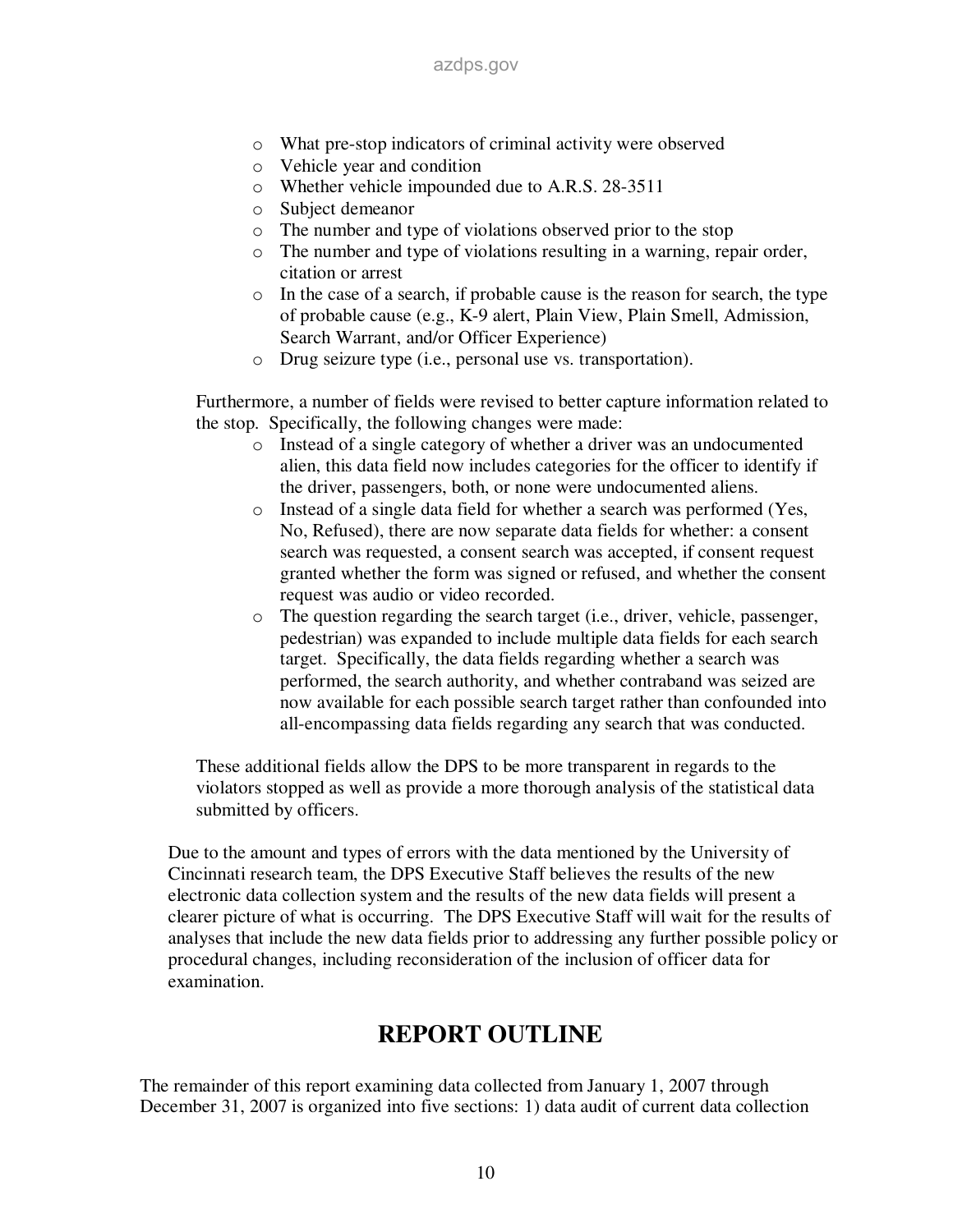- What pre-stop indicators of criminal activity were observed
- Vehicle year and condition
- Whether vehicle impounded due to A.R.S. 28-3511
- Subject demeanor
- The number and type of violations observed prior to the stop
- The number and type of violations resulting in a warning, repair order, citation or arrest
- In the case of a search, if probable cause is the reason for search, the type of probable cause (e.g., K-9 alert, Plain View, Plain Smell, Admission, Search Warrant, and/or Officer Experience)
- Drug seizure type (i.e., personal use vs. transportation).

Furthermore, a number of fields were revised to better capture information related to the stop. Specifically, the following changes were made:

- Instead of a single category of whether a driver was an undocumented alien, this data field now includes categories for the officer to identify if the driver, passengers, both, or none were undocumented aliens.
- Instead of a single data field for whether a search was performed (Yes, No, Refused), there are now separate data fields for whether: a consent search was requested, a consent search was accepted, if consent request granted whether the form was signed or refused, and whether the consent request was audio or video recorded.
- The question regarding the search target (i.e., driver, vehicle, passenger, pedestrian) was expanded to include multiple data fields for each search target. Specifically, the data fields regarding whether a search was performed, the search authority, and whether contraband was seized are now available for each possible search target rather than confounded into all-encompassing data fields regarding any search that was conducted.

These additional fields allow the DPS to be more transparent in regards to the violators stopped as well as provide a more thorough analysis of the statistical data submitted by officers.

Due to the amount and types of errors with the data mentioned by the University of Cincinnati research team, the DPS Executive Staff believes the results of the new electronic data collection system and the results of the new data fields will present a clearer picture of what is occurring. The DPS Executive Staff will wait for the results of analyses that include the new data fields prior to addressing any further possible policy or procedural changes, including reconsideration of the inclusion of officer data for examination.

## REPORT OUTLINE

The remainder of this report examining data collected from January 1, 2007 through December 31, 2007 is organized into five sections: 1) data audit of current data collection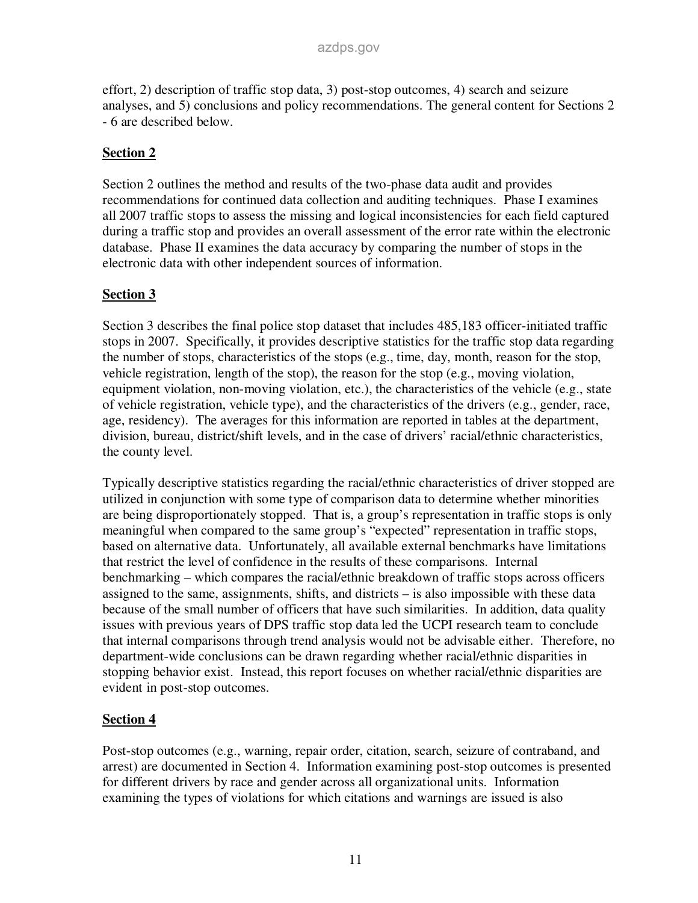effort, 2) description of traffic stop data, 3) post-stop outcomes, 4) search and seizure analyses, and 5) conclusions and policy recommendations. The general content for Sections 2 - 6 are described below.

## Section 2

Section 2 outlines the method and results of the two-phase data audit and provides recommendations for continued data collection and auditing techniques. Phase I examines all 2007 traffic stops to assess the missing and logical inconsistencies for each field captured during a traffic stop and provides an overall assessment of the error rate within the electronic database. Phase II examines the data accuracy by comparing the number of stops in the electronic data with other independent sources of information.

## Section 3

Section 3 describes the final police stop dataset that includes 485,183 officer-initiated traffic stops in 2007. Specifically, it provides descriptive statistics for the traffic stop data regarding the number of stops, characteristics of the stops (e.g., time, day, month, reason for the stop, vehicle registration, length of the stop), the reason for the stop (e.g., moving violation, equipment violation, non-moving violation, etc.), the characteristics of the vehicle (e.g., state of vehicle registration, vehicle type), and the characteristics of the drivers (e.g., gender, race, age, residency). The averages for this information are reported in tables at the department, division, bureau, district/shift levels, and in the case of drivers' racial/ethnic characteristics, the county level.

Typically descriptive statistics regarding the racial/ethnic characteristics of driver stopped are utilized in conjunction with some type of comparison data to determine whether minorities are being disproportionately stopped. That is, a group's representation in traffic stops is only meaningful when compared to the same group's "expected" representation in traffic stops, based on alternative data. Unfortunately, all available external benchmarks have limitations that restrict the level of confidence in the results of these comparisons. Internal benchmarking – which compares the racial/ethnic breakdown of traffic stops across officers assigned to the same, assignments, shifts, and districts – is also impossible with these data because of the small number of officers that have such similarities. In addition, data quality issues with previous years of DPS traffic stop data led the UCPI research team to conclude that internal comparisons through trend analysis would not be advisable either. Therefore, no department-wide conclusions can be drawn regarding whether racial/ethnic disparities in stopping behavior exist. Instead, this report focuses on whether racial/ethnic disparities are evident in post-stop outcomes.

## Section 4

Post-stop outcomes (e.g., warning, repair order, citation, search, seizure of contraband, and arrest) are documented in Section 4. Information examining post-stop outcomes is presented for different drivers by race and gender across all organizational units. Information examining the types of violations for which citations and warnings are issued is also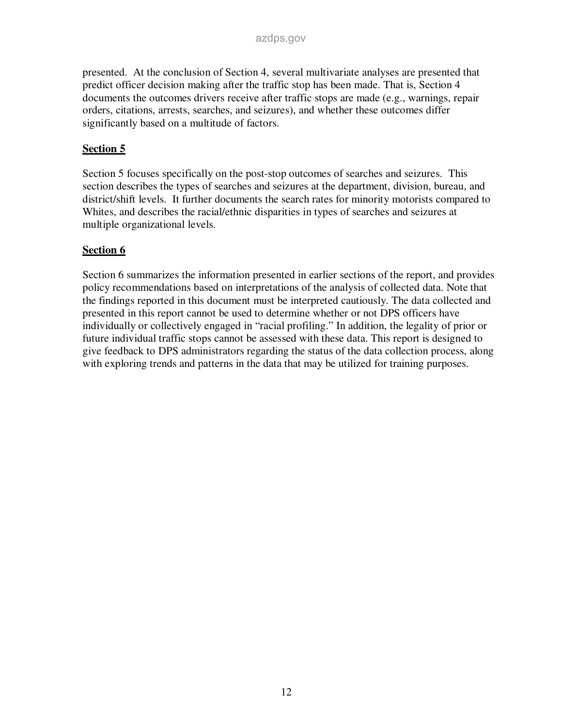presented. At the conclusion of Section 4, several multivariate analyses are presented that predict officer decision making after the traffic stop has been made. That is, Section 4 documents the outcomes drivers receive after traffic stops are made (e.g., warnings, repair orders, citations, arrests, searches, and seizures), and whether these outcomes differ significantly based on a multitude of factors.

## Section 5

Section 5 focuses specifically on the post-stop outcomes of searches and seizures. This section describes the types of searches and seizures at the department, division, bureau, and district/shift levels. It further documents the search rates for minority motorists compared to Whites, and describes the racial/ethnic disparities in types of searches and seizures at multiple organizational levels.

## Section 6

Section 6 summarizes the information presented in earlier sections of the report, and provides policy recommendations based on interpretations of the analysis of collected data. Note that the findings reported in this document must be interpreted cautiously. The data collected and presented in this report cannot be used to determine whether or not DPS officers have individually or collectively engaged in "racial profiling." In addition, the legality of prior or future individual traffic stops cannot be assessed with these data. This report is designed to give feedback to DPS administrators regarding the status of the data collection process, along with exploring trends and patterns in the data that may be utilized for training purposes.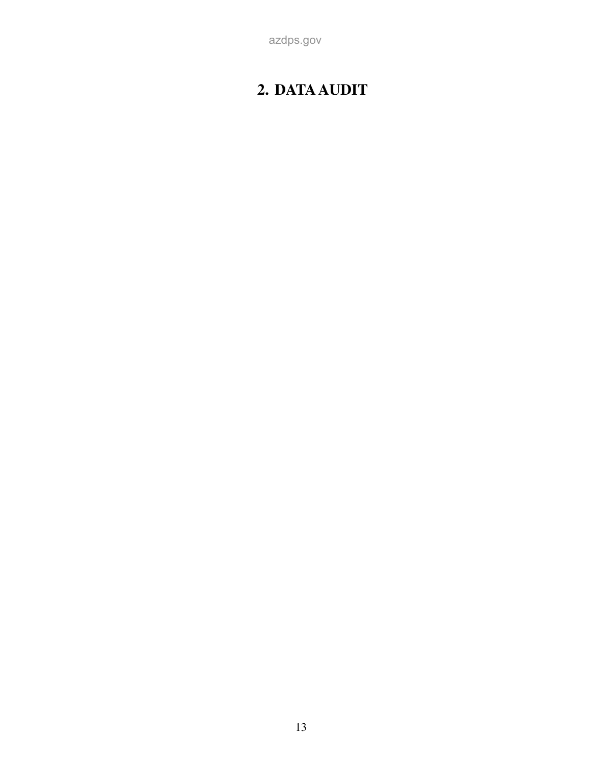# 2. DATA AUDIT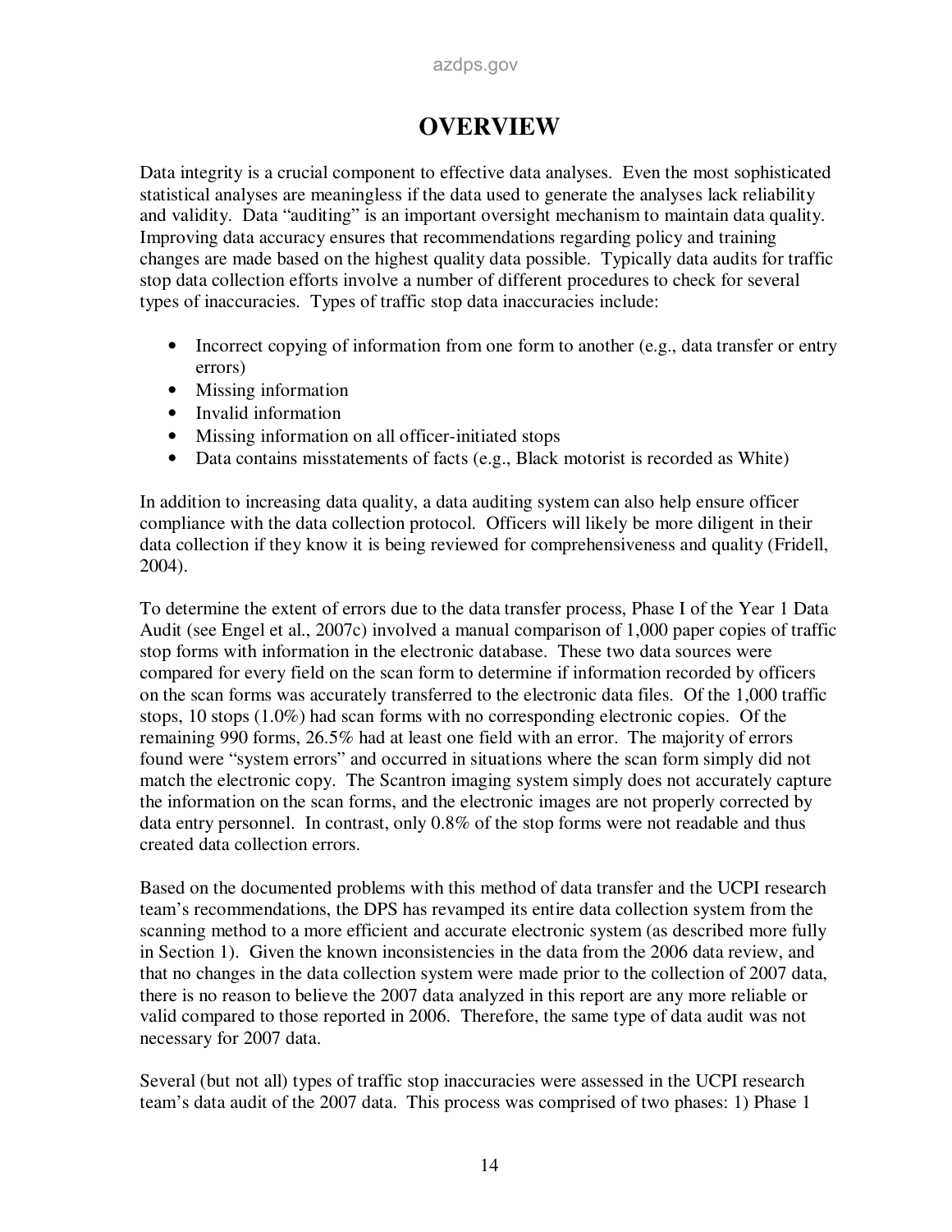# OVERVIEW

Data integrity is a crucial component to effective data analyses. Even the most sophisticated statistical analyses are meaningless if the data used to generate the analyses lack reliability and validity. Data "auditing" is an important oversight mechanism to maintain data quality. Improving data accuracy ensures that recommendations regarding policy and training changes are made based on the highest quality data possible. Typically data audits for traffic stop data collection efforts involve a number of different procedures to check for several types of inaccuracies. Types of traffic stop data inaccuracies include:

- Incorrect copying of information from one form to another (e.g., data transfer or entry errors)
- Missing information
- Invalid information
- Missing information on all officer-initiated stops
- Data contains misstatements of facts (e.g., Black motorist is recorded as White)

In addition to increasing data quality, a data auditing system can also help ensure officer compliance with the data collection protocol. Officers will likely be more diligent in their data collection if they know it is being reviewed for comprehensiveness and quality (Fridell, 2004).

To determine the extent of errors due to the data transfer process, Phase I of the Year 1 Data Audit (see Engel et al., 2007c) involved a manual comparison of 1,000 paper copies of traffic stop forms with information in the electronic database. These two data sources were compared for every field on the scan form to determine if information recorded by officers on the scan forms was accurately transferred to the electronic data files. Of the 1,000 traffic stops, 10 stops (1.0%) had scan forms with no corresponding electronic copies. Of the remaining 990 forms, 26.5% had at least one field with an error. The majority of errors found were "system errors" and occurred in situations where the scan form simply did not match the electronic copy. The Scantron imaging system simply does not accurately capture the information on the scan forms, and the electronic images are not properly corrected by data entry personnel. In contrast, only 0.8% of the stop forms were not readable and thus created data collection errors.

Based on the documented problems with this method of data transfer and the UCPI research team's recommendations, the DPS has revamped its entire data collection system from the scanning method to a more efficient and accurate electronic system (as described more fully in Section 1). Given the known inconsistencies in the data from the 2006 data review, and that no changes in the data collection system were made prior to the collection of 2007 data, there is no reason to believe the 2007 data analyzed in this report are any more reliable or valid compared to those reported in 2006. Therefore, the same type of data audit was not necessary for 2007 data.

Several (but not all) types of traffic stop inaccuracies were assessed in the UCPI research team's data audit of the 2007 data. This process was comprised of two phases: 1) Phase 1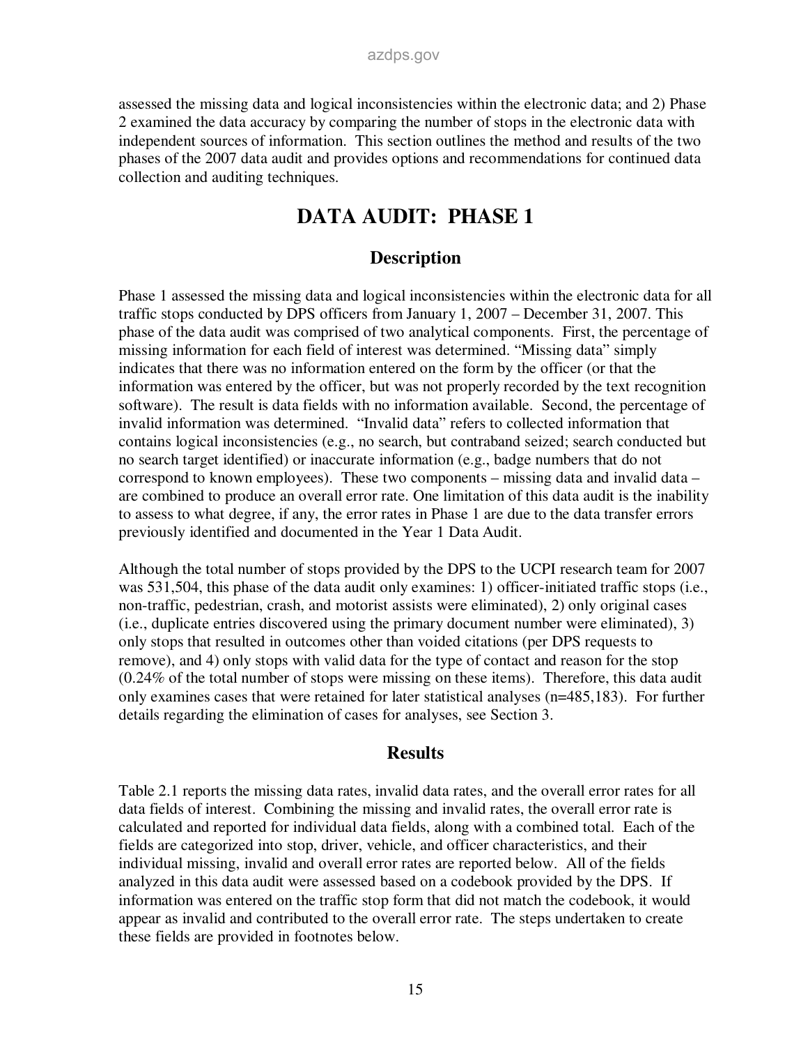assessed the missing data and logical inconsistencies within the electronic data; and 2) Phase 2 examined the data accuracy by comparing the number of stops in the electronic data with independent sources of information. This section outlines the method and results of the two phases of the 2007 data audit and provides options and recommendations for continued data collection and auditing techniques.

# DATA AUDIT: PHASE 1

## Description

Phase 1 assessed the missing data and logical inconsistencies within the electronic data for all traffic stops conducted by DPS officers from January 1, 2007 – December 31, 2007. This phase of the data audit was comprised of two analytical components. First, the percentage of missing information for each field of interest was determined. "Missing data" simply indicates that there was no information entered on the form by the officer (or that the information was entered by the officer, but was not properly recorded by the text recognition software). The result is data fields with no information available. Second, the percentage of invalid information was determined. "Invalid data" refers to collected information that contains logical inconsistencies (e.g., no search, but contraband seized; search conducted but no search target identified) or inaccurate information (e.g., badge numbers that do not correspond to known employees). These two components – missing data and invalid data – are combined to produce an overall error rate. One limitation of this data audit is the inability to assess to what degree, if any, the error rates in Phase 1 are due to the data transfer errors previously identified and documented in the Year 1 Data Audit.

Although the total number of stops provided by the DPS to the UCPI research team for 2007 was 531,504, this phase of the data audit only examines: 1) officer-initiated traffic stops (i.e., non-traffic, pedestrian, crash, and motorist assists were eliminated), 2) only original cases (i.e., duplicate entries discovered using the primary document number were eliminated), 3) only stops that resulted in outcomes other than voided citations (per DPS requests to remove), and 4) only stops with valid data for the type of contact and reason for the stop (0.24% of the total number of stops were missing on these items). Therefore, this data audit only examines cases that were retained for later statistical analyses (n=485,183). For further details regarding the elimination of cases for analyses, see Section 3.

## Results

Table 2.1 reports the missing data rates, invalid data rates, and the overall error rates for all data fields of interest. Combining the missing and invalid rates, the overall error rate is calculated and reported for individual data fields, along with a combined total. Each of the fields are categorized into stop, driver, vehicle, and officer characteristics, and their individual missing, invalid and overall error rates are reported below. All of the fields analyzed in this data audit were assessed based on a codebook provided by the DPS. If information was entered on the traffic stop form that did not match the codebook, it would appear as invalid and contributed to the overall error rate. The steps undertaken to create these fields are provided in footnotes below.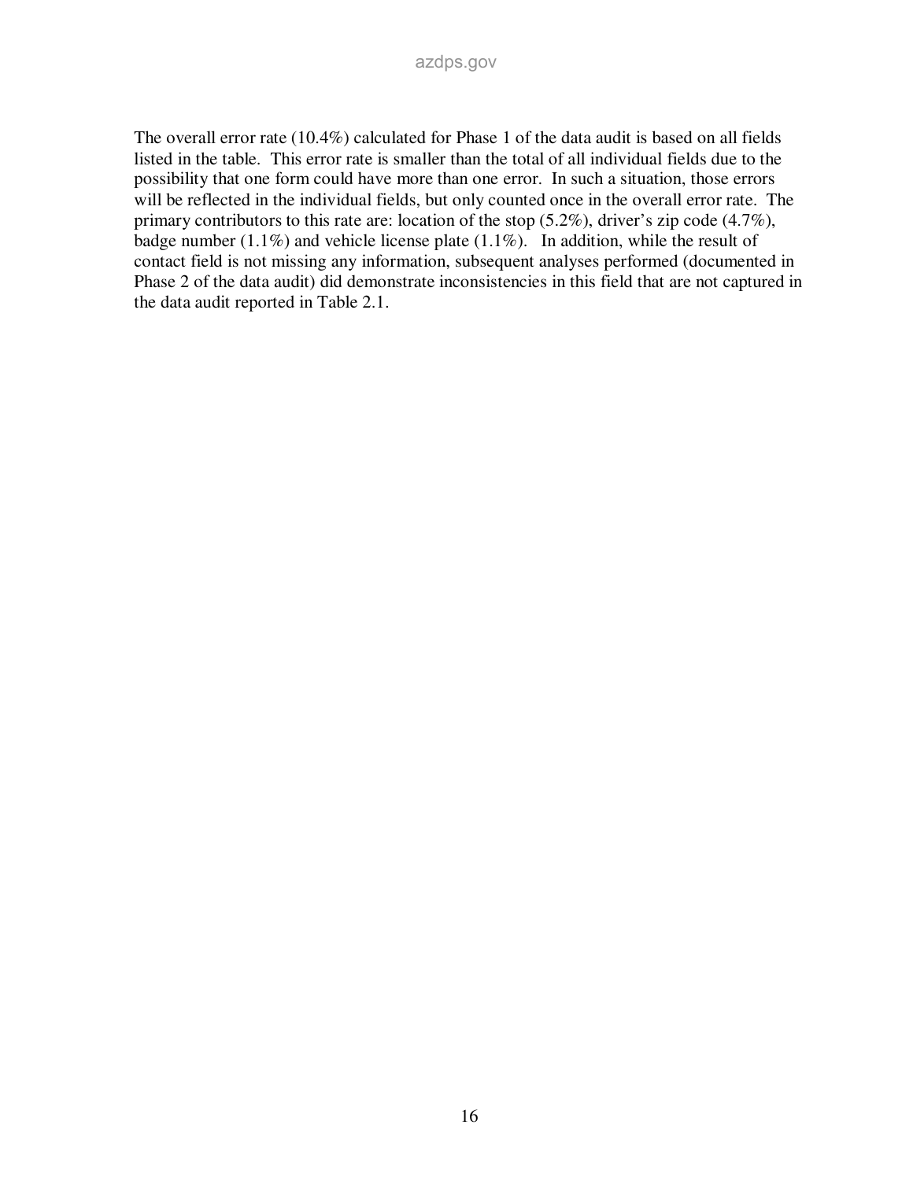The overall error rate (10.4%) calculated for Phase 1 of the data audit is based on all fields listed in the table. This error rate is smaller than the total of all individual fields due to the possibility that one form could have more than one error. In such a situation, those errors will be reflected in the individual fields, but only counted once in the overall error rate. The primary contributors to this rate are: location of the stop (5.2%), driver's zip code (4.7%), badge number (1.1%) and vehicle license plate (1.1%). In addition, while the result of contact field is not missing any information, subsequent analyses performed (documented in Phase 2 of the data audit) did demonstrate inconsistencies in this field that are not captured in the data audit reported in Table 2.1.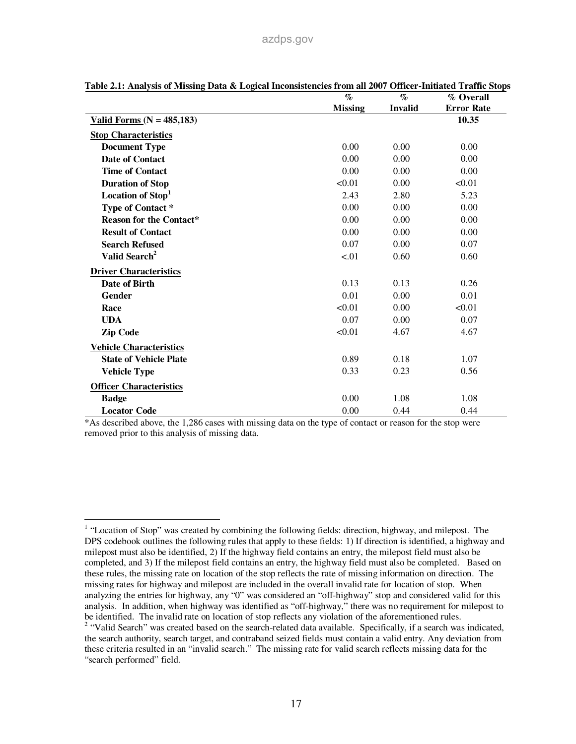**Table 2.1: Analysis of Missing Data & Logical Inconsistencies from all 2007 Officer-Initiated Traffic Stops**

| | % Missing | % Invalid | % Overall Error Rate |
|---|---|---|---|
| **Valid Forms (N = 485,183)** | | | **10.35** |
| **Stop Characteristics** | | | |
| **Document Type** | 0.00 | 0.00 | 0.00 |
| **Date of Contact** | 0.00 | 0.00 | 0.00 |
| **Time of Contact** | 0.00 | 0.00 | 0.00 |
| **Duration of Stop** | <0.01 | 0.00 | <0.01 |
| **Location of Stop**[1] | 2.43 | 2.80 | 5.23 |
| **Type of Contact *** | 0.00 | 0.00 | 0.00 |
| **Reason for the Contact*** | 0.00 | 0.00 | 0.00 |
| **Result of Contact** | 0.00 | 0.00 | 0.00 |
| **Search Refused** | 0.07 | 0.00 | 0.07 |
| **Valid Search**[2] | <.01 | 0.60 | 0.60 |
| **Driver Characteristics** | | | |
| **Date of Birth** | 0.13 | 0.13 | 0.26 |
| **Gender** | 0.01 | 0.00 | 0.01 |
| **Race** | <0.01 | 0.00 | <0.01 |
| **UDA** | 0.07 | 0.00 | 0.07 |
| **Zip Code** | <0.01 | 4.67 | 4.67 |
| **Vehicle Characteristics** | | | |
| **State of Vehicle Plate** | 0.89 | 0.18 | 1.07 |
| **Vehicle Type** | 0.33 | 0.23 | 0.56 |
| **Officer Characteristics** | | | |
| **Badge** | 0.00 | 1.08 | 1.08 |
| **Locator Code** | 0.00 | 0.44 | 0.44 |

*As described above, the 1,286 cases with missing data on the type of contact or reason for the stop were removed prior to this analysis of missing data.

[1] "Location of Stop" was created by combining the following fields: direction, highway, and milepost. The DPS codebook outlines the following rules that apply to these fields: 1) If direction is identified, a highway and milepost must also be identified, 2) If the highway field contains an entry, the milepost field must also be completed, and 3) If the milepost field contains an entry, the highway field must also be completed. Based on these rules, the missing rate on location of the stop reflects the rate of missing information on direction. The missing rates for highway and milepost are included in the overall invalid rate for location of stop. When analyzing the entries for highway, any "0" was considered an "off-highway" stop and considered valid for this analysis. In addition, when highway was identified as "off-highway," there was no requirement for milepost to be identified. The invalid rate on location of stop reflects any violation of the aforementioned rules.

[2] "Valid Search" was created based on the search-related data available. Specifically, if a search was indicated, the search authority, search target, and contraband seized fields must contain a valid entry. Any deviation from these criteria resulted in an "invalid search." The missing rate for valid search reflects missing data for the "search performed" field.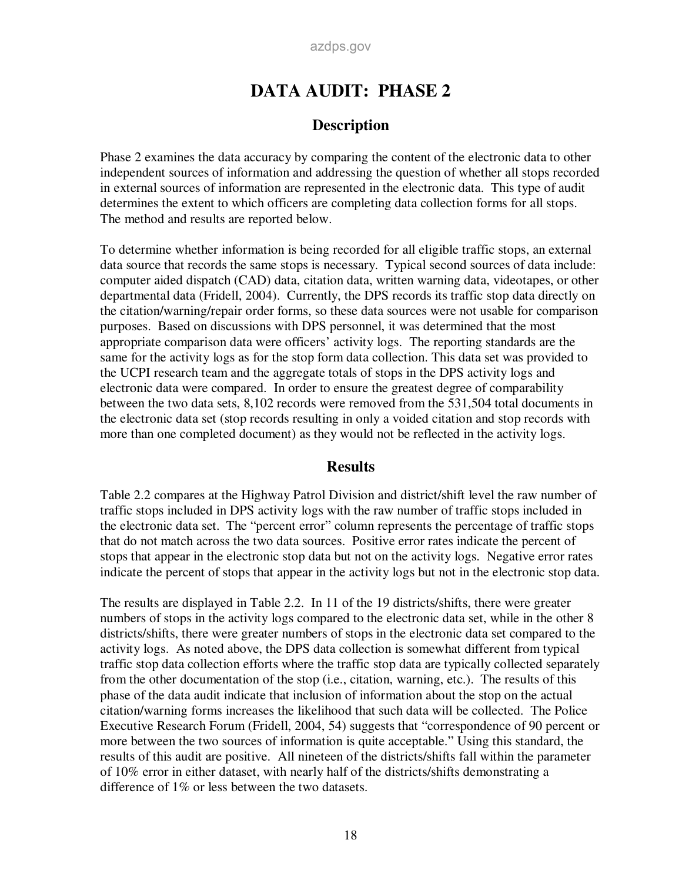# DATA AUDIT: PHASE 2

## Description

Phase 2 examines the data accuracy by comparing the content of the electronic data to other independent sources of information and addressing the question of whether all stops recorded in external sources of information are represented in the electronic data. This type of audit determines the extent to which officers are completing data collection forms for all stops. The method and results are reported below.

To determine whether information is being recorded for all eligible traffic stops, an external data source that records the same stops is necessary. Typical second sources of data include: computer aided dispatch (CAD) data, citation data, written warning data, videotapes, or other departmental data (Fridell, 2004). Currently, the DPS records its traffic stop data directly on the citation/warning/repair order forms, so these data sources were not usable for comparison purposes. Based on discussions with DPS personnel, it was determined that the most appropriate comparison data were officers' activity logs. The reporting standards are the same for the activity logs as for the stop form data collection. This data set was provided to the UCPI research team and the aggregate totals of stops in the DPS activity logs and electronic data were compared. In order to ensure the greatest degree of comparability between the two data sets, 8,102 records were removed from the 531,504 total documents in the electronic data set (stop records resulting in only a voided citation and stop records with more than one completed document) as they would not be reflected in the activity logs.

## Results

Table 2.2 compares at the Highway Patrol Division and district/shift level the raw number of traffic stops included in DPS activity logs with the raw number of traffic stops included in the electronic data set. The "percent error" column represents the percentage of traffic stops that do not match across the two data sources. Positive error rates indicate the percent of stops that appear in the electronic stop data but not on the activity logs. Negative error rates indicate the percent of stops that appear in the activity logs but not in the electronic stop data.

The results are displayed in Table 2.2. In 11 of the 19 districts/shifts, there were greater numbers of stops in the activity logs compared to the electronic data set, while in the other 8 districts/shifts, there were greater numbers of stops in the electronic data set compared to the activity logs. As noted above, the DPS data collection is somewhat different from typical traffic stop data collection efforts where the traffic stop data are typically collected separately from the other documentation of the stop (i.e., citation, warning, etc.). The results of this phase of the data audit indicate that inclusion of information about the stop on the actual citation/warning forms increases the likelihood that such data will be collected. The Police Executive Research Forum (Fridell, 2004, 54) suggests that "correspondence of 90 percent or more between the two sources of information is quite acceptable." Using this standard, the results of this audit are positive. All nineteen of the districts/shifts fall within the parameter of 10% error in either dataset, with nearly half of the districts/shifts demonstrating a difference of 1% or less between the two datasets.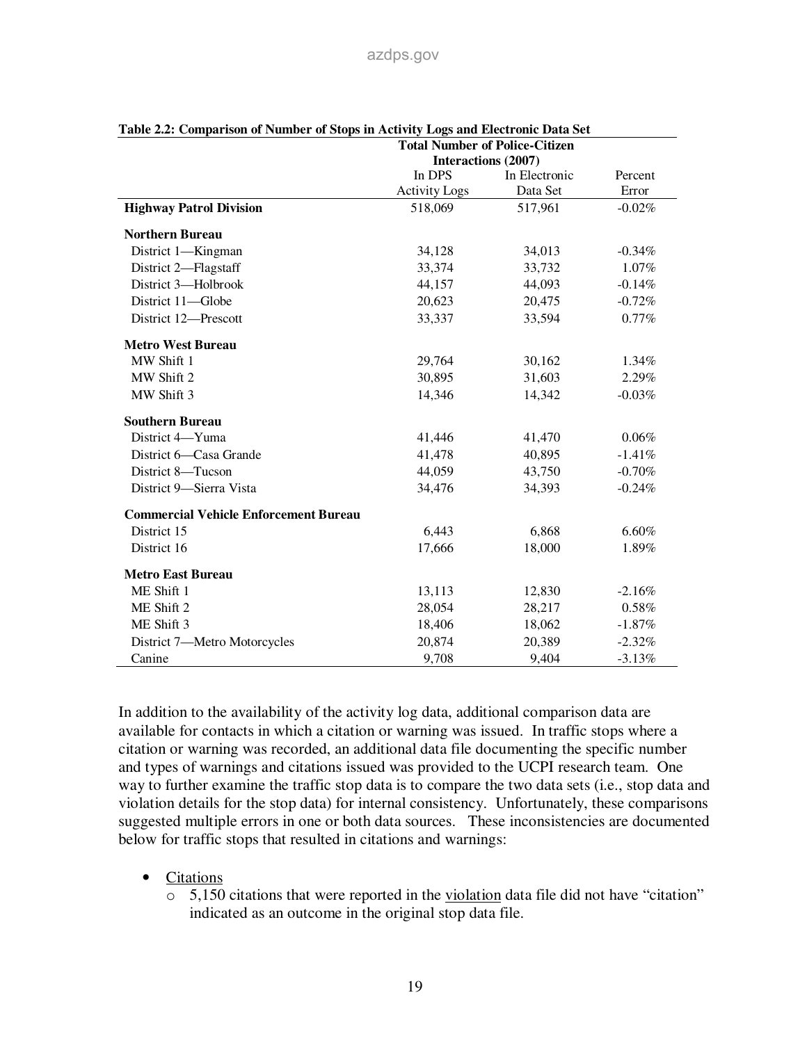**Table 2.2: Comparison of Number of Stops in Activity Logs and Electronic Data Set**

| | Total Number of Police-Citizen Interactions (2007) | | |
|---|---|---|---|
| | In DPS Activity Logs | In Electronic Data Set | Percent Error |
| **Highway Patrol Division** | 518,069 | 517,961 | -0.02% |
| **Northern Bureau** | | | |
| District 1—Kingman | 34,128 | 34,013 | -0.34% |
| District 2—Flagstaff | 33,374 | 33,732 | 1.07% |
| District 3—Holbrook | 44,157 | 44,093 | -0.14% |
| District 11—Globe | 20,623 | 20,475 | -0.72% |
| District 12—Prescott | 33,337 | 33,594 | 0.77% |
| **Metro West Bureau** | | | |
| MW Shift 1 | 29,764 | 30,162 | 1.34% |
| MW Shift 2 | 30,895 | 31,603 | 2.29% |
| MW Shift 3 | 14,346 | 14,342 | -0.03% |
| **Southern Bureau** | | | |
| District 4—Yuma | 41,446 | 41,470 | 0.06% |
| District 6—Casa Grande | 41,478 | 40,895 | -1.41% |
| District 8—Tucson | 44,059 | 43,750 | -0.70% |
| District 9—Sierra Vista | 34,476 | 34,393 | -0.24% |
| **Commercial Vehicle Enforcement Bureau** | | | |
| District 15 | 6,443 | 6,868 | 6.60% |
| District 16 | 17,666 | 18,000 | 1.89% |
| **Metro East Bureau** | | | |
| ME Shift 1 | 13,113 | 12,830 | -2.16% |
| ME Shift 2 | 28,054 | 28,217 | 0.58% |
| ME Shift 3 | 18,406 | 18,062 | -1.87% |
| District 7—Metro Motorcycles | 20,874 | 20,389 | -2.32% |
| Canine | 9,708 | 9,404 | -3.13% |

In addition to the availability of the activity log data, additional comparison data are available for contacts in which a citation or warning was issued. In traffic stops where a citation or warning was recorded, an additional data file documenting the specific number and types of warnings and citations issued was provided to the UCPI research team. One way to further examine the traffic stop data is to compare the two data sets (i.e., stop data and violation details for the stop data) for internal consistency. Unfortunately, these comparisons suggested multiple errors in one or both data sources. These inconsistencies are documented below for traffic stops that resulted in citations and warnings:

- Citations
  - 5,150 citations that were reported in the violation data file did not have "citation" indicated as an outcome in the original stop data file.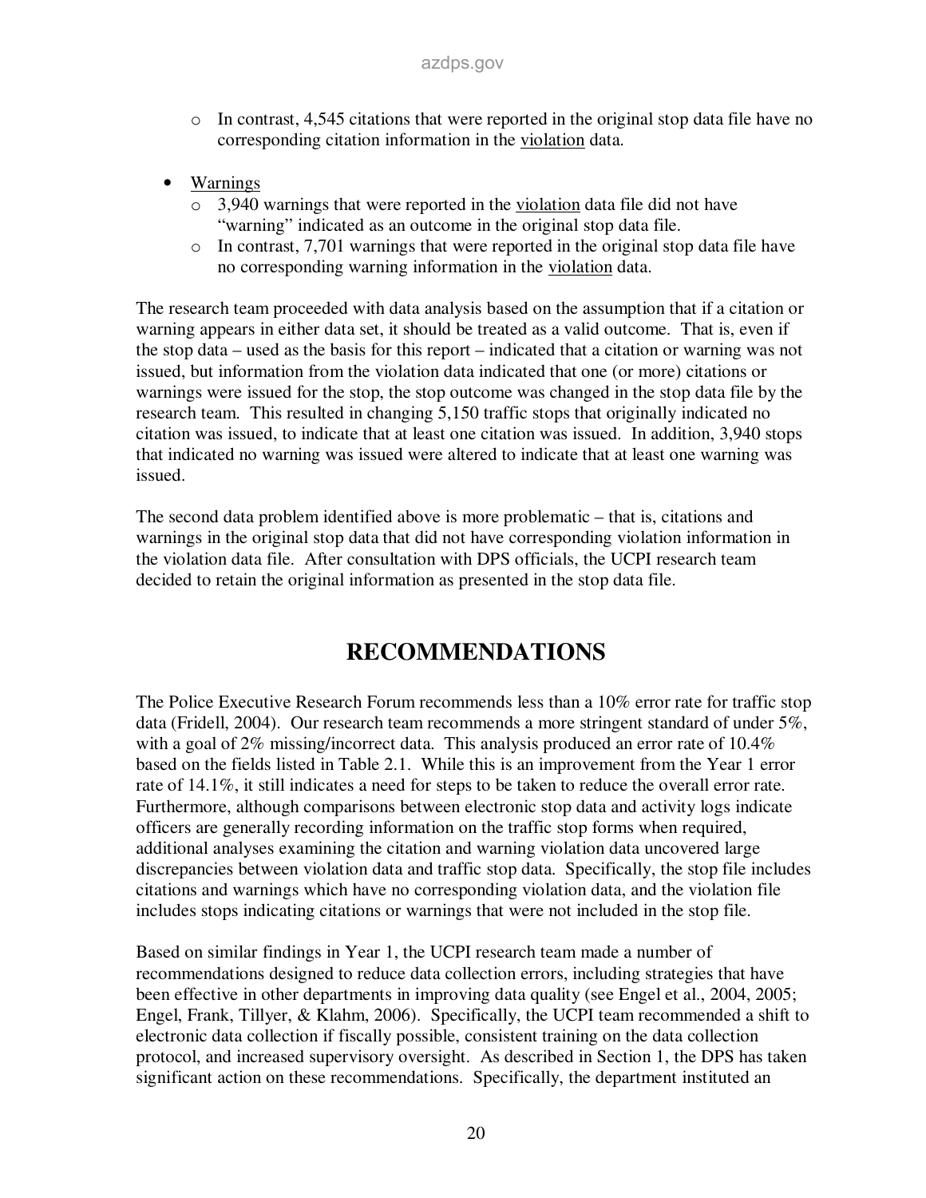- In contrast, 4,545 citations that were reported in the original stop data file have no corresponding citation information in the violation data.

- Warnings
  - 3,940 warnings that were reported in the violation data file did not have "warning" indicated as an outcome in the original stop data file.
  - In contrast, 7,701 warnings that were reported in the original stop data file have no corresponding warning information in the violation data.

The research team proceeded with data analysis based on the assumption that if a citation or warning appears in either data set, it should be treated as a valid outcome. That is, even if the stop data – used as the basis for this report – indicated that a citation or warning was not issued, but information from the violation data indicated that one (or more) citations or warnings were issued for the stop, the stop outcome was changed in the stop data file by the research team. This resulted in changing 5,150 traffic stops that originally indicated no citation was issued, to indicate that at least one citation was issued. In addition, 3,940 stops that indicated no warning was issued were altered to indicate that at least one warning was issued.

The second data problem identified above is more problematic – that is, citations and warnings in the original stop data that did not have corresponding violation information in the violation data file. After consultation with DPS officials, the UCPI research team decided to retain the original information as presented in the stop data file.

# RECOMMENDATIONS

The Police Executive Research Forum recommends less than a 10% error rate for traffic stop data (Fridell, 2004). Our research team recommends a more stringent standard of under 5%, with a goal of 2% missing/incorrect data. This analysis produced an error rate of 10.4% based on the fields listed in Table 2.1. While this is an improvement from the Year 1 error rate of 14.1%, it still indicates a need for steps to be taken to reduce the overall error rate. Furthermore, although comparisons between electronic stop data and activity logs indicate officers are generally recording information on the traffic stop forms when required, additional analyses examining the citation and warning violation data uncovered large discrepancies between violation data and traffic stop data. Specifically, the stop file includes citations and warnings which have no corresponding violation data, and the violation file includes stops indicating citations or warnings that were not included in the stop file.

Based on similar findings in Year 1, the UCPI research team made a number of recommendations designed to reduce data collection errors, including strategies that have been effective in other departments in improving data quality (see Engel et al., 2004, 2005; Engel, Frank, Tillyer, & Klahm, 2006). Specifically, the UCPI team recommended a shift to electronic data collection if fiscally possible, consistent training on the data collection protocol, and increased supervisory oversight. As described in Section 1, the DPS has taken significant action on these recommendations. Specifically, the department instituted an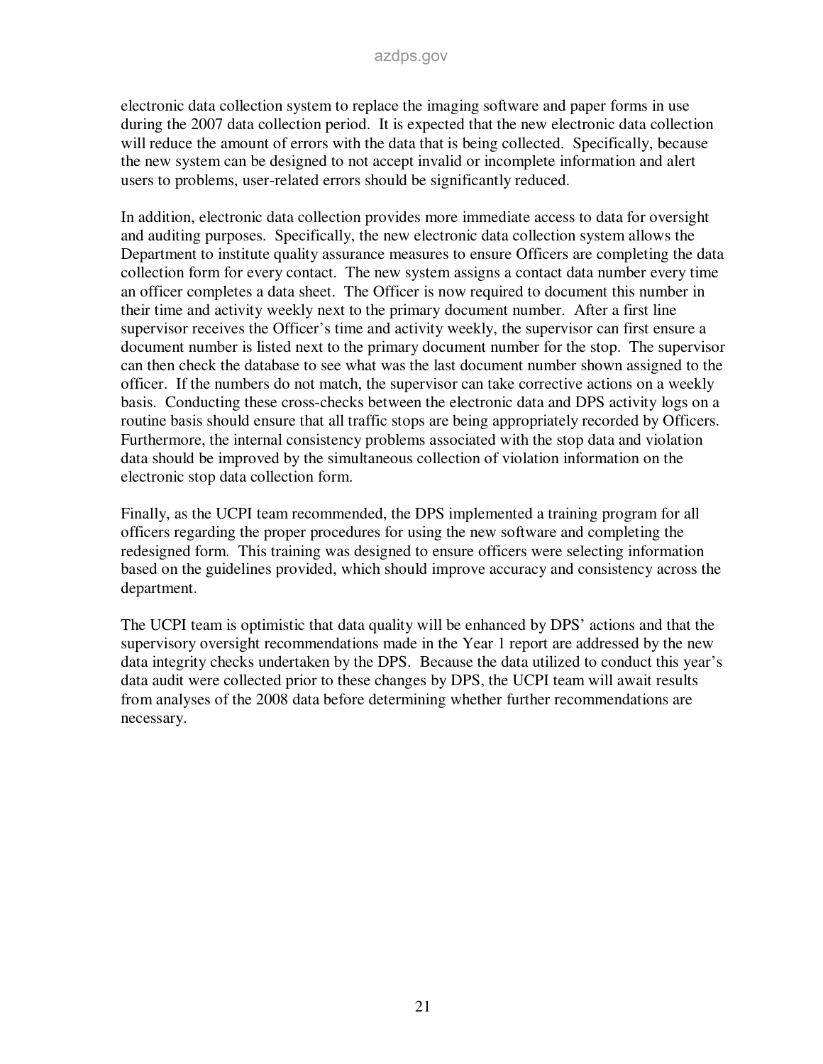electronic data collection system to replace the imaging software and paper forms in use during the 2007 data collection period. It is expected that the new electronic data collection will reduce the amount of errors with the data that is being collected. Specifically, because the new system can be designed to not accept invalid or incomplete information and alert users to problems, user-related errors should be significantly reduced.

In addition, electronic data collection provides more immediate access to data for oversight and auditing purposes. Specifically, the new electronic data collection system allows the Department to institute quality assurance measures to ensure Officers are completing the data collection form for every contact. The new system assigns a contact data number every time an officer completes a data sheet. The Officer is now required to document this number in their time and activity weekly next to the primary document number. After a first line supervisor receives the Officer's time and activity weekly, the supervisor can first ensure a document number is listed next to the primary document number for the stop. The supervisor can then check the database to see what was the last document number shown assigned to the officer. If the numbers do not match, the supervisor can take corrective actions on a weekly basis. Conducting these cross-checks between the electronic data and DPS activity logs on a routine basis should ensure that all traffic stops are being appropriately recorded by Officers. Furthermore, the internal consistency problems associated with the stop data and violation data should be improved by the simultaneous collection of violation information on the electronic stop data collection form.

Finally, as the UCPI team recommended, the DPS implemented a training program for all officers regarding the proper procedures for using the new software and completing the redesigned form. This training was designed to ensure officers were selecting information based on the guidelines provided, which should improve accuracy and consistency across the department.

The UCPI team is optimistic that data quality will be enhanced by DPS' actions and that the supervisory oversight recommendations made in the Year 1 report are addressed by the new data integrity checks undertaken by the DPS. Because the data utilized to conduct this year's data audit were collected prior to these changes by DPS, the UCPI team will await results from analyses of the 2008 data before determining whether further recommendations are necessary.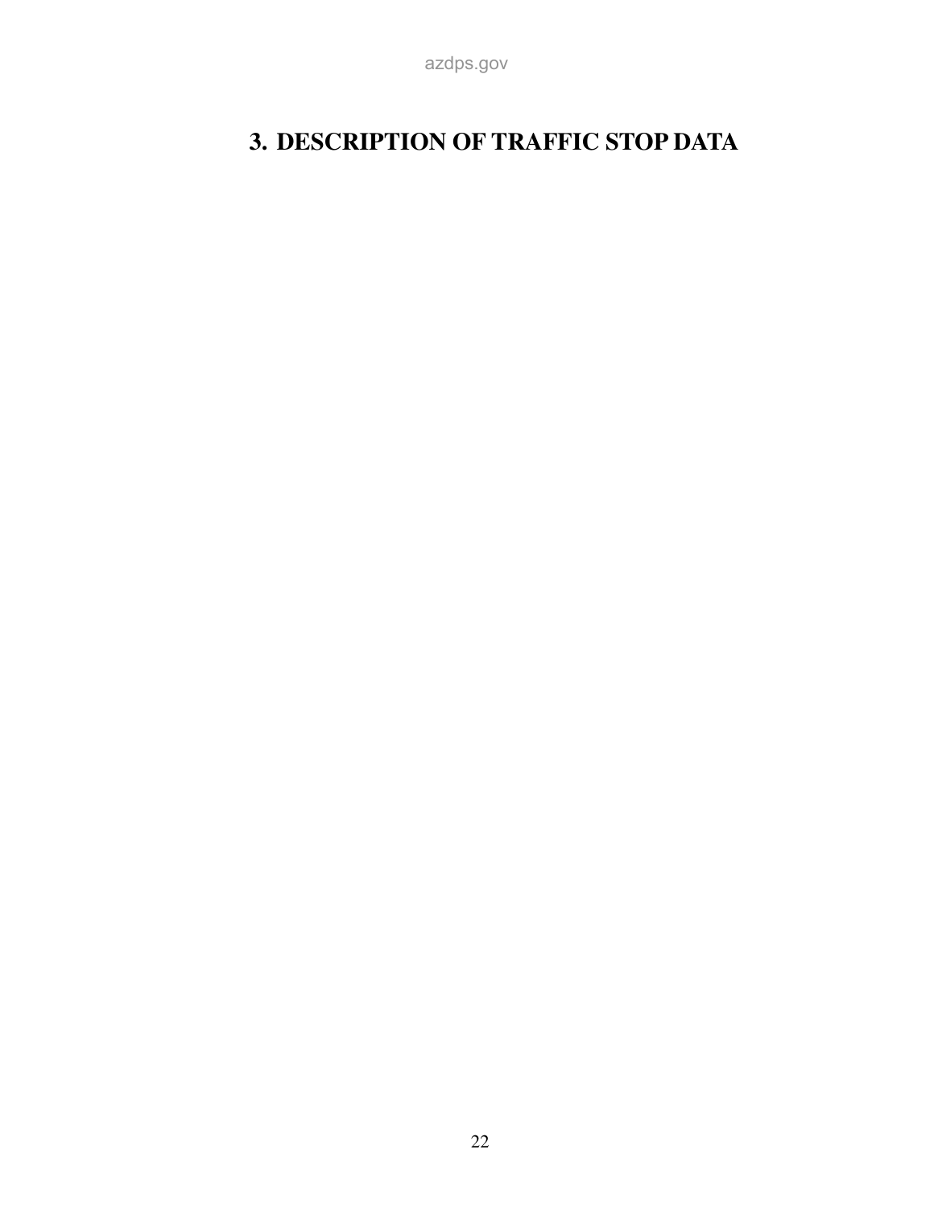# 3. DESCRIPTION OF TRAFFIC STOP DATA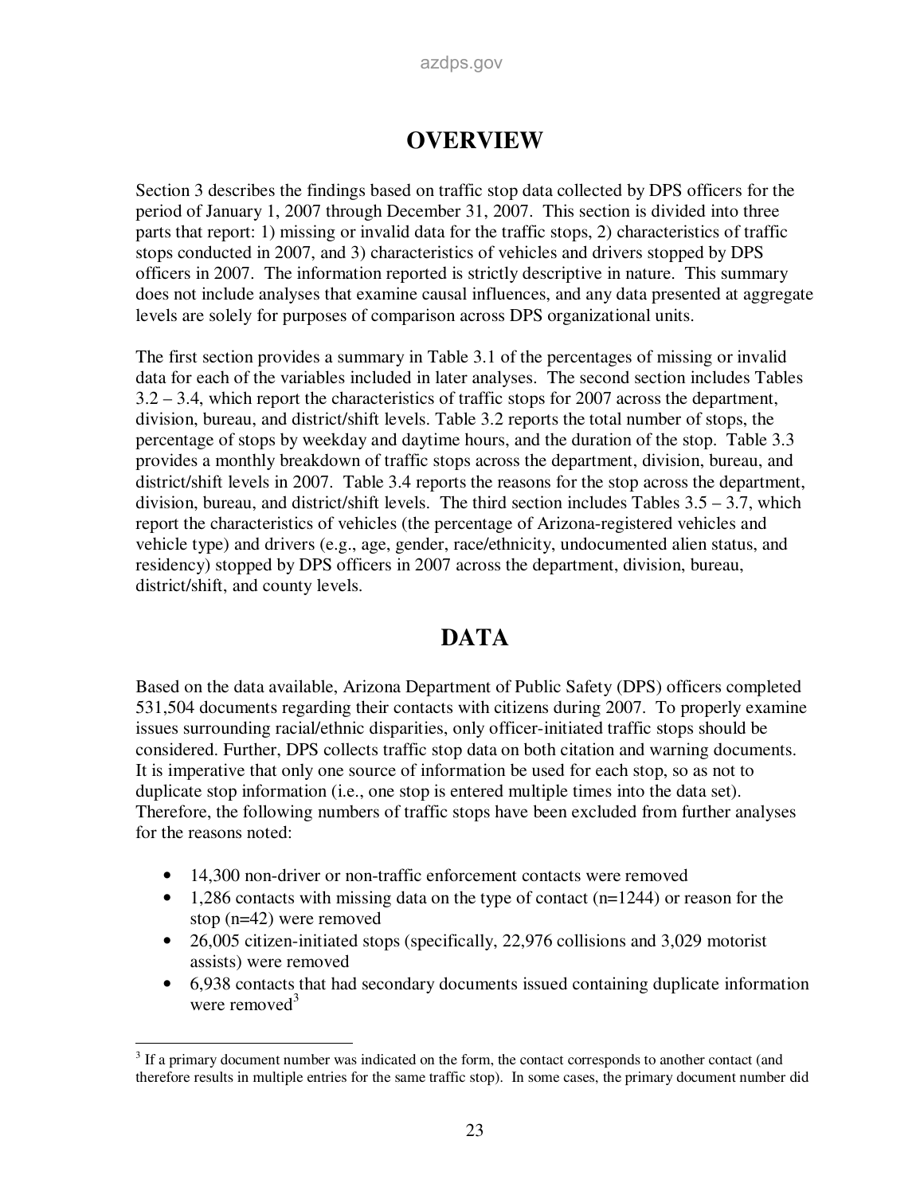# OVERVIEW

Section 3 describes the findings based on traffic stop data collected by DPS officers for the period of January 1, 2007 through December 31, 2007. This section is divided into three parts that report: 1) missing or invalid data for the traffic stops, 2) characteristics of traffic stops conducted in 2007, and 3) characteristics of vehicles and drivers stopped by DPS officers in 2007. The information reported is strictly descriptive in nature. This summary does not include analyses that examine causal influences, and any data presented at aggregate levels are solely for purposes of comparison across DPS organizational units.

The first section provides a summary in Table 3.1 of the percentages of missing or invalid data for each of the variables included in later analyses. The second section includes Tables 3.2 – 3.4, which report the characteristics of traffic stops for 2007 across the department, division, bureau, and district/shift levels. Table 3.2 reports the total number of stops, the percentage of stops by weekday and daytime hours, and the duration of the stop. Table 3.3 provides a monthly breakdown of traffic stops across the department, division, bureau, and district/shift levels in 2007. Table 3.4 reports the reasons for the stop across the department, division, bureau, and district/shift levels. The third section includes Tables 3.5 – 3.7, which report the characteristics of vehicles (the percentage of Arizona-registered vehicles and vehicle type) and drivers (e.g., age, gender, race/ethnicity, undocumented alien status, and residency) stopped by DPS officers in 2007 across the department, division, bureau, district/shift, and county levels.

# DATA

Based on the data available, Arizona Department of Public Safety (DPS) officers completed 531,504 documents regarding their contacts with citizens during 2007. To properly examine issues surrounding racial/ethnic disparities, only officer-initiated traffic stops should be considered. Further, DPS collects traffic stop data on both citation and warning documents. It is imperative that only one source of information be used for each stop, so as not to duplicate stop information (i.e., one stop is entered multiple times into the data set). Therefore, the following numbers of traffic stops have been excluded from further analyses for the reasons noted:

- 14,300 non-driver or non-traffic enforcement contacts were removed
- 1,286 contacts with missing data on the type of contact (n=1244) or reason for the stop (n=42) were removed
- 26,005 citizen-initiated stops (specifically, 22,976 collisions and 3,029 motorist assists) were removed
- 6,938 contacts that had secondary documents issued containing duplicate information were removed[3]

[3] If a primary document number was indicated on the form, the contact corresponds to another contact (and therefore results in multiple entries for the same traffic stop). In some cases, the primary document number did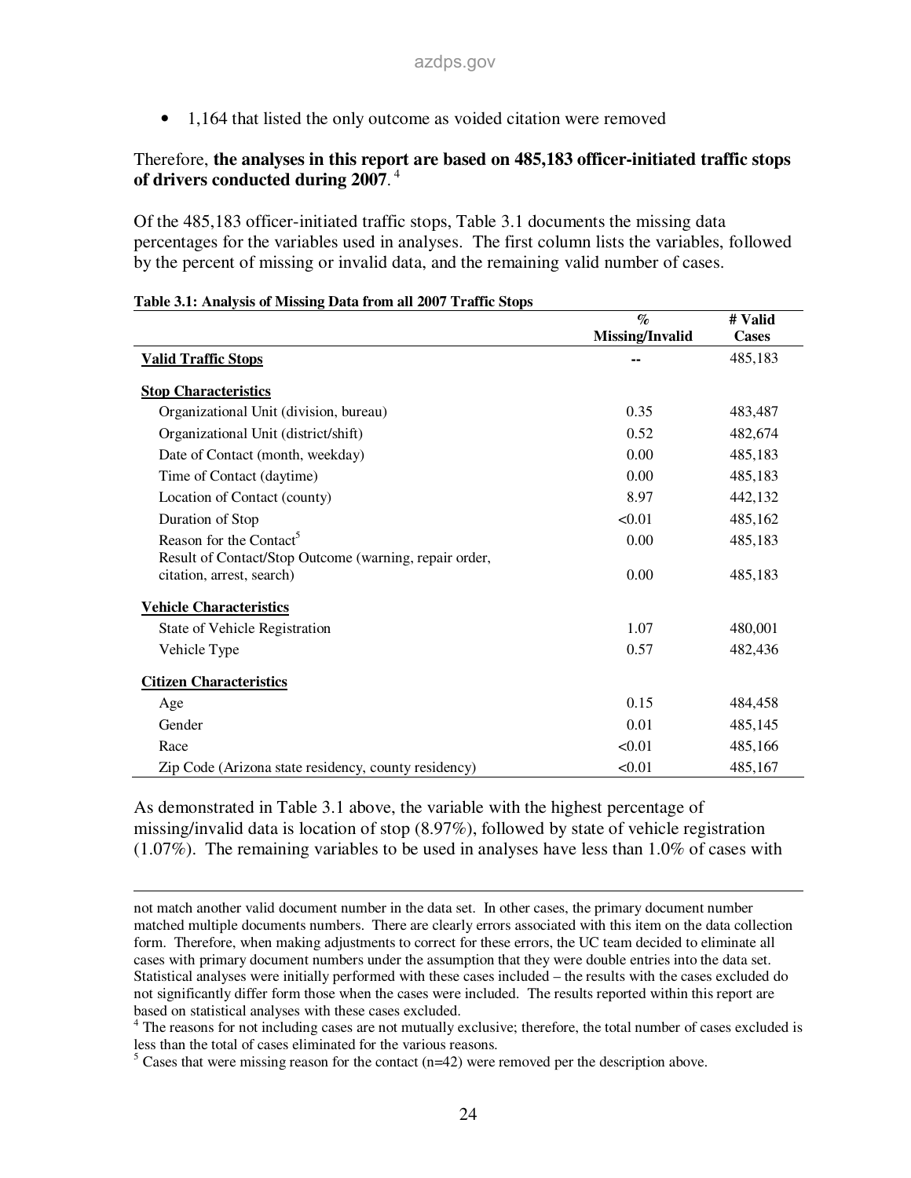- 1,164 that listed the only outcome as voided citation were removed

Therefore, **the analyses in this report are based on 485,183 officer-initiated traffic stops of drivers conducted during 2007**.[4]

Of the 485,183 officer-initiated traffic stops, Table 3.1 documents the missing data percentages for the variables used in analyses. The first column lists the variables, followed by the percent of missing or invalid data, and the remaining valid number of cases.

**Table 3.1: Analysis of Missing Data from all 2007 Traffic Stops**

| | % Missing/Invalid | # Valid Cases |
|---|---|---|
| **Valid Traffic Stops** | -- | 485,183 |
| **Stop Characteristics** | | |
| Organizational Unit (division, bureau) | 0.35 | 483,487 |
| Organizational Unit (district/shift) | 0.52 | 482,674 |
| Date of Contact (month, weekday) | 0.00 | 485,183 |
| Time of Contact (daytime) | 0.00 | 485,183 |
| Location of Contact (county) | 8.97 | 442,132 |
| Duration of Stop | <0.01 | 485,162 |
| Reason for the Contact[5] | 0.00 | 485,183 |
| Result of Contact/Stop Outcome (warning, repair order, citation, arrest, search) | 0.00 | 485,183 |
| **Vehicle Characteristics** | | |
| State of Vehicle Registration | 1.07 | 480,001 |
| Vehicle Type | 0.57 | 482,436 |
| **Citizen Characteristics** | | |
| Age | 0.15 | 484,458 |
| Gender | 0.01 | 485,145 |
| Race | <0.01 | 485,166 |
| Zip Code (Arizona state residency, county residency) | <0.01 | 485,167 |

As demonstrated in Table 3.1 above, the variable with the highest percentage of missing/invalid data is location of stop (8.97%), followed by state of vehicle registration (1.07%). The remaining variables to be used in analyses have less than 1.0% of cases with

---

not match another valid document number in the data set. In other cases, the primary document number matched multiple documents numbers. There are clearly errors associated with this item on the data collection form. Therefore, when making adjustments to correct for these errors, the UC team decided to eliminate all cases with primary document numbers under the assumption that they were double entries into the data set. Statistical analyses were initially performed with these cases included – the results with the cases excluded do not significantly differ form those when the cases were included. The results reported within this report are based on statistical analyses with these cases excluded.

[4] The reasons for not including cases are not mutually exclusive; therefore, the total number of cases excluded is less than the total of cases eliminated for the various reasons.

[5] Cases that were missing reason for the contact (n=42) were removed per the description above.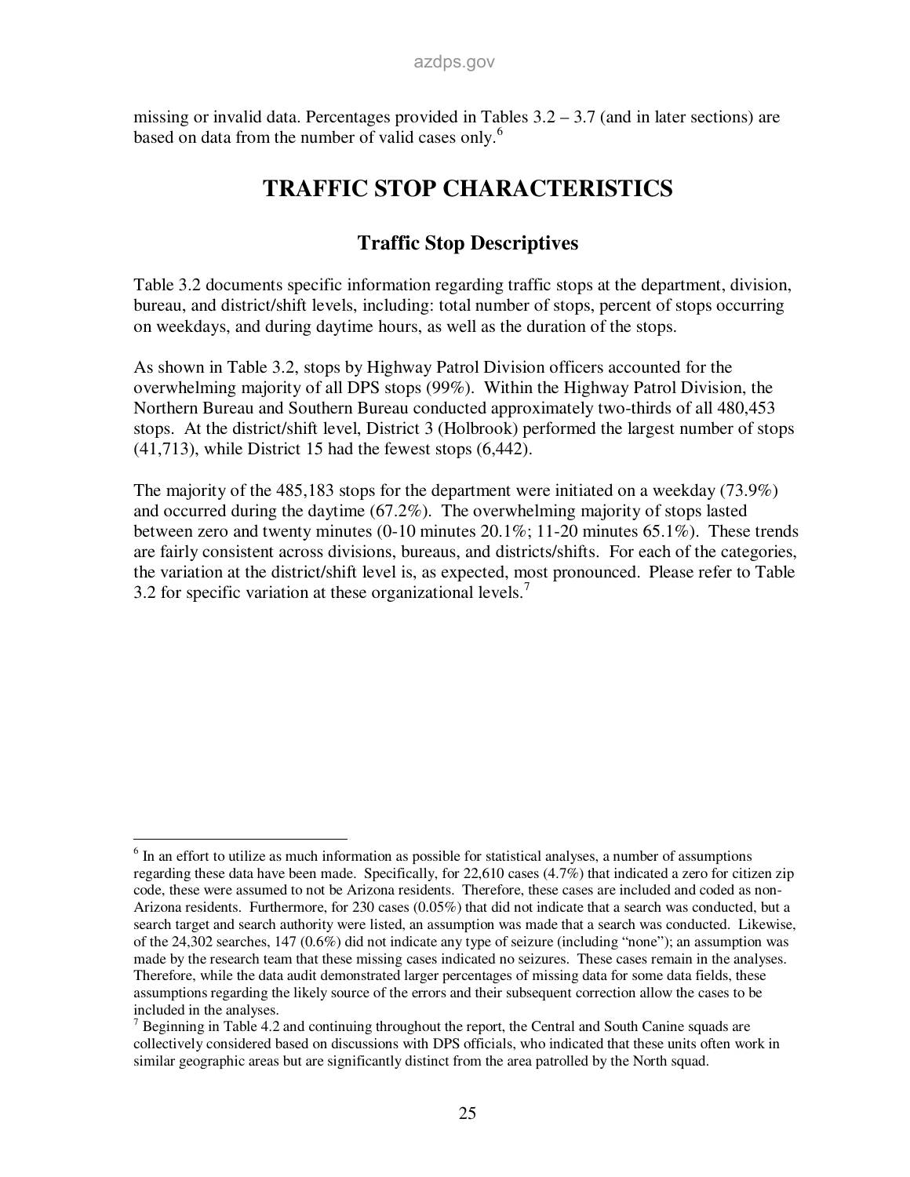missing or invalid data. Percentages provided in Tables 3.2 – 3.7 (and in later sections) are based on data from the number of valid cases only.[6]

# TRAFFIC STOP CHARACTERISTICS

## Traffic Stop Descriptives

Table 3.2 documents specific information regarding traffic stops at the department, division, bureau, and district/shift levels, including: total number of stops, percent of stops occurring on weekdays, and during daytime hours, as well as the duration of the stops.

As shown in Table 3.2, stops by Highway Patrol Division officers accounted for the overwhelming majority of all DPS stops (99%). Within the Highway Patrol Division, the Northern Bureau and Southern Bureau conducted approximately two-thirds of all 480,453 stops. At the district/shift level, District 3 (Holbrook) performed the largest number of stops (41,713), while District 15 had the fewest stops (6,442).

The majority of the 485,183 stops for the department were initiated on a weekday (73.9%) and occurred during the daytime (67.2%). The overwhelming majority of stops lasted between zero and twenty minutes (0-10 minutes 20.1%; 11-20 minutes 65.1%). These trends are fairly consistent across divisions, bureaus, and districts/shifts. For each of the categories, the variation at the district/shift level is, as expected, most pronounced. Please refer to Table 3.2 for specific variation at these organizational levels.[7]

---

[6] In an effort to utilize as much information as possible for statistical analyses, a number of assumptions regarding these data have been made. Specifically, for 22,610 cases (4.7%) that indicated a zero for citizen zip code, these were assumed to not be Arizona residents. Therefore, these cases are included and coded as non-Arizona residents. Furthermore, for 230 cases (0.05%) that did not indicate that a search was conducted, but a search target and search authority were listed, an assumption was made that a search was conducted. Likewise, of the 24,302 searches, 147 (0.6%) did not indicate any type of seizure (including "none"); an assumption was made by the research team that these missing cases indicated no seizures. These cases remain in the analyses. Therefore, while the data audit demonstrated larger percentages of missing data for some data fields, these assumptions regarding the likely source of the errors and their subsequent correction allow the cases to be included in the analyses.

[7] Beginning in Table 4.2 and continuing throughout the report, the Central and South Canine squads are collectively considered based on discussions with DPS officials, who indicated that these units often work in similar geographic areas but are significantly distinct from the area patrolled by the North squad.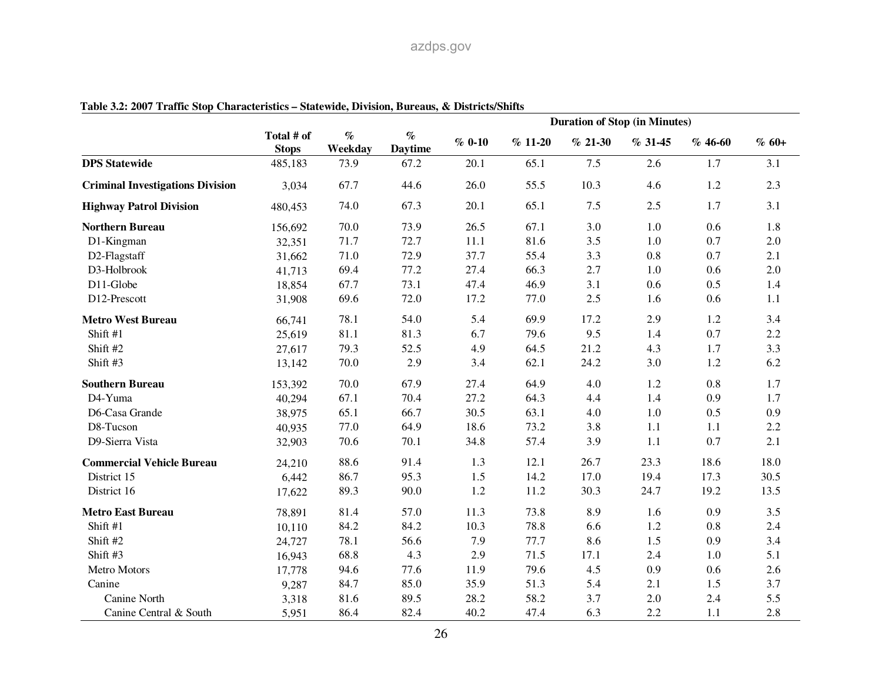**Table 3.2: 2007 Traffic Stop Characteristics – Statewide, Division, Bureaus, & Districts/Shifts**

| | | | | Duration of Stop (in Minutes) | | | | | |
|---|---|---|---|---|---|---|---|---|---|
| | Total # of Stops | % Weekday | % Daytime | % 0-10 | % 11-20 | % 21-30 | % 31-45 | % 46-60 | % 60+ |
| **DPS Statewide** | 485,183 | 73.9 | 67.2 | 20.1 | 65.1 | 7.5 | 2.6 | 1.7 | 3.1 |
| **Criminal Investigations Division** | 3,034 | 67.7 | 44.6 | 26.0 | 55.5 | 10.3 | 4.6 | 1.2 | 2.3 |
| **Highway Patrol Division** | 480,453 | 74.0 | 67.3 | 20.1 | 65.1 | 7.5 | 2.5 | 1.7 | 3.1 |
| **Northern Bureau** | 156,692 | 70.0 | 73.9 | 26.5 | 67.1 | 3.0 | 1.0 | 0.6 | 1.8 |
| D1-Kingman | 32,351 | 71.7 | 72.7 | 11.1 | 81.6 | 3.5 | 1.0 | 0.7 | 2.0 |
| D2-Flagstaff | 31,662 | 71.0 | 72.9 | 37.7 | 55.4 | 3.3 | 0.8 | 0.7 | 2.1 |
| D3-Holbrook | 41,713 | 69.4 | 77.2 | 27.4 | 66.3 | 2.7 | 1.0 | 0.6 | 2.0 |
| D11-Globe | 18,854 | 67.7 | 73.1 | 47.4 | 46.9 | 3.1 | 0.6 | 0.5 | 1.4 |
| D12-Prescott | 31,908 | 69.6 | 72.0 | 17.2 | 77.0 | 2.5 | 1.6 | 0.6 | 1.1 |
| **Metro West Bureau** | 66,741 | 78.1 | 54.0 | 5.4 | 69.9 | 17.2 | 2.9 | 1.2 | 3.4 |
| Shift #1 | 25,619 | 81.1 | 81.3 | 6.7 | 79.6 | 9.5 | 1.4 | 0.7 | 2.2 |
| Shift #2 | 27,617 | 79.3 | 52.5 | 4.9 | 64.5 | 21.2 | 4.3 | 1.7 | 3.3 |
| Shift #3 | 13,142 | 70.0 | 2.9 | 3.4 | 62.1 | 24.2 | 3.0 | 1.2 | 6.2 |
| **Southern Bureau** | 153,392 | 70.0 | 67.9 | 27.4 | 64.9 | 4.0 | 1.2 | 0.8 | 1.7 |
| D4-Yuma | 40,294 | 67.1 | 70.4 | 27.2 | 64.3 | 4.4 | 1.4 | 0.9 | 1.7 |
| D6-Casa Grande | 38,975 | 65.1 | 66.7 | 30.5 | 63.1 | 4.0 | 1.0 | 0.5 | 0.9 |
| D8-Tucson | 40,935 | 77.0 | 64.9 | 18.6 | 73.2 | 3.8 | 1.1 | 1.1 | 2.2 |
| D9-Sierra Vista | 32,903 | 70.6 | 70.1 | 34.8 | 57.4 | 3.9 | 1.1 | 0.7 | 2.1 |
| **Commercial Vehicle Bureau** | 24,210 | 88.6 | 91.4 | 1.3 | 12.1 | 26.7 | 23.3 | 18.6 | 18.0 |
| District 15 | 6,442 | 86.7 | 95.3 | 1.5 | 14.2 | 17.0 | 19.4 | 17.3 | 30.5 |
| District 16 | 17,622 | 89.3 | 90.0 | 1.2 | 11.2 | 30.3 | 24.7 | 19.2 | 13.5 |
| **Metro East Bureau** | 78,891 | 81.4 | 57.0 | 11.3 | 73.8 | 8.9 | 1.6 | 0.9 | 3.5 |
| Shift #1 | 10,110 | 84.2 | 84.2 | 10.3 | 78.8 | 6.6 | 1.2 | 0.8 | 2.4 |
| Shift #2 | 24,727 | 78.1 | 56.6 | 7.9 | 77.7 | 8.6 | 1.5 | 0.9 | 3.4 |
| Shift #3 | 16,943 | 68.8 | 4.3 | 2.9 | 71.5 | 17.1 | 2.4 | 1.0 | 5.1 |
| Metro Motors | 17,778 | 94.6 | 77.6 | 11.9 | 79.6 | 4.5 | 0.9 | 0.6 | 2.6 |
| Canine | 9,287 | 84.7 | 85.0 | 35.9 | 51.3 | 5.4 | 2.1 | 1.5 | 3.7 |
| Canine North | 3,318 | 81.6 | 89.5 | 28.2 | 58.2 | 3.7 | 2.0 | 2.4 | 5.5 |
| Canine Central & South | 5,951 | 86.4 | 82.4 | 40.2 | 47.4 | 6.3 | 2.2 | 1.1 | 2.8 |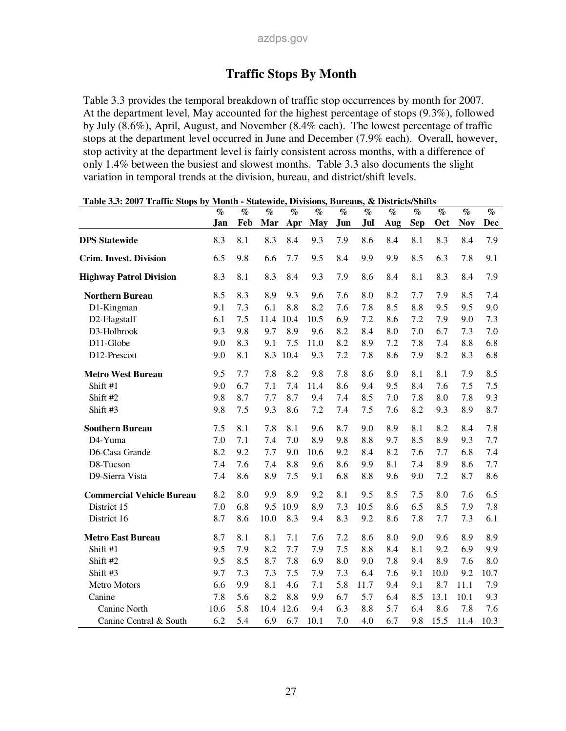## Traffic Stops By Month

Table 3.3 provides the temporal breakdown of traffic stop occurrences by month for 2007. At the department level, May accounted for the highest percentage of stops (9.3%), followed by July (8.6%), April, August, and November (8.4% each). The lowest percentage of traffic stops at the department level occurred in June and December (7.9% each). Overall, however, stop activity at the department level is fairly consistent across months, with a difference of only 1.4% between the busiest and slowest months. Table 3.3 also documents the slight variation in temporal trends at the division, bureau, and district/shift levels.

**Table 3.3: 2007 Traffic Stops by Month - Statewide, Divisions, Bureaus, & Districts/Shifts**

| | % Jan | % Feb | % Mar | % Apr | % May | % Jun | % Jul | % Aug | % Sep | % Oct | % Nov | % Dec |
|---|---|---|---|---|---|---|---|---|---|---|---|---|
| **DPS Statewide** | 8.3 | 8.1 | 8.3 | 8.4 | 9.3 | 7.9 | 8.6 | 8.4 | 8.1 | 8.3 | 8.4 | 7.9 |
| **Crim. Invest. Division** | 6.5 | 9.8 | 6.6 | 7.7 | 9.5 | 8.4 | 9.9 | 9.9 | 8.5 | 6.3 | 7.8 | 9.1 |
| **Highway Patrol Division** | 8.3 | 8.1 | 8.3 | 8.4 | 9.3 | 7.9 | 8.6 | 8.4 | 8.1 | 8.3 | 8.4 | 7.9 |
| **Northern Bureau** | 8.5 | 8.3 | 8.9 | 9.3 | 9.6 | 7.6 | 8.0 | 8.2 | 7.7 | 7.9 | 8.5 | 7.4 |
| D1-Kingman | 9.1 | 7.3 | 6.1 | 8.8 | 8.2 | 7.6 | 7.8 | 8.5 | 8.8 | 9.5 | 9.5 | 9.0 |
| D2-Flagstaff | 6.1 | 7.5 | 11.4 | 10.4 | 10.5 | 6.9 | 7.2 | 8.6 | 7.2 | 7.9 | 9.0 | 7.3 |
| D3-Holbrook | 9.3 | 9.8 | 9.7 | 8.9 | 9.6 | 8.2 | 8.4 | 8.0 | 7.0 | 6.7 | 7.3 | 7.0 |
| D11-Globe | 9.0 | 8.3 | 9.1 | 7.5 | 11.0 | 8.2 | 8.9 | 7.2 | 7.8 | 7.4 | 8.8 | 6.8 |
| D12-Prescott | 9.0 | 8.1 | 8.3 | 10.4 | 9.3 | 7.2 | 7.8 | 8.6 | 7.9 | 8.2 | 8.3 | 6.8 |
| **Metro West Bureau** | 9.5 | 7.7 | 7.8 | 8.2 | 9.8 | 7.8 | 8.6 | 8.0 | 8.1 | 8.1 | 7.9 | 8.5 |
| Shift #1 | 9.0 | 6.7 | 7.1 | 7.4 | 11.4 | 8.6 | 9.4 | 9.5 | 8.4 | 7.6 | 7.5 | 7.5 |
| Shift #2 | 9.8 | 8.7 | 7.7 | 8.7 | 9.4 | 7.4 | 8.5 | 7.0 | 7.8 | 8.0 | 7.8 | 9.3 |
| Shift #3 | 9.8 | 7.5 | 9.3 | 8.6 | 7.2 | 7.4 | 7.5 | 7.6 | 8.2 | 9.3 | 8.9 | 8.7 |
| **Southern Bureau** | 7.5 | 8.1 | 7.8 | 8.1 | 9.6 | 8.7 | 9.0 | 8.9 | 8.1 | 8.2 | 8.4 | 7.8 |
| D4-Yuma | 7.0 | 7.1 | 7.4 | 7.0 | 8.9 | 9.8 | 8.8 | 9.7 | 8.5 | 8.9 | 9.3 | 7.7 |
| D6-Casa Grande | 8.2 | 9.2 | 7.7 | 9.0 | 10.6 | 9.2 | 8.4 | 8.2 | 7.6 | 7.7 | 6.8 | 7.4 |
| D8-Tucson | 7.4 | 7.6 | 7.4 | 8.8 | 9.6 | 8.6 | 9.9 | 8.1 | 7.4 | 8.9 | 8.6 | 7.7 |
| D9-Sierra Vista | 7.4 | 8.6 | 8.9 | 7.5 | 9.1 | 6.8 | 8.8 | 9.6 | 9.0 | 7.2 | 8.7 | 8.6 |
| **Commercial Vehicle Bureau** | 8.2 | 8.0 | 9.9 | 8.9 | 9.2 | 8.1 | 9.5 | 8.5 | 7.5 | 8.0 | 7.6 | 6.5 |
| District 15 | 7.0 | 6.8 | 9.5 | 10.9 | 8.9 | 7.3 | 10.5 | 8.6 | 6.5 | 8.5 | 7.9 | 7.8 |
| District 16 | 8.7 | 8.6 | 10.0 | 8.3 | 9.4 | 8.3 | 9.2 | 8.6 | 7.8 | 7.7 | 7.3 | 6.1 |
| **Metro East Bureau** | 8.7 | 8.1 | 8.1 | 7.1 | 7.6 | 7.2 | 8.6 | 8.0 | 9.0 | 9.6 | 8.9 | 8.9 |
| Shift #1 | 9.5 | 7.9 | 8.2 | 7.7 | 7.9 | 7.5 | 8.8 | 8.4 | 8.1 | 9.2 | 6.9 | 9.9 |
| Shift #2 | 9.5 | 8.5 | 8.7 | 7.8 | 6.9 | 8.0 | 9.0 | 7.8 | 9.4 | 8.9 | 7.6 | 8.0 |
| Shift #3 | 9.7 | 7.3 | 7.3 | 7.5 | 7.9 | 7.3 | 6.4 | 7.6 | 9.1 | 10.0 | 9.2 | 10.7 |
| Metro Motors | 6.6 | 9.9 | 8.1 | 4.6 | 7.1 | 5.8 | 11.7 | 9.4 | 9.1 | 8.7 | 11.1 | 7.9 |
| Canine | 7.8 | 5.6 | 8.2 | 8.8 | 9.9 | 6.7 | 5.7 | 6.4 | 8.5 | 13.1 | 10.1 | 9.3 |
| Canine North | 10.6 | 5.8 | 10.4 | 12.6 | 9.4 | 6.3 | 8.8 | 5.7 | 6.4 | 8.6 | 7.8 | 7.6 |
| Canine Central & South | 6.2 | 5.4 | 6.9 | 6.7 | 10.1 | 7.0 | 4.0 | 6.7 | 9.8 | 15.5 | 11.4 | 10.3 |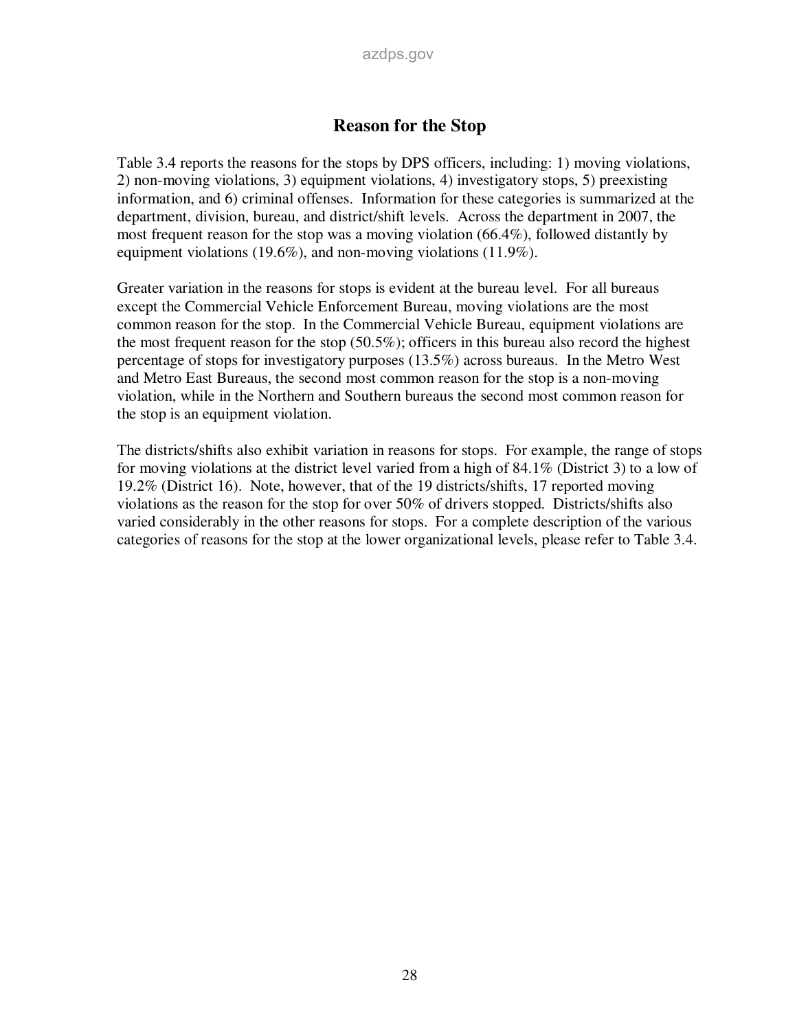## Reason for the Stop

Table 3.4 reports the reasons for the stops by DPS officers, including: 1) moving violations, 2) non-moving violations, 3) equipment violations, 4) investigatory stops, 5) preexisting information, and 6) criminal offenses. Information for these categories is summarized at the department, division, bureau, and district/shift levels. Across the department in 2007, the most frequent reason for the stop was a moving violation (66.4%), followed distantly by equipment violations (19.6%), and non-moving violations (11.9%).

Greater variation in the reasons for stops is evident at the bureau level. For all bureaus except the Commercial Vehicle Enforcement Bureau, moving violations are the most common reason for the stop. In the Commercial Vehicle Bureau, equipment violations are the most frequent reason for the stop (50.5%); officers in this bureau also record the highest percentage of stops for investigatory purposes (13.5%) across bureaus. In the Metro West and Metro East Bureaus, the second most common reason for the stop is a non-moving violation, while in the Northern and Southern bureaus the second most common reason for the stop is an equipment violation.

The districts/shifts also exhibit variation in reasons for stops. For example, the range of stops for moving violations at the district level varied from a high of 84.1% (District 3) to a low of 19.2% (District 16). Note, however, that of the 19 districts/shifts, 17 reported moving violations as the reason for the stop for over 50% of drivers stopped. Districts/shifts also varied considerably in the other reasons for stops. For a complete description of the various categories of reasons for the stop at the lower organizational levels, please refer to Table 3.4.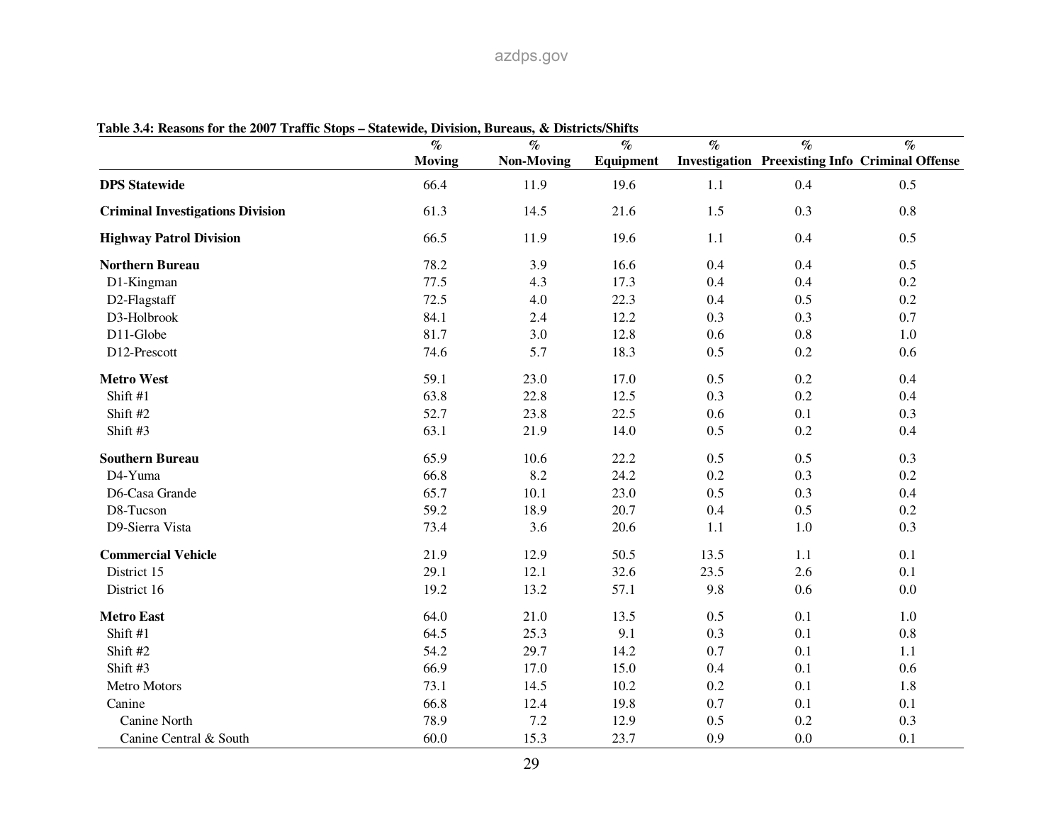**Table 3.4: Reasons for the 2007 Traffic Stops – Statewide, Division, Bureaus, & Districts/Shifts**

| | % Moving | % Non-Moving | % Equipment | % Investigation | % Preexisting Info | % Criminal Offense |
|---|---|---|---|---|---|---|
| **DPS Statewide** | 66.4 | 11.9 | 19.6 | 1.1 | 0.4 | 0.5 |
| **Criminal Investigations Division** | 61.3 | 14.5 | 21.6 | 1.5 | 0.3 | 0.8 |
| **Highway Patrol Division** | 66.5 | 11.9 | 19.6 | 1.1 | 0.4 | 0.5 |
| **Northern Bureau** | 78.2 | 3.9 | 16.6 | 0.4 | 0.4 | 0.5 |
| D1-Kingman | 77.5 | 4.3 | 17.3 | 0.4 | 0.4 | 0.2 |
| D2-Flagstaff | 72.5 | 4.0 | 22.3 | 0.4 | 0.5 | 0.2 |
| D3-Holbrook | 84.1 | 2.4 | 12.2 | 0.3 | 0.3 | 0.7 |
| D11-Globe | 81.7 | 3.0 | 12.8 | 0.6 | 0.8 | 1.0 |
| D12-Prescott | 74.6 | 5.7 | 18.3 | 0.5 | 0.2 | 0.6 |
| **Metro West** | 59.1 | 23.0 | 17.0 | 0.5 | 0.2 | 0.4 |
| Shift #1 | 63.8 | 22.8 | 12.5 | 0.3 | 0.2 | 0.4 |
| Shift #2 | 52.7 | 23.8 | 22.5 | 0.6 | 0.1 | 0.3 |
| Shift #3 | 63.1 | 21.9 | 14.0 | 0.5 | 0.2 | 0.4 |
| **Southern Bureau** | 65.9 | 10.6 | 22.2 | 0.5 | 0.5 | 0.3 |
| D4-Yuma | 66.8 | 8.2 | 24.2 | 0.2 | 0.3 | 0.2 |
| D6-Casa Grande | 65.7 | 10.1 | 23.0 | 0.5 | 0.3 | 0.4 |
| D8-Tucson | 59.2 | 18.9 | 20.7 | 0.4 | 0.5 | 0.2 |
| D9-Sierra Vista | 73.4 | 3.6 | 20.6 | 1.1 | 1.0 | 0.3 |
| **Commercial Vehicle** | 21.9 | 12.9 | 50.5 | 13.5 | 1.1 | 0.1 |
| District 15 | 29.1 | 12.1 | 32.6 | 23.5 | 2.6 | 0.1 |
| District 16 | 19.2 | 13.2 | 57.1 | 9.8 | 0.6 | 0.0 |
| **Metro East** | 64.0 | 21.0 | 13.5 | 0.5 | 0.1 | 1.0 |
| Shift #1 | 64.5 | 25.3 | 9.1 | 0.3 | 0.1 | 0.8 |
| Shift #2 | 54.2 | 29.7 | 14.2 | 0.7 | 0.1 | 1.1 |
| Shift #3 | 66.9 | 17.0 | 15.0 | 0.4 | 0.1 | 0.6 |
| Metro Motors | 73.1 | 14.5 | 10.2 | 0.2 | 0.1 | 1.8 |
| Canine | 66.8 | 12.4 | 19.8 | 0.7 | 0.1 | 0.1 |
| Canine North | 78.9 | 7.2 | 12.9 | 0.5 | 0.2 | 0.3 |
| Canine Central & South | 60.0 | 15.3 | 23.7 | 0.9 | 0.0 | 0.1 |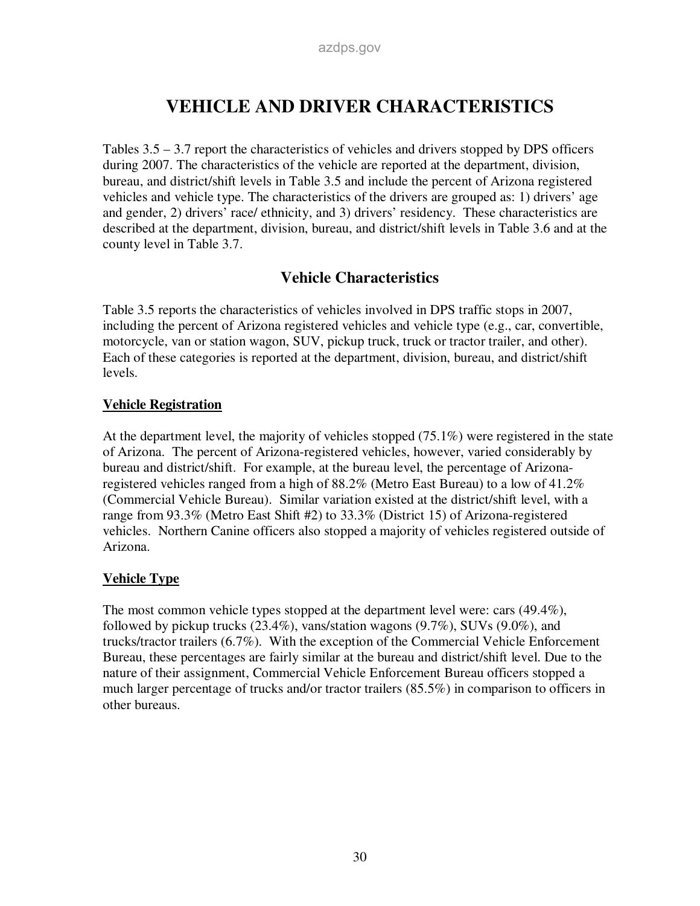# VEHICLE AND DRIVER CHARACTERISTICS

Tables 3.5 – 3.7 report the characteristics of vehicles and drivers stopped by DPS officers during 2007. The characteristics of the vehicle are reported at the department, division, bureau, and district/shift levels in Table 3.5 and include the percent of Arizona registered vehicles and vehicle type. The characteristics of the drivers are grouped as: 1) drivers' age and gender, 2) drivers' race/ ethnicity, and 3) drivers' residency. These characteristics are described at the department, division, bureau, and district/shift levels in Table 3.6 and at the county level in Table 3.7.

## Vehicle Characteristics

Table 3.5 reports the characteristics of vehicles involved in DPS traffic stops in 2007, including the percent of Arizona registered vehicles and vehicle type (e.g., car, convertible, motorcycle, van or station wagon, SUV, pickup truck, truck or tractor trailer, and other). Each of these categories is reported at the department, division, bureau, and district/shift levels.

### Vehicle Registration

At the department level, the majority of vehicles stopped (75.1%) were registered in the state of Arizona. The percent of Arizona-registered vehicles, however, varied considerably by bureau and district/shift. For example, at the bureau level, the percentage of Arizona-registered vehicles ranged from a high of 88.2% (Metro East Bureau) to a low of 41.2% (Commercial Vehicle Bureau). Similar variation existed at the district/shift level, with a range from 93.3% (Metro East Shift #2) to 33.3% (District 15) of Arizona-registered vehicles. Northern Canine officers also stopped a majority of vehicles registered outside of Arizona.

### Vehicle Type

The most common vehicle types stopped at the department level were: cars (49.4%), followed by pickup trucks (23.4%), vans/station wagons (9.7%), SUVs (9.0%), and trucks/tractor trailers (6.7%). With the exception of the Commercial Vehicle Enforcement Bureau, these percentages are fairly similar at the bureau and district/shift level. Due to the nature of their assignment, Commercial Vehicle Enforcement Bureau officers stopped a much larger percentage of trucks and/or tractor trailers (85.5%) in comparison to officers in other bureaus.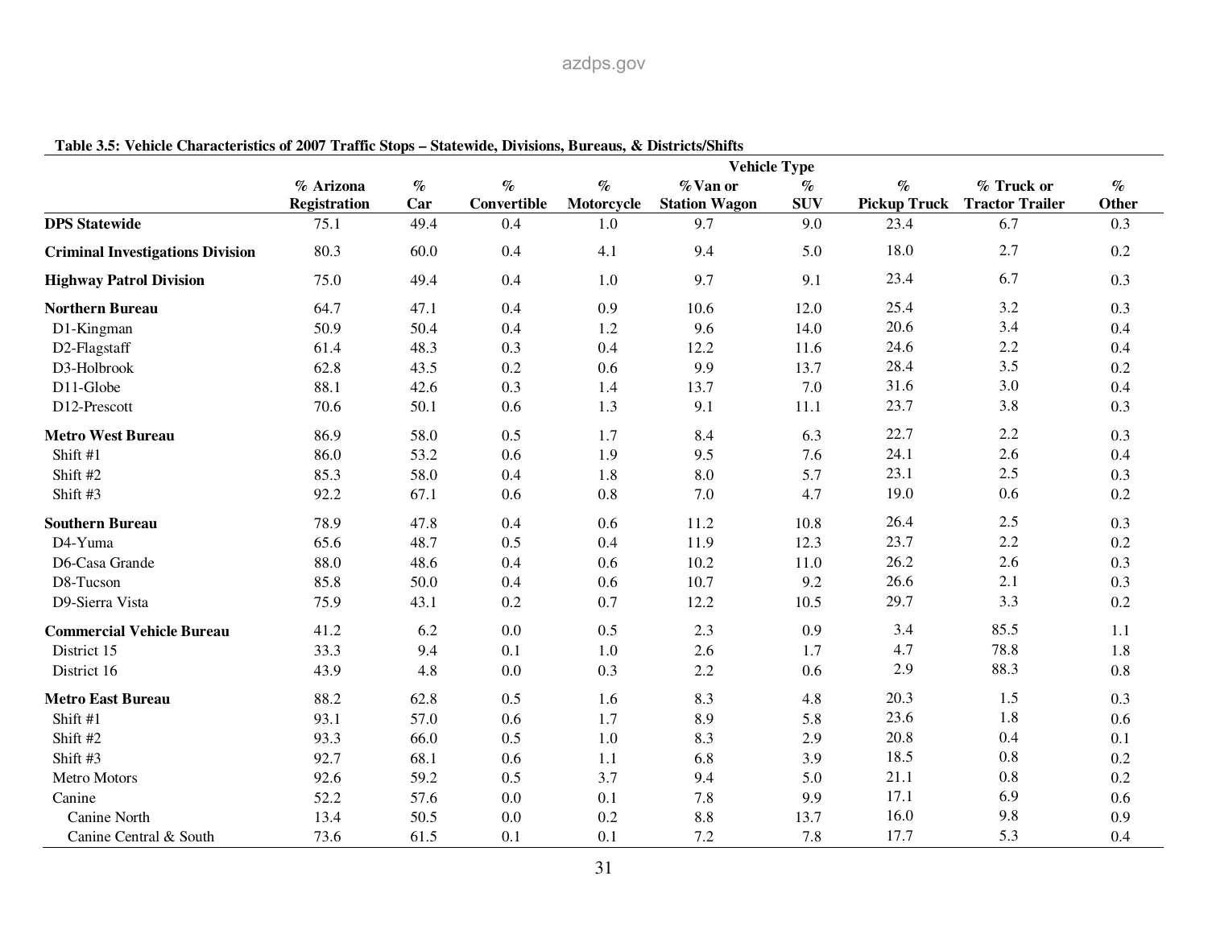**Table 3.5: Vehicle Characteristics of 2007 Traffic Stops – Statewide, Divisions, Bureaus, & Districts/Shifts**

| | | Vehicle Type | | | | | | | |
|---|---|---|---|---|---|---|---|---|---|
| | % Arizona Registration | % Car | % Convertible | % Motorcycle | % Van or Station Wagon | % SUV | % Pickup Truck | % Truck or Tractor Trailer | % Other |
| **DPS Statewide** | 75.1 | 49.4 | 0.4 | 1.0 | 9.7 | 9.0 | 23.4 | 6.7 | 0.3 |
| **Criminal Investigations Division** | 80.3 | 60.0 | 0.4 | 4.1 | 9.4 | 5.0 | 18.0 | 2.7 | 0.2 |
| **Highway Patrol Division** | 75.0 | 49.4 | 0.4 | 1.0 | 9.7 | 9.1 | 23.4 | 6.7 | 0.3 |
| **Northern Bureau** | 64.7 | 47.1 | 0.4 | 0.9 | 10.6 | 12.0 | 25.4 | 3.2 | 0.3 |
| D1-Kingman | 50.9 | 50.4 | 0.4 | 1.2 | 9.6 | 14.0 | 20.6 | 3.4 | 0.4 |
| D2-Flagstaff | 61.4 | 48.3 | 0.3 | 0.4 | 12.2 | 11.6 | 24.6 | 2.2 | 0.4 |
| D3-Holbrook | 62.8 | 43.5 | 0.2 | 0.6 | 9.9 | 13.7 | 28.4 | 3.5 | 0.2 |
| D11-Globe | 88.1 | 42.6 | 0.3 | 1.4 | 13.7 | 7.0 | 31.6 | 3.0 | 0.4 |
| D12-Prescott | 70.6 | 50.1 | 0.6 | 1.3 | 9.1 | 11.1 | 23.7 | 3.8 | 0.3 |
| **Metro West Bureau** | 86.9 | 58.0 | 0.5 | 1.7 | 8.4 | 6.3 | 22.7 | 2.2 | 0.3 |
| Shift #1 | 86.0 | 53.2 | 0.6 | 1.9 | 9.5 | 7.6 | 24.1 | 2.6 | 0.4 |
| Shift #2 | 85.3 | 58.0 | 0.4 | 1.8 | 8.0 | 5.7 | 23.1 | 2.5 | 0.3 |
| Shift #3 | 92.2 | 67.1 | 0.6 | 0.8 | 7.0 | 4.7 | 19.0 | 0.6 | 0.2 |
| **Southern Bureau** | 78.9 | 47.8 | 0.4 | 0.6 | 11.2 | 10.8 | 26.4 | 2.5 | 0.3 |
| D4-Yuma | 65.6 | 48.7 | 0.5 | 0.4 | 11.9 | 12.3 | 23.7 | 2.2 | 0.2 |
| D6-Casa Grande | 88.0 | 48.6 | 0.4 | 0.6 | 10.2 | 11.0 | 26.2 | 2.6 | 0.3 |
| D8-Tucson | 85.8 | 50.0 | 0.4 | 0.6 | 10.7 | 9.2 | 26.6 | 2.1 | 0.3 |
| D9-Sierra Vista | 75.9 | 43.1 | 0.2 | 0.7 | 12.2 | 10.5 | 29.7 | 3.3 | 0.2 |
| **Commercial Vehicle Bureau** | 41.2 | 6.2 | 0.0 | 0.5 | 2.3 | 0.9 | 3.4 | 85.5 | 1.1 |
| District 15 | 33.3 | 9.4 | 0.1 | 1.0 | 2.6 | 1.7 | 4.7 | 78.8 | 1.8 |
| District 16 | 43.9 | 4.8 | 0.0 | 0.3 | 2.2 | 0.6 | 2.9 | 88.3 | 0.8 |
| **Metro East Bureau** | 88.2 | 62.8 | 0.5 | 1.6 | 8.3 | 4.8 | 20.3 | 1.5 | 0.3 |
| Shift #1 | 93.1 | 57.0 | 0.6 | 1.7 | 8.9 | 5.8 | 23.6 | 1.8 | 0.6 |
| Shift #2 | 93.3 | 66.0 | 0.5 | 1.0 | 8.3 | 2.9 | 20.8 | 0.4 | 0.1 |
| Shift #3 | 92.7 | 68.1 | 0.6 | 1.1 | 6.8 | 3.9 | 18.5 | 0.8 | 0.2 |
| Metro Motors | 92.6 | 59.2 | 0.5 | 3.7 | 9.4 | 5.0 | 21.1 | 0.8 | 0.2 |
| Canine | 52.2 | 57.6 | 0.0 | 0.1 | 7.8 | 9.9 | 17.1 | 6.9 | 0.6 |
| Canine North | 13.4 | 50.5 | 0.0 | 0.2 | 8.8 | 13.7 | 16.0 | 9.8 | 0.9 |
| Canine Central & South | 73.6 | 61.5 | 0.1 | 0.1 | 7.2 | 7.8 | 17.7 | 5.3 | 0.4 |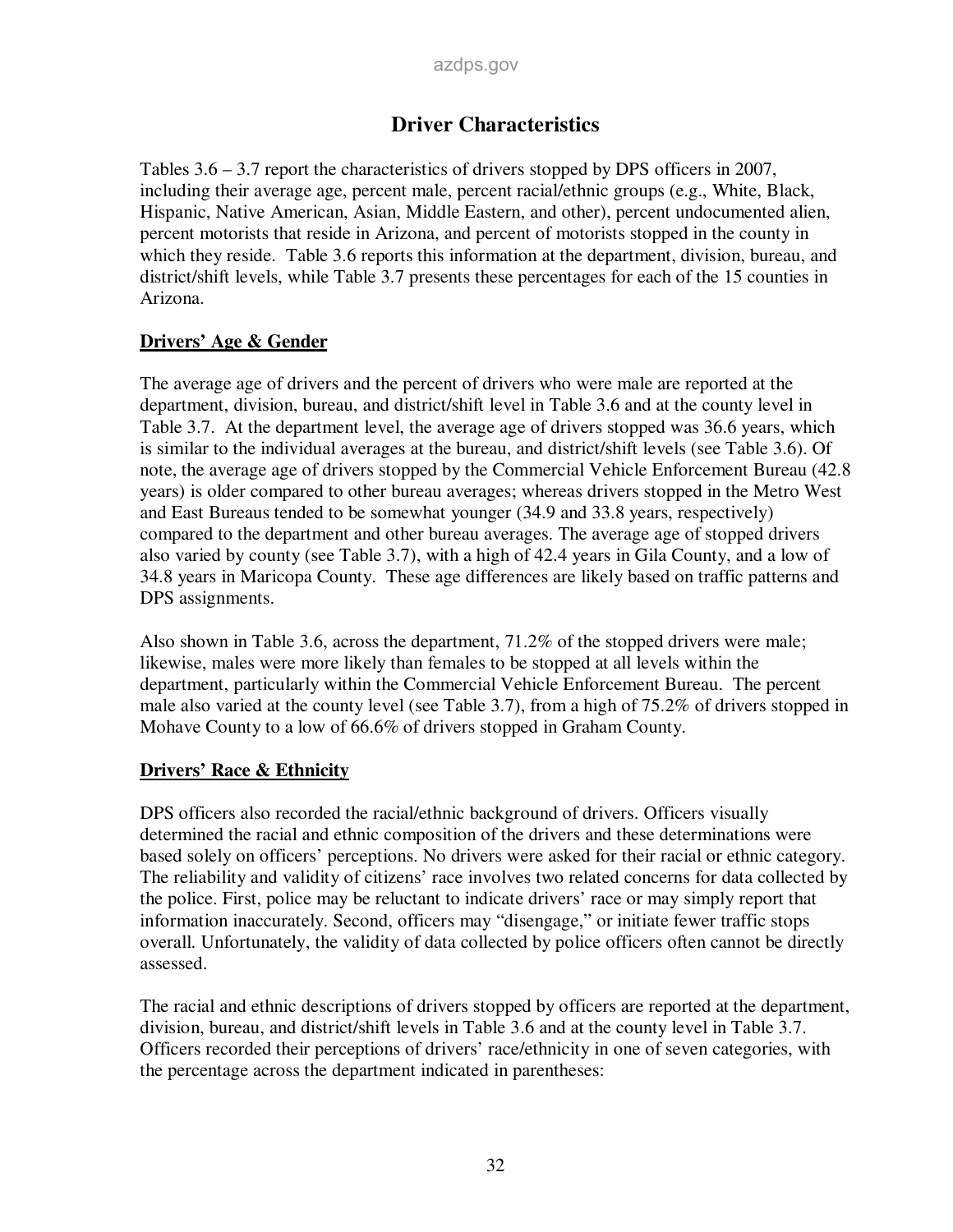# Driver Characteristics

Tables 3.6 – 3.7 report the characteristics of drivers stopped by DPS officers in 2007, including their average age, percent male, percent racial/ethnic groups (e.g., White, Black, Hispanic, Native American, Asian, Middle Eastern, and other), percent undocumented alien, percent motorists that reside in Arizona, and percent of motorists stopped in the county in which they reside. Table 3.6 reports this information at the department, division, bureau, and district/shift levels, while Table 3.7 presents these percentages for each of the 15 counties in Arizona.

## Drivers' Age & Gender

The average age of drivers and the percent of drivers who were male are reported at the department, division, bureau, and district/shift level in Table 3.6 and at the county level in Table 3.7. At the department level, the average age of drivers stopped was 36.6 years, which is similar to the individual averages at the bureau, and district/shift levels (see Table 3.6). Of note, the average age of drivers stopped by the Commercial Vehicle Enforcement Bureau (42.8 years) is older compared to other bureau averages; whereas drivers stopped in the Metro West and East Bureaus tended to be somewhat younger (34.9 and 33.8 years, respectively) compared to the department and other bureau averages. The average age of stopped drivers also varied by county (see Table 3.7), with a high of 42.4 years in Gila County, and a low of 34.8 years in Maricopa County. These age differences are likely based on traffic patterns and DPS assignments.

Also shown in Table 3.6, across the department, 71.2% of the stopped drivers were male; likewise, males were more likely than females to be stopped at all levels within the department, particularly within the Commercial Vehicle Enforcement Bureau. The percent male also varied at the county level (see Table 3.7), from a high of 75.2% of drivers stopped in Mohave County to a low of 66.6% of drivers stopped in Graham County.

## Drivers' Race & Ethnicity

DPS officers also recorded the racial/ethnic background of drivers. Officers visually determined the racial and ethnic composition of the drivers and these determinations were based solely on officers' perceptions. No drivers were asked for their racial or ethnic category. The reliability and validity of citizens' race involves two related concerns for data collected by the police. First, police may be reluctant to indicate drivers' race or may simply report that information inaccurately. Second, officers may "disengage," or initiate fewer traffic stops overall. Unfortunately, the validity of data collected by police officers often cannot be directly assessed.

The racial and ethnic descriptions of drivers stopped by officers are reported at the department, division, bureau, and district/shift levels in Table 3.6 and at the county level in Table 3.7. Officers recorded their perceptions of drivers' race/ethnicity in one of seven categories, with the percentage across the department indicated in parentheses: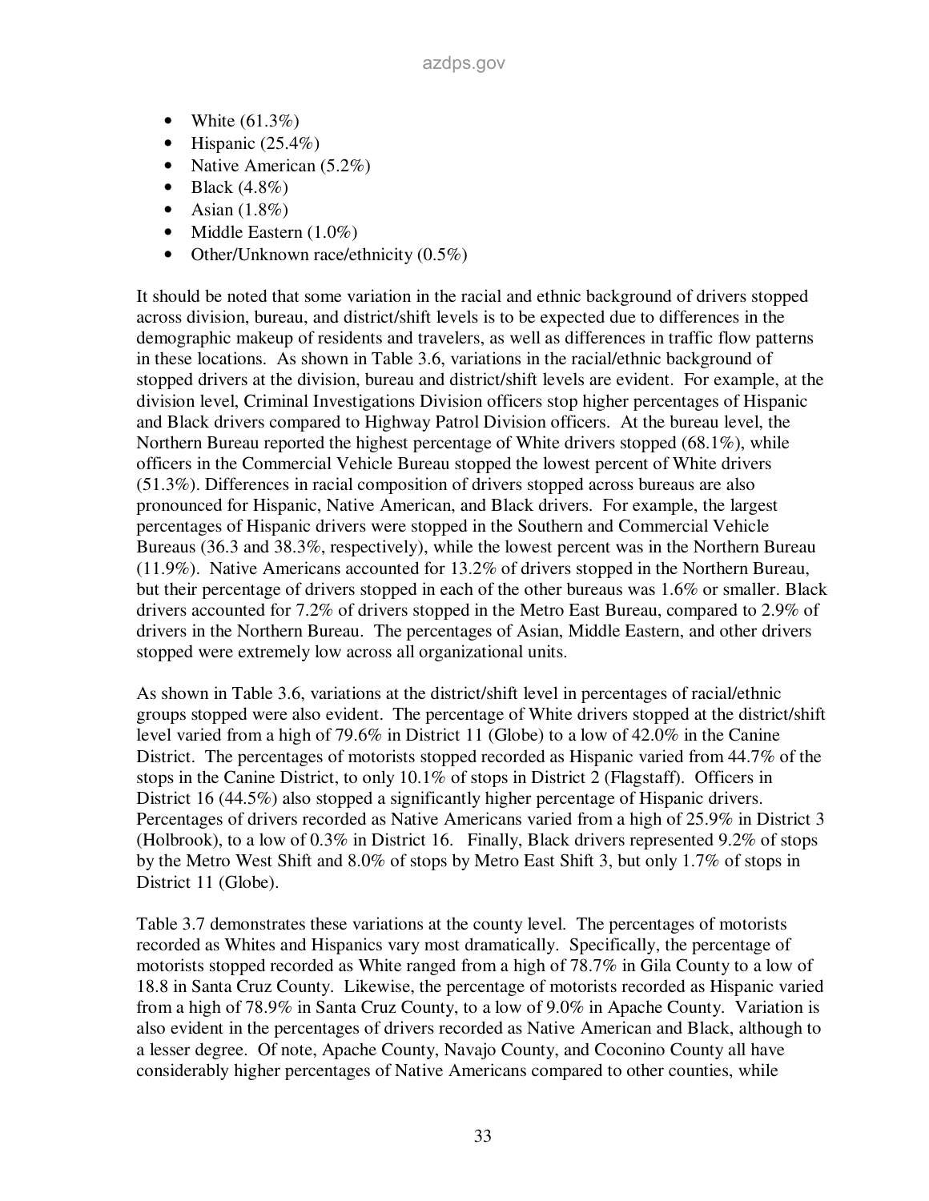- White (61.3%)
- Hispanic (25.4%)
- Native American (5.2%)
- Black (4.8%)
- Asian (1.8%)
- Middle Eastern (1.0%)
- Other/Unknown race/ethnicity (0.5%)

It should be noted that some variation in the racial and ethnic background of drivers stopped across division, bureau, and district/shift levels is to be expected due to differences in the demographic makeup of residents and travelers, as well as differences in traffic flow patterns in these locations. As shown in Table 3.6, variations in the racial/ethnic background of stopped drivers at the division, bureau and district/shift levels are evident. For example, at the division level, Criminal Investigations Division officers stop higher percentages of Hispanic and Black drivers compared to Highway Patrol Division officers. At the bureau level, the Northern Bureau reported the highest percentage of White drivers stopped (68.1%), while officers in the Commercial Vehicle Bureau stopped the lowest percent of White drivers (51.3%). Differences in racial composition of drivers stopped across bureaus are also pronounced for Hispanic, Native American, and Black drivers. For example, the largest percentages of Hispanic drivers were stopped in the Southern and Commercial Vehicle Bureaus (36.3 and 38.3%, respectively), while the lowest percent was in the Northern Bureau (11.9%). Native Americans accounted for 13.2% of drivers stopped in the Northern Bureau, but their percentage of drivers stopped in each of the other bureaus was 1.6% or smaller. Black drivers accounted for 7.2% of drivers stopped in the Metro East Bureau, compared to 2.9% of drivers in the Northern Bureau. The percentages of Asian, Middle Eastern, and other drivers stopped were extremely low across all organizational units.

As shown in Table 3.6, variations at the district/shift level in percentages of racial/ethnic groups stopped were also evident. The percentage of White drivers stopped at the district/shift level varied from a high of 79.6% in District 11 (Globe) to a low of 42.0% in the Canine District. The percentages of motorists stopped recorded as Hispanic varied from 44.7% of the stops in the Canine District, to only 10.1% of stops in District 2 (Flagstaff). Officers in District 16 (44.5%) also stopped a significantly higher percentage of Hispanic drivers. Percentages of drivers recorded as Native Americans varied from a high of 25.9% in District 3 (Holbrook), to a low of 0.3% in District 16. Finally, Black drivers represented 9.2% of stops by the Metro West Shift and 8.0% of stops by Metro East Shift 3, but only 1.7% of stops in District 11 (Globe).

Table 3.7 demonstrates these variations at the county level. The percentages of motorists recorded as Whites and Hispanics vary most dramatically. Specifically, the percentage of motorists stopped recorded as White ranged from a high of 78.7% in Gila County to a low of 18.8 in Santa Cruz County. Likewise, the percentage of motorists recorded as Hispanic varied from a high of 78.9% in Santa Cruz County, to a low of 9.0% in Apache County. Variation is also evident in the percentages of drivers recorded as Native American and Black, although to a lesser degree. Of note, Apache County, Navajo County, and Coconino County all have considerably higher percentages of Native Americans compared to other counties, while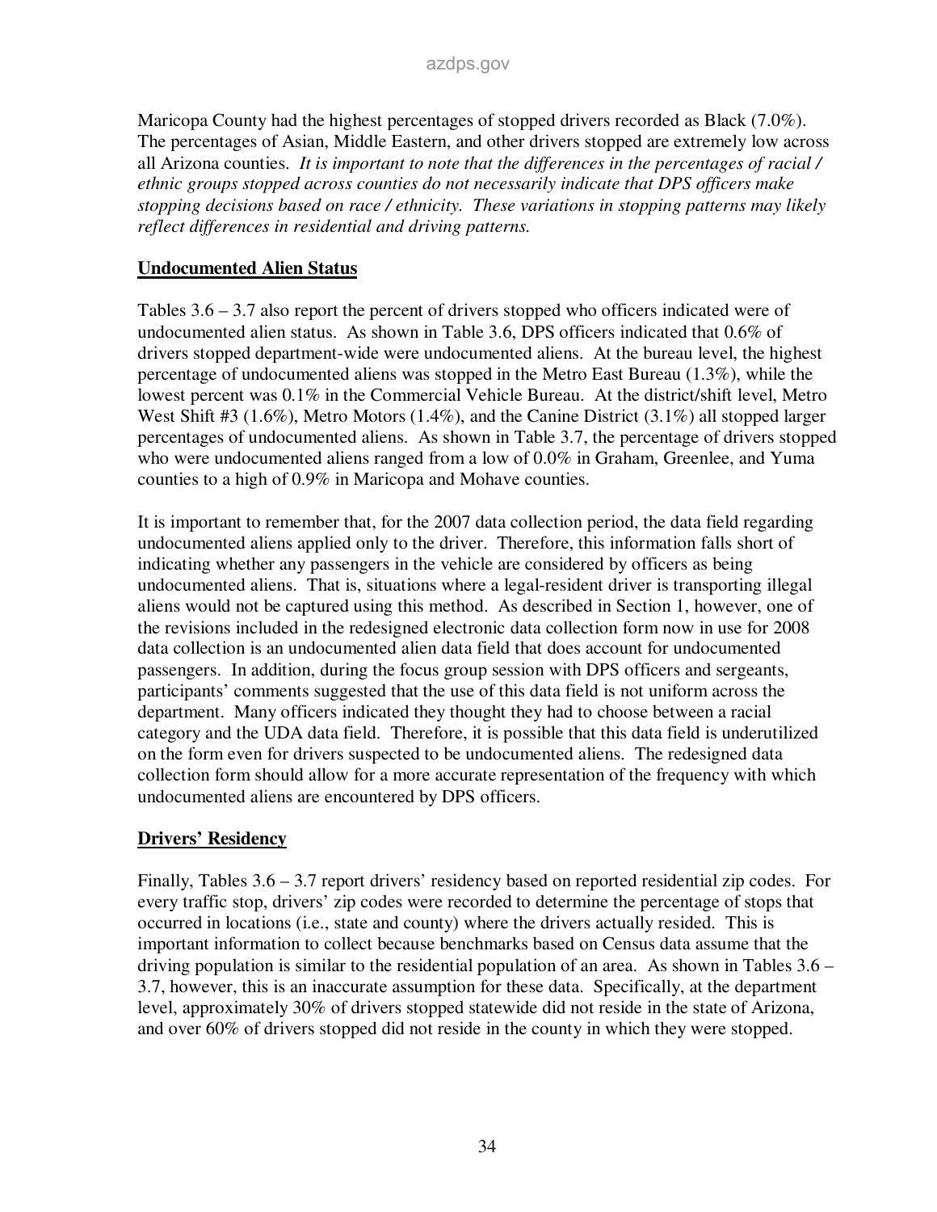Maricopa County had the highest percentages of stopped drivers recorded as Black (7.0%). The percentages of Asian, Middle Eastern, and other drivers stopped are extremely low across all Arizona counties. *It is important to note that the differences in the percentages of racial / ethnic groups stopped across counties do not necessarily indicate that DPS officers make stopping decisions based on race / ethnicity. These variations in stopping patterns may likely reflect differences in residential and driving patterns.*

**Undocumented Alien Status**

Tables 3.6 – 3.7 also report the percent of drivers stopped who officers indicated were of undocumented alien status. As shown in Table 3.6, DPS officers indicated that 0.6% of drivers stopped department-wide were undocumented aliens. At the bureau level, the highest percentage of undocumented aliens was stopped in the Metro East Bureau (1.3%), while the lowest percent was 0.1% in the Commercial Vehicle Bureau. At the district/shift level, Metro West Shift #3 (1.6%), Metro Motors (1.4%), and the Canine District (3.1%) all stopped larger percentages of undocumented aliens. As shown in Table 3.7, the percentage of drivers stopped who were undocumented aliens ranged from a low of 0.0% in Graham, Greenlee, and Yuma counties to a high of 0.9% in Maricopa and Mohave counties.

It is important to remember that, for the 2007 data collection period, the data field regarding undocumented aliens applied only to the driver. Therefore, this information falls short of indicating whether any passengers in the vehicle are considered by officers as being undocumented aliens. That is, situations where a legal-resident driver is transporting illegal aliens would not be captured using this method. As described in Section 1, however, one of the revisions included in the redesigned electronic data collection form now in use for 2008 data collection is an undocumented alien data field that does account for undocumented passengers. In addition, during the focus group session with DPS officers and sergeants, participants' comments suggested that the use of this data field is not uniform across the department. Many officers indicated they thought they had to choose between a racial category and the UDA data field. Therefore, it is possible that this data field is underutilized on the form even for drivers suspected to be undocumented aliens. The redesigned data collection form should allow for a more accurate representation of the frequency with which undocumented aliens are encountered by DPS officers.

**Drivers' Residency**

Finally, Tables 3.6 – 3.7 report drivers' residency based on reported residential zip codes. For every traffic stop, drivers' zip codes were recorded to determine the percentage of stops that occurred in locations (i.e., state and county) where the drivers actually resided. This is important information to collect because benchmarks based on Census data assume that the driving population is similar to the residential population of an area. As shown in Tables 3.6 – 3.7, however, this is an inaccurate assumption for these data. Specifically, at the department level, approximately 30% of drivers stopped statewide did not reside in the state of Arizona, and over 60% of drivers stopped did not reside in the county in which they were stopped.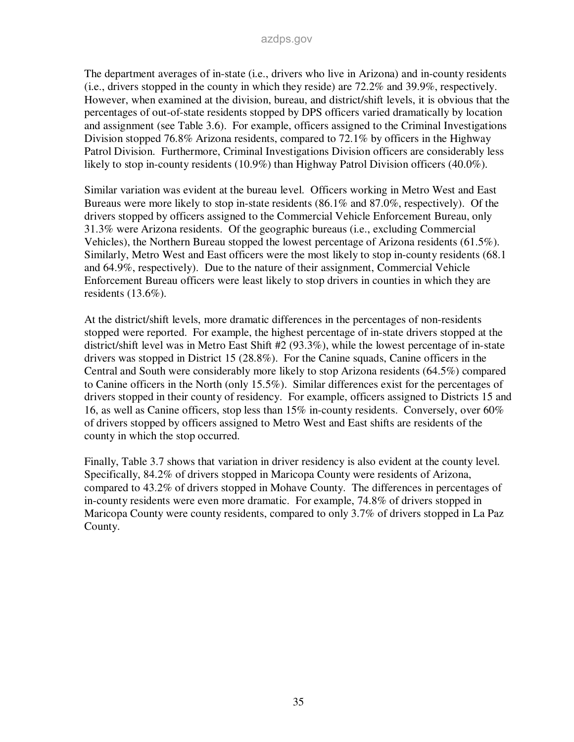The department averages of in-state (i.e., drivers who live in Arizona) and in-county residents (i.e., drivers stopped in the county in which they reside) are 72.2% and 39.9%, respectively. However, when examined at the division, bureau, and district/shift levels, it is obvious that the percentages of out-of-state residents stopped by DPS officers varied dramatically by location and assignment (see Table 3.6). For example, officers assigned to the Criminal Investigations Division stopped 76.8% Arizona residents, compared to 72.1% by officers in the Highway Patrol Division. Furthermore, Criminal Investigations Division officers are considerably less likely to stop in-county residents (10.9%) than Highway Patrol Division officers (40.0%).

Similar variation was evident at the bureau level. Officers working in Metro West and East Bureaus were more likely to stop in-state residents (86.1% and 87.0%, respectively). Of the drivers stopped by officers assigned to the Commercial Vehicle Enforcement Bureau, only 31.3% were Arizona residents. Of the geographic bureaus (i.e., excluding Commercial Vehicles), the Northern Bureau stopped the lowest percentage of Arizona residents (61.5%). Similarly, Metro West and East officers were the most likely to stop in-county residents (68.1 and 64.9%, respectively). Due to the nature of their assignment, Commercial Vehicle Enforcement Bureau officers were least likely to stop drivers in counties in which they are residents (13.6%).

At the district/shift levels, more dramatic differences in the percentages of non-residents stopped were reported. For example, the highest percentage of in-state drivers stopped at the district/shift level was in Metro East Shift #2 (93.3%), while the lowest percentage of in-state drivers was stopped in District 15 (28.8%). For the Canine squads, Canine officers in the Central and South were considerably more likely to stop Arizona residents (64.5%) compared to Canine officers in the North (only 15.5%). Similar differences exist for the percentages of drivers stopped in their county of residency. For example, officers assigned to Districts 15 and 16, as well as Canine officers, stop less than 15% in-county residents. Conversely, over 60% of drivers stopped by officers assigned to Metro West and East shifts are residents of the county in which the stop occurred.

Finally, Table 3.7 shows that variation in driver residency is also evident at the county level. Specifically, 84.2% of drivers stopped in Maricopa County were residents of Arizona, compared to 43.2% of drivers stopped in Mohave County. The differences in percentages of in-county residents were even more dramatic. For example, 74.8% of drivers stopped in Maricopa County were county residents, compared to only 3.7% of drivers stopped in La Paz County.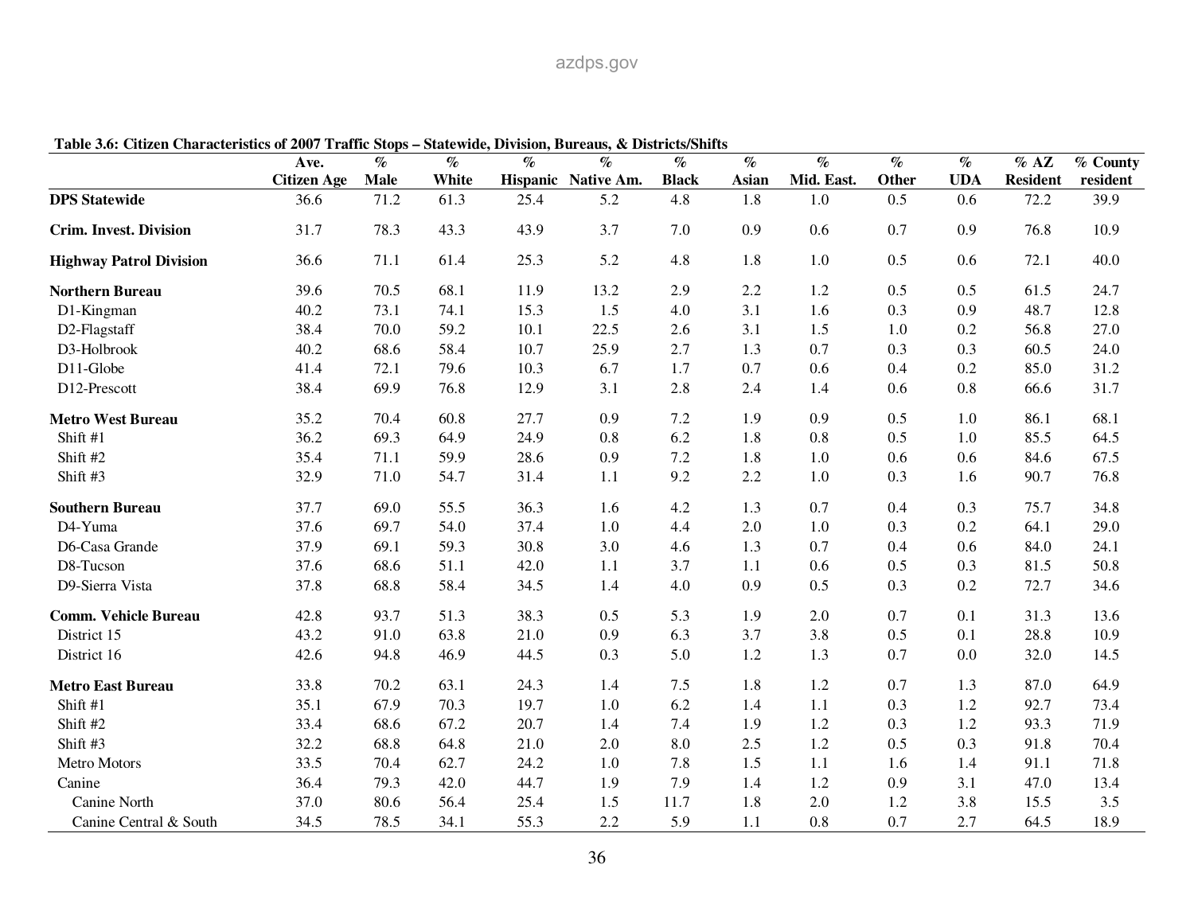**Table 3.6: Citizen Characteristics of 2007 Traffic Stops – Statewide, Division, Bureaus, & Districts/Shifts**

| | Ave. Citizen Age | % Male | % White | % Hispanic | % Native Am. | % Black | % Asian | % Mid. East. | % Other | % UDA | % AZ Resident | % County resident |
|---|---|---|---|---|---|---|---|---|---|---|---|---|
| **DPS Statewide** | 36.6 | 71.2 | 61.3 | 25.4 | 5.2 | 4.8 | 1.8 | 1.0 | 0.5 | 0.6 | 72.2 | 39.9 |
| **Crim. Invest. Division** | 31.7 | 78.3 | 43.3 | 43.9 | 3.7 | 7.0 | 0.9 | 0.6 | 0.7 | 0.9 | 76.8 | 10.9 |
| **Highway Patrol Division** | 36.6 | 71.1 | 61.4 | 25.3 | 5.2 | 4.8 | 1.8 | 1.0 | 0.5 | 0.6 | 72.1 | 40.0 |
| **Northern Bureau** | 39.6 | 70.5 | 68.1 | 11.9 | 13.2 | 2.9 | 2.2 | 1.2 | 0.5 | 0.5 | 61.5 | 24.7 |
| D1-Kingman | 40.2 | 73.1 | 74.1 | 15.3 | 1.5 | 4.0 | 3.1 | 1.6 | 0.3 | 0.9 | 48.7 | 12.8 |
| D2-Flagstaff | 38.4 | 70.0 | 59.2 | 10.1 | 22.5 | 2.6 | 3.1 | 1.5 | 1.0 | 0.2 | 56.8 | 27.0 |
| D3-Holbrook | 40.2 | 68.6 | 58.4 | 10.7 | 25.9 | 2.7 | 1.3 | 0.7 | 0.3 | 0.3 | 60.5 | 24.0 |
| D11-Globe | 41.4 | 72.1 | 79.6 | 10.3 | 6.7 | 1.7 | 0.7 | 0.6 | 0.4 | 0.2 | 85.0 | 31.2 |
| D12-Prescott | 38.4 | 69.9 | 76.8 | 12.9 | 3.1 | 2.8 | 2.4 | 1.4 | 0.6 | 0.8 | 66.6 | 31.7 |
| **Metro West Bureau** | 35.2 | 70.4 | 60.8 | 27.7 | 0.9 | 7.2 | 1.9 | 0.9 | 0.5 | 1.0 | 86.1 | 68.1 |
| Shift #1 | 36.2 | 69.3 | 64.9 | 24.9 | 0.8 | 6.2 | 1.8 | 0.8 | 0.5 | 1.0 | 85.5 | 64.5 |
| Shift #2 | 35.4 | 71.1 | 59.9 | 28.6 | 0.9 | 7.2 | 1.8 | 1.0 | 0.6 | 0.6 | 84.6 | 67.5 |
| Shift #3 | 32.9 | 71.0 | 54.7 | 31.4 | 1.1 | 9.2 | 2.2 | 1.0 | 0.3 | 1.6 | 90.7 | 76.8 |
| **Southern Bureau** | 37.7 | 69.0 | 55.5 | 36.3 | 1.6 | 4.2 | 1.3 | 0.7 | 0.4 | 0.3 | 75.7 | 34.8 |
| D4-Yuma | 37.6 | 69.7 | 54.0 | 37.4 | 1.0 | 4.4 | 2.0 | 1.0 | 0.3 | 0.2 | 64.1 | 29.0 |
| D6-Casa Grande | 37.9 | 69.1 | 59.3 | 30.8 | 3.0 | 4.6 | 1.3 | 0.7 | 0.4 | 0.6 | 84.0 | 24.1 |
| D8-Tucson | 37.6 | 68.6 | 51.1 | 42.0 | 1.1 | 3.7 | 1.1 | 0.6 | 0.5 | 0.3 | 81.5 | 50.8 |
| D9-Sierra Vista | 37.8 | 68.8 | 58.4 | 34.5 | 1.4 | 4.0 | 0.9 | 0.5 | 0.3 | 0.2 | 72.7 | 34.6 |
| **Comm. Vehicle Bureau** | 42.8 | 93.7 | 51.3 | 38.3 | 0.5 | 5.3 | 1.9 | 2.0 | 0.7 | 0.1 | 31.3 | 13.6 |
| District 15 | 43.2 | 91.0 | 63.8 | 21.0 | 0.9 | 6.3 | 3.7 | 3.8 | 0.5 | 0.1 | 28.8 | 10.9 |
| District 16 | 42.6 | 94.8 | 46.9 | 44.5 | 0.3 | 5.0 | 1.2 | 1.3 | 0.7 | 0.0 | 32.0 | 14.5 |
| **Metro East Bureau** | 33.8 | 70.2 | 63.1 | 24.3 | 1.4 | 7.5 | 1.8 | 1.2 | 0.7 | 1.3 | 87.0 | 64.9 |
| Shift #1 | 35.1 | 67.9 | 70.3 | 19.7 | 1.0 | 6.2 | 1.4 | 1.1 | 0.3 | 1.2 | 92.7 | 73.4 |
| Shift #2 | 33.4 | 68.6 | 67.2 | 20.7 | 1.4 | 7.4 | 1.9 | 1.2 | 0.3 | 1.2 | 93.3 | 71.9 |
| Shift #3 | 32.2 | 68.8 | 64.8 | 21.0 | 2.0 | 8.0 | 2.5 | 1.2 | 0.5 | 0.3 | 91.8 | 70.4 |
| Metro Motors | 33.5 | 70.4 | 62.7 | 24.2 | 1.0 | 7.8 | 1.5 | 1.1 | 1.6 | 1.4 | 91.1 | 71.8 |
| Canine | 36.4 | 79.3 | 42.0 | 44.7 | 1.9 | 7.9 | 1.4 | 1.2 | 0.9 | 3.1 | 47.0 | 13.4 |
| Canine North | 37.0 | 80.6 | 56.4 | 25.4 | 1.5 | 11.7 | 1.8 | 2.0 | 1.2 | 3.8 | 15.5 | 3.5 |
| Canine Central & South | 34.5 | 78.5 | 34.1 | 55.3 | 2.2 | 5.9 | 1.1 | 0.8 | 0.7 | 2.7 | 64.5 | 18.9 |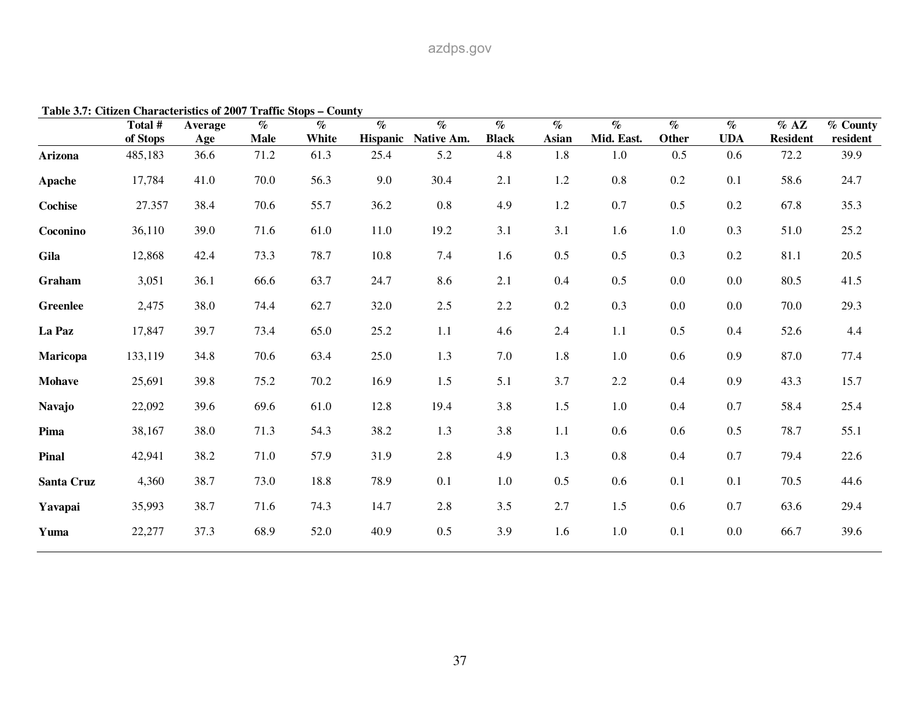**Table 3.7: Citizen Characteristics of 2007 Traffic Stops – County**

| | Total # of Stops | Average Age | % Male | % White | % Hispanic | % Native Am. | % Black | % Asian | % Mid. East. | % Other | % UDA | % AZ Resident | % County resident |
|---|---|---|---|---|---|---|---|---|---|---|---|---|---|
| **Arizona** | 485,183 | 36.6 | 71.2 | 61.3 | 25.4 | 5.2 | 4.8 | 1.8 | 1.0 | 0.5 | 0.6 | 72.2 | 39.9 |
| **Apache** | 17,784 | 41.0 | 70.0 | 56.3 | 9.0 | 30.4 | 2.1 | 1.2 | 0.8 | 0.2 | 0.1 | 58.6 | 24.7 |
| **Cochise** | 27.357 | 38.4 | 70.6 | 55.7 | 36.2 | 0.8 | 4.9 | 1.2 | 0.7 | 0.5 | 0.2 | 67.8 | 35.3 |
| **Coconino** | 36,110 | 39.0 | 71.6 | 61.0 | 11.0 | 19.2 | 3.1 | 3.1 | 1.6 | 1.0 | 0.3 | 51.0 | 25.2 |
| **Gila** | 12,868 | 42.4 | 73.3 | 78.7 | 10.8 | 7.4 | 1.6 | 0.5 | 0.5 | 0.3 | 0.2 | 81.1 | 20.5 |
| **Graham** | 3,051 | 36.1 | 66.6 | 63.7 | 24.7 | 8.6 | 2.1 | 0.4 | 0.5 | 0.0 | 0.0 | 80.5 | 41.5 |
| **Greenlee** | 2,475 | 38.0 | 74.4 | 62.7 | 32.0 | 2.5 | 2.2 | 0.2 | 0.3 | 0.0 | 0.0 | 70.0 | 29.3 |
| **La Paz** | 17,847 | 39.7 | 73.4 | 65.0 | 25.2 | 1.1 | 4.6 | 2.4 | 1.1 | 0.5 | 0.4 | 52.6 | 4.4 |
| **Maricopa** | 133,119 | 34.8 | 70.6 | 63.4 | 25.0 | 1.3 | 7.0 | 1.8 | 1.0 | 0.6 | 0.9 | 87.0 | 77.4 |
| **Mohave** | 25,691 | 39.8 | 75.2 | 70.2 | 16.9 | 1.5 | 5.1 | 3.7 | 2.2 | 0.4 | 0.9 | 43.3 | 15.7 |
| **Navajo** | 22,092 | 39.6 | 69.6 | 61.0 | 12.8 | 19.4 | 3.8 | 1.5 | 1.0 | 0.4 | 0.7 | 58.4 | 25.4 |
| **Pima** | 38,167 | 38.0 | 71.3 | 54.3 | 38.2 | 1.3 | 3.8 | 1.1 | 0.6 | 0.6 | 0.5 | 78.7 | 55.1 |
| **Pinal** | 42,941 | 38.2 | 71.0 | 57.9 | 31.9 | 2.8 | 4.9 | 1.3 | 0.8 | 0.4 | 0.7 | 79.4 | 22.6 |
| **Santa Cruz** | 4,360 | 38.7 | 73.0 | 18.8 | 78.9 | 0.1 | 1.0 | 0.5 | 0.6 | 0.1 | 0.1 | 70.5 | 44.6 |
| **Yavapai** | 35,993 | 38.7 | 71.6 | 74.3 | 14.7 | 2.8 | 3.5 | 2.7 | 1.5 | 0.6 | 0.7 | 63.6 | 29.4 |
| **Yuma** | 22,277 | 37.3 | 68.9 | 52.0 | 40.9 | 0.5 | 3.9 | 1.6 | 1.0 | 0.1 | 0.0 | 66.7 | 39.6 |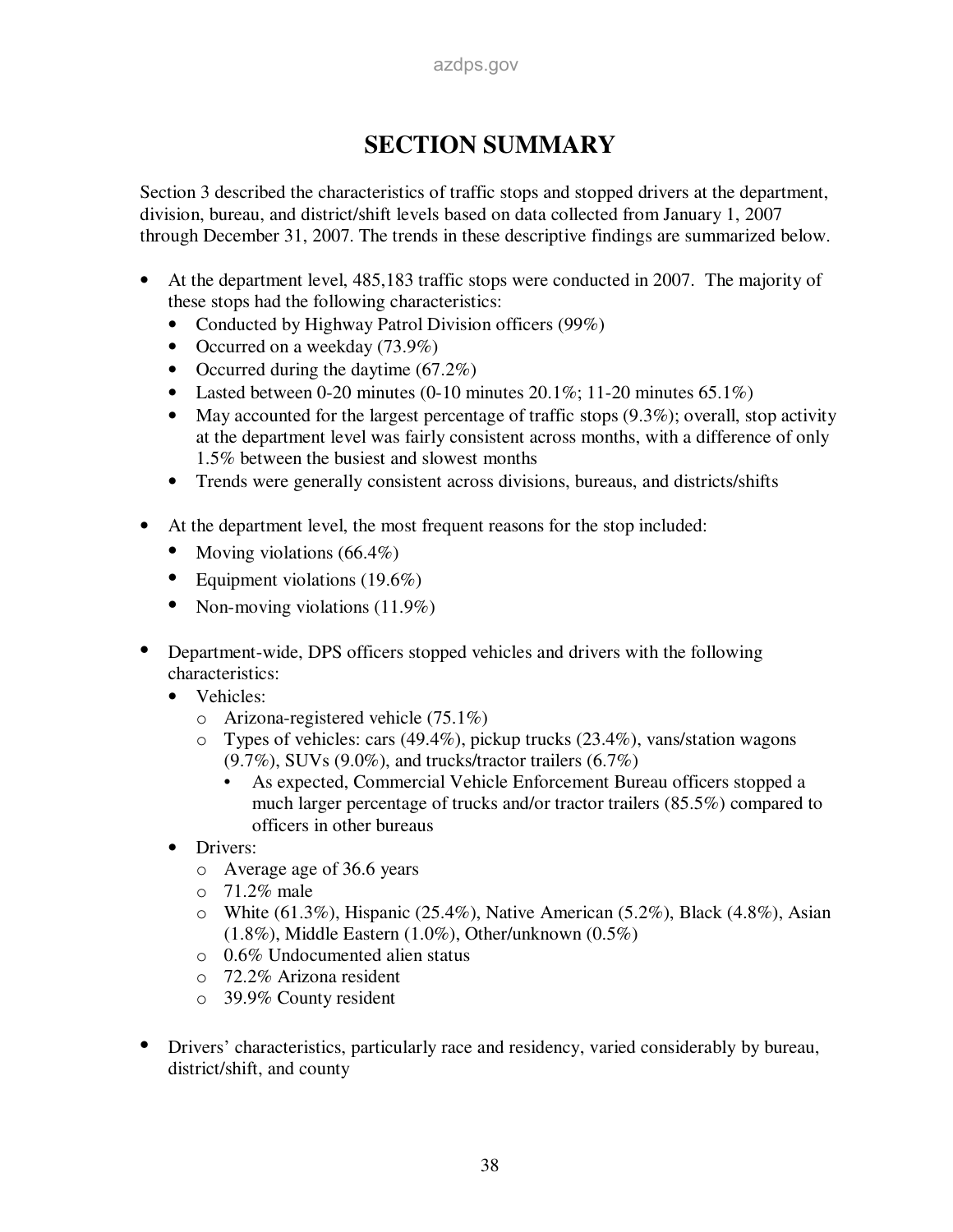# SECTION SUMMARY

Section 3 described the characteristics of traffic stops and stopped drivers at the department, division, bureau, and district/shift levels based on data collected from January 1, 2007 through December 31, 2007. The trends in these descriptive findings are summarized below.

- At the department level, 485,183 traffic stops were conducted in 2007. The majority of these stops had the following characteristics:
  - Conducted by Highway Patrol Division officers (99%)
  - Occurred on a weekday (73.9%)
  - Occurred during the daytime (67.2%)
  - Lasted between 0-20 minutes (0-10 minutes 20.1%; 11-20 minutes 65.1%)
  - May accounted for the largest percentage of traffic stops (9.3%); overall, stop activity at the department level was fairly consistent across months, with a difference of only 1.5% between the busiest and slowest months
  - Trends were generally consistent across divisions, bureaus, and districts/shifts

- At the department level, the most frequent reasons for the stop included:
  - Moving violations (66.4%)
  - Equipment violations (19.6%)
  - Non-moving violations (11.9%)

- Department-wide, DPS officers stopped vehicles and drivers with the following characteristics:
  - Vehicles:
    - Arizona-registered vehicle (75.1%)
    - Types of vehicles: cars (49.4%), pickup trucks (23.4%), vans/station wagons (9.7%), SUVs (9.0%), and trucks/tractor trailers (6.7%)
      - As expected, Commercial Vehicle Enforcement Bureau officers stopped a much larger percentage of trucks and/or tractor trailers (85.5%) compared to officers in other bureaus
  - Drivers:
    - Average age of 36.6 years
    - 71.2% male
    - White (61.3%), Hispanic (25.4%), Native American (5.2%), Black (4.8%), Asian (1.8%), Middle Eastern (1.0%), Other/unknown (0.5%)
    - 0.6% Undocumented alien status
    - 72.2% Arizona resident
    - 39.9% County resident

- Drivers' characteristics, particularly race and residency, varied considerably by bureau, district/shift, and county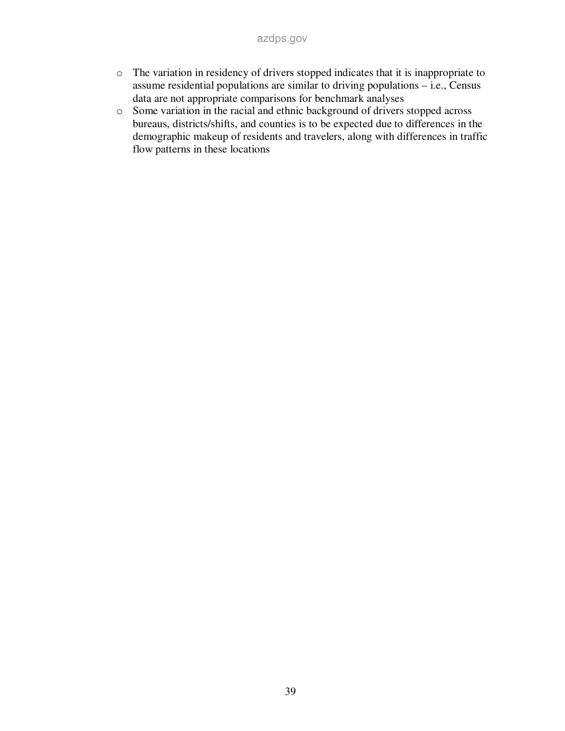- The variation in residency of drivers stopped indicates that it is inappropriate to assume residential populations are similar to driving populations – i.e., Census data are not appropriate comparisons for benchmark analyses
- Some variation in the racial and ethnic background of drivers stopped across bureaus, districts/shifts, and counties is to be expected due to differences in the demographic makeup of residents and travelers, along with differences in traffic flow patterns in these locations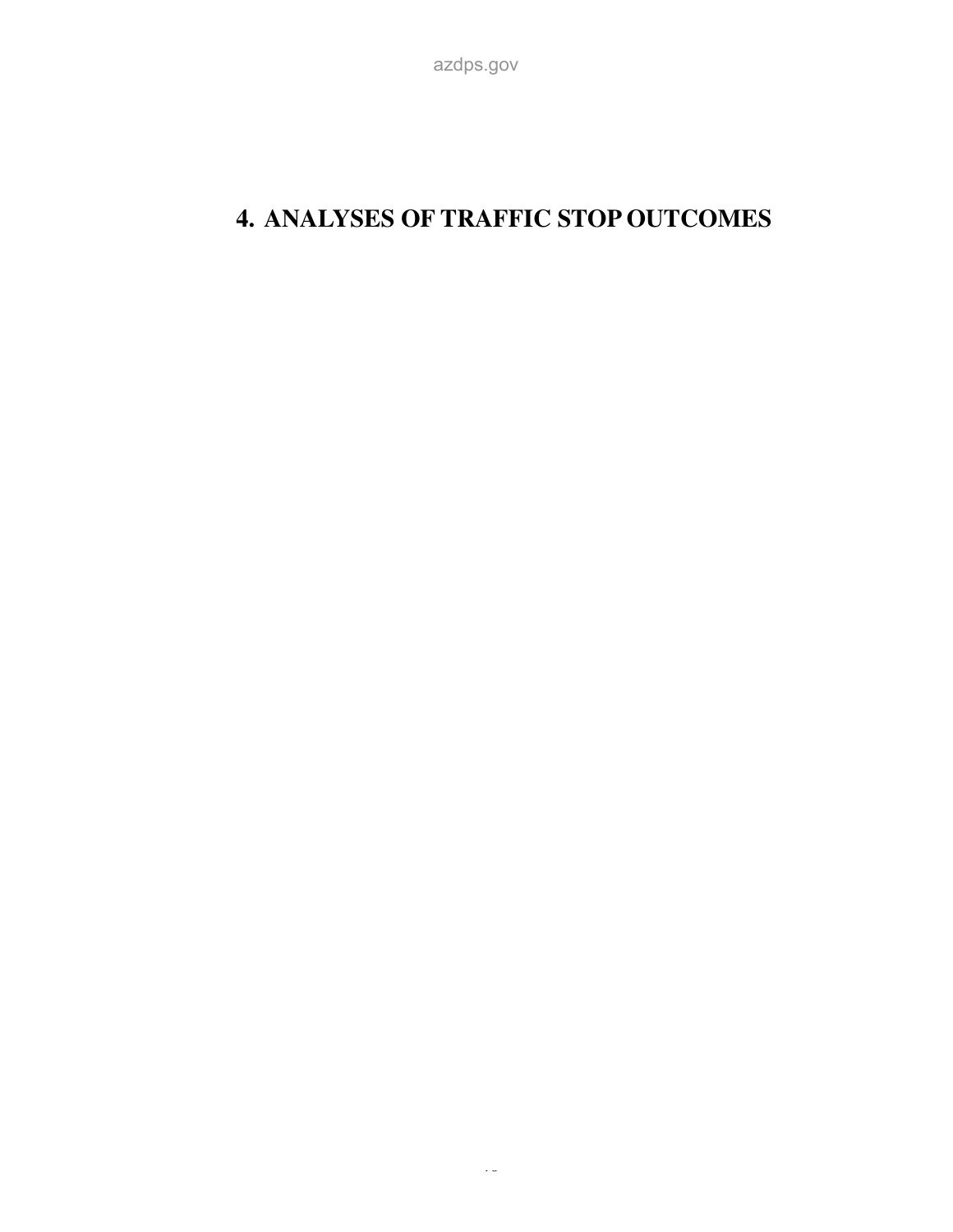# 4. ANALYSES OF TRAFFIC STOP OUTCOMES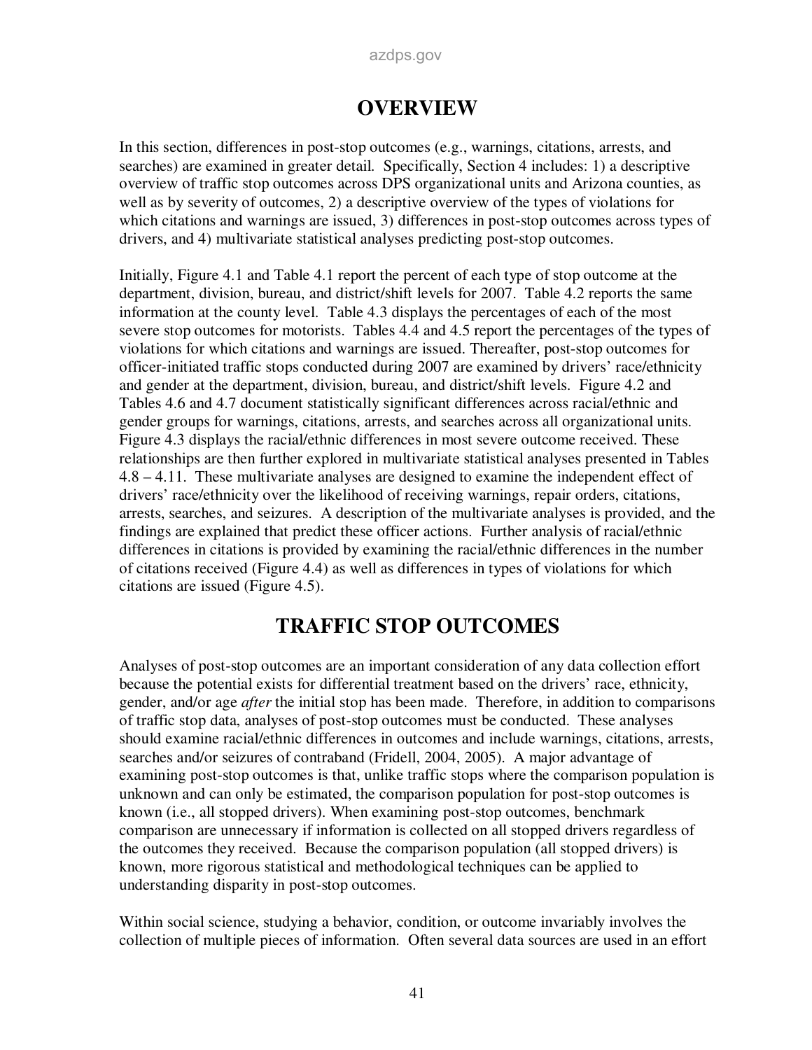# OVERVIEW

In this section, differences in post-stop outcomes (e.g., warnings, citations, arrests, and searches) are examined in greater detail. Specifically, Section 4 includes: 1) a descriptive overview of traffic stop outcomes across DPS organizational units and Arizona counties, as well as by severity of outcomes, 2) a descriptive overview of the types of violations for which citations and warnings are issued, 3) differences in post-stop outcomes across types of drivers, and 4) multivariate statistical analyses predicting post-stop outcomes.

Initially, Figure 4.1 and Table 4.1 report the percent of each type of stop outcome at the department, division, bureau, and district/shift levels for 2007. Table 4.2 reports the same information at the county level. Table 4.3 displays the percentages of each of the most severe stop outcomes for motorists. Tables 4.4 and 4.5 report the percentages of the types of violations for which citations and warnings are issued. Thereafter, post-stop outcomes for officer-initiated traffic stops conducted during 2007 are examined by drivers' race/ethnicity and gender at the department, division, bureau, and district/shift levels. Figure 4.2 and Tables 4.6 and 4.7 document statistically significant differences across racial/ethnic and gender groups for warnings, citations, arrests, and searches across all organizational units. Figure 4.3 displays the racial/ethnic differences in most severe outcome received. These relationships are then further explored in multivariate statistical analyses presented in Tables 4.8 – 4.11. These multivariate analyses are designed to examine the independent effect of drivers' race/ethnicity over the likelihood of receiving warnings, repair orders, citations, arrests, searches, and seizures. A description of the multivariate analyses is provided, and the findings are explained that predict these officer actions. Further analysis of racial/ethnic differences in citations is provided by examining the racial/ethnic differences in the number of citations received (Figure 4.4) as well as differences in types of violations for which citations are issued (Figure 4.5).

# TRAFFIC STOP OUTCOMES

Analyses of post-stop outcomes are an important consideration of any data collection effort because the potential exists for differential treatment based on the drivers' race, ethnicity, gender, and/or age *after* the initial stop has been made. Therefore, in addition to comparisons of traffic stop data, analyses of post-stop outcomes must be conducted. These analyses should examine racial/ethnic differences in outcomes and include warnings, citations, arrests, searches and/or seizures of contraband (Fridell, 2004, 2005). A major advantage of examining post-stop outcomes is that, unlike traffic stops where the comparison population is unknown and can only be estimated, the comparison population for post-stop outcomes is known (i.e., all stopped drivers). When examining post-stop outcomes, benchmark comparison are unnecessary if information is collected on all stopped drivers regardless of the outcomes they received. Because the comparison population (all stopped drivers) is known, more rigorous statistical and methodological techniques can be applied to understanding disparity in post-stop outcomes.

Within social science, studying a behavior, condition, or outcome invariably involves the collection of multiple pieces of information. Often several data sources are used in an effort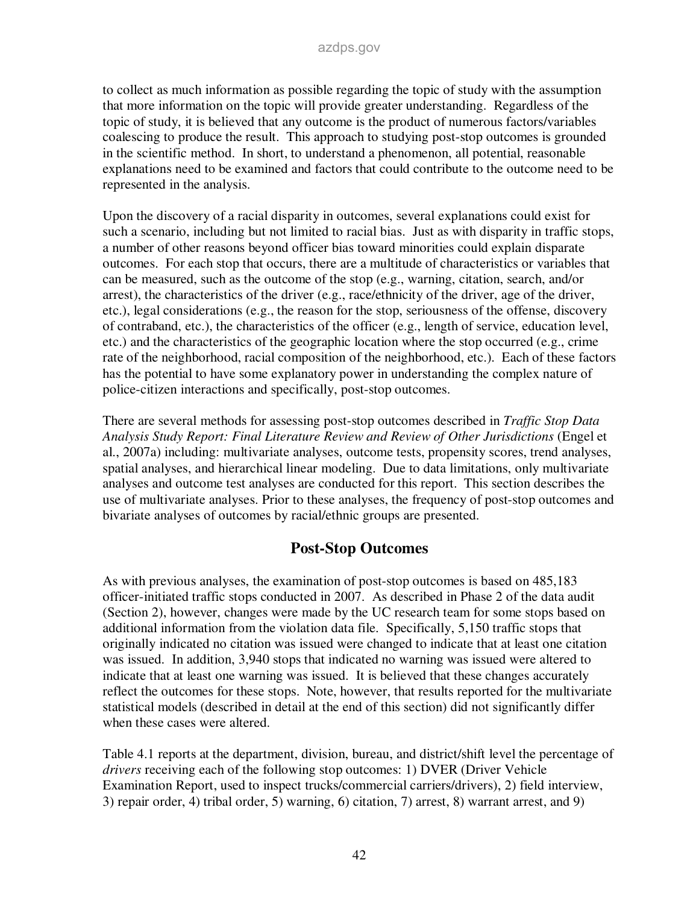to collect as much information as possible regarding the topic of study with the assumption that more information on the topic will provide greater understanding. Regardless of the topic of study, it is believed that any outcome is the product of numerous factors/variables coalescing to produce the result. This approach to studying post-stop outcomes is grounded in the scientific method. In short, to understand a phenomenon, all potential, reasonable explanations need to be examined and factors that could contribute to the outcome need to be represented in the analysis.

Upon the discovery of a racial disparity in outcomes, several explanations could exist for such a scenario, including but not limited to racial bias. Just as with disparity in traffic stops, a number of other reasons beyond officer bias toward minorities could explain disparate outcomes. For each stop that occurs, there are a multitude of characteristics or variables that can be measured, such as the outcome of the stop (e.g., warning, citation, search, and/or arrest), the characteristics of the driver (e.g., race/ethnicity of the driver, age of the driver, etc.), legal considerations (e.g., the reason for the stop, seriousness of the offense, discovery of contraband, etc.), the characteristics of the officer (e.g., length of service, education level, etc.) and the characteristics of the geographic location where the stop occurred (e.g., crime rate of the neighborhood, racial composition of the neighborhood, etc.). Each of these factors has the potential to have some explanatory power in understanding the complex nature of police-citizen interactions and specifically, post-stop outcomes.

There are several methods for assessing post-stop outcomes described in *Traffic Stop Data Analysis Study Report: Final Literature Review and Review of Other Jurisdictions* (Engel et al., 2007a) including: multivariate analyses, outcome tests, propensity scores, trend analyses, spatial analyses, and hierarchical linear modeling. Due to data limitations, only multivariate analyses and outcome test analyses are conducted for this report. This section describes the use of multivariate analyses. Prior to these analyses, the frequency of post-stop outcomes and bivariate analyses of outcomes by racial/ethnic groups are presented.

## Post-Stop Outcomes

As with previous analyses, the examination of post-stop outcomes is based on 485,183 officer-initiated traffic stops conducted in 2007. As described in Phase 2 of the data audit (Section 2), however, changes were made by the UC research team for some stops based on additional information from the violation data file. Specifically, 5,150 traffic stops that originally indicated no citation was issued were changed to indicate that at least one citation was issued. In addition, 3,940 stops that indicated no warning was issued were altered to indicate that at least one warning was issued. It is believed that these changes accurately reflect the outcomes for these stops. Note, however, that results reported for the multivariate statistical models (described in detail at the end of this section) did not significantly differ when these cases were altered.

Table 4.1 reports at the department, division, bureau, and district/shift level the percentage of *drivers* receiving each of the following stop outcomes: 1) DVER (Driver Vehicle Examination Report, used to inspect trucks/commercial carriers/drivers), 2) field interview, 3) repair order, 4) tribal order, 5) warning, 6) citation, 7) arrest, 8) warrant arrest, and 9)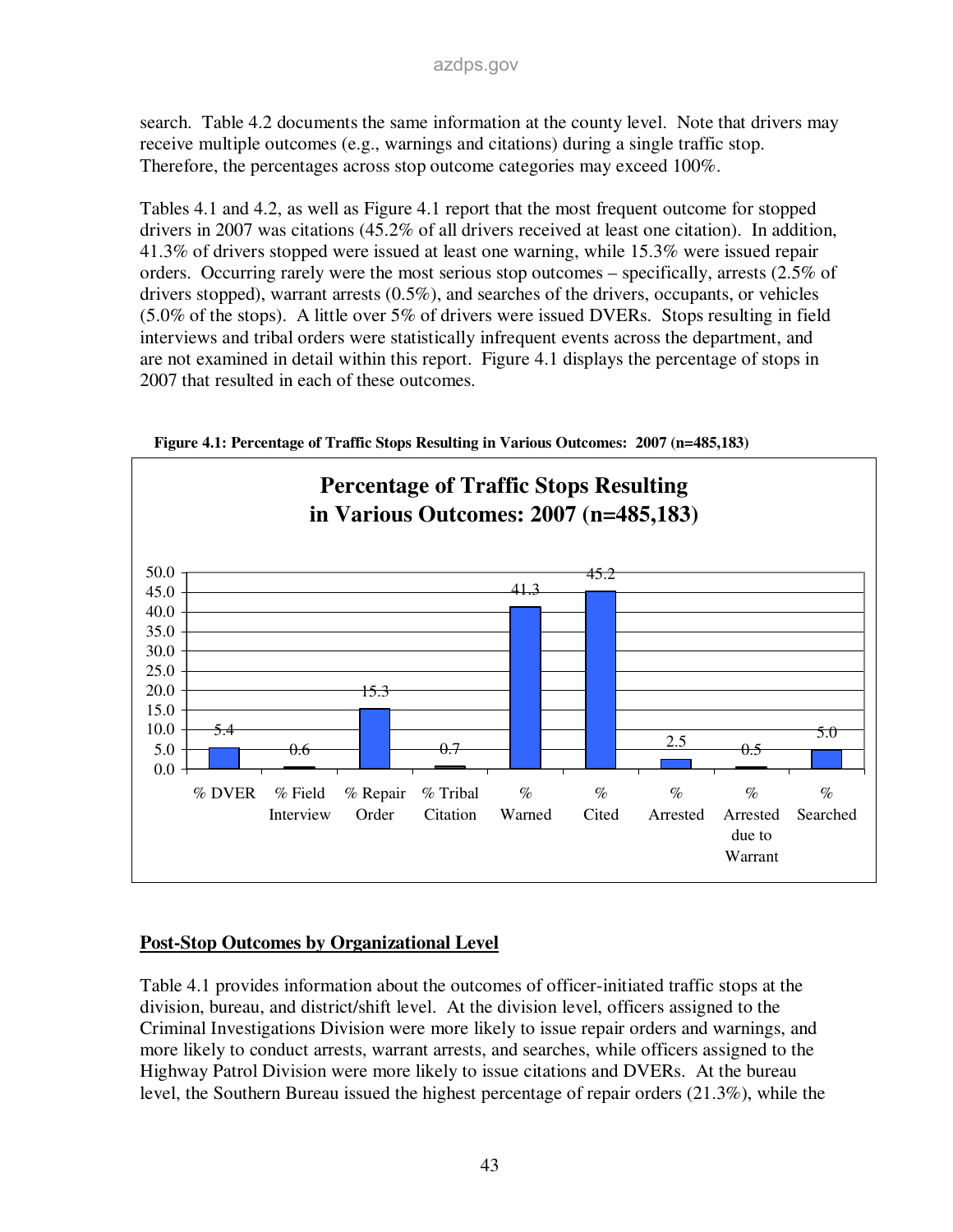search. Table 4.2 documents the same information at the county level. Note that drivers may receive multiple outcomes (e.g., warnings and citations) during a single traffic stop. Therefore, the percentages across stop outcome categories may exceed 100%.

Tables 4.1 and 4.2, as well as Figure 4.1 report that the most frequent outcome for stopped drivers in 2007 was citations (45.2% of all drivers received at least one citation). In addition, 41.3% of drivers stopped were issued at least one warning, while 15.3% were issued repair orders. Occurring rarely were the most serious stop outcomes – specifically, arrests (2.5% of drivers stopped), warrant arrests (0.5%), and searches of the drivers, occupants, or vehicles (5.0% of the stops). A little over 5% of drivers were issued DVERs. Stops resulting in field interviews and tribal orders were statistically infrequent events across the department, and are not examined in detail within this report. Figure 4.1 displays the percentage of stops in 2007 that resulted in each of these outcomes.

**Figure 4.1: Percentage of Traffic Stops Resulting in Various Outcomes: 2007 (n=485,183)**

| Outcome | Percentage |
|---|---|
| % DVER | 5.4 |
| % Field Interview | 0.6 |
| % Repair Order | 15.3 |
| % Tribal Citation | 0.7 |
| % Warned | 41.3 |
| % Cited | 45.2 |
| % Arrested | 2.5 |
| % Arrested due to Warrant | 0.5 |
| % Searched | 5.0 |

## Post-Stop Outcomes by Organizational Level

Table 4.1 provides information about the outcomes of officer-initiated traffic stops at the division, bureau, and district/shift level. At the division level, officers assigned to the Criminal Investigations Division were more likely to issue repair orders and warnings, and more likely to conduct arrests, warrant arrests, and searches, while officers assigned to the Highway Patrol Division were more likely to issue citations and DVERs. At the bureau level, the Southern Bureau issued the highest percentage of repair orders (21.3%), while the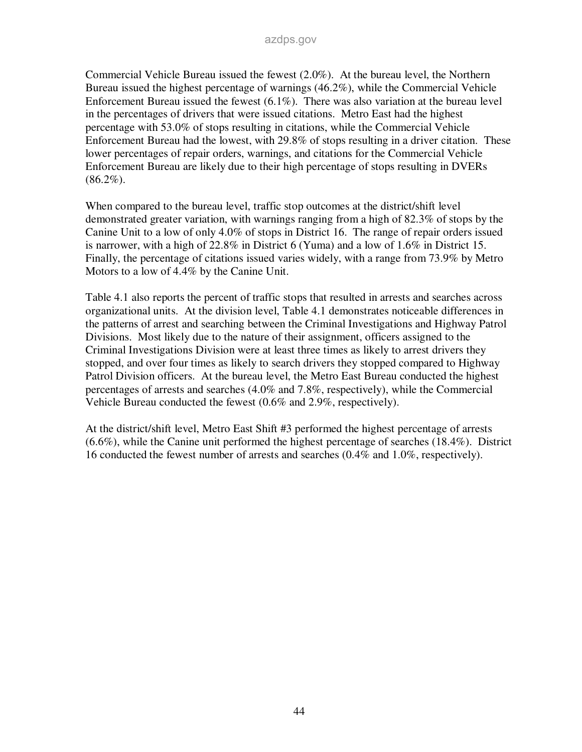Commercial Vehicle Bureau issued the fewest (2.0%). At the bureau level, the Northern Bureau issued the highest percentage of warnings (46.2%), while the Commercial Vehicle Enforcement Bureau issued the fewest (6.1%). There was also variation at the bureau level in the percentages of drivers that were issued citations. Metro East had the highest percentage with 53.0% of stops resulting in citations, while the Commercial Vehicle Enforcement Bureau had the lowest, with 29.8% of stops resulting in a driver citation. These lower percentages of repair orders, warnings, and citations for the Commercial Vehicle Enforcement Bureau are likely due to their high percentage of stops resulting in DVERs (86.2%).

When compared to the bureau level, traffic stop outcomes at the district/shift level demonstrated greater variation, with warnings ranging from a high of 82.3% of stops by the Canine Unit to a low of only 4.0% of stops in District 16. The range of repair orders issued is narrower, with a high of 22.8% in District 6 (Yuma) and a low of 1.6% in District 15. Finally, the percentage of citations issued varies widely, with a range from 73.9% by Metro Motors to a low of 4.4% by the Canine Unit.

Table 4.1 also reports the percent of traffic stops that resulted in arrests and searches across organizational units. At the division level, Table 4.1 demonstrates noticeable differences in the patterns of arrest and searching between the Criminal Investigations and Highway Patrol Divisions. Most likely due to the nature of their assignment, officers assigned to the Criminal Investigations Division were at least three times as likely to arrest drivers they stopped, and over four times as likely to search drivers they stopped compared to Highway Patrol Division officers. At the bureau level, the Metro East Bureau conducted the highest percentages of arrests and searches (4.0% and 7.8%, respectively), while the Commercial Vehicle Bureau conducted the fewest (0.6% and 2.9%, respectively).

At the district/shift level, Metro East Shift #3 performed the highest percentage of arrests (6.6%), while the Canine unit performed the highest percentage of searches (18.4%). District 16 conducted the fewest number of arrests and searches (0.4% and 1.0%, respectively).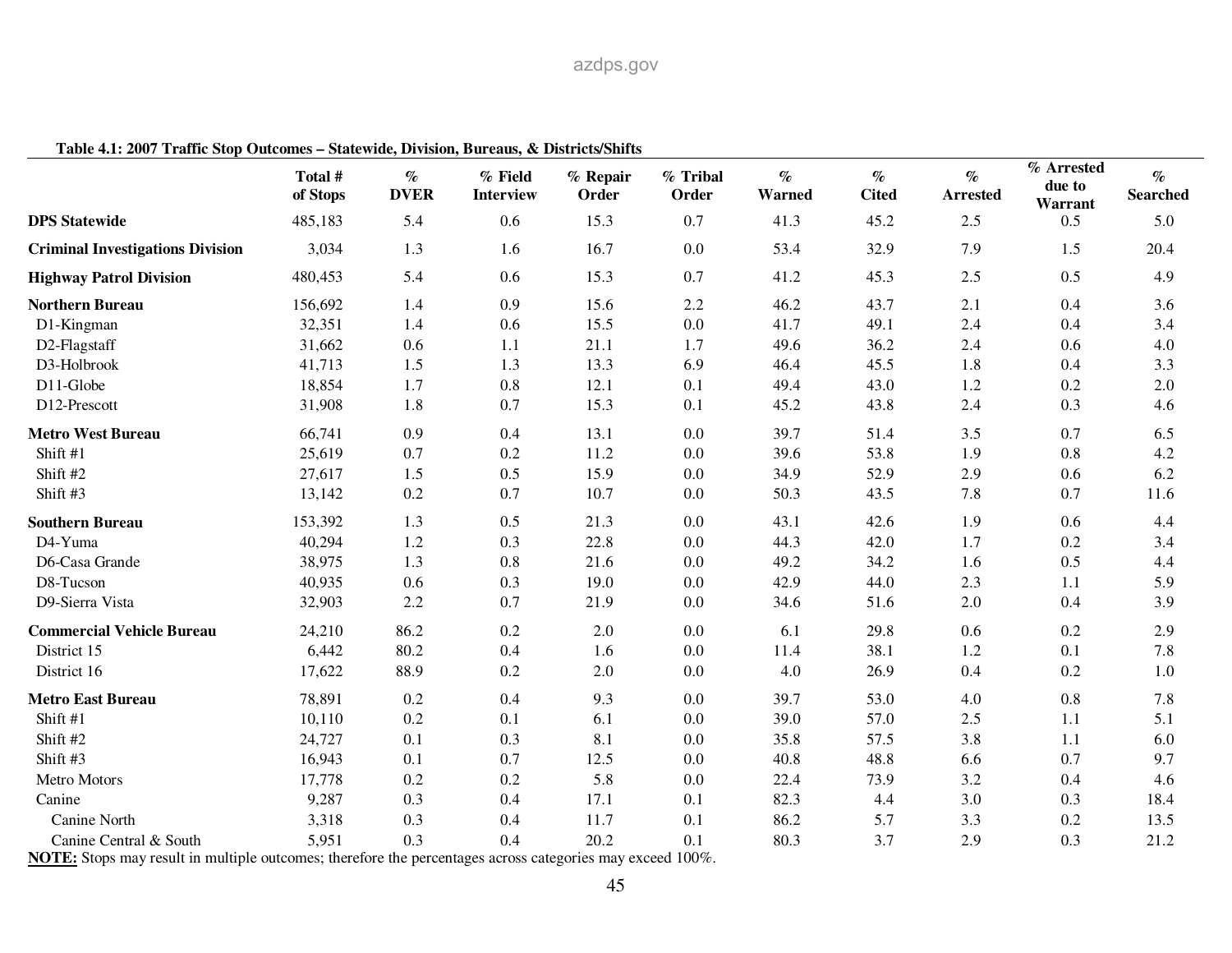**Table 4.1: 2007 Traffic Stop Outcomes – Statewide, Division, Bureaus, & Districts/Shifts**

| | Total # of Stops | % DVER | % Field Interview | % Repair Order | % Tribal Order | % Warned | % Cited | % Arrested | % Arrested due to Warrant | % Searched |
|---|---|---|---|---|---|---|---|---|---|---|
| **DPS Statewide** | 485,183 | 5.4 | 0.6 | 15.3 | 0.7 | 41.3 | 45.2 | 2.5 | 0.5 | 5.0 |
| **Criminal Investigations Division** | 3,034 | 1.3 | 1.6 | 16.7 | 0.0 | 53.4 | 32.9 | 7.9 | 1.5 | 20.4 |
| **Highway Patrol Division** | 480,453 | 5.4 | 0.6 | 15.3 | 0.7 | 41.2 | 45.3 | 2.5 | 0.5 | 4.9 |
| **Northern Bureau** | 156,692 | 1.4 | 0.9 | 15.6 | 2.2 | 46.2 | 43.7 | 2.1 | 0.4 | 3.6 |
| D1-Kingman | 32,351 | 1.4 | 0.6 | 15.5 | 0.0 | 41.7 | 49.1 | 2.4 | 0.4 | 3.4 |
| D2-Flagstaff | 31,662 | 0.6 | 1.1 | 21.1 | 1.7 | 49.6 | 36.2 | 2.4 | 0.6 | 4.0 |
| D3-Holbrook | 41,713 | 1.5 | 1.3 | 13.3 | 6.9 | 46.4 | 45.5 | 1.8 | 0.4 | 3.3 |
| D11-Globe | 18,854 | 1.7 | 0.8 | 12.1 | 0.1 | 49.4 | 43.0 | 1.2 | 0.2 | 2.0 |
| D12-Prescott | 31,908 | 1.8 | 0.7 | 15.3 | 0.1 | 45.2 | 43.8 | 2.4 | 0.3 | 4.6 |
| **Metro West Bureau** | 66,741 | 0.9 | 0.4 | 13.1 | 0.0 | 39.7 | 51.4 | 3.5 | 0.7 | 6.5 |
| Shift #1 | 25,619 | 0.7 | 0.2 | 11.2 | 0.0 | 39.6 | 53.8 | 1.9 | 0.8 | 4.2 |
| Shift #2 | 27,617 | 1.5 | 0.5 | 15.9 | 0.0 | 34.9 | 52.9 | 2.9 | 0.6 | 6.2 |
| Shift #3 | 13,142 | 0.2 | 0.7 | 10.7 | 0.0 | 50.3 | 43.5 | 7.8 | 0.7 | 11.6 |
| **Southern Bureau** | 153,392 | 1.3 | 0.5 | 21.3 | 0.0 | 43.1 | 42.6 | 1.9 | 0.6 | 4.4 |
| D4-Yuma | 40,294 | 1.2 | 0.3 | 22.8 | 0.0 | 44.3 | 42.0 | 1.7 | 0.2 | 3.4 |
| D6-Casa Grande | 38,975 | 1.3 | 0.8 | 21.6 | 0.0 | 49.2 | 34.2 | 1.6 | 0.5 | 4.4 |
| D8-Tucson | 40,935 | 0.6 | 0.3 | 19.0 | 0.0 | 42.9 | 44.0 | 2.3 | 1.1 | 5.9 |
| D9-Sierra Vista | 32,903 | 2.2 | 0.7 | 21.9 | 0.0 | 34.6 | 51.6 | 2.0 | 0.4 | 3.9 |
| **Commercial Vehicle Bureau** | 24,210 | 86.2 | 0.2 | 2.0 | 0.0 | 6.1 | 29.8 | 0.6 | 0.2 | 2.9 |
| District 15 | 6,442 | 80.2 | 0.4 | 1.6 | 0.0 | 11.4 | 38.1 | 1.2 | 0.1 | 7.8 |
| District 16 | 17,622 | 88.9 | 0.2 | 2.0 | 0.0 | 4.0 | 26.9 | 0.4 | 0.2 | 1.0 |
| **Metro East Bureau** | 78,891 | 0.2 | 0.4 | 9.3 | 0.0 | 39.7 | 53.0 | 4.0 | 0.8 | 7.8 |
| Shift #1 | 10,110 | 0.2 | 0.1 | 6.1 | 0.0 | 39.0 | 57.0 | 2.5 | 1.1 | 5.1 |
| Shift #2 | 24,727 | 0.1 | 0.3 | 8.1 | 0.0 | 35.8 | 57.5 | 3.8 | 1.1 | 6.0 |
| Shift #3 | 16,943 | 0.1 | 0.7 | 12.5 | 0.0 | 40.8 | 48.8 | 6.6 | 0.7 | 9.7 |
| Metro Motors | 17,778 | 0.2 | 0.2 | 5.8 | 0.0 | 22.4 | 73.9 | 3.2 | 0.4 | 4.6 |
| Canine | 9,287 | 0.3 | 0.4 | 17.1 | 0.1 | 82.3 | 4.4 | 3.0 | 0.3 | 18.4 |
| Canine North | 3,318 | 0.3 | 0.4 | 11.7 | 0.1 | 86.2 | 5.7 | 3.3 | 0.2 | 13.5 |
| Canine Central & South | 5,951 | 0.3 | 0.4 | 20.2 | 0.1 | 80.3 | 3.7 | 2.9 | 0.3 | 21.2 |

**NOTE:** Stops may result in multiple outcomes; therefore the percentages across categories may exceed 100%.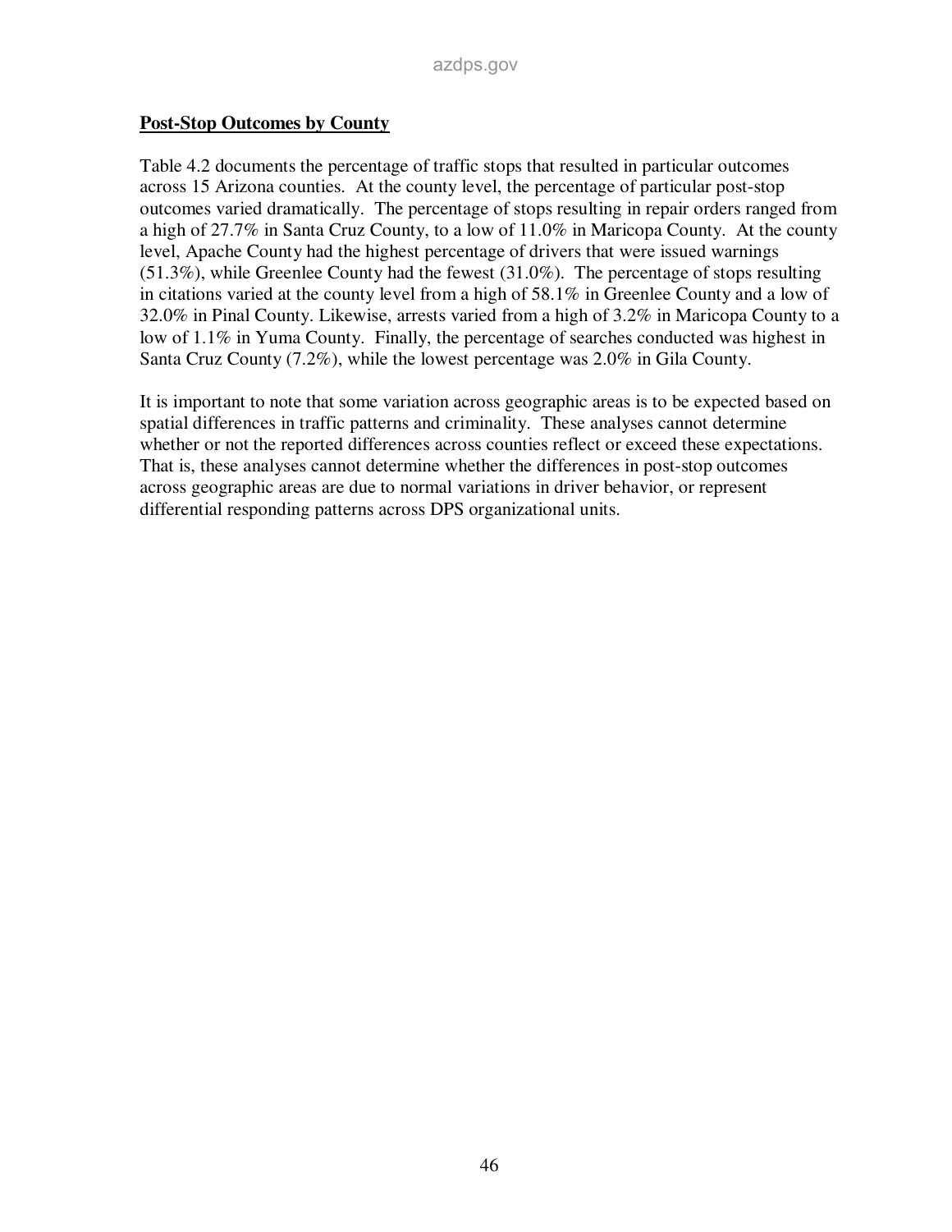**Post-Stop Outcomes by County**

Table 4.2 documents the percentage of traffic stops that resulted in particular outcomes across 15 Arizona counties. At the county level, the percentage of particular post-stop outcomes varied dramatically. The percentage of stops resulting in repair orders ranged from a high of 27.7% in Santa Cruz County, to a low of 11.0% in Maricopa County. At the county level, Apache County had the highest percentage of drivers that were issued warnings (51.3%), while Greenlee County had the fewest (31.0%). The percentage of stops resulting in citations varied at the county level from a high of 58.1% in Greenlee County and a low of 32.0% in Pinal County. Likewise, arrests varied from a high of 3.2% in Maricopa County to a low of 1.1% in Yuma County. Finally, the percentage of searches conducted was highest in Santa Cruz County (7.2%), while the lowest percentage was 2.0% in Gila County.

It is important to note that some variation across geographic areas is to be expected based on spatial differences in traffic patterns and criminality. These analyses cannot determine whether or not the reported differences across counties reflect or exceed these expectations. That is, these analyses cannot determine whether the differences in post-stop outcomes across geographic areas are due to normal variations in driver behavior, or represent differential responding patterns across DPS organizational units.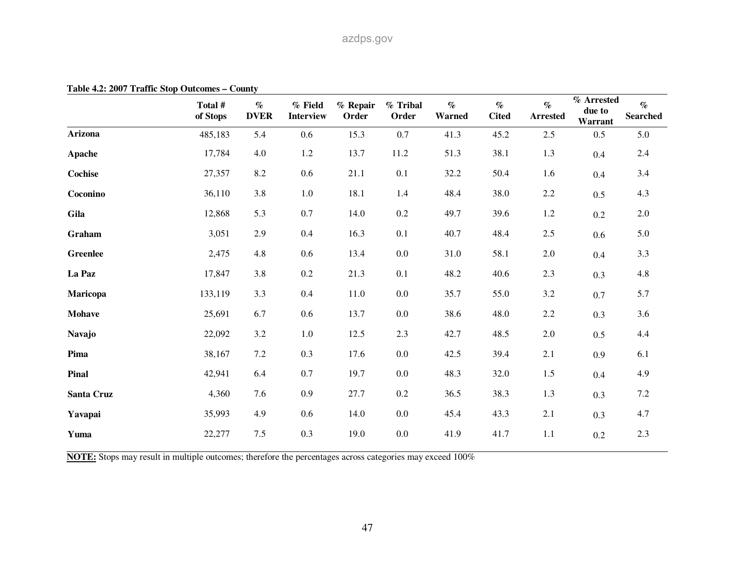**Table 4.2: 2007 Traffic Stop Outcomes – County**

| | Total # of Stops | % DVER | % Field Interview | % Repair Order | % Tribal Order | % Warned | % Cited | % Arrested | % Arrested due to Warrant | % Searched |
|---|---|---|---|---|---|---|---|---|---|---|
| **Arizona** | 485,183 | 5.4 | 0.6 | 15.3 | 0.7 | 41.3 | 45.2 | 2.5 | 0.5 | 5.0 |
| **Apache** | 17,784 | 4.0 | 1.2 | 13.7 | 11.2 | 51.3 | 38.1 | 1.3 | 0.4 | 2.4 |
| **Cochise** | 27,357 | 8.2 | 0.6 | 21.1 | 0.1 | 32.2 | 50.4 | 1.6 | 0.4 | 3.4 |
| **Coconino** | 36,110 | 3.8 | 1.0 | 18.1 | 1.4 | 48.4 | 38.0 | 2.2 | 0.5 | 4.3 |
| **Gila** | 12,868 | 5.3 | 0.7 | 14.0 | 0.2 | 49.7 | 39.6 | 1.2 | 0.2 | 2.0 |
| **Graham** | 3,051 | 2.9 | 0.4 | 16.3 | 0.1 | 40.7 | 48.4 | 2.5 | 0.6 | 5.0 |
| **Greenlee** | 2,475 | 4.8 | 0.6 | 13.4 | 0.0 | 31.0 | 58.1 | 2.0 | 0.4 | 3.3 |
| **La Paz** | 17,847 | 3.8 | 0.2 | 21.3 | 0.1 | 48.2 | 40.6 | 2.3 | 0.3 | 4.8 |
| **Maricopa** | 133,119 | 3.3 | 0.4 | 11.0 | 0.0 | 35.7 | 55.0 | 3.2 | 0.7 | 5.7 |
| **Mohave** | 25,691 | 6.7 | 0.6 | 13.7 | 0.0 | 38.6 | 48.0 | 2.2 | 0.3 | 3.6 |
| **Navajo** | 22,092 | 3.2 | 1.0 | 12.5 | 2.3 | 42.7 | 48.5 | 2.0 | 0.5 | 4.4 |
| **Pima** | 38,167 | 7.2 | 0.3 | 17.6 | 0.0 | 42.5 | 39.4 | 2.1 | 0.9 | 6.1 |
| **Pinal** | 42,941 | 6.4 | 0.7 | 19.7 | 0.0 | 48.3 | 32.0 | 1.5 | 0.4 | 4.9 |
| **Santa Cruz** | 4,360 | 7.6 | 0.9 | 27.7 | 0.2 | 36.5 | 38.3 | 1.3 | 0.3 | 7.2 |
| **Yavapai** | 35,993 | 4.9 | 0.6 | 14.0 | 0.0 | 45.4 | 43.3 | 2.1 | 0.3 | 4.7 |
| **Yuma** | 22,277 | 7.5 | 0.3 | 19.0 | 0.0 | 41.9 | 41.7 | 1.1 | 0.2 | 2.3 |

**NOTE:** Stops may result in multiple outcomes; therefore the percentages across categories may exceed 100%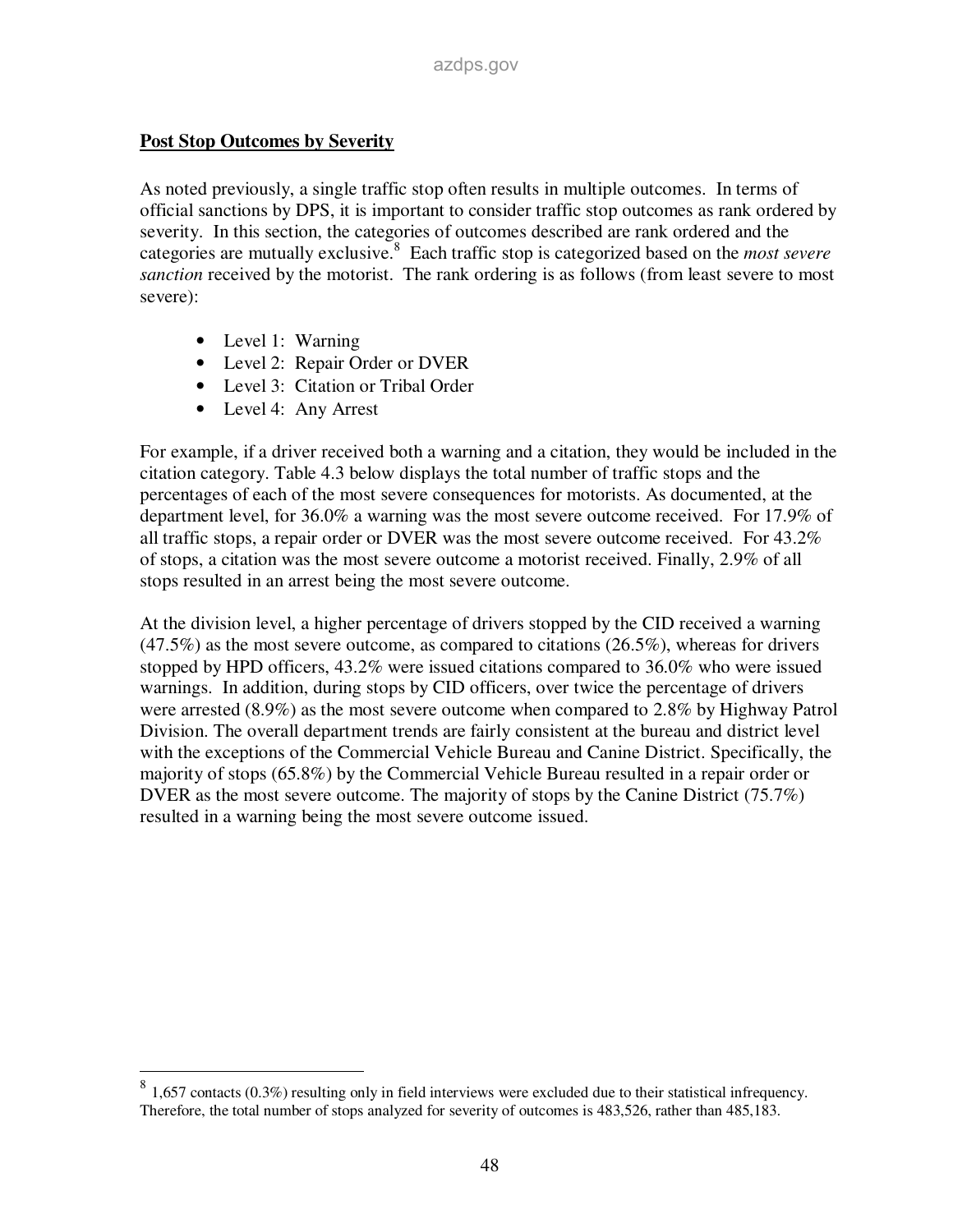## Post Stop Outcomes by Severity

As noted previously, a single traffic stop often results in multiple outcomes. In terms of official sanctions by DPS, it is important to consider traffic stop outcomes as rank ordered by severity. In this section, the categories of outcomes described are rank ordered and the categories are mutually exclusive.[8] Each traffic stop is categorized based on the *most severe sanction* received by the motorist. The rank ordering is as follows (from least severe to most severe):

- Level 1: Warning
- Level 2: Repair Order or DVER
- Level 3: Citation or Tribal Order
- Level 4: Any Arrest

For example, if a driver received both a warning and a citation, they would be included in the citation category. Table 4.3 below displays the total number of traffic stops and the percentages of each of the most severe consequences for motorists. As documented, at the department level, for 36.0% a warning was the most severe outcome received. For 17.9% of all traffic stops, a repair order or DVER was the most severe outcome received. For 43.2% of stops, a citation was the most severe outcome a motorist received. Finally, 2.9% of all stops resulted in an arrest being the most severe outcome.

At the division level, a higher percentage of drivers stopped by the CID received a warning (47.5%) as the most severe outcome, as compared to citations (26.5%), whereas for drivers stopped by HPD officers, 43.2% were issued citations compared to 36.0% who were issued warnings. In addition, during stops by CID officers, over twice the percentage of drivers were arrested (8.9%) as the most severe outcome when compared to 2.8% by Highway Patrol Division. The overall department trends are fairly consistent at the bureau and district level with the exceptions of the Commercial Vehicle Bureau and Canine District. Specifically, the majority of stops (65.8%) by the Commercial Vehicle Bureau resulted in a repair order or DVER as the most severe outcome. The majority of stops by the Canine District (75.7%) resulted in a warning being the most severe outcome issued.

[8] 1,657 contacts (0.3%) resulting only in field interviews were excluded due to their statistical infrequency. Therefore, the total number of stops analyzed for severity of outcomes is 483,526, rather than 485,183.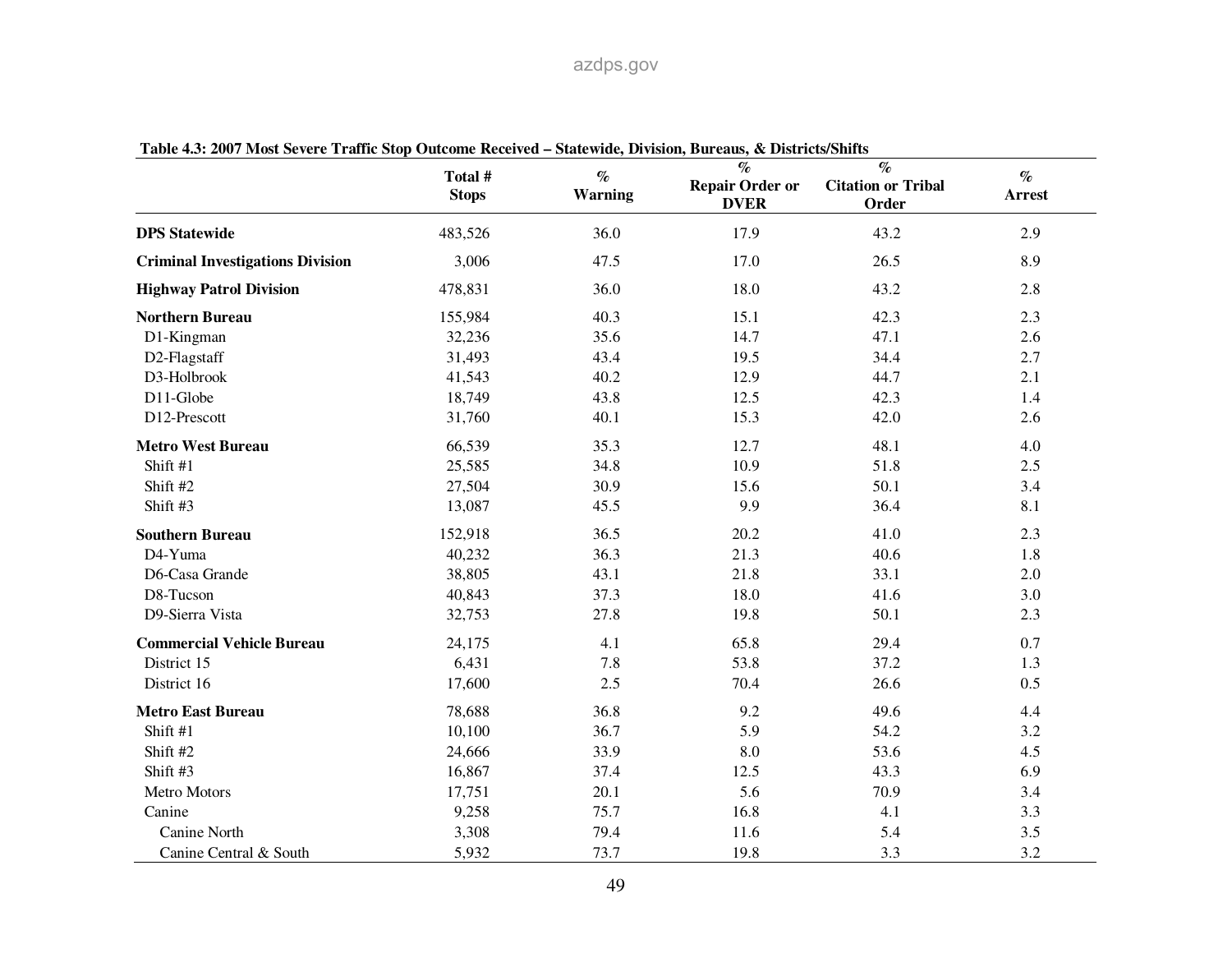**Table 4.3: 2007 Most Severe Traffic Stop Outcome Received – Statewide, Division, Bureaus, & Districts/Shifts**

| | Total # Stops | % Warning | % Repair Order or DVER | % Citation or Tribal Order | % Arrest |
|---|---|---|---|---|---|
| **DPS Statewide** | 483,526 | 36.0 | 17.9 | 43.2 | 2.9 |
| **Criminal Investigations Division** | 3,006 | 47.5 | 17.0 | 26.5 | 8.9 |
| **Highway Patrol Division** | 478,831 | 36.0 | 18.0 | 43.2 | 2.8 |
| **Northern Bureau** | 155,984 | 40.3 | 15.1 | 42.3 | 2.3 |
| D1-Kingman | 32,236 | 35.6 | 14.7 | 47.1 | 2.6 |
| D2-Flagstaff | 31,493 | 43.4 | 19.5 | 34.4 | 2.7 |
| D3-Holbrook | 41,543 | 40.2 | 12.9 | 44.7 | 2.1 |
| D11-Globe | 18,749 | 43.8 | 12.5 | 42.3 | 1.4 |
| D12-Prescott | 31,760 | 40.1 | 15.3 | 42.0 | 2.6 |
| **Metro West Bureau** | 66,539 | 35.3 | 12.7 | 48.1 | 4.0 |
| Shift #1 | 25,585 | 34.8 | 10.9 | 51.8 | 2.5 |
| Shift #2 | 27,504 | 30.9 | 15.6 | 50.1 | 3.4 |
| Shift #3 | 13,087 | 45.5 | 9.9 | 36.4 | 8.1 |
| **Southern Bureau** | 152,918 | 36.5 | 20.2 | 41.0 | 2.3 |
| D4-Yuma | 40,232 | 36.3 | 21.3 | 40.6 | 1.8 |
| D6-Casa Grande | 38,805 | 43.1 | 21.8 | 33.1 | 2.0 |
| D8-Tucson | 40,843 | 37.3 | 18.0 | 41.6 | 3.0 |
| D9-Sierra Vista | 32,753 | 27.8 | 19.8 | 50.1 | 2.3 |
| **Commercial Vehicle Bureau** | 24,175 | 4.1 | 65.8 | 29.4 | 0.7 |
| District 15 | 6,431 | 7.8 | 53.8 | 37.2 | 1.3 |
| District 16 | 17,600 | 2.5 | 70.4 | 26.6 | 0.5 |
| **Metro East Bureau** | 78,688 | 36.8 | 9.2 | 49.6 | 4.4 |
| Shift #1 | 10,100 | 36.7 | 5.9 | 54.2 | 3.2 |
| Shift #2 | 24,666 | 33.9 | 8.0 | 53.6 | 4.5 |
| Shift #3 | 16,867 | 37.4 | 12.5 | 43.3 | 6.9 |
| Metro Motors | 17,751 | 20.1 | 5.6 | 70.9 | 3.4 |
| Canine | 9,258 | 75.7 | 16.8 | 4.1 | 3.3 |
| Canine North | 3,308 | 79.4 | 11.6 | 5.4 | 3.5 |
| Canine Central & South | 5,932 | 73.7 | 19.8 | 3.3 | 3.2 |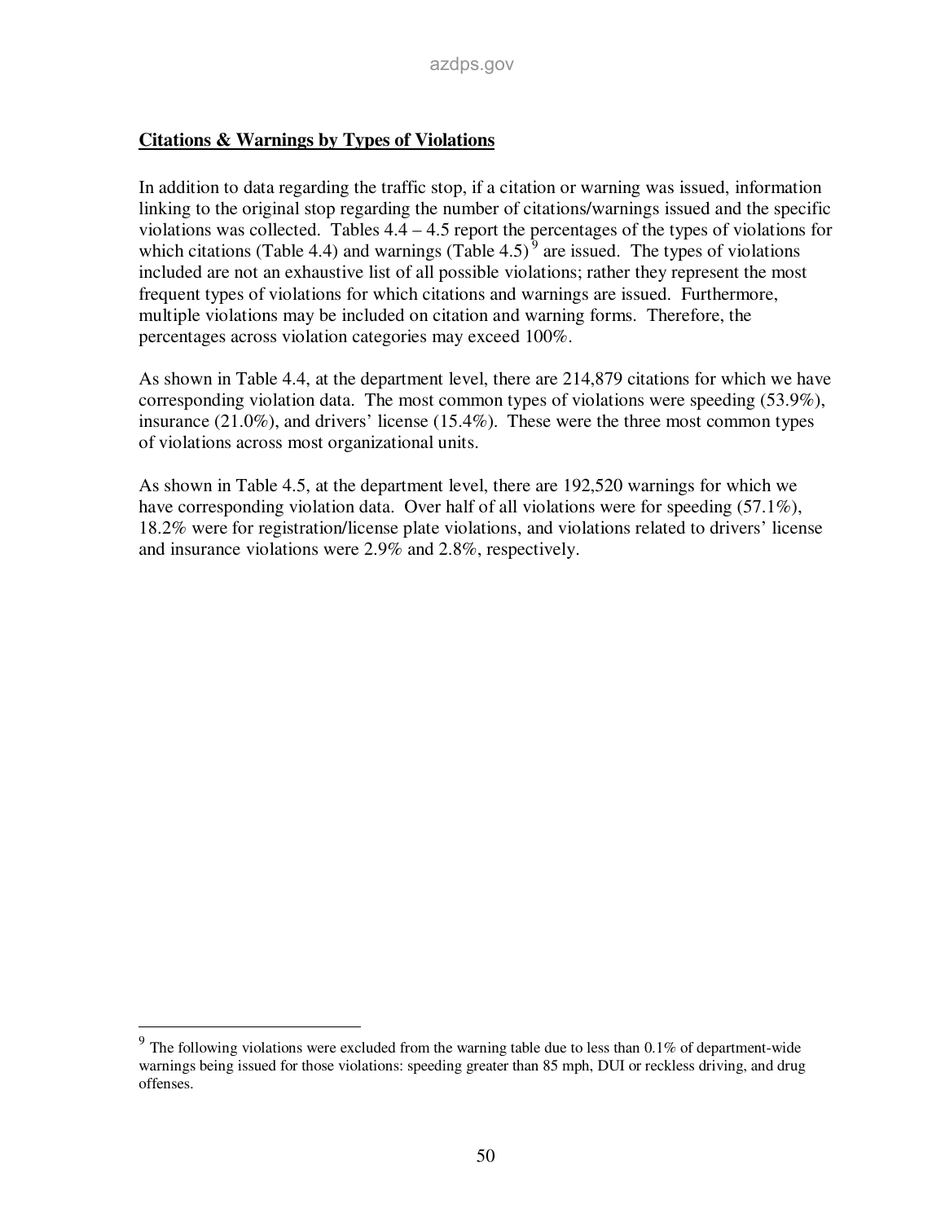**Citations & Warnings by Types of Violations**

In addition to data regarding the traffic stop, if a citation or warning was issued, information linking to the original stop regarding the number of citations/warnings issued and the specific violations was collected. Tables 4.4 – 4.5 report the percentages of the types of violations for which citations (Table 4.4) and warnings (Table 4.5) [9] are issued. The types of violations included are not an exhaustive list of all possible violations; rather they represent the most frequent types of violations for which citations and warnings are issued. Furthermore, multiple violations may be included on citation and warning forms. Therefore, the percentages across violation categories may exceed 100%.

As shown in Table 4.4, at the department level, there are 214,879 citations for which we have corresponding violation data. The most common types of violations were speeding (53.9%), insurance (21.0%), and drivers' license (15.4%). These were the three most common types of violations across most organizational units.

As shown in Table 4.5, at the department level, there are 192,520 warnings for which we have corresponding violation data. Over half of all violations were for speeding (57.1%), 18.2% were for registration/license plate violations, and violations related to drivers' license and insurance violations were 2.9% and 2.8%, respectively.

[9] The following violations were excluded from the warning table due to less than 0.1% of department-wide warnings being issued for those violations: speeding greater than 85 mph, DUI or reckless driving, and drug offenses.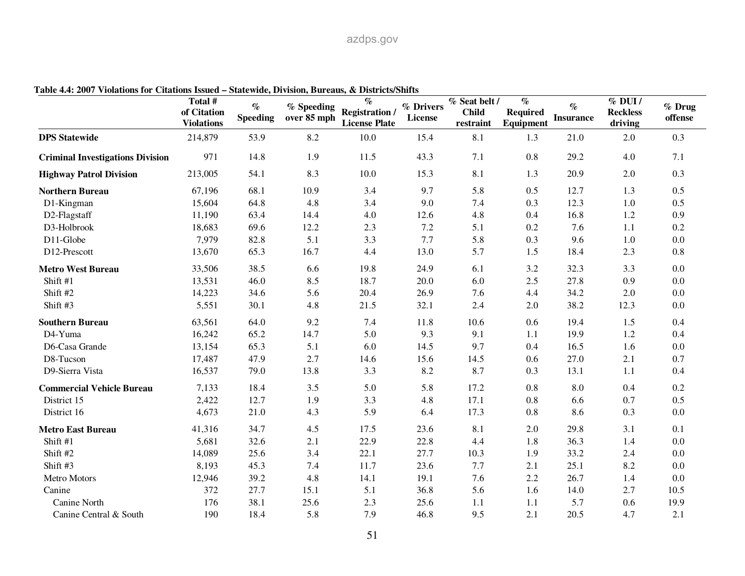**Table 4.4: 2007 Violations for Citations Issued – Statewide, Division, Bureaus, & Districts/Shifts**

| | Total # of Citation Violations | % Speeding | % Speeding over 85 mph | % Registration / License Plate | % Drivers License | % Seat belt / Child restraint | % Required Equipment | % Insurance | % DUI / Reckless driving | % Drug offense |
|---|---|---|---|---|---|---|---|---|---|---|
| **DPS Statewide** | 214,879 | 53.9 | 8.2 | 10.0 | 15.4 | 8.1 | 1.3 | 21.0 | 2.0 | 0.3 |
| **Criminal Investigations Division** | 971 | 14.8 | 1.9 | 11.5 | 43.3 | 7.1 | 0.8 | 29.2 | 4.0 | 7.1 |
| **Highway Patrol Division** | 213,005 | 54.1 | 8.3 | 10.0 | 15.3 | 8.1 | 1.3 | 20.9 | 2.0 | 0.3 |
| **Northern Bureau** | 67,196 | 68.1 | 10.9 | 3.4 | 9.7 | 5.8 | 0.5 | 12.7 | 1.3 | 0.5 |
| D1-Kingman | 15,604 | 64.8 | 4.8 | 3.4 | 9.0 | 7.4 | 0.3 | 12.3 | 1.0 | 0.5 |
| D2-Flagstaff | 11,190 | 63.4 | 14.4 | 4.0 | 12.6 | 4.8 | 0.4 | 16.8 | 1.2 | 0.9 |
| D3-Holbrook | 18,683 | 69.6 | 12.2 | 2.3 | 7.2 | 5.1 | 0.2 | 7.6 | 1.1 | 0.2 |
| D11-Globe | 7,979 | 82.8 | 5.1 | 3.3 | 7.7 | 5.8 | 0.3 | 9.6 | 1.0 | 0.0 |
| D12-Prescott | 13,670 | 65.3 | 16.7 | 4.4 | 13.0 | 5.7 | 1.5 | 18.4 | 2.3 | 0.8 |
| **Metro West Bureau** | 33,506 | 38.5 | 6.6 | 19.8 | 24.9 | 6.1 | 3.2 | 32.3 | 3.3 | 0.0 |
| Shift #1 | 13,531 | 46.0 | 8.5 | 18.7 | 20.0 | 6.0 | 2.5 | 27.8 | 0.9 | 0.0 |
| Shift #2 | 14,223 | 34.6 | 5.6 | 20.4 | 26.9 | 7.6 | 4.4 | 34.2 | 2.0 | 0.0 |
| Shift #3 | 5,551 | 30.1 | 4.8 | 21.5 | 32.1 | 2.4 | 2.0 | 38.2 | 12.3 | 0.0 |
| **Southern Bureau** | 63,561 | 64.0 | 9.2 | 7.4 | 11.8 | 10.6 | 0.6 | 19.4 | 1.5 | 0.4 |
| D4-Yuma | 16,242 | 65.2 | 14.7 | 5.0 | 9.3 | 9.1 | 1.1 | 19.9 | 1.2 | 0.4 |
| D6-Casa Grande | 13,154 | 65.3 | 5.1 | 6.0 | 14.5 | 9.7 | 0.4 | 16.5 | 1.6 | 0.0 |
| D8-Tucson | 17,487 | 47.9 | 2.7 | 14.6 | 15.6 | 14.5 | 0.6 | 27.0 | 2.1 | 0.7 |
| D9-Sierra Vista | 16,537 | 79.0 | 13.8 | 3.3 | 8.2 | 8.7 | 0.3 | 13.1 | 1.1 | 0.4 |
| **Commercial Vehicle Bureau** | 7,133 | 18.4 | 3.5 | 5.0 | 5.8 | 17.2 | 0.8 | 8.0 | 0.4 | 0.2 |
| District 15 | 2,422 | 12.7 | 1.9 | 3.3 | 4.8 | 17.1 | 0.8 | 6.6 | 0.7 | 0.5 |
| District 16 | 4,673 | 21.0 | 4.3 | 5.9 | 6.4 | 17.3 | 0.8 | 8.6 | 0.3 | 0.0 |
| **Metro East Bureau** | 41,316 | 34.7 | 4.5 | 17.5 | 23.6 | 8.1 | 2.0 | 29.8 | 3.1 | 0.1 |
| Shift #1 | 5,681 | 32.6 | 2.1 | 22.9 | 22.8 | 4.4 | 1.8 | 36.3 | 1.4 | 0.0 |
| Shift #2 | 14,089 | 25.6 | 3.4 | 22.1 | 27.7 | 10.3 | 1.9 | 33.2 | 2.4 | 0.0 |
| Shift #3 | 8,193 | 45.3 | 7.4 | 11.7 | 23.6 | 7.7 | 2.1 | 25.1 | 8.2 | 0.0 |
| Metro Motors | 12,946 | 39.2 | 4.8 | 14.1 | 19.1 | 7.6 | 2.2 | 26.7 | 1.4 | 0.0 |
| Canine | 372 | 27.7 | 15.1 | 5.1 | 36.8 | 5.6 | 1.6 | 14.0 | 2.7 | 10.5 |
| Canine North | 176 | 38.1 | 25.6 | 2.3 | 25.6 | 1.1 | 1.1 | 5.7 | 0.6 | 19.9 |
| Canine Central & South | 190 | 18.4 | 5.8 | 7.9 | 46.8 | 9.5 | 2.1 | 20.5 | 4.7 | 2.1 |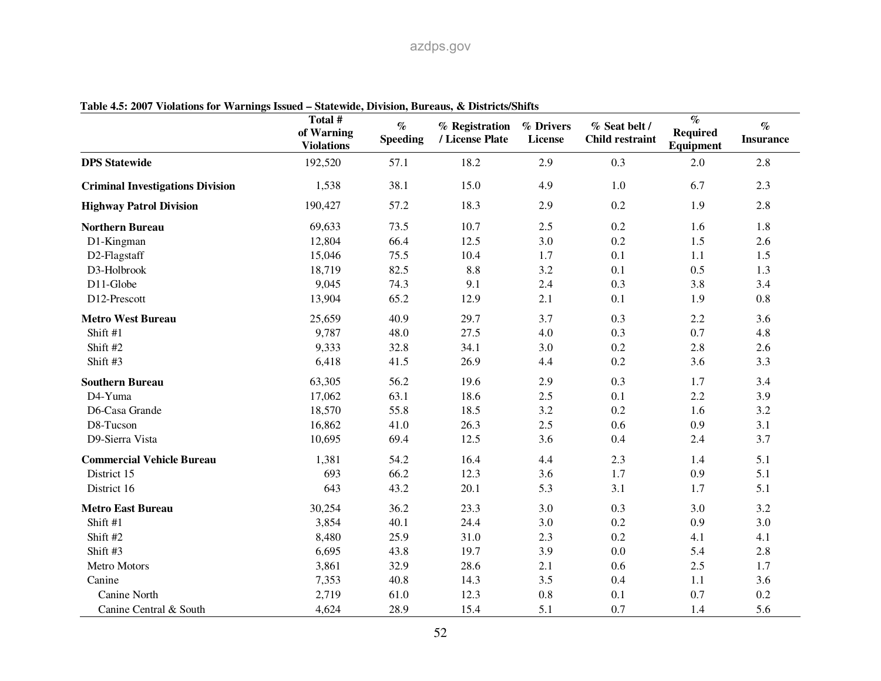**Table 4.5: 2007 Violations for Warnings Issued – Statewide, Division, Bureaus, & Districts/Shifts**

| | Total # of Warning Violations | % Speeding | % Registration / License Plate | % Drivers License | % Seat belt / Child restraint | % Required Equipment | % Insurance |
|---|---|---|---|---|---|---|---|
| **DPS Statewide** | 192,520 | 57.1 | 18.2 | 2.9 | 0.3 | 2.0 | 2.8 |
| **Criminal Investigations Division** | 1,538 | 38.1 | 15.0 | 4.9 | 1.0 | 6.7 | 2.3 |
| **Highway Patrol Division** | 190,427 | 57.2 | 18.3 | 2.9 | 0.2 | 1.9 | 2.8 |
| **Northern Bureau** | 69,633 | 73.5 | 10.7 | 2.5 | 0.2 | 1.6 | 1.8 |
| D1-Kingman | 12,804 | 66.4 | 12.5 | 3.0 | 0.2 | 1.5 | 2.6 |
| D2-Flagstaff | 15,046 | 75.5 | 10.4 | 1.7 | 0.1 | 1.1 | 1.5 |
| D3-Holbrook | 18,719 | 82.5 | 8.8 | 3.2 | 0.1 | 0.5 | 1.3 |
| D11-Globe | 9,045 | 74.3 | 9.1 | 2.4 | 0.3 | 3.8 | 3.4 |
| D12-Prescott | 13,904 | 65.2 | 12.9 | 2.1 | 0.1 | 1.9 | 0.8 |
| **Metro West Bureau** | 25,659 | 40.9 | 29.7 | 3.7 | 0.3 | 2.2 | 3.6 |
| Shift #1 | 9,787 | 48.0 | 27.5 | 4.0 | 0.3 | 0.7 | 4.8 |
| Shift #2 | 9,333 | 32.8 | 34.1 | 3.0 | 0.2 | 2.8 | 2.6 |
| Shift #3 | 6,418 | 41.5 | 26.9 | 4.4 | 0.2 | 3.6 | 3.3 |
| **Southern Bureau** | 63,305 | 56.2 | 19.6 | 2.9 | 0.3 | 1.7 | 3.4 |
| D4-Yuma | 17,062 | 63.1 | 18.6 | 2.5 | 0.1 | 2.2 | 3.9 |
| D6-Casa Grande | 18,570 | 55.8 | 18.5 | 3.2 | 0.2 | 1.6 | 3.2 |
| D8-Tucson | 16,862 | 41.0 | 26.3 | 2.5 | 0.6 | 0.9 | 3.1 |
| D9-Sierra Vista | 10,695 | 69.4 | 12.5 | 3.6 | 0.4 | 2.4 | 3.7 |
| **Commercial Vehicle Bureau** | 1,381 | 54.2 | 16.4 | 4.4 | 2.3 | 1.4 | 5.1 |
| District 15 | 693 | 66.2 | 12.3 | 3.6 | 1.7 | 0.9 | 5.1 |
| District 16 | 643 | 43.2 | 20.1 | 5.3 | 3.1 | 1.7 | 5.1 |
| **Metro East Bureau** | 30,254 | 36.2 | 23.3 | 3.0 | 0.3 | 3.0 | 3.2 |
| Shift #1 | 3,854 | 40.1 | 24.4 | 3.0 | 0.2 | 0.9 | 3.0 |
| Shift #2 | 8,480 | 25.9 | 31.0 | 2.3 | 0.2 | 4.1 | 4.1 |
| Shift #3 | 6,695 | 43.8 | 19.7 | 3.9 | 0.0 | 5.4 | 2.8 |
| Metro Motors | 3,861 | 32.9 | 28.6 | 2.1 | 0.6 | 2.5 | 1.7 |
| Canine | 7,353 | 40.8 | 14.3 | 3.5 | 0.4 | 1.1 | 3.6 |
| Canine North | 2,719 | 61.0 | 12.3 | 0.8 | 0.1 | 0.7 | 0.2 |
| Canine Central & South | 4,624 | 28.9 | 15.4 | 5.1 | 0.7 | 1.4 | 5.6 |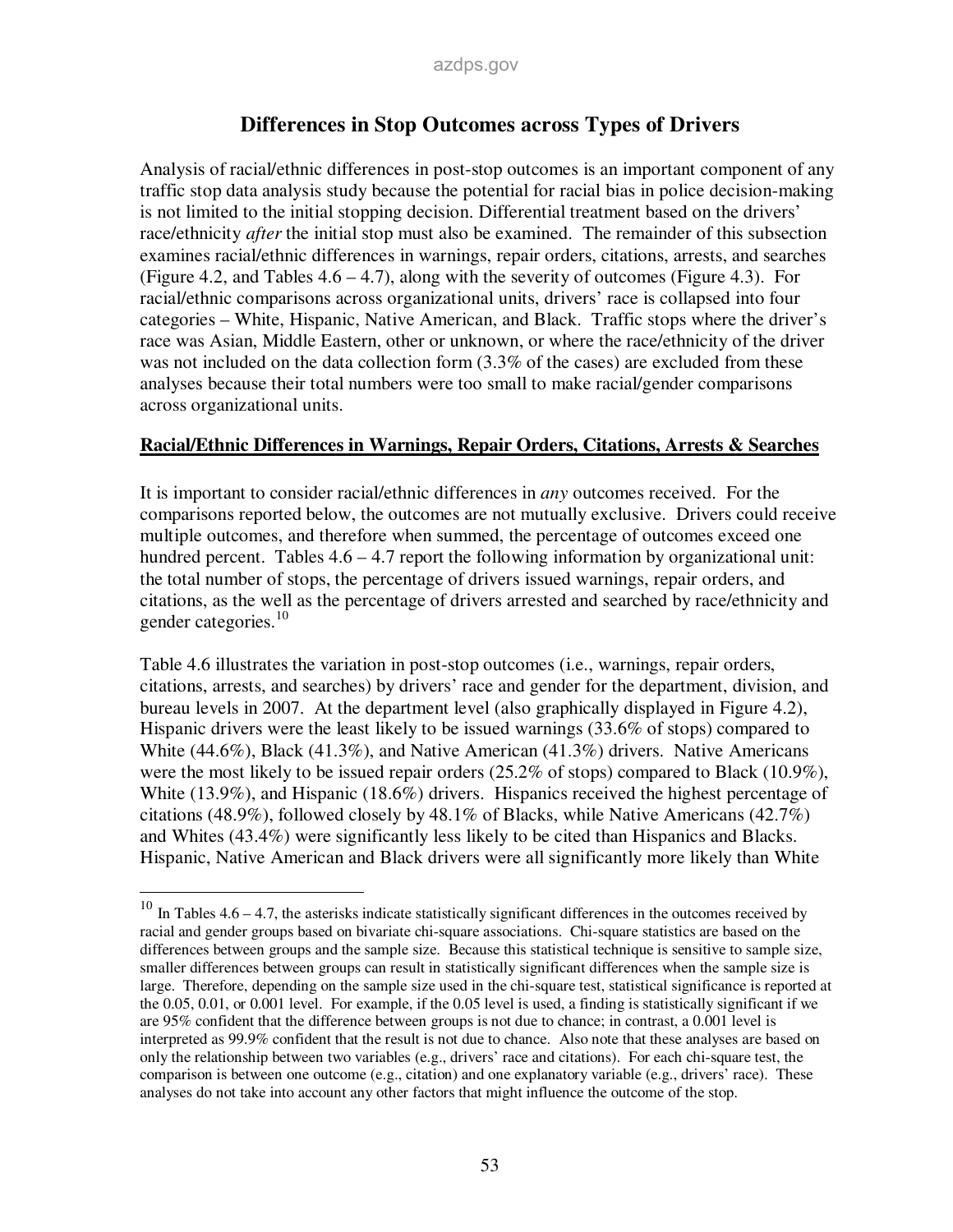# Differences in Stop Outcomes across Types of Drivers

Analysis of racial/ethnic differences in post-stop outcomes is an important component of any traffic stop data analysis study because the potential for racial bias in police decision-making is not limited to the initial stopping decision. Differential treatment based on the drivers' race/ethnicity *after* the initial stop must also be examined. The remainder of this subsection examines racial/ethnic differences in warnings, repair orders, citations, arrests, and searches (Figure 4.2, and Tables 4.6 – 4.7), along with the severity of outcomes (Figure 4.3). For racial/ethnic comparisons across organizational units, drivers' race is collapsed into four categories – White, Hispanic, Native American, and Black. Traffic stops where the driver's race was Asian, Middle Eastern, other or unknown, or where the race/ethnicity of the driver was not included on the data collection form (3.3% of the cases) are excluded from these analyses because their total numbers were too small to make racial/gender comparisons across organizational units.

## Racial/Ethnic Differences in Warnings, Repair Orders, Citations, Arrests & Searches

It is important to consider racial/ethnic differences in *any* outcomes received. For the comparisons reported below, the outcomes are not mutually exclusive. Drivers could receive multiple outcomes, and therefore when summed, the percentage of outcomes exceed one hundred percent. Tables 4.6 – 4.7 report the following information by organizational unit: the total number of stops, the percentage of drivers issued warnings, repair orders, and citations, as the well as the percentage of drivers arrested and searched by race/ethnicity and gender categories.[10]

Table 4.6 illustrates the variation in post-stop outcomes (i.e., warnings, repair orders, citations, arrests, and searches) by drivers' race and gender for the department, division, and bureau levels in 2007. At the department level (also graphically displayed in Figure 4.2), Hispanic drivers were the least likely to be issued warnings (33.6% of stops) compared to White (44.6%), Black (41.3%), and Native American (41.3%) drivers. Native Americans were the most likely to be issued repair orders (25.2% of stops) compared to Black (10.9%), White (13.9%), and Hispanic (18.6%) drivers. Hispanics received the highest percentage of citations (48.9%), followed closely by 48.1% of Blacks, while Native Americans (42.7%) and Whites (43.4%) were significantly less likely to be cited than Hispanics and Blacks. Hispanic, Native American and Black drivers were all significantly more likely than White

---

[10] In Tables 4.6 – 4.7, the asterisks indicate statistically significant differences in the outcomes received by racial and gender groups based on bivariate chi-square associations. Chi-square statistics are based on the differences between groups and the sample size. Because this statistical technique is sensitive to sample size, smaller differences between groups can result in statistically significant differences when the sample size is large. Therefore, depending on the sample size used in the chi-square test, statistical significance is reported at the 0.05, 0.01, or 0.001 level. For example, if the 0.05 level is used, a finding is statistically significant if we are 95% confident that the difference between groups is not due to chance; in contrast, a 0.001 level is interpreted as 99.9% confident that the result is not due to chance. Also note that these analyses are based on only the relationship between two variables (e.g., drivers' race and citations). For each chi-square test, the comparison is between one outcome (e.g., citation) and one explanatory variable (e.g., drivers' race). These analyses do not take into account any other factors that might influence the outcome of the stop.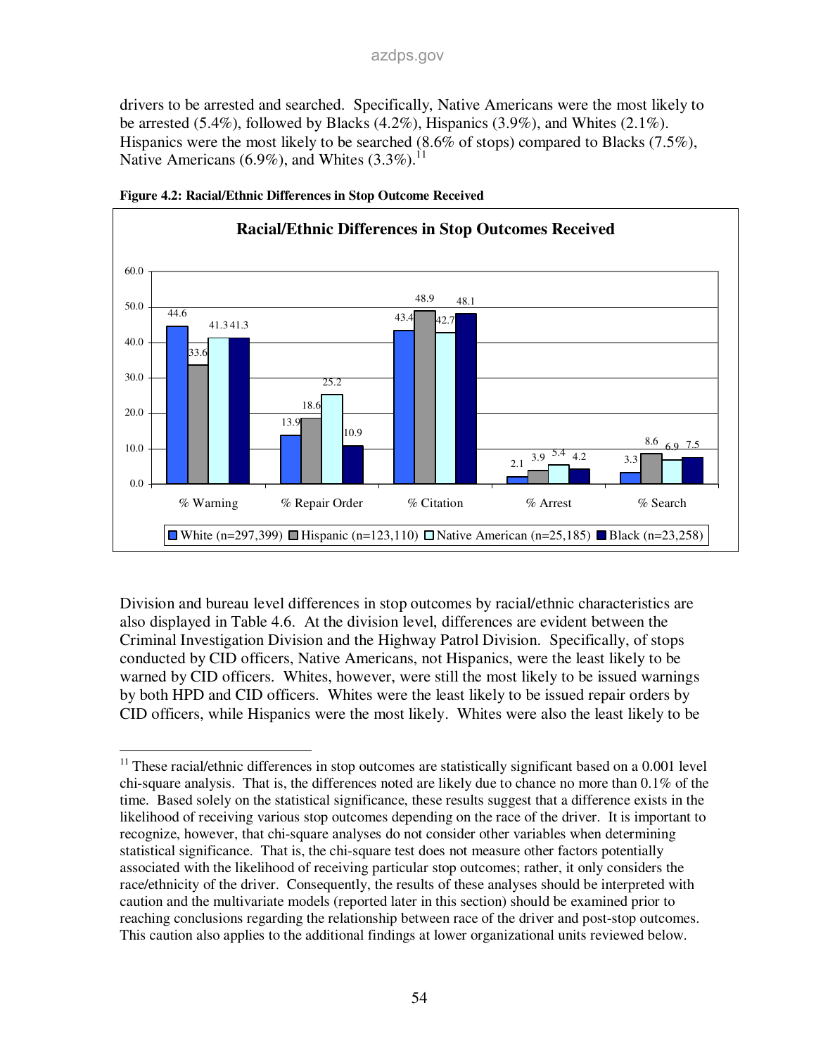drivers to be arrested and searched. Specifically, Native Americans were the most likely to be arrested (5.4%), followed by Blacks (4.2%), Hispanics (3.9%), and Whites (2.1%). Hispanics were the most likely to be searched (8.6% of stops) compared to Blacks (7.5%), Native Americans (6.9%), and Whites (3.3%).[11]

**Figure 4.2: Racial/Ethnic Differences in Stop Outcome Received**

**Racial/Ethnic Differences in Stop Outcomes Received**

| | White (n=297,399) | Hispanic (n=123,110) | Native American (n=25,185) | Black (n=23,258) |
|---|---|---|---|---|
| % Warning | 44.6 | 33.6 | 41.3 | 41.3 |
| % Repair Order | 13.9 | 18.6 | 25.2 | 10.9 |
| % Citation | 43.4 | 48.9 | 42.7 | 48.1 |
| % Arrest | 2.1 | 3.9 | 5.4 | 4.2 |
| % Search | 3.3 | 8.6 | 6.9 | 7.5 |

Division and bureau level differences in stop outcomes by racial/ethnic characteristics are also displayed in Table 4.6. At the division level, differences are evident between the Criminal Investigation Division and the Highway Patrol Division. Specifically, of stops conducted by CID officers, Native Americans, not Hispanics, were the least likely to be warned by CID officers. Whites, however, were still the most likely to be issued warnings by both HPD and CID officers. Whites were the least likely to be issued repair orders by CID officers, while Hispanics were the most likely. Whites were also the least likely to be

[11] These racial/ethnic differences in stop outcomes are statistically significant based on a 0.001 level chi-square analysis. That is, the differences noted are likely due to chance no more than 0.1% of the time. Based solely on the statistical significance, these results suggest that a difference exists in the likelihood of receiving various stop outcomes depending on the race of the driver. It is important to recognize, however, that chi-square analyses do not consider other variables when determining statistical significance. That is, the chi-square test does not measure other factors potentially associated with the likelihood of receiving particular stop outcomes; rather, it only considers the race/ethnicity of the driver. Consequently, the results of these analyses should be interpreted with caution and the multivariate models (reported later in this section) should be examined prior to reaching conclusions regarding the relationship between race of the driver and post-stop outcomes. This caution also applies to the additional findings at lower organizational units reviewed below.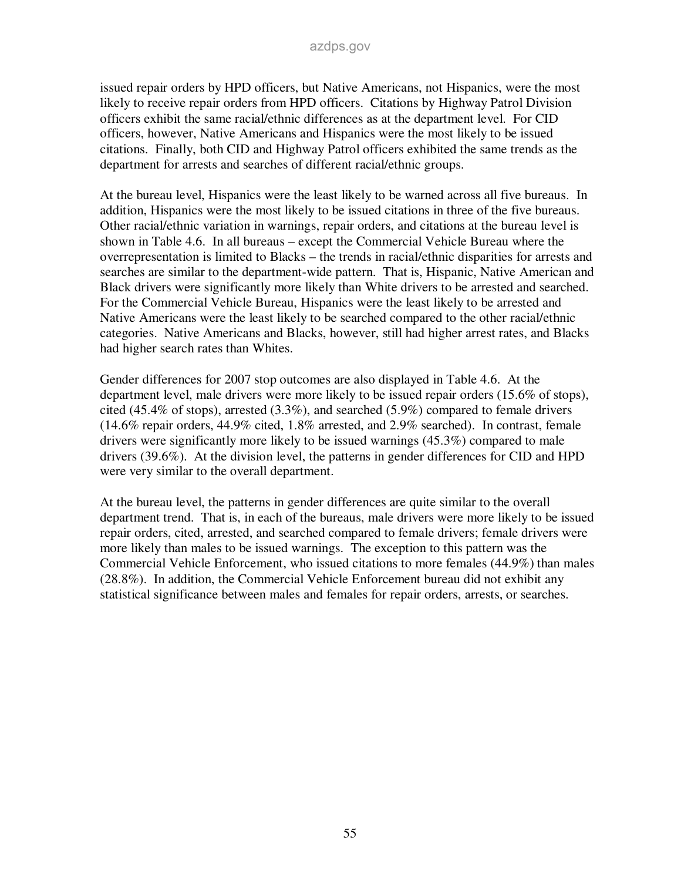issued repair orders by HPD officers, but Native Americans, not Hispanics, were the most likely to receive repair orders from HPD officers. Citations by Highway Patrol Division officers exhibit the same racial/ethnic differences as at the department level. For CID officers, however, Native Americans and Hispanics were the most likely to be issued citations. Finally, both CID and Highway Patrol officers exhibited the same trends as the department for arrests and searches of different racial/ethnic groups.

At the bureau level, Hispanics were the least likely to be warned across all five bureaus. In addition, Hispanics were the most likely to be issued citations in three of the five bureaus. Other racial/ethnic variation in warnings, repair orders, and citations at the bureau level is shown in Table 4.6. In all bureaus – except the Commercial Vehicle Bureau where the overrepresentation is limited to Blacks – the trends in racial/ethnic disparities for arrests and searches are similar to the department-wide pattern. That is, Hispanic, Native American and Black drivers were significantly more likely than White drivers to be arrested and searched. For the Commercial Vehicle Bureau, Hispanics were the least likely to be arrested and Native Americans were the least likely to be searched compared to the other racial/ethnic categories. Native Americans and Blacks, however, still had higher arrest rates, and Blacks had higher search rates than Whites.

Gender differences for 2007 stop outcomes are also displayed in Table 4.6. At the department level, male drivers were more likely to be issued repair orders (15.6% of stops), cited (45.4% of stops), arrested (3.3%), and searched (5.9%) compared to female drivers (14.6% repair orders, 44.9% cited, 1.8% arrested, and 2.9% searched). In contrast, female drivers were significantly more likely to be issued warnings (45.3%) compared to male drivers (39.6%). At the division level, the patterns in gender differences for CID and HPD were very similar to the overall department.

At the bureau level, the patterns in gender differences are quite similar to the overall department trend. That is, in each of the bureaus, male drivers were more likely to be issued repair orders, cited, arrested, and searched compared to female drivers; female drivers were more likely than males to be issued warnings. The exception to this pattern was the Commercial Vehicle Enforcement, who issued citations to more females (44.9%) than males (28.8%). In addition, the Commercial Vehicle Enforcement bureau did not exhibit any statistical significance between males and females for repair orders, arrests, or searches.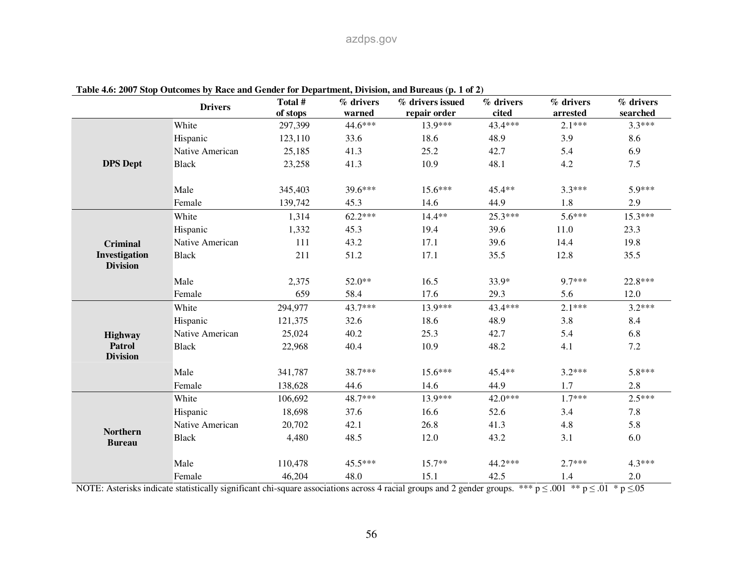**Table 4.6: 2007 Stop Outcomes by Race and Gender for Department, Division, and Bureaus (p. 1 of 2)**

| | Drivers | Total # of stops | % drivers warned | % drivers issued repair order | % drivers cited | % drivers arrested | % drivers searched |
|---|---|---|---|---|---|---|---|
| **DPS Dept** | White | 297,399 | 44.6*** | 13.9*** | 43.4*** | 2.1*** | 3.3*** |
| | Hispanic | 123,110 | 33.6 | 18.6 | 48.9 | 3.9 | 8.6 |
| | Native American | 25,185 | 41.3 | 25.2 | 42.7 | 5.4 | 6.9 |
| | Black | 23,258 | 41.3 | 10.9 | 48.1 | 4.2 | 7.5 |
| | Male | 345,403 | 39.6*** | 15.6*** | 45.4** | 3.3*** | 5.9*** |
| | Female | 139,742 | 45.3 | 14.6 | 44.9 | 1.8 | 2.9 |
| **Criminal Investigation Division** | White | 1,314 | 62.2*** | 14.4** | 25.3*** | 5.6*** | 15.3*** |
| | Hispanic | 1,332 | 45.3 | 19.4 | 39.6 | 11.0 | 23.3 |
| | Native American | 111 | 43.2 | 17.1 | 39.6 | 14.4 | 19.8 |
| | Black | 211 | 51.2 | 17.1 | 35.5 | 12.8 | 35.5 |
| | Male | 2,375 | 52.0** | 16.5 | 33.9* | 9.7*** | 22.8*** |
| | Female | 659 | 58.4 | 17.6 | 29.3 | 5.6 | 12.0 |
| **Highway Patrol Division** | White | 294,977 | 43.7*** | 13.9*** | 43.4*** | 2.1*** | 3.2*** |
| | Hispanic | 121,375 | 32.6 | 18.6 | 48.9 | 3.8 | 8.4 |
| | Native American | 25,024 | 40.2 | 25.3 | 42.7 | 5.4 | 6.8 |
| | Black | 22,968 | 40.4 | 10.9 | 48.2 | 4.1 | 7.2 |
| | Male | 341,787 | 38.7*** | 15.6*** | 45.4** | 3.2*** | 5.8*** |
| | Female | 138,628 | 44.6 | 14.6 | 44.9 | 1.7 | 2.8 |
| **Northern Bureau** | White | 106,692 | 48.7*** | 13.9*** | 42.0*** | 1.7*** | 2.5*** |
| | Hispanic | 18,698 | 37.6 | 16.6 | 52.6 | 3.4 | 7.8 |
| | Native American | 20,702 | 42.1 | 26.8 | 41.3 | 4.8 | 5.8 |
| | Black | 4,480 | 48.5 | 12.0 | 43.2 | 3.1 | 6.0 |
| | Male | 110,478 | 45.5*** | 15.7** | 44.2*** | 2.7*** | 4.3*** |
| | Female | 46,204 | 48.0 | 15.1 | 42.5 | 1.4 | 2.0 |

NOTE: Asterisks indicate statistically significant chi-square associations across 4 racial groups and 2 gender groups. *** $p \leq .001$ ** $p \leq .01$ * $p \leq .05$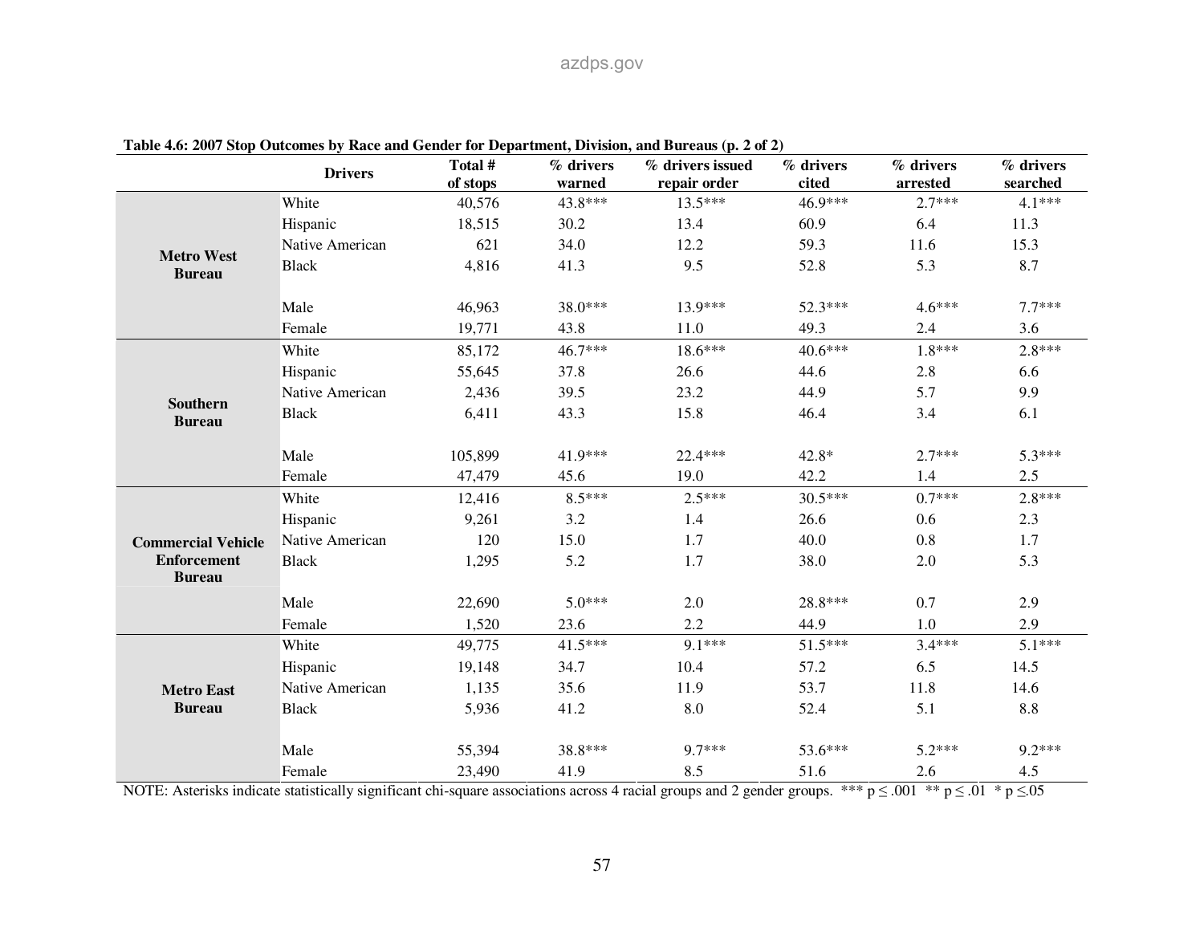**Table 4.6: 2007 Stop Outcomes by Race and Gender for Department, Division, and Bureaus (p. 2 of 2)**

| | Drivers | Total # of stops | % drivers warned | % drivers issued repair order | % drivers cited | % drivers arrested | % drivers searched |
|---|---|---|---|---|---|---|---|
| **Metro West Bureau** | White | 40,576 | 43.8*** | 13.5*** | 46.9*** | 2.7*** | 4.1*** |
| | Hispanic | 18,515 | 30.2 | 13.4 | 60.9 | 6.4 | 11.3 |
| | Native American | 621 | 34.0 | 12.2 | 59.3 | 11.6 | 15.3 |
| | Black | 4,816 | 41.3 | 9.5 | 52.8 | 5.3 | 8.7 |
| | Male | 46,963 | 38.0*** | 13.9*** | 52.3*** | 4.6*** | 7.7*** |
| | Female | 19,771 | 43.8 | 11.0 | 49.3 | 2.4 | 3.6 |
| **Southern Bureau** | White | 85,172 | 46.7*** | 18.6*** | 40.6*** | 1.8*** | 2.8*** |
| | Hispanic | 55,645 | 37.8 | 26.6 | 44.6 | 2.8 | 6.6 |
| | Native American | 2,436 | 39.5 | 23.2 | 44.9 | 5.7 | 9.9 |
| | Black | 6,411 | 43.3 | 15.8 | 46.4 | 3.4 | 6.1 |
| | Male | 105,899 | 41.9*** | 22.4*** | 42.8* | 2.7*** | 5.3*** |
| | Female | 47,479 | 45.6 | 19.0 | 42.2 | 1.4 | 2.5 |
| **Commercial Vehicle Enforcement Bureau** | White | 12,416 | 8.5*** | 2.5*** | 30.5*** | 0.7*** | 2.8*** |
| | Hispanic | 9,261 | 3.2 | 1.4 | 26.6 | 0.6 | 2.3 |
| | Native American | 120 | 15.0 | 1.7 | 40.0 | 0.8 | 1.7 |
| | Black | 1,295 | 5.2 | 1.7 | 38.0 | 2.0 | 5.3 |
| | Male | 22,690 | 5.0*** | 2.0 | 28.8*** | 0.7 | 2.9 |
| | Female | 1,520 | 23.6 | 2.2 | 44.9 | 1.0 | 2.9 |
| **Metro East Bureau** | White | 49,775 | 41.5*** | 9.1*** | 51.5*** | 3.4*** | 5.1*** |
| | Hispanic | 19,148 | 34.7 | 10.4 | 57.2 | 6.5 | 14.5 |
| | Native American | 1,135 | 35.6 | 11.9 | 53.7 | 11.8 | 14.6 |
| | Black | 5,936 | 41.2 | 8.0 | 52.4 | 5.1 | 8.8 |
| | Male | 55,394 | 38.8*** | 9.7*** | 53.6*** | 5.2*** | 9.2*** |
| | Female | 23,490 | 41.9 | 8.5 | 51.6 | 2.6 | 4.5 |

NOTE: Asterisks indicate statistically significant chi-square associations across 4 racial groups and 2 gender groups. *** $p \leq .001$ ** $p \leq .01$ * $p \leq .05$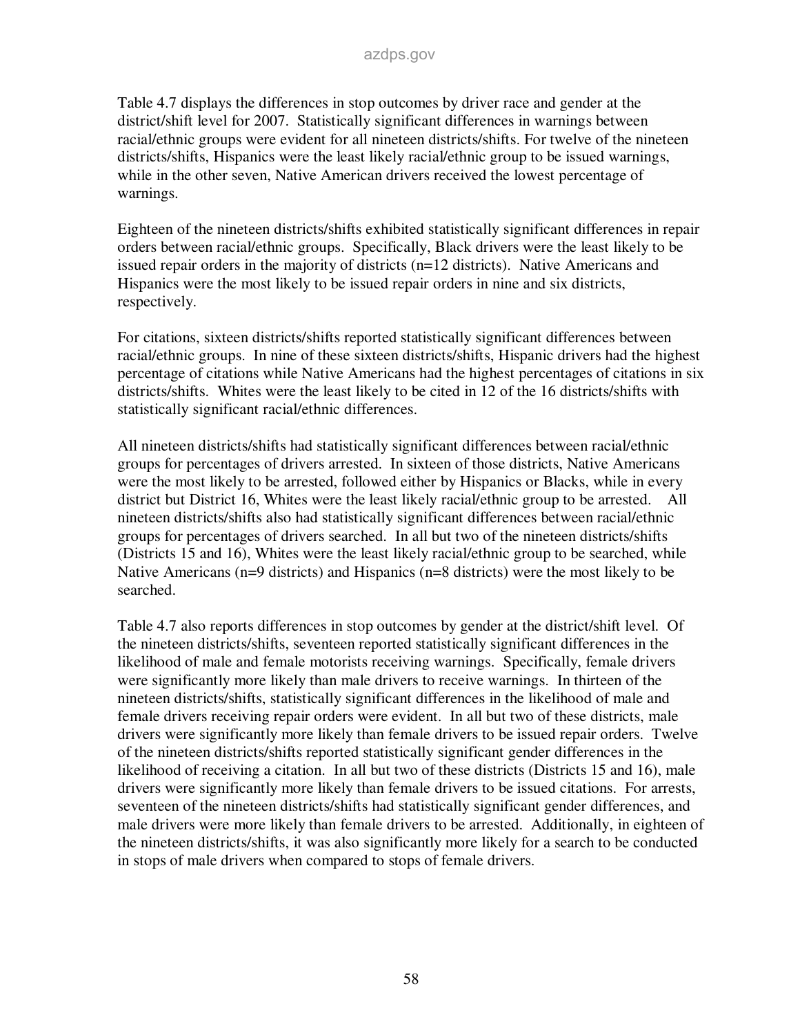Table 4.7 displays the differences in stop outcomes by driver race and gender at the district/shift level for 2007. Statistically significant differences in warnings between racial/ethnic groups were evident for all nineteen districts/shifts. For twelve of the nineteen districts/shifts, Hispanics were the least likely racial/ethnic group to be issued warnings, while in the other seven, Native American drivers received the lowest percentage of warnings.

Eighteen of the nineteen districts/shifts exhibited statistically significant differences in repair orders between racial/ethnic groups. Specifically, Black drivers were the least likely to be issued repair orders in the majority of districts (n=12 districts). Native Americans and Hispanics were the most likely to be issued repair orders in nine and six districts, respectively.

For citations, sixteen districts/shifts reported statistically significant differences between racial/ethnic groups. In nine of these sixteen districts/shifts, Hispanic drivers had the highest percentage of citations while Native Americans had the highest percentages of citations in six districts/shifts. Whites were the least likely to be cited in 12 of the 16 districts/shifts with statistically significant racial/ethnic differences.

All nineteen districts/shifts had statistically significant differences between racial/ethnic groups for percentages of drivers arrested. In sixteen of those districts, Native Americans were the most likely to be arrested, followed either by Hispanics or Blacks, while in every district but District 16, Whites were the least likely racial/ethnic group to be arrested. All nineteen districts/shifts also had statistically significant differences between racial/ethnic groups for percentages of drivers searched. In all but two of the nineteen districts/shifts (Districts 15 and 16), Whites were the least likely racial/ethnic group to be searched, while Native Americans (n=9 districts) and Hispanics (n=8 districts) were the most likely to be searched.

Table 4.7 also reports differences in stop outcomes by gender at the district/shift level. Of the nineteen districts/shifts, seventeen reported statistically significant differences in the likelihood of male and female motorists receiving warnings. Specifically, female drivers were significantly more likely than male drivers to receive warnings. In thirteen of the nineteen districts/shifts, statistically significant differences in the likelihood of male and female drivers receiving repair orders were evident. In all but two of these districts, male drivers were significantly more likely than female drivers to be issued repair orders. Twelve of the nineteen districts/shifts reported statistically significant gender differences in the likelihood of receiving a citation. In all but two of these districts (Districts 15 and 16), male drivers were significantly more likely than female drivers to be issued citations. For arrests, seventeen of the nineteen districts/shifts had statistically significant gender differences, and male drivers were more likely than female drivers to be arrested. Additionally, in eighteen of the nineteen districts/shifts, it was also significantly more likely for a search to be conducted in stops of male drivers when compared to stops of female drivers.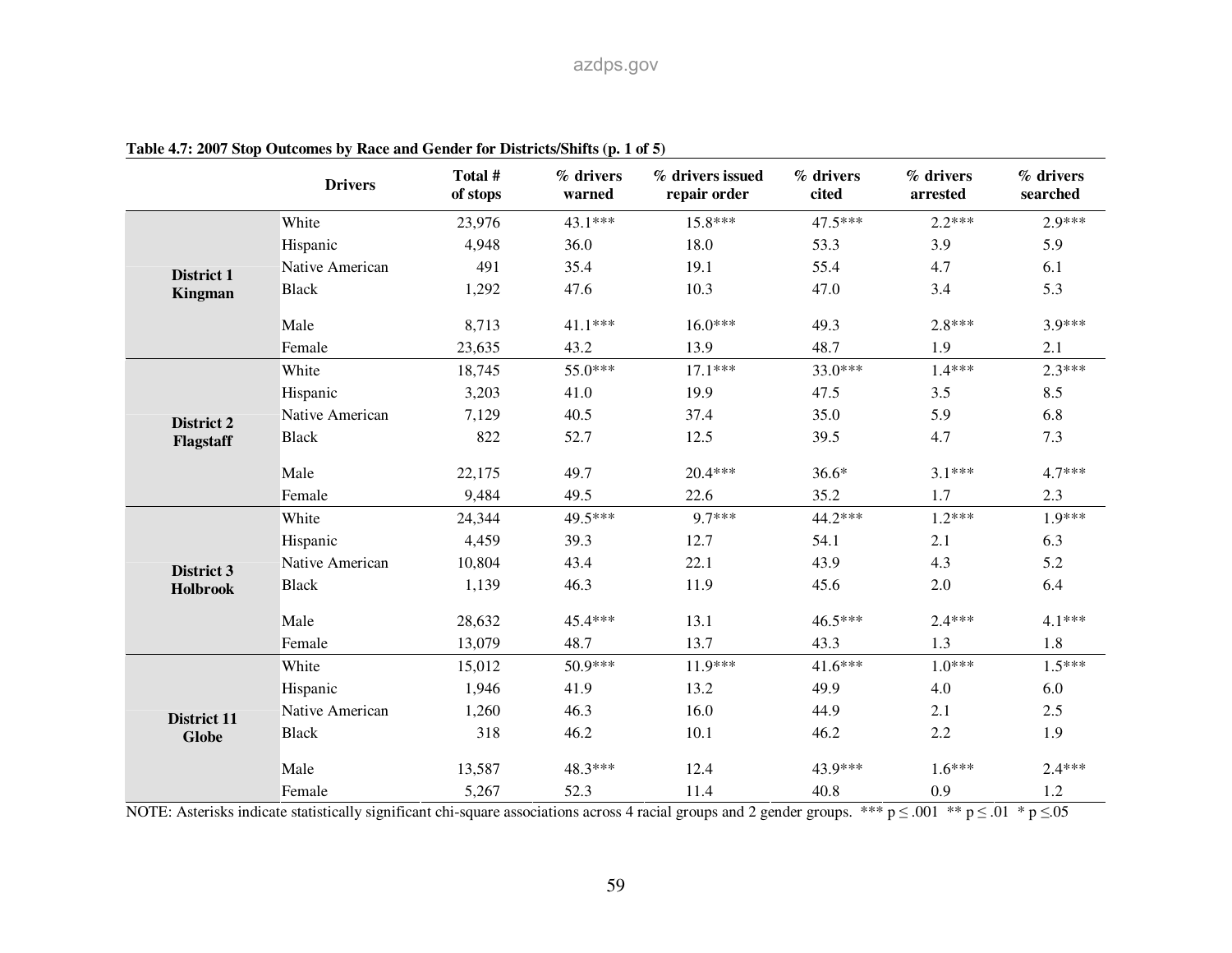**Table 4.7: 2007 Stop Outcomes by Race and Gender for Districts/Shifts (p. 1 of 5)**

| | Drivers | Total # of stops | % drivers warned | % drivers issued repair order | % drivers cited | % drivers arrested | % drivers searched |
|---|---|---|---|---|---|---|---|
| **District 1 Kingman** | White | 23,976 | 43.1*** | 15.8*** | 47.5*** | 2.2*** | 2.9*** |
| | Hispanic | 4,948 | 36.0 | 18.0 | 53.3 | 3.9 | 5.9 |
| | Native American | 491 | 35.4 | 19.1 | 55.4 | 4.7 | 6.1 |
| | Black | 1,292 | 47.6 | 10.3 | 47.0 | 3.4 | 5.3 |
| | Male | 8,713 | 41.1*** | 16.0*** | 49.3 | 2.8*** | 3.9*** |
| | Female | 23,635 | 43.2 | 13.9 | 48.7 | 1.9 | 2.1 |
| **District 2 Flagstaff** | White | 18,745 | 55.0*** | 17.1*** | 33.0*** | 1.4*** | 2.3*** |
| | Hispanic | 3,203 | 41.0 | 19.9 | 47.5 | 3.5 | 8.5 |
| | Native American | 7,129 | 40.5 | 37.4 | 35.0 | 5.9 | 6.8 |
| | Black | 822 | 52.7 | 12.5 | 39.5 | 4.7 | 7.3 |
| | Male | 22,175 | 49.7 | 20.4*** | 36.6* | 3.1*** | 4.7*** |
| | Female | 9,484 | 49.5 | 22.6 | 35.2 | 1.7 | 2.3 |
| **District 3 Holbrook** | White | 24,344 | 49.5*** | 9.7*** | 44.2*** | 1.2*** | 1.9*** |
| | Hispanic | 4,459 | 39.3 | 12.7 | 54.1 | 2.1 | 6.3 |
| | Native American | 10,804 | 43.4 | 22.1 | 43.9 | 4.3 | 5.2 |
| | Black | 1,139 | 46.3 | 11.9 | 45.6 | 2.0 | 6.4 |
| | Male | 28,632 | 45.4*** | 13.1 | 46.5*** | 2.4*** | 4.1*** |
| | Female | 13,079 | 48.7 | 13.7 | 43.3 | 1.3 | 1.8 |
| **District 11 Globe** | White | 15,012 | 50.9*** | 11.9*** | 41.6*** | 1.0*** | 1.5*** |
| | Hispanic | 1,946 | 41.9 | 13.2 | 49.9 | 4.0 | 6.0 |
| | Native American | 1,260 | 46.3 | 16.0 | 44.9 | 2.1 | 2.5 |
| | Black | 318 | 46.2 | 10.1 | 46.2 | 2.2 | 1.9 |
| | Male | 13,587 | 48.3*** | 12.4 | 43.9*** | 1.6*** | 2.4*** |
| | Female | 5,267 | 52.3 | 11.4 | 40.8 | 0.9 | 1.2 |

NOTE: Asterisks indicate statistically significant chi-square associations across 4 racial groups and 2 gender groups. *** $p \leq .001$ ** $p \leq .01$ * $p \leq .05$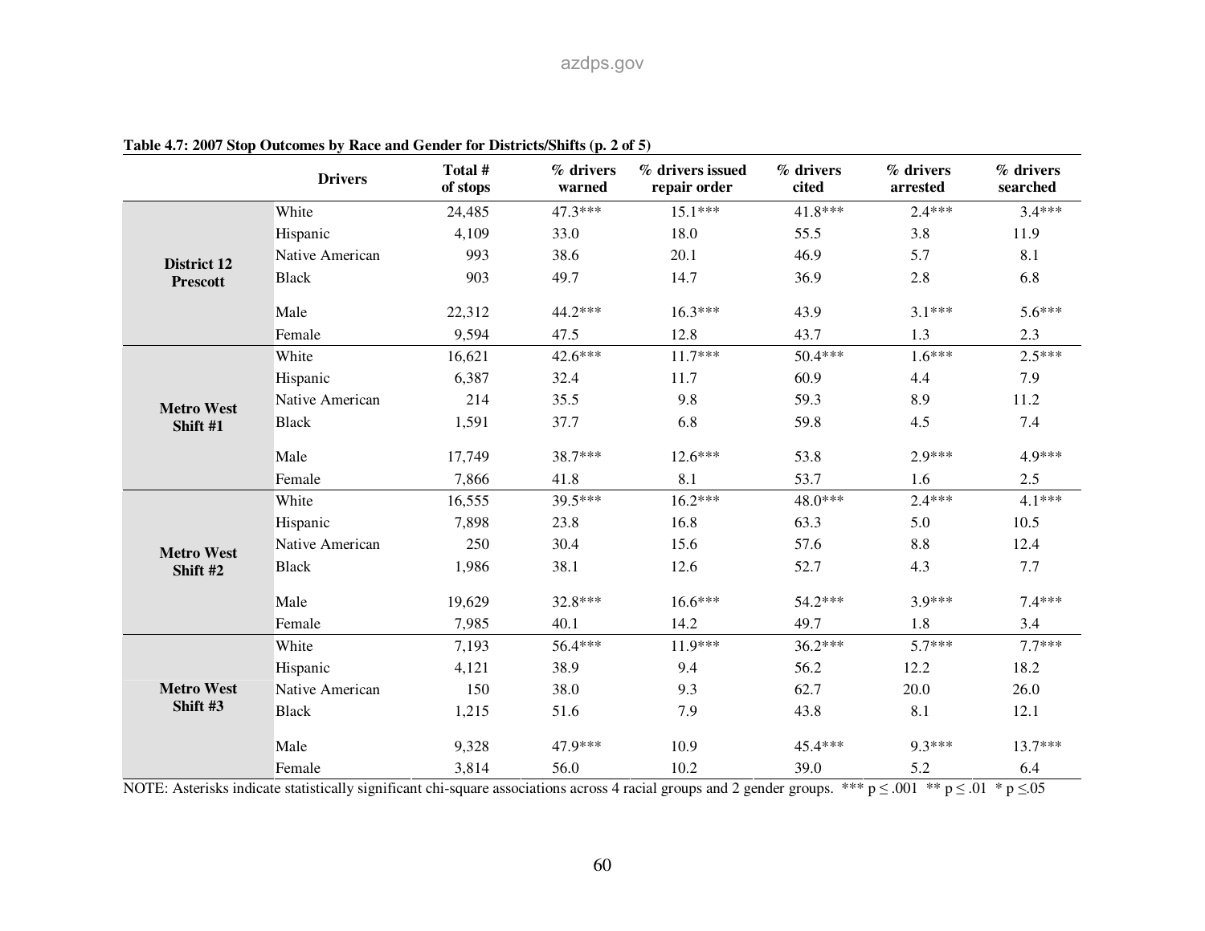**Table 4.7: 2007 Stop Outcomes by Race and Gender for Districts/Shifts (p. 2 of 5)**

| | Drivers | Total # of stops | % drivers warned | % drivers issued repair order | % drivers cited | % drivers arrested | % drivers searched |
|---|---|---|---|---|---|---|---|
| **District 12 Prescott** | White | 24,485 | 47.3*** | 15.1*** | 41.8*** | 2.4*** | 3.4*** |
| | Hispanic | 4,109 | 33.0 | 18.0 | 55.5 | 3.8 | 11.9 |
| | Native American | 993 | 38.6 | 20.1 | 46.9 | 5.7 | 8.1 |
| | Black | 903 | 49.7 | 14.7 | 36.9 | 2.8 | 6.8 |
| | Male | 22,312 | 44.2*** | 16.3*** | 43.9 | 3.1*** | 5.6*** |
| | Female | 9,594 | 47.5 | 12.8 | 43.7 | 1.3 | 2.3 |
| **Metro West Shift #1** | White | 16,621 | 42.6*** | 11.7*** | 50.4*** | 1.6*** | 2.5*** |
| | Hispanic | 6,387 | 32.4 | 11.7 | 60.9 | 4.4 | 7.9 |
| | Native American | 214 | 35.5 | 9.8 | 59.3 | 8.9 | 11.2 |
| | Black | 1,591 | 37.7 | 6.8 | 59.8 | 4.5 | 7.4 |
| | Male | 17,749 | 38.7*** | 12.6*** | 53.8 | 2.9*** | 4.9*** |
| | Female | 7,866 | 41.8 | 8.1 | 53.7 | 1.6 | 2.5 |
| **Metro West Shift #2** | White | 16,555 | 39.5*** | 16.2*** | 48.0*** | 2.4*** | 4.1*** |
| | Hispanic | 7,898 | 23.8 | 16.8 | 63.3 | 5.0 | 10.5 |
| | Native American | 250 | 30.4 | 15.6 | 57.6 | 8.8 | 12.4 |
| | Black | 1,986 | 38.1 | 12.6 | 52.7 | 4.3 | 7.7 |
| | Male | 19,629 | 32.8*** | 16.6*** | 54.2*** | 3.9*** | 7.4*** |
| | Female | 7,985 | 40.1 | 14.2 | 49.7 | 1.8 | 3.4 |
| **Metro West Shift #3** | White | 7,193 | 56.4*** | 11.9*** | 36.2*** | 5.7*** | 7.7*** |
| | Hispanic | 4,121 | 38.9 | 9.4 | 56.2 | 12.2 | 18.2 |
| | Native American | 150 | 38.0 | 9.3 | 62.7 | 20.0 | 26.0 |
| | Black | 1,215 | 51.6 | 7.9 | 43.8 | 8.1 | 12.1 |
| | Male | 9,328 | 47.9*** | 10.9 | 45.4*** | 9.3*** | 13.7*** |
| | Female | 3,814 | 56.0 | 10.2 | 39.0 | 5.2 | 6.4 |

NOTE: Asterisks indicate statistically significant chi-square associations across 4 racial groups and 2 gender groups. *** $p \leq .001$ ** $p \leq .01$ * $p \leq .05$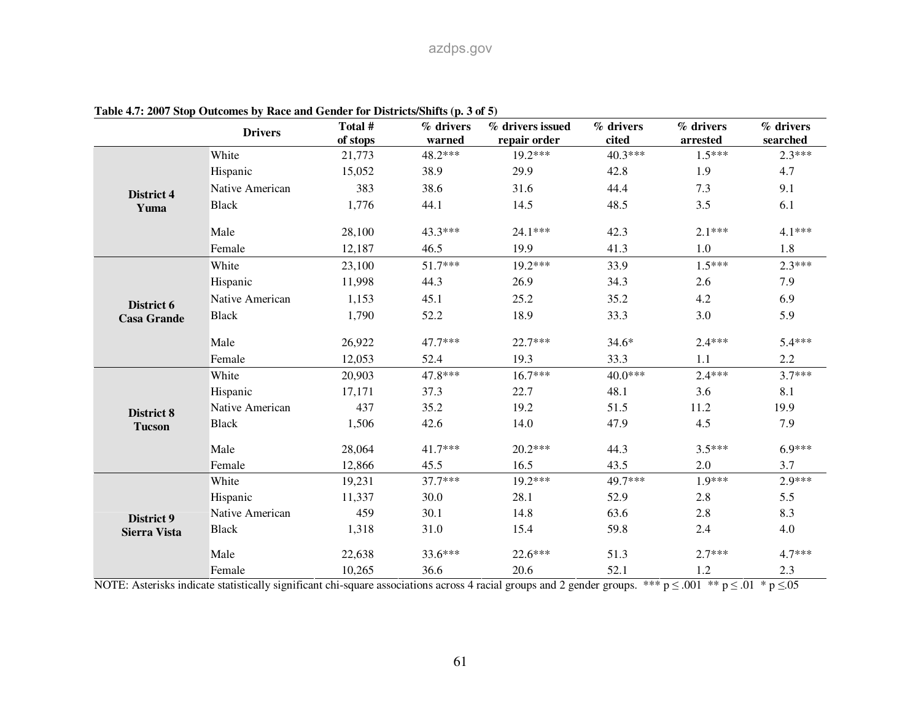**Table 4.7: 2007 Stop Outcomes by Race and Gender for Districts/Shifts (p. 3 of 5)**

| | Drivers | Total # of stops | % drivers warned | % drivers issued repair order | % drivers cited | % drivers arrested | % drivers searched |
|---|---|---|---|---|---|---|---|
| **District 4 Yuma** | White | 21,773 | 48.2*** | 19.2*** | 40.3*** | 1.5*** | 2.3*** |
| | Hispanic | 15,052 | 38.9 | 29.9 | 42.8 | 1.9 | 4.7 |
| | Native American | 383 | 38.6 | 31.6 | 44.4 | 7.3 | 9.1 |
| | Black | 1,776 | 44.1 | 14.5 | 48.5 | 3.5 | 6.1 |
| | Male | 28,100 | 43.3*** | 24.1*** | 42.3 | 2.1*** | 4.1*** |
| | Female | 12,187 | 46.5 | 19.9 | 41.3 | 1.0 | 1.8 |
| **District 6 Casa Grande** | White | 23,100 | 51.7*** | 19.2*** | 33.9 | 1.5*** | 2.3*** |
| | Hispanic | 11,998 | 44.3 | 26.9 | 34.3 | 2.6 | 7.9 |
| | Native American | 1,153 | 45.1 | 25.2 | 35.2 | 4.2 | 6.9 |
| | Black | 1,790 | 52.2 | 18.9 | 33.3 | 3.0 | 5.9 |
| | Male | 26,922 | 47.7*** | 22.7*** | 34.6* | 2.4*** | 5.4*** |
| | Female | 12,053 | 52.4 | 19.3 | 33.3 | 1.1 | 2.2 |
| **District 8 Tucson** | White | 20,903 | 47.8*** | 16.7*** | 40.0*** | 2.4*** | 3.7*** |
| | Hispanic | 17,171 | 37.3 | 22.7 | 48.1 | 3.6 | 8.1 |
| | Native American | 437 | 35.2 | 19.2 | 51.5 | 11.2 | 19.9 |
| | Black | 1,506 | 42.6 | 14.0 | 47.9 | 4.5 | 7.9 |
| | Male | 28,064 | 41.7*** | 20.2*** | 44.3 | 3.5*** | 6.9*** |
| | Female | 12,866 | 45.5 | 16.5 | 43.5 | 2.0 | 3.7 |
| **District 9 Sierra Vista** | White | 19,231 | 37.7*** | 19.2*** | 49.7*** | 1.9*** | 2.9*** |
| | Hispanic | 11,337 | 30.0 | 28.1 | 52.9 | 2.8 | 5.5 |
| | Native American | 459 | 30.1 | 14.8 | 63.6 | 2.8 | 8.3 |
| | Black | 1,318 | 31.0 | 15.4 | 59.8 | 2.4 | 4.0 |
| | Male | 22,638 | 33.6*** | 22.6*** | 51.3 | 2.7*** | 4.7*** |
| | Female | 10,265 | 36.6 | 20.6 | 52.1 | 1.2 | 2.3 |

NOTE: Asterisks indicate statistically significant chi-square associations across 4 racial groups and 2 gender groups. *** $p \leq .001$ ** $p \leq .01$ * $p \leq .05$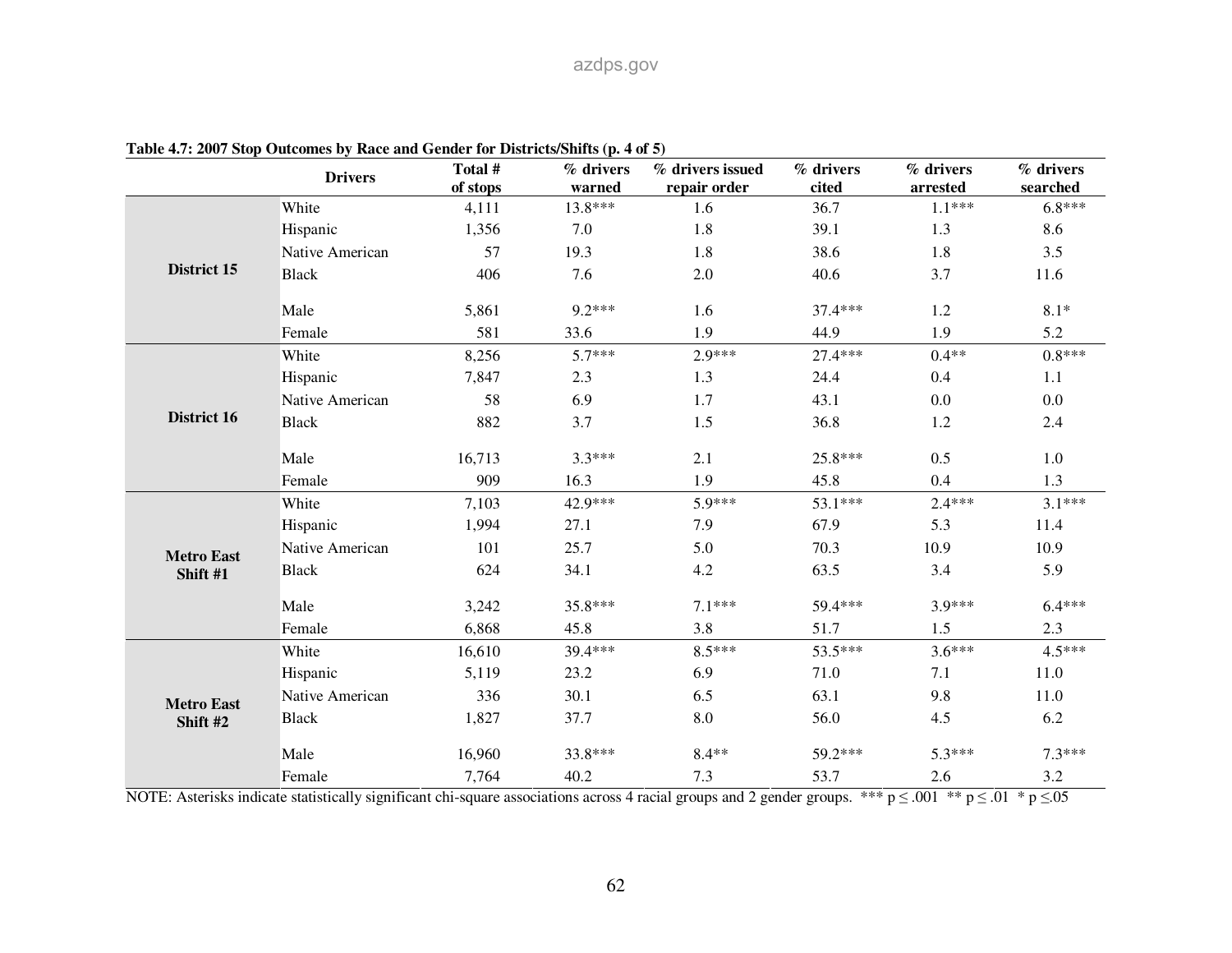**Table 4.7: 2007 Stop Outcomes by Race and Gender for Districts/Shifts (p. 4 of 5)**

| | Drivers | Total # of stops | % drivers warned | % drivers issued repair order | % drivers cited | % drivers arrested | % drivers searched |
|---|---|---|---|---|---|---|---|
| **District 15** | White | 4,111 | 13.8*** | 1.6 | 36.7 | 1.1*** | 6.8*** |
| | Hispanic | 1,356 | 7.0 | 1.8 | 39.1 | 1.3 | 8.6 |
| | Native American | 57 | 19.3 | 1.8 | 38.6 | 1.8 | 3.5 |
| | Black | 406 | 7.6 | 2.0 | 40.6 | 3.7 | 11.6 |
| | Male | 5,861 | 9.2*** | 1.6 | 37.4*** | 1.2 | 8.1* |
| | Female | 581 | 33.6 | 1.9 | 44.9 | 1.9 | 5.2 |
| **District 16** | White | 8,256 | 5.7*** | 2.9*** | 27.4*** | 0.4** | 0.8*** |
| | Hispanic | 7,847 | 2.3 | 1.3 | 24.4 | 0.4 | 1.1 |
| | Native American | 58 | 6.9 | 1.7 | 43.1 | 0.0 | 0.0 |
| | Black | 882 | 3.7 | 1.5 | 36.8 | 1.2 | 2.4 |
| | Male | 16,713 | 3.3*** | 2.1 | 25.8*** | 0.5 | 1.0 |
| | Female | 909 | 16.3 | 1.9 | 45.8 | 0.4 | 1.3 |
| **Metro East Shift #1** | White | 7,103 | 42.9*** | 5.9*** | 53.1*** | 2.4*** | 3.1*** |
| | Hispanic | 1,994 | 27.1 | 7.9 | 67.9 | 5.3 | 11.4 |
| | Native American | 101 | 25.7 | 5.0 | 70.3 | 10.9 | 10.9 |
| | Black | 624 | 34.1 | 4.2 | 63.5 | 3.4 | 5.9 |
| | Male | 3,242 | 35.8*** | 7.1*** | 59.4*** | 3.9*** | 6.4*** |
| | Female | 6,868 | 45.8 | 3.8 | 51.7 | 1.5 | 2.3 |
| **Metro East Shift #2** | White | 16,610 | 39.4*** | 8.5*** | 53.5*** | 3.6*** | 4.5*** |
| | Hispanic | 5,119 | 23.2 | 6.9 | 71.0 | 7.1 | 11.0 |
| | Native American | 336 | 30.1 | 6.5 | 63.1 | 9.8 | 11.0 |
| | Black | 1,827 | 37.7 | 8.0 | 56.0 | 4.5 | 6.2 |
| | Male | 16,960 | 33.8*** | 8.4** | 59.2*** | 5.3*** | 7.3*** |
| | Female | 7,764 | 40.2 | 7.3 | 53.7 | 2.6 | 3.2 |

NOTE: Asterisks indicate statistically significant chi-square associations across 4 racial groups and 2 gender groups. *** $p \leq .001$ ** $p \leq .01$ * $p \leq .05$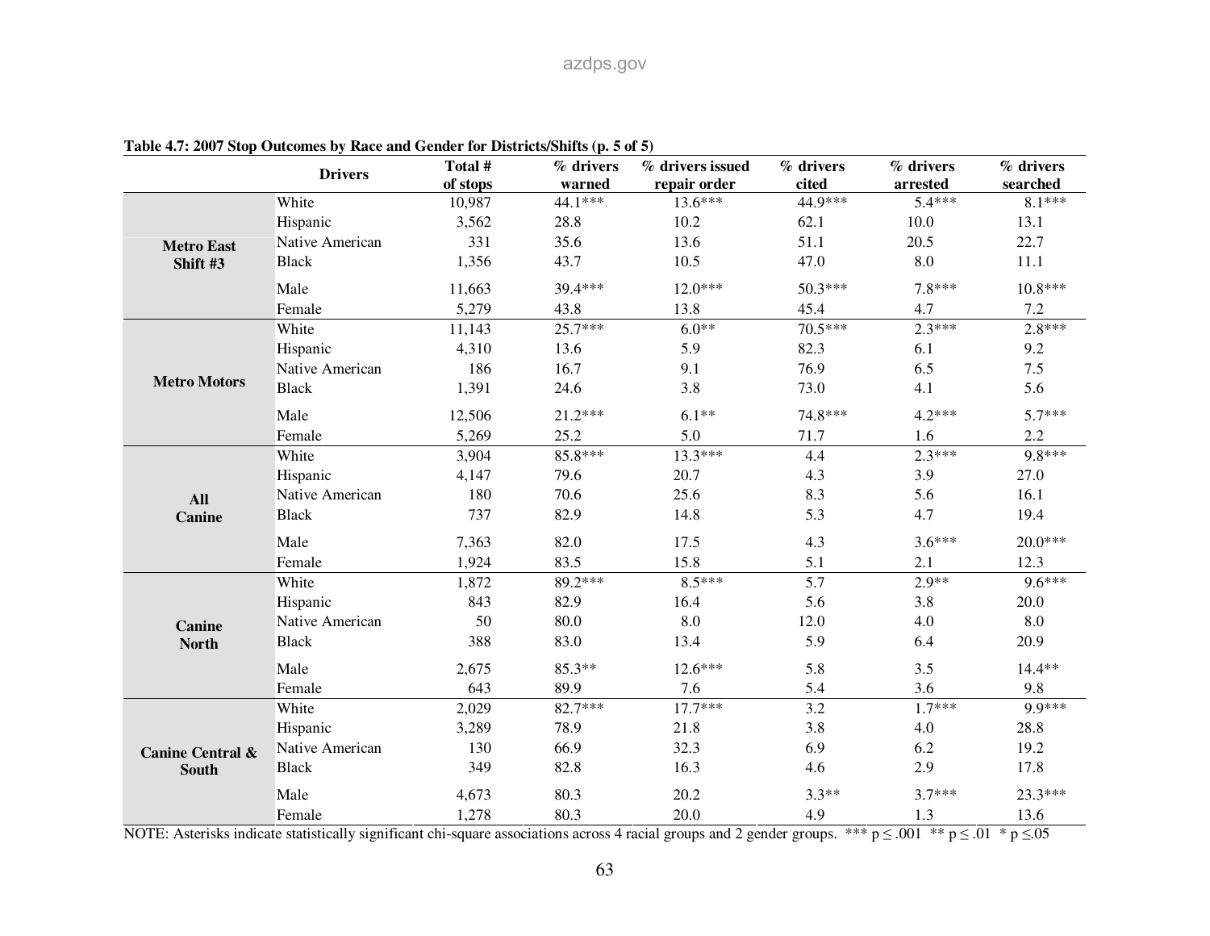**Table 4.7: 2007 Stop Outcomes by Race and Gender for Districts/Shifts (p. 5 of 5)**

| | Drivers | Total # of stops | % drivers warned | % drivers issued repair order | % drivers cited | % drivers arrested | % drivers searched |
|---|---|---|---|---|---|---|---|
| **Metro East Shift #3** | White | 10,987 | 44.1*** | 13.6*** | 44.9*** | 5.4*** | 8.1*** |
| | Hispanic | 3,562 | 28.8 | 10.2 | 62.1 | 10.0 | 13.1 |
| | Native American | 331 | 35.6 | 13.6 | 51.1 | 20.5 | 22.7 |
| | Black | 1,356 | 43.7 | 10.5 | 47.0 | 8.0 | 11.1 |
| | Male | 11,663 | 39.4*** | 12.0*** | 50.3*** | 7.8*** | 10.8*** |
| | Female | 5,279 | 43.8 | 13.8 | 45.4 | 4.7 | 7.2 |
| **Metro Motors** | White | 11,143 | 25.7*** | 6.0** | 70.5*** | 2.3*** | 2.8*** |
| | Hispanic | 4,310 | 13.6 | 5.9 | 82.3 | 6.1 | 9.2 |
| | Native American | 186 | 16.7 | 9.1 | 76.9 | 6.5 | 7.5 |
| | Black | 1,391 | 24.6 | 3.8 | 73.0 | 4.1 | 5.6 |
| | Male | 12,506 | 21.2*** | 6.1** | 74.8*** | 4.2*** | 5.7*** |
| | Female | 5,269 | 25.2 | 5.0 | 71.7 | 1.6 | 2.2 |
| **All Canine** | White | 3,904 | 85.8*** | 13.3*** | 4.4 | 2.3*** | 9.8*** |
| | Hispanic | 4,147 | 79.6 | 20.7 | 4.3 | 3.9 | 27.0 |
| | Native American | 180 | 70.6 | 25.6 | 8.3 | 5.6 | 16.1 |
| | Black | 737 | 82.9 | 14.8 | 5.3 | 4.7 | 19.4 |
| | Male | 7,363 | 82.0 | 17.5 | 4.3 | 3.6*** | 20.0*** |
| | Female | 1,924 | 83.5 | 15.8 | 5.1 | 2.1 | 12.3 |
| **Canine North** | White | 1,872 | 89.2*** | 8.5*** | 5.7 | 2.9** | 9.6*** |
| | Hispanic | 843 | 82.9 | 16.4 | 5.6 | 3.8 | 20.0 |
| | Native American | 50 | 80.0 | 8.0 | 12.0 | 4.0 | 8.0 |
| | Black | 388 | 83.0 | 13.4 | 5.9 | 6.4 | 20.9 |
| | Male | 2,675 | 85.3** | 12.6*** | 5.8 | 3.5 | 14.4** |
| | Female | 643 | 89.9 | 7.6 | 5.4 | 3.6 | 9.8 |
| **Canine Central & South** | White | 2,029 | 82.7*** | 17.7*** | 3.2 | 1.7*** | 9.9*** |
| | Hispanic | 3,289 | 78.9 | 21.8 | 3.8 | 4.0 | 28.8 |
| | Native American | 130 | 66.9 | 32.3 | 6.9 | 6.2 | 19.2 |
| | Black | 349 | 82.8 | 16.3 | 4.6 | 2.9 | 17.8 |
| | Male | 4,673 | 80.3 | 20.2 | 3.3** | 3.7*** | 23.3*** |
| | Female | 1,278 | 80.3 | 20.0 | 4.9 | 1.3 | 13.6 |

NOTE: Asterisks indicate statistically significant chi-square associations across 4 racial groups and 2 gender groups. *** $p \leq .001$ ** $p \leq .01$ * $p \leq .05$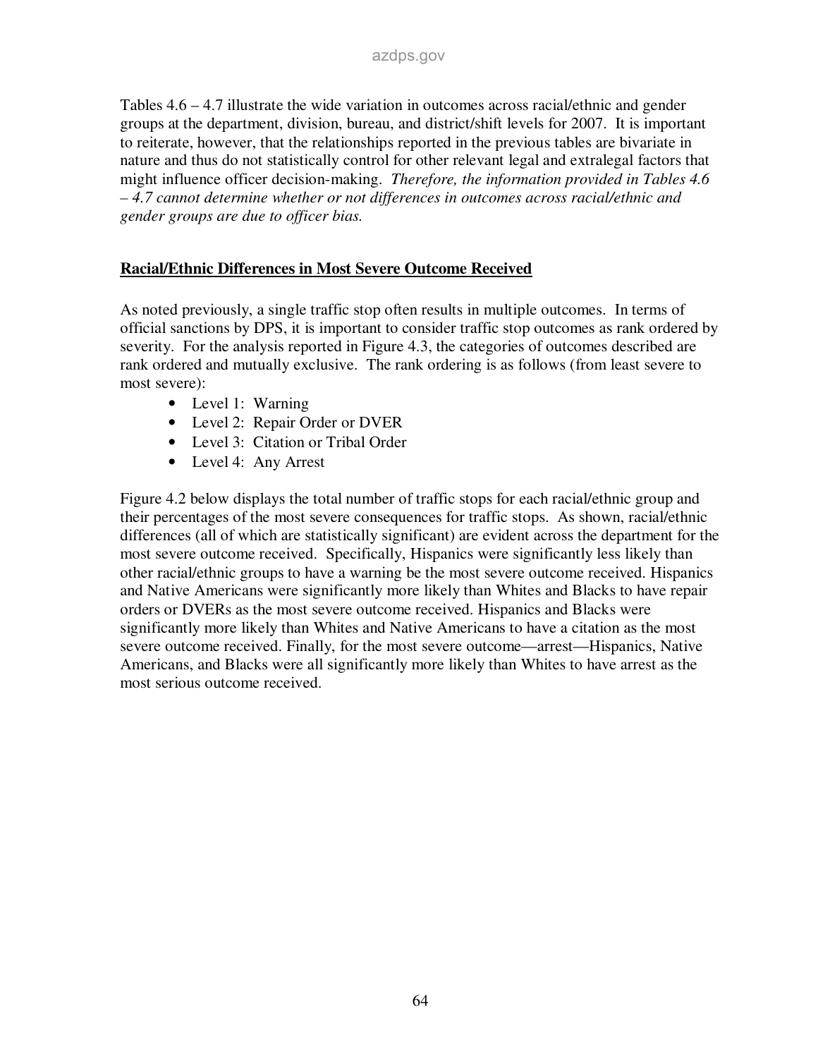Tables 4.6 – 4.7 illustrate the wide variation in outcomes across racial/ethnic and gender groups at the department, division, bureau, and district/shift levels for 2007. It is important to reiterate, however, that the relationships reported in the previous tables are bivariate in nature and thus do not statistically control for other relevant legal and extralegal factors that might influence officer decision-making. *Therefore, the information provided in Tables 4.6 – 4.7 cannot determine whether or not differences in outcomes across racial/ethnic and gender groups are due to officer bias.*

## Racial/Ethnic Differences in Most Severe Outcome Received

As noted previously, a single traffic stop often results in multiple outcomes. In terms of official sanctions by DPS, it is important to consider traffic stop outcomes as rank ordered by severity. For the analysis reported in Figure 4.3, the categories of outcomes described are rank ordered and mutually exclusive. The rank ordering is as follows (from least severe to most severe):

- Level 1: Warning
- Level 2: Repair Order or DVER
- Level 3: Citation or Tribal Order
- Level 4: Any Arrest

Figure 4.2 below displays the total number of traffic stops for each racial/ethnic group and their percentages of the most severe consequences for traffic stops. As shown, racial/ethnic differences (all of which are statistically significant) are evident across the department for the most severe outcome received. Specifically, Hispanics were significantly less likely than other racial/ethnic groups to have a warning be the most severe outcome received. Hispanics and Native Americans were significantly more likely than Whites and Blacks to have repair orders or DVERs as the most severe outcome received. Hispanics and Blacks were significantly more likely than Whites and Native Americans to have a citation as the most severe outcome received. Finally, for the most severe outcome—arrest—Hispanics, Native Americans, and Blacks were all significantly more likely than Whites to have arrest as the most serious outcome received.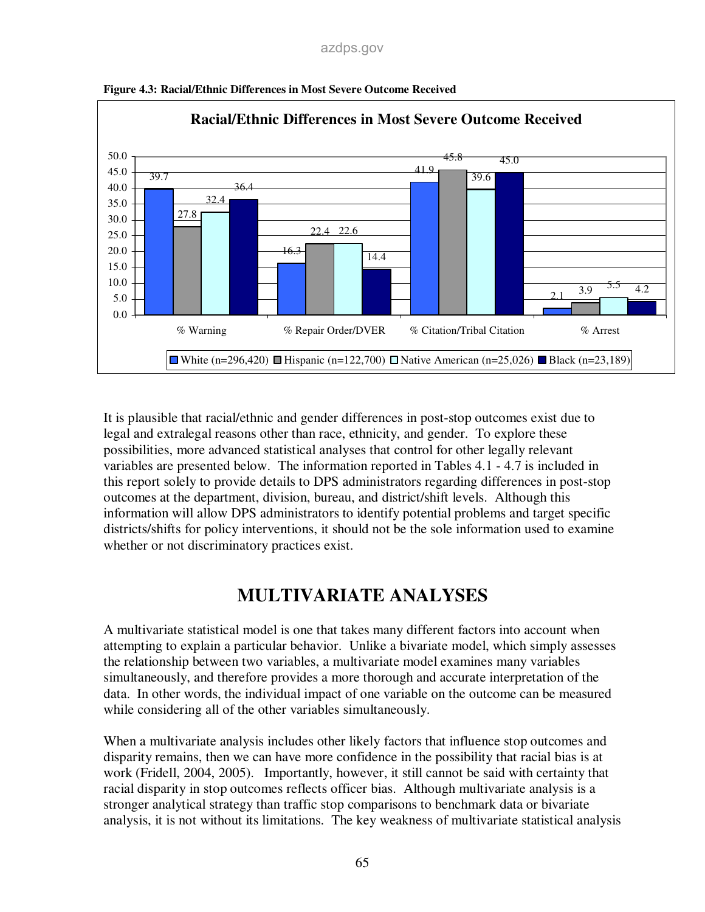**Figure 4.3: Racial/Ethnic Differences in Most Severe Outcome Received**

**Racial/Ethnic Differences in Most Severe Outcome Received**

| | % Warning | % Repair Order/DVER | % Citation/Tribal Citation | % Arrest |
|---|---|---|---|---|
| White (n=296,420) | 39.7 | 16.3 | 41.9 | 2.1 |
| Hispanic (n=122,700) | 27.8 | 22.4 | 45.8 | 3.9 |
| Native American (n=25,026) | 32.4 | 22.6 | 39.6 | 5.5 |
| Black (n=23,189) | 36.4 | 14.4 | 45.0 | 4.2 |

It is plausible that racial/ethnic and gender differences in post-stop outcomes exist due to legal and extralegal reasons other than race, ethnicity, and gender. To explore these possibilities, more advanced statistical analyses that control for other legally relevant variables are presented below. The information reported in Tables 4.1 - 4.7 is included in this report solely to provide details to DPS administrators regarding differences in post-stop outcomes at the department, division, bureau, and district/shift levels. Although this information will allow DPS administrators to identify potential problems and target specific districts/shifts for policy interventions, it should not be the sole information used to examine whether or not discriminatory practices exist.

# MULTIVARIATE ANALYSES

A multivariate statistical model is one that takes many different factors into account when attempting to explain a particular behavior. Unlike a bivariate model, which simply assesses the relationship between two variables, a multivariate model examines many variables simultaneously, and therefore provides a more thorough and accurate interpretation of the data. In other words, the individual impact of one variable on the outcome can be measured while considering all of the other variables simultaneously.

When a multivariate analysis includes other likely factors that influence stop outcomes and disparity remains, then we can have more confidence in the possibility that racial bias is at work (Fridell, 2004, 2005). Importantly, however, it still cannot be said with certainty that racial disparity in stop outcomes reflects officer bias. Although multivariate analysis is a stronger analytical strategy than traffic stop comparisons to benchmark data or bivariate analysis, it is not without its limitations. The key weakness of multivariate statistical analysis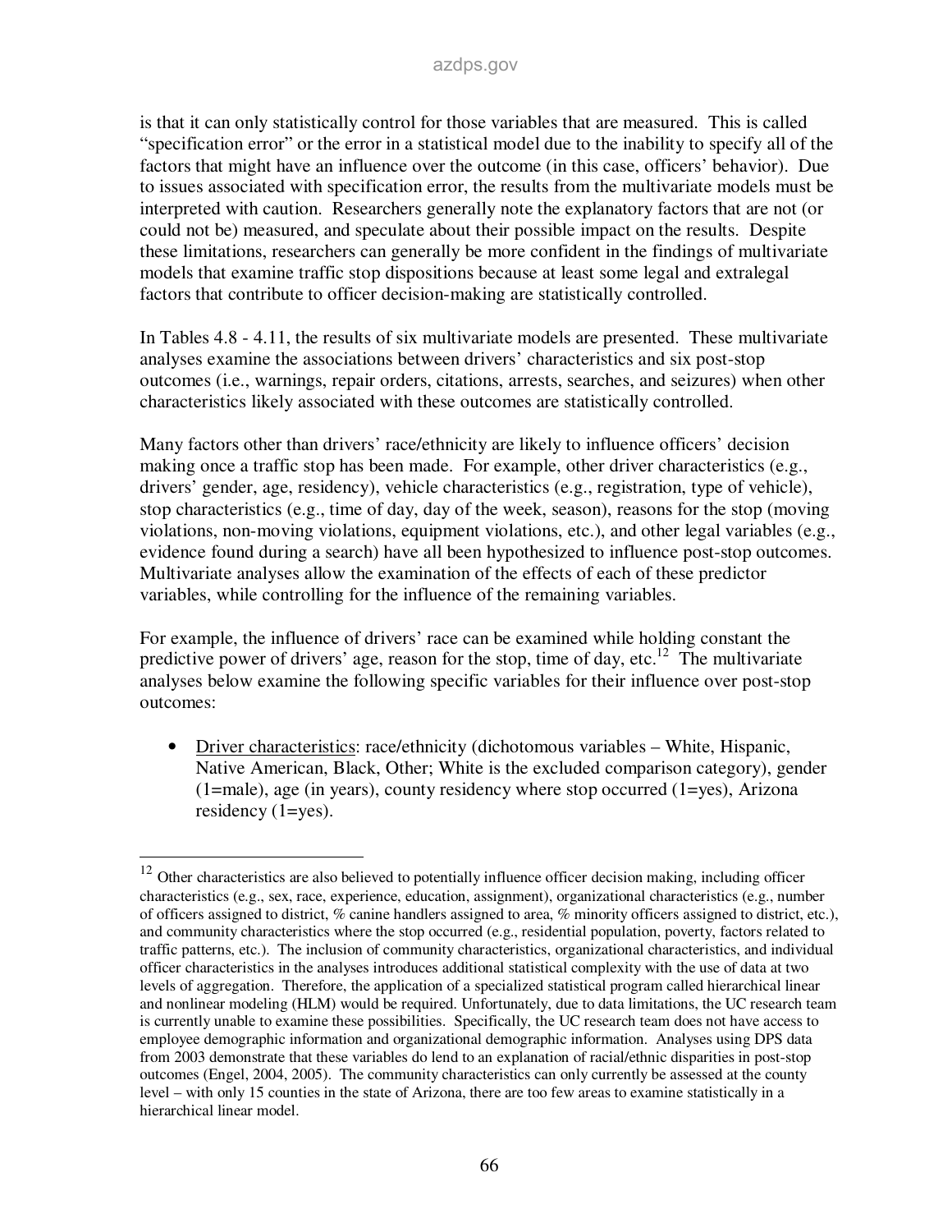is that it can only statistically control for those variables that are measured. This is called "specification error" or the error in a statistical model due to the inability to specify all of the factors that might have an influence over the outcome (in this case, officers' behavior). Due to issues associated with specification error, the results from the multivariate models must be interpreted with caution. Researchers generally note the explanatory factors that are not (or could not be) measured, and speculate about their possible impact on the results. Despite these limitations, researchers can generally be more confident in the findings of multivariate models that examine traffic stop dispositions because at least some legal and extralegal factors that contribute to officer decision-making are statistically controlled.

In Tables 4.8 - 4.11, the results of six multivariate models are presented. These multivariate analyses examine the associations between drivers' characteristics and six post-stop outcomes (i.e., warnings, repair orders, citations, arrests, searches, and seizures) when other characteristics likely associated with these outcomes are statistically controlled.

Many factors other than drivers' race/ethnicity are likely to influence officers' decision making once a traffic stop has been made. For example, other driver characteristics (e.g., drivers' gender, age, residency), vehicle characteristics (e.g., registration, type of vehicle), stop characteristics (e.g., time of day, day of the week, season), reasons for the stop (moving violations, non-moving violations, equipment violations, etc.), and other legal variables (e.g., evidence found during a search) have all been hypothesized to influence post-stop outcomes. Multivariate analyses allow the examination of the effects of each of these predictor variables, while controlling for the influence of the remaining variables.

For example, the influence of drivers' race can be examined while holding constant the predictive power of drivers' age, reason for the stop, time of day, etc.[12] The multivariate analyses below examine the following specific variables for their influence over post-stop outcomes:

- Driver characteristics: race/ethnicity (dichotomous variables – White, Hispanic, Native American, Black, Other; White is the excluded comparison category), gender (1=male), age (in years), county residency where stop occurred (1=yes), Arizona residency (1=yes).

---

[12] Other characteristics are also believed to potentially influence officer decision making, including officer characteristics (e.g., sex, race, experience, education, assignment), organizational characteristics (e.g., number of officers assigned to district, % canine handlers assigned to area, % minority officers assigned to district, etc.), and community characteristics where the stop occurred (e.g., residential population, poverty, factors related to traffic patterns, etc.). The inclusion of community characteristics, organizational characteristics, and individual officer characteristics in the analyses introduces additional statistical complexity with the use of data at two levels of aggregation. Therefore, the application of a specialized statistical program called hierarchical linear and nonlinear modeling (HLM) would be required. Unfortunately, due to data limitations, the UC research team is currently unable to examine these possibilities. Specifically, the UC research team does not have access to employee demographic information and organizational demographic information. Analyses using DPS data from 2003 demonstrate that these variables do lend to an explanation of racial/ethnic disparities in post-stop outcomes (Engel, 2004, 2005). The community characteristics can only currently be assessed at the county level – with only 15 counties in the state of Arizona, there are too few areas to examine statistically in a hierarchical linear model.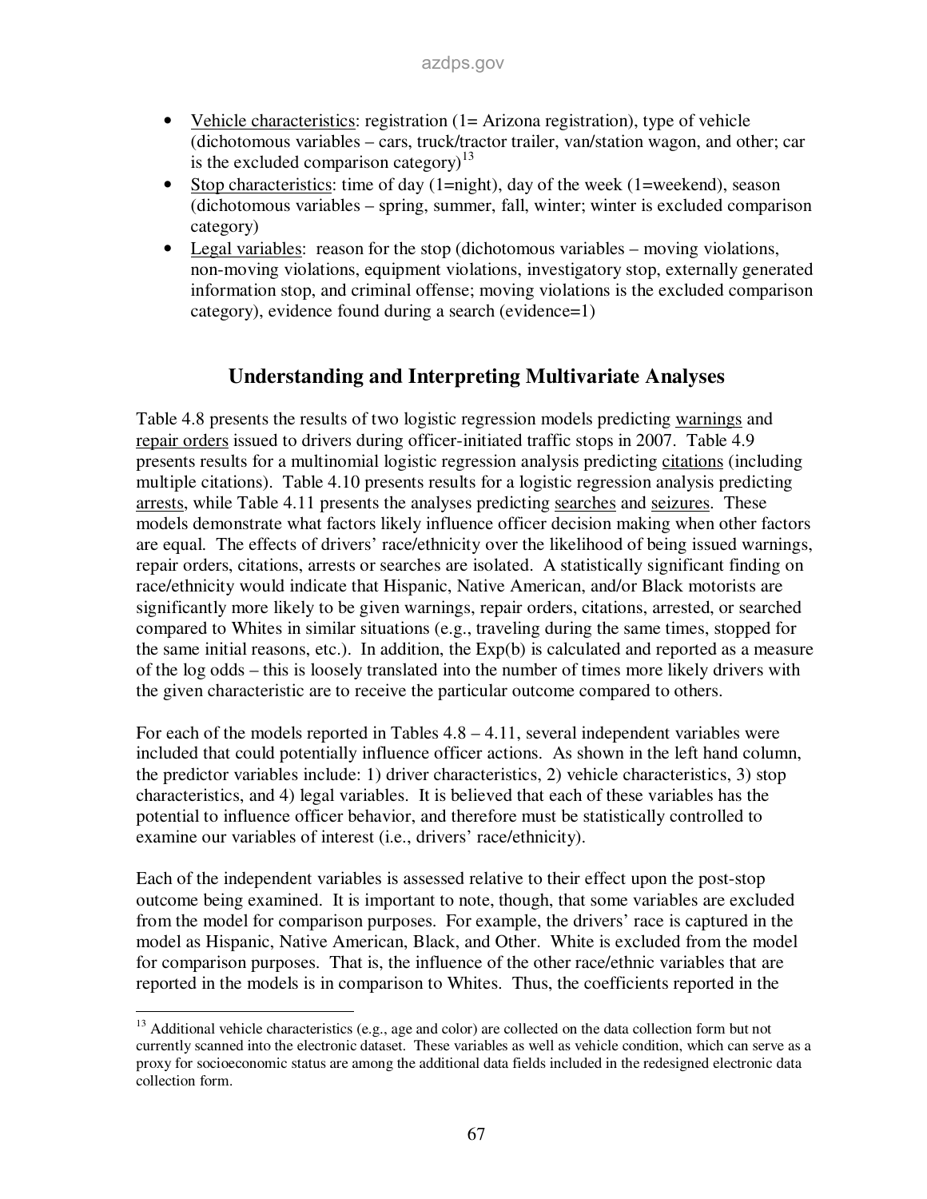- Vehicle characteristics: registration (1= Arizona registration), type of vehicle (dichotomous variables – cars, truck/tractor trailer, van/station wagon, and other; car is the excluded comparison category)[13]
- Stop characteristics: time of day (1=night), day of the week (1=weekend), season (dichotomous variables – spring, summer, fall, winter; winter is excluded comparison category)
- Legal variables: reason for the stop (dichotomous variables – moving violations, non-moving violations, equipment violations, investigatory stop, externally generated information stop, and criminal offense; moving violations is the excluded comparison category), evidence found during a search (evidence=1)

## Understanding and Interpreting Multivariate Analyses

Table 4.8 presents the results of two logistic regression models predicting warnings and repair orders issued to drivers during officer-initiated traffic stops in 2007. Table 4.9 presents results for a multinomial logistic regression analysis predicting citations (including multiple citations). Table 4.10 presents results for a logistic regression analysis predicting arrests, while Table 4.11 presents the analyses predicting searches and seizures. These models demonstrate what factors likely influence officer decision making when other factors are equal. The effects of drivers' race/ethnicity over the likelihood of being issued warnings, repair orders, citations, arrests or searches are isolated. A statistically significant finding on race/ethnicity would indicate that Hispanic, Native American, and/or Black motorists are significantly more likely to be given warnings, repair orders, citations, arrested, or searched compared to Whites in similar situations (e.g., traveling during the same times, stopped for the same initial reasons, etc.). In addition, the Exp(b) is calculated and reported as a measure of the log odds – this is loosely translated into the number of times more likely drivers with the given characteristic are to receive the particular outcome compared to others.

For each of the models reported in Tables 4.8 – 4.11, several independent variables were included that could potentially influence officer actions. As shown in the left hand column, the predictor variables include: 1) driver characteristics, 2) vehicle characteristics, 3) stop characteristics, and 4) legal variables. It is believed that each of these variables has the potential to influence officer behavior, and therefore must be statistically controlled to examine our variables of interest (i.e., drivers' race/ethnicity).

Each of the independent variables is assessed relative to their effect upon the post-stop outcome being examined. It is important to note, though, that some variables are excluded from the model for comparison purposes. For example, the drivers' race is captured in the model as Hispanic, Native American, Black, and Other. White is excluded from the model for comparison purposes. That is, the influence of the other race/ethnic variables that are reported in the models is in comparison to Whites. Thus, the coefficients reported in the

---

[13] Additional vehicle characteristics (e.g., age and color) are collected on the data collection form but not currently scanned into the electronic dataset. These variables as well as vehicle condition, which can serve as a proxy for socioeconomic status are among the additional data fields included in the redesigned electronic data collection form.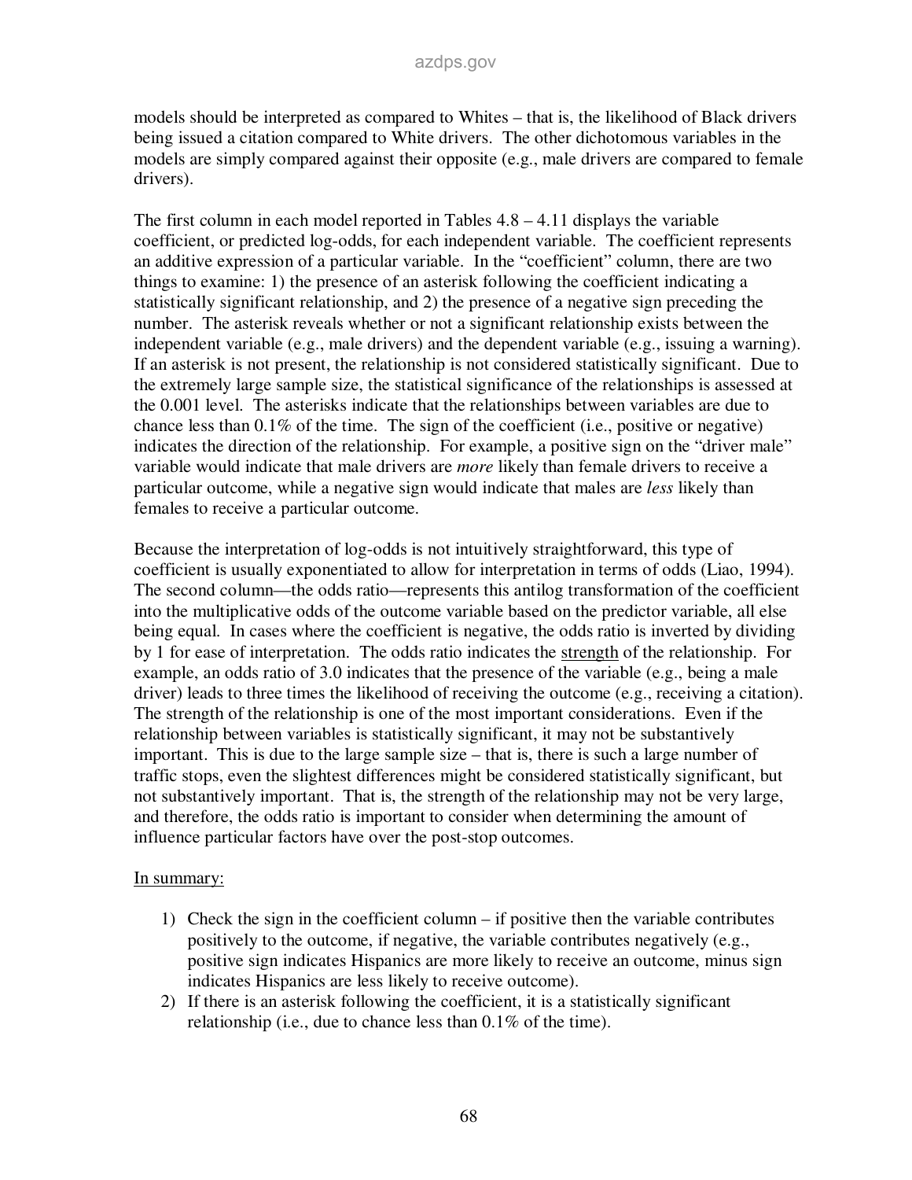models should be interpreted as compared to Whites – that is, the likelihood of Black drivers being issued a citation compared to White drivers. The other dichotomous variables in the models are simply compared against their opposite (e.g., male drivers are compared to female drivers).

The first column in each model reported in Tables 4.8 – 4.11 displays the variable coefficient, or predicted log-odds, for each independent variable. The coefficient represents an additive expression of a particular variable. In the "coefficient" column, there are two things to examine: 1) the presence of an asterisk following the coefficient indicating a statistically significant relationship, and 2) the presence of a negative sign preceding the number. The asterisk reveals whether or not a significant relationship exists between the independent variable (e.g., male drivers) and the dependent variable (e.g., issuing a warning). If an asterisk is not present, the relationship is not considered statistically significant. Due to the extremely large sample size, the statistical significance of the relationships is assessed at the 0.001 level. The asterisks indicate that the relationships between variables are due to chance less than 0.1% of the time. The sign of the coefficient (i.e., positive or negative) indicates the direction of the relationship. For example, a positive sign on the "driver male" variable would indicate that male drivers are *more* likely than female drivers to receive a particular outcome, while a negative sign would indicate that males are *less* likely than females to receive a particular outcome.

Because the interpretation of log-odds is not intuitively straightforward, this type of coefficient is usually exponentiated to allow for interpretation in terms of odds (Liao, 1994). The second column—the odds ratio—represents this antilog transformation of the coefficient into the multiplicative odds of the outcome variable based on the predictor variable, all else being equal. In cases where the coefficient is negative, the odds ratio is inverted by dividing by 1 for ease of interpretation. The odds ratio indicates the <u>strength</u> of the relationship. For example, an odds ratio of 3.0 indicates that the presence of the variable (e.g., being a male driver) leads to three times the likelihood of receiving the outcome (e.g., receiving a citation). The strength of the relationship is one of the most important considerations. Even if the relationship between variables is statistically significant, it may not be substantively important. This is due to the large sample size – that is, there is such a large number of traffic stops, even the slightest differences might be considered statistically significant, but not substantively important. That is, the strength of the relationship may not be very large, and therefore, the odds ratio is important to consider when determining the amount of influence particular factors have over the post-stop outcomes.

<u>In summary:</u>

1) Check the sign in the coefficient column – if positive then the variable contributes positively to the outcome, if negative, the variable contributes negatively (e.g., positive sign indicates Hispanics are more likely to receive an outcome, minus sign indicates Hispanics are less likely to receive outcome).
2) If there is an asterisk following the coefficient, it is a statistically significant relationship (i.e., due to chance less than 0.1% of the time).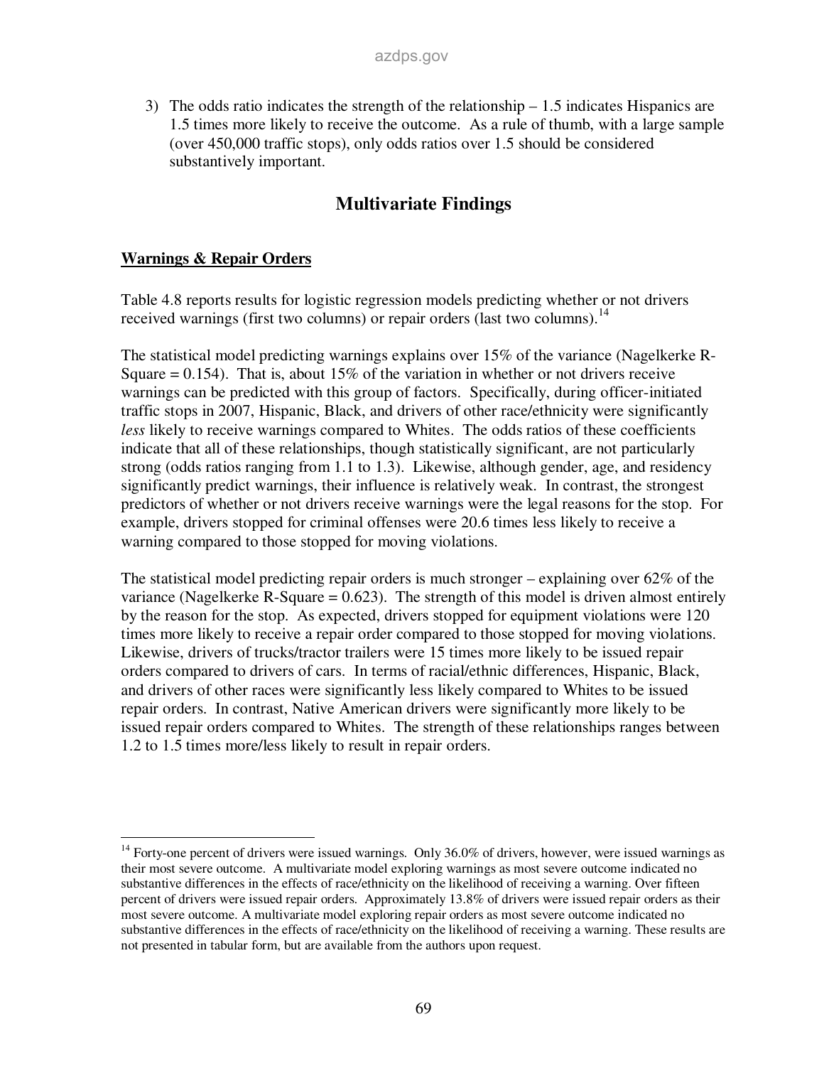3) The odds ratio indicates the strength of the relationship – 1.5 indicates Hispanics are 1.5 times more likely to receive the outcome. As a rule of thumb, with a large sample (over 450,000 traffic stops), only odds ratios over 1.5 should be considered substantively important.

## Multivariate Findings

### Warnings & Repair Orders

Table 4.8 reports results for logistic regression models predicting whether or not drivers received warnings (first two columns) or repair orders (last two columns).[14]

The statistical model predicting warnings explains over 15% of the variance (Nagelkerke R-Square = 0.154). That is, about 15% of the variation in whether or not drivers receive warnings can be predicted with this group of factors. Specifically, during officer-initiated traffic stops in 2007, Hispanic, Black, and drivers of other race/ethnicity were significantly *less* likely to receive warnings compared to Whites. The odds ratios of these coefficients indicate that all of these relationships, though statistically significant, are not particularly strong (odds ratios ranging from 1.1 to 1.3). Likewise, although gender, age, and residency significantly predict warnings, their influence is relatively weak. In contrast, the strongest predictors of whether or not drivers receive warnings were the legal reasons for the stop. For example, drivers stopped for criminal offenses were 20.6 times less likely to receive a warning compared to those stopped for moving violations.

The statistical model predicting repair orders is much stronger – explaining over 62% of the variance (Nagelkerke R-Square = 0.623). The strength of this model is driven almost entirely by the reason for the stop. As expected, drivers stopped for equipment violations were 120 times more likely to receive a repair order compared to those stopped for moving violations. Likewise, drivers of trucks/tractor trailers were 15 times more likely to be issued repair orders compared to drivers of cars. In terms of racial/ethnic differences, Hispanic, Black, and drivers of other races were significantly less likely compared to Whites to be issued repair orders. In contrast, Native American drivers were significantly more likely to be issued repair orders compared to Whites. The strength of these relationships ranges between 1.2 to 1.5 times more/less likely to result in repair orders.

---

[14] Forty-one percent of drivers were issued warnings. Only 36.0% of drivers, however, were issued warnings as their most severe outcome. A multivariate model exploring warnings as most severe outcome indicated no substantive differences in the effects of race/ethnicity on the likelihood of receiving a warning. Over fifteen percent of drivers were issued repair orders. Approximately 13.8% of drivers were issued repair orders as their most severe outcome. A multivariate model exploring repair orders as most severe outcome indicated no substantive differences in the effects of race/ethnicity on the likelihood of receiving a warning. These results are not presented in tabular form, but are available from the authors upon request.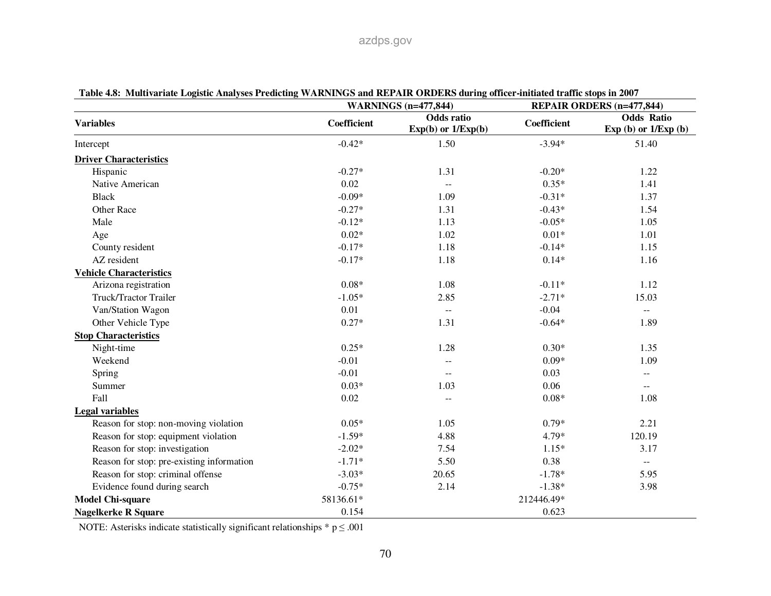**Table 4.8: Multivariate Logistic Analyses Predicting WARNINGS and REPAIR ORDERS during officer-initiated traffic stops in 2007**

| | WARNINGS (n=477,844) | | REPAIR ORDERS (n=477,844) | |
|---|---|---|---|---|
| **Variables** | **Coefficient** | **Odds ratio Exp(b) or 1/Exp(b)** | **Coefficient** | **Odds Ratio Exp (b) or 1/Exp (b)** |
| Intercept | -0.42* | 1.50 | -3.94* | 51.40 |
| **Driver Characteristics** | | | | |
| Hispanic | -0.27* | 1.31 | -0.20* | 1.22 |
| Native American | 0.02 | -- | 0.35* | 1.41 |
| Black | -0.09* | 1.09 | -0.31* | 1.37 |
| Other Race | -0.27* | 1.31 | -0.43* | 1.54 |
| Male | -0.12* | 1.13 | -0.05* | 1.05 |
| Age | 0.02* | 1.02 | 0.01* | 1.01 |
| County resident | -0.17* | 1.18 | -0.14* | 1.15 |
| AZ resident | -0.17* | 1.18 | 0.14* | 1.16 |
| **Vehicle Characteristics** | | | | |
| Arizona registration | 0.08* | 1.08 | -0.11* | 1.12 |
| Truck/Tractor Trailer | -1.05* | 2.85 | -2.71* | 15.03 |
| Van/Station Wagon | 0.01 | -- | -0.04 | -- |
| Other Vehicle Type | 0.27* | 1.31 | -0.64* | 1.89 |
| **Stop Characteristics** | | | | |
| Night-time | 0.25* | 1.28 | 0.30* | 1.35 |
| Weekend | -0.01 | -- | 0.09* | 1.09 |
| Spring | -0.01 | -- | 0.03 | -- |
| Summer | 0.03* | 1.03 | 0.06 | -- |
| Fall | 0.02 | -- | 0.08* | 1.08 |
| **Legal variables** | | | | |
| Reason for stop: non-moving violation | 0.05* | 1.05 | 0.79* | 2.21 |
| Reason for stop: equipment violation | -1.59* | 4.88 | 4.79* | 120.19 |
| Reason for stop: investigation | -2.02* | 7.54 | 1.15* | 3.17 |
| Reason for stop: pre-existing information | -1.71* | 5.50 | 0.38 | -- |
| Reason for stop: criminal offense | -3.03* | 20.65 | -1.78* | 5.95 |
| Evidence found during search | -0.75* | 2.14 | -1.38* | 3.98 |
| **Model Chi-square** | 58136.61* | | 212446.49* | |
| **Nagelkerke R Square** | 0.154 | | 0.623 | |

NOTE: Asterisks indicate statistically significant relationships * $p \leq .001$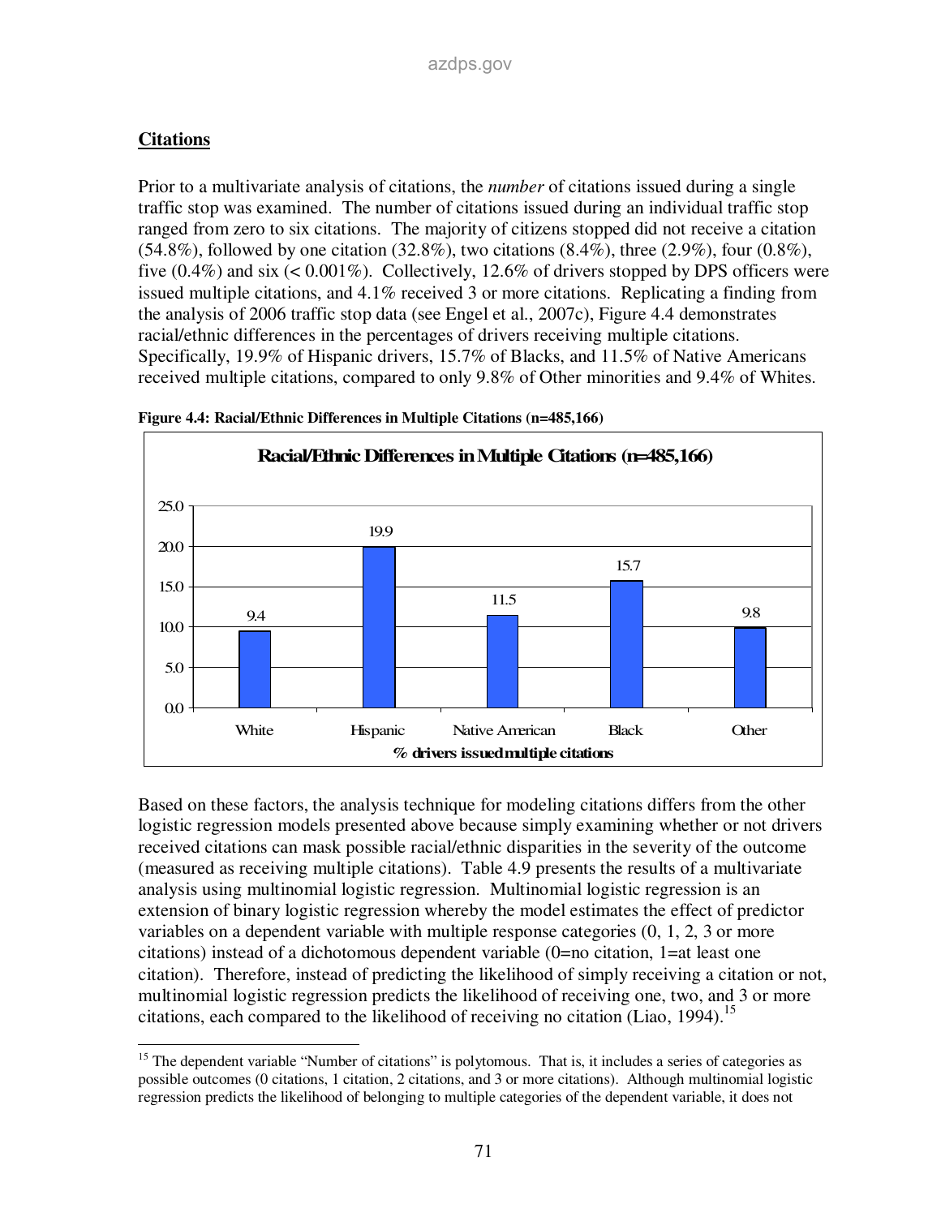## Citations

Prior to a multivariate analysis of citations, the *number* of citations issued during a single traffic stop was examined. The number of citations issued during an individual traffic stop ranged from zero to six citations. The majority of citizens stopped did not receive a citation (54.8%), followed by one citation (32.8%), two citations (8.4%), three (2.9%), four (0.8%), five (0.4%) and six (< 0.001%). Collectively, 12.6% of drivers stopped by DPS officers were issued multiple citations, and 4.1% received 3 or more citations. Replicating a finding from the analysis of 2006 traffic stop data (see Engel et al., 2007c), Figure 4.4 demonstrates racial/ethnic differences in the percentages of drivers receiving multiple citations. Specifically, 19.9% of Hispanic drivers, 15.7% of Blacks, and 11.5% of Native Americans received multiple citations, compared to only 9.8% of Other minorities and 9.4% of Whites.

**Figure 4.4: Racial/Ethnic Differences in Multiple Citations (n=485,166)**

**Racial/Ethnic Differences in Multiple Citations (n=485,166)**

| % drivers issued multiple citations | White | Hispanic | Native American | Black | Other |
|---|---|---|---|---|---|
| % | 9.4 | 19.9 | 11.5 | 15.7 | 9.8 |

Based on these factors, the analysis technique for modeling citations differs from the other logistic regression models presented above because simply examining whether or not drivers received citations can mask possible racial/ethnic disparities in the severity of the outcome (measured as receiving multiple citations). Table 4.9 presents the results of a multivariate analysis using multinomial logistic regression. Multinomial logistic regression is an extension of binary logistic regression whereby the model estimates the effect of predictor variables on a dependent variable with multiple response categories (0, 1, 2, 3 or more citations) instead of a dichotomous dependent variable (0=no citation, 1=at least one citation). Therefore, instead of predicting the likelihood of simply receiving a citation or not, multinomial logistic regression predicts the likelihood of receiving one, two, and 3 or more citations, each compared to the likelihood of receiving no citation (Liao, 1994).[15]

---

[15] The dependent variable "Number of citations" is polytomous. That is, it includes a series of categories as possible outcomes (0 citations, 1 citation, 2 citations, and 3 or more citations). Although multinomial logistic regression predicts the likelihood of belonging to multiple categories of the dependent variable, it does not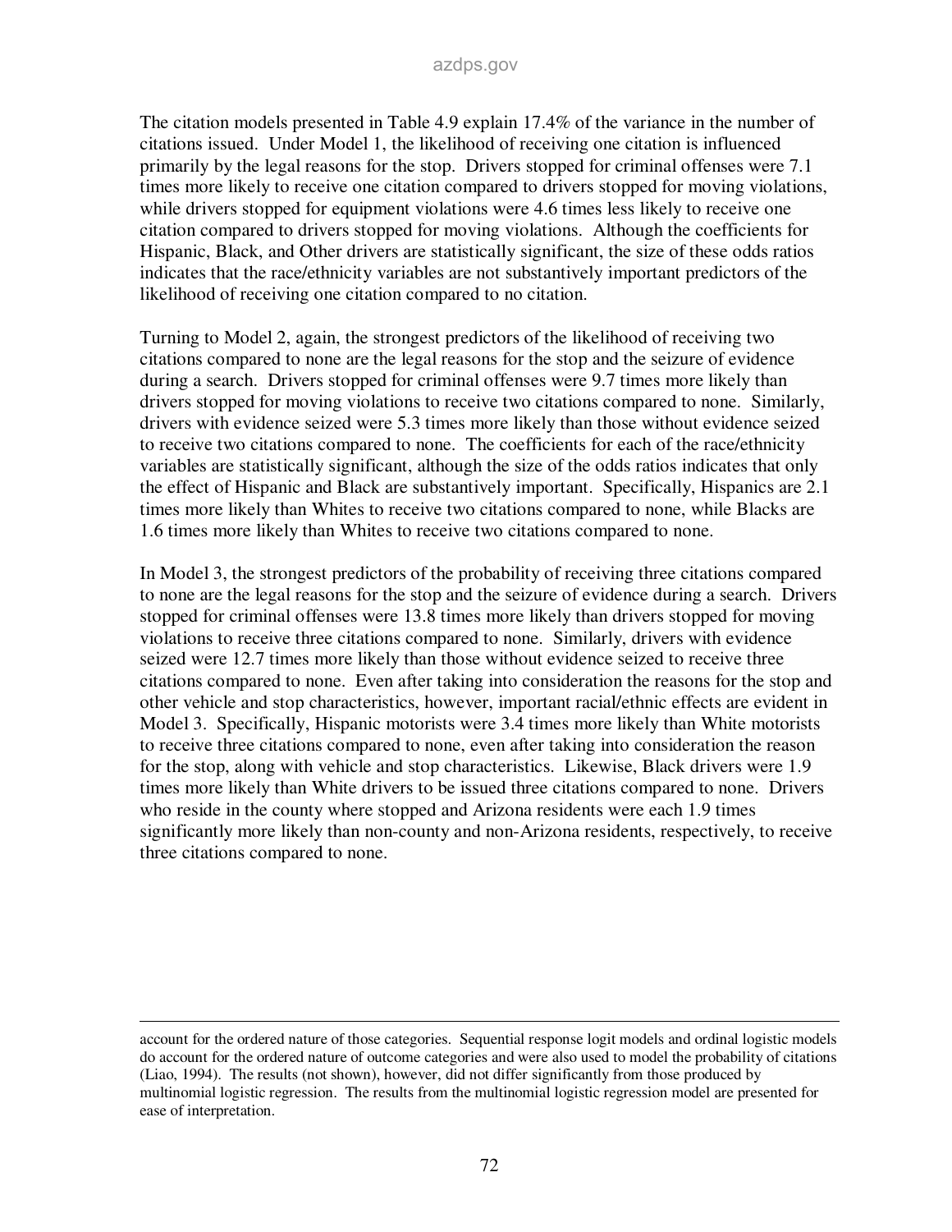The citation models presented in Table 4.9 explain 17.4% of the variance in the number of citations issued. Under Model 1, the likelihood of receiving one citation is influenced primarily by the legal reasons for the stop. Drivers stopped for criminal offenses were 7.1 times more likely to receive one citation compared to drivers stopped for moving violations, while drivers stopped for equipment violations were 4.6 times less likely to receive one citation compared to drivers stopped for moving violations. Although the coefficients for Hispanic, Black, and Other drivers are statistically significant, the size of these odds ratios indicates that the race/ethnicity variables are not substantively important predictors of the likelihood of receiving one citation compared to no citation.

Turning to Model 2, again, the strongest predictors of the likelihood of receiving two citations compared to none are the legal reasons for the stop and the seizure of evidence during a search. Drivers stopped for criminal offenses were 9.7 times more likely than drivers stopped for moving violations to receive two citations compared to none. Similarly, drivers with evidence seized were 5.3 times more likely than those without evidence seized to receive two citations compared to none. The coefficients for each of the race/ethnicity variables are statistically significant, although the size of the odds ratios indicates that only the effect of Hispanic and Black are substantively important. Specifically, Hispanics are 2.1 times more likely than Whites to receive two citations compared to none, while Blacks are 1.6 times more likely than Whites to receive two citations compared to none.

In Model 3, the strongest predictors of the probability of receiving three citations compared to none are the legal reasons for the stop and the seizure of evidence during a search. Drivers stopped for criminal offenses were 13.8 times more likely than drivers stopped for moving violations to receive three citations compared to none. Similarly, drivers with evidence seized were 12.7 times more likely than those without evidence seized to receive three citations compared to none. Even after taking into consideration the reasons for the stop and other vehicle and stop characteristics, however, important racial/ethnic effects are evident in Model 3. Specifically, Hispanic motorists were 3.4 times more likely than White motorists to receive three citations compared to none, even after taking into consideration the reason for the stop, along with vehicle and stop characteristics. Likewise, Black drivers were 1.9 times more likely than White drivers to be issued three citations compared to none. Drivers who reside in the county where stopped and Arizona residents were each 1.9 times significantly more likely than non-county and non-Arizona residents, respectively, to receive three citations compared to none.

---

account for the ordered nature of those categories. Sequential response logit models and ordinal logistic models do account for the ordered nature of outcome categories and were also used to model the probability of citations (Liao, 1994). The results (not shown), however, did not differ significantly from those produced by multinomial logistic regression. The results from the multinomial logistic regression model are presented for ease of interpretation.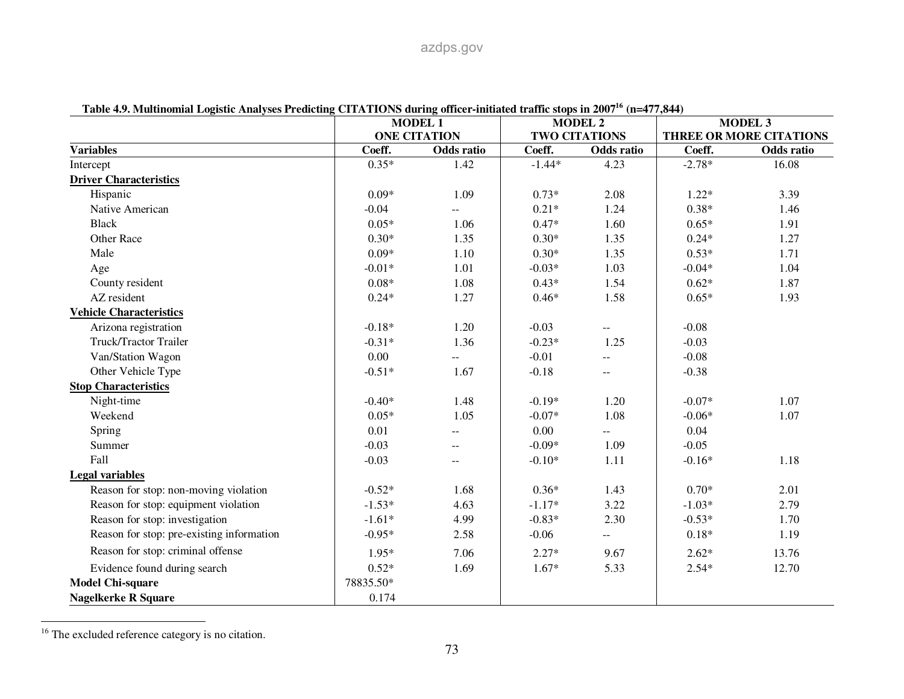**Table 4.9. Multinomial Logistic Analyses Predicting CITATIONS during officer-initiated traffic stops in 2007[16] (n=477,844)**

| | MODEL 1 ONE CITATION | | MODEL 2 TWO CITATIONS | | MODEL 3 THREE OR MORE CITATIONS | |
|---|---|---|---|---|---|---|
| **Variables** | **Coeff.** | **Odds ratio** | **Coeff.** | **Odds ratio** | **Coeff.** | **Odds ratio** |
| Intercept | 0.35* | 1.42 | -1.44* | 4.23 | -2.78* | 16.08 |
| **Driver Characteristics** | | | | | | |
| Hispanic | 0.09* | 1.09 | 0.73* | 2.08 | 1.22* | 3.39 |
| Native American | -0.04 | -- | 0.21* | 1.24 | 0.38* | 1.46 |
| Black | 0.05* | 1.06 | 0.47* | 1.60 | 0.65* | 1.91 |
| Other Race | 0.30* | 1.35 | 0.30* | 1.35 | 0.24* | 1.27 |
| Male | 0.09* | 1.10 | 0.30* | 1.35 | 0.53* | 1.71 |
| Age | -0.01* | 1.01 | -0.03* | 1.03 | -0.04* | 1.04 |
| County resident | 0.08* | 1.08 | 0.43* | 1.54 | 0.62* | 1.87 |
| AZ resident | 0.24* | 1.27 | 0.46* | 1.58 | 0.65* | 1.93 |
| **Vehicle Characteristics** | | | | | | |
| Arizona registration | -0.18* | 1.20 | -0.03 | -- | -0.08 | |
| Truck/Tractor Trailer | -0.31* | 1.36 | -0.23* | 1.25 | -0.03 | |
| Van/Station Wagon | 0.00 | -- | -0.01 | -- | -0.08 | |
| Other Vehicle Type | -0.51* | 1.67 | -0.18 | -- | -0.38 | |
| **Stop Characteristics** | | | | | | |
| Night-time | -0.40* | 1.48 | -0.19* | 1.20 | -0.07* | 1.07 |
| Weekend | 0.05* | 1.05 | -0.07* | 1.08 | -0.06* | 1.07 |
| Spring | 0.01 | -- | 0.00 | -- | 0.04 | |
| Summer | -0.03 | -- | -0.09* | 1.09 | -0.05 | |
| Fall | -0.03 | -- | -0.10* | 1.11 | -0.16* | 1.18 |
| **Legal variables** | | | | | | |
| Reason for stop: non-moving violation | -0.52* | 1.68 | 0.36* | 1.43 | 0.70* | 2.01 |
| Reason for stop: equipment violation | -1.53* | 4.63 | -1.17* | 3.22 | -1.03* | 2.79 |
| Reason for stop: investigation | -1.61* | 4.99 | -0.83* | 2.30 | -0.53* | 1.70 |
| Reason for stop: pre-existing information | -0.95* | 2.58 | -0.06 | -- | 0.18* | 1.19 |
| Reason for stop: criminal offense | 1.95* | 7.06 | 2.27* | 9.67 | 2.62* | 13.76 |
| Evidence found during search | 0.52* | 1.69 | 1.67* | 5.33 | 2.54* | 12.70 |
| **Model Chi-square** | 78835.50* | | | | | |
| **Nagelkerke R Square** | 0.174 | | | | | |

[16] The excluded reference category is no citation.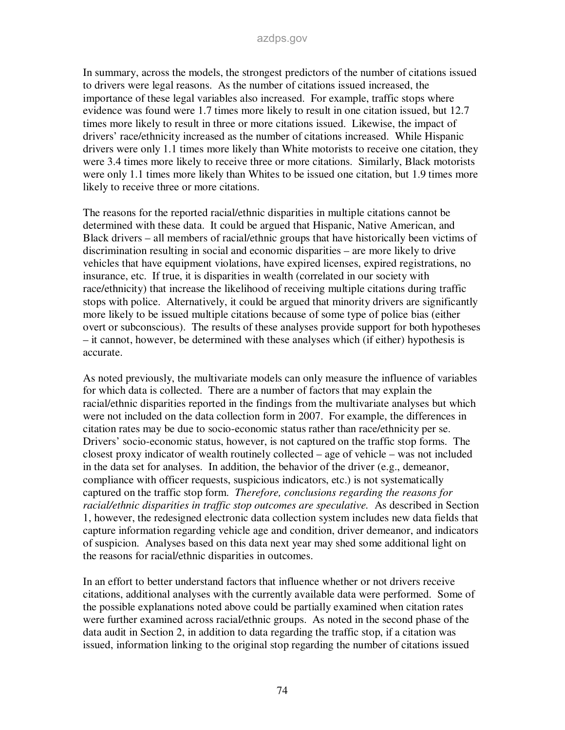In summary, across the models, the strongest predictors of the number of citations issued to drivers were legal reasons. As the number of citations issued increased, the importance of these legal variables also increased. For example, traffic stops where evidence was found were 1.7 times more likely to result in one citation issued, but 12.7 times more likely to result in three or more citations issued. Likewise, the impact of drivers' race/ethnicity increased as the number of citations increased. While Hispanic drivers were only 1.1 times more likely than White motorists to receive one citation, they were 3.4 times more likely to receive three or more citations. Similarly, Black motorists were only 1.1 times more likely than Whites to be issued one citation, but 1.9 times more likely to receive three or more citations.

The reasons for the reported racial/ethnic disparities in multiple citations cannot be determined with these data. It could be argued that Hispanic, Native American, and Black drivers – all members of racial/ethnic groups that have historically been victims of discrimination resulting in social and economic disparities – are more likely to drive vehicles that have equipment violations, have expired licenses, expired registrations, no insurance, etc. If true, it is disparities in wealth (correlated in our society with race/ethnicity) that increase the likelihood of receiving multiple citations during traffic stops with police. Alternatively, it could be argued that minority drivers are significantly more likely to be issued multiple citations because of some type of police bias (either overt or subconscious). The results of these analyses provide support for both hypotheses – it cannot, however, be determined with these analyses which (if either) hypothesis is accurate.

As noted previously, the multivariate models can only measure the influence of variables for which data is collected. There are a number of factors that may explain the racial/ethnic disparities reported in the findings from the multivariate analyses but which were not included on the data collection form in 2007. For example, the differences in citation rates may be due to socio-economic status rather than race/ethnicity per se. Drivers' socio-economic status, however, is not captured on the traffic stop forms. The closest proxy indicator of wealth routinely collected – age of vehicle – was not included in the data set for analyses. In addition, the behavior of the driver (e.g., demeanor, compliance with officer requests, suspicious indicators, etc.) is not systematically captured on the traffic stop form. *Therefore, conclusions regarding the reasons for racial/ethnic disparities in traffic stop outcomes are speculative.* As described in Section 1, however, the redesigned electronic data collection system includes new data fields that capture information regarding vehicle age and condition, driver demeanor, and indicators of suspicion. Analyses based on this data next year may shed some additional light on the reasons for racial/ethnic disparities in outcomes.

In an effort to better understand factors that influence whether or not drivers receive citations, additional analyses with the currently available data were performed. Some of the possible explanations noted above could be partially examined when citation rates were further examined across racial/ethnic groups. As noted in the second phase of the data audit in Section 2, in addition to data regarding the traffic stop, if a citation was issued, information linking to the original stop regarding the number of citations issued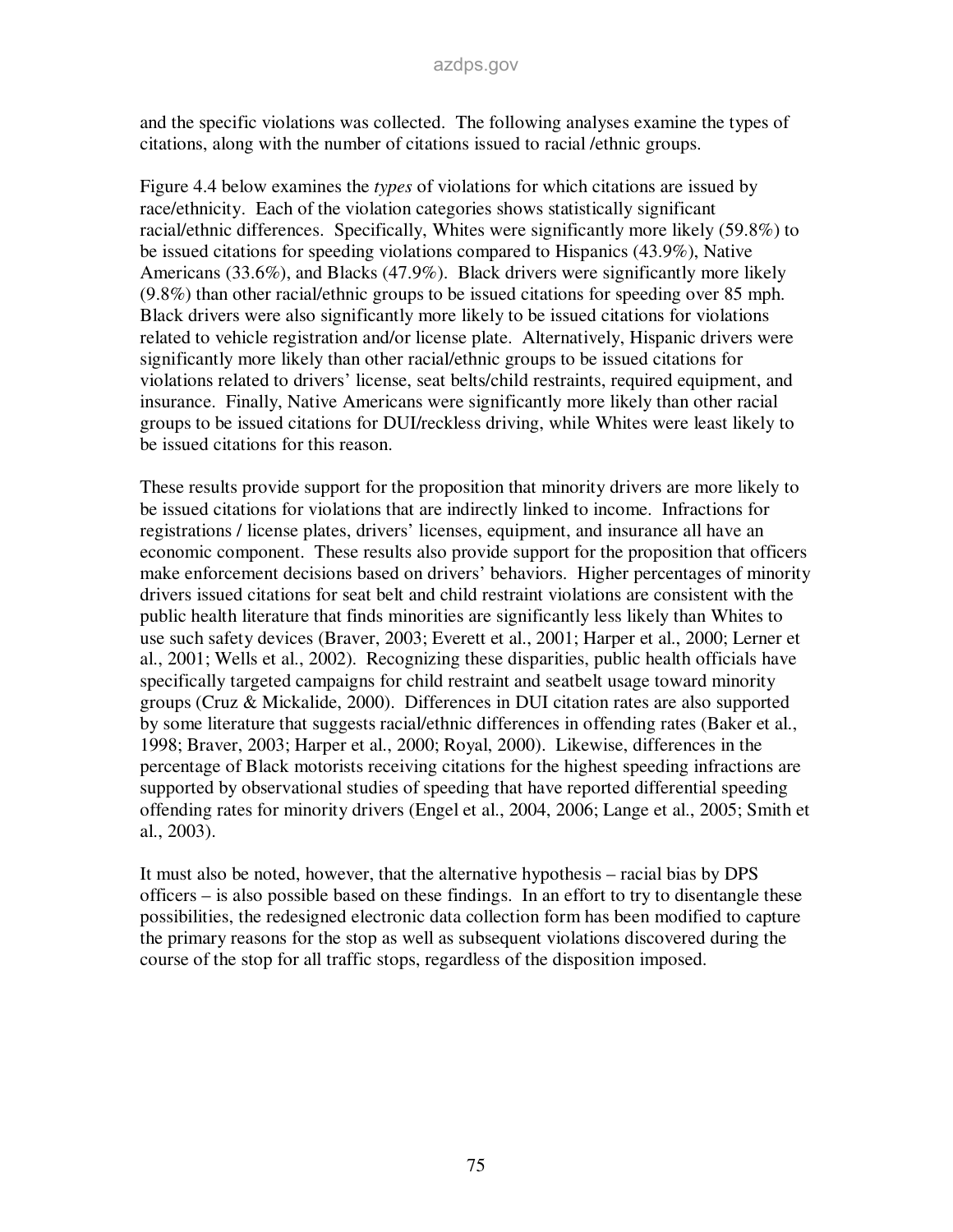and the specific violations was collected. The following analyses examine the types of citations, along with the number of citations issued to racial /ethnic groups.

Figure 4.4 below examines the *types* of violations for which citations are issued by race/ethnicity. Each of the violation categories shows statistically significant racial/ethnic differences. Specifically, Whites were significantly more likely (59.8%) to be issued citations for speeding violations compared to Hispanics (43.9%), Native Americans (33.6%), and Blacks (47.9%). Black drivers were significantly more likely (9.8%) than other racial/ethnic groups to be issued citations for speeding over 85 mph. Black drivers were also significantly more likely to be issued citations for violations related to vehicle registration and/or license plate. Alternatively, Hispanic drivers were significantly more likely than other racial/ethnic groups to be issued citations for violations related to drivers' license, seat belts/child restraints, required equipment, and insurance. Finally, Native Americans were significantly more likely than other racial groups to be issued citations for DUI/reckless driving, while Whites were least likely to be issued citations for this reason.

These results provide support for the proposition that minority drivers are more likely to be issued citations for violations that are indirectly linked to income. Infractions for registrations / license plates, drivers' licenses, equipment, and insurance all have an economic component. These results also provide support for the proposition that officers make enforcement decisions based on drivers' behaviors. Higher percentages of minority drivers issued citations for seat belt and child restraint violations are consistent with the public health literature that finds minorities are significantly less likely than Whites to use such safety devices (Braver, 2003; Everett et al., 2001; Harper et al., 2000; Lerner et al., 2001; Wells et al., 2002). Recognizing these disparities, public health officials have specifically targeted campaigns for child restraint and seatbelt usage toward minority groups (Cruz & Mickalide, 2000). Differences in DUI citation rates are also supported by some literature that suggests racial/ethnic differences in offending rates (Baker et al., 1998; Braver, 2003; Harper et al., 2000; Royal, 2000). Likewise, differences in the percentage of Black motorists receiving citations for the highest speeding infractions are supported by observational studies of speeding that have reported differential speeding offending rates for minority drivers (Engel et al., 2004, 2006; Lange et al., 2005; Smith et al., 2003).

It must also be noted, however, that the alternative hypothesis – racial bias by DPS officers – is also possible based on these findings. In an effort to try to disentangle these possibilities, the redesigned electronic data collection form has been modified to capture the primary reasons for the stop as well as subsequent violations discovered during the course of the stop for all traffic stops, regardless of the disposition imposed.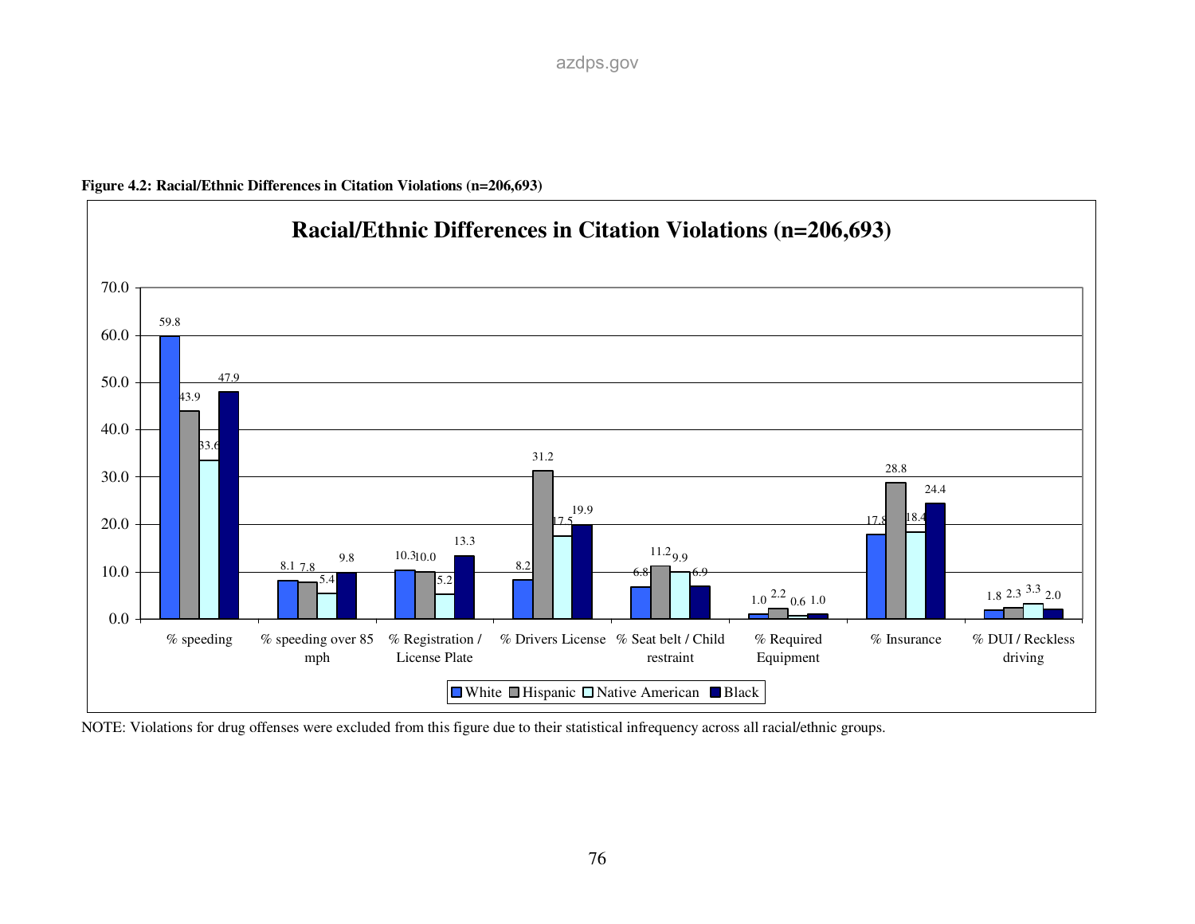**Figure 4.2: Racial/Ethnic Differences in Citation Violations (n=206,693)**

| | White | Hispanic | Native American | Black |
|---|---|---|---|---|
| % speeding | 59.8 | 43.9 | 33.6 | 47.9 |
| % speeding over 85 mph | 8.1 | 7.8 | 5.4 | 9.8 |
| % Registration / License Plate | 10.3 | 10.0 | 5.2 | 13.3 |
| % Drivers License | 8.2 | 31.2 | 17.5 | 19.9 |
| % Seat belt / Child restraint | 6.8 | 11.2 | 9.9 | 6.9 |
| % Required Equipment | 1.0 | 2.2 | 0.6 | 1.0 |
| % Insurance | 17.8 | 28.8 | 18.4 | 24.4 |
| % DUI / Reckless driving | 1.8 | 2.3 | 3.3 | 2.0 |

NOTE: Violations for drug offenses were excluded from this figure due to their statistical infrequency across all racial/ethnic groups.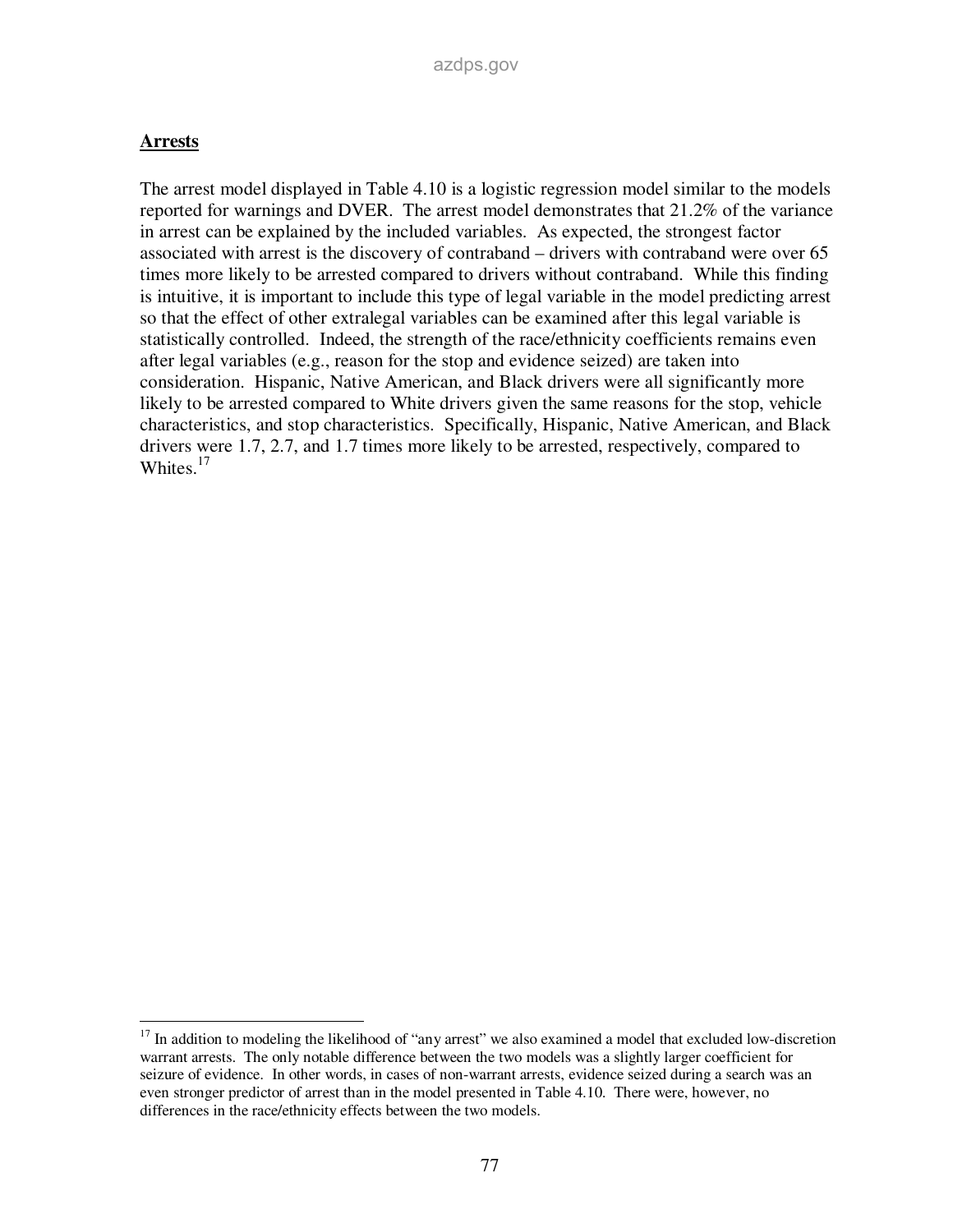**Arrests**

The arrest model displayed in Table 4.10 is a logistic regression model similar to the models reported for warnings and DVER. The arrest model demonstrates that 21.2% of the variance in arrest can be explained by the included variables. As expected, the strongest factor associated with arrest is the discovery of contraband – drivers with contraband were over 65 times more likely to be arrested compared to drivers without contraband. While this finding is intuitive, it is important to include this type of legal variable in the model predicting arrest so that the effect of other extralegal variables can be examined after this legal variable is statistically controlled. Indeed, the strength of the race/ethnicity coefficients remains even after legal variables (e.g., reason for the stop and evidence seized) are taken into consideration. Hispanic, Native American, and Black drivers were all significantly more likely to be arrested compared to White drivers given the same reasons for the stop, vehicle characteristics, and stop characteristics. Specifically, Hispanic, Native American, and Black drivers were 1.7, 2.7, and 1.7 times more likely to be arrested, respectively, compared to Whites.[17]

[17] In addition to modeling the likelihood of "any arrest" we also examined a model that excluded low-discretion warrant arrests. The only notable difference between the two models was a slightly larger coefficient for seizure of evidence. In other words, in cases of non-warrant arrests, evidence seized during a search was an even stronger predictor of arrest than in the model presented in Table 4.10. There were, however, no differences in the race/ethnicity effects between the two models.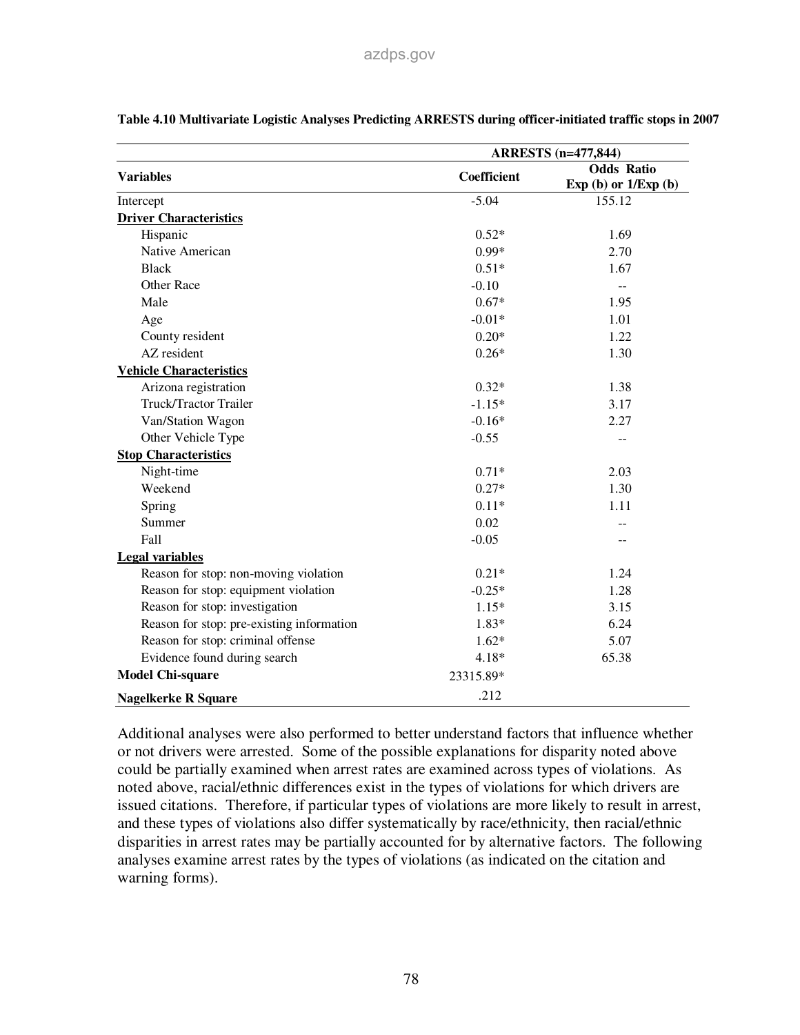**Table 4.10 Multivariate Logistic Analyses Predicting ARRESTS during officer-initiated traffic stops in 2007**

| Variables | ARRESTS (n=477,844) | |
|---|---|---|
| | Coefficient | Odds Ratio Exp (b) or 1/Exp (b) |
| Intercept | -5.04 | 155.12 |
| **Driver Characteristics** | | |
| Hispanic | 0.52* | 1.69 |
| Native American | 0.99* | 2.70 |
| Black | 0.51* | 1.67 |
| Other Race | -0.10 | -- |
| Male | 0.67* | 1.95 |
| Age | -0.01* | 1.01 |
| County resident | 0.20* | 1.22 |
| AZ resident | 0.26* | 1.30 |
| **Vehicle Characteristics** | | |
| Arizona registration | 0.32* | 1.38 |
| Truck/Tractor Trailer | -1.15* | 3.17 |
| Van/Station Wagon | -0.16* | 2.27 |
| Other Vehicle Type | -0.55 | -- |
| **Stop Characteristics** | | |
| Night-time | 0.71* | 2.03 |
| Weekend | 0.27* | 1.30 |
| Spring | 0.11* | 1.11 |
| Summer | 0.02 | -- |
| Fall | -0.05 | -- |
| **Legal variables** | | |
| Reason for stop: non-moving violation | 0.21* | 1.24 |
| Reason for stop: equipment violation | -0.25* | 1.28 |
| Reason for stop: investigation | 1.15* | 3.15 |
| Reason for stop: pre-existing information | 1.83* | 6.24 |
| Reason for stop: criminal offense | 1.62* | 5.07 |
| Evidence found during search | 4.18* | 65.38 |
| **Model Chi-square** | 23315.89* | |
| **Nagelkerke R Square** | .212 | |

Additional analyses were also performed to better understand factors that influence whether or not drivers were arrested. Some of the possible explanations for disparity noted above could be partially examined when arrest rates are examined across types of violations. As noted above, racial/ethnic differences exist in the types of violations for which drivers are issued citations. Therefore, if particular types of violations are more likely to result in arrest, and these types of violations also differ systematically by race/ethnicity, then racial/ethnic disparities in arrest rates may be partially accounted for by alternative factors. The following analyses examine arrest rates by the types of violations (as indicated on the citation and warning forms).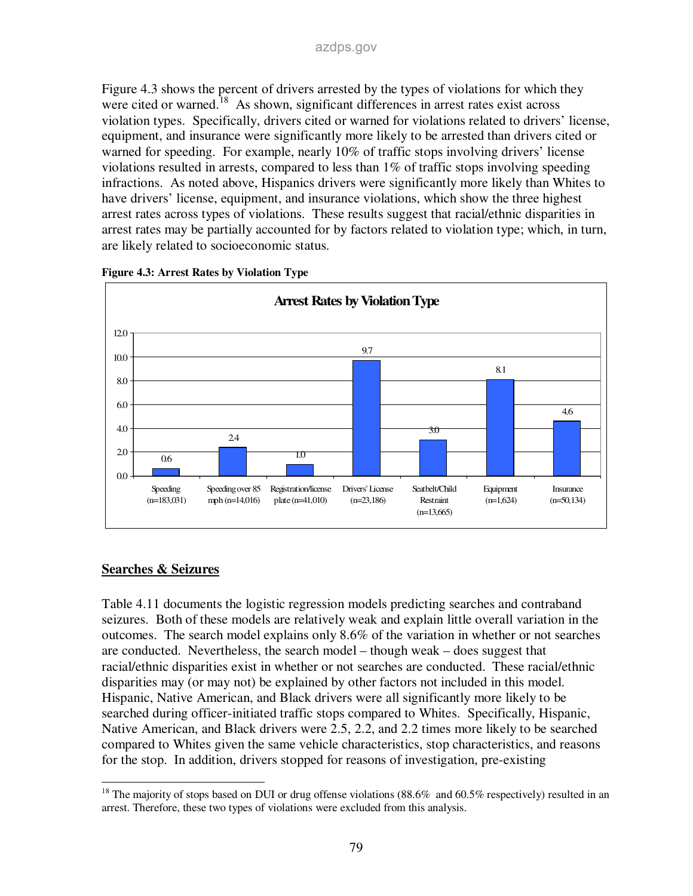Figure 4.3 shows the percent of drivers arrested by the types of violations for which they were cited or warned.[18] As shown, significant differences in arrest rates exist across violation types. Specifically, drivers cited or warned for violations related to drivers' license, equipment, and insurance were significantly more likely to be arrested than drivers cited or warned for speeding. For example, nearly 10% of traffic stops involving drivers' license violations resulted in arrests, compared to less than 1% of traffic stops involving speeding infractions. As noted above, Hispanics drivers were significantly more likely than Whites to have drivers' license, equipment, and insurance violations, which show the three highest arrest rates across types of violations. These results suggest that racial/ethnic disparities in arrest rates may be partially accounted for by factors related to violation type; which, in turn, are likely related to socioeconomic status.

**Figure 4.3: Arrest Rates by Violation Type**

**Arrest Rates by Violation Type**

| Violation Type | Arrest Rate |
|---|---|
| Speeding (n=183,031) | 0.6 |
| Speeding over 85 mph (n=14,016) | 2.4 |
| Registration/license plate (n=41,010) | 1.0 |
| Drivers' License (n=23,186) | 9.7 |
| Seatbelt/Child Restraint (n=13,665) | 3.0 |
| Equipment (n=1,624) | 8.1 |
| Insurance (n=50,134) | 4.6 |

## Searches & Seizures

Table 4.11 documents the logistic regression models predicting searches and contraband seizures. Both of these models are relatively weak and explain little overall variation in the outcomes. The search model explains only 8.6% of the variation in whether or not searches are conducted. Nevertheless, the search model – though weak – does suggest that racial/ethnic disparities exist in whether or not searches are conducted. These racial/ethnic disparities may (or may not) be explained by other factors not included in this model. Hispanic, Native American, and Black drivers were all significantly more likely to be searched during officer-initiated traffic stops compared to Whites. Specifically, Hispanic, Native American, and Black drivers were 2.5, 2.2, and 2.2 times more likely to be searched compared to Whites given the same vehicle characteristics, stop characteristics, and reasons for the stop. In addition, drivers stopped for reasons of investigation, pre-existing

[18] The majority of stops based on DUI or drug offense violations (88.6% and 60.5% respectively) resulted in an arrest. Therefore, these two types of violations were excluded from this analysis.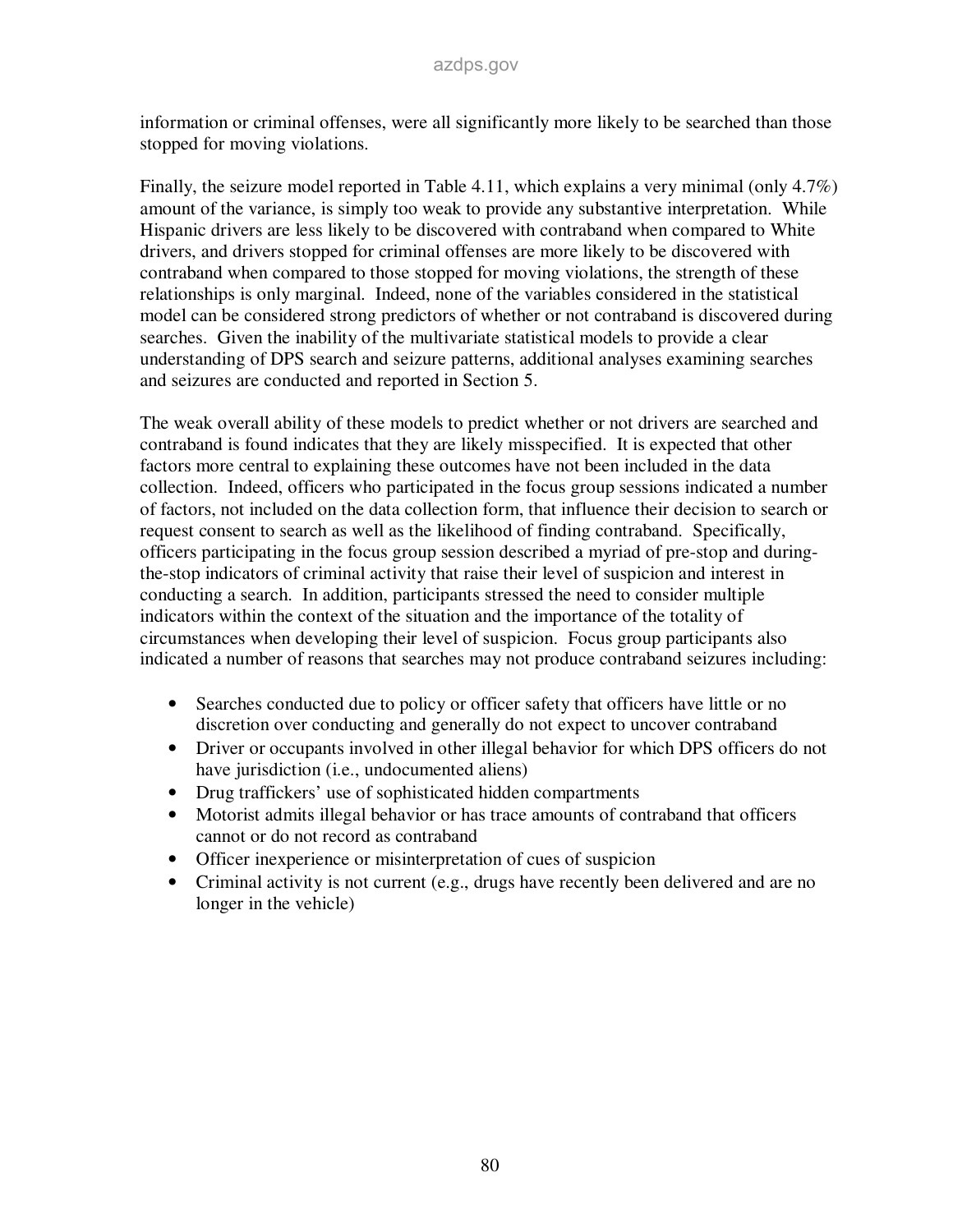information or criminal offenses, were all significantly more likely to be searched than those stopped for moving violations.

Finally, the seizure model reported in Table 4.11, which explains a very minimal (only 4.7%) amount of the variance, is simply too weak to provide any substantive interpretation. While Hispanic drivers are less likely to be discovered with contraband when compared to White drivers, and drivers stopped for criminal offenses are more likely to be discovered with contraband when compared to those stopped for moving violations, the strength of these relationships is only marginal. Indeed, none of the variables considered in the statistical model can be considered strong predictors of whether or not contraband is discovered during searches. Given the inability of the multivariate statistical models to provide a clear understanding of DPS search and seizure patterns, additional analyses examining searches and seizures are conducted and reported in Section 5.

The weak overall ability of these models to predict whether or not drivers are searched and contraband is found indicates that they are likely misspecified. It is expected that other factors more central to explaining these outcomes have not been included in the data collection. Indeed, officers who participated in the focus group sessions indicated a number of factors, not included on the data collection form, that influence their decision to search or request consent to search as well as the likelihood of finding contraband. Specifically, officers participating in the focus group session described a myriad of pre-stop and during-the-stop indicators of criminal activity that raise their level of suspicion and interest in conducting a search. In addition, participants stressed the need to consider multiple indicators within the context of the situation and the importance of the totality of circumstances when developing their level of suspicion. Focus group participants also indicated a number of reasons that searches may not produce contraband seizures including:

- Searches conducted due to policy or officer safety that officers have little or no discretion over conducting and generally do not expect to uncover contraband
- Driver or occupants involved in other illegal behavior for which DPS officers do not have jurisdiction (i.e., undocumented aliens)
- Drug traffickers' use of sophisticated hidden compartments
- Motorist admits illegal behavior or has trace amounts of contraband that officers cannot or do not record as contraband
- Officer inexperience or misinterpretation of cues of suspicion
- Criminal activity is not current (e.g., drugs have recently been delivered and are no longer in the vehicle)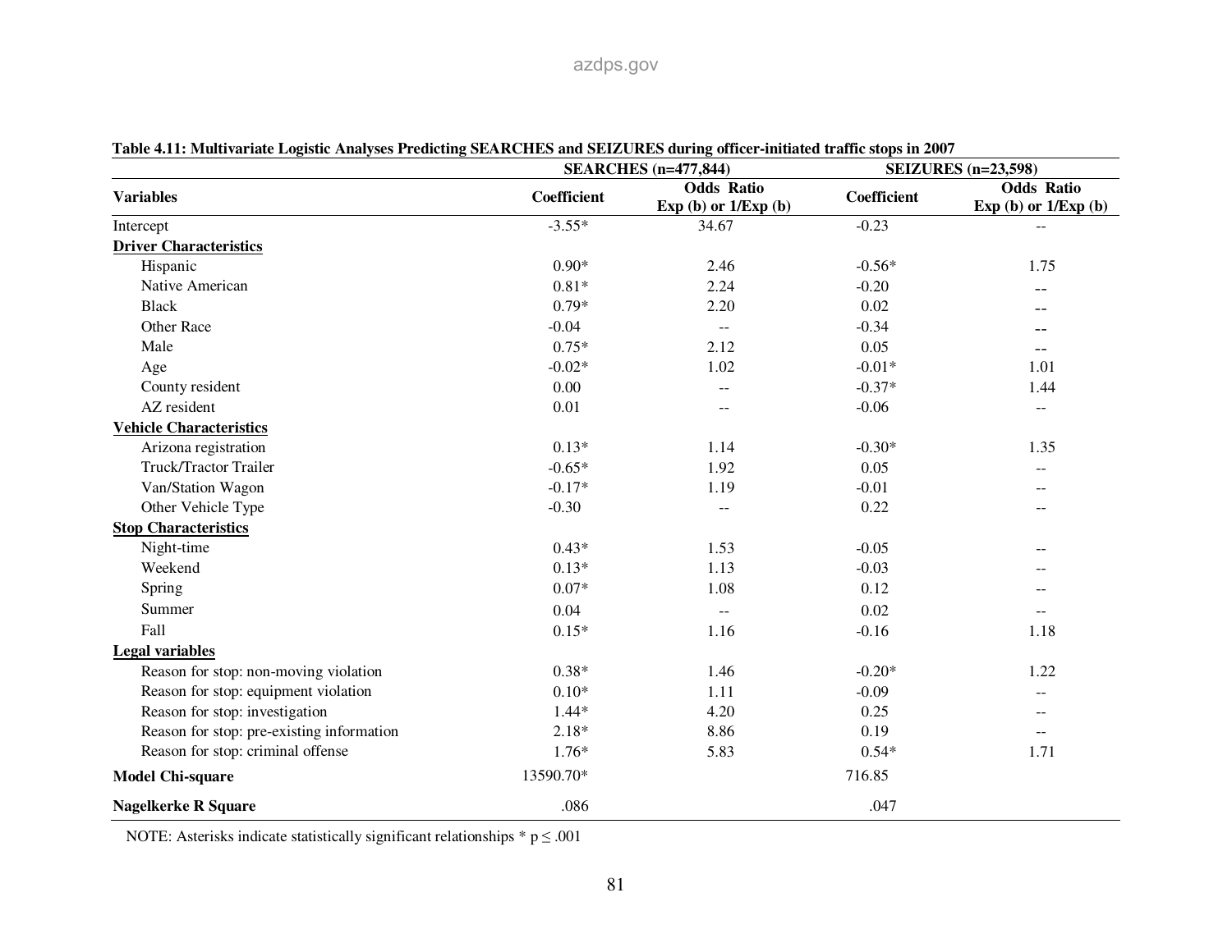**Table 4.11: Multivariate Logistic Analyses Predicting SEARCHES and SEIZURES during officer-initiated traffic stops in 2007**

| Variables | SEARCHES (n=477,844) | | SEIZURES (n=23,598) | |
|---|---|---|---|---|
| | Coefficient | Odds Ratio Exp (b) or 1/Exp (b) | Coefficient | Odds Ratio Exp (b) or 1/Exp (b) |
| Intercept | -3.55* | 34.67 | -0.23 | -- |
| **Driver Characteristics** | | | | |
| Hispanic | 0.90* | 2.46 | -0.56* | 1.75 |
| Native American | 0.81* | 2.24 | -0.20 | -- |
| Black | 0.79* | 2.20 | 0.02 | -- |
| Other Race | -0.04 | -- | -0.34 | -- |
| Male | 0.75* | 2.12 | 0.05 | -- |
| Age | -0.02* | 1.02 | -0.01* | 1.01 |
| County resident | 0.00 | -- | -0.37* | 1.44 |
| AZ resident | 0.01 | -- | -0.06 | -- |
| **Vehicle Characteristics** | | | | |
| Arizona registration | 0.13* | 1.14 | -0.30* | 1.35 |
| Truck/Tractor Trailer | -0.65* | 1.92 | 0.05 | -- |
| Van/Station Wagon | -0.17* | 1.19 | -0.01 | -- |
| Other Vehicle Type | -0.30 | -- | 0.22 | -- |
| **Stop Characteristics** | | | | |
| Night-time | 0.43* | 1.53 | -0.05 | -- |
| Weekend | 0.13* | 1.13 | -0.03 | -- |
| Spring | 0.07* | 1.08 | 0.12 | -- |
| Summer | 0.04 | -- | 0.02 | -- |
| Fall | 0.15* | 1.16 | -0.16 | 1.18 |
| **Legal variables** | | | | |
| Reason for stop: non-moving violation | 0.38* | 1.46 | -0.20* | 1.22 |
| Reason for stop: equipment violation | 0.10* | 1.11 | -0.09 | -- |
| Reason for stop: investigation | 1.44* | 4.20 | 0.25 | -- |
| Reason for stop: pre-existing information | 2.18* | 8.86 | 0.19 | -- |
| Reason for stop: criminal offense | 1.76* | 5.83 | 0.54* | 1.71 |
| **Model Chi-square** | 13590.70* | | 716.85 | |
| **Nagelkerke R Square** | .086 | | .047 | |

NOTE: Asterisks indicate statistically significant relationships * $p \leq .001$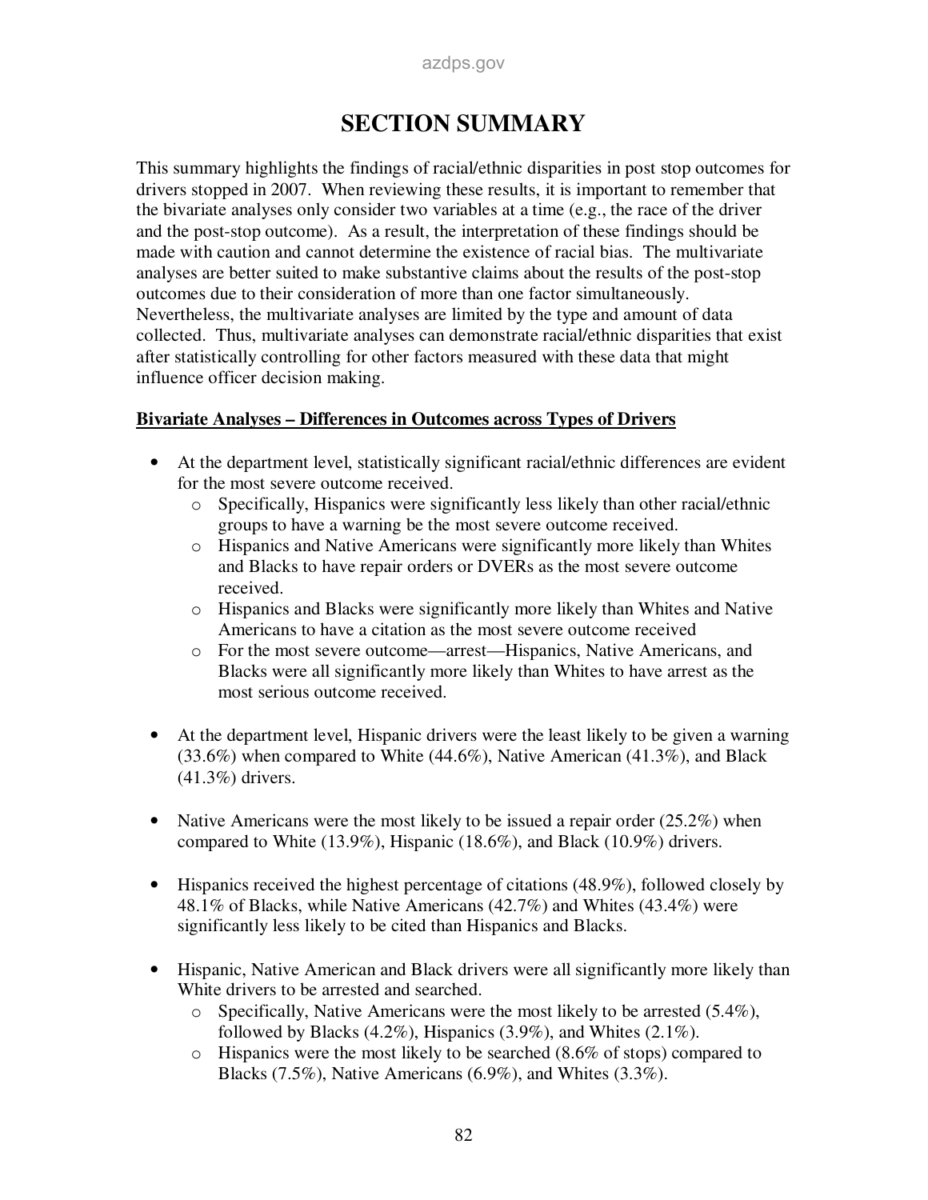# SECTION SUMMARY

This summary highlights the findings of racial/ethnic disparities in post stop outcomes for drivers stopped in 2007. When reviewing these results, it is important to remember that the bivariate analyses only consider two variables at a time (e.g., the race of the driver and the post-stop outcome). As a result, the interpretation of these findings should be made with caution and cannot determine the existence of racial bias. The multivariate analyses are better suited to make substantive claims about the results of the post-stop outcomes due to their consideration of more than one factor simultaneously. Nevertheless, the multivariate analyses are limited by the type and amount of data collected. Thus, multivariate analyses can demonstrate racial/ethnic disparities that exist after statistically controlling for other factors measured with these data that might influence officer decision making.

**Bivariate Analyses – Differences in Outcomes across Types of Drivers**

- At the department level, statistically significant racial/ethnic differences are evident for the most severe outcome received.
  - Specifically, Hispanics were significantly less likely than other racial/ethnic groups to have a warning be the most severe outcome received.
  - Hispanics and Native Americans were significantly more likely than Whites and Blacks to have repair orders or DVERs as the most severe outcome received.
  - Hispanics and Blacks were significantly more likely than Whites and Native Americans to have a citation as the most severe outcome received
  - For the most severe outcome—arrest—Hispanics, Native Americans, and Blacks were all significantly more likely than Whites to have arrest as the most serious outcome received.

- At the department level, Hispanic drivers were the least likely to be given a warning (33.6%) when compared to White (44.6%), Native American (41.3%), and Black (41.3%) drivers.

- Native Americans were the most likely to be issued a repair order (25.2%) when compared to White (13.9%), Hispanic (18.6%), and Black (10.9%) drivers.

- Hispanics received the highest percentage of citations (48.9%), followed closely by 48.1% of Blacks, while Native Americans (42.7%) and Whites (43.4%) were significantly less likely to be cited than Hispanics and Blacks.

- Hispanic, Native American and Black drivers were all significantly more likely than White drivers to be arrested and searched.
  - Specifically, Native Americans were the most likely to be arrested (5.4%), followed by Blacks (4.2%), Hispanics (3.9%), and Whites (2.1%).
  - Hispanics were the most likely to be searched (8.6% of stops) compared to Blacks (7.5%), Native Americans (6.9%), and Whites (3.3%).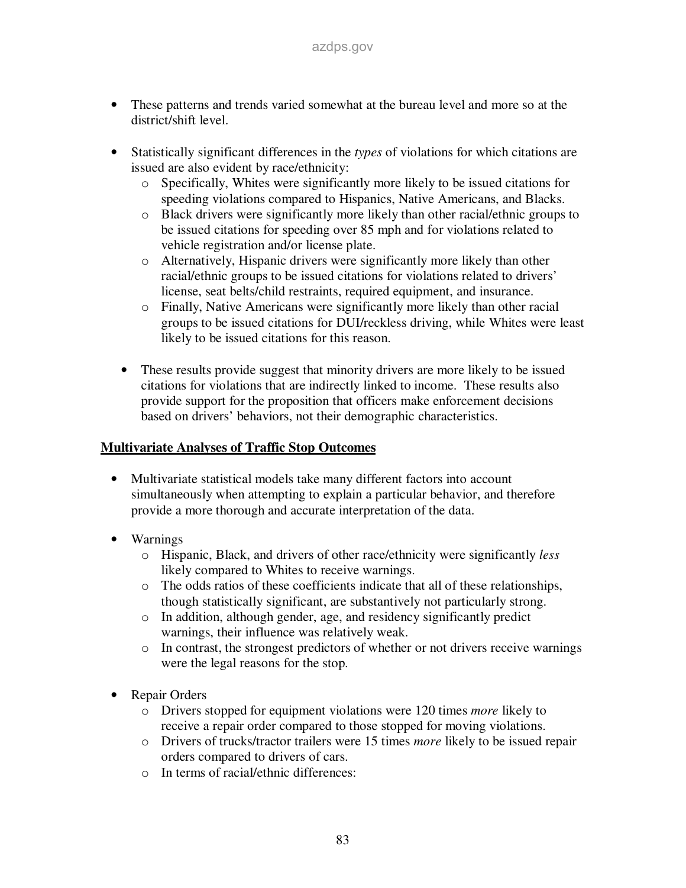- These patterns and trends varied somewhat at the bureau level and more so at the district/shift level.

- Statistically significant differences in the *types* of violations for which citations are issued are also evident by race/ethnicity:
  - Specifically, Whites were significantly more likely to be issued citations for speeding violations compared to Hispanics, Native Americans, and Blacks.
  - Black drivers were significantly more likely than other racial/ethnic groups to be issued citations for speeding over 85 mph and for violations related to vehicle registration and/or license plate.
  - Alternatively, Hispanic drivers were significantly more likely than other racial/ethnic groups to be issued citations for violations related to drivers' license, seat belts/child restraints, required equipment, and insurance.
  - Finally, Native Americans were significantly more likely than other racial groups to be issued citations for DUI/reckless driving, while Whites were least likely to be issued citations for this reason.

- These results provide suggest that minority drivers are more likely to be issued citations for violations that are indirectly linked to income. These results also provide support for the proposition that officers make enforcement decisions based on drivers' behaviors, not their demographic characteristics.

**Multivariate Analyses of Traffic Stop Outcomes**

- Multivariate statistical models take many different factors into account simultaneously when attempting to explain a particular behavior, and therefore provide a more thorough and accurate interpretation of the data.

- Warnings
  - Hispanic, Black, and drivers of other race/ethnicity were significantly *less* likely compared to Whites to receive warnings.
  - The odds ratios of these coefficients indicate that all of these relationships, though statistically significant, are substantively not particularly strong.
  - In addition, although gender, age, and residency significantly predict warnings, their influence was relatively weak.
  - In contrast, the strongest predictors of whether or not drivers receive warnings were the legal reasons for the stop.

- Repair Orders
  - Drivers stopped for equipment violations were 120 times *more* likely to receive a repair order compared to those stopped for moving violations.
  - Drivers of trucks/tractor trailers were 15 times *more* likely to be issued repair orders compared to drivers of cars.
  - In terms of racial/ethnic differences: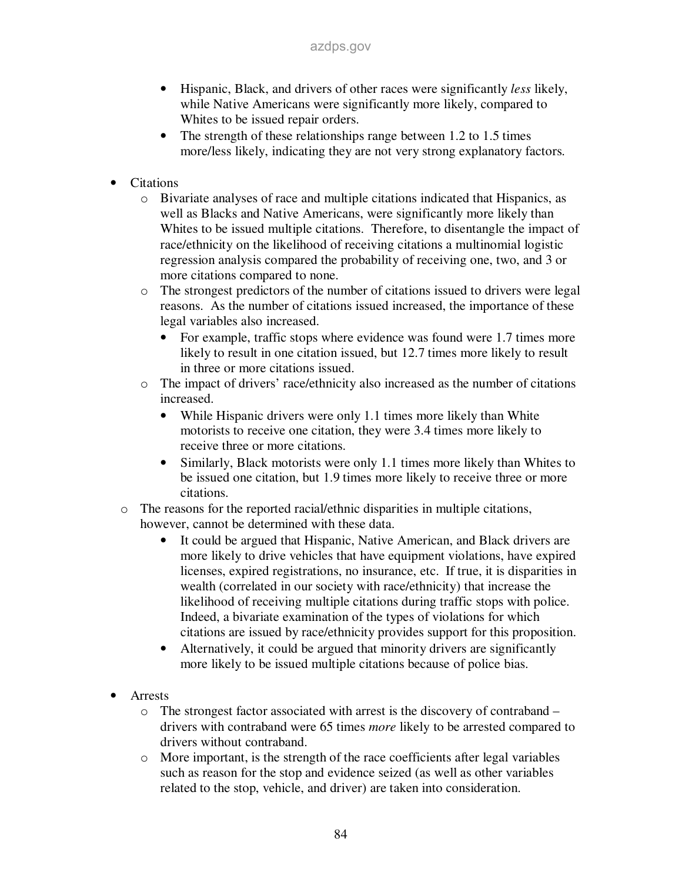- Hispanic, Black, and drivers of other races were significantly *less* likely, while Native Americans were significantly more likely, compared to Whites to be issued repair orders.
    - The strength of these relationships range between 1.2 to 1.5 times more/less likely, indicating they are not very strong explanatory factors.

- Citations
  - Bivariate analyses of race and multiple citations indicated that Hispanics, as well as Blacks and Native Americans, were significantly more likely than Whites to be issued multiple citations. Therefore, to disentangle the impact of race/ethnicity on the likelihood of receiving citations a multinomial logistic regression analysis compared the probability of receiving one, two, and 3 or more citations compared to none.
  - The strongest predictors of the number of citations issued to drivers were legal reasons. As the number of citations issued increased, the importance of these legal variables also increased.
    - For example, traffic stops where evidence was found were 1.7 times more likely to result in one citation issued, but 12.7 times more likely to result in three or more citations issued.
  - The impact of drivers' race/ethnicity also increased as the number of citations increased.
    - While Hispanic drivers were only 1.1 times more likely than White motorists to receive one citation, they were 3.4 times more likely to receive three or more citations.
    - Similarly, Black motorists were only 1.1 times more likely than Whites to be issued one citation, but 1.9 times more likely to receive three or more citations.
  - The reasons for the reported racial/ethnic disparities in multiple citations, however, cannot be determined with these data.
    - It could be argued that Hispanic, Native American, and Black drivers are more likely to drive vehicles that have equipment violations, have expired licenses, expired registrations, no insurance, etc. If true, it is disparities in wealth (correlated in our society with race/ethnicity) that increase the likelihood of receiving multiple citations during traffic stops with police. Indeed, a bivariate examination of the types of violations for which citations are issued by race/ethnicity provides support for this proposition.
    - Alternatively, it could be argued that minority drivers are significantly more likely to be issued multiple citations because of police bias.

- Arrests
  - The strongest factor associated with arrest is the discovery of contraband – drivers with contraband were 65 times *more* likely to be arrested compared to drivers without contraband.
  - More important, is the strength of the race coefficients after legal variables such as reason for the stop and evidence seized (as well as other variables related to the stop, vehicle, and driver) are taken into consideration.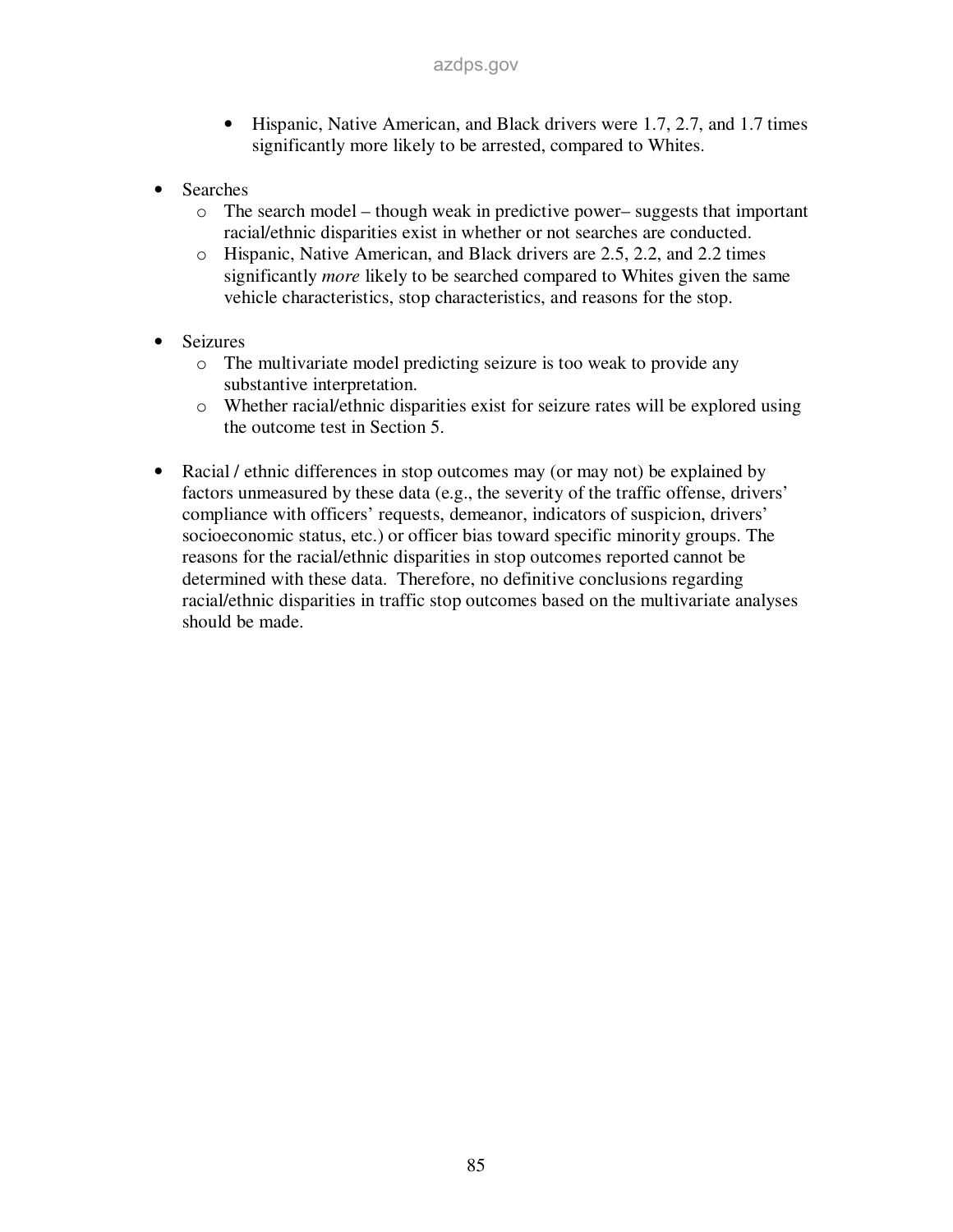- Hispanic, Native American, and Black drivers were 1.7, 2.7, and 1.7 times significantly more likely to be arrested, compared to Whites.

- Searches
  - The search model – though weak in predictive power– suggests that important racial/ethnic disparities exist in whether or not searches are conducted.
  - Hispanic, Native American, and Black drivers are 2.5, 2.2, and 2.2 times significantly *more* likely to be searched compared to Whites given the same vehicle characteristics, stop characteristics, and reasons for the stop.

- Seizures
  - The multivariate model predicting seizure is too weak to provide any substantive interpretation.
  - Whether racial/ethnic disparities exist for seizure rates will be explored using the outcome test in Section 5.

- Racial / ethnic differences in stop outcomes may (or may not) be explained by factors unmeasured by these data (e.g., the severity of the traffic offense, drivers' compliance with officers' requests, demeanor, indicators of suspicion, drivers' socioeconomic status, etc.) or officer bias toward specific minority groups. The reasons for the racial/ethnic disparities in stop outcomes reported cannot be determined with these data. Therefore, no definitive conclusions regarding racial/ethnic disparities in traffic stop outcomes based on the multivariate analyses should be made.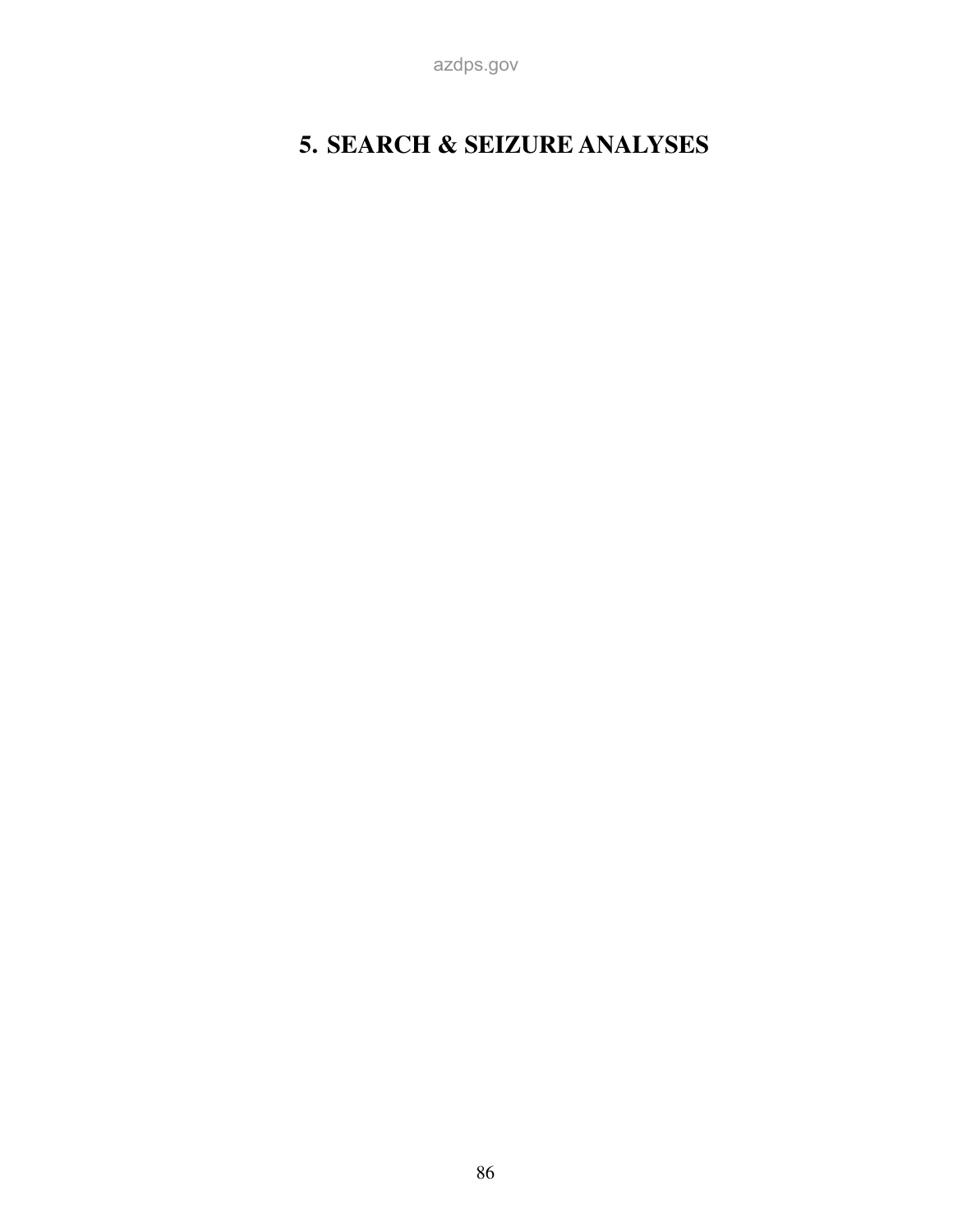# 5. SEARCH & SEIZURE ANALYSES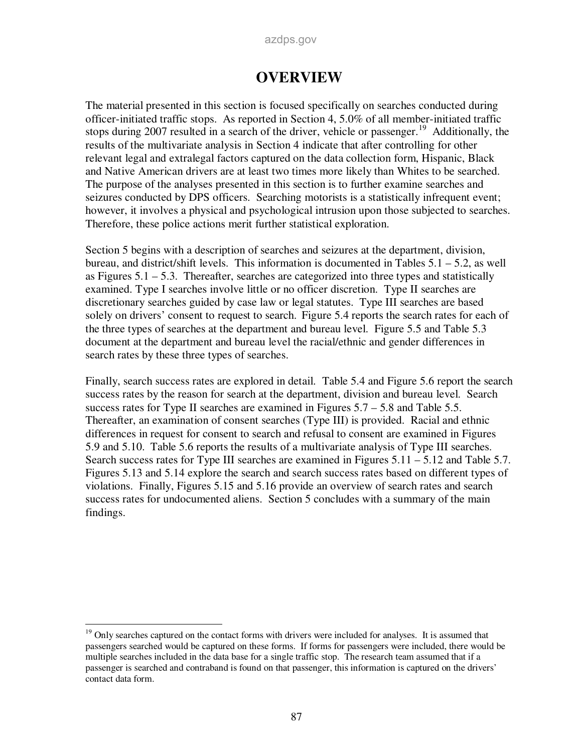# OVERVIEW

The material presented in this section is focused specifically on searches conducted during officer-initiated traffic stops. As reported in Section 4, 5.0% of all member-initiated traffic stops during 2007 resulted in a search of the driver, vehicle or passenger.[19] Additionally, the results of the multivariate analysis in Section 4 indicate that after controlling for other relevant legal and extralegal factors captured on the data collection form, Hispanic, Black and Native American drivers are at least two times more likely than Whites to be searched. The purpose of the analyses presented in this section is to further examine searches and seizures conducted by DPS officers. Searching motorists is a statistically infrequent event; however, it involves a physical and psychological intrusion upon those subjected to searches. Therefore, these police actions merit further statistical exploration.

Section 5 begins with a description of searches and seizures at the department, division, bureau, and district/shift levels. This information is documented in Tables 5.1 – 5.2, as well as Figures 5.1 – 5.3. Thereafter, searches are categorized into three types and statistically examined. Type I searches involve little or no officer discretion. Type II searches are discretionary searches guided by case law or legal statutes. Type III searches are based solely on drivers' consent to request to search. Figure 5.4 reports the search rates for each of the three types of searches at the department and bureau level. Figure 5.5 and Table 5.3 document at the department and bureau level the racial/ethnic and gender differences in search rates by these three types of searches.

Finally, search success rates are explored in detail. Table 5.4 and Figure 5.6 report the search success rates by the reason for search at the department, division and bureau level. Search success rates for Type II searches are examined in Figures 5.7 – 5.8 and Table 5.5. Thereafter, an examination of consent searches (Type III) is provided. Racial and ethnic differences in request for consent to search and refusal to consent are examined in Figures 5.9 and 5.10. Table 5.6 reports the results of a multivariate analysis of Type III searches. Search success rates for Type III searches are examined in Figures 5.11 – 5.12 and Table 5.7. Figures 5.13 and 5.14 explore the search and search success rates based on different types of violations. Finally, Figures 5.15 and 5.16 provide an overview of search rates and search success rates for undocumented aliens. Section 5 concludes with a summary of the main findings.

---

[19] Only searches captured on the contact forms with drivers were included for analyses. It is assumed that passengers searched would be captured on these forms. If forms for passengers were included, there would be multiple searches included in the data base for a single traffic stop. The research team assumed that if a passenger is searched and contraband is found on that passenger, this information is captured on the drivers' contact data form.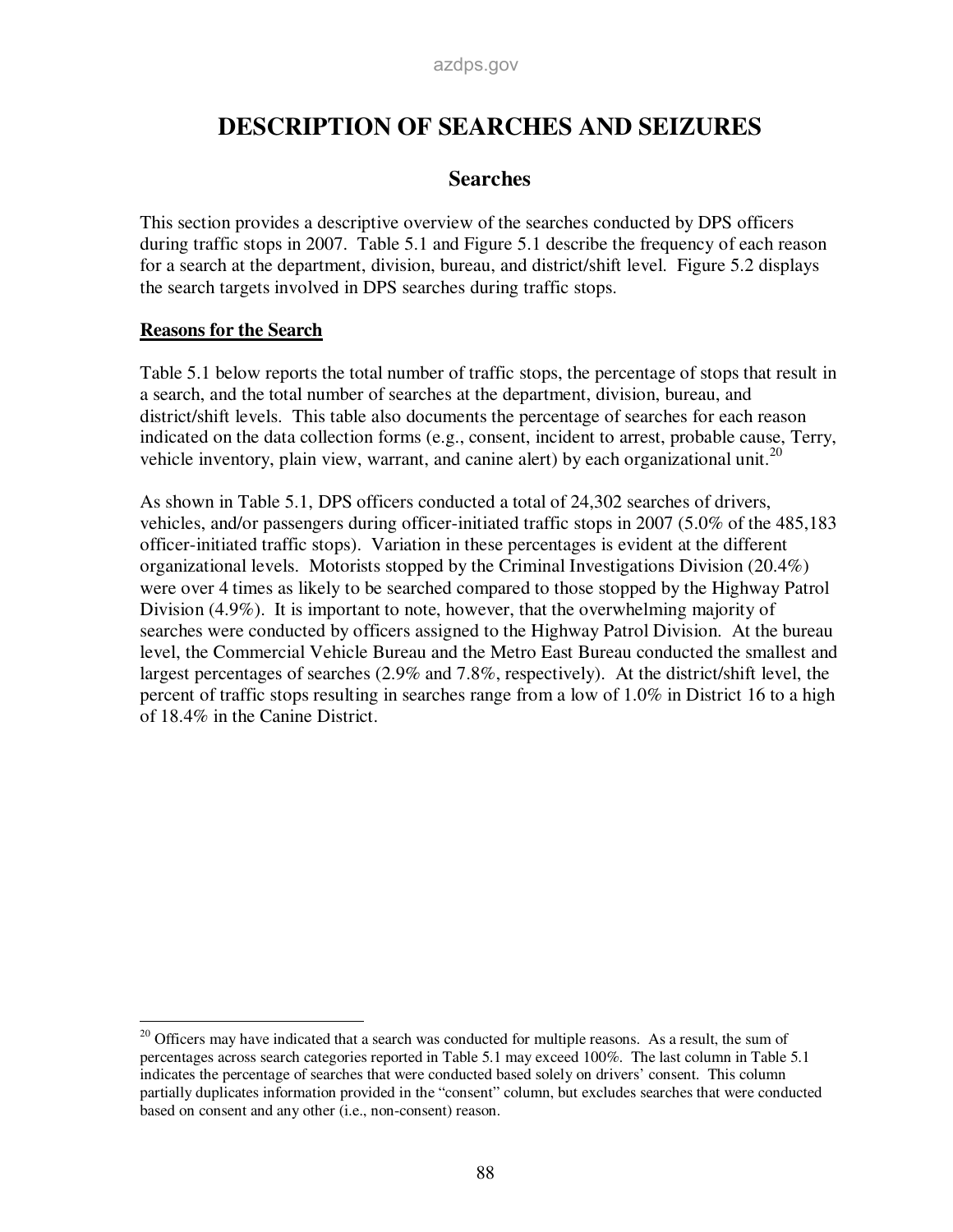# DESCRIPTION OF SEARCHES AND SEIZURES

## Searches

This section provides a descriptive overview of the searches conducted by DPS officers during traffic stops in 2007. Table 5.1 and Figure 5.1 describe the frequency of each reason for a search at the department, division, bureau, and district/shift level. Figure 5.2 displays the search targets involved in DPS searches during traffic stops.

**Reasons for the Search**

Table 5.1 below reports the total number of traffic stops, the percentage of stops that result in a search, and the total number of searches at the department, division, bureau, and district/shift levels. This table also documents the percentage of searches for each reason indicated on the data collection forms (e.g., consent, incident to arrest, probable cause, Terry, vehicle inventory, plain view, warrant, and canine alert) by each organizational unit.[20]

As shown in Table 5.1, DPS officers conducted a total of 24,302 searches of drivers, vehicles, and/or passengers during officer-initiated traffic stops in 2007 (5.0% of the 485,183 officer-initiated traffic stops). Variation in these percentages is evident at the different organizational levels. Motorists stopped by the Criminal Investigations Division (20.4%) were over 4 times as likely to be searched compared to those stopped by the Highway Patrol Division (4.9%). It is important to note, however, that the overwhelming majority of searches were conducted by officers assigned to the Highway Patrol Division. At the bureau level, the Commercial Vehicle Bureau and the Metro East Bureau conducted the smallest and largest percentages of searches (2.9% and 7.8%, respectively). At the district/shift level, the percent of traffic stops resulting in searches range from a low of 1.0% in District 16 to a high of 18.4% in the Canine District.

---

[20] Officers may have indicated that a search was conducted for multiple reasons. As a result, the sum of percentages across search categories reported in Table 5.1 may exceed 100%. The last column in Table 5.1 indicates the percentage of searches that were conducted based solely on drivers' consent. This column partially duplicates information provided in the "consent" column, but excludes searches that were conducted based on consent and any other (i.e., non-consent) reason.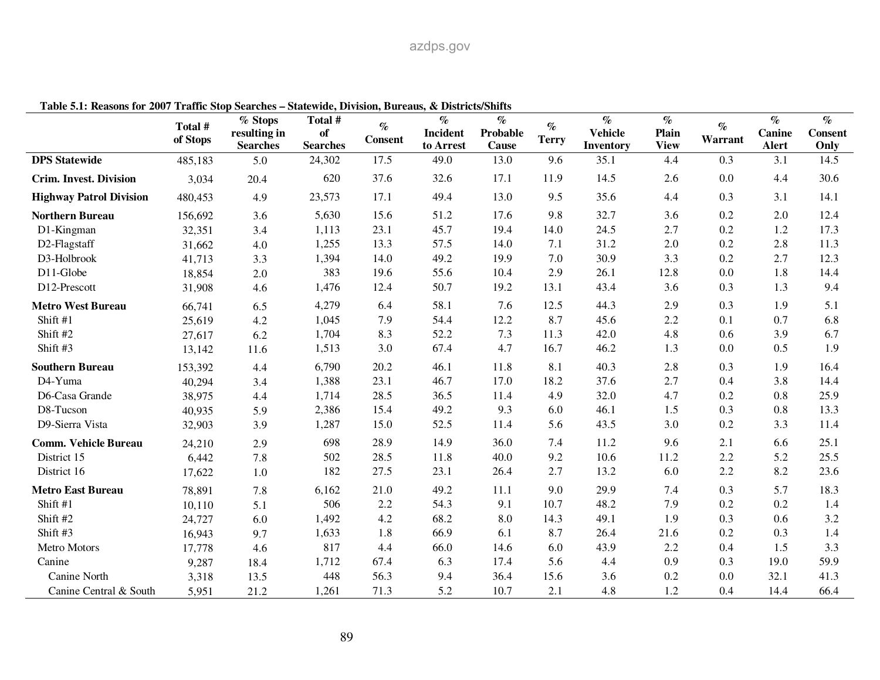**Table 5.1: Reasons for 2007 Traffic Stop Searches – Statewide, Division, Bureaus, & Districts/Shifts**

| | Total # of Stops | % Stops resulting in Searches | Total # of Searches | % Consent | % Incident to Arrest | % Probable Cause | % Terry | % Vehicle Inventory | % Plain View | % Warrant | % Canine Alert | % Consent Only |
|---|---|---|---|---|---|---|---|---|---|---|---|---|
| **DPS Statewide** | 485,183 | 5.0 | 24,302 | 17.5 | 49.0 | 13.0 | 9.6 | 35.1 | 4.4 | 0.3 | 3.1 | 14.5 |
| **Crim. Invest. Division** | 3,034 | 20.4 | 620 | 37.6 | 32.6 | 17.1 | 11.9 | 14.5 | 2.6 | 0.0 | 4.4 | 30.6 |
| **Highway Patrol Division** | 480,453 | 4.9 | 23,573 | 17.1 | 49.4 | 13.0 | 9.5 | 35.6 | 4.4 | 0.3 | 3.1 | 14.1 |
| **Northern Bureau** | 156,692 | 3.6 | 5,630 | 15.6 | 51.2 | 17.6 | 9.8 | 32.7 | 3.6 | 0.2 | 2.0 | 12.4 |
| D1-Kingman | 32,351 | 3.4 | 1,113 | 23.1 | 45.7 | 19.4 | 14.0 | 24.5 | 2.7 | 0.2 | 1.2 | 17.3 |
| D2-Flagstaff | 31,662 | 4.0 | 1,255 | 13.3 | 57.5 | 14.0 | 7.1 | 31.2 | 2.0 | 0.2 | 2.8 | 11.3 |
| D3-Holbrook | 41,713 | 3.3 | 1,394 | 14.0 | 49.2 | 19.9 | 7.0 | 30.9 | 3.3 | 0.2 | 2.7 | 12.3 |
| D11-Globe | 18,854 | 2.0 | 383 | 19.6 | 55.6 | 10.4 | 2.9 | 26.1 | 12.8 | 0.0 | 1.8 | 14.4 |
| D12-Prescott | 31,908 | 4.6 | 1,476 | 12.4 | 50.7 | 19.2 | 13.1 | 43.4 | 3.6 | 0.3 | 1.3 | 9.4 |
| **Metro West Bureau** | 66,741 | 6.5 | 4,279 | 6.4 | 58.1 | 7.6 | 12.5 | 44.3 | 2.9 | 0.3 | 1.9 | 5.1 |
| Shift #1 | 25,619 | 4.2 | 1,045 | 7.9 | 54.4 | 12.2 | 8.7 | 45.6 | 2.2 | 0.1 | 0.7 | 6.8 |
| Shift #2 | 27,617 | 6.2 | 1,704 | 8.3 | 52.2 | 7.3 | 11.3 | 42.0 | 4.8 | 0.6 | 3.9 | 6.7 |
| Shift #3 | 13,142 | 11.6 | 1,513 | 3.0 | 67.4 | 4.7 | 16.7 | 46.2 | 1.3 | 0.0 | 0.5 | 1.9 |
| **Southern Bureau** | 153,392 | 4.4 | 6,790 | 20.2 | 46.1 | 11.8 | 8.1 | 40.3 | 2.8 | 0.3 | 1.9 | 16.4 |
| D4-Yuma | 40,294 | 3.4 | 1,388 | 23.1 | 46.7 | 17.0 | 18.2 | 37.6 | 2.7 | 0.4 | 3.8 | 14.4 |
| D6-Casa Grande | 38,975 | 4.4 | 1,714 | 28.5 | 36.5 | 11.4 | 4.9 | 32.0 | 4.7 | 0.2 | 0.8 | 25.9 |
| D8-Tucson | 40,935 | 5.9 | 2,386 | 15.4 | 49.2 | 9.3 | 6.0 | 46.1 | 1.5 | 0.3 | 0.8 | 13.3 |
| D9-Sierra Vista | 32,903 | 3.9 | 1,287 | 15.0 | 52.5 | 11.4 | 5.6 | 43.5 | 3.0 | 0.2 | 3.3 | 11.4 |
| **Comm. Vehicle Bureau** | 24,210 | 2.9 | 698 | 28.9 | 14.9 | 36.0 | 7.4 | 11.2 | 9.6 | 2.1 | 6.6 | 25.1 |
| District 15 | 6,442 | 7.8 | 502 | 28.5 | 11.8 | 40.0 | 9.2 | 10.6 | 11.2 | 2.2 | 5.2 | 25.5 |
| District 16 | 17,622 | 1.0 | 182 | 27.5 | 23.1 | 26.4 | 2.7 | 13.2 | 6.0 | 2.2 | 8.2 | 23.6 |
| **Metro East Bureau** | 78,891 | 7.8 | 6,162 | 21.0 | 49.2 | 11.1 | 9.0 | 29.9 | 7.4 | 0.3 | 5.7 | 18.3 |
| Shift #1 | 10,110 | 5.1 | 506 | 2.2 | 54.3 | 9.1 | 10.7 | 48.2 | 7.9 | 0.2 | 0.2 | 1.4 |
| Shift #2 | 24,727 | 6.0 | 1,492 | 4.2 | 68.2 | 8.0 | 14.3 | 49.1 | 1.9 | 0.3 | 0.6 | 3.2 |
| Shift #3 | 16,943 | 9.7 | 1,633 | 1.8 | 66.9 | 6.1 | 8.7 | 26.4 | 21.6 | 0.2 | 0.3 | 1.4 |
| Metro Motors | 17,778 | 4.6 | 817 | 4.4 | 66.0 | 14.6 | 6.0 | 43.9 | 2.2 | 0.4 | 1.5 | 3.3 |
| Canine | 9,287 | 18.4 | 1,712 | 67.4 | 6.3 | 17.4 | 5.6 | 4.4 | 0.9 | 0.3 | 19.0 | 59.9 |
| Canine North | 3,318 | 13.5 | 448 | 56.3 | 9.4 | 36.4 | 15.6 | 3.6 | 0.2 | 0.0 | 32.1 | 41.3 |
| Canine Central & South | 5,951 | 21.2 | 1,261 | 71.3 | 5.2 | 10.7 | 2.1 | 4.8 | 1.2 | 0.4 | 14.4 | 66.4 |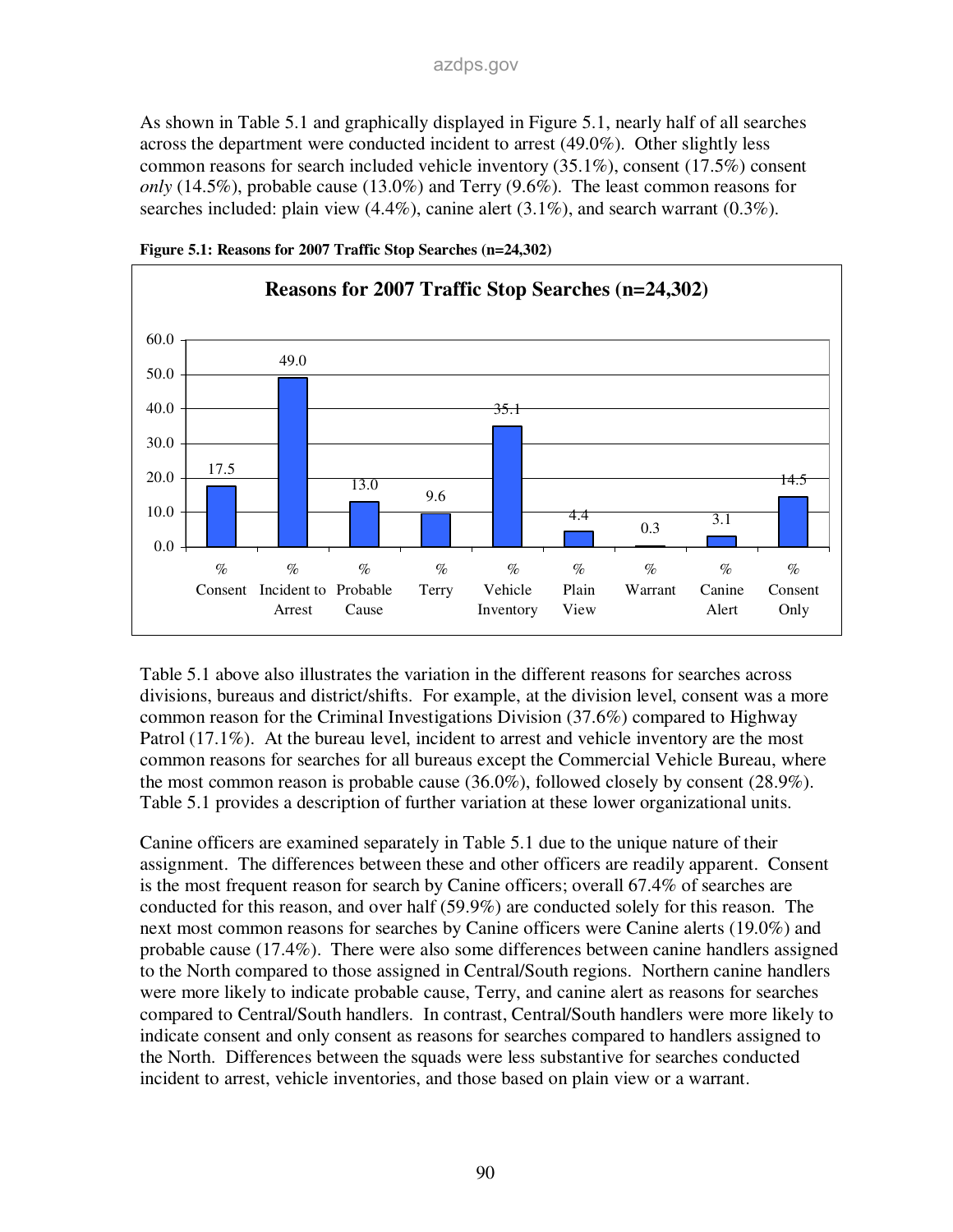As shown in Table 5.1 and graphically displayed in Figure 5.1, nearly half of all searches across the department were conducted incident to arrest (49.0%). Other slightly less common reasons for search included vehicle inventory (35.1%), consent (17.5%) consent *only* (14.5%), probable cause (13.0%) and Terry (9.6%). The least common reasons for searches included: plain view (4.4%), canine alert (3.1%), and search warrant (0.3%).

**Figure 5.1: Reasons for 2007 Traffic Stop Searches (n=24,302)**

| Reason | % |
|---|---|
| Consent | 17.5 |
| Incident to Arrest | 49.0 |
| Probable Cause | 13.0 |
| Terry | 9.6 |
| Vehicle Inventory | 35.1 |
| Plain View | 4.4 |
| Warrant | 0.3 |
| Canine Alert | 3.1 |
| Consent Only | 14.5 |

Table 5.1 above also illustrates the variation in the different reasons for searches across divisions, bureaus and district/shifts. For example, at the division level, consent was a more common reason for the Criminal Investigations Division (37.6%) compared to Highway Patrol (17.1%). At the bureau level, incident to arrest and vehicle inventory are the most common reasons for searches for all bureaus except the Commercial Vehicle Bureau, where the most common reason is probable cause (36.0%), followed closely by consent (28.9%). Table 5.1 provides a description of further variation at these lower organizational units.

Canine officers are examined separately in Table 5.1 due to the unique nature of their assignment. The differences between these and other officers are readily apparent. Consent is the most frequent reason for search by Canine officers; overall 67.4% of searches are conducted for this reason, and over half (59.9%) are conducted solely for this reason. The next most common reasons for searches by Canine officers were Canine alerts (19.0%) and probable cause (17.4%). There were also some differences between canine handlers assigned to the North compared to those assigned in Central/South regions. Northern canine handlers were more likely to indicate probable cause, Terry, and canine alert as reasons for searches compared to Central/South handlers. In contrast, Central/South handlers were more likely to indicate consent and only consent as reasons for searches compared to handlers assigned to the North. Differences between the squads were less substantive for searches conducted incident to arrest, vehicle inventories, and those based on plain view or a warrant.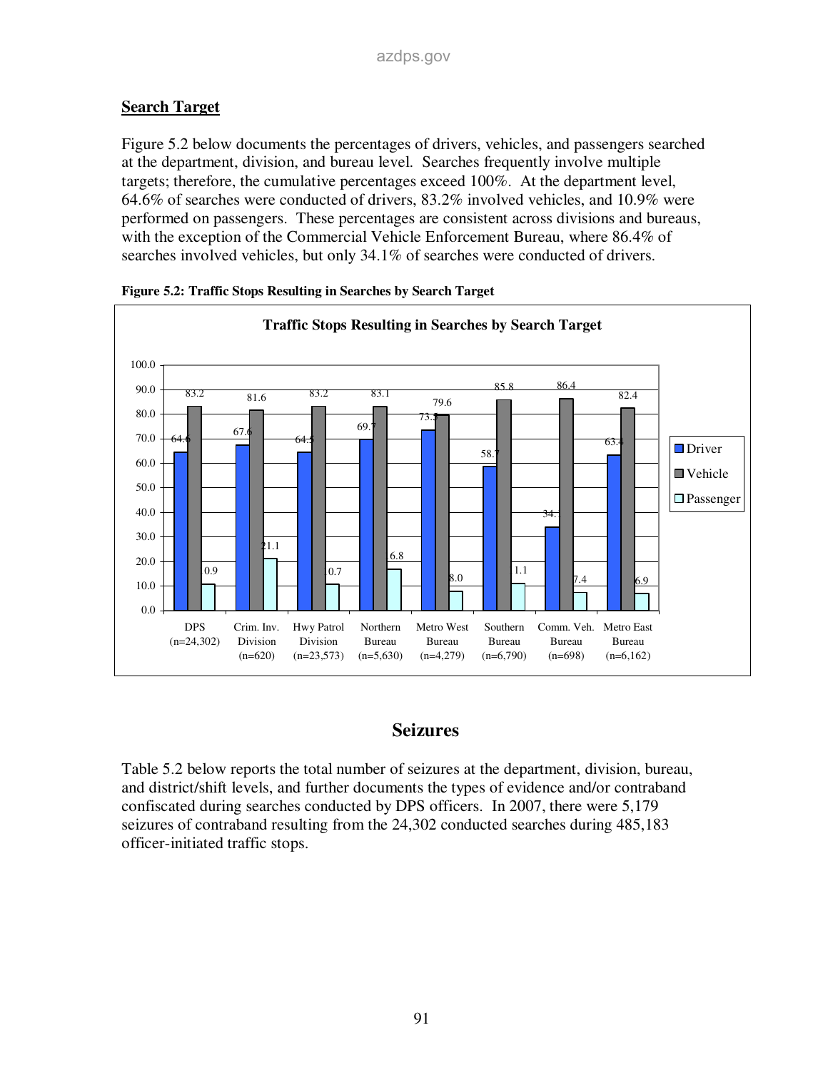## Search Target

Figure 5.2 below documents the percentages of drivers, vehicles, and passengers searched at the department, division, and bureau level. Searches frequently involve multiple targets; therefore, the cumulative percentages exceed 100%. At the department level, 64.6% of searches were conducted of drivers, 83.2% involved vehicles, and 10.9% were performed on passengers. These percentages are consistent across divisions and bureaus, with the exception of the Commercial Vehicle Enforcement Bureau, where 86.4% of searches involved vehicles, but only 34.1% of searches were conducted of drivers.

**Figure 5.2: Traffic Stops Resulting in Searches by Search Target**

**Traffic Stops Resulting in Searches by Search Target**

| | Driver | Vehicle | Passenger |
|---|---|---|---|
| DPS (n=24,302) | 64.6 | 83.2 | 10.9 |
| Crim. Inv. Division (n=620) | 67.6 | 81.6 | 21.1 |
| Hwy Patrol Division (n=23,573) | 64.5 | 83.2 | 10.7 |
| Northern Bureau (n=5,630) | 69.7 | 83.1 | 16.8 |
| Metro West Bureau (n=4,279) | 73.5 | 79.6 | 8.0 |
| Southern Bureau (n=6,790) | 58.7 | 85.8 | 11.1 |
| Comm. Veh. Bureau (n=698) | 34.1 | 86.4 | 7.4 |
| Metro East Bureau (n=6,162) | 63.4 | 82.4 | 6.9 |

# Seizures

Table 5.2 below reports the total number of seizures at the department, division, bureau, and district/shift levels, and further documents the types of evidence and/or contraband confiscated during searches conducted by DPS officers. In 2007, there were 5,179 seizures of contraband resulting from the 24,302 conducted searches during 485,183 officer-initiated traffic stops.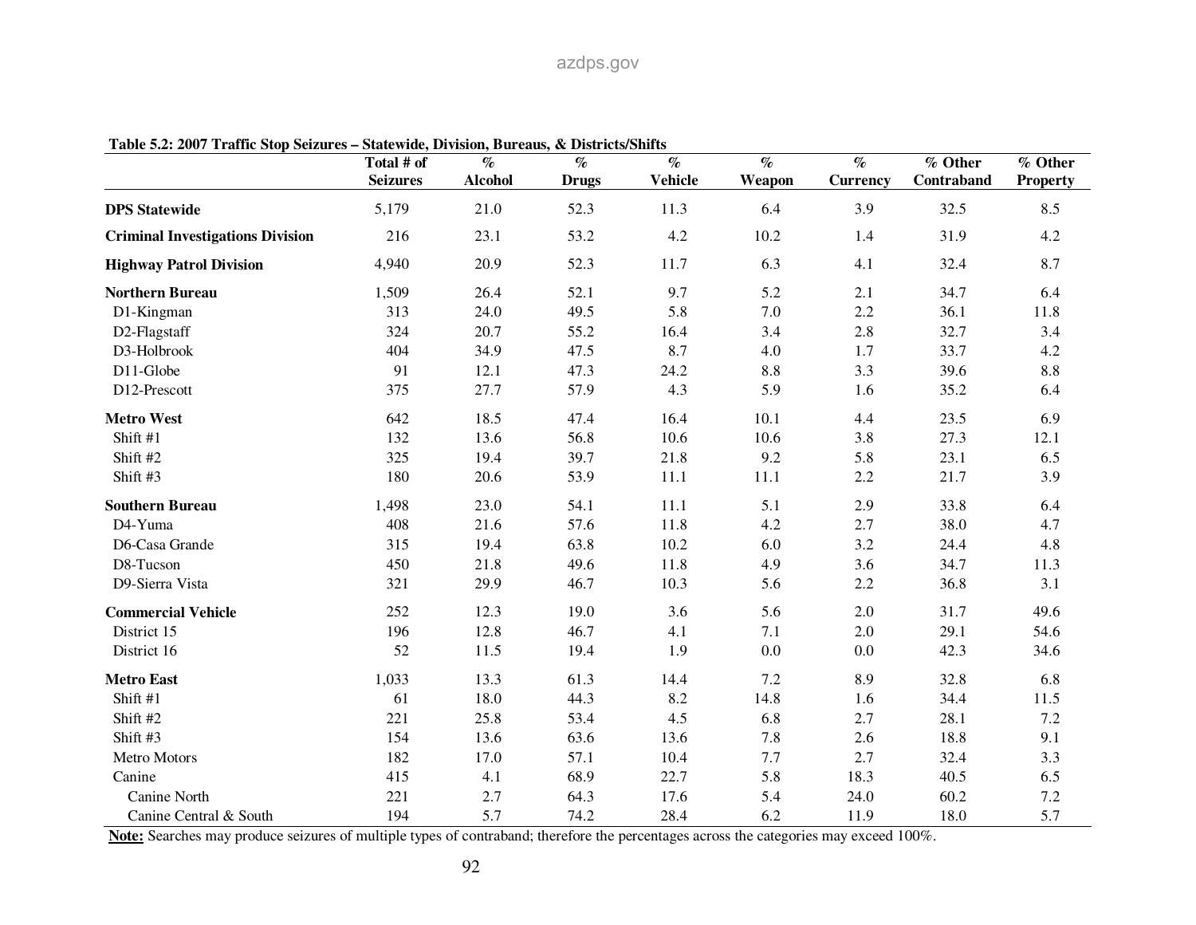**Table 5.2: 2007 Traffic Stop Seizures – Statewide, Division, Bureaus, & Districts/Shifts**

| | Total # of Seizures | % Alcohol | % Drugs | % Vehicle | % Weapon | % Currency | % Other Contraband | % Other Property |
|---|---|---|---|---|---|---|---|---|
| **DPS Statewide** | 5,179 | 21.0 | 52.3 | 11.3 | 6.4 | 3.9 | 32.5 | 8.5 |
| **Criminal Investigations Division** | 216 | 23.1 | 53.2 | 4.2 | 10.2 | 1.4 | 31.9 | 4.2 |
| **Highway Patrol Division** | 4,940 | 20.9 | 52.3 | 11.7 | 6.3 | 4.1 | 32.4 | 8.7 |
| **Northern Bureau** | 1,509 | 26.4 | 52.1 | 9.7 | 5.2 | 2.1 | 34.7 | 6.4 |
| D1-Kingman | 313 | 24.0 | 49.5 | 5.8 | 7.0 | 2.2 | 36.1 | 11.8 |
| D2-Flagstaff | 324 | 20.7 | 55.2 | 16.4 | 3.4 | 2.8 | 32.7 | 3.4 |
| D3-Holbrook | 404 | 34.9 | 47.5 | 8.7 | 4.0 | 1.7 | 33.7 | 4.2 |
| D11-Globe | 91 | 12.1 | 47.3 | 24.2 | 8.8 | 3.3 | 39.6 | 8.8 |
| D12-Prescott | 375 | 27.7 | 57.9 | 4.3 | 5.9 | 1.6 | 35.2 | 6.4 |
| **Metro West** | 642 | 18.5 | 47.4 | 16.4 | 10.1 | 4.4 | 23.5 | 6.9 |
| Shift #1 | 132 | 13.6 | 56.8 | 10.6 | 10.6 | 3.8 | 27.3 | 12.1 |
| Shift #2 | 325 | 19.4 | 39.7 | 21.8 | 9.2 | 5.8 | 23.1 | 6.5 |
| Shift #3 | 180 | 20.6 | 53.9 | 11.1 | 11.1 | 2.2 | 21.7 | 3.9 |
| **Southern Bureau** | 1,498 | 23.0 | 54.1 | 11.1 | 5.1 | 2.9 | 33.8 | 6.4 |
| D4-Yuma | 408 | 21.6 | 57.6 | 11.8 | 4.2 | 2.7 | 38.0 | 4.7 |
| D6-Casa Grande | 315 | 19.4 | 63.8 | 10.2 | 6.0 | 3.2 | 24.4 | 4.8 |
| D8-Tucson | 450 | 21.8 | 49.6 | 11.8 | 4.9 | 3.6 | 34.7 | 11.3 |
| D9-Sierra Vista | 321 | 29.9 | 46.7 | 10.3 | 5.6 | 2.2 | 36.8 | 3.1 |
| **Commercial Vehicle** | 252 | 12.3 | 19.0 | 3.6 | 5.6 | 2.0 | 31.7 | 49.6 |
| District 15 | 196 | 12.8 | 46.7 | 4.1 | 7.1 | 2.0 | 29.1 | 54.6 |
| District 16 | 52 | 11.5 | 19.4 | 1.9 | 0.0 | 0.0 | 42.3 | 34.6 |
| **Metro East** | 1,033 | 13.3 | 61.3 | 14.4 | 7.2 | 8.9 | 32.8 | 6.8 |
| Shift #1 | 61 | 18.0 | 44.3 | 8.2 | 14.8 | 1.6 | 34.4 | 11.5 |
| Shift #2 | 221 | 25.8 | 53.4 | 4.5 | 6.8 | 2.7 | 28.1 | 7.2 |
| Shift #3 | 154 | 13.6 | 63.6 | 13.6 | 7.8 | 2.6 | 18.8 | 9.1 |
| Metro Motors | 182 | 17.0 | 57.1 | 10.4 | 7.7 | 2.7 | 32.4 | 3.3 |
| Canine | 415 | 4.1 | 68.9 | 22.7 | 5.8 | 18.3 | 40.5 | 6.5 |
| Canine North | 221 | 2.7 | 64.3 | 17.6 | 5.4 | 24.0 | 60.2 | 7.2 |
| Canine Central & South | 194 | 5.7 | 74.2 | 28.4 | 6.2 | 11.9 | 18.0 | 5.7 |

**Note:** Searches may produce seizures of multiple types of contraband; therefore the percentages across the categories may exceed 100%.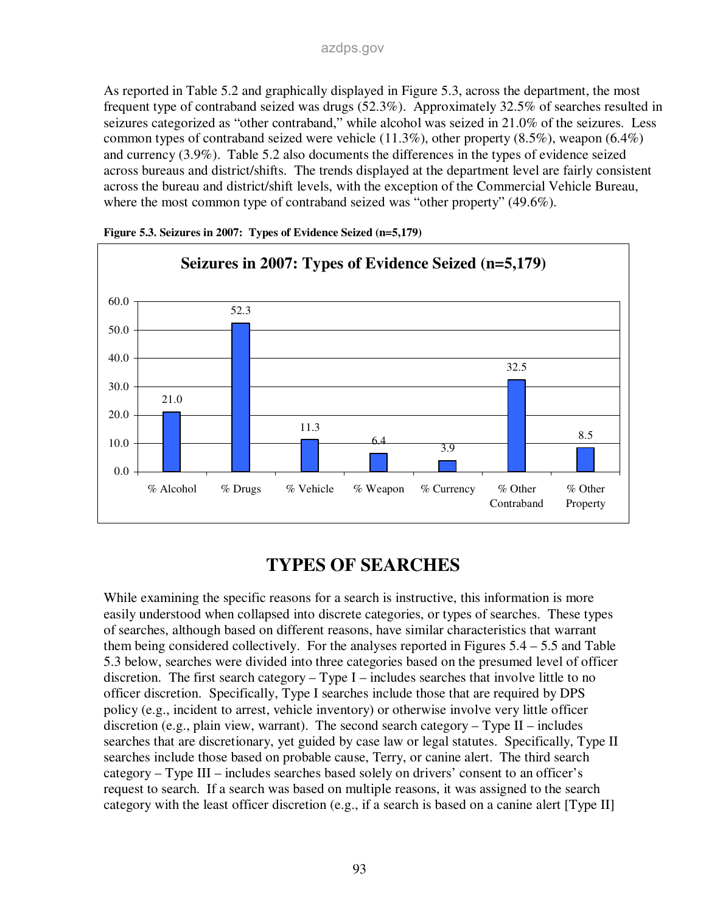As reported in Table 5.2 and graphically displayed in Figure 5.3, across the department, the most frequent type of contraband seized was drugs (52.3%). Approximately 32.5% of searches resulted in seizures categorized as "other contraband," while alcohol was seized in 21.0% of the seizures. Less common types of contraband seized were vehicle (11.3%), other property (8.5%), weapon (6.4%) and currency (3.9%). Table 5.2 also documents the differences in the types of evidence seized across bureaus and district/shifts. The trends displayed at the department level are fairly consistent across the bureau and district/shift levels, with the exception of the Commercial Vehicle Bureau, where the most common type of contraband seized was "other property" (49.6%).

**Figure 5.3. Seizures in 2007: Types of Evidence Seized (n=5,179)**

| | % Alcohol | % Drugs | % Vehicle | % Weapon | % Currency | % Other Contraband | % Other Property |
|---|---|---|---|---|---|---|---|
| Seizures in 2007: Types of Evidence Seized (n=5,179) | 21.0 | 52.3 | 11.3 | 6.4 | 3.9 | 32.5 | 8.5 |

# TYPES OF SEARCHES

While examining the specific reasons for a search is instructive, this information is more easily understood when collapsed into discrete categories, or types of searches. These types of searches, although based on different reasons, have similar characteristics that warrant them being considered collectively. For the analyses reported in Figures 5.4 – 5.5 and Table 5.3 below, searches were divided into three categories based on the presumed level of officer discretion. The first search category – Type I – includes searches that involve little to no officer discretion. Specifically, Type I searches include those that are required by DPS policy (e.g., incident to arrest, vehicle inventory) or otherwise involve very little officer discretion (e.g., plain view, warrant). The second search category – Type II – includes searches that are discretionary, yet guided by case law or legal statutes. Specifically, Type II searches include those based on probable cause, Terry, or canine alert. The third search category – Type III – includes searches based solely on drivers' consent to an officer's request to search. If a search was based on multiple reasons, it was assigned to the search category with the least officer discretion (e.g., if a search is based on a canine alert [Type II]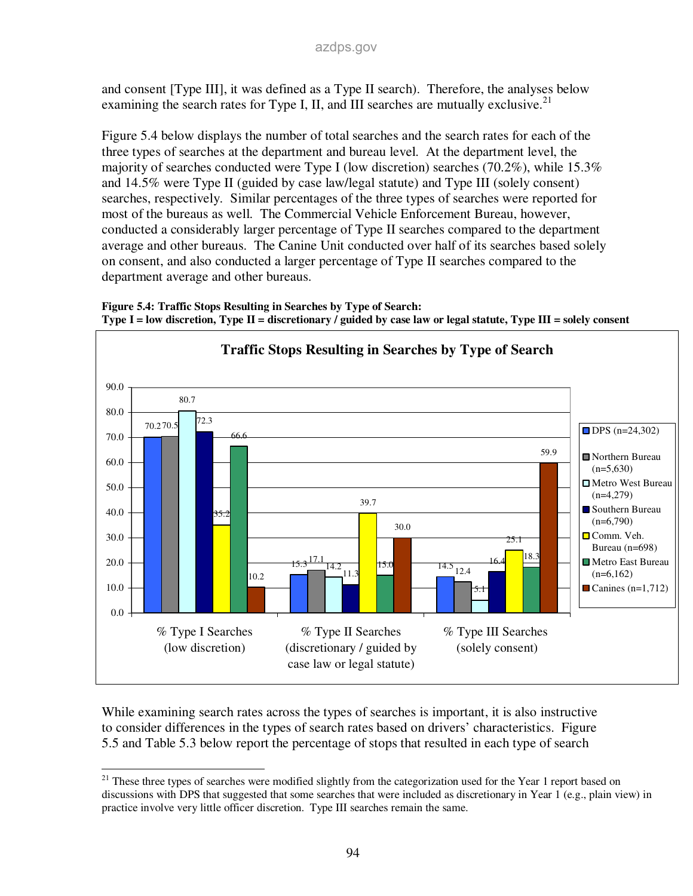and consent [Type III], it was defined as a Type II search). Therefore, the analyses below examining the search rates for Type I, II, and III searches are mutually exclusive.[21]

Figure 5.4 below displays the number of total searches and the search rates for each of the three types of searches at the department and bureau level. At the department level, the majority of searches conducted were Type I (low discretion) searches (70.2%), while 15.3% and 14.5% were Type II (guided by case law/legal statute) and Type III (solely consent) searches, respectively. Similar percentages of the three types of searches were reported for most of the bureaus as well. The Commercial Vehicle Enforcement Bureau, however, conducted a considerably larger percentage of Type II searches compared to the department average and other bureaus. The Canine Unit conducted over half of its searches based solely on consent, and also conducted a larger percentage of Type II searches compared to the department average and other bureaus.

**Figure 5.4: Traffic Stops Resulting in Searches by Type of Search:**
**Type I = low discretion, Type II = discretionary / guided by case law or legal statute, Type III = solely consent**

**Traffic Stops Resulting in Searches by Type of Search**

| | % Type I Searches (low discretion) | % Type II Searches (discretionary / guided by case law or legal statute) | % Type III Searches (solely consent) |
|---|---|---|---|
| DPS (n=24,302) | 70.2 | 15.3 | 14.5 |
| Northern Bureau (n=5,630) | 70.5 | 17.1 | 12.4 |
| Metro West Bureau (n=4,279) | 80.7 | 14.2 | 5.1 |
| Southern Bureau (n=6,790) | 72.3 | 11.3 | 16.4 |
| Comm. Veh. Bureau (n=698) | 35.2 | 39.7 | 25.1 |
| Metro East Bureau (n=6,162) | 66.6 | 15.0 | 18.3 |
| Canines (n=1,712) | 10.2 | 30.0 | 59.9 |

While examining search rates across the types of searches is important, it is also instructive to consider differences in the types of search rates based on drivers' characteristics. Figure 5.5 and Table 5.3 below report the percentage of stops that resulted in each type of search

---

[21] These three types of searches were modified slightly from the categorization used for the Year 1 report based on discussions with DPS that suggested that some searches that were included as discretionary in Year 1 (e.g., plain view) in practice involve very little officer discretion. Type III searches remain the same.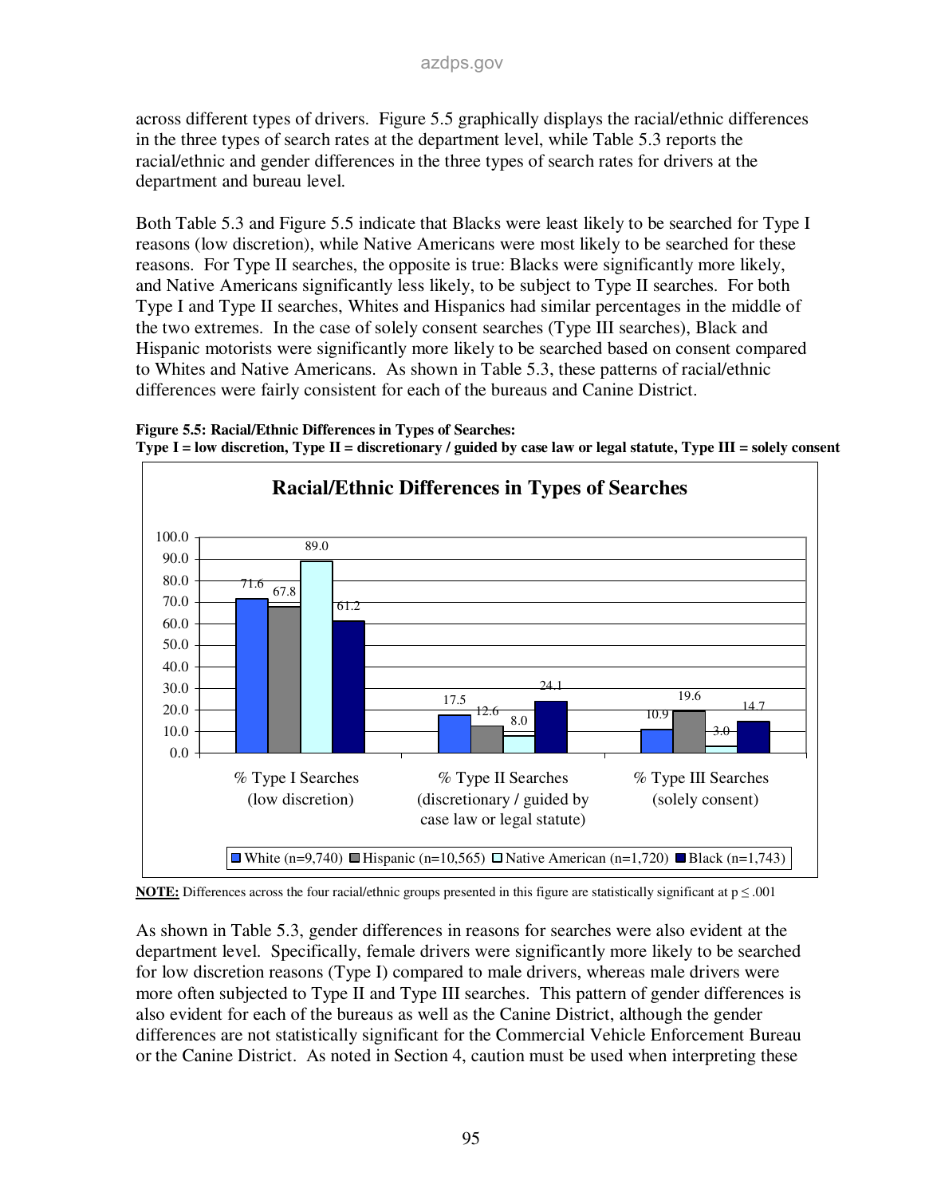across different types of drivers. Figure 5.5 graphically displays the racial/ethnic differences in the three types of search rates at the department level, while Table 5.3 reports the racial/ethnic and gender differences in the three types of search rates for drivers at the department and bureau level.

Both Table 5.3 and Figure 5.5 indicate that Blacks were least likely to be searched for Type I reasons (low discretion), while Native Americans were most likely to be searched for these reasons. For Type II searches, the opposite is true: Blacks were significantly more likely, and Native Americans significantly less likely, to be subject to Type II searches. For both Type I and Type II searches, Whites and Hispanics had similar percentages in the middle of the two extremes. In the case of solely consent searches (Type III searches), Black and Hispanic motorists were significantly more likely to be searched based on consent compared to Whites and Native Americans. As shown in Table 5.3, these patterns of racial/ethnic differences were fairly consistent for each of the bureaus and Canine District.

**Figure 5.5: Racial/Ethnic Differences in Types of Searches:**
**Type I = low discretion, Type II = discretionary / guided by case law or legal statute, Type III = solely consent**

**Racial/Ethnic Differences in Types of Searches**

| | White (n=9,740) | Hispanic (n=10,565) | Native American (n=1,720) | Black (n=1,743) |
|---|---|---|---|---|
| % Type I Searches (low discretion) | 71.6 | 67.8 | 89.0 | 61.2 |
| % Type II Searches (discretionary / guided by case law or legal statute) | 17.5 | 12.6 | 8.0 | 24.1 |
| % Type III Searches (solely consent) | 10.9 | 19.6 | 3.0 | 14.7 |

**NOTE:** Differences across the four racial/ethnic groups presented in this figure are statistically significant at $p \leq .001$

As shown in Table 5.3, gender differences in reasons for searches were also evident at the department level. Specifically, female drivers were significantly more likely to be searched for low discretion reasons (Type I) compared to male drivers, whereas male drivers were more often subjected to Type II and Type III searches. This pattern of gender differences is also evident for each of the bureaus as well as the Canine District, although the gender differences are not statistically significant for the Commercial Vehicle Enforcement Bureau or the Canine District. As noted in Section 4, caution must be used when interpreting these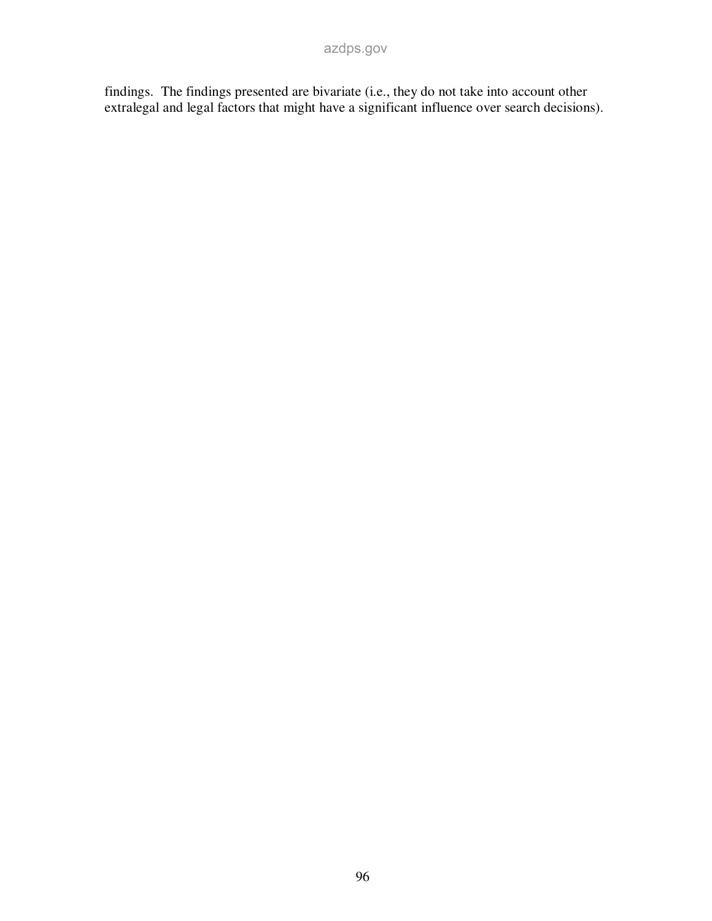findings. The findings presented are bivariate (i.e., they do not take into account other extralegal and legal factors that might have a significant influence over search decisions).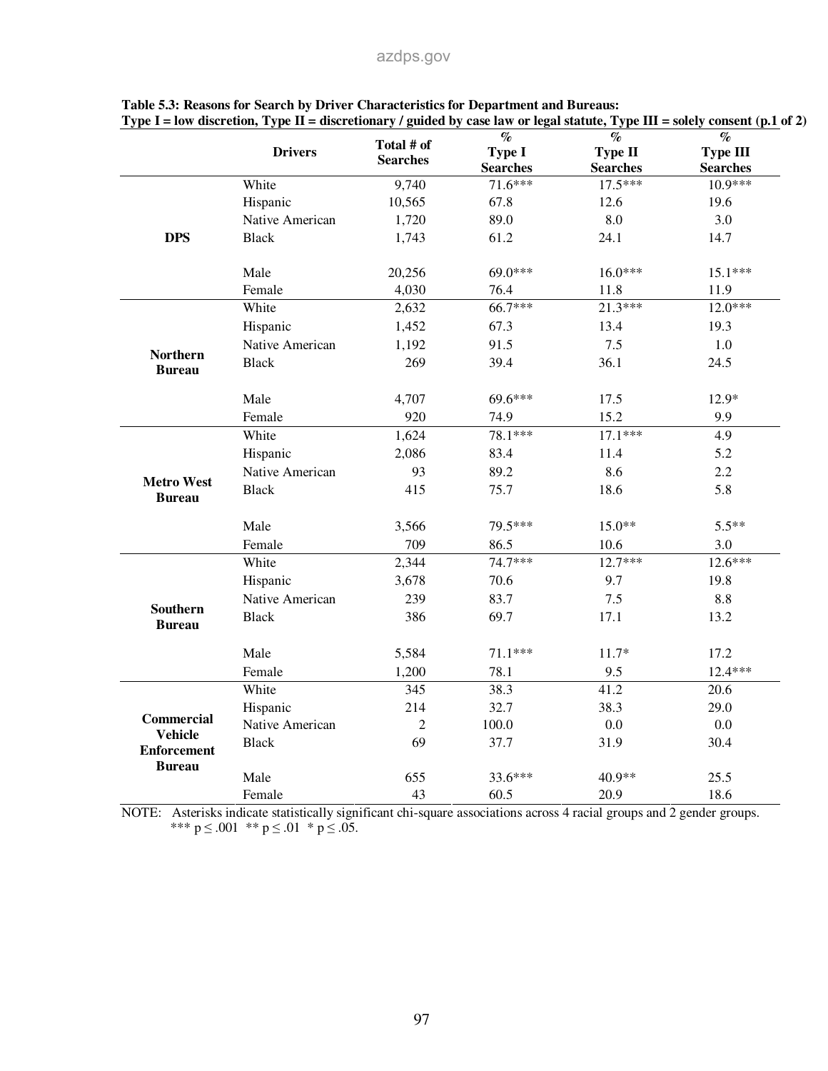**Table 5.3: Reasons for Search by Driver Characteristics for Department and Bureaus:**
**Type I = low discretion, Type II = discretionary / guided by case law or legal statute, Type III = solely consent (p.1 of 2)**

| | Drivers | Total # of Searches | % Type I Searches | % Type II Searches | % Type III Searches |
|---|---|---|---|---|---|
| **DPS** | White | 9,740 | 71.6*** | 17.5*** | 10.9*** |
| | Hispanic | 10,565 | 67.8 | 12.6 | 19.6 |
| | Native American | 1,720 | 89.0 | 8.0 | 3.0 |
| | Black | 1,743 | 61.2 | 24.1 | 14.7 |
| | Male | 20,256 | 69.0*** | 16.0*** | 15.1*** |
| | Female | 4,030 | 76.4 | 11.8 | 11.9 |
| **Northern Bureau** | White | 2,632 | 66.7*** | 21.3*** | 12.0*** |
| | Hispanic | 1,452 | 67.3 | 13.4 | 19.3 |
| | Native American | 1,192 | 91.5 | 7.5 | 1.0 |
| | Black | 269 | 39.4 | 36.1 | 24.5 |
| | Male | 4,707 | 69.6*** | 17.5 | 12.9* |
| | Female | 920 | 74.9 | 15.2 | 9.9 |
| **Metro West Bureau** | White | 1,624 | 78.1*** | 17.1*** | 4.9 |
| | Hispanic | 2,086 | 83.4 | 11.4 | 5.2 |
| | Native American | 93 | 89.2 | 8.6 | 2.2 |
| | Black | 415 | 75.7 | 18.6 | 5.8 |
| | Male | 3,566 | 79.5*** | 15.0** | 5.5** |
| | Female | 709 | 86.5 | 10.6 | 3.0 |
| **Southern Bureau** | White | 2,344 | 74.7*** | 12.7*** | 12.6*** |
| | Hispanic | 3,678 | 70.6 | 9.7 | 19.8 |
| | Native American | 239 | 83.7 | 7.5 | 8.8 |
| | Black | 386 | 69.7 | 17.1 | 13.2 |
| | Male | 5,584 | 71.1*** | 11.7* | 17.2 |
| | Female | 1,200 | 78.1 | 9.5 | 12.4*** |
| **Commercial Vehicle Enforcement Bureau** | White | 345 | 38.3 | 41.2 | 20.6 |
| | Hispanic | 214 | 32.7 | 38.3 | 29.0 |
| | Native American | 2 | 100.0 | 0.0 | 0.0 |
| | Black | 69 | 37.7 | 31.9 | 30.4 |
| | Male | 655 | 33.6*** | 40.9** | 25.5 |
| | Female | 43 | 60.5 | 20.9 | 18.6 |

NOTE: Asterisks indicate statistically significant chi-square associations across 4 racial groups and 2 gender groups. *** $p \leq .001$ ** $p \leq .01$ * $p \leq .05$.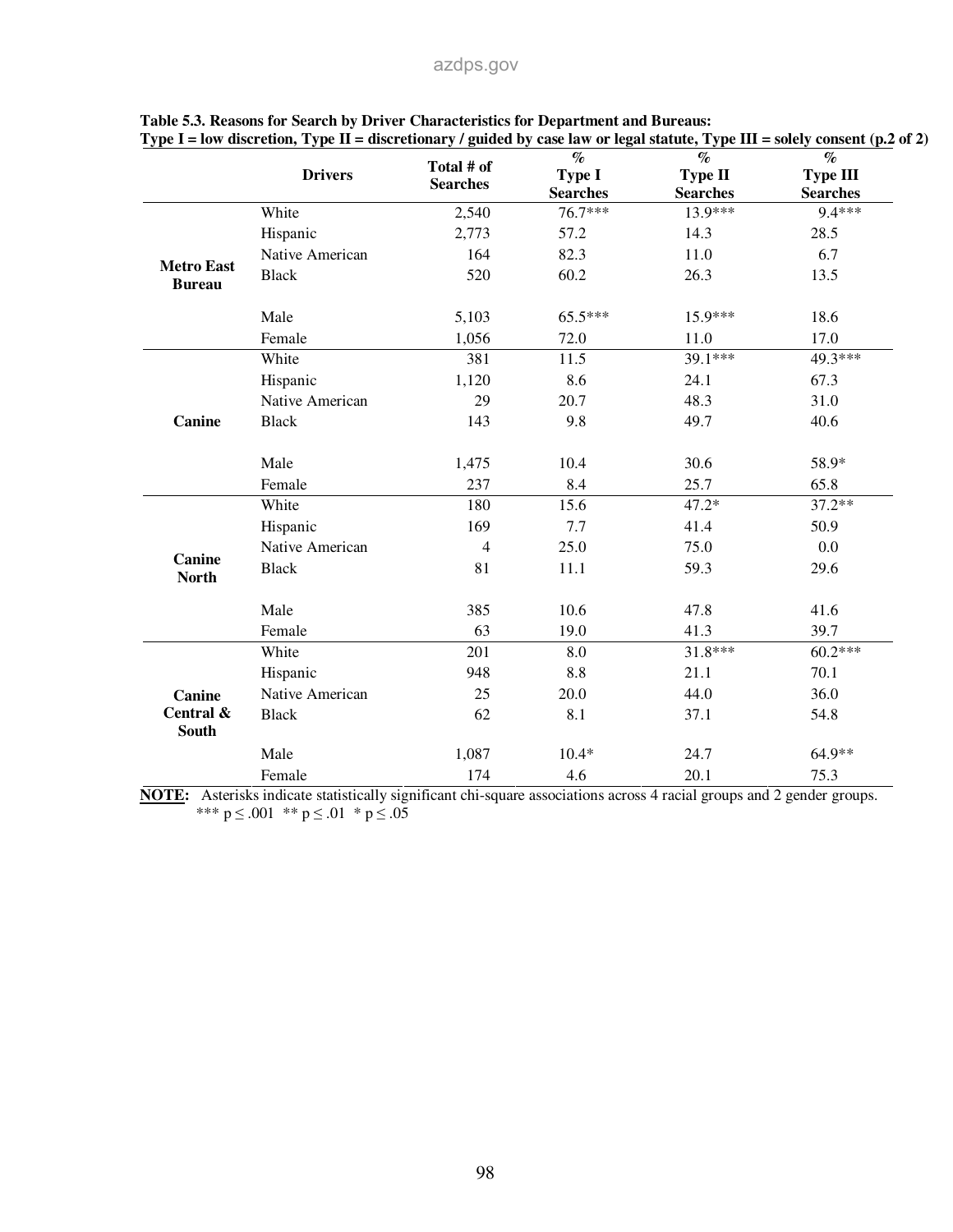**Table 5.3. Reasons for Search by Driver Characteristics for Department and Bureaus: Type I = low discretion, Type II = discretionary / guided by case law or legal statute, Type III = solely consent (p.2 of 2)**

| | Drivers | Total # of Searches | % Type I Searches | % Type II Searches | % Type III Searches |
|---|---|---|---|---|---|
| **Metro East Bureau** | White | 2,540 | 76.7*** | 13.9*** | 9.4*** |
| | Hispanic | 2,773 | 57.2 | 14.3 | 28.5 |
| | Native American | 164 | 82.3 | 11.0 | 6.7 |
| | Black | 520 | 60.2 | 26.3 | 13.5 |
| | Male | 5,103 | 65.5*** | 15.9*** | 18.6 |
| | Female | 1,056 | 72.0 | 11.0 | 17.0 |
| **Canine** | White | 381 | 11.5 | 39.1*** | 49.3*** |
| | Hispanic | 1,120 | 8.6 | 24.1 | 67.3 |
| | Native American | 29 | 20.7 | 48.3 | 31.0 |
| | Black | 143 | 9.8 | 49.7 | 40.6 |
| | Male | 1,475 | 10.4 | 30.6 | 58.9* |
| | Female | 237 | 8.4 | 25.7 | 65.8 |
| **Canine North** | White | 180 | 15.6 | 47.2* | 37.2** |
| | Hispanic | 169 | 7.7 | 41.4 | 50.9 |
| | Native American | 4 | 25.0 | 75.0 | 0.0 |
| | Black | 81 | 11.1 | 59.3 | 29.6 |
| | Male | 385 | 10.6 | 47.8 | 41.6 |
| | Female | 63 | 19.0 | 41.3 | 39.7 |
| **Canine Central & South** | White | 201 | 8.0 | 31.8*** | 60.2*** |
| | Hispanic | 948 | 8.8 | 21.1 | 70.1 |
| | Native American | 25 | 20.0 | 44.0 | 36.0 |
| | Black | 62 | 8.1 | 37.1 | 54.8 |
| | Male | 1,087 | 10.4* | 24.7 | 64.9** |
| | Female | 174 | 4.6 | 20.1 | 75.3 |

**NOTE:** Asterisks indicate statistically significant chi-square associations across 4 racial groups and 2 gender groups.
*** $p \leq .001$ ** $p \leq .01$ * $p \leq .05$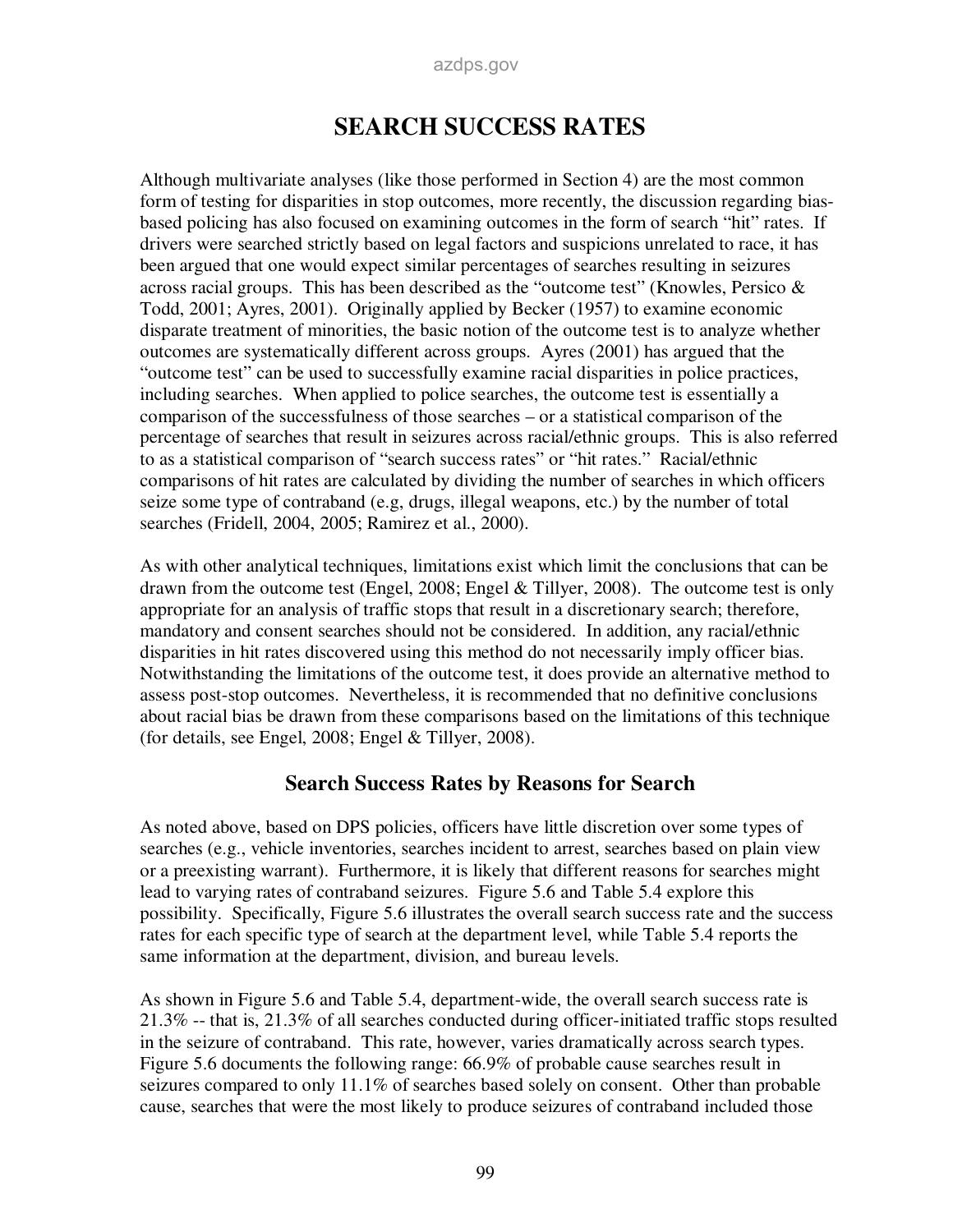# SEARCH SUCCESS RATES

Although multivariate analyses (like those performed in Section 4) are the most common form of testing for disparities in stop outcomes, more recently, the discussion regarding bias-based policing has also focused on examining outcomes in the form of search "hit" rates. If drivers were searched strictly based on legal factors and suspicions unrelated to race, it has been argued that one would expect similar percentages of searches resulting in seizures across racial groups. This has been described as the "outcome test" (Knowles, Persico & Todd, 2001; Ayres, 2001). Originally applied by Becker (1957) to examine economic disparate treatment of minorities, the basic notion of the outcome test is to analyze whether outcomes are systematically different across groups. Ayres (2001) has argued that the "outcome test" can be used to successfully examine racial disparities in police practices, including searches. When applied to police searches, the outcome test is essentially a comparison of the successfulness of those searches – or a statistical comparison of the percentage of searches that result in seizures across racial/ethnic groups. This is also referred to as a statistical comparison of "search success rates" or "hit rates." Racial/ethnic comparisons of hit rates are calculated by dividing the number of searches in which officers seize some type of contraband (e.g, drugs, illegal weapons, etc.) by the number of total searches (Fridell, 2004, 2005; Ramirez et al., 2000).

As with other analytical techniques, limitations exist which limit the conclusions that can be drawn from the outcome test (Engel, 2008; Engel & Tillyer, 2008). The outcome test is only appropriate for an analysis of traffic stops that result in a discretionary search; therefore, mandatory and consent searches should not be considered. In addition, any racial/ethnic disparities in hit rates discovered using this method do not necessarily imply officer bias. Notwithstanding the limitations of the outcome test, it does provide an alternative method to assess post-stop outcomes. Nevertheless, it is recommended that no definitive conclusions about racial bias be drawn from these comparisons based on the limitations of this technique (for details, see Engel, 2008; Engel & Tillyer, 2008).

## Search Success Rates by Reasons for Search

As noted above, based on DPS policies, officers have little discretion over some types of searches (e.g., vehicle inventories, searches incident to arrest, searches based on plain view or a preexisting warrant). Furthermore, it is likely that different reasons for searches might lead to varying rates of contraband seizures. Figure 5.6 and Table 5.4 explore this possibility. Specifically, Figure 5.6 illustrates the overall search success rate and the success rates for each specific type of search at the department level, while Table 5.4 reports the same information at the department, division, and bureau levels.

As shown in Figure 5.6 and Table 5.4, department-wide, the overall search success rate is 21.3% -- that is, 21.3% of all searches conducted during officer-initiated traffic stops resulted in the seizure of contraband. This rate, however, varies dramatically across search types. Figure 5.6 documents the following range: 66.9% of probable cause searches result in seizures compared to only 11.1% of searches based solely on consent. Other than probable cause, searches that were the most likely to produce seizures of contraband included those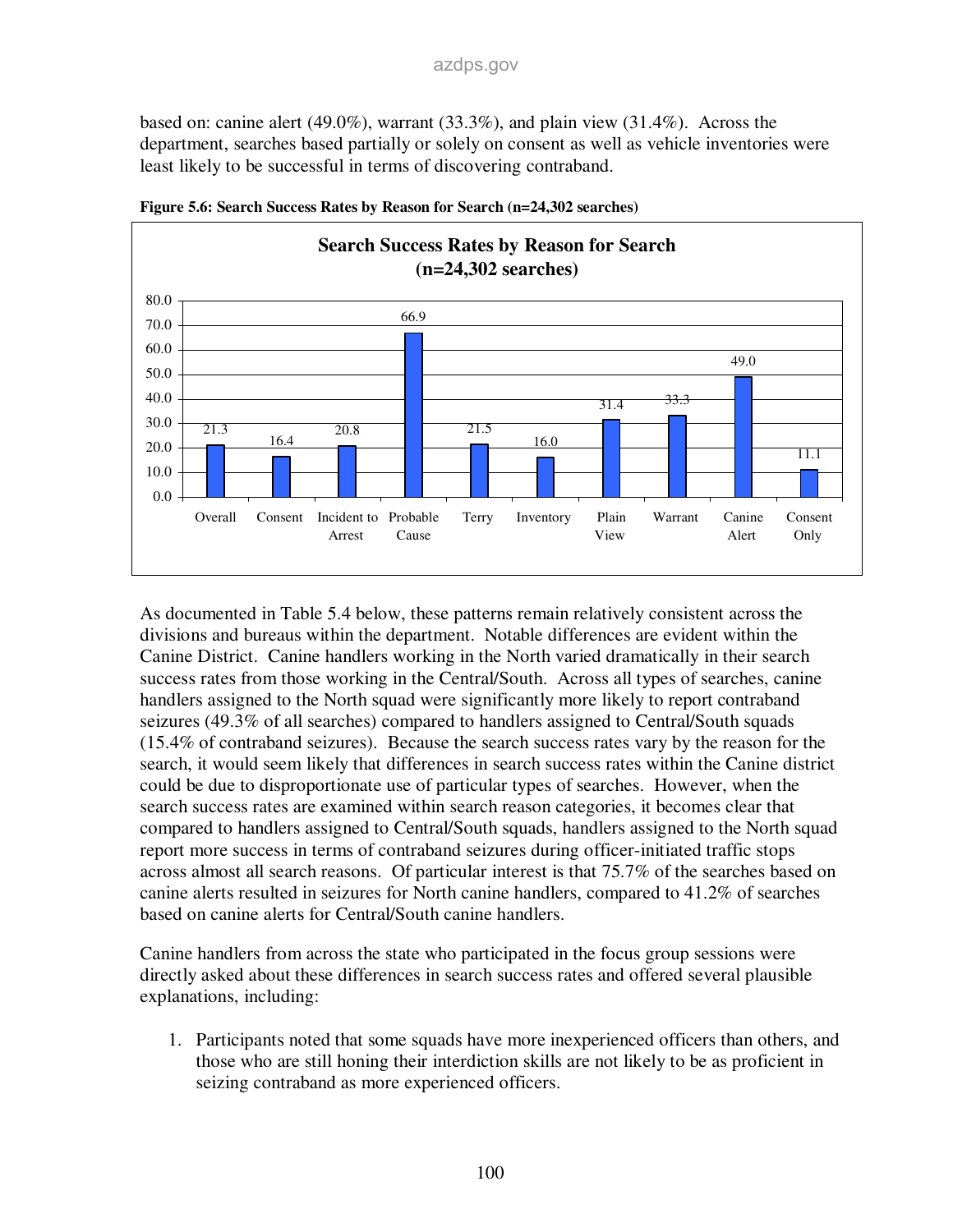based on: canine alert (49.0%), warrant (33.3%), and plain view (31.4%). Across the department, searches based partially or solely on consent as well as vehicle inventories were least likely to be successful in terms of discovering contraband.

**Figure 5.6: Search Success Rates by Reason for Search (n=24,302 searches)**

| Reason for Search | Success Rate (%) |
|---|---|
| Overall | 21.3 |
| Consent | 16.4 |
| Incident to Arrest | 20.8 |
| Probable Cause | 66.9 |
| Terry | 21.5 |
| Inventory | 16.0 |
| Plain View | 31.4 |
| Warrant | 33.3 |
| Canine Alert | 49.0 |
| Consent Only | 11.1 |

As documented in Table 5.4 below, these patterns remain relatively consistent across the divisions and bureaus within the department. Notable differences are evident within the Canine District. Canine handlers working in the North varied dramatically in their search success rates from those working in the Central/South. Across all types of searches, canine handlers assigned to the North squad were significantly more likely to report contraband seizures (49.3% of all searches) compared to handlers assigned to Central/South squads (15.4% of contraband seizures). Because the search success rates vary by the reason for the search, it would seem likely that differences in search success rates within the Canine district could be due to disproportionate use of particular types of searches. However, when the search success rates are examined within search reason categories, it becomes clear that compared to handlers assigned to Central/South squads, handlers assigned to the North squad report more success in terms of contraband seizures during officer-initiated traffic stops across almost all search reasons. Of particular interest is that 75.7% of the searches based on canine alerts resulted in seizures for North canine handlers, compared to 41.2% of searches based on canine alerts for Central/South canine handlers.

Canine handlers from across the state who participated in the focus group sessions were directly asked about these differences in search success rates and offered several plausible explanations, including:

1. Participants noted that some squads have more inexperienced officers than others, and those who are still honing their interdiction skills are not likely to be as proficient in seizing contraband as more experienced officers.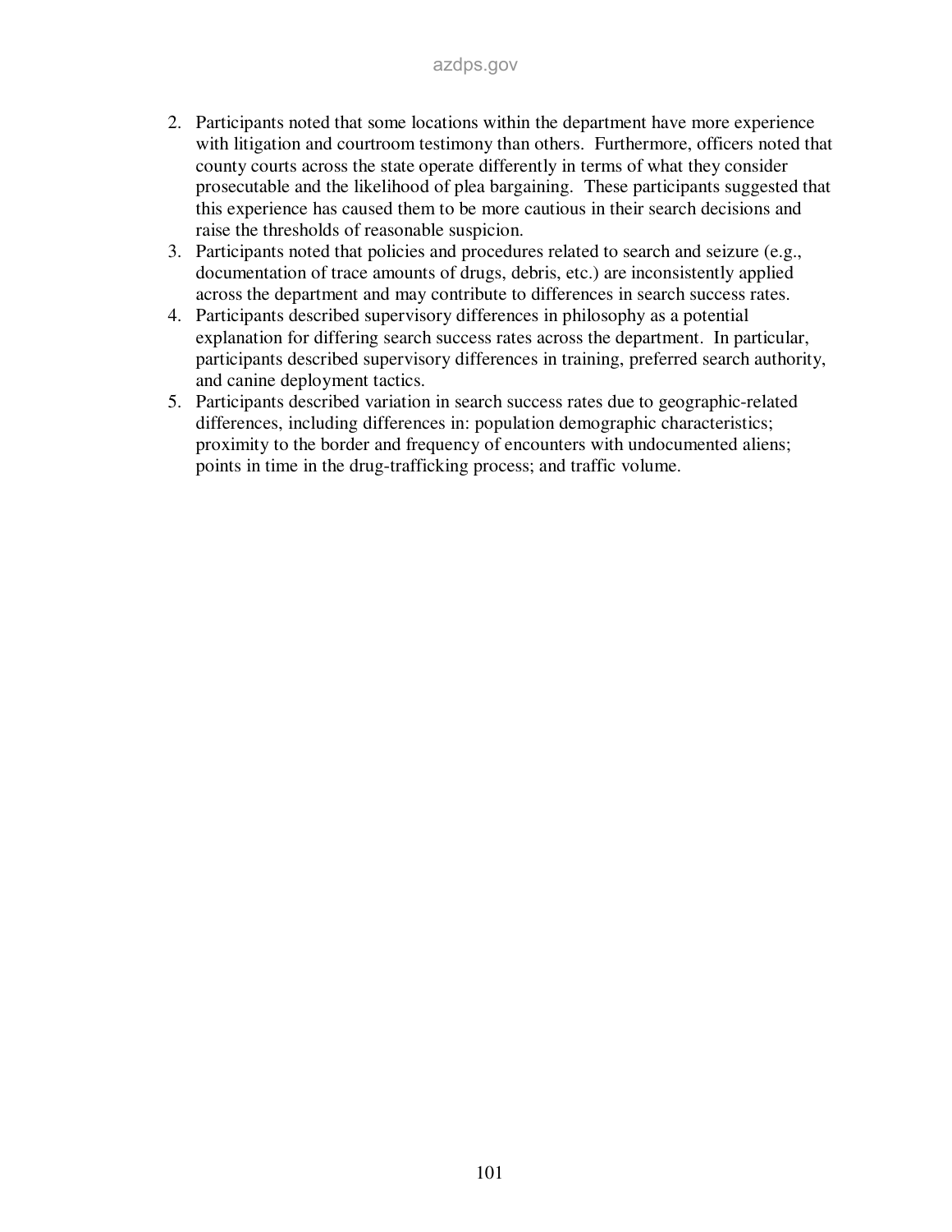2. Participants noted that some locations within the department have more experience with litigation and courtroom testimony than others. Furthermore, officers noted that county courts across the state operate differently in terms of what they consider prosecutable and the likelihood of plea bargaining. These participants suggested that this experience has caused them to be more cautious in their search decisions and raise the thresholds of reasonable suspicion.
3. Participants noted that policies and procedures related to search and seizure (e.g., documentation of trace amounts of drugs, debris, etc.) are inconsistently applied across the department and may contribute to differences in search success rates.
4. Participants described supervisory differences in philosophy as a potential explanation for differing search success rates across the department. In particular, participants described supervisory differences in training, preferred search authority, and canine deployment tactics.
5. Participants described variation in search success rates due to geographic-related differences, including differences in: population demographic characteristics; proximity to the border and frequency of encounters with undocumented aliens; points in time in the drug-trafficking process; and traffic volume.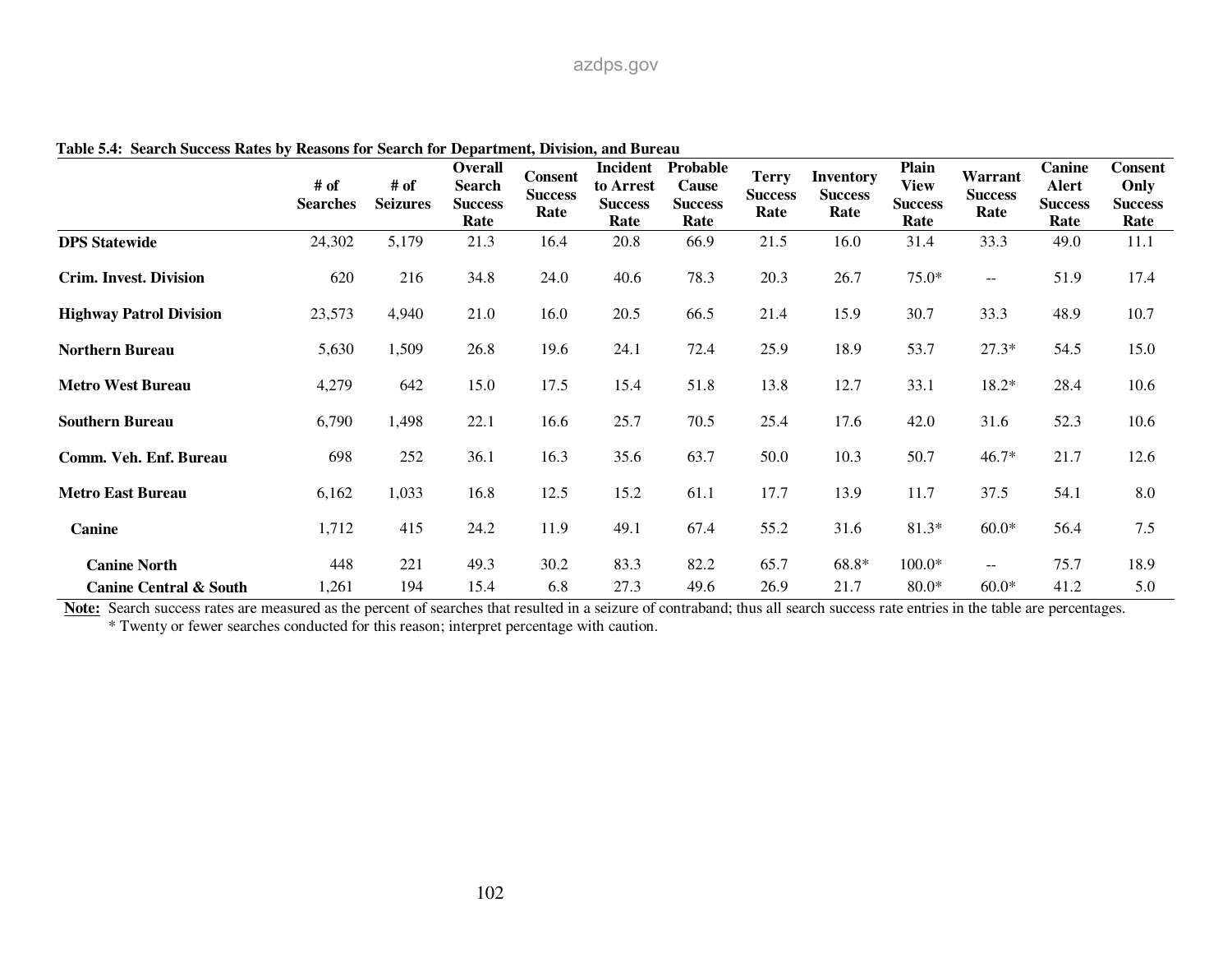**Table 5.4: Search Success Rates by Reasons for Search for Department, Division, and Bureau**

| | # of Searches | # of Seizures | Overall Search Success Rate | Consent Success Rate | Incident to Arrest Success Rate | Probable Cause Success Rate | Terry Success Rate | Inventory Success Rate | Plain View Success Rate | Warrant Success Rate | Canine Alert Success Rate | Consent Only Success Rate |
|---|---|---|---|---|---|---|---|---|---|---|---|---|
| **DPS Statewide** | 24,302 | 5,179 | 21.3 | 16.4 | 20.8 | 66.9 | 21.5 | 16.0 | 31.4 | 33.3 | 49.0 | 11.1 |
| **Crim. Invest. Division** | 620 | 216 | 34.8 | 24.0 | 40.6 | 78.3 | 20.3 | 26.7 | 75.0* | -- | 51.9 | 17.4 |
| **Highway Patrol Division** | 23,573 | 4,940 | 21.0 | 16.0 | 20.5 | 66.5 | 21.4 | 15.9 | 30.7 | 33.3 | 48.9 | 10.7 |
| **Northern Bureau** | 5,630 | 1,509 | 26.8 | 19.6 | 24.1 | 72.4 | 25.9 | 18.9 | 53.7 | 27.3* | 54.5 | 15.0 |
| **Metro West Bureau** | 4,279 | 642 | 15.0 | 17.5 | 15.4 | 51.8 | 13.8 | 12.7 | 33.1 | 18.2* | 28.4 | 10.6 |
| **Southern Bureau** | 6,790 | 1,498 | 22.1 | 16.6 | 25.7 | 70.5 | 25.4 | 17.6 | 42.0 | 31.6 | 52.3 | 10.6 |
| **Comm. Veh. Enf. Bureau** | 698 | 252 | 36.1 | 16.3 | 35.6 | 63.7 | 50.0 | 10.3 | 50.7 | 46.7* | 21.7 | 12.6 |
| **Metro East Bureau** | 6,162 | 1,033 | 16.8 | 12.5 | 15.2 | 61.1 | 17.7 | 13.9 | 11.7 | 37.5 | 54.1 | 8.0 |
| **Canine** | 1,712 | 415 | 24.2 | 11.9 | 49.1 | 67.4 | 55.2 | 31.6 | 81.3* | 60.0* | 56.4 | 7.5 |
| **Canine North** | 448 | 221 | 49.3 | 30.2 | 83.3 | 82.2 | 65.7 | 68.8* | 100.0* | -- | 75.7 | 18.9 |
| **Canine Central & South** | 1,261 | 194 | 15.4 | 6.8 | 27.3 | 49.6 | 26.9 | 21.7 | 80.0* | 60.0* | 41.2 | 5.0 |

**Note:** Search success rates are measured as the percent of searches that resulted in a seizure of contraband; thus all search success rate entries in the table are percentages.
* Twenty or fewer searches conducted for this reason; interpret percentage with caution.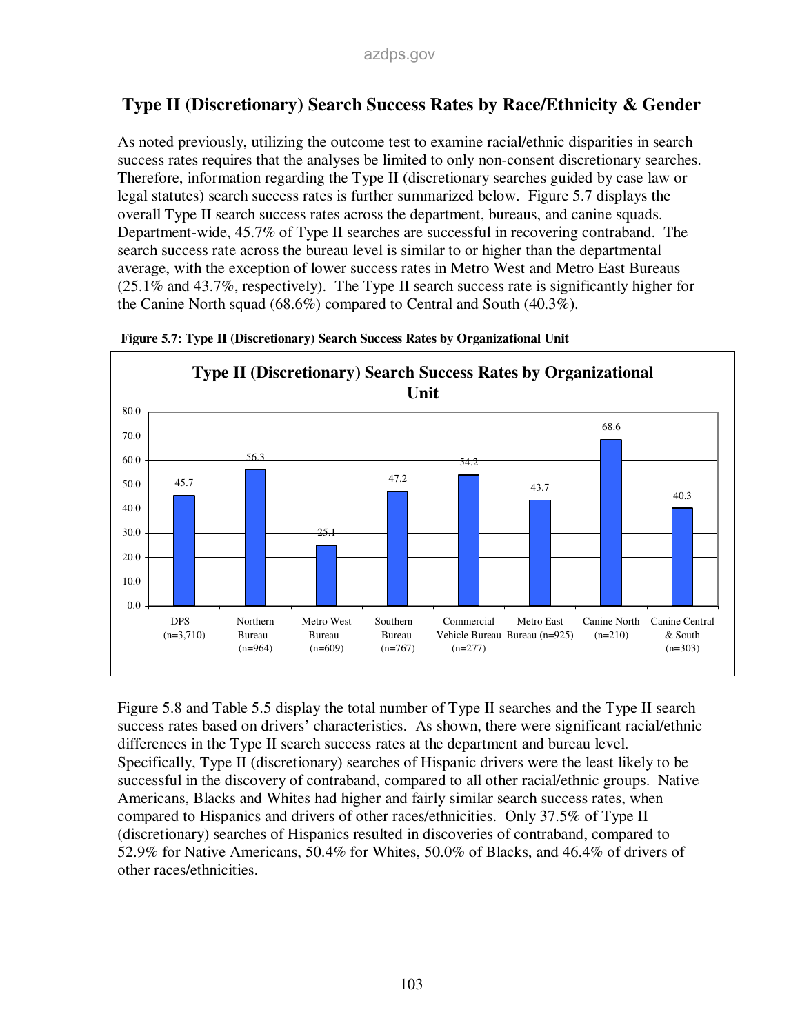## Type II (Discretionary) Search Success Rates by Race/Ethnicity & Gender

As noted previously, utilizing the outcome test to examine racial/ethnic disparities in search success rates requires that the analyses be limited to only non-consent discretionary searches. Therefore, information regarding the Type II (discretionary searches guided by case law or legal statutes) search success rates is further summarized below. Figure 5.7 displays the overall Type II search success rates across the department, bureaus, and canine squads. Department-wide, 45.7% of Type II searches are successful in recovering contraband. The search success rate across the bureau level is similar to or higher than the departmental average, with the exception of lower success rates in Metro West and Metro East Bureaus (25.1% and 43.7%, respectively). The Type II search success rate is significantly higher for the Canine North squad (68.6%) compared to Central and South (40.3%).

**Figure 5.7: Type II (Discretionary) Search Success Rates by Organizational Unit**

**Type II (Discretionary) Search Success Rates by Organizational Unit**

| Organizational Unit | Success Rate (%) |
|---|---|
| DPS (n=3,710) | 45.7 |
| Northern Bureau (n=964) | 56.3 |
| Metro West Bureau (n=609) | 25.1 |
| Southern Bureau (n=767) | 47.2 |
| Commercial Vehicle Bureau (n=277) | 54.2 |
| Metro East Bureau (n=925) | 43.7 |
| Canine North (n=210) | 68.6 |
| Canine Central & South (n=303) | 40.3 |

Figure 5.8 and Table 5.5 display the total number of Type II searches and the Type II search success rates based on drivers' characteristics. As shown, there were significant racial/ethnic differences in the Type II search success rates at the department and bureau level. Specifically, Type II (discretionary) searches of Hispanic drivers were the least likely to be successful in the discovery of contraband, compared to all other racial/ethnic groups. Native Americans, Blacks and Whites had higher and fairly similar search success rates, when compared to Hispanics and drivers of other races/ethnicities. Only 37.5% of Type II (discretionary) searches of Hispanics resulted in discoveries of contraband, compared to 52.9% for Native Americans, 50.4% for Whites, 50.0% of Blacks, and 46.4% of drivers of other races/ethnicities.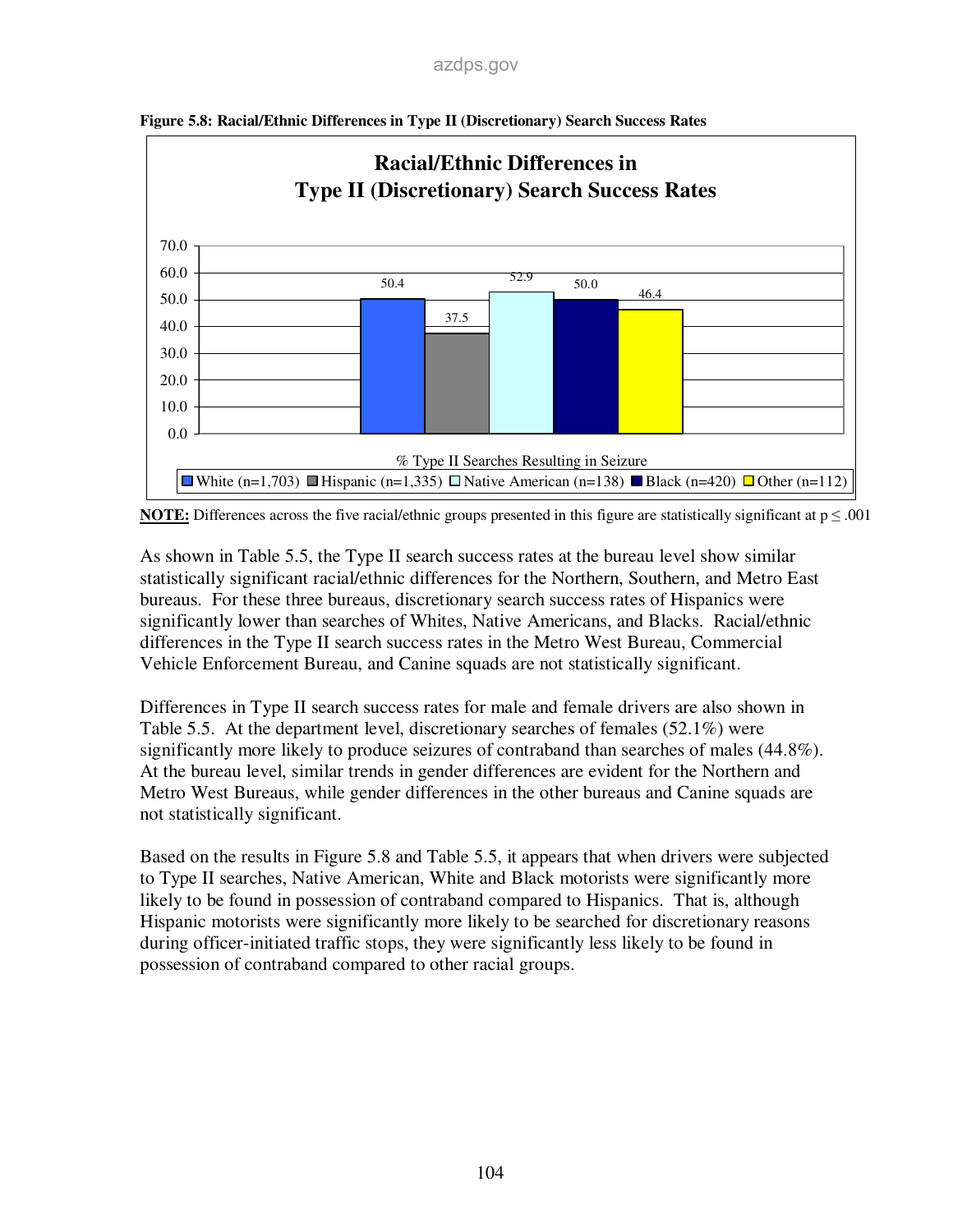**Figure 5.8: Racial/Ethnic Differences in Type II (Discretionary) Search Success Rates**

**Racial/Ethnic Differences in Type II (Discretionary) Search Success Rates**

% Type II Searches Resulting in Seizure

| Group | % |
|---|---|
| White (n=1,703) | 50.4 |
| Hispanic (n=1,335) | 37.5 |
| Native American (n=138) | 52.9 |
| Black (n=420) | 50.0 |
| Other (n=112) | 46.4 |

**NOTE:** Differences across the five racial/ethnic groups presented in this figure are statistically significant at $p \leq .001$

As shown in Table 5.5, the Type II search success rates at the bureau level show similar statistically significant racial/ethnic differences for the Northern, Southern, and Metro East bureaus. For these three bureaus, discretionary search success rates of Hispanics were significantly lower than searches of Whites, Native Americans, and Blacks. Racial/ethnic differences in the Type II search success rates in the Metro West Bureau, Commercial Vehicle Enforcement Bureau, and Canine squads are not statistically significant.

Differences in Type II search success rates for male and female drivers are also shown in Table 5.5. At the department level, discretionary searches of females (52.1%) were significantly more likely to produce seizures of contraband than searches of males (44.8%). At the bureau level, similar trends in gender differences are evident for the Northern and Metro West Bureaus, while gender differences in the other bureaus and Canine squads are not statistically significant.

Based on the results in Figure 5.8 and Table 5.5, it appears that when drivers were subjected to Type II searches, Native American, White and Black motorists were significantly more likely to be found in possession of contraband compared to Hispanics. That is, although Hispanic motorists were significantly more likely to be searched for discretionary reasons during officer-initiated traffic stops, they were significantly less likely to be found in possession of contraband compared to other racial groups.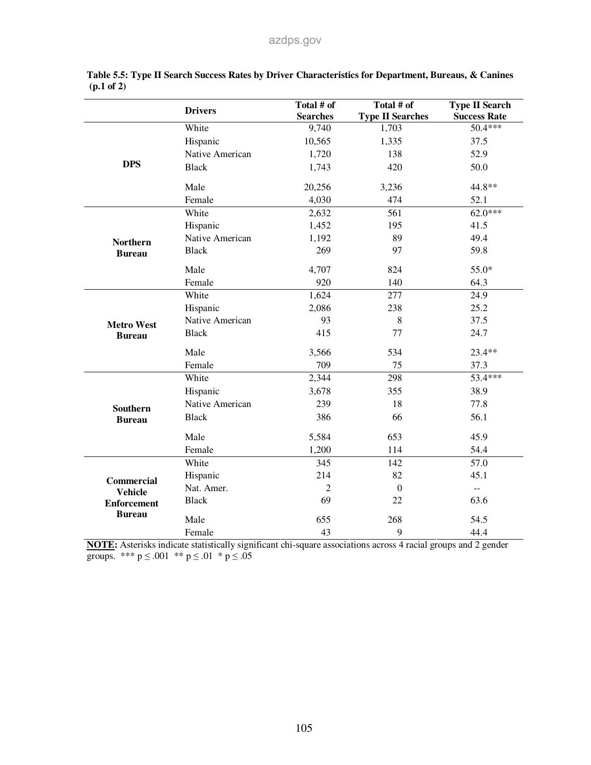**Table 5.5: Type II Search Success Rates by Driver Characteristics for Department, Bureaus, & Canines (p.1 of 2)**

| | Drivers | Total # of Searches | Total # of Type II Searches | Type II Search Success Rate |
|---|---|---|---|---|
| **DPS** | White | 9,740 | 1,703 | 50.4*** |
| | Hispanic | 10,565 | 1,335 | 37.5 |
| | Native American | 1,720 | 138 | 52.9 |
| | Black | 1,743 | 420 | 50.0 |
| | Male | 20,256 | 3,236 | 44.8** |
| | Female | 4,030 | 474 | 52.1 |
| **Northern Bureau** | White | 2,632 | 561 | 62.0*** |
| | Hispanic | 1,452 | 195 | 41.5 |
| | Native American | 1,192 | 89 | 49.4 |
| | Black | 269 | 97 | 59.8 |
| | Male | 4,707 | 824 | 55.0* |
| | Female | 920 | 140 | 64.3 |
| **Metro West Bureau** | White | 1,624 | 277 | 24.9 |
| | Hispanic | 2,086 | 238 | 25.2 |
| | Native American | 93 | 8 | 37.5 |
| | Black | 415 | 77 | 24.7 |
| | Male | 3,566 | 534 | 23.4** |
| | Female | 709 | 75 | 37.3 |
| **Southern Bureau** | White | 2,344 | 298 | 53.4*** |
| | Hispanic | 3,678 | 355 | 38.9 |
| | Native American | 239 | 18 | 77.8 |
| | Black | 386 | 66 | 56.1 |
| | Male | 5,584 | 653 | 45.9 |
| | Female | 1,200 | 114 | 54.4 |
| **Commercial Vehicle Enforcement Bureau** | White | 345 | 142 | 57.0 |
| | Hispanic | 214 | 82 | 45.1 |
| | Nat. Amer. | 2 | 0 | -- |
| | Black | 69 | 22 | 63.6 |
| | Male | 655 | 268 | 54.5 |
| | Female | 43 | 9 | 44.4 |

**NOTE:** Asterisks indicate statistically significant chi-square associations across 4 racial groups and 2 gender groups. *** $p \leq .001$ ** $p \leq .01$ * $p \leq .05$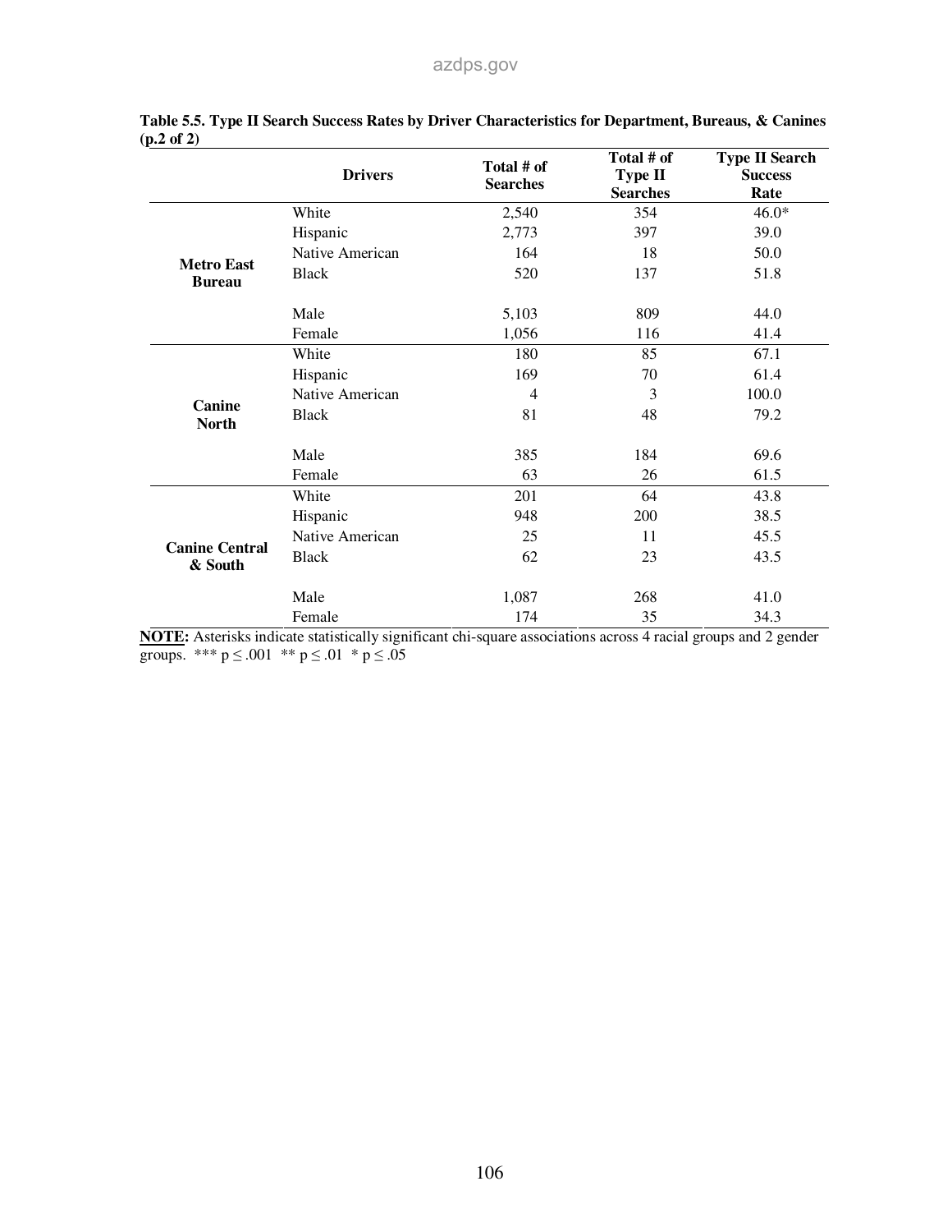**Table 5.5. Type II Search Success Rates by Driver Characteristics for Department, Bureaus, & Canines (p.2 of 2)**

| | Drivers | Total # of Searches | Total # of Type II Searches | Type II Search Success Rate |
|---|---|---|---|---|
| **Metro East Bureau** | White | 2,540 | 354 | 46.0* |
| | Hispanic | 2,773 | 397 | 39.0 |
| | Native American | 164 | 18 | 50.0 |
| | Black | 520 | 137 | 51.8 |
| | Male | 5,103 | 809 | 44.0 |
| | Female | 1,056 | 116 | 41.4 |
| **Canine North** | White | 180 | 85 | 67.1 |
| | Hispanic | 169 | 70 | 61.4 |
| | Native American | 4 | 3 | 100.0 |
| | Black | 81 | 48 | 79.2 |
| | Male | 385 | 184 | 69.6 |
| | Female | 63 | 26 | 61.5 |
| **Canine Central & South** | White | 201 | 64 | 43.8 |
| | Hispanic | 948 | 200 | 38.5 |
| | Native American | 25 | 11 | 45.5 |
| | Black | 62 | 23 | 43.5 |
| | Male | 1,087 | 268 | 41.0 |
| | Female | 174 | 35 | 34.3 |

**NOTE:** Asterisks indicate statistically significant chi-square associations across 4 racial groups and 2 gender groups. *** $p \leq .001$ ** $p \leq .01$ * $p \leq .05$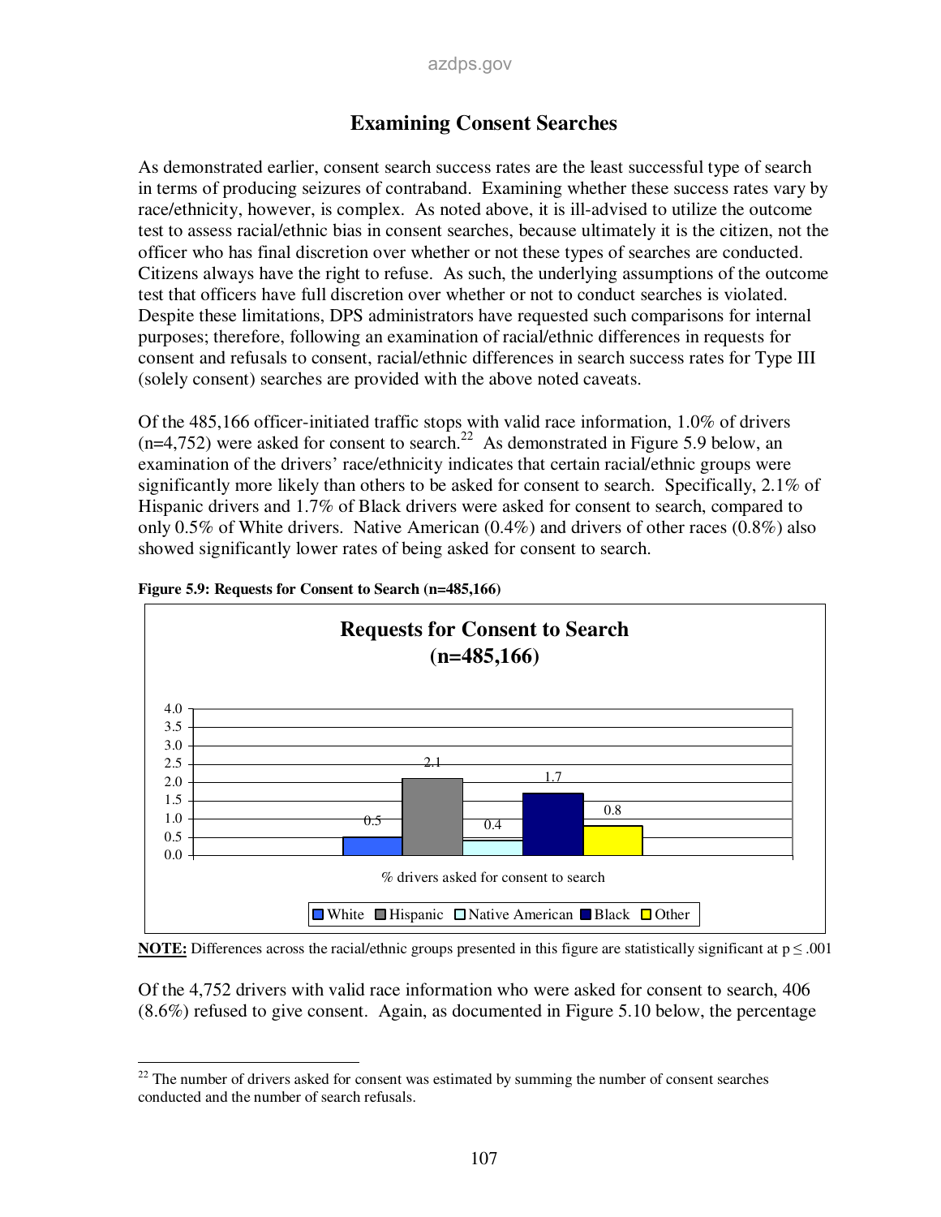# Examining Consent Searches

As demonstrated earlier, consent search success rates are the least successful type of search in terms of producing seizures of contraband. Examining whether these success rates vary by race/ethnicity, however, is complex. As noted above, it is ill-advised to utilize the outcome test to assess racial/ethnic bias in consent searches, because ultimately it is the citizen, not the officer who has final discretion over whether or not these types of searches are conducted. Citizens always have the right to refuse. As such, the underlying assumptions of the outcome test that officers have full discretion over whether or not to conduct searches is violated. Despite these limitations, DPS administrators have requested such comparisons for internal purposes; therefore, following an examination of racial/ethnic differences in requests for consent and refusals to consent, racial/ethnic differences in search success rates for Type III (solely consent) searches are provided with the above noted caveats.

Of the 485,166 officer-initiated traffic stops with valid race information, 1.0% of drivers (n=4,752) were asked for consent to search.[22] As demonstrated in Figure 5.9 below, an examination of the drivers' race/ethnicity indicates that certain racial/ethnic groups were significantly more likely than others to be asked for consent to search. Specifically, 2.1% of Hispanic drivers and 1.7% of Black drivers were asked for consent to search, compared to only 0.5% of White drivers. Native American (0.4%) and drivers of other races (0.8%) also showed significantly lower rates of being asked for consent to search.

**Figure 5.9: Requests for Consent to Search (n=485,166)**

| % drivers asked for consent to search | White | Hispanic | Native American | Black | Other |
|---|---|---|---|---|---|
| | 0.5 | 2.1 | 0.4 | 1.7 | 0.8 |

**NOTE:** Differences across the racial/ethnic groups presented in this figure are statistically significant at $p \leq .001$

Of the 4,752 drivers with valid race information who were asked for consent to search, 406 (8.6%) refused to give consent. Again, as documented in Figure 5.10 below, the percentage

[22] The number of drivers asked for consent was estimated by summing the number of consent searches conducted and the number of search refusals.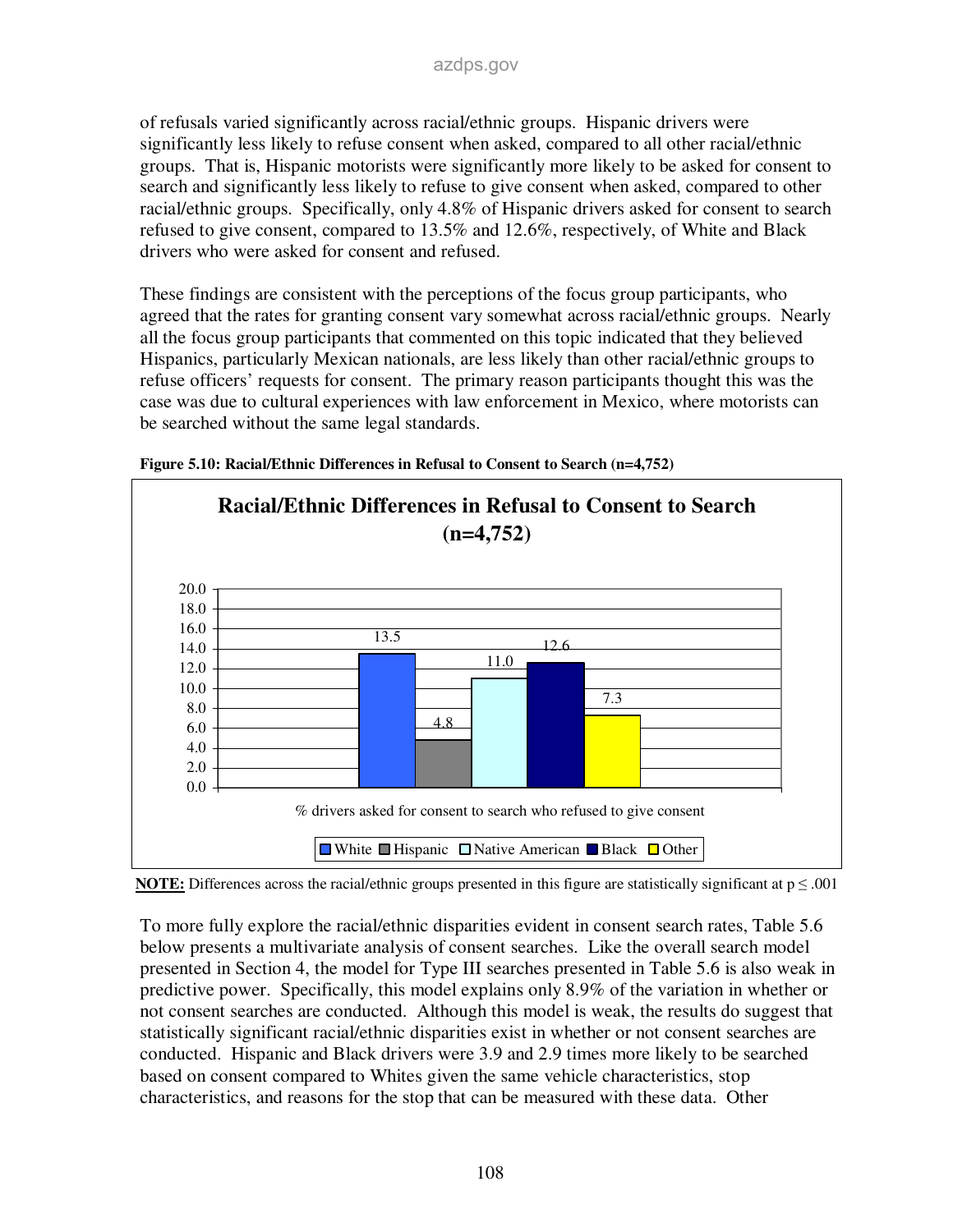of refusals varied significantly across racial/ethnic groups. Hispanic drivers were significantly less likely to refuse consent when asked, compared to all other racial/ethnic groups. That is, Hispanic motorists were significantly more likely to be asked for consent to search and significantly less likely to refuse to give consent when asked, compared to other racial/ethnic groups. Specifically, only 4.8% of Hispanic drivers asked for consent to search refused to give consent, compared to 13.5% and 12.6%, respectively, of White and Black drivers who were asked for consent and refused.

These findings are consistent with the perceptions of the focus group participants, who agreed that the rates for granting consent vary somewhat across racial/ethnic groups. Nearly all the focus group participants that commented on this topic indicated that they believed Hispanics, particularly Mexican nationals, are less likely than other racial/ethnic groups to refuse officers' requests for consent. The primary reason participants thought this was the case was due to cultural experiences with law enforcement in Mexico, where motorists can be searched without the same legal standards.

**Figure 5.10: Racial/Ethnic Differences in Refusal to Consent to Search (n=4,752)**

**Racial/Ethnic Differences in Refusal to Consent to Search (n=4,752)**

| % drivers asked for consent to search who refused to give consent | |
|---|---|
| White | 13.5 |
| Hispanic | 4.8 |
| Native American | 11.0 |
| Black | 12.6 |
| Other | 7.3 |

**NOTE:** Differences across the racial/ethnic groups presented in this figure are statistically significant at $p \leq .001$

To more fully explore the racial/ethnic disparities evident in consent search rates, Table 5.6 below presents a multivariate analysis of consent searches. Like the overall search model presented in Section 4, the model for Type III searches presented in Table 5.6 is also weak in predictive power. Specifically, this model explains only 8.9% of the variation in whether or not consent searches are conducted. Although this model is weak, the results do suggest that statistically significant racial/ethnic disparities exist in whether or not consent searches are conducted. Hispanic and Black drivers were 3.9 and 2.9 times more likely to be searched based on consent compared to Whites given the same vehicle characteristics, stop characteristics, and reasons for the stop that can be measured with these data. Other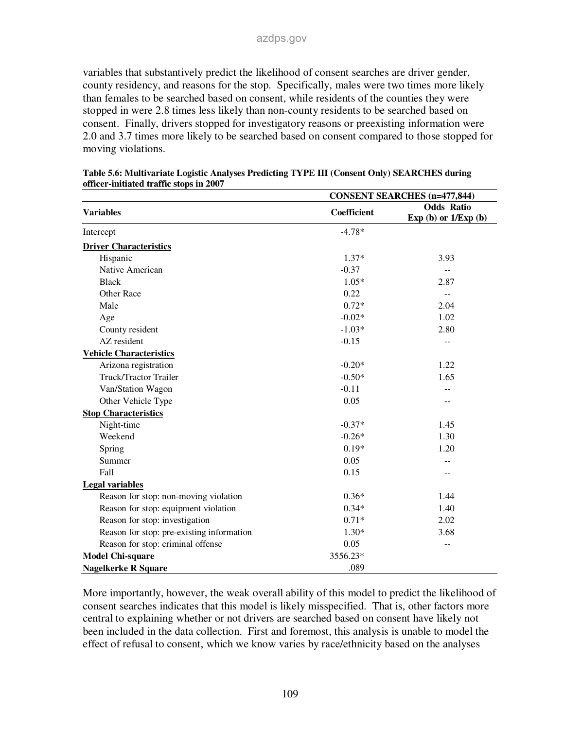variables that substantively predict the likelihood of consent searches are driver gender, county residency, and reasons for the stop. Specifically, males were two times more likely than females to be searched based on consent, while residents of the counties they were stopped in were 2.8 times less likely than non-county residents to be searched based on consent. Finally, drivers stopped for investigatory reasons or preexisting information were 2.0 and 3.7 times more likely to be searched based on consent compared to those stopped for moving violations.

**Table 5.6: Multivariate Logistic Analyses Predicting TYPE III (Consent Only) SEARCHES during officer-initiated traffic stops in 2007**

| | CONSENT SEARCHES (n=477,844) | |
|---|---|---|
| **Variables** | **Coefficient** | **Odds Ratio Exp (b) or 1/Exp (b)** |
| Intercept | -4.78* | |
| **Driver Characteristics** | | |
| Hispanic | 1.37* | 3.93 |
| Native American | -0.37 | -- |
| Black | 1.05* | 2.87 |
| Other Race | 0.22 | -- |
| Male | 0.72* | 2.04 |
| Age | -0.02* | 1.02 |
| County resident | -1.03* | 2.80 |
| AZ resident | -0.15 | -- |
| **Vehicle Characteristics** | | |
| Arizona registration | -0.20* | 1.22 |
| Truck/Tractor Trailer | -0.50* | 1.65 |
| Van/Station Wagon | -0.11 | -- |
| Other Vehicle Type | 0.05 | -- |
| **Stop Characteristics** | | |
| Night-time | -0.37* | 1.45 |
| Weekend | -0.26* | 1.30 |
| Spring | 0.19* | 1.20 |
| Summer | 0.05 | -- |
| Fall | 0.15 | -- |
| **Legal variables** | | |
| Reason for stop: non-moving violation | 0.36* | 1.44 |
| Reason for stop: equipment violation | 0.34* | 1.40 |
| Reason for stop: investigation | 0.71* | 2.02 |
| Reason for stop: pre-existing information | 1.30* | 3.68 |
| Reason for stop: criminal offense | 0.05 | -- |
| **Model Chi-square** | 3556.23* | |
| **Nagelkerke R Square** | .089 | |

More importantly, however, the weak overall ability of this model to predict the likelihood of consent searches indicates that this model is likely misspecified. That is, other factors more central to explaining whether or not drivers are searched based on consent have likely not been included in the data collection. First and foremost, this analysis is unable to model the effect of refusal to consent, which we know varies by race/ethnicity based on the analyses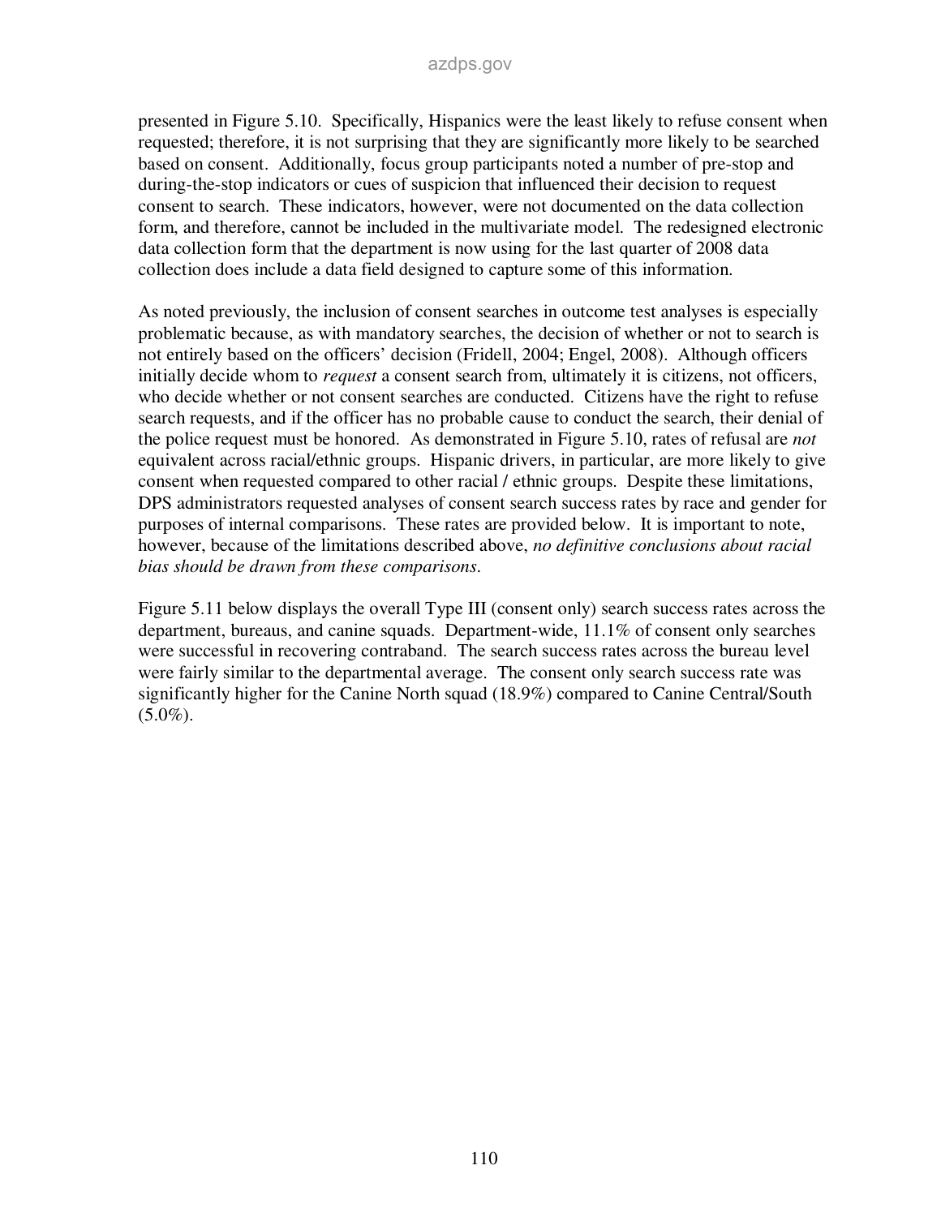presented in Figure 5.10. Specifically, Hispanics were the least likely to refuse consent when requested; therefore, it is not surprising that they are significantly more likely to be searched based on consent. Additionally, focus group participants noted a number of pre-stop and during-the-stop indicators or cues of suspicion that influenced their decision to request consent to search. These indicators, however, were not documented on the data collection form, and therefore, cannot be included in the multivariate model. The redesigned electronic data collection form that the department is now using for the last quarter of 2008 data collection does include a data field designed to capture some of this information.

As noted previously, the inclusion of consent searches in outcome test analyses is especially problematic because, as with mandatory searches, the decision of whether or not to search is not entirely based on the officers' decision (Fridell, 2004; Engel, 2008). Although officers initially decide whom to *request* a consent search from, ultimately it is citizens, not officers, who decide whether or not consent searches are conducted. Citizens have the right to refuse search requests, and if the officer has no probable cause to conduct the search, their denial of the police request must be honored. As demonstrated in Figure 5.10, rates of refusal are *not* equivalent across racial/ethnic groups. Hispanic drivers, in particular, are more likely to give consent when requested compared to other racial / ethnic groups. Despite these limitations, DPS administrators requested analyses of consent search success rates by race and gender for purposes of internal comparisons. These rates are provided below. It is important to note, however, because of the limitations described above, *no definitive conclusions about racial bias should be drawn from these comparisons*.

Figure 5.11 below displays the overall Type III (consent only) search success rates across the department, bureaus, and canine squads. Department-wide, 11.1% of consent only searches were successful in recovering contraband. The search success rates across the bureau level were fairly similar to the departmental average. The consent only search success rate was significantly higher for the Canine North squad (18.9%) compared to Canine Central/South (5.0%).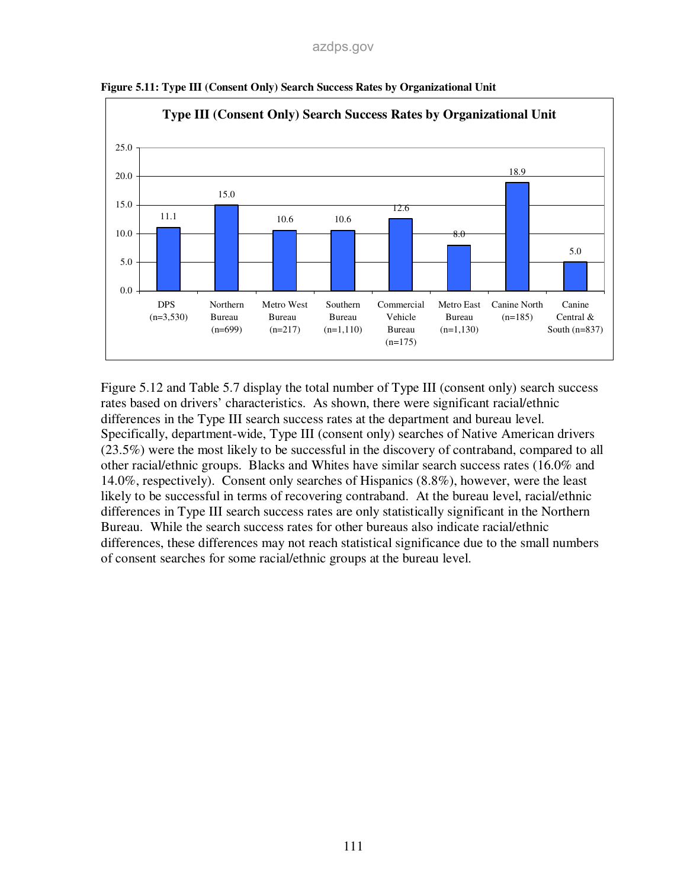**Figure 5.11: Type III (Consent Only) Search Success Rates by Organizational Unit**

| Organizational Unit | Search Success Rate |
|---|---|
| DPS (n=3,530) | 11.1 |
| Northern Bureau (n=699) | 15.0 |
| Metro West Bureau (n=217) | 10.6 |
| Southern Bureau (n=1,110) | 10.6 |
| Commercial Vehicle Bureau (n=175) | 12.6 |
| Metro East Bureau (n=1,130) | 8.0 |
| Canine North (n=185) | 18.9 |
| Canine Central & South (n=837) | 5.0 |

Figure 5.12 and Table 5.7 display the total number of Type III (consent only) search success rates based on drivers' characteristics. As shown, there were significant racial/ethnic differences in the Type III search success rates at the department and bureau level. Specifically, department-wide, Type III (consent only) searches of Native American drivers (23.5%) were the most likely to be successful in the discovery of contraband, compared to all other racial/ethnic groups. Blacks and Whites have similar search success rates (16.0% and 14.0%, respectively). Consent only searches of Hispanics (8.8%), however, were the least likely to be successful in terms of recovering contraband. At the bureau level, racial/ethnic differences in Type III search success rates are only statistically significant in the Northern Bureau. While the search success rates for other bureaus also indicate racial/ethnic differences, these differences may not reach statistical significance due to the small numbers of consent searches for some racial/ethnic groups at the bureau level.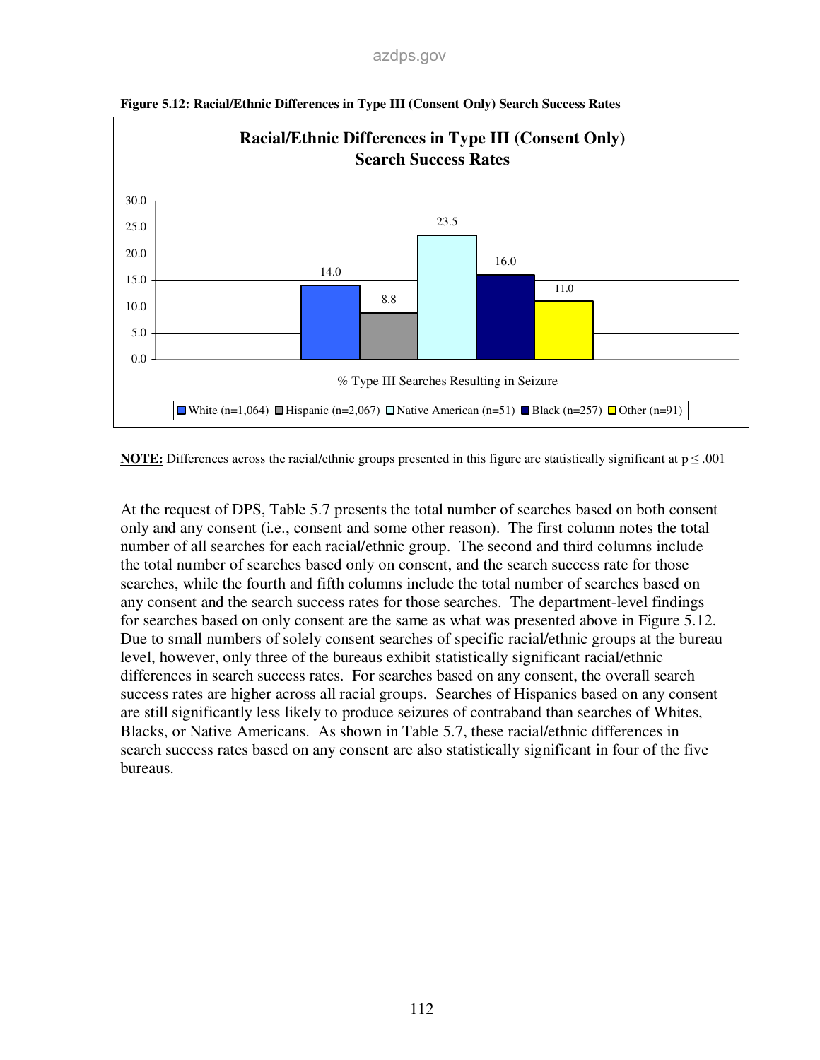**Figure 5.12: Racial/Ethnic Differences in Type III (Consent Only) Search Success Rates**

| | White (n=1,064) | Hispanic (n=2,067) | Native American (n=51) | Black (n=257) | Other (n=91) |
|---|---|---|---|---|---|
| % Type III Searches Resulting in Seizure | 14.0 | 8.8 | 23.5 | 16.0 | 11.0 |

**NOTE:** Differences across the racial/ethnic groups presented in this figure are statistically significant at $p \leq .001$

At the request of DPS, Table 5.7 presents the total number of searches based on both consent only and any consent (i.e., consent and some other reason). The first column notes the total number of all searches for each racial/ethnic group. The second and third columns include the total number of searches based only on consent, and the search success rate for those searches, while the fourth and fifth columns include the total number of searches based on any consent and the search success rates for those searches. The department-level findings for searches based on only consent are the same as what was presented above in Figure 5.12. Due to small numbers of solely consent searches of specific racial/ethnic groups at the bureau level, however, only three of the bureaus exhibit statistically significant racial/ethnic differences in search success rates. For searches based on any consent, the overall search success rates are higher across all racial groups. Searches of Hispanics based on any consent are still significantly less likely to produce seizures of contraband than searches of Whites, Blacks, or Native Americans. As shown in Table 5.7, these racial/ethnic differences in search success rates based on any consent are also statistically significant in four of the five bureaus.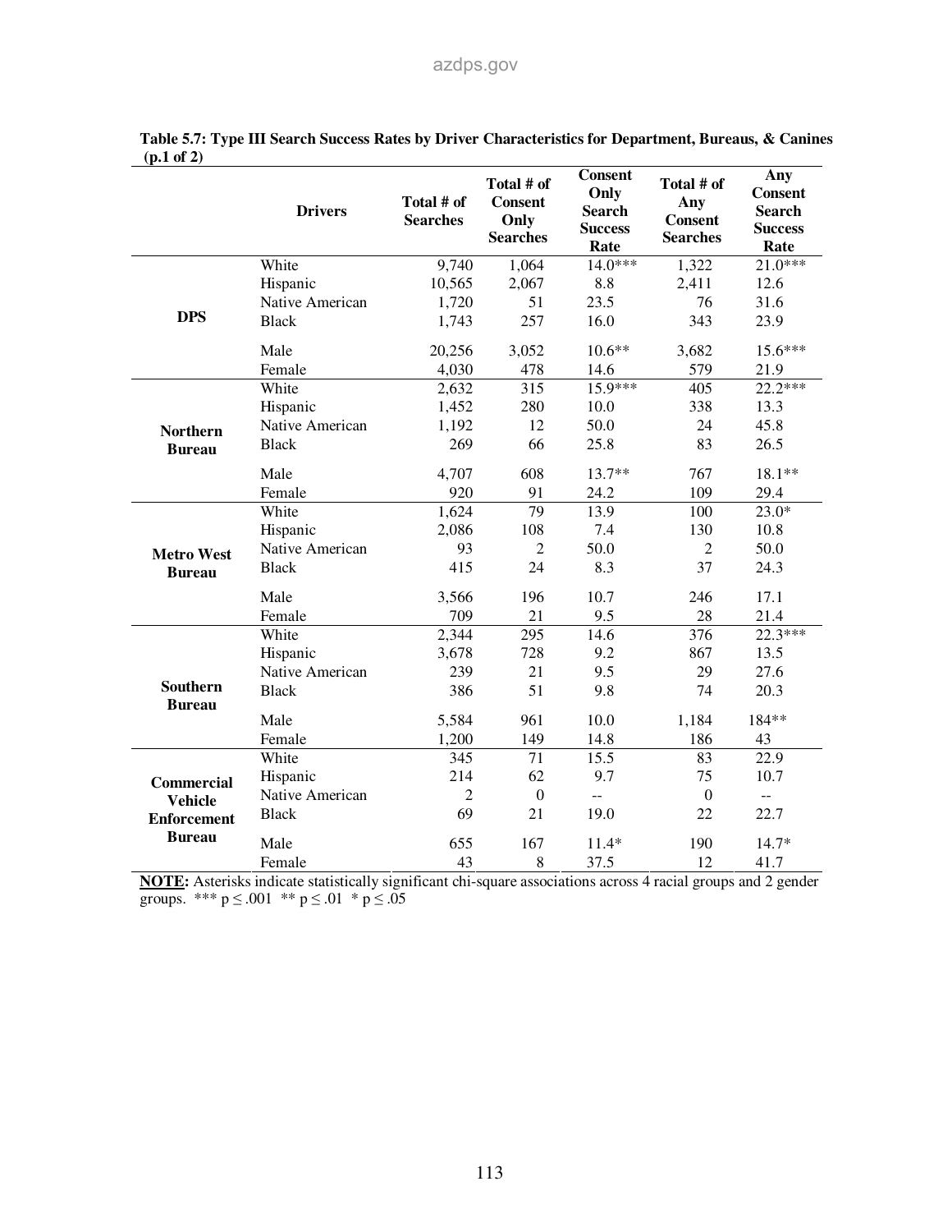**Table 5.7: Type III Search Success Rates by Driver Characteristics for Department, Bureaus, & Canines (p.1 of 2)**

| | Drivers | Total # of Searches | Total # of Consent Only Searches | Consent Only Search Success Rate | Total # of Any Consent Searches | Any Consent Search Success Rate |
|---|---|---|---|---|---|---|
| **DPS** | White | 9,740 | 1,064 | 14.0*** | 1,322 | 21.0*** |
| | Hispanic | 10,565 | 2,067 | 8.8 | 2,411 | 12.6 |
| | Native American | 1,720 | 51 | 23.5 | 76 | 31.6 |
| | Black | 1,743 | 257 | 16.0 | 343 | 23.9 |
| | Male | 20,256 | 3,052 | 10.6** | 3,682 | 15.6*** |
| | Female | 4,030 | 478 | 14.6 | 579 | 21.9 |
| **Northern Bureau** | White | 2,632 | 315 | 15.9*** | 405 | 22.2*** |
| | Hispanic | 1,452 | 280 | 10.0 | 338 | 13.3 |
| | Native American | 1,192 | 12 | 50.0 | 24 | 45.8 |
| | Black | 269 | 66 | 25.8 | 83 | 26.5 |
| | Male | 4,707 | 608 | 13.7** | 767 | 18.1** |
| | Female | 920 | 91 | 24.2 | 109 | 29.4 |
| **Metro West Bureau** | White | 1,624 | 79 | 13.9 | 100 | 23.0* |
| | Hispanic | 2,086 | 108 | 7.4 | 130 | 10.8 |
| | Native American | 93 | 2 | 50.0 | 2 | 50.0 |
| | Black | 415 | 24 | 8.3 | 37 | 24.3 |
| | Male | 3,566 | 196 | 10.7 | 246 | 17.1 |
| | Female | 709 | 21 | 9.5 | 28 | 21.4 |
| **Southern Bureau** | White | 2,344 | 295 | 14.6 | 376 | 22.3*** |
| | Hispanic | 3,678 | 728 | 9.2 | 867 | 13.5 |
| | Native American | 239 | 21 | 9.5 | 29 | 27.6 |
| | Black | 386 | 51 | 9.8 | 74 | 20.3 |
| | Male | 5,584 | 961 | 10.0 | 1,184 | 184** |
| | Female | 1,200 | 149 | 14.8 | 186 | 43 |
| **Commercial Vehicle Enforcement Bureau** | White | 345 | 71 | 15.5 | 83 | 22.9 |
| | Hispanic | 214 | 62 | 9.7 | 75 | 10.7 |
| | Native American | 2 | 0 | -- | 0 | -- |
| | Black | 69 | 21 | 19.0 | 22 | 22.7 |
| | Male | 655 | 167 | 11.4* | 190 | 14.7* |
| | Female | 43 | 8 | 37.5 | 12 | 41.7 |

**NOTE:** Asterisks indicate statistically significant chi-square associations across 4 racial groups and 2 gender groups. *** $p \leq .001$ ** $p \leq .01$ * $p \leq .05$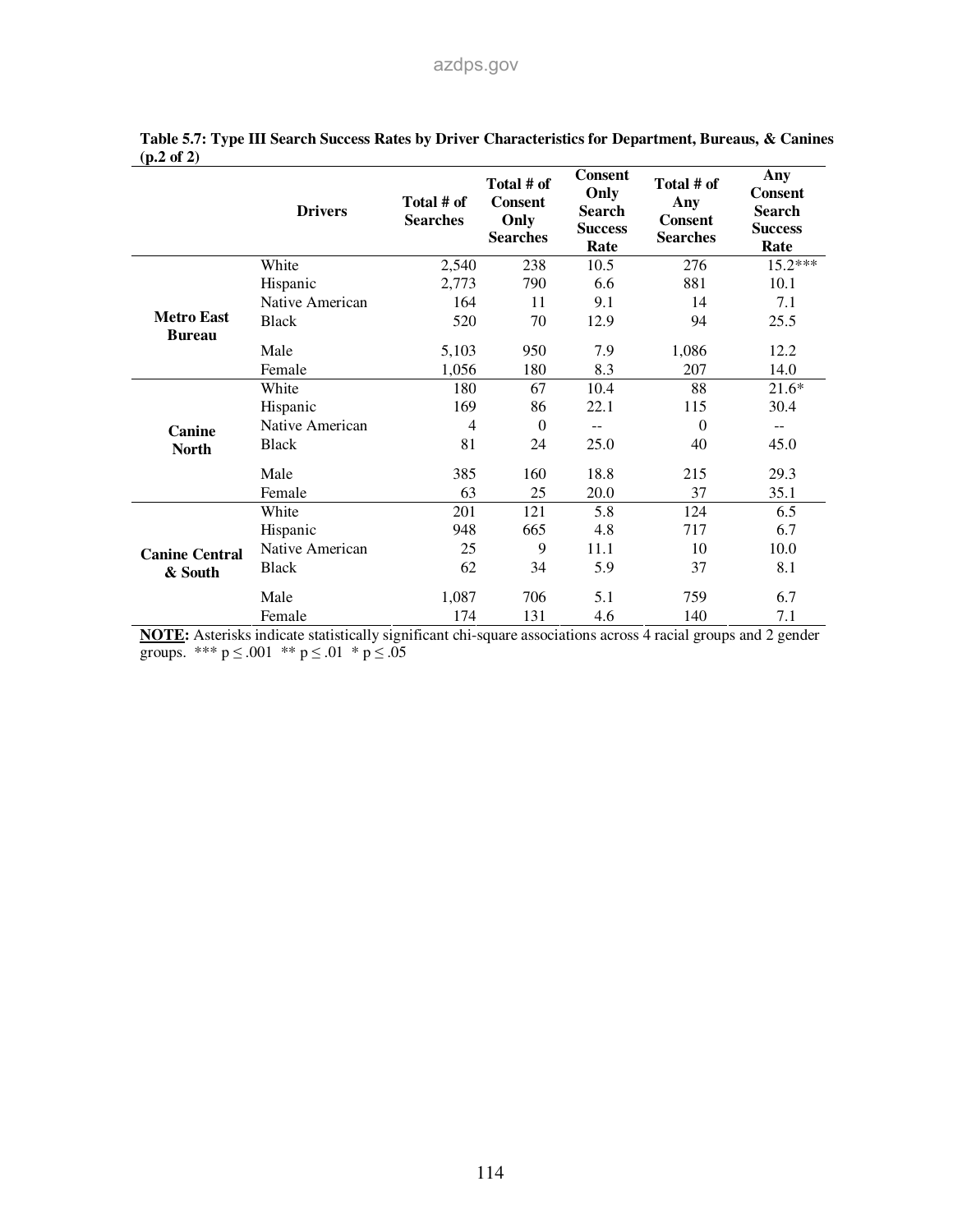**Table 5.7: Type III Search Success Rates by Driver Characteristics for Department, Bureaus, & Canines (p.2 of 2)**

| | Drivers | Total # of Searches | Total # of Consent Only Searches | Consent Only Search Success Rate | Total # of Any Consent Searches | Any Consent Search Success Rate |
|---|---|---|---|---|---|---|
| **Metro East Bureau** | White | 2,540 | 238 | 10.5 | 276 | 15.2*** |
| | Hispanic | 2,773 | 790 | 6.6 | 881 | 10.1 |
| | Native American | 164 | 11 | 9.1 | 14 | 7.1 |
| | Black | 520 | 70 | 12.9 | 94 | 25.5 |
| | Male | 5,103 | 950 | 7.9 | 1,086 | 12.2 |
| | Female | 1,056 | 180 | 8.3 | 207 | 14.0 |
| **Canine North** | White | 180 | 67 | 10.4 | 88 | 21.6* |
| | Hispanic | 169 | 86 | 22.1 | 115 | 30.4 |
| | Native American | 4 | 0 | -- | 0 | -- |
| | Black | 81 | 24 | 25.0 | 40 | 45.0 |
| | Male | 385 | 160 | 18.8 | 215 | 29.3 |
| | Female | 63 | 25 | 20.0 | 37 | 35.1 |
| **Canine Central & South** | White | 201 | 121 | 5.8 | 124 | 6.5 |
| | Hispanic | 948 | 665 | 4.8 | 717 | 6.7 |
| | Native American | 25 | 9 | 11.1 | 10 | 10.0 |
| | Black | 62 | 34 | 5.9 | 37 | 8.1 |
| | Male | 1,087 | 706 | 5.1 | 759 | 6.7 |
| | Female | 174 | 131 | 4.6 | 140 | 7.1 |

**NOTE:** Asterisks indicate statistically significant chi-square associations across 4 racial groups and 2 gender groups. *** $p \leq .001$ ** $p \leq .01$ * $p \leq .05$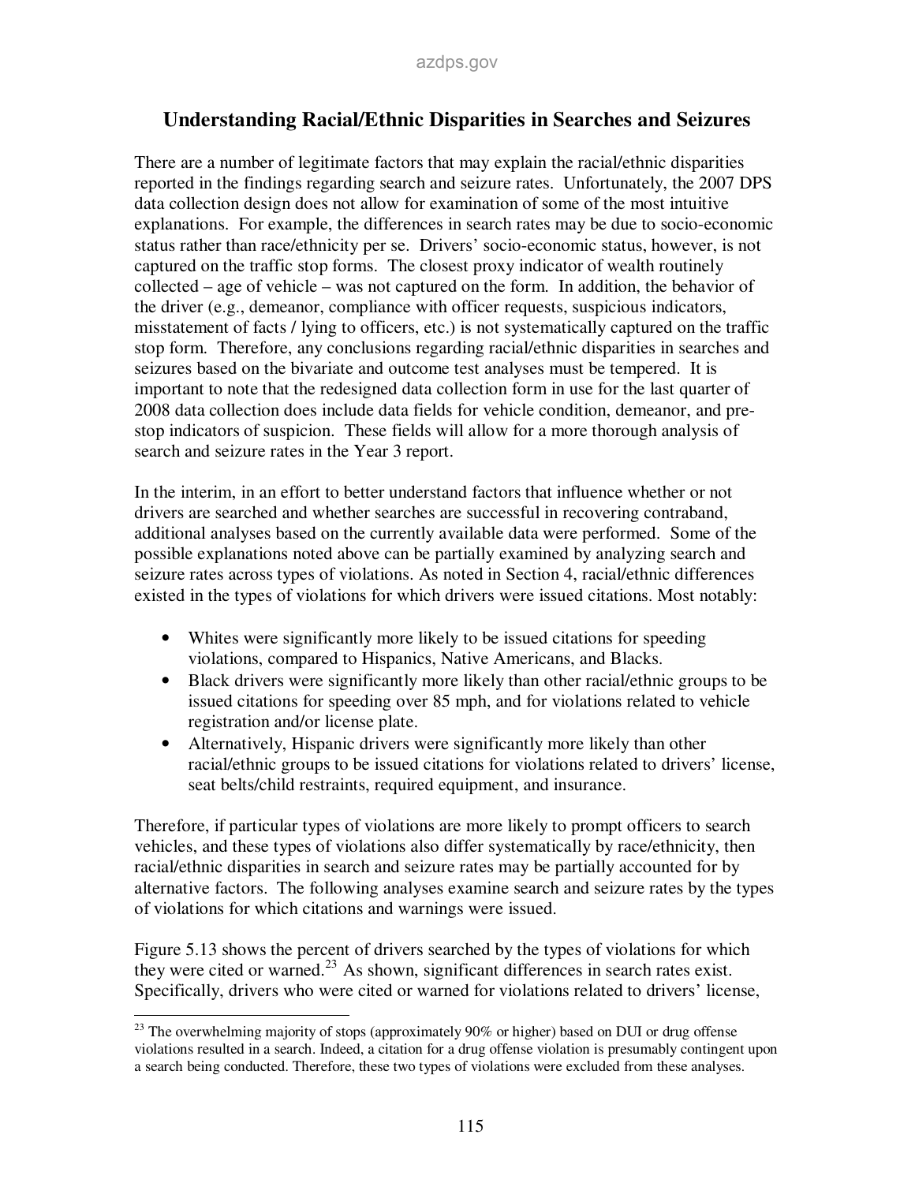## Understanding Racial/Ethnic Disparities in Searches and Seizures

There are a number of legitimate factors that may explain the racial/ethnic disparities reported in the findings regarding search and seizure rates. Unfortunately, the 2007 DPS data collection design does not allow for examination of some of the most intuitive explanations. For example, the differences in search rates may be due to socio-economic status rather than race/ethnicity per se. Drivers' socio-economic status, however, is not captured on the traffic stop forms. The closest proxy indicator of wealth routinely collected – age of vehicle – was not captured on the form. In addition, the behavior of the driver (e.g., demeanor, compliance with officer requests, suspicious indicators, misstatement of facts / lying to officers, etc.) is not systematically captured on the traffic stop form. Therefore, any conclusions regarding racial/ethnic disparities in searches and seizures based on the bivariate and outcome test analyses must be tempered. It is important to note that the redesigned data collection form in use for the last quarter of 2008 data collection does include data fields for vehicle condition, demeanor, and pre-stop indicators of suspicion. These fields will allow for a more thorough analysis of search and seizure rates in the Year 3 report.

In the interim, in an effort to better understand factors that influence whether or not drivers are searched and whether searches are successful in recovering contraband, additional analyses based on the currently available data were performed. Some of the possible explanations noted above can be partially examined by analyzing search and seizure rates across types of violations. As noted in Section 4, racial/ethnic differences existed in the types of violations for which drivers were issued citations. Most notably:

- Whites were significantly more likely to be issued citations for speeding violations, compared to Hispanics, Native Americans, and Blacks.
- Black drivers were significantly more likely than other racial/ethnic groups to be issued citations for speeding over 85 mph, and for violations related to vehicle registration and/or license plate.
- Alternatively, Hispanic drivers were significantly more likely than other racial/ethnic groups to be issued citations for violations related to drivers' license, seat belts/child restraints, required equipment, and insurance.

Therefore, if particular types of violations are more likely to prompt officers to search vehicles, and these types of violations also differ systematically by race/ethnicity, then racial/ethnic disparities in search and seizure rates may be partially accounted for by alternative factors. The following analyses examine search and seizure rates by the types of violations for which citations and warnings were issued.

Figure 5.13 shows the percent of drivers searched by the types of violations for which they were cited or warned.[23] As shown, significant differences in search rates exist. Specifically, drivers who were cited or warned for violations related to drivers' license,

---

[23] The overwhelming majority of stops (approximately 90% or higher) based on DUI or drug offense violations resulted in a search. Indeed, a citation for a drug offense violation is presumably contingent upon a search being conducted. Therefore, these two types of violations were excluded from these analyses.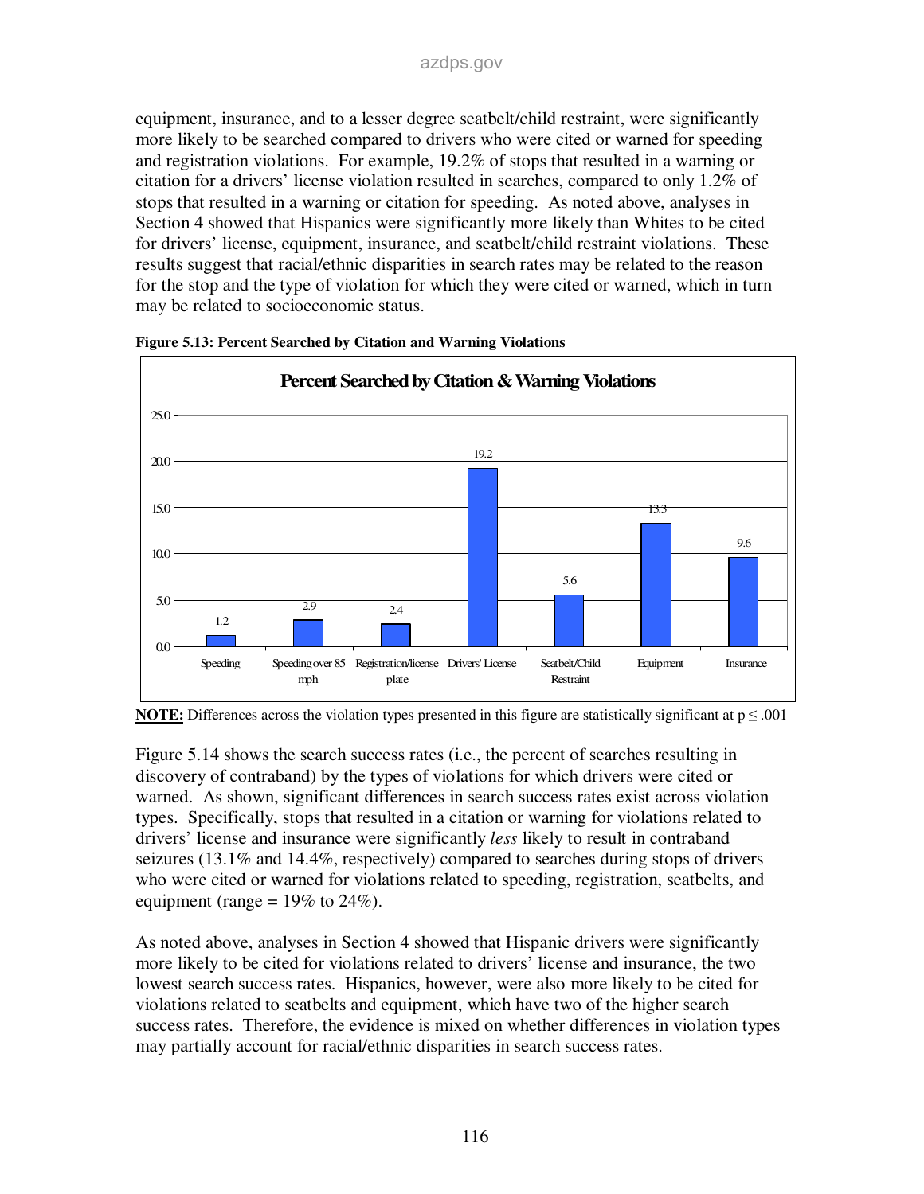equipment, insurance, and to a lesser degree seatbelt/child restraint, were significantly more likely to be searched compared to drivers who were cited or warned for speeding and registration violations. For example, 19.2% of stops that resulted in a warning or citation for a drivers' license violation resulted in searches, compared to only 1.2% of stops that resulted in a warning or citation for speeding. As noted above, analyses in Section 4 showed that Hispanics were significantly more likely than Whites to be cited for drivers' license, equipment, insurance, and seatbelt/child restraint violations. These results suggest that racial/ethnic disparities in search rates may be related to the reason for the stop and the type of violation for which they were cited or warned, which in turn may be related to socioeconomic status.

**Figure 5.13: Percent Searched by Citation and Warning Violations**

**Percent Searched by Citation & Warning Violations**

| Violation | Percent Searched |
|---|---|
| Speeding | 1.2 |
| Speeding over 85 mph | 2.9 |
| Registration/license plate | 2.4 |
| Drivers' License | 19.2 |
| Seatbelt/Child Restraint | 5.6 |
| Equipment | 13.3 |
| Insurance | 9.6 |

**NOTE:** Differences across the violation types presented in this figure are statistically significant at $p \leq .001$

Figure 5.14 shows the search success rates (i.e., the percent of searches resulting in discovery of contraband) by the types of violations for which drivers were cited or warned. As shown, significant differences in search success rates exist across violation types. Specifically, stops that resulted in a citation or warning for violations related to drivers' license and insurance were significantly *less* likely to result in contraband seizures (13.1% and 14.4%, respectively) compared to searches during stops of drivers who were cited or warned for violations related to speeding, registration, seatbelts, and equipment (range = 19% to 24%).

As noted above, analyses in Section 4 showed that Hispanic drivers were significantly more likely to be cited for violations related to drivers' license and insurance, the two lowest search success rates. Hispanics, however, were also more likely to be cited for violations related to seatbelts and equipment, which have two of the higher search success rates. Therefore, the evidence is mixed on whether differences in violation types may partially account for racial/ethnic disparities in search success rates.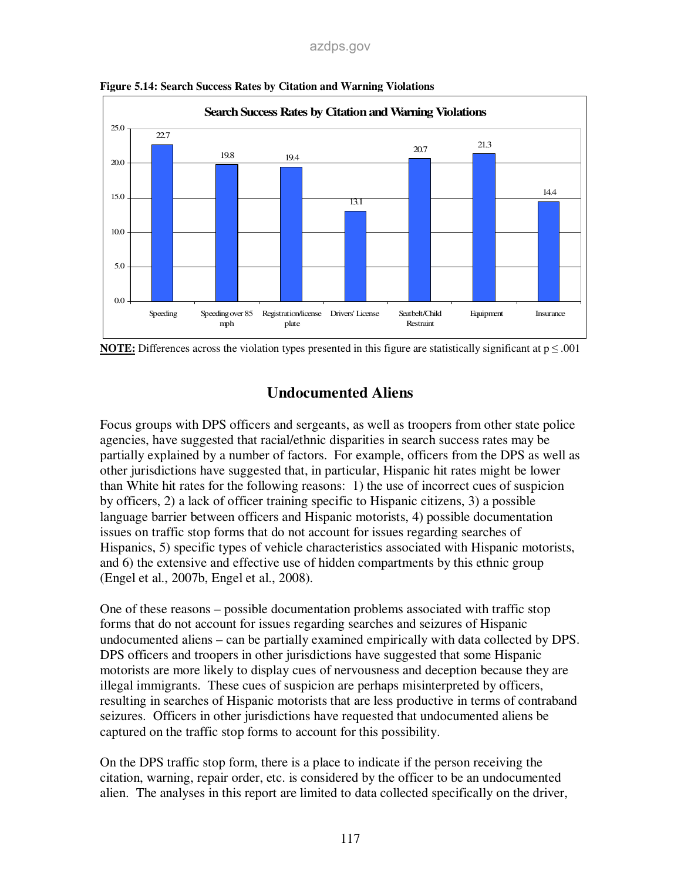**Figure 5.14: Search Success Rates by Citation and Warning Violations**

| Violation | Search Success Rate |
|---|---|
| Speeding | 22.7 |
| Speeding over 85 mph | 19.8 |
| Registration/license plate | 19.4 |
| Drivers' License | 13.1 |
| Seatbelt/Child Restraint | 20.7 |
| Equipment | 21.3 |
| Insurance | 14.4 |

**NOTE:** Differences across the violation types presented in this figure are statistically significant at $p \leq .001$

## Undocumented Aliens

Focus groups with DPS officers and sergeants, as well as troopers from other state police agencies, have suggested that racial/ethnic disparities in search success rates may be partially explained by a number of factors. For example, officers from the DPS as well as other jurisdictions have suggested that, in particular, Hispanic hit rates might be lower than White hit rates for the following reasons: 1) the use of incorrect cues of suspicion by officers, 2) a lack of officer training specific to Hispanic citizens, 3) a possible language barrier between officers and Hispanic motorists, 4) possible documentation issues on traffic stop forms that do not account for issues regarding searches of Hispanics, 5) specific types of vehicle characteristics associated with Hispanic motorists, and 6) the extensive and effective use of hidden compartments by this ethnic group (Engel et al., 2007b, Engel et al., 2008).

One of these reasons – possible documentation problems associated with traffic stop forms that do not account for issues regarding searches and seizures of Hispanic undocumented aliens – can be partially examined empirically with data collected by DPS. DPS officers and troopers in other jurisdictions have suggested that some Hispanic motorists are more likely to display cues of nervousness and deception because they are illegal immigrants. These cues of suspicion are perhaps misinterpreted by officers, resulting in searches of Hispanic motorists that are less productive in terms of contraband seizures. Officers in other jurisdictions have requested that undocumented aliens be captured on the traffic stop forms to account for this possibility.

On the DPS traffic stop form, there is a place to indicate if the person receiving the citation, warning, repair order, etc. is considered by the officer to be an undocumented alien. The analyses in this report are limited to data collected specifically on the driver,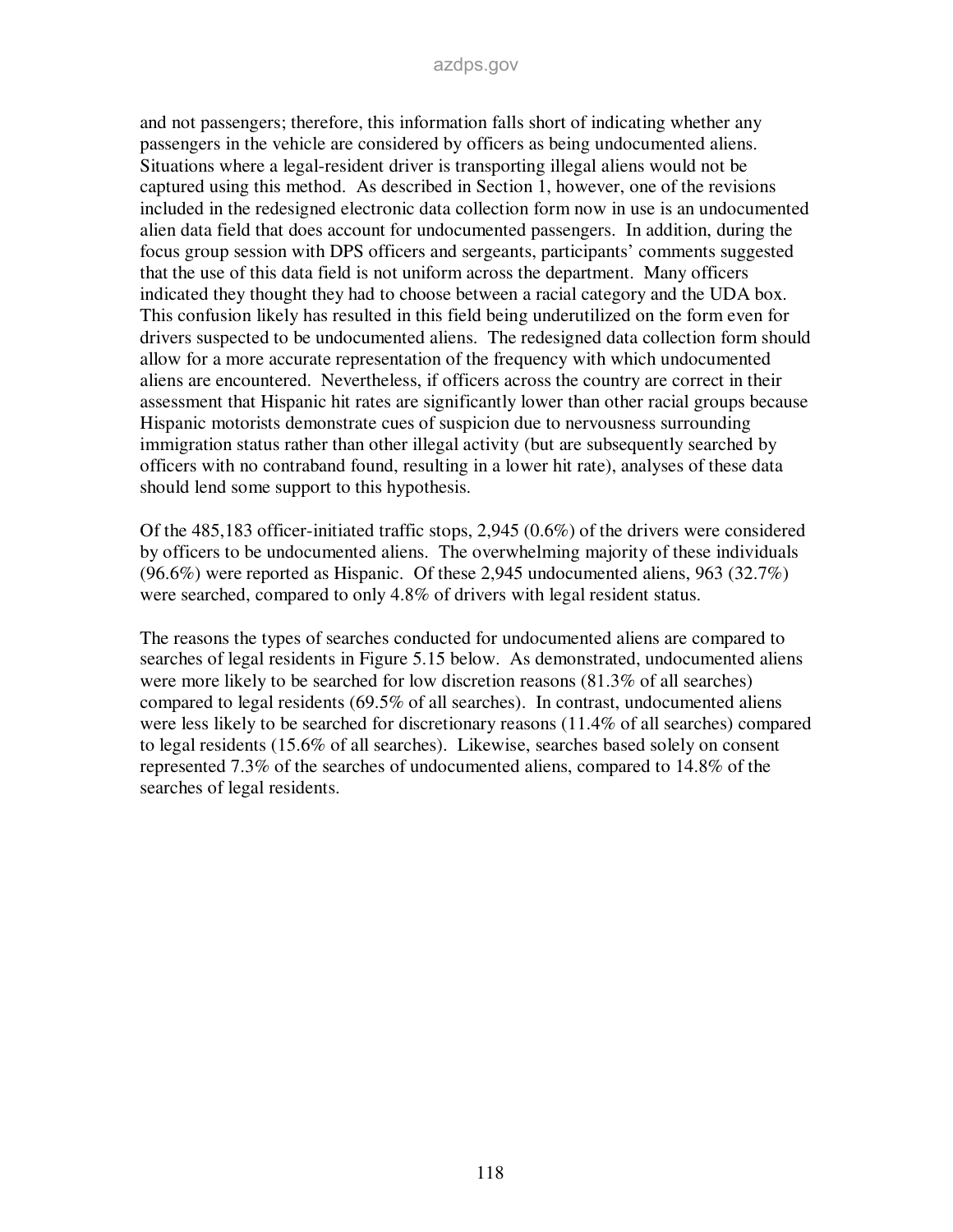and not passengers; therefore, this information falls short of indicating whether any passengers in the vehicle are considered by officers as being undocumented aliens. Situations where a legal-resident driver is transporting illegal aliens would not be captured using this method. As described in Section 1, however, one of the revisions included in the redesigned electronic data collection form now in use is an undocumented alien data field that does account for undocumented passengers. In addition, during the focus group session with DPS officers and sergeants, participants' comments suggested that the use of this data field is not uniform across the department. Many officers indicated they thought they had to choose between a racial category and the UDA box. This confusion likely has resulted in this field being underutilized on the form even for drivers suspected to be undocumented aliens. The redesigned data collection form should allow for a more accurate representation of the frequency with which undocumented aliens are encountered. Nevertheless, if officers across the country are correct in their assessment that Hispanic hit rates are significantly lower than other racial groups because Hispanic motorists demonstrate cues of suspicion due to nervousness surrounding immigration status rather than other illegal activity (but are subsequently searched by officers with no contraband found, resulting in a lower hit rate), analyses of these data should lend some support to this hypothesis.

Of the 485,183 officer-initiated traffic stops, 2,945 (0.6%) of the drivers were considered by officers to be undocumented aliens. The overwhelming majority of these individuals (96.6%) were reported as Hispanic. Of these 2,945 undocumented aliens, 963 (32.7%) were searched, compared to only 4.8% of drivers with legal resident status.

The reasons the types of searches conducted for undocumented aliens are compared to searches of legal residents in Figure 5.15 below. As demonstrated, undocumented aliens were more likely to be searched for low discretion reasons (81.3% of all searches) compared to legal residents (69.5% of all searches). In contrast, undocumented aliens were less likely to be searched for discretionary reasons (11.4% of all searches) compared to legal residents (15.6% of all searches). Likewise, searches based solely on consent represented 7.3% of the searches of undocumented aliens, compared to 14.8% of the searches of legal residents.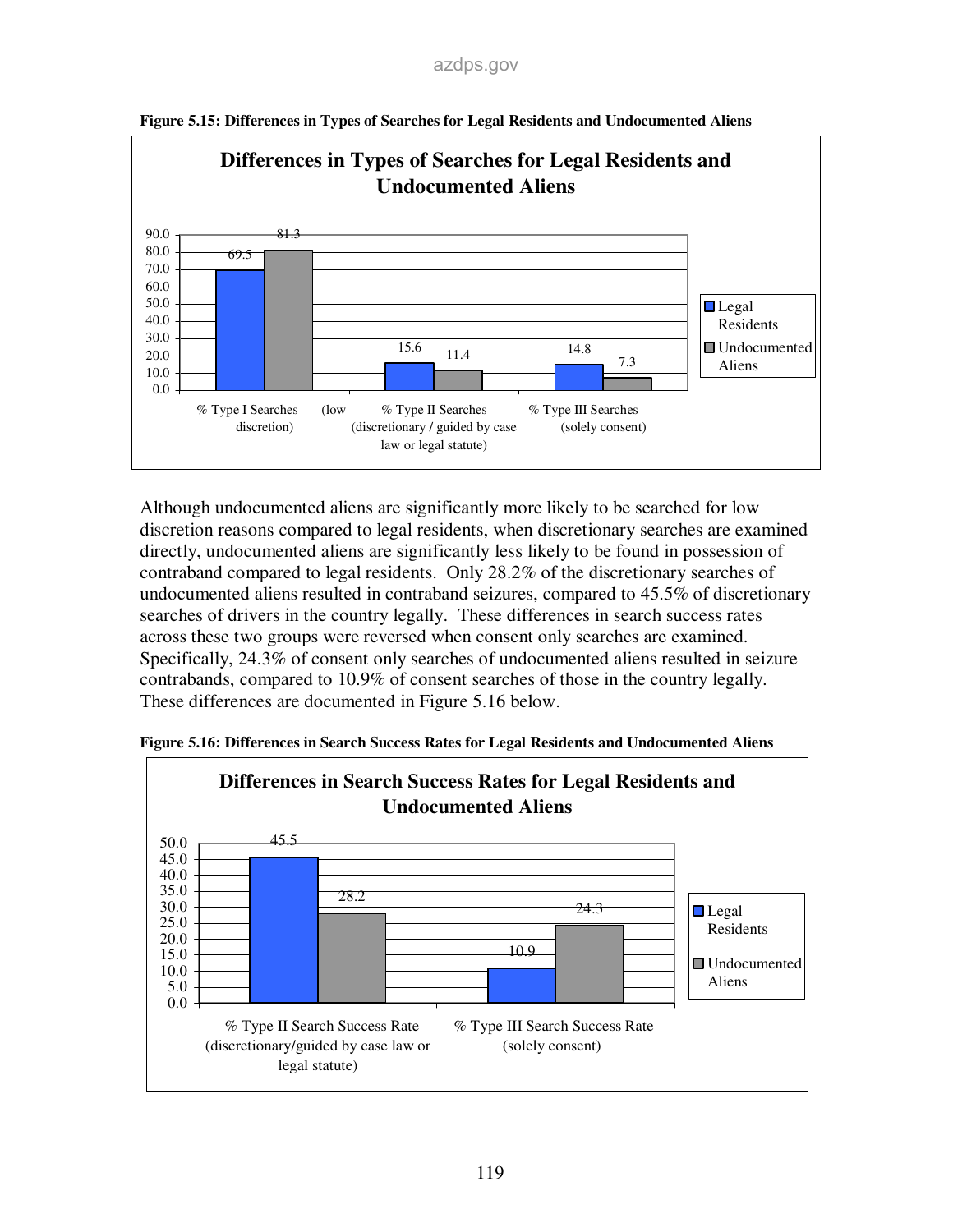**Figure 5.15: Differences in Types of Searches for Legal Residents and Undocumented Aliens**

| | Legal Residents | Undocumented Aliens |
|---|---|---|
| % Type I Searches (low discretion) | 69.5 | 81.3 |
| % Type II Searches (discretionary / guided by case law or legal statute) | 15.6 | 11.4 |
| % Type III Searches (solely consent) | 14.8 | 7.3 |

Although undocumented aliens are significantly more likely to be searched for low discretion reasons compared to legal residents, when discretionary searches are examined directly, undocumented aliens are significantly less likely to be found in possession of contraband compared to legal residents. Only 28.2% of the discretionary searches of undocumented aliens resulted in contraband seizures, compared to 45.5% of discretionary searches of drivers in the country legally. These differences in search success rates across these two groups were reversed when consent only searches are examined. Specifically, 24.3% of consent only searches of undocumented aliens resulted in seizure contrabands, compared to 10.9% of consent searches of those in the country legally. These differences are documented in Figure 5.16 below.

**Figure 5.16: Differences in Search Success Rates for Legal Residents and Undocumented Aliens**

| | Legal Residents | Undocumented Aliens |
|---|---|---|
| % Type II Search Success Rate (discretionary/guided by case law or legal statute) | 45.5 | 28.2 |
| % Type III Search Success Rate (solely consent) | 10.9 | 24.3 |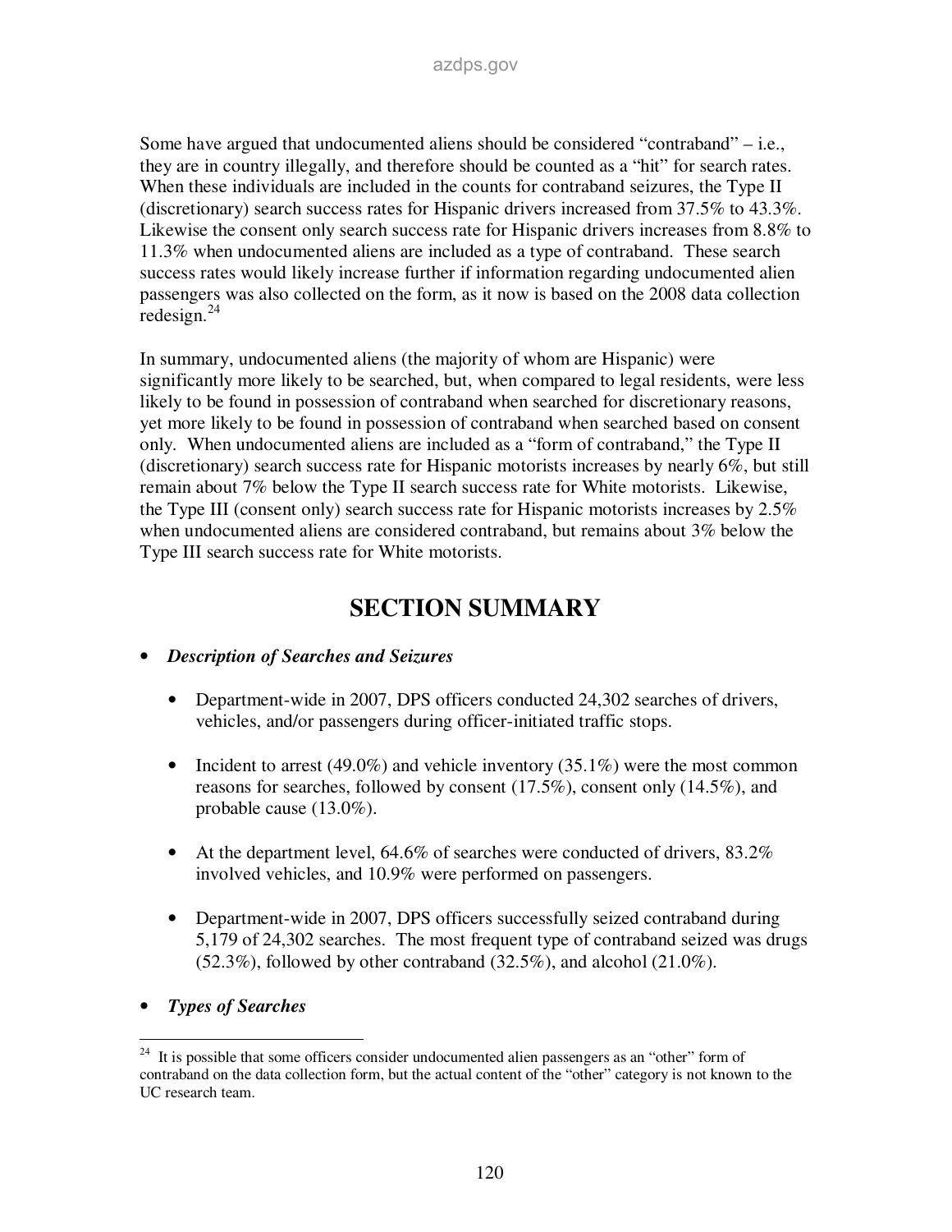Some have argued that undocumented aliens should be considered "contraband" – i.e., they are in country illegally, and therefore should be counted as a "hit" for search rates. When these individuals are included in the counts for contraband seizures, the Type II (discretionary) search success rates for Hispanic drivers increased from 37.5% to 43.3%. Likewise the consent only search success rate for Hispanic drivers increases from 8.8% to 11.3% when undocumented aliens are included as a type of contraband. These search success rates would likely increase further if information regarding undocumented alien passengers was also collected on the form, as it now is based on the 2008 data collection redesign.[24]

In summary, undocumented aliens (the majority of whom are Hispanic) were significantly more likely to be searched, but, when compared to legal residents, were less likely to be found in possession of contraband when searched for discretionary reasons, yet more likely to be found in possession of contraband when searched based on consent only. When undocumented aliens are included as a "form of contraband," the Type II (discretionary) search success rate for Hispanic motorists increases by nearly 6%, but still remain about 7% below the Type II search success rate for White motorists. Likewise, the Type III (consent only) search success rate for Hispanic motorists increases by 2.5% when undocumented aliens are considered contraband, but remains about 3% below the Type III search success rate for White motorists.

# SECTION SUMMARY

- ***Description of Searches and Seizures***
  - Department-wide in 2007, DPS officers conducted 24,302 searches of drivers, vehicles, and/or passengers during officer-initiated traffic stops.
  - Incident to arrest (49.0%) and vehicle inventory (35.1%) were the most common reasons for searches, followed by consent (17.5%), consent only (14.5%), and probable cause (13.0%).
  - At the department level, 64.6% of searches were conducted of drivers, 83.2% involved vehicles, and 10.9% were performed on passengers.
  - Department-wide in 2007, DPS officers successfully seized contraband during 5,179 of 24,302 searches. The most frequent type of contraband seized was drugs (52.3%), followed by other contraband (32.5%), and alcohol (21.0%).
- ***Types of Searches***

[24] It is possible that some officers consider undocumented alien passengers as an "other" form of contraband on the data collection form, but the actual content of the "other" category is not known to the UC research team.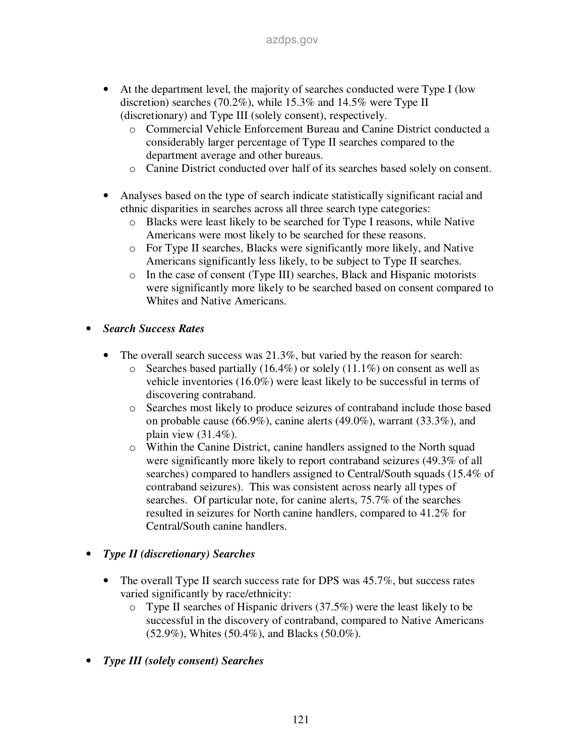- At the department level, the majority of searches conducted were Type I (low discretion) searches (70.2%), while 15.3% and 14.5% were Type II (discretionary) and Type III (solely consent), respectively.
    - Commercial Vehicle Enforcement Bureau and Canine District conducted a considerably larger percentage of Type II searches compared to the department average and other bureaus.
    - Canine District conducted over half of its searches based solely on consent.

- Analyses based on the type of search indicate statistically significant racial and ethnic disparities in searches across all three search type categories:
    - Blacks were least likely to be searched for Type I reasons, while Native Americans were most likely to be searched for these reasons.
    - For Type II searches, Blacks were significantly more likely, and Native Americans significantly less likely, to be subject to Type II searches.
    - In the case of consent (Type III) searches, Black and Hispanic motorists were significantly more likely to be searched based on consent compared to Whites and Native Americans.

- ***Search Success Rates***

    - The overall search success was 21.3%, but varied by the reason for search:
        - Searches based partially (16.4%) or solely (11.1%) on consent as well as vehicle inventories (16.0%) were least likely to be successful in terms of discovering contraband.
        - Searches most likely to produce seizures of contraband include those based on probable cause (66.9%), canine alerts (49.0%), warrant (33.3%), and plain view (31.4%).
        - Within the Canine District, canine handlers assigned to the North squad were significantly more likely to report contraband seizures (49.3% of all searches) compared to handlers assigned to Central/South squads (15.4% of contraband seizures). This was consistent across nearly all types of searches. Of particular note, for canine alerts, 75.7% of the searches resulted in seizures for North canine handlers, compared to 41.2% for Central/South canine handlers.

- ***Type II (discretionary) Searches***

    - The overall Type II search success rate for DPS was 45.7%, but success rates varied significantly by race/ethnicity:
        - Type II searches of Hispanic drivers (37.5%) were the least likely to be successful in the discovery of contraband, compared to Native Americans (52.9%), Whites (50.4%), and Blacks (50.0%).

- ***Type III (solely consent) Searches***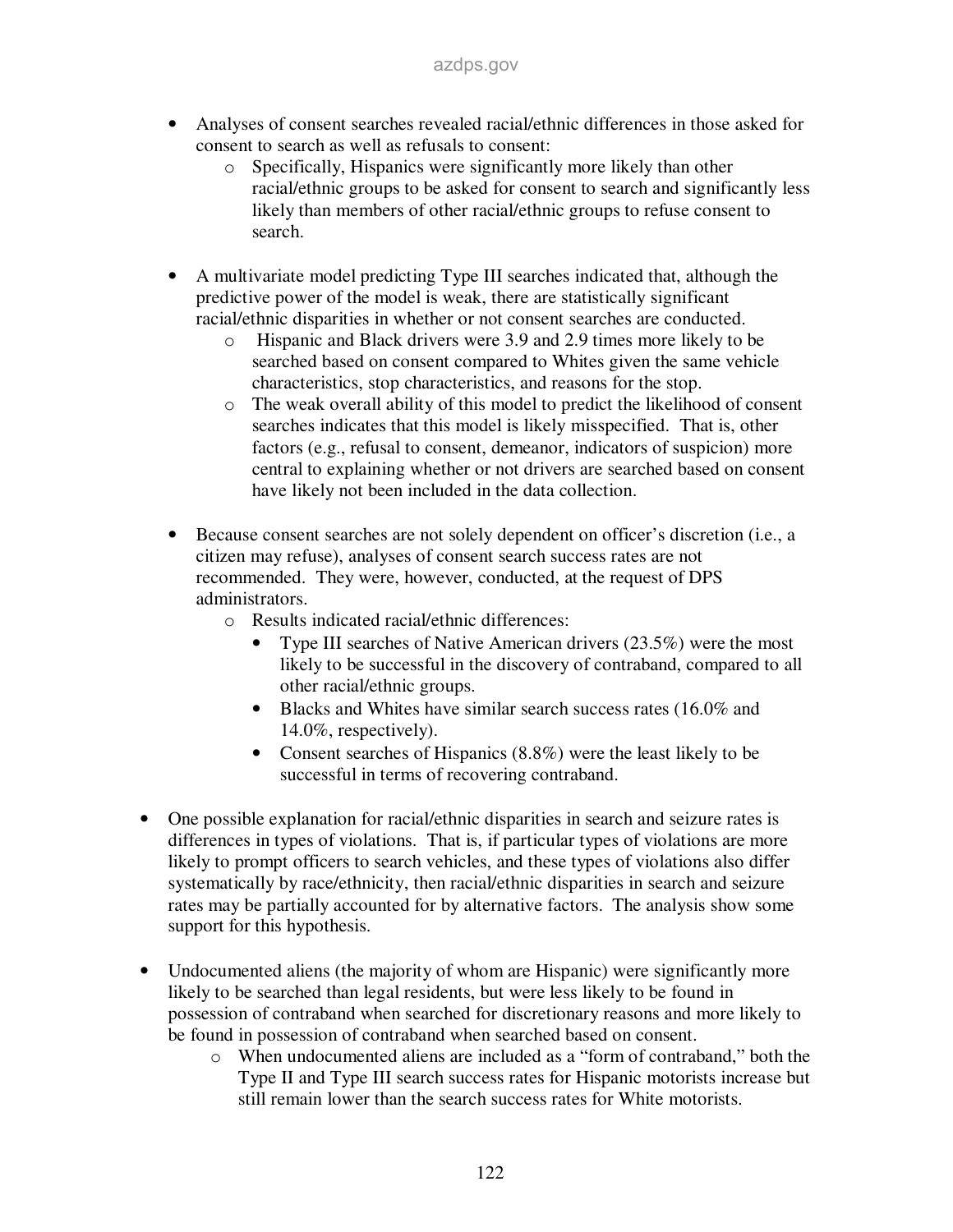- Analyses of consent searches revealed racial/ethnic differences in those asked for consent to search as well as refusals to consent:
    - Specifically, Hispanics were significantly more likely than other racial/ethnic groups to be asked for consent to search and significantly less likely than members of other racial/ethnic groups to refuse consent to search.

- A multivariate model predicting Type III searches indicated that, although the predictive power of the model is weak, there are statistically significant racial/ethnic disparities in whether or not consent searches are conducted.
    - Hispanic and Black drivers were 3.9 and 2.9 times more likely to be searched based on consent compared to Whites given the same vehicle characteristics, stop characteristics, and reasons for the stop.
    - The weak overall ability of this model to predict the likelihood of consent searches indicates that this model is likely misspecified. That is, other factors (e.g., refusal to consent, demeanor, indicators of suspicion) more central to explaining whether or not drivers are searched based on consent have likely not been included in the data collection.

- Because consent searches are not solely dependent on officer's discretion (i.e., a citizen may refuse), analyses of consent search success rates are not recommended. They were, however, conducted, at the request of DPS administrators.
    - Results indicated racial/ethnic differences:
        - Type III searches of Native American drivers (23.5%) were the most likely to be successful in the discovery of contraband, compared to all other racial/ethnic groups.
        - Blacks and Whites have similar search success rates (16.0% and 14.0%, respectively).
        - Consent searches of Hispanics (8.8%) were the least likely to be successful in terms of recovering contraband.

- One possible explanation for racial/ethnic disparities in search and seizure rates is differences in types of violations. That is, if particular types of violations are more likely to prompt officers to search vehicles, and these types of violations also differ systematically by race/ethnicity, then racial/ethnic disparities in search and seizure rates may be partially accounted for by alternative factors. The analysis show some support for this hypothesis.

- Undocumented aliens (the majority of whom are Hispanic) were significantly more likely to be searched than legal residents, but were less likely to be found in possession of contraband when searched for discretionary reasons and more likely to be found in possession of contraband when searched based on consent.
    - When undocumented aliens are included as a "form of contraband," both the Type II and Type III search success rates for Hispanic motorists increase but still remain lower than the search success rates for White motorists.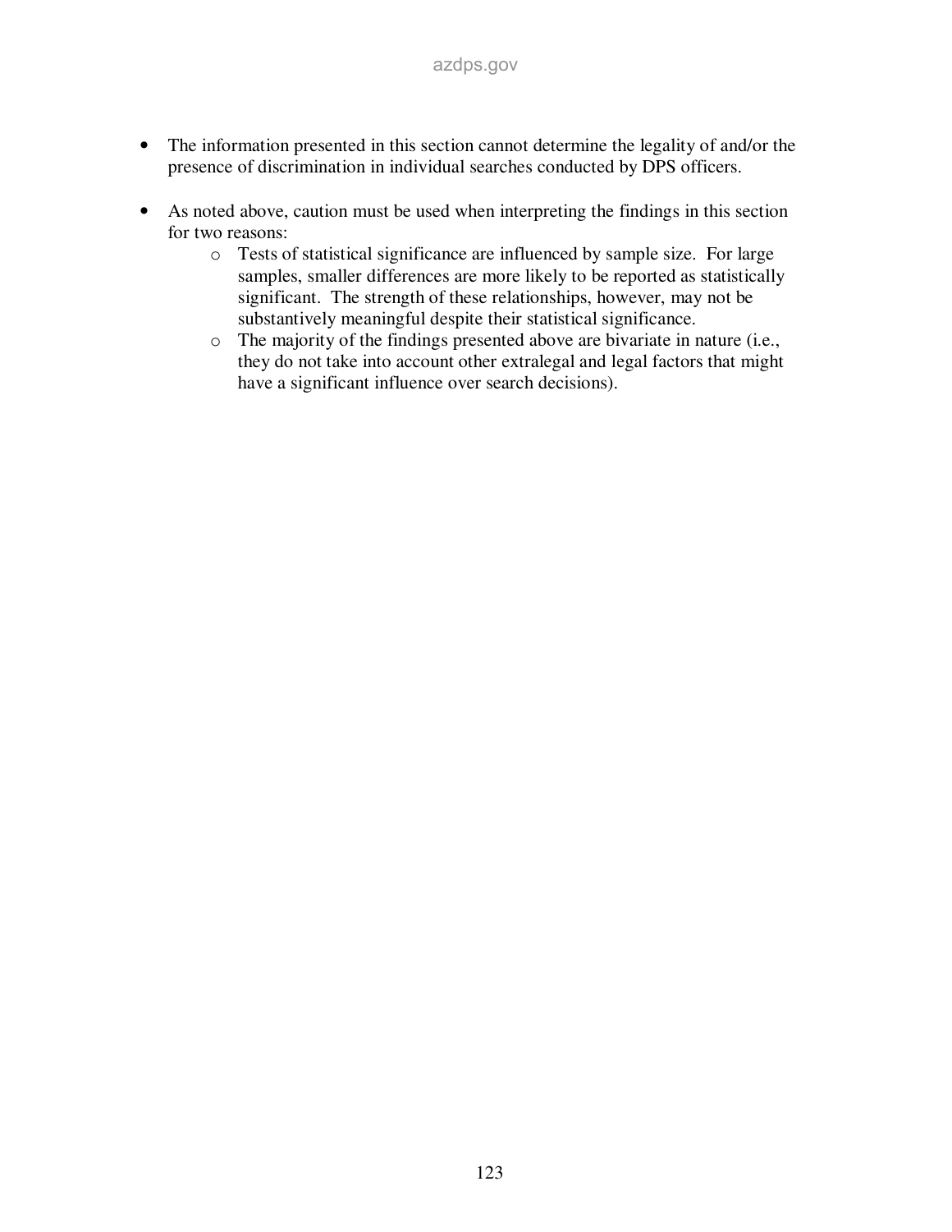- The information presented in this section cannot determine the legality of and/or the presence of discrimination in individual searches conducted by DPS officers.

- As noted above, caution must be used when interpreting the findings in this section for two reasons:
  - Tests of statistical significance are influenced by sample size. For large samples, smaller differences are more likely to be reported as statistically significant. The strength of these relationships, however, may not be substantively meaningful despite their statistical significance.
  - The majority of the findings presented above are bivariate in nature (i.e., they do not take into account other extralegal and legal factors that might have a significant influence over search decisions).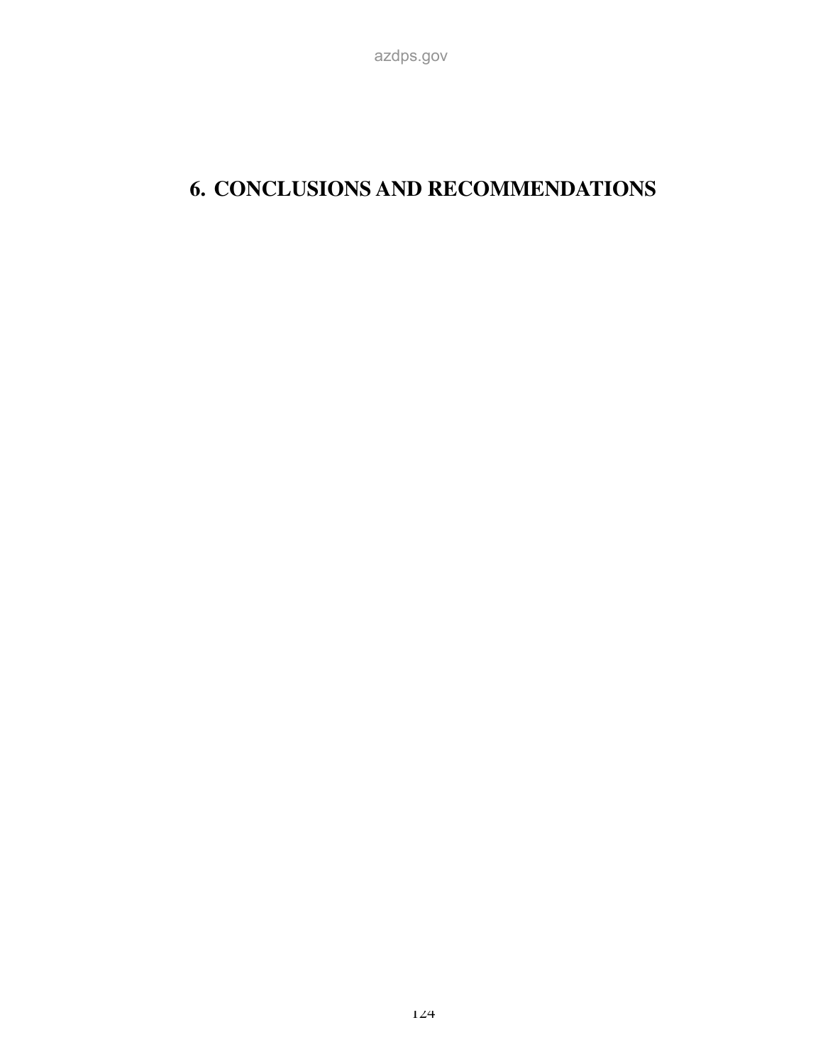# 6. CONCLUSIONS AND RECOMMENDATIONS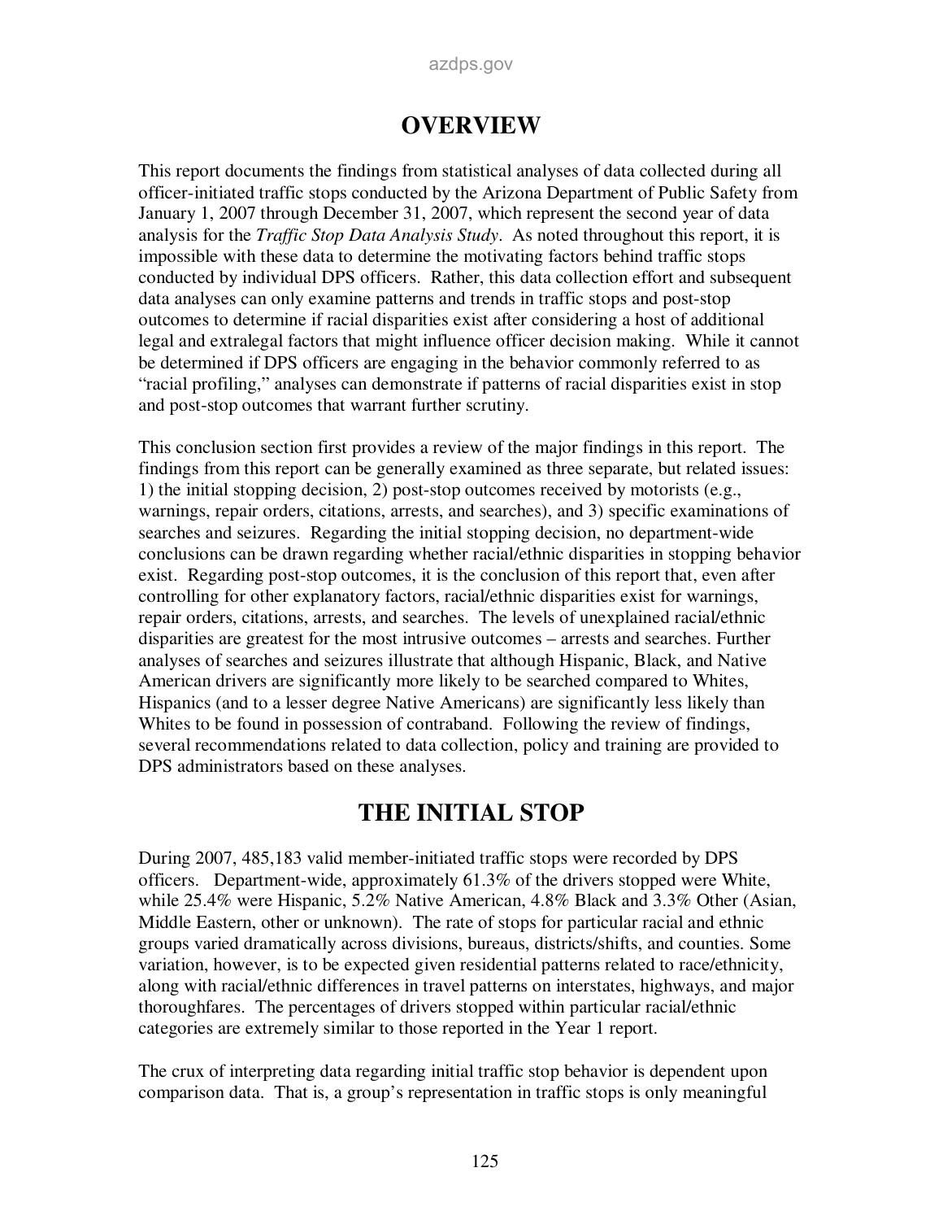# OVERVIEW

This report documents the findings from statistical analyses of data collected during all officer-initiated traffic stops conducted by the Arizona Department of Public Safety from January 1, 2007 through December 31, 2007, which represent the second year of data analysis for the *Traffic Stop Data Analysis Study*. As noted throughout this report, it is impossible with these data to determine the motivating factors behind traffic stops conducted by individual DPS officers. Rather, this data collection effort and subsequent data analyses can only examine patterns and trends in traffic stops and post-stop outcomes to determine if racial disparities exist after considering a host of additional legal and extralegal factors that might influence officer decision making. While it cannot be determined if DPS officers are engaging in the behavior commonly referred to as "racial profiling," analyses can demonstrate if patterns of racial disparities exist in stop and post-stop outcomes that warrant further scrutiny.

This conclusion section first provides a review of the major findings in this report. The findings from this report can be generally examined as three separate, but related issues: 1) the initial stopping decision, 2) post-stop outcomes received by motorists (e.g., warnings, repair orders, citations, arrests, and searches), and 3) specific examinations of searches and seizures. Regarding the initial stopping decision, no department-wide conclusions can be drawn regarding whether racial/ethnic disparities in stopping behavior exist. Regarding post-stop outcomes, it is the conclusion of this report that, even after controlling for other explanatory factors, racial/ethnic disparities exist for warnings, repair orders, citations, arrests, and searches. The levels of unexplained racial/ethnic disparities are greatest for the most intrusive outcomes – arrests and searches. Further analyses of searches and seizures illustrate that although Hispanic, Black, and Native American drivers are significantly more likely to be searched compared to Whites, Hispanics (and to a lesser degree Native Americans) are significantly less likely than Whites to be found in possession of contraband. Following the review of findings, several recommendations related to data collection, policy and training are provided to DPS administrators based on these analyses.

# THE INITIAL STOP

During 2007, 485,183 valid member-initiated traffic stops were recorded by DPS officers. Department-wide, approximately 61.3% of the drivers stopped were White, while 25.4% were Hispanic, 5.2% Native American, 4.8% Black and 3.3% Other (Asian, Middle Eastern, other or unknown). The rate of stops for particular racial and ethnic groups varied dramatically across divisions, bureaus, districts/shifts, and counties. Some variation, however, is to be expected given residential patterns related to race/ethnicity, along with racial/ethnic differences in travel patterns on interstates, highways, and major thoroughfares. The percentages of drivers stopped within particular racial/ethnic categories are extremely similar to those reported in the Year 1 report.

The crux of interpreting data regarding initial traffic stop behavior is dependent upon comparison data. That is, a group's representation in traffic stops is only meaningful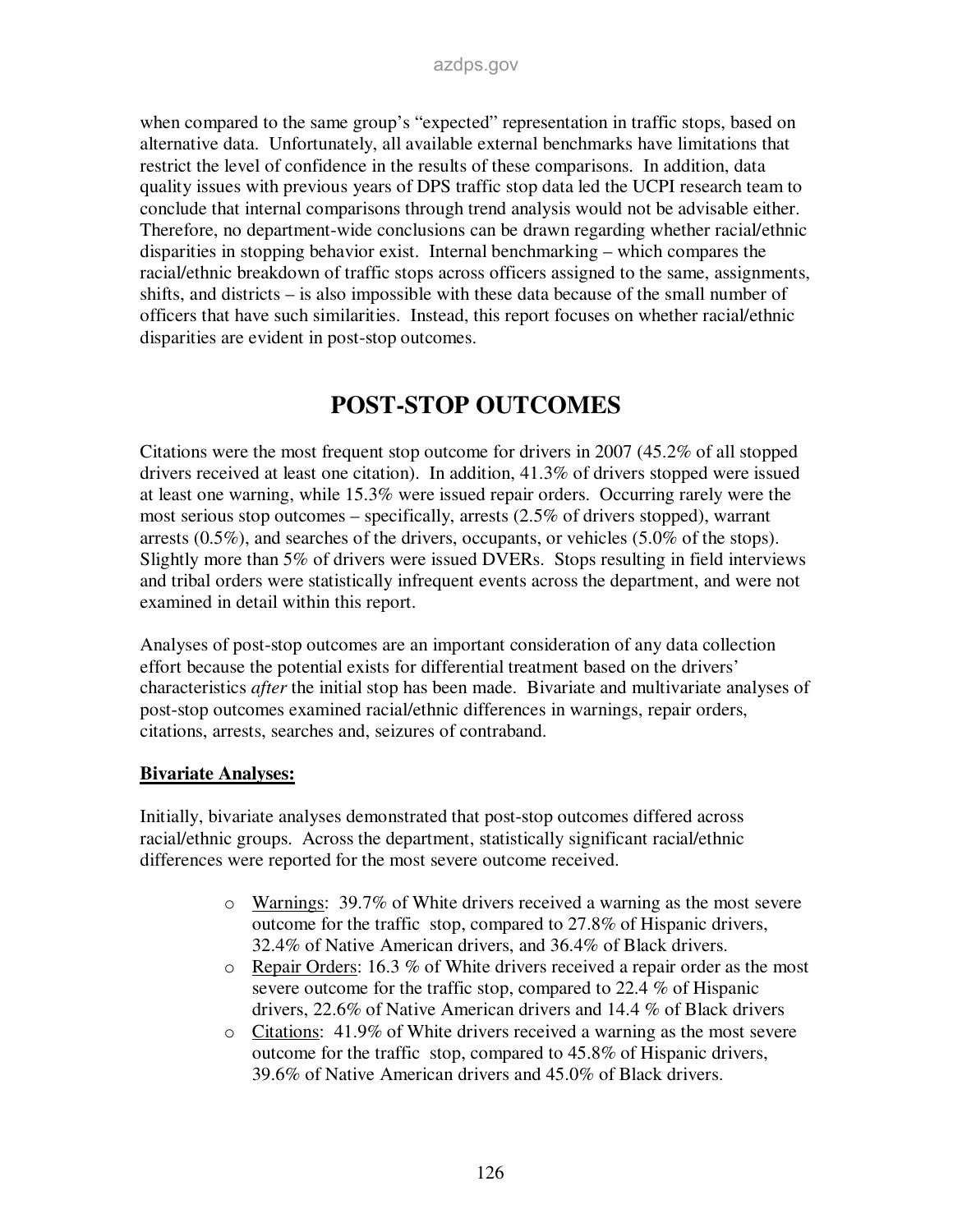when compared to the same group's "expected" representation in traffic stops, based on alternative data. Unfortunately, all available external benchmarks have limitations that restrict the level of confidence in the results of these comparisons. In addition, data quality issues with previous years of DPS traffic stop data led the UCPI research team to conclude that internal comparisons through trend analysis would not be advisable either. Therefore, no department-wide conclusions can be drawn regarding whether racial/ethnic disparities in stopping behavior exist. Internal benchmarking – which compares the racial/ethnic breakdown of traffic stops across officers assigned to the same, assignments, shifts, and districts – is also impossible with these data because of the small number of officers that have such similarities. Instead, this report focuses on whether racial/ethnic disparities are evident in post-stop outcomes.

# POST-STOP OUTCOMES

Citations were the most frequent stop outcome for drivers in 2007 (45.2% of all stopped drivers received at least one citation). In addition, 41.3% of drivers stopped were issued at least one warning, while 15.3% were issued repair orders. Occurring rarely were the most serious stop outcomes – specifically, arrests (2.5% of drivers stopped), warrant arrests (0.5%), and searches of the drivers, occupants, or vehicles (5.0% of the stops). Slightly more than 5% of drivers were issued DVERs. Stops resulting in field interviews and tribal orders were statistically infrequent events across the department, and were not examined in detail within this report.

Analyses of post-stop outcomes are an important consideration of any data collection effort because the potential exists for differential treatment based on the drivers' characteristics *after* the initial stop has been made. Bivariate and multivariate analyses of post-stop outcomes examined racial/ethnic differences in warnings, repair orders, citations, arrests, searches and, seizures of contraband.

**Bivariate Analyses:**

Initially, bivariate analyses demonstrated that post-stop outcomes differed across racial/ethnic groups. Across the department, statistically significant racial/ethnic differences were reported for the most severe outcome received.

- Warnings: 39.7% of White drivers received a warning as the most severe outcome for the traffic stop, compared to 27.8% of Hispanic drivers, 32.4% of Native American drivers, and 36.4% of Black drivers.
- Repair Orders: 16.3 % of White drivers received a repair order as the most severe outcome for the traffic stop, compared to 22.4 % of Hispanic drivers, 22.6% of Native American drivers and 14.4 % of Black drivers
- Citations: 41.9% of White drivers received a warning as the most severe outcome for the traffic stop, compared to 45.8% of Hispanic drivers, 39.6% of Native American drivers and 45.0% of Black drivers.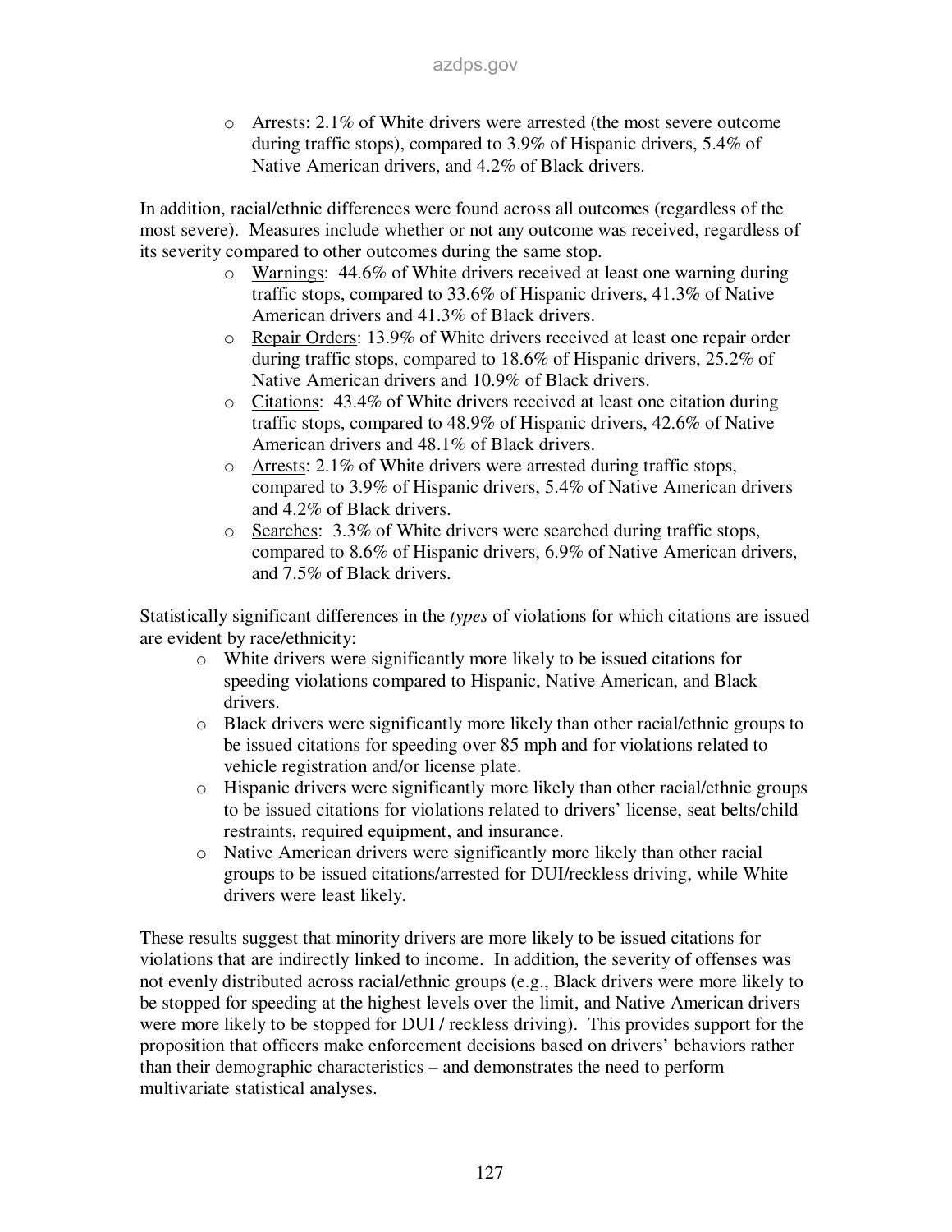- Arrests: 2.1% of White drivers were arrested (the most severe outcome during traffic stops), compared to 3.9% of Hispanic drivers, 5.4% of Native American drivers, and 4.2% of Black drivers.

In addition, racial/ethnic differences were found across all outcomes (regardless of the most severe). Measures include whether or not any outcome was received, regardless of its severity compared to other outcomes during the same stop.

- Warnings: 44.6% of White drivers received at least one warning during traffic stops, compared to 33.6% of Hispanic drivers, 41.3% of Native American drivers and 41.3% of Black drivers.
- Repair Orders: 13.9% of White drivers received at least one repair order during traffic stops, compared to 18.6% of Hispanic drivers, 25.2% of Native American drivers and 10.9% of Black drivers.
- Citations: 43.4% of White drivers received at least one citation during traffic stops, compared to 48.9% of Hispanic drivers, 42.6% of Native American drivers and 48.1% of Black drivers.
- Arrests: 2.1% of White drivers were arrested during traffic stops, compared to 3.9% of Hispanic drivers, 5.4% of Native American drivers and 4.2% of Black drivers.
- Searches: 3.3% of White drivers were searched during traffic stops, compared to 8.6% of Hispanic drivers, 6.9% of Native American drivers, and 7.5% of Black drivers.

Statistically significant differences in the *types* of violations for which citations are issued are evident by race/ethnicity:

- White drivers were significantly more likely to be issued citations for speeding violations compared to Hispanic, Native American, and Black drivers.
- Black drivers were significantly more likely than other racial/ethnic groups to be issued citations for speeding over 85 mph and for violations related to vehicle registration and/or license plate.
- Hispanic drivers were significantly more likely than other racial/ethnic groups to be issued citations for violations related to drivers' license, seat belts/child restraints, required equipment, and insurance.
- Native American drivers were significantly more likely than other racial groups to be issued citations/arrested for DUI/reckless driving, while White drivers were least likely.

These results suggest that minority drivers are more likely to be issued citations for violations that are indirectly linked to income. In addition, the severity of offenses was not evenly distributed across racial/ethnic groups (e.g., Black drivers were more likely to be stopped for speeding at the highest levels over the limit, and Native American drivers were more likely to be stopped for DUI / reckless driving). This provides support for the proposition that officers make enforcement decisions based on drivers' behaviors rather than their demographic characteristics – and demonstrates the need to perform multivariate statistical analyses.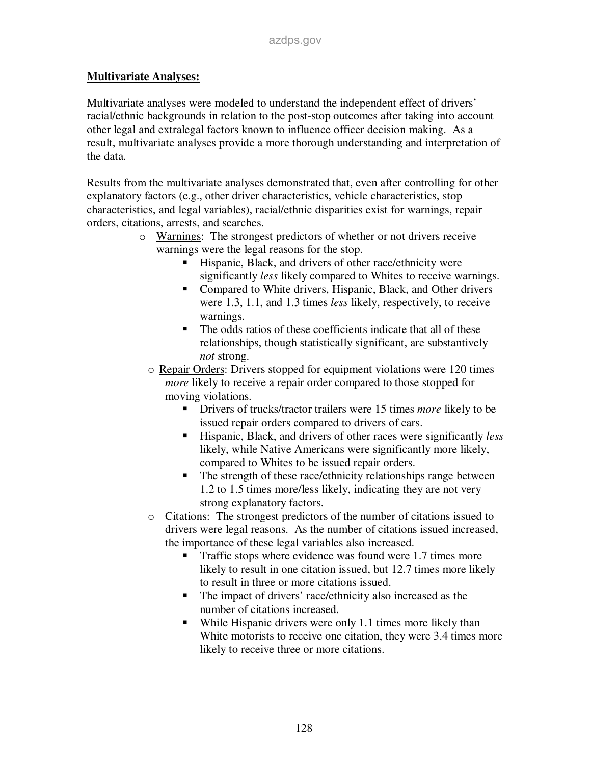**Multivariate Analyses:**

Multivariate analyses were modeled to understand the independent effect of drivers' racial/ethnic backgrounds in relation to the post-stop outcomes after taking into account other legal and extralegal factors known to influence officer decision making. As a result, multivariate analyses provide a more thorough understanding and interpretation of the data.

Results from the multivariate analyses demonstrated that, even after controlling for other explanatory factors (e.g., other driver characteristics, vehicle characteristics, stop characteristics, and legal variables), racial/ethnic disparities exist for warnings, repair orders, citations, arrests, and searches.

- Warnings: The strongest predictors of whether or not drivers receive warnings were the legal reasons for the stop.
  - Hispanic, Black, and drivers of other race/ethnicity were significantly *less* likely compared to Whites to receive warnings.
  - Compared to White drivers, Hispanic, Black, and Other drivers were 1.3, 1.1, and 1.3 times *less* likely, respectively, to receive warnings.
  - The odds ratios of these coefficients indicate that all of these relationships, though statistically significant, are substantively *not* strong.
- Repair Orders: Drivers stopped for equipment violations were 120 times *more* likely to receive a repair order compared to those stopped for moving violations.
  - Drivers of trucks/tractor trailers were 15 times *more* likely to be issued repair orders compared to drivers of cars.
  - Hispanic, Black, and drivers of other races were significantly *less* likely, while Native Americans were significantly more likely, compared to Whites to be issued repair orders.
  - The strength of these race/ethnicity relationships range between 1.2 to 1.5 times more/less likely, indicating they are not very strong explanatory factors.
- Citations: The strongest predictors of the number of citations issued to drivers were legal reasons. As the number of citations issued increased, the importance of these legal variables also increased.
  - Traffic stops where evidence was found were 1.7 times more likely to result in one citation issued, but 12.7 times more likely to result in three or more citations issued.
  - The impact of drivers' race/ethnicity also increased as the number of citations increased.
  - While Hispanic drivers were only 1.1 times more likely than White motorists to receive one citation, they were 3.4 times more likely to receive three or more citations.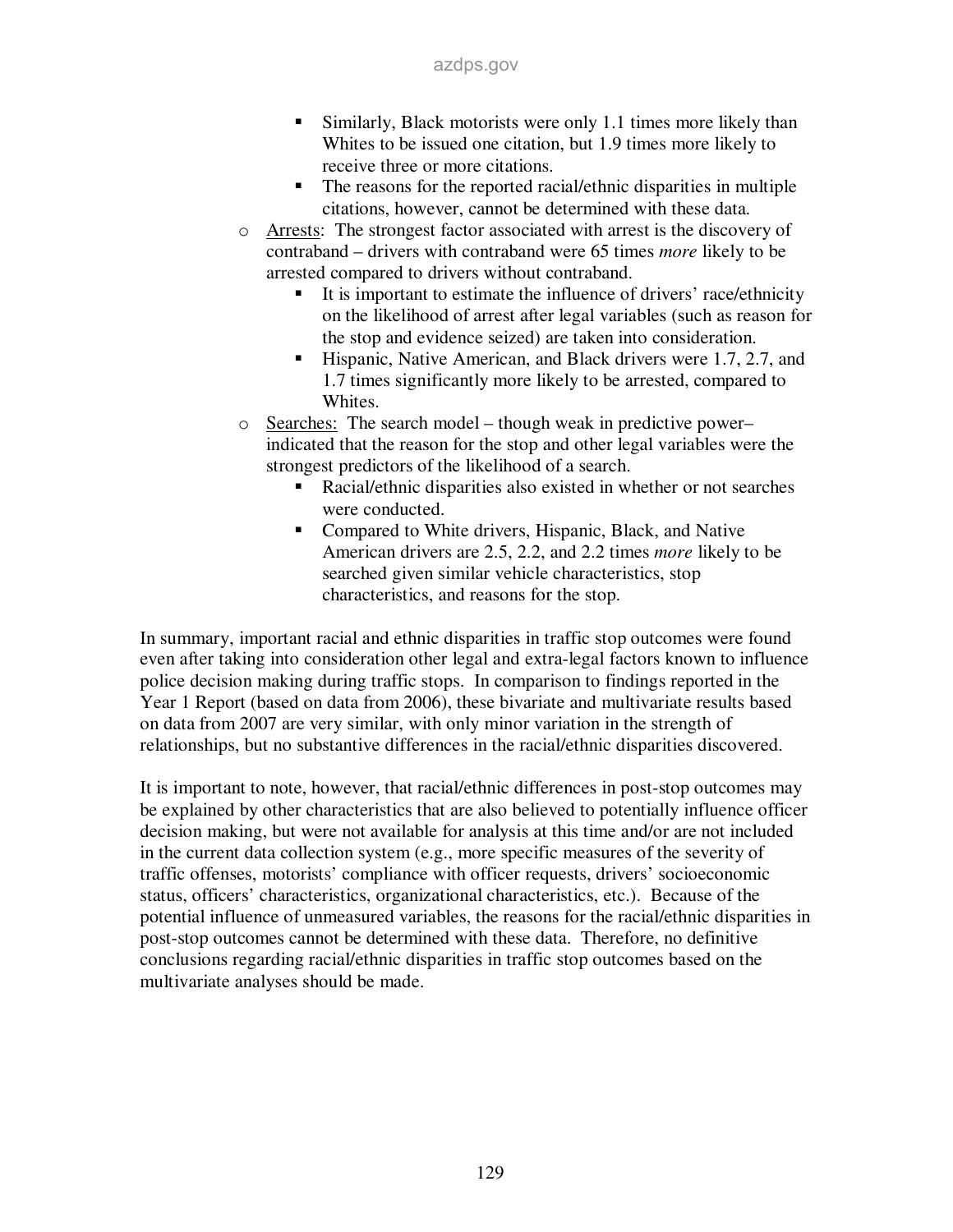- Similarly, Black motorists were only 1.1 times more likely than Whites to be issued one citation, but 1.9 times more likely to receive three or more citations.
      - The reasons for the reported racial/ethnic disparities in multiple citations, however, cannot be determined with these data.
  - Arrests: The strongest factor associated with arrest is the discovery of contraband – drivers with contraband were 65 times *more* likely to be arrested compared to drivers without contraband.
      - It is important to estimate the influence of drivers' race/ethnicity on the likelihood of arrest after legal variables (such as reason for the stop and evidence seized) are taken into consideration.
      - Hispanic, Native American, and Black drivers were 1.7, 2.7, and 1.7 times significantly more likely to be arrested, compared to Whites.
  - Searches: The search model – though weak in predictive power– indicated that the reason for the stop and other legal variables were the strongest predictors of the likelihood of a search.
      - Racial/ethnic disparities also existed in whether or not searches were conducted.
      - Compared to White drivers, Hispanic, Black, and Native American drivers are 2.5, 2.2, and 2.2 times *more* likely to be searched given similar vehicle characteristics, stop characteristics, and reasons for the stop.

In summary, important racial and ethnic disparities in traffic stop outcomes were found even after taking into consideration other legal and extra-legal factors known to influence police decision making during traffic stops. In comparison to findings reported in the Year 1 Report (based on data from 2006), these bivariate and multivariate results based on data from 2007 are very similar, with only minor variation in the strength of relationships, but no substantive differences in the racial/ethnic disparities discovered.

It is important to note, however, that racial/ethnic differences in post-stop outcomes may be explained by other characteristics that are also believed to potentially influence officer decision making, but were not available for analysis at this time and/or are not included in the current data collection system (e.g., more specific measures of the severity of traffic offenses, motorists' compliance with officer requests, drivers' socioeconomic status, officers' characteristics, organizational characteristics, etc.). Because of the potential influence of unmeasured variables, the reasons for the racial/ethnic disparities in post-stop outcomes cannot be determined with these data. Therefore, no definitive conclusions regarding racial/ethnic disparities in traffic stop outcomes based on the multivariate analyses should be made.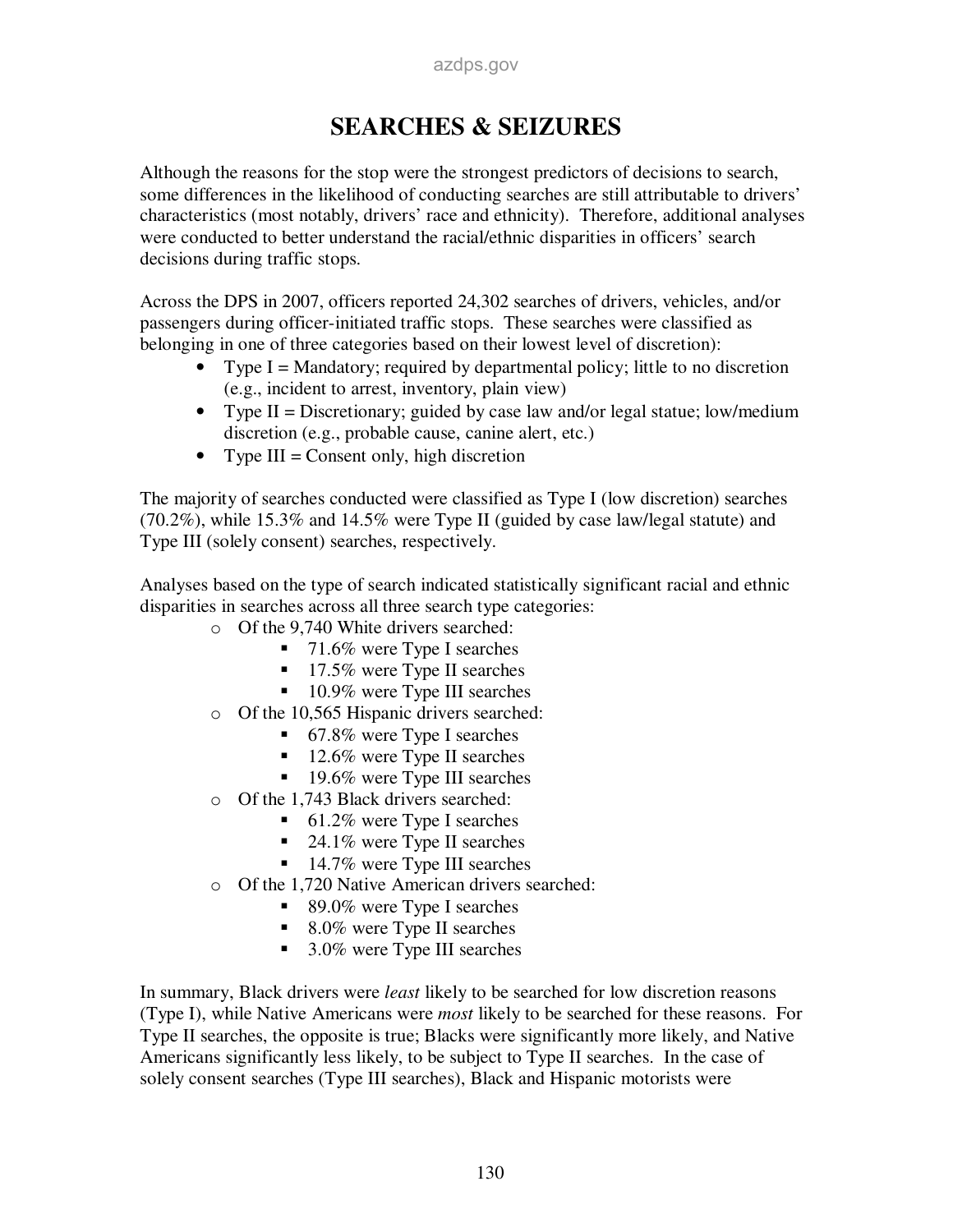# SEARCHES & SEIZURES

Although the reasons for the stop were the strongest predictors of decisions to search, some differences in the likelihood of conducting searches are still attributable to drivers' characteristics (most notably, drivers' race and ethnicity). Therefore, additional analyses were conducted to better understand the racial/ethnic disparities in officers' search decisions during traffic stops.

Across the DPS in 2007, officers reported 24,302 searches of drivers, vehicles, and/or passengers during officer-initiated traffic stops. These searches were classified as belonging in one of three categories based on their lowest level of discretion):

- Type I = Mandatory; required by departmental policy; little to no discretion (e.g., incident to arrest, inventory, plain view)
- Type II = Discretionary; guided by case law and/or legal statue; low/medium discretion (e.g., probable cause, canine alert, etc.)
- Type III = Consent only, high discretion

The majority of searches conducted were classified as Type I (low discretion) searches (70.2%), while 15.3% and 14.5% were Type II (guided by case law/legal statute) and Type III (solely consent) searches, respectively.

Analyses based on the type of search indicated statistically significant racial and ethnic disparities in searches across all three search type categories:

- Of the 9,740 White drivers searched:
  - 71.6% were Type I searches
  - 17.5% were Type II searches
  - 10.9% were Type III searches
- Of the 10,565 Hispanic drivers searched:
  - 67.8% were Type I searches
  - 12.6% were Type II searches
  - 19.6% were Type III searches
- Of the 1,743 Black drivers searched:
  - 61.2% were Type I searches
  - 24.1% were Type II searches
  - 14.7% were Type III searches
- Of the 1,720 Native American drivers searched:
  - 89.0% were Type I searches
  - 8.0% were Type II searches
  - 3.0% were Type III searches

In summary, Black drivers were *least* likely to be searched for low discretion reasons (Type I), while Native Americans were *most* likely to be searched for these reasons. For Type II searches, the opposite is true; Blacks were significantly more likely, and Native Americans significantly less likely, to be subject to Type II searches. In the case of solely consent searches (Type III searches), Black and Hispanic motorists were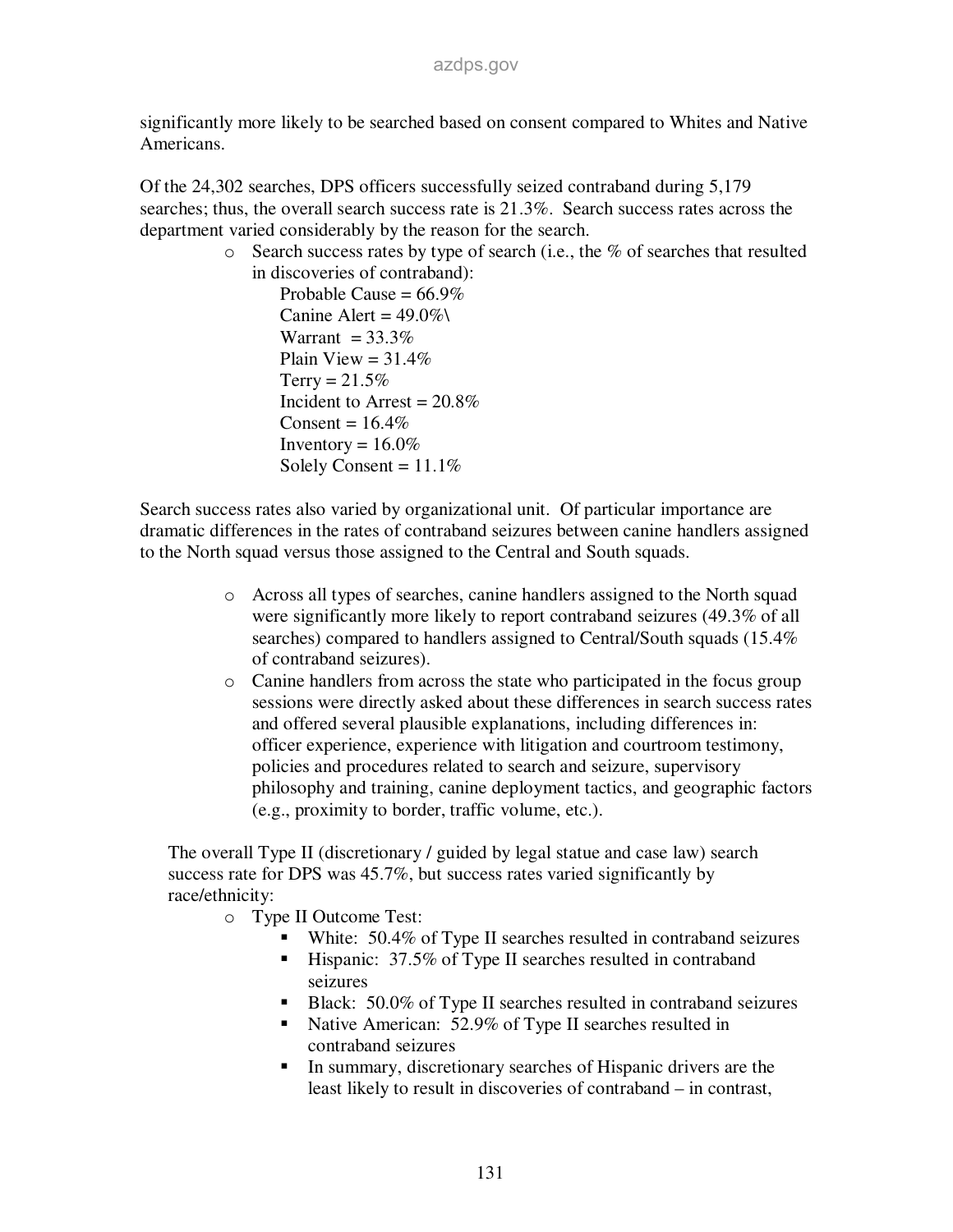significantly more likely to be searched based on consent compared to Whites and Native Americans.

Of the 24,302 searches, DPS officers successfully seized contraband during 5,179 searches; thus, the overall search success rate is 21.3%. Search success rates across the department varied considerably by the reason for the search.

- Search success rates by type of search (i.e., the % of searches that resulted in discoveries of contraband):
  - Probable Cause = 66.9%
  - Canine Alert = 49.0%\
  - Warrant = 33.3%
  - Plain View = 31.4%
  - Terry = 21.5%
  - Incident to Arrest = 20.8%
  - Consent = 16.4%
  - Inventory = 16.0%
  - Solely Consent = 11.1%

Search success rates also varied by organizational unit. Of particular importance are dramatic differences in the rates of contraband seizures between canine handlers assigned to the North squad versus those assigned to the Central and South squads.

- Across all types of searches, canine handlers assigned to the North squad were significantly more likely to report contraband seizures (49.3% of all searches) compared to handlers assigned to Central/South squads (15.4% of contraband seizures).
- Canine handlers from across the state who participated in the focus group sessions were directly asked about these differences in search success rates and offered several plausible explanations, including differences in: officer experience, experience with litigation and courtroom testimony, policies and procedures related to search and seizure, supervisory philosophy and training, canine deployment tactics, and geographic factors (e.g., proximity to border, traffic volume, etc.).

The overall Type II (discretionary / guided by legal statue and case law) search success rate for DPS was 45.7%, but success rates varied significantly by race/ethnicity:

- Type II Outcome Test:
  - White: 50.4% of Type II searches resulted in contraband seizures
  - Hispanic: 37.5% of Type II searches resulted in contraband seizures
  - Black: 50.0% of Type II searches resulted in contraband seizures
  - Native American: 52.9% of Type II searches resulted in contraband seizures
  - In summary, discretionary searches of Hispanic drivers are the least likely to result in discoveries of contraband – in contrast,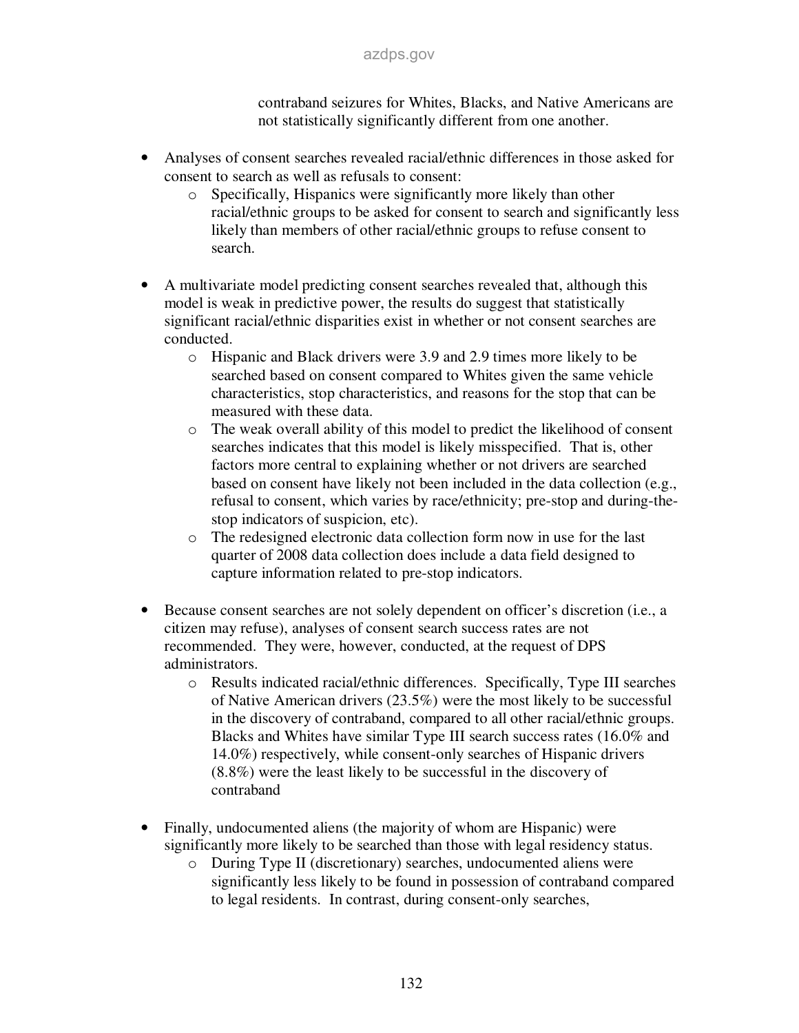contraband seizures for Whites, Blacks, and Native Americans are not statistically significantly different from one another.

- Analyses of consent searches revealed racial/ethnic differences in those asked for consent to search as well as refusals to consent:
    - Specifically, Hispanics were significantly more likely than other racial/ethnic groups to be asked for consent to search and significantly less likely than members of other racial/ethnic groups to refuse consent to search.

- A multivariate model predicting consent searches revealed that, although this model is weak in predictive power, the results do suggest that statistically significant racial/ethnic disparities exist in whether or not consent searches are conducted.
    - Hispanic and Black drivers were 3.9 and 2.9 times more likely to be searched based on consent compared to Whites given the same vehicle characteristics, stop characteristics, and reasons for the stop that can be measured with these data.
    - The weak overall ability of this model to predict the likelihood of consent searches indicates that this model is likely misspecified. That is, other factors more central to explaining whether or not drivers are searched based on consent have likely not been included in the data collection (e.g., refusal to consent, which varies by race/ethnicity; pre-stop and during-the-stop indicators of suspicion, etc).
    - The redesigned electronic data collection form now in use for the last quarter of 2008 data collection does include a data field designed to capture information related to pre-stop indicators.

- Because consent searches are not solely dependent on officer's discretion (i.e., a citizen may refuse), analyses of consent search success rates are not recommended. They were, however, conducted, at the request of DPS administrators.
    - Results indicated racial/ethnic differences. Specifically, Type III searches of Native American drivers (23.5%) were the most likely to be successful in the discovery of contraband, compared to all other racial/ethnic groups. Blacks and Whites have similar Type III search success rates (16.0% and 14.0%) respectively, while consent-only searches of Hispanic drivers (8.8%) were the least likely to be successful in the discovery of contraband

- Finally, undocumented aliens (the majority of whom are Hispanic) were significantly more likely to be searched than those with legal residency status.
    - During Type II (discretionary) searches, undocumented aliens were significantly less likely to be found in possession of contraband compared to legal residents. In contrast, during consent-only searches,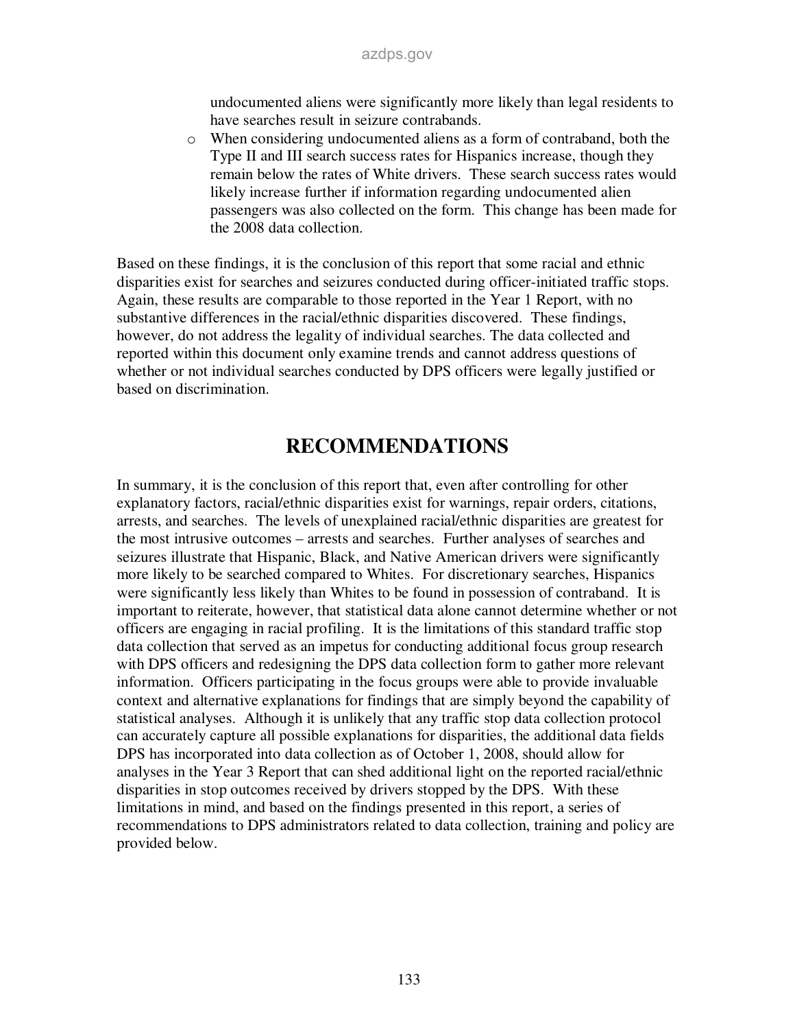undocumented aliens were significantly more likely than legal residents to have searches result in seizure contrabands.

- When considering undocumented aliens as a form of contraband, both the Type II and III search success rates for Hispanics increase, though they remain below the rates of White drivers. These search success rates would likely increase further if information regarding undocumented alien passengers was also collected on the form. This change has been made for the 2008 data collection.

Based on these findings, it is the conclusion of this report that some racial and ethnic disparities exist for searches and seizures conducted during officer-initiated traffic stops. Again, these results are comparable to those reported in the Year 1 Report, with no substantive differences in the racial/ethnic disparities discovered. These findings, however, do not address the legality of individual searches. The data collected and reported within this document only examine trends and cannot address questions of whether or not individual searches conducted by DPS officers were legally justified or based on discrimination.

# RECOMMENDATIONS

In summary, it is the conclusion of this report that, even after controlling for other explanatory factors, racial/ethnic disparities exist for warnings, repair orders, citations, arrests, and searches. The levels of unexplained racial/ethnic disparities are greatest for the most intrusive outcomes – arrests and searches. Further analyses of searches and seizures illustrate that Hispanic, Black, and Native American drivers were significantly more likely to be searched compared to Whites. For discretionary searches, Hispanics were significantly less likely than Whites to be found in possession of contraband. It is important to reiterate, however, that statistical data alone cannot determine whether or not officers are engaging in racial profiling. It is the limitations of this standard traffic stop data collection that served as an impetus for conducting additional focus group research with DPS officers and redesigning the DPS data collection form to gather more relevant information. Officers participating in the focus groups were able to provide invaluable context and alternative explanations for findings that are simply beyond the capability of statistical analyses. Although it is unlikely that any traffic stop data collection protocol can accurately capture all possible explanations for disparities, the additional data fields DPS has incorporated into data collection as of October 1, 2008, should allow for analyses in the Year 3 Report that can shed additional light on the reported racial/ethnic disparities in stop outcomes received by drivers stopped by the DPS. With these limitations in mind, and based on the findings presented in this report, a series of recommendations to DPS administrators related to data collection, training and policy are provided below.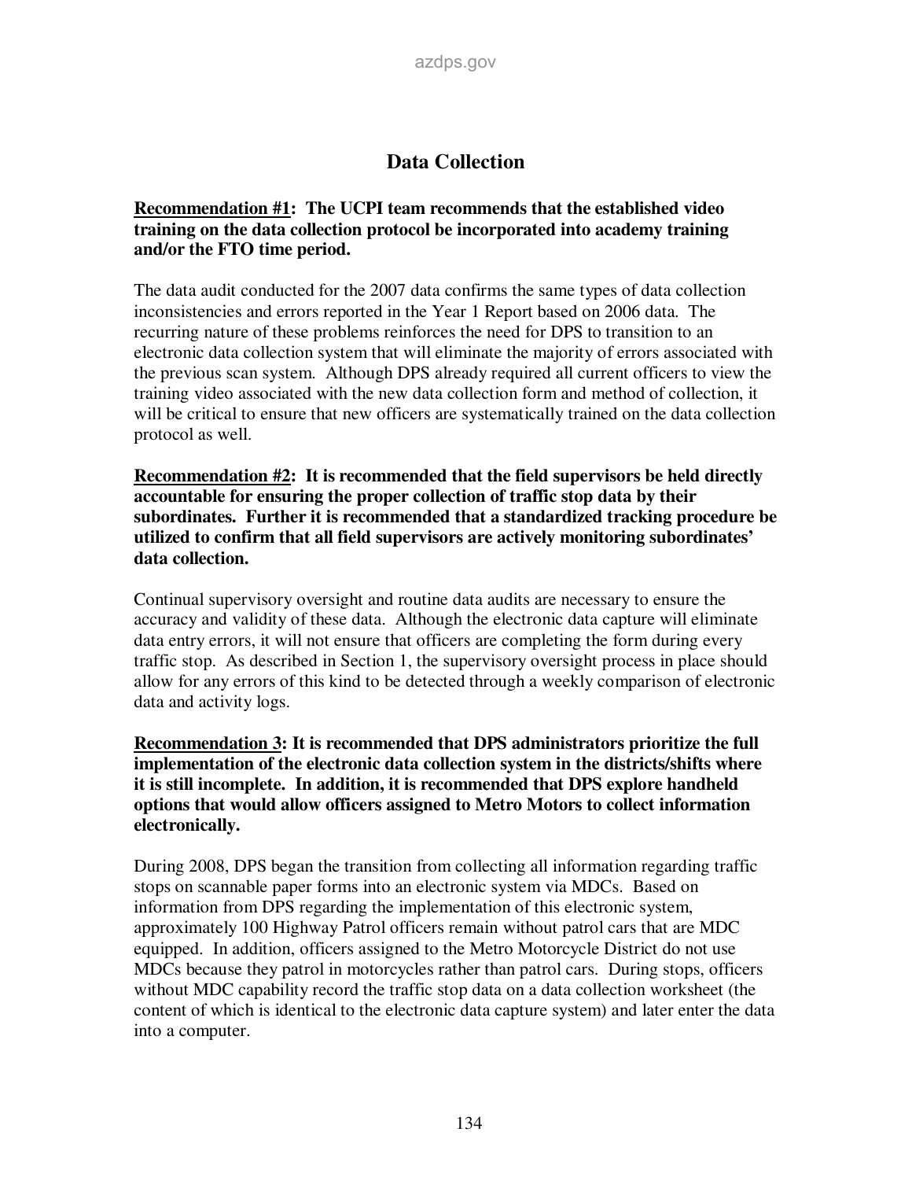# Data Collection

**Recommendation #1: The UCPI team recommends that the established video training on the data collection protocol be incorporated into academy training and/or the FTO time period.**

The data audit conducted for the 2007 data confirms the same types of data collection inconsistencies and errors reported in the Year 1 Report based on 2006 data. The recurring nature of these problems reinforces the need for DPS to transition to an electronic data collection system that will eliminate the majority of errors associated with the previous scan system. Although DPS already required all current officers to view the training video associated with the new data collection form and method of collection, it will be critical to ensure that new officers are systematically trained on the data collection protocol as well.

**Recommendation #2: It is recommended that the field supervisors be held directly accountable for ensuring the proper collection of traffic stop data by their subordinates. Further it is recommended that a standardized tracking procedure be utilized to confirm that all field supervisors are actively monitoring subordinates' data collection.**

Continual supervisory oversight and routine data audits are necessary to ensure the accuracy and validity of these data. Although the electronic data capture will eliminate data entry errors, it will not ensure that officers are completing the form during every traffic stop. As described in Section 1, the supervisory oversight process in place should allow for any errors of this kind to be detected through a weekly comparison of electronic data and activity logs.

**Recommendation 3: It is recommended that DPS administrators prioritize the full implementation of the electronic data collection system in the districts/shifts where it is still incomplete. In addition, it is recommended that DPS explore handheld options that would allow officers assigned to Metro Motors to collect information electronically.**

During 2008, DPS began the transition from collecting all information regarding traffic stops on scannable paper forms into an electronic system via MDCs. Based on information from DPS regarding the implementation of this electronic system, approximately 100 Highway Patrol officers remain without patrol cars that are MDC equipped. In addition, officers assigned to the Metro Motorcycle District do not use MDCs because they patrol in motorcycles rather than patrol cars. During stops, officers without MDC capability record the traffic stop data on a data collection worksheet (the content of which is identical to the electronic data capture system) and later enter the data into a computer.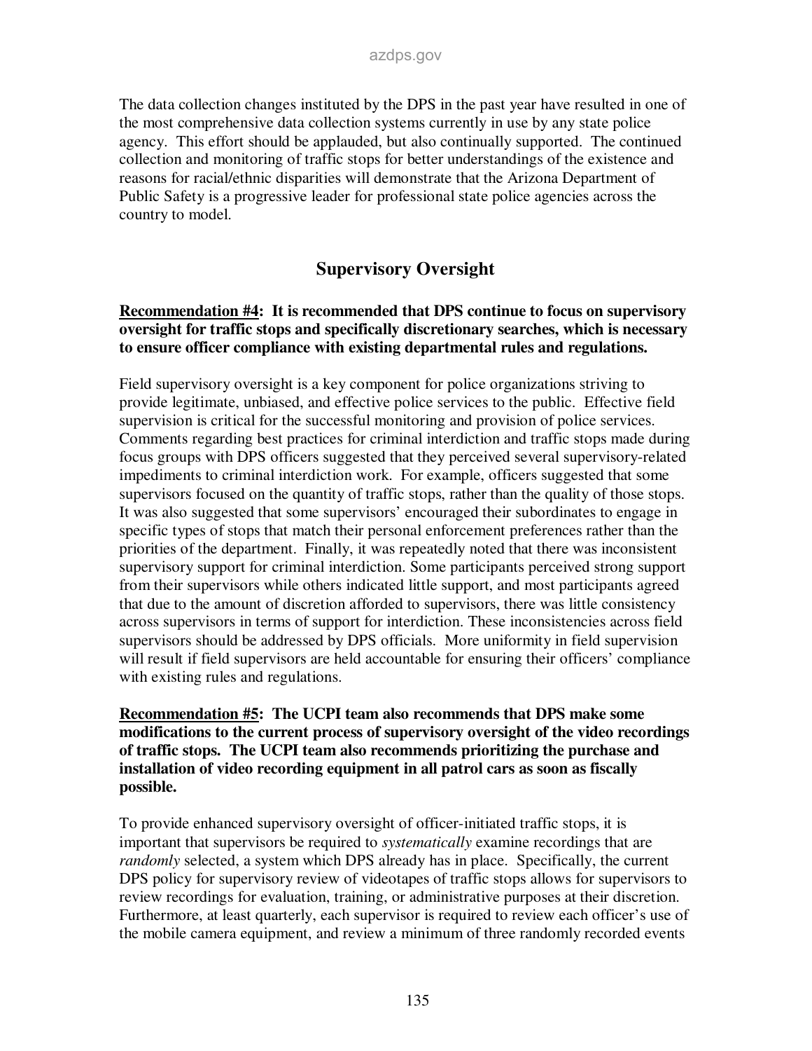The data collection changes instituted by the DPS in the past year have resulted in one of the most comprehensive data collection systems currently in use by any state police agency. This effort should be applauded, but also continually supported. The continued collection and monitoring of traffic stops for better understandings of the existence and reasons for racial/ethnic disparities will demonstrate that the Arizona Department of Public Safety is a progressive leader for professional state police agencies across the country to model.

## Supervisory Oversight

**<u>Recommendation #4</u>: It is recommended that DPS continue to focus on supervisory oversight for traffic stops and specifically discretionary searches, which is necessary to ensure officer compliance with existing departmental rules and regulations.**

Field supervisory oversight is a key component for police organizations striving to provide legitimate, unbiased, and effective police services to the public. Effective field supervision is critical for the successful monitoring and provision of police services. Comments regarding best practices for criminal interdiction and traffic stops made during focus groups with DPS officers suggested that they perceived several supervisory-related impediments to criminal interdiction work. For example, officers suggested that some supervisors focused on the quantity of traffic stops, rather than the quality of those stops. It was also suggested that some supervisors' encouraged their subordinates to engage in specific types of stops that match their personal enforcement preferences rather than the priorities of the department. Finally, it was repeatedly noted that there was inconsistent supervisory support for criminal interdiction. Some participants perceived strong support from their supervisors while others indicated little support, and most participants agreed that due to the amount of discretion afforded to supervisors, there was little consistency across supervisors in terms of support for interdiction. These inconsistencies across field supervisors should be addressed by DPS officials. More uniformity in field supervision will result if field supervisors are held accountable for ensuring their officers' compliance with existing rules and regulations.

**<u>Recommendation #5</u>: The UCPI team also recommends that DPS make some modifications to the current process of supervisory oversight of the video recordings of traffic stops. The UCPI team also recommends prioritizing the purchase and installation of video recording equipment in all patrol cars as soon as fiscally possible.**

To provide enhanced supervisory oversight of officer-initiated traffic stops, it is important that supervisors be required to *systematically* examine recordings that are *randomly* selected, a system which DPS already has in place. Specifically, the current DPS policy for supervisory review of videotapes of traffic stops allows for supervisors to review recordings for evaluation, training, or administrative purposes at their discretion. Furthermore, at least quarterly, each supervisor is required to review each officer's use of the mobile camera equipment, and review a minimum of three randomly recorded events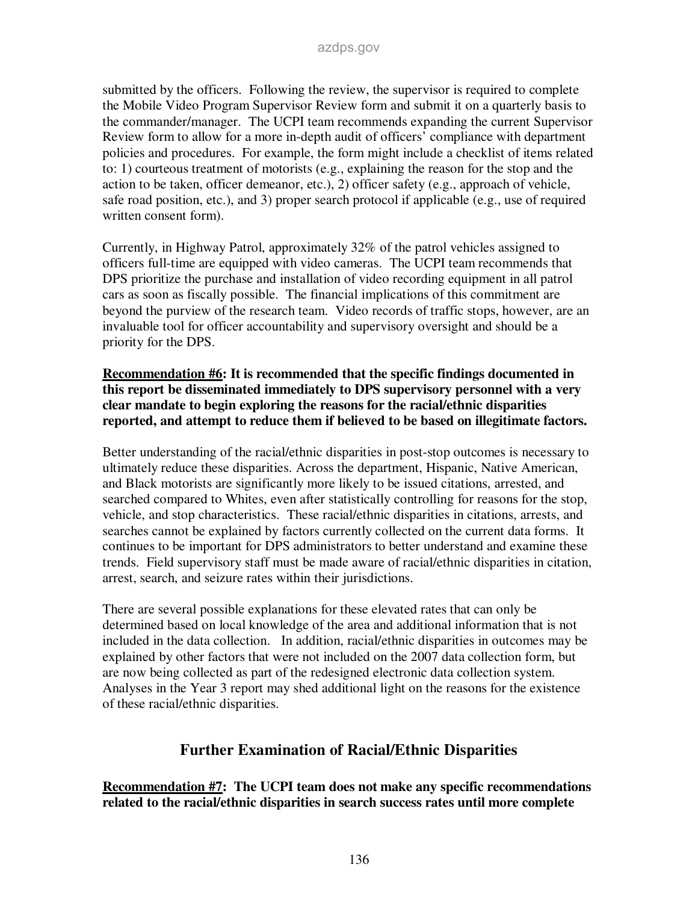submitted by the officers. Following the review, the supervisor is required to complete the Mobile Video Program Supervisor Review form and submit it on a quarterly basis to the commander/manager. The UCPI team recommends expanding the current Supervisor Review form to allow for a more in-depth audit of officers' compliance with department policies and procedures. For example, the form might include a checklist of items related to: 1) courteous treatment of motorists (e.g., explaining the reason for the stop and the action to be taken, officer demeanor, etc.), 2) officer safety (e.g., approach of vehicle, safe road position, etc.), and 3) proper search protocol if applicable (e.g., use of required written consent form).

Currently, in Highway Patrol, approximately 32% of the patrol vehicles assigned to officers full-time are equipped with video cameras. The UCPI team recommends that DPS prioritize the purchase and installation of video recording equipment in all patrol cars as soon as fiscally possible. The financial implications of this commitment are beyond the purview of the research team. Video records of traffic stops, however, are an invaluable tool for officer accountability and supervisory oversight and should be a priority for the DPS.

**<u>Recommendation #6</u>: It is recommended that the specific findings documented in this report be disseminated immediately to DPS supervisory personnel with a very clear mandate to begin exploring the reasons for the racial/ethnic disparities reported, and attempt to reduce them if believed to be based on illegitimate factors.**

Better understanding of the racial/ethnic disparities in post-stop outcomes is necessary to ultimately reduce these disparities. Across the department, Hispanic, Native American, and Black motorists are significantly more likely to be issued citations, arrested, and searched compared to Whites, even after statistically controlling for reasons for the stop, vehicle, and stop characteristics. These racial/ethnic disparities in citations, arrests, and searches cannot be explained by factors currently collected on the current data forms. It continues to be important for DPS administrators to better understand and examine these trends. Field supervisory staff must be made aware of racial/ethnic disparities in citation, arrest, search, and seizure rates within their jurisdictions.

There are several possible explanations for these elevated rates that can only be determined based on local knowledge of the area and additional information that is not included in the data collection. In addition, racial/ethnic disparities in outcomes may be explained by other factors that were not included on the 2007 data collection form, but are now being collected as part of the redesigned electronic data collection system. Analyses in the Year 3 report may shed additional light on the reasons for the existence of these racial/ethnic disparities.

## Further Examination of Racial/Ethnic Disparities

**<u>Recommendation #7</u>: The UCPI team does not make any specific recommendations related to the racial/ethnic disparities in search success rates until more complete**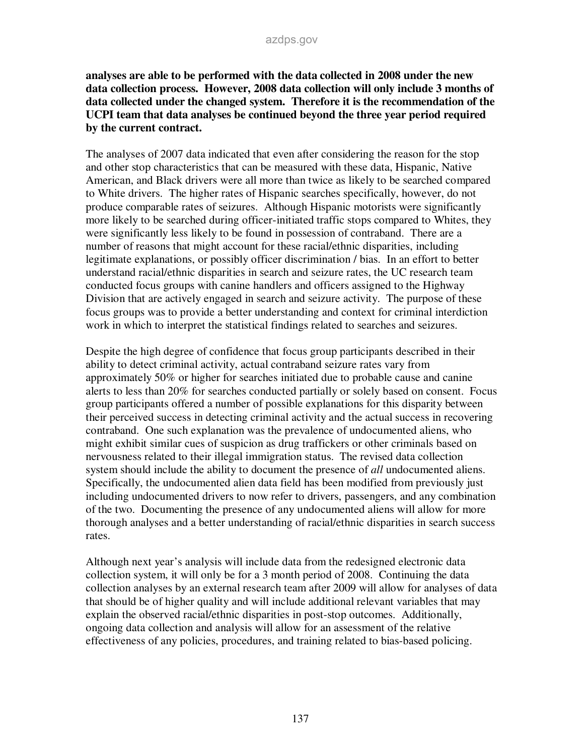**analyses are able to be performed with the data collected in 2008 under the new data collection process. However, 2008 data collection will only include 3 months of data collected under the changed system. Therefore it is the recommendation of the UCPI team that data analyses be continued beyond the three year period required by the current contract.**

The analyses of 2007 data indicated that even after considering the reason for the stop and other stop characteristics that can be measured with these data, Hispanic, Native American, and Black drivers were all more than twice as likely to be searched compared to White drivers. The higher rates of Hispanic searches specifically, however, do not produce comparable rates of seizures. Although Hispanic motorists were significantly more likely to be searched during officer-initiated traffic stops compared to Whites, they were significantly less likely to be found in possession of contraband. There are a number of reasons that might account for these racial/ethnic disparities, including legitimate explanations, or possibly officer discrimination / bias. In an effort to better understand racial/ethnic disparities in search and seizure rates, the UC research team conducted focus groups with canine handlers and officers assigned to the Highway Division that are actively engaged in search and seizure activity. The purpose of these focus groups was to provide a better understanding and context for criminal interdiction work in which to interpret the statistical findings related to searches and seizures.

Despite the high degree of confidence that focus group participants described in their ability to detect criminal activity, actual contraband seizure rates vary from approximately 50% or higher for searches initiated due to probable cause and canine alerts to less than 20% for searches conducted partially or solely based on consent. Focus group participants offered a number of possible explanations for this disparity between their perceived success in detecting criminal activity and the actual success in recovering contraband. One such explanation was the prevalence of undocumented aliens, who might exhibit similar cues of suspicion as drug traffickers or other criminals based on nervousness related to their illegal immigration status. The revised data collection system should include the ability to document the presence of *all* undocumented aliens. Specifically, the undocumented alien data field has been modified from previously just including undocumented drivers to now refer to drivers, passengers, and any combination of the two. Documenting the presence of any undocumented aliens will allow for more thorough analyses and a better understanding of racial/ethnic disparities in search success rates.

Although next year's analysis will include data from the redesigned electronic data collection system, it will only be for a 3 month period of 2008. Continuing the data collection analyses by an external research team after 2009 will allow for analyses of data that should be of higher quality and will include additional relevant variables that may explain the observed racial/ethnic disparities in post-stop outcomes. Additionally, ongoing data collection and analysis will allow for an assessment of the relative effectiveness of any policies, procedures, and training related to bias-based policing.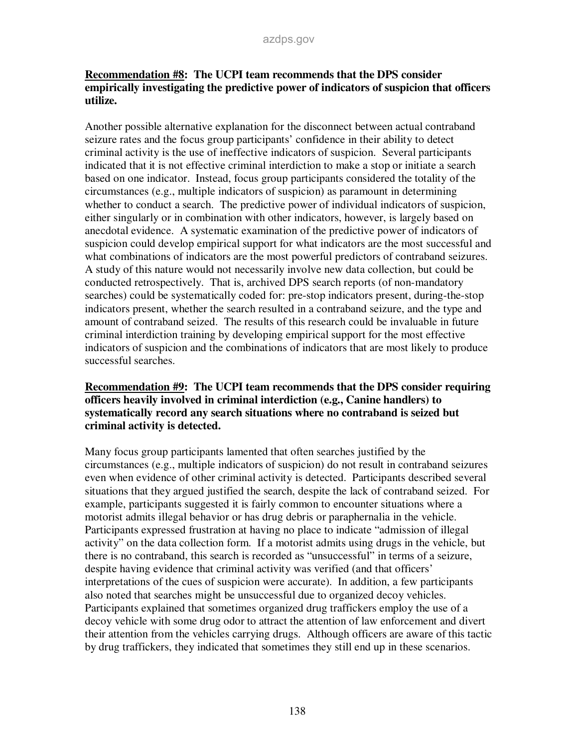**<u>Recommendation #8</u>: The UCPI team recommends that the DPS consider empirically investigating the predictive power of indicators of suspicion that officers utilize.**

Another possible alternative explanation for the disconnect between actual contraband seizure rates and the focus group participants' confidence in their ability to detect criminal activity is the use of ineffective indicators of suspicion. Several participants indicated that it is not effective criminal interdiction to make a stop or initiate a search based on one indicator. Instead, focus group participants considered the totality of the circumstances (e.g., multiple indicators of suspicion) as paramount in determining whether to conduct a search. The predictive power of individual indicators of suspicion, either singularly or in combination with other indicators, however, is largely based on anecdotal evidence. A systematic examination of the predictive power of indicators of suspicion could develop empirical support for what indicators are the most successful and what combinations of indicators are the most powerful predictors of contraband seizures. A study of this nature would not necessarily involve new data collection, but could be conducted retrospectively. That is, archived DPS search reports (of non-mandatory searches) could be systematically coded for: pre-stop indicators present, during-the-stop indicators present, whether the search resulted in a contraband seizure, and the type and amount of contraband seized. The results of this research could be invaluable in future criminal interdiction training by developing empirical support for the most effective indicators of suspicion and the combinations of indicators that are most likely to produce successful searches.

**<u>Recommendation #9</u>: The UCPI team recommends that the DPS consider requiring officers heavily involved in criminal interdiction (e.g., Canine handlers) to systematically record any search situations where no contraband is seized but criminal activity is detected.**

Many focus group participants lamented that often searches justified by the circumstances (e.g., multiple indicators of suspicion) do not result in contraband seizures even when evidence of other criminal activity is detected. Participants described several situations that they argued justified the search, despite the lack of contraband seized. For example, participants suggested it is fairly common to encounter situations where a motorist admits illegal behavior or has drug debris or paraphernalia in the vehicle. Participants expressed frustration at having no place to indicate "admission of illegal activity" on the data collection form. If a motorist admits using drugs in the vehicle, but there is no contraband, this search is recorded as "unsuccessful" in terms of a seizure, despite having evidence that criminal activity was verified (and that officers' interpretations of the cues of suspicion were accurate). In addition, a few participants also noted that searches might be unsuccessful due to organized decoy vehicles. Participants explained that sometimes organized drug traffickers employ the use of a decoy vehicle with some drug odor to attract the attention of law enforcement and divert their attention from the vehicles carrying drugs. Although officers are aware of this tactic by drug traffickers, they indicated that sometimes they still end up in these scenarios.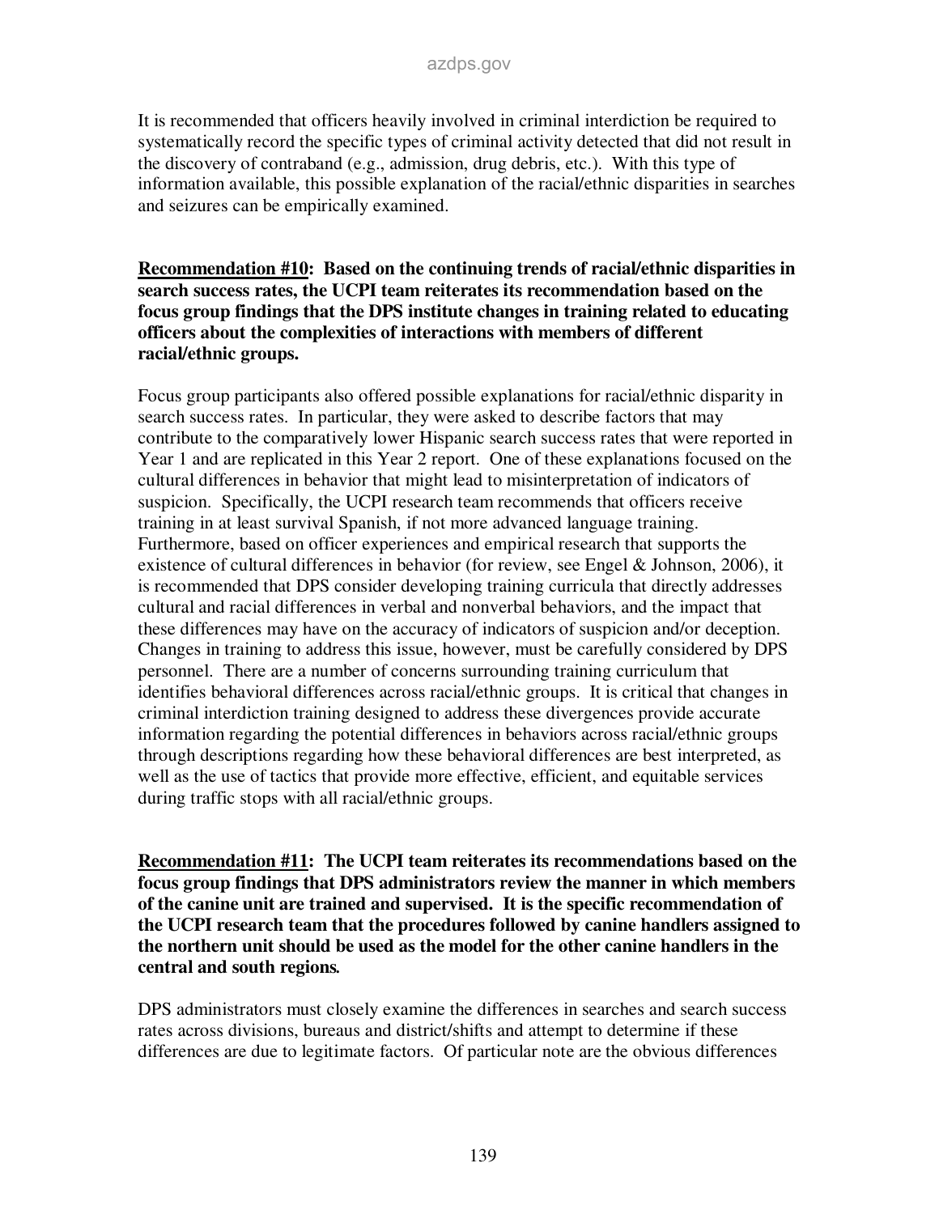It is recommended that officers heavily involved in criminal interdiction be required to systematically record the specific types of criminal activity detected that did not result in the discovery of contraband (e.g., admission, drug debris, etc.). With this type of information available, this possible explanation of the racial/ethnic disparities in searches and seizures can be empirically examined.

**<u>Recommendation #10</u>: Based on the continuing trends of racial/ethnic disparities in search success rates, the UCPI team reiterates its recommendation based on the focus group findings that the DPS institute changes in training related to educating officers about the complexities of interactions with members of different racial/ethnic groups.**

Focus group participants also offered possible explanations for racial/ethnic disparity in search success rates. In particular, they were asked to describe factors that may contribute to the comparatively lower Hispanic search success rates that were reported in Year 1 and are replicated in this Year 2 report. One of these explanations focused on the cultural differences in behavior that might lead to misinterpretation of indicators of suspicion. Specifically, the UCPI research team recommends that officers receive training in at least survival Spanish, if not more advanced language training. Furthermore, based on officer experiences and empirical research that supports the existence of cultural differences in behavior (for review, see Engel & Johnson, 2006), it is recommended that DPS consider developing training curricula that directly addresses cultural and racial differences in verbal and nonverbal behaviors, and the impact that these differences may have on the accuracy of indicators of suspicion and/or deception. Changes in training to address this issue, however, must be carefully considered by DPS personnel. There are a number of concerns surrounding training curriculum that identifies behavioral differences across racial/ethnic groups. It is critical that changes in criminal interdiction training designed to address these divergences provide accurate information regarding the potential differences in behaviors across racial/ethnic groups through descriptions regarding how these behavioral differences are best interpreted, as well as the use of tactics that provide more effective, efficient, and equitable services during traffic stops with all racial/ethnic groups.

**<u>Recommendation #11</u>: The UCPI team reiterates its recommendations based on the focus group findings that DPS administrators review the manner in which members of the canine unit are trained and supervised. It is the specific recommendation of the UCPI research team that the procedures followed by canine handlers assigned to the northern unit should be used as the model for the other canine handlers in the central and south regions.**

DPS administrators must closely examine the differences in searches and search success rates across divisions, bureaus and district/shifts and attempt to determine if these differences are due to legitimate factors. Of particular note are the obvious differences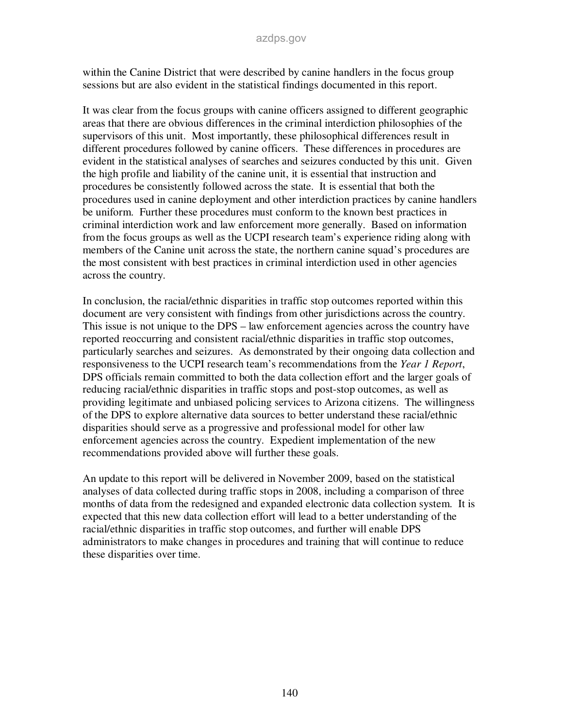within the Canine District that were described by canine handlers in the focus group sessions but are also evident in the statistical findings documented in this report.

It was clear from the focus groups with canine officers assigned to different geographic areas that there are obvious differences in the criminal interdiction philosophies of the supervisors of this unit. Most importantly, these philosophical differences result in different procedures followed by canine officers. These differences in procedures are evident in the statistical analyses of searches and seizures conducted by this unit. Given the high profile and liability of the canine unit, it is essential that instruction and procedures be consistently followed across the state. It is essential that both the procedures used in canine deployment and other interdiction practices by canine handlers be uniform. Further these procedures must conform to the known best practices in criminal interdiction work and law enforcement more generally. Based on information from the focus groups as well as the UCPI research team's experience riding along with members of the Canine unit across the state, the northern canine squad's procedures are the most consistent with best practices in criminal interdiction used in other agencies across the country.

In conclusion, the racial/ethnic disparities in traffic stop outcomes reported within this document are very consistent with findings from other jurisdictions across the country. This issue is not unique to the DPS – law enforcement agencies across the country have reported reoccurring and consistent racial/ethnic disparities in traffic stop outcomes, particularly searches and seizures. As demonstrated by their ongoing data collection and responsiveness to the UCPI research team's recommendations from the *Year 1 Report*, DPS officials remain committed to both the data collection effort and the larger goals of reducing racial/ethnic disparities in traffic stops and post-stop outcomes, as well as providing legitimate and unbiased policing services to Arizona citizens. The willingness of the DPS to explore alternative data sources to better understand these racial/ethnic disparities should serve as a progressive and professional model for other law enforcement agencies across the country. Expedient implementation of the new recommendations provided above will further these goals.

An update to this report will be delivered in November 2009, based on the statistical analyses of data collected during traffic stops in 2008, including a comparison of three months of data from the redesigned and expanded electronic data collection system. It is expected that this new data collection effort will lead to a better understanding of the racial/ethnic disparities in traffic stop outcomes, and further will enable DPS administrators to make changes in procedures and training that will continue to reduce these disparities over time.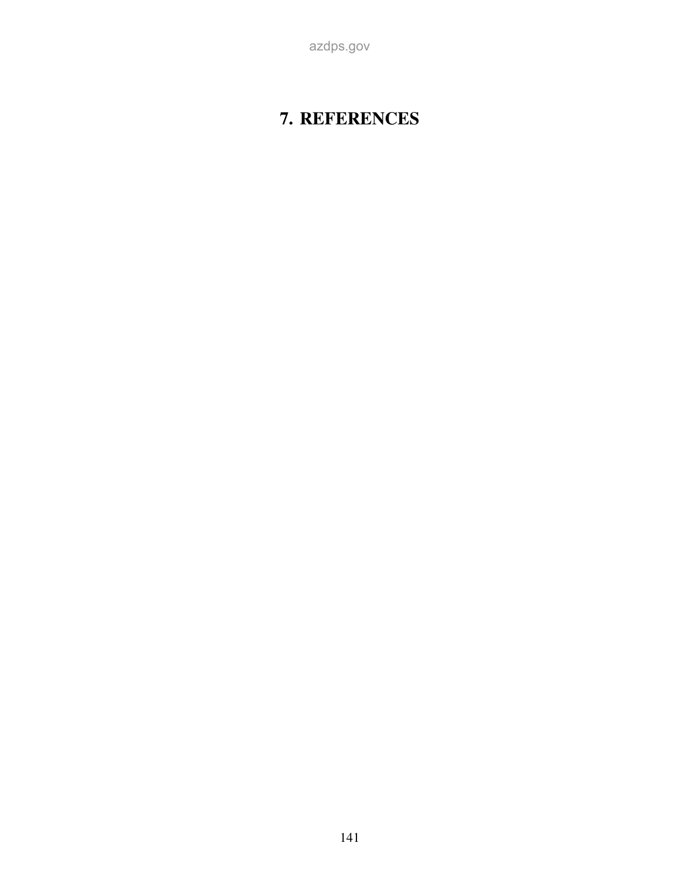# 7. REFERENCES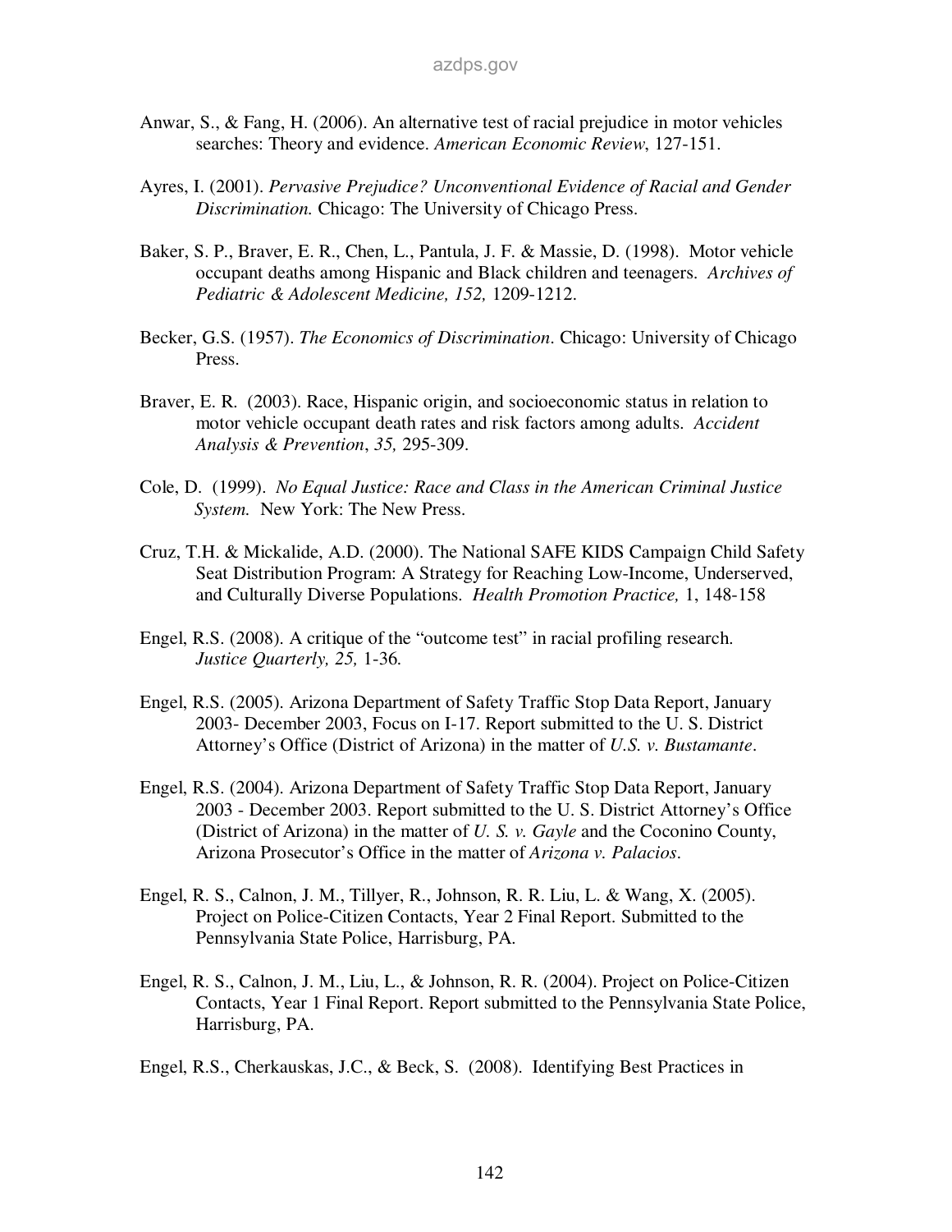Anwar, S., & Fang, H. (2006). An alternative test of racial prejudice in motor vehicles searches: Theory and evidence. *American Economic Review*, 127-151.

Ayres, I. (2001). *Pervasive Prejudice? Unconventional Evidence of Racial and Gender Discrimination.* Chicago: The University of Chicago Press.

Baker, S. P., Braver, E. R., Chen, L., Pantula, J. F. & Massie, D. (1998). Motor vehicle occupant deaths among Hispanic and Black children and teenagers. *Archives of Pediatric & Adolescent Medicine, 152,* 1209-1212.

Becker, G.S. (1957). *The Economics of Discrimination*. Chicago: University of Chicago Press.

Braver, E. R. (2003). Race, Hispanic origin, and socioeconomic status in relation to motor vehicle occupant death rates and risk factors among adults. *Accident Analysis & Prevention*, *35,* 295-309.

Cole, D. (1999). *No Equal Justice: Race and Class in the American Criminal Justice System.* New York: The New Press.

Cruz, T.H. & Mickalide, A.D. (2000). The National SAFE KIDS Campaign Child Safety Seat Distribution Program: A Strategy for Reaching Low-Income, Underserved, and Culturally Diverse Populations. *Health Promotion Practice,* 1, 148-158

Engel, R.S. (2008). A critique of the "outcome test" in racial profiling research. *Justice Quarterly, 25,* 1-36.

Engel, R.S. (2005). Arizona Department of Safety Traffic Stop Data Report, January 2003- December 2003, Focus on I-17. Report submitted to the U. S. District Attorney's Office (District of Arizona) in the matter of *U.S. v. Bustamante*.

Engel, R.S. (2004). Arizona Department of Safety Traffic Stop Data Report, January 2003 - December 2003. Report submitted to the U. S. District Attorney's Office (District of Arizona) in the matter of *U. S. v. Gayle* and the Coconino County, Arizona Prosecutor's Office in the matter of *Arizona v. Palacios*.

Engel, R. S., Calnon, J. M., Tillyer, R., Johnson, R. R. Liu, L. & Wang, X. (2005). Project on Police-Citizen Contacts, Year 2 Final Report. Submitted to the Pennsylvania State Police, Harrisburg, PA.

Engel, R. S., Calnon, J. M., Liu, L., & Johnson, R. R. (2004). Project on Police-Citizen Contacts, Year 1 Final Report. Report submitted to the Pennsylvania State Police, Harrisburg, PA.

Engel, R.S., Cherkauskas, J.C., & Beck, S. (2008). Identifying Best Practices in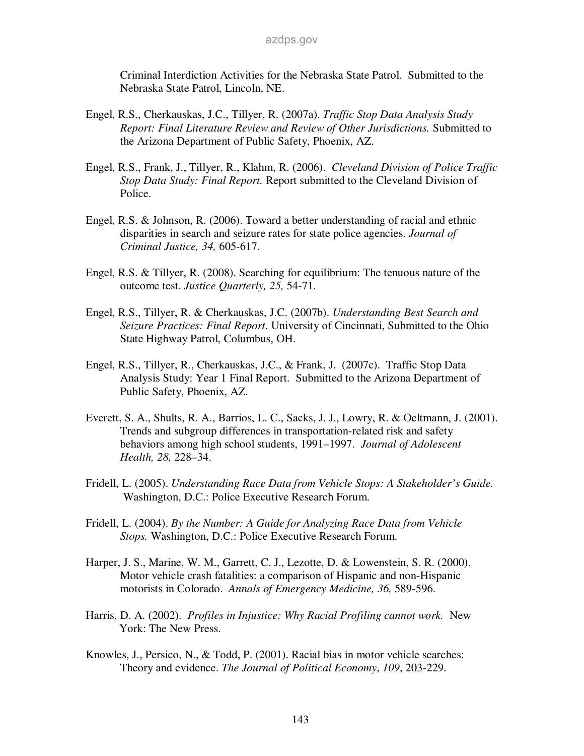Criminal Interdiction Activities for the Nebraska State Patrol. Submitted to the Nebraska State Patrol, Lincoln, NE.

Engel, R.S., Cherkauskas, J.C., Tillyer, R. (2007a). *Traffic Stop Data Analysis Study Report: Final Literature Review and Review of Other Jurisdictions.* Submitted to the Arizona Department of Public Safety, Phoenix, AZ.

Engel, R.S., Frank, J., Tillyer, R., Klahm, R. (2006). *Cleveland Division of Police Traffic Stop Data Study: Final Report.* Report submitted to the Cleveland Division of Police.

Engel, R.S. & Johnson, R. (2006). Toward a better understanding of racial and ethnic disparities in search and seizure rates for state police agencies. *Journal of Criminal Justice, 34,* 605-617.

Engel, R.S. & Tillyer, R. (2008). Searching for equilibrium: The tenuous nature of the outcome test. *Justice Quarterly, 25,* 54-71.

Engel, R.S., Tillyer, R. & Cherkauskas, J.C. (2007b). *Understanding Best Search and Seizure Practices: Final Report*. University of Cincinnati, Submitted to the Ohio State Highway Patrol, Columbus, OH.

Engel, R.S., Tillyer, R., Cherkauskas, J.C., & Frank, J. (2007c). Traffic Stop Data Analysis Study: Year 1 Final Report. Submitted to the Arizona Department of Public Safety, Phoenix, AZ.

Everett, S. A., Shults, R. A., Barrios, L. C., Sacks, J. J., Lowry, R. & Oeltmann, J. (2001). Trends and subgroup differences in transportation-related risk and safety behaviors among high school students, 1991–1997. *Journal of Adolescent Health, 28,* 228–34.

Fridell, L. (2005). *Understanding Race Data from Vehicle Stops: A Stakeholder's Guide.* Washington, D.C.: Police Executive Research Forum.

Fridell, L. (2004). *By the Number: A Guide for Analyzing Race Data from Vehicle Stops.* Washington, D.C.: Police Executive Research Forum.

Harper, J. S., Marine, W. M., Garrett, C. J., Lezotte, D. & Lowenstein, S. R. (2000). Motor vehicle crash fatalities: a comparison of Hispanic and non-Hispanic motorists in Colorado. *Annals of Emergency Medicine, 36,* 589-596.

Harris, D. A. (2002). *Profiles in Injustice: Why Racial Profiling cannot work.* New York: The New Press.

Knowles, J., Persico, N., & Todd, P. (2001). Racial bias in motor vehicle searches: Theory and evidence. *The Journal of Political Economy*, *109*, 203-229.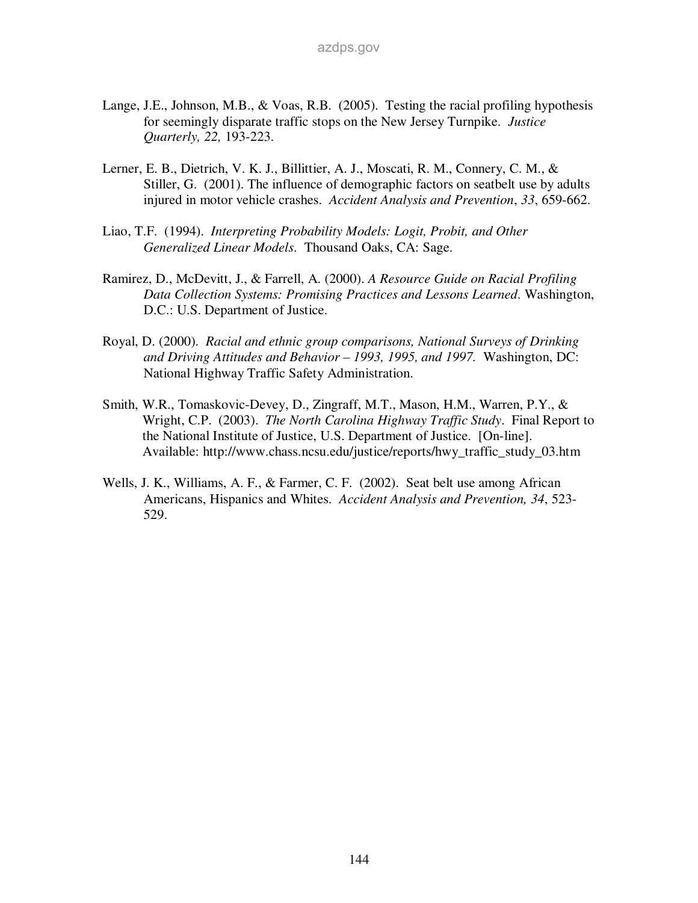Lange, J.E., Johnson, M.B., & Voas, R.B. (2005). Testing the racial profiling hypothesis for seemingly disparate traffic stops on the New Jersey Turnpike. *Justice Quarterly, 22,* 193-223.

Lerner, E. B., Dietrich, V. K. J., Billittier, A. J., Moscati, R. M., Connery, C. M., & Stiller, G. (2001). The influence of demographic factors on seatbelt use by adults injured in motor vehicle crashes. *Accident Analysis and Prevention*, *33*, 659-662.

Liao, T.F. (1994). *Interpreting Probability Models: Logit, Probit, and Other Generalized Linear Models*. Thousand Oaks, CA: Sage.

Ramirez, D., McDevitt, J., & Farrell, A. (2000). *A Resource Guide on Racial Profiling Data Collection Systems: Promising Practices and Lessons Learned*. Washington, D.C.: U.S. Department of Justice.

Royal, D. (2000). *Racial and ethnic group comparisons, National Surveys of Drinking and Driving Attitudes and Behavior – 1993, 1995, and 1997.* Washington, DC: National Highway Traffic Safety Administration.

Smith, W.R., Tomaskovic-Devey, D., Zingraff, M.T., Mason, H.M., Warren, P.Y., & Wright, C.P. (2003). *The North Carolina Highway Traffic Study*. Final Report to the National Institute of Justice, U.S. Department of Justice. [On-line]. Available: http://www.chass.ncsu.edu/justice/reports/hwy_traffic_study_03.htm

Wells, J. K., Williams, A. F., & Farmer, C. F. (2002). Seat belt use among African Americans, Hispanics and Whites. *Accident Analysis and Prevention, 34*, 523-529.